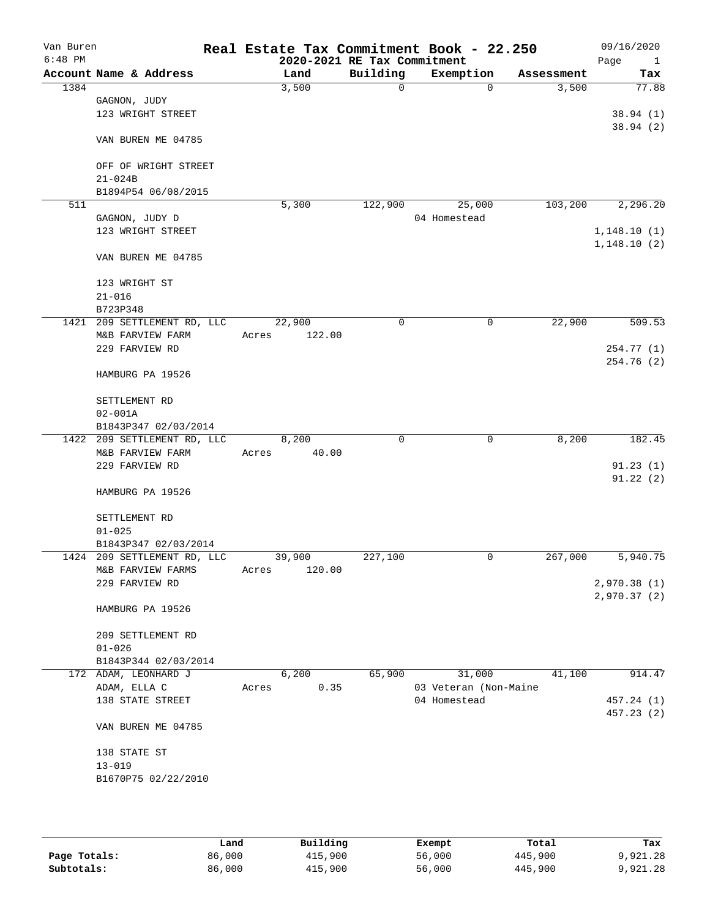Van Buren
6:48 PM

# Real Estate Tax Commitment Book - 22.250

## 2020-2021 RE Tax Commitment

09/16/2020

| Account | Name & Address | Land | Building | Exemption | Assessment | Tax |
|---|---|---|---|---|---|---|
| 1384 | GAGNON, JUDY<br>123 WRIGHT STREET<br><br>VAN BUREN ME 04785<br><br>OFF OF WRIGHT STREET<br>21-024B<br>B1894P54 06/08/2015 | 3,500 | 0 | 0 | 3,500 | 77.88<br><br>38.94 (1)<br>38.94 (2) |
| 511 | GAGNON, JUDY D<br>123 WRIGHT STREET<br><br>VAN BUREN ME 04785<br><br>123 WRIGHT ST<br>21-016<br>B723P348 | 5,300 | 122,900 | 25,000<br>04 Homestead | 103,200 | 2,296.20<br><br>1,148.10 (1)<br>1,148.10 (2) |
| 1421 | 209 SETTLEMENT RD, LLC<br>M&B FARVIEW FARM<br>229 FARVIEW RD<br><br>HAMBURG PA 19526<br><br>SETTLEMENT RD<br>02-001A<br>B1843P347 02/03/2014 | 22,900<br>Acres 122.00 | 0 | 0 | 22,900 | 509.53<br><br>254.77 (1)<br>254.76 (2) |
| 1422 | 209 SETTLEMENT RD, LLC<br>M&B FARVIEW FARM<br>229 FARVIEW RD<br><br>HAMBURG PA 19526<br><br>SETTLEMENT RD<br>01-025<br>B1843P347 02/03/2014 | 8,200<br>Acres 40.00 | 0 | 0 | 8,200 | 182.45<br><br>91.23 (1)<br>91.22 (2) |
| 1424 | 209 SETTLEMENT RD, LLC<br>M&B FARVIEW FARMS<br>229 FARVIEW RD<br><br>HAMBURG PA 19526<br><br>209 SETTLEMENT RD<br>01-026<br>B1843P344 02/03/2014 | 39,900<br>Acres 120.00 | 227,100 | 0 | 267,000 | 5,940.75<br><br>2,970.38 (1)<br>2,970.37 (2) |
| 172 | ADAM, LEONHARD J<br>ADAM, ELLA C<br>138 STATE STREET<br><br>VAN BUREN ME 04785<br><br>138 STATE ST<br>13-019<br>B1670P75 02/22/2010 | 6,200<br>Acres 0.35 | 65,900 | 31,000<br>03 Veteran (Non-Maine<br>04 Homestead | 41,100 | 914.47<br><br>457.24 (1)<br>457.23 (2) |

| | Land | Building | Exempt | Total | Tax |
|---|---|---|---|---|---|
| **Page Totals:** | 86,000 | 415,900 | 56,000 | 445,900 | 9,921.28 |
| **Subtotals:** | 86,000 | 415,900 | 56,000 | 445,900 | 9,921.28 |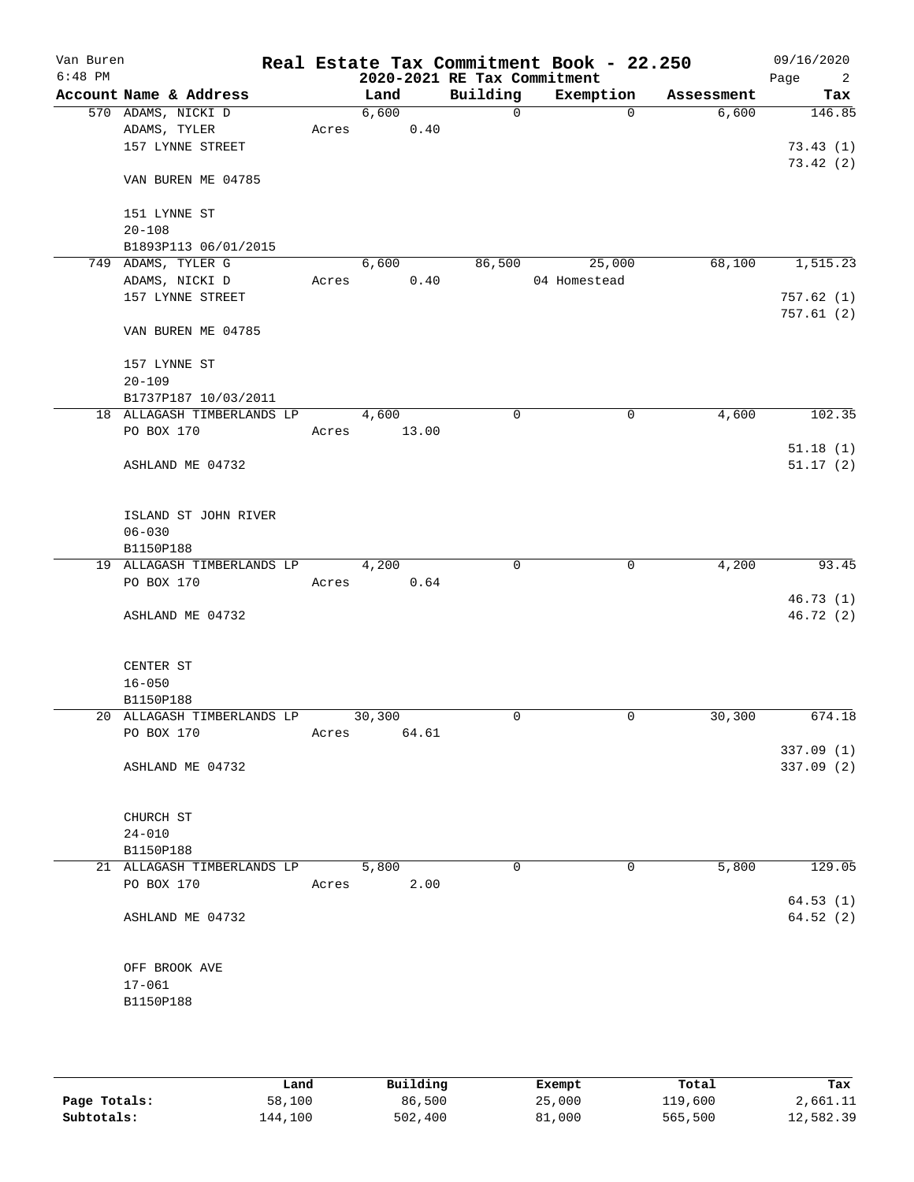# Real Estate Tax Commitment Book - 22.250

## 2020-2021 RE Tax Commitment

Van Buren, 6:48 PM — 09/16/2020

| Account | Name & Address | Land | Building | Exemption | Assessment | Tax |
|---|---|---|---|---|---|---|
| 570 | ADAMS, NICKI D<br>ADAMS, TYLER<br>157 LYNNE STREET<br>VAN BUREN ME 04785<br><br>151 LYNNE ST<br>20-108<br>B1893P113 06/01/2015 | 6,600<br>Acres 0.40 | 0 | 0 | 6,600 | 146.85<br>73.43 (1)<br>73.42 (2) |
| 749 | ADAMS, TYLER G<br>ADAMS, NICKI D<br>157 LYNNE STREET<br>VAN BUREN ME 04785<br><br>157 LYNNE ST<br>20-109<br>B1737P187 10/03/2011 | 6,600<br>Acres 0.40 | 86,500 | 25,000<br>04 Homestead | 68,100 | 1,515.23<br>757.62 (1)<br>757.61 (2) |
| 18 | ALLAGASH TIMBERLANDS LP<br>PO BOX 170<br>ASHLAND ME 04732<br><br>ISLAND ST JOHN RIVER<br>06-030<br>B1150P188 | 4,600<br>Acres 13.00 | 0 | 0 | 4,600 | 102.35<br>51.18 (1)<br>51.17 (2) |
| 19 | ALLAGASH TIMBERLANDS LP<br>PO BOX 170<br>ASHLAND ME 04732<br><br>CENTER ST<br>16-050<br>B1150P188 | 4,200<br>Acres 0.64 | 0 | 0 | 4,200 | 93.45<br>46.73 (1)<br>46.72 (2) |
| 20 | ALLAGASH TIMBERLANDS LP<br>PO BOX 170<br>ASHLAND ME 04732<br><br>CHURCH ST<br>24-010<br>B1150P188 | 30,300<br>Acres 64.61 | 0 | 0 | 30,300 | 674.18<br>337.09 (1)<br>337.09 (2) |
| 21 | ALLAGASH TIMBERLANDS LP<br>PO BOX 170<br>ASHLAND ME 04732<br><br>OFF BROOK AVE<br>17-061<br>B1150P188 | 5,800<br>Acres 2.00 | 0 | 0 | 5,800 | 129.05<br>64.53 (1)<br>64.52 (2) |

| | Land | Building | Exempt | Total | Tax |
|---|---|---|---|---|---|
| Page Totals: | 58,100 | 86,500 | 25,000 | 119,600 | 2,661.11 |
| Subtotals: | 144,100 | 502,400 | 81,000 | 565,500 | 12,582.39 |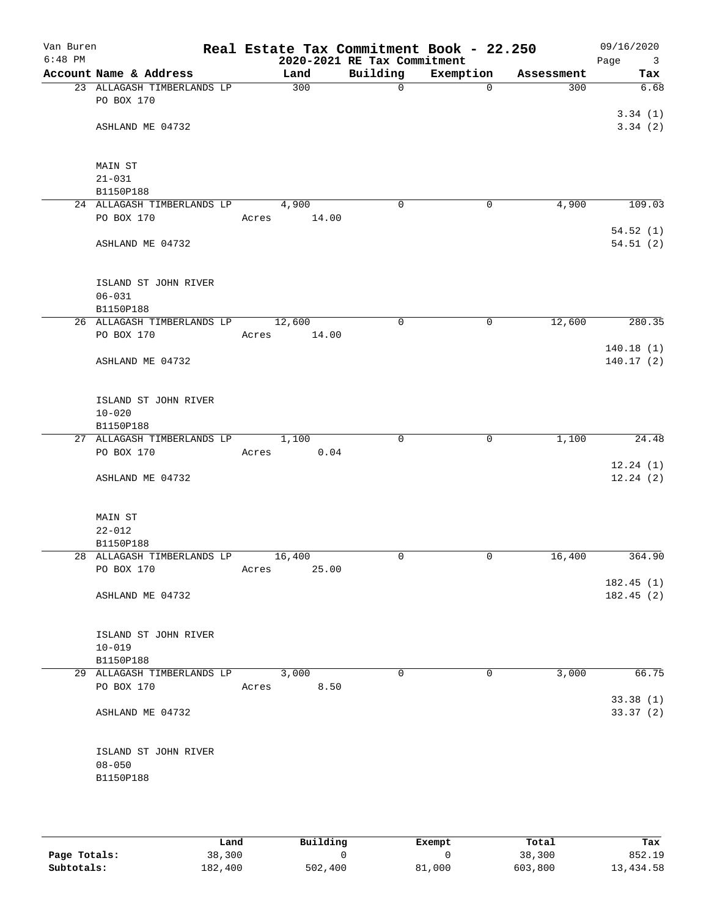# Van Buren — Real Estate Tax Commitment Book - 22.250

2020-2021 RE Tax Commitment

6:48 PM — 09/16/2020

| Account | Name & Address | Land | Building | Exemption | Assessment | Tax |
|---|---|---|---|---|---|---|
| 23 | ALLAGASH TIMBERLANDS LP<br>PO BOX 170<br>ASHLAND ME 04732<br><br>MAIN ST<br>21-031<br>B1150P188 | 300 | 0 | 0 | 300 | 6.68<br>3.34 (1)<br>3.34 (2) |
| 24 | ALLAGASH TIMBERLANDS LP<br>PO BOX 170<br>ASHLAND ME 04732<br><br>ISLAND ST JOHN RIVER<br>06-031<br>B1150P188 | 4,900<br>Acres 14.00 | 0 | 0 | 4,900 | 109.03<br>54.52 (1)<br>54.51 (2) |
| 26 | ALLAGASH TIMBERLANDS LP<br>PO BOX 170<br>ASHLAND ME 04732<br><br>ISLAND ST JOHN RIVER<br>10-020<br>B1150P188 | 12,600<br>Acres 14.00 | 0 | 0 | 12,600 | 280.35<br>140.18 (1)<br>140.17 (2) |
| 27 | ALLAGASH TIMBERLANDS LP<br>PO BOX 170<br>ASHLAND ME 04732<br><br>MAIN ST<br>22-012<br>B1150P188 | 1,100<br>Acres 0.04 | 0 | 0 | 1,100 | 24.48<br>12.24 (1)<br>12.24 (2) |
| 28 | ALLAGASH TIMBERLANDS LP<br>PO BOX 170<br>ASHLAND ME 04732<br><br>ISLAND ST JOHN RIVER<br>10-019<br>B1150P188 | 16,400<br>Acres 25.00 | 0 | 0 | 16,400 | 364.90<br>182.45 (1)<br>182.45 (2) |
| 29 | ALLAGASH TIMBERLANDS LP<br>PO BOX 170<br>ASHLAND ME 04732<br><br>ISLAND ST JOHN RIVER<br>08-050<br>B1150P188 | 3,000<br>Acres 8.50 | 0 | 0 | 3,000 | 66.75<br>33.38 (1)<br>33.37 (2) |

| | Land | Building | Exempt | Total | Tax |
|---|---|---|---|---|---|
| **Page Totals:** | 38,300 | 0 | 0 | 38,300 | 852.19 |
| **Subtotals:** | 182,400 | 502,400 | 81,000 | 603,800 | 13,434.58 |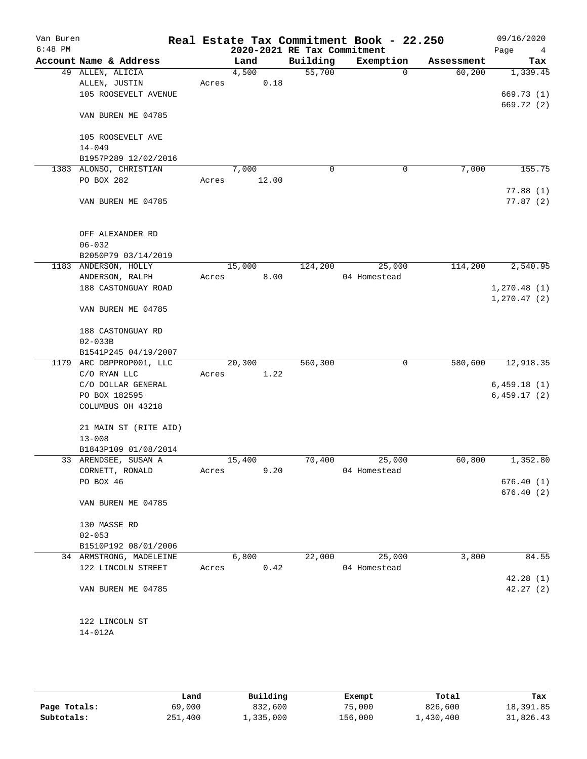# Real Estate Tax Commitment Book - 22.250

Van Buren
6:48 PM

2020-2021 RE Tax Commitment

09/16/2020

| Account | Name & Address | Land | Building | Exemption | Assessment | Tax |
|---|---|---|---|---|---|---|
| 49 | ALLEN, ALICIA<br>ALLEN, JUSTIN<br>105 ROOSEVELT AVENUE<br><br>VAN BUREN ME 04785<br><br>105 ROOSEVELT AVE<br>14-049<br>B1957P289 12/02/2016 | 4,500<br>Acres 0.18 | 55,700 | 0 | 60,200 | 1,339.45<br><br>669.73 (1)<br>669.72 (2) |
| 1383 | ALONSO, CHRISTIAN<br>PO BOX 282<br><br>VAN BUREN ME 04785<br><br>OFF ALEXANDER RD<br>06-032<br>B2050P79 03/14/2019 | 7,000<br>Acres 12.00 | 0 | 0 | 7,000 | 155.75<br><br>77.88 (1)<br>77.87 (2) |
| 1183 | ANDERSON, HOLLY<br>ANDERSON, RALPH<br>188 CASTONGUAY ROAD<br><br>VAN BUREN ME 04785<br><br>188 CASTONGUAY RD<br>02-033B<br>B1541P245 04/19/2007 | 15,000<br>Acres 8.00 | 124,200 | 25,000<br>04 Homestead | 114,200 | 2,540.95<br><br>1,270.48 (1)<br>1,270.47 (2) |
| 1179 | ARC DBPPROP001, LLC<br>C/O RYAN LLC<br>C/O DOLLAR GENERAL<br>PO BOX 182595<br>COLUMBUS OH 43218<br><br>21 MAIN ST (RITE AID)<br>13-008<br>B1843P109 01/08/2014 | 20,300<br>Acres 1.22 | 560,300 | 0 | 580,600 | 12,918.35<br><br>6,459.18 (1)<br>6,459.17 (2) |
| 33 | ARENDSEE, SUSAN A<br>CORNETT, RONALD<br>PO BOX 46<br><br>VAN BUREN ME 04785<br><br>130 MASSE RD<br>02-053<br>B1510P192 08/01/2006 | 15,400<br>Acres 9.20 | 70,400 | 25,000<br>04 Homestead | 60,800 | 1,352.80<br><br>676.40 (1)<br>676.40 (2) |
| 34 | ARMSTRONG, MADELEINE<br>122 LINCOLN STREET<br><br>VAN BUREN ME 04785<br><br>122 LINCOLN ST<br>14-012A | 6,800<br>Acres 0.42 | 22,000 | 25,000<br>04 Homestead | 3,800 | 84.55<br><br>42.28 (1)<br>42.27 (2) |

| | Land | Building | Exempt | Total | Tax |
|---|---|---|---|---|---|
| **Page Totals:** | 69,000 | 832,600 | 75,000 | 826,600 | 18,391.85 |
| **Subtotals:** | 251,400 | 1,335,000 | 156,000 | 1,430,400 | 31,826.43 |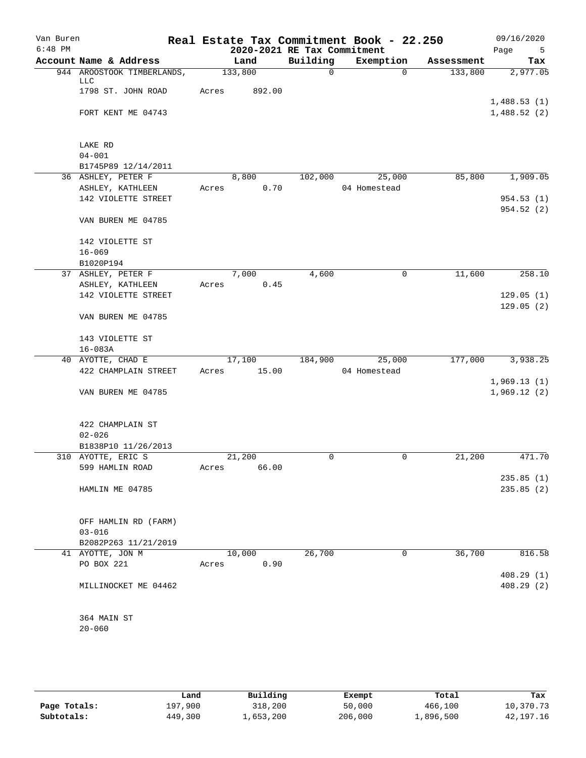Van Buren
6:48 PM

# Real Estate Tax Commitment Book - 22.250
## 2020-2021 RE Tax Commitment

09/16/2020

| Account Name & Address | Land | Building | Exemption | Assessment | Tax |
|---|---|---|---|---|---|
| 944 AROOSTOOK TIMBERLANDS, LLC | 133,800 | 0 | 0 | 133,800 | 2,977.05 |
| 1798 ST. JOHN ROAD | Acres 892.00 | | | | |
| | | | | | 1,488.53 (1) |
| FORT KENT ME 04743 | | | | | 1,488.52 (2) |
| LAKE RD | | | | | |
| 04-001 | | | | | |
| B1745P89 12/14/2011 | | | | | |
| 36 ASHLEY, PETER F | 8,800 | 102,000 | 25,000 | 85,800 | 1,909.05 |
| ASHLEY, KATHLEEN | Acres 0.70 | | 04 Homestead | | |
| 142 VIOLETTE STREET | | | | | 954.53 (1) |
| | | | | | 954.52 (2) |
| VAN BUREN ME 04785 | | | | | |
| 142 VIOLETTE ST | | | | | |
| 16-069 | | | | | |
| B1020P194 | | | | | |
| 37 ASHLEY, PETER F | 7,000 | 4,600 | 0 | 11,600 | 258.10 |
| ASHLEY, KATHLEEN | Acres 0.45 | | | | |
| 142 VIOLETTE STREET | | | | | 129.05 (1) |
| | | | | | 129.05 (2) |
| VAN BUREN ME 04785 | | | | | |
| 143 VIOLETTE ST | | | | | |
| 16-083A | | | | | |
| 40 AYOTTE, CHAD E | 17,100 | 184,900 | 25,000 | 177,000 | 3,938.25 |
| 422 CHAMPLAIN STREET | Acres 15.00 | | 04 Homestead | | |
| | | | | | 1,969.13 (1) |
| VAN BUREN ME 04785 | | | | | 1,969.12 (2) |
| 422 CHAMPLAIN ST | | | | | |
| 02-026 | | | | | |
| B1838P10 11/26/2013 | | | | | |
| 310 AYOTTE, ERIC S | 21,200 | 0 | 0 | 21,200 | 471.70 |
| 599 HAMLIN ROAD | Acres 66.00 | | | | |
| | | | | | 235.85 (1) |
| HAMLIN ME 04785 | | | | | 235.85 (2) |
| OFF HAMLIN RD (FARM) | | | | | |
| 03-016 | | | | | |
| B2082P263 11/21/2019 | | | | | |
| 41 AYOTTE, JON M | 10,000 | 26,700 | 0 | 36,700 | 816.58 |
| PO BOX 221 | Acres 0.90 | | | | |
| | | | | | 408.29 (1) |
| MILLINOCKET ME 04462 | | | | | 408.29 (2) |
| 364 MAIN ST | | | | | |
| 20-060 | | | | | |

| | Land | Building | Exempt | Total | Tax |
|---|---|---|---|---|---|
| Page Totals: | 197,900 | 318,200 | 50,000 | 466,100 | 10,370.73 |
| Subtotals: | 449,300 | 1,653,200 | 206,000 | 1,896,500 | 42,197.16 |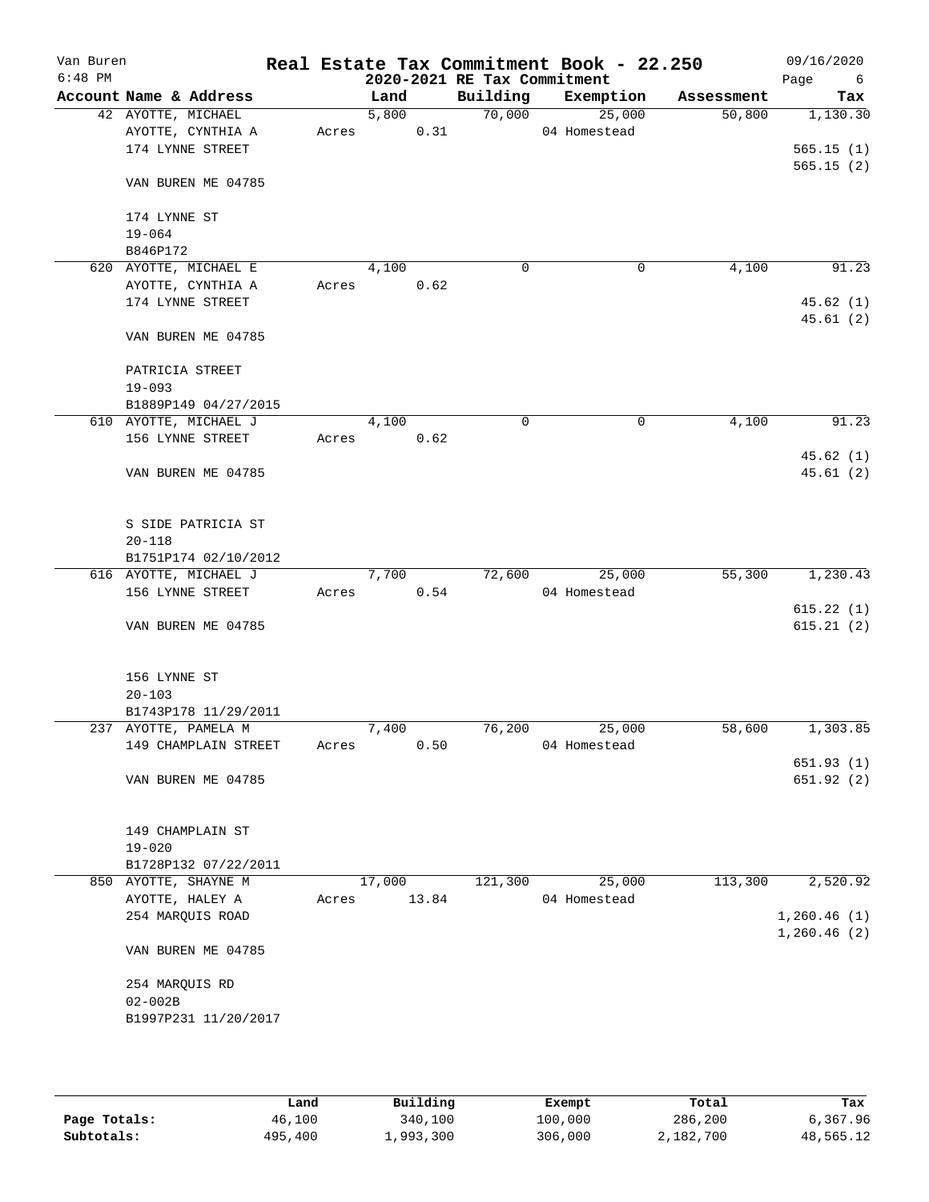Van Buren
6:48 PM

# Real Estate Tax Commitment Book - 22.250

## 2020-2021 RE Tax Commitment

09/16/2020

| Account Name & Address | Land | Building | Exemption | Assessment | Tax |
|---|---|---|---|---|---|
| 42 AYOTTE, MICHAEL | 5,800 | 70,000 | 25,000 | 50,800 | 1,130.30 |
| AYOTTE, CYNTHIA A | Acres 0.31 | | 04 Homestead | | |
| 174 LYNNE STREET | | | | | 565.15 (1) |
| | | | | | 565.15 (2) |
| VAN BUREN ME 04785 | | | | | |
| 174 LYNNE ST | | | | | |
| 19-064 | | | | | |
| B846P172 | | | | | |
| 620 AYOTTE, MICHAEL E | 4,100 | 0 | 0 | 4,100 | 91.23 |
| AYOTTE, CYNTHIA A | Acres 0.62 | | | | |
| 174 LYNNE STREET | | | | | 45.62 (1) |
| | | | | | 45.61 (2) |
| VAN BUREN ME 04785 | | | | | |
| PATRICIA STREET | | | | | |
| 19-093 | | | | | |
| B1889P149 04/27/2015 | | | | | |
| 610 AYOTTE, MICHAEL J | 4,100 | 0 | 0 | 4,100 | 91.23 |
| 156 LYNNE STREET | Acres 0.62 | | | | |
| | | | | | 45.62 (1) |
| VAN BUREN ME 04785 | | | | | 45.61 (2) |
| S SIDE PATRICIA ST | | | | | |
| 20-118 | | | | | |
| B1751P174 02/10/2012 | | | | | |
| 616 AYOTTE, MICHAEL J | 7,700 | 72,600 | 25,000 | 55,300 | 1,230.43 |
| 156 LYNNE STREET | Acres 0.54 | | 04 Homestead | | |
| | | | | | 615.22 (1) |
| VAN BUREN ME 04785 | | | | | 615.21 (2) |
| 156 LYNNE ST | | | | | |
| 20-103 | | | | | |
| B1743P178 11/29/2011 | | | | | |
| 237 AYOTTE, PAMELA M | 7,400 | 76,200 | 25,000 | 58,600 | 1,303.85 |
| 149 CHAMPLAIN STREET | Acres 0.50 | | 04 Homestead | | |
| | | | | | 651.93 (1) |
| VAN BUREN ME 04785 | | | | | 651.92 (2) |
| 149 CHAMPLAIN ST | | | | | |
| 19-020 | | | | | |
| B1728P132 07/22/2011 | | | | | |
| 850 AYOTTE, SHAYNE M | 17,000 | 121,300 | 25,000 | 113,300 | 2,520.92 |
| AYOTTE, HALEY A | Acres 13.84 | | 04 Homestead | | |
| 254 MARQUIS ROAD | | | | | 1,260.46 (1) |
| | | | | | 1,260.46 (2) |
| VAN BUREN ME 04785 | | | | | |
| 254 MARQUIS RD | | | | | |
| 02-002B | | | | | |
| B1997P231 11/20/2017 | | | | | |

| | Land | Building | Exempt | Total | Tax |
|---|---|---|---|---|---|
| Page Totals: | 46,100 | 340,100 | 100,000 | 286,200 | 6,367.96 |
| Subtotals: | 495,400 | 1,993,300 | 306,000 | 2,182,700 | 48,565.12 |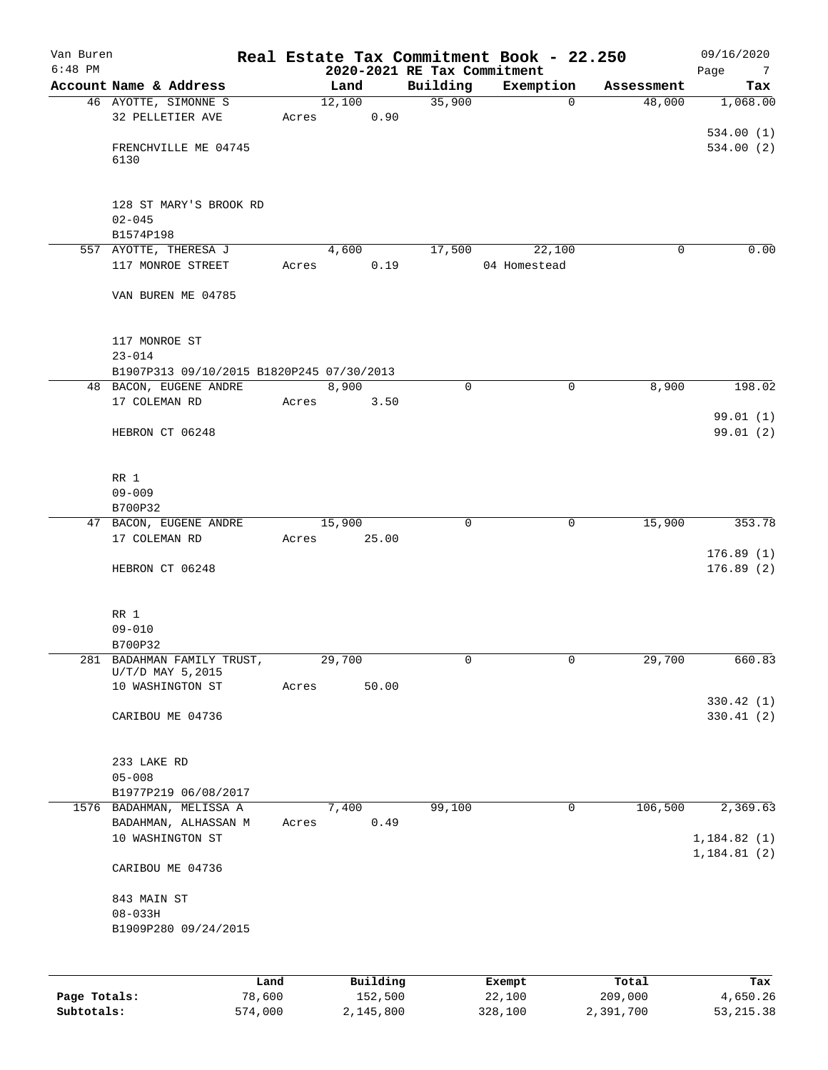Van Buren
6:48 PM

# Real Estate Tax Commitment Book - 22.250

## 2020-2021 RE Tax Commitment

09/16/2020

| Account | Name & Address | Land | Building | Exemption | Assessment | Tax |
|---|---|---|---|---|---|---|
| 46 | AYOTTE, SIMONNE S<br>32 PELLETIER AVE<br><br>FRENCHVILLE ME 04745<br>6130<br><br>128 ST MARY'S BROOK RD<br>02-045<br>B1574P198 | 12,100<br>Acres 0.90 | 35,900 | 0 | 48,000 | 1,068.00<br><br>534.00 (1)<br>534.00 (2) |
| 557 | AYOTTE, THERESA J<br>117 MONROE STREET<br><br>VAN BUREN ME 04785<br><br>117 MONROE ST<br>23-014<br>B1907P313 09/10/2015 B1820P245 07/30/2013 | 4,600<br>Acres 0.19 | 17,500 | 22,100<br>04 Homestead | 0 | 0.00 |
| 48 | BACON, EUGENE ANDRE<br>17 COLEMAN RD<br><br>HEBRON CT 06248<br><br>RR 1<br>09-009<br>B700P32 | 8,900<br>Acres 3.50 | 0 | 0 | 8,900 | 198.02<br><br>99.01 (1)<br>99.01 (2) |
| 47 | BACON, EUGENE ANDRE<br>17 COLEMAN RD<br><br>HEBRON CT 06248<br><br>RR 1<br>09-010<br>B700P32 | 15,900<br>Acres 25.00 | 0 | 0 | 15,900 | 353.78<br><br>176.89 (1)<br>176.89 (2) |
| 281 | BADAHMAN FAMILY TRUST,<br>U/T/D MAY 5,2015<br>10 WASHINGTON ST<br><br>CARIBOU ME 04736<br><br>233 LAKE RD<br>05-008<br>B1977P219 06/08/2017 | 29,700<br>Acres 50.00 | 0 | 0 | 29,700 | 660.83<br><br>330.42 (1)<br>330.41 (2) |
| 1576 | BADAHMAN, MELISSA A<br>BADAHMAN, ALHASSAN M<br>10 WASHINGTON ST<br><br>CARIBOU ME 04736<br><br>843 MAIN ST<br>08-033H<br>B1909P280 09/24/2015 | 7,400<br>Acres 0.49 | 99,100 | 0 | 106,500 | 2,369.63<br><br>1,184.82 (1)<br>1,184.81 (2) |

| | Land | Building | Exempt | Total | Tax |
|---|---|---|---|---|---|
| **Page Totals:** | 78,600 | 152,500 | 22,100 | 209,000 | 4,650.26 |
| **Subtotals:** | 574,000 | 2,145,800 | 328,100 | 2,391,700 | 53,215.38 |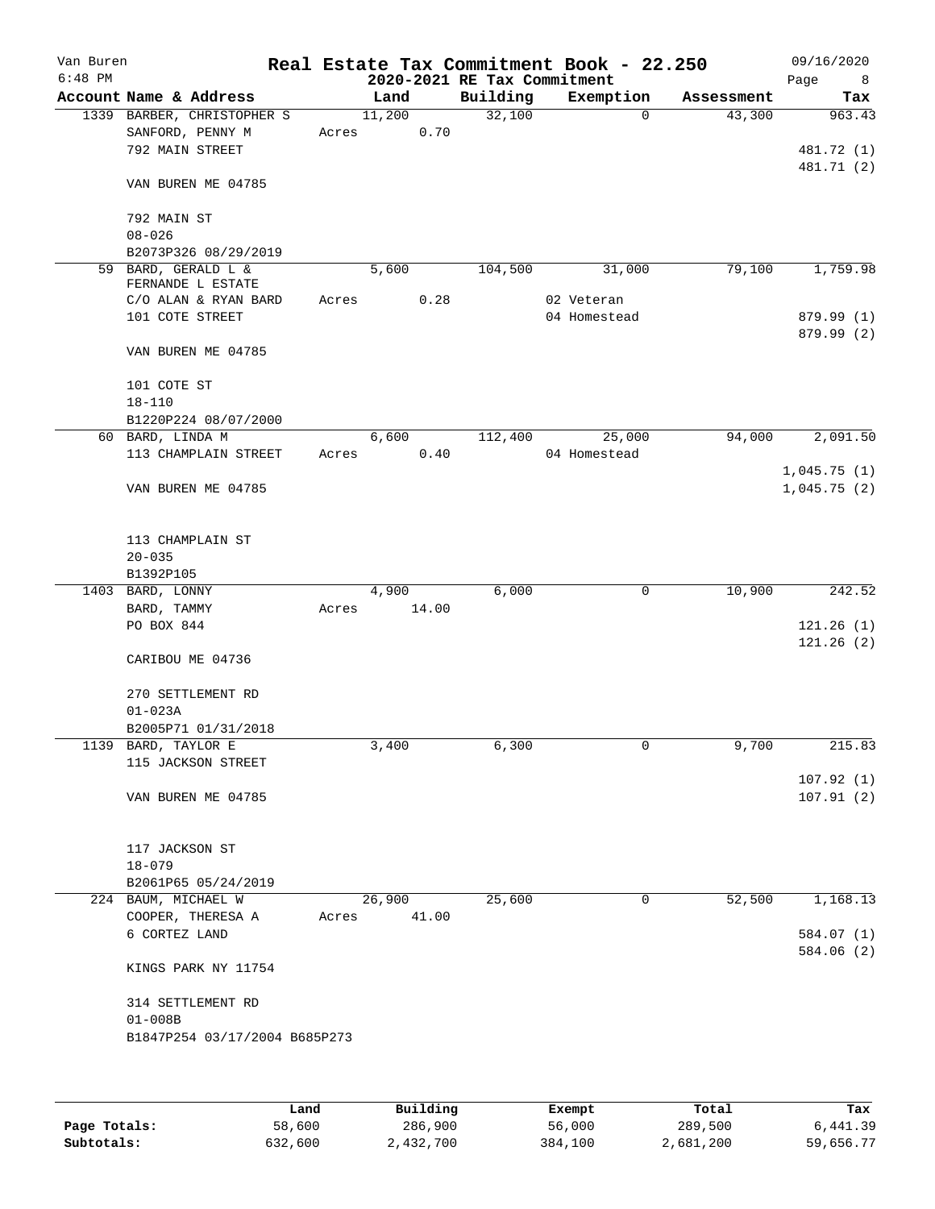Van Buren — Real Estate Tax Commitment Book - 22.250 — 09/16/2020
6:48 PM — 2020-2021 RE Tax Commitment

| Account Name & Address | Land | Building | Exemption | Assessment | Tax |
|---|---|---|---|---|---|
| 1339 BARBER, CHRISTOPHER S | 11,200 | 32,100 | 0 | 43,300 | 963.43 |
| SANFORD, PENNY M | Acres 0.70 | | | | |
| 792 MAIN STREET | | | | | 481.72 (1) |
| | | | | | 481.71 (2) |
| VAN BUREN ME 04785 | | | | | |
| 792 MAIN ST | | | | | |
| 08-026 | | | | | |
| B2073P326 08/29/2019 | | | | | |
| 59 BARD, GERALD L & | 5,600 | 104,500 | 31,000 | 79,100 | 1,759.98 |
| FERNANDE L ESTATE | | | | | |
| C/O ALAN & RYAN BARD | Acres 0.28 | | 02 Veteran | | |
| 101 COTE STREET | | | 04 Homestead | | 879.99 (1) |
| | | | | | 879.99 (2) |
| VAN BUREN ME 04785 | | | | | |
| 101 COTE ST | | | | | |
| 18-110 | | | | | |
| B1220P224 08/07/2000 | | | | | |
| 60 BARD, LINDA M | 6,600 | 112,400 | 25,000 | 94,000 | 2,091.50 |
| 113 CHAMPLAIN STREET | Acres 0.40 | | 04 Homestead | | |
| | | | | | 1,045.75 (1) |
| VAN BUREN ME 04785 | | | | | 1,045.75 (2) |
| 113 CHAMPLAIN ST | | | | | |
| 20-035 | | | | | |
| B1392P105 | | | | | |
| 1403 BARD, LONNY | 4,900 | 6,000 | 0 | 10,900 | 242.52 |
| BARD, TAMMY | Acres 14.00 | | | | |
| PO BOX 844 | | | | | 121.26 (1) |
| | | | | | 121.26 (2) |
| CARIBOU ME 04736 | | | | | |
| 270 SETTLEMENT RD | | | | | |
| 01-023A | | | | | |
| B2005P71 01/31/2018 | | | | | |
| 1139 BARD, TAYLOR E | 3,400 | 6,300 | 0 | 9,700 | 215.83 |
| 115 JACKSON STREET | | | | | |
| | | | | | 107.92 (1) |
| VAN BUREN ME 04785 | | | | | 107.91 (2) |
| 117 JACKSON ST | | | | | |
| 18-079 | | | | | |
| B2061P65 05/24/2019 | | | | | |
| 224 BAUM, MICHAEL W | 26,900 | 25,600 | 0 | 52,500 | 1,168.13 |
| COOPER, THERESA A | Acres 41.00 | | | | |
| 6 CORTEZ LAND | | | | | 584.07 (1) |
| | | | | | 584.06 (2) |
| KINGS PARK NY 11754 | | | | | |
| 314 SETTLEMENT RD | | | | | |
| 01-008B | | | | | |
| B1847P254 03/17/2004 B685P273 | | | | | |

| | Land | Building | Exempt | Total | Tax |
|---|---|---|---|---|---|
| Page Totals: | 58,600 | 286,900 | 56,000 | 289,500 | 6,441.39 |
| Subtotals: | 632,600 | 2,432,700 | 384,100 | 2,681,200 | 59,656.77 |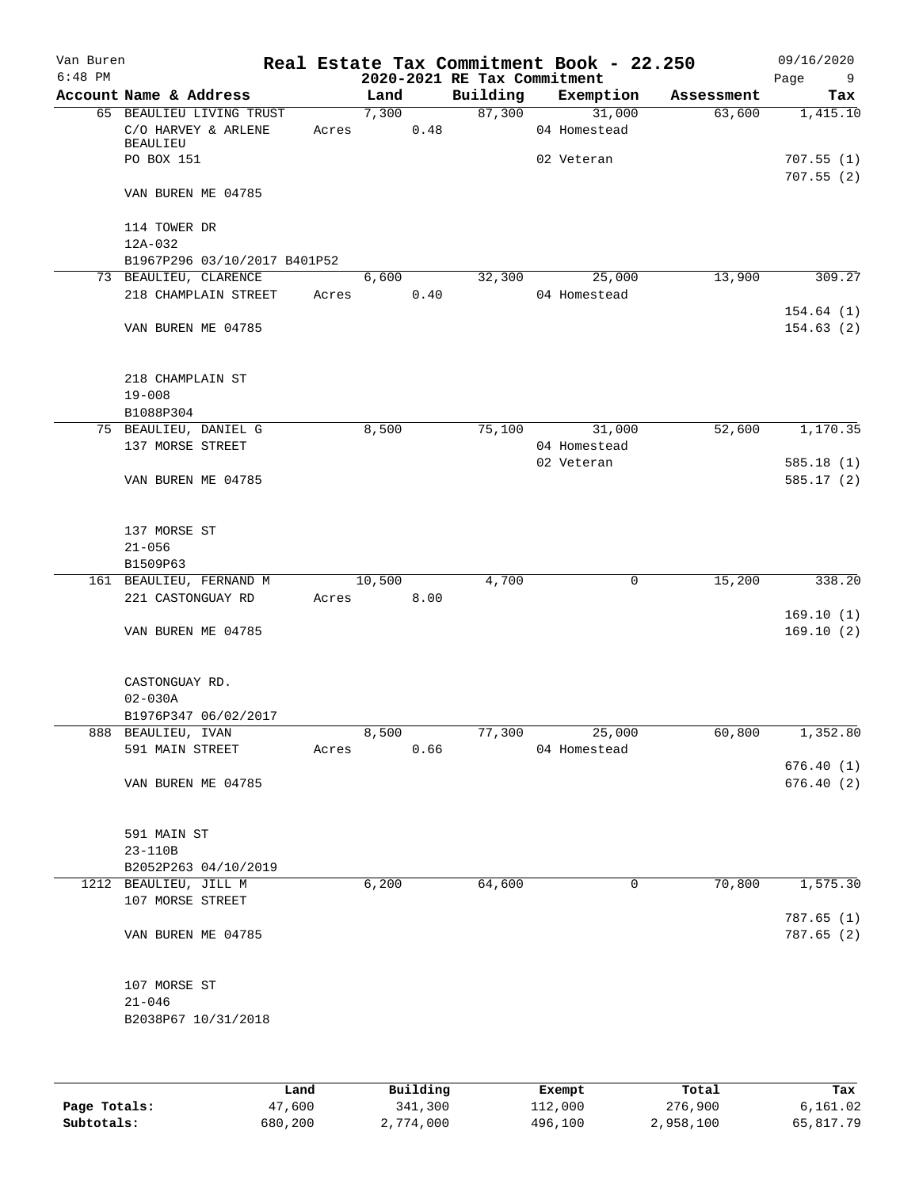# Real Estate Tax Commitment Book - 22.250

## 2020-2021 RE Tax Commitment

Van Buren, 6:48 PM, 09/16/2020

| Account Name & Address | Land | Building | Exemption | Assessment | Tax |
|---|---|---|---|---|---|
| 65 BEAULIEU LIVING TRUST | 7,300 | 87,300 | 31,000 | 63,600 | 1,415.10 |
| C/O HARVEY & ARLENE BEAULIEU | Acres 0.48 | | 04 Homestead | | |
| PO BOX 151 | | | 02 Veteran | | 707.55 (1) |
| VAN BUREN ME 04785 | | | | | 707.55 (2) |
| 114 TOWER DR | | | | | |
| 12A-032 | | | | | |
| B1967P296 03/10/2017 B401P52 | | | | | |
| 73 BEAULIEU, CLARENCE | 6,600 | 32,300 | 25,000 | 13,900 | 309.27 |
| 218 CHAMPLAIN STREET | Acres 0.40 | | 04 Homestead | | 154.64 (1) |
| VAN BUREN ME 04785 | | | | | 154.63 (2) |
| 218 CHAMPLAIN ST | | | | | |
| 19-008 | | | | | |
| B1088P304 | | | | | |
| 75 BEAULIEU, DANIEL G | 8,500 | 75,100 | 31,000 | 52,600 | 1,170.35 |
| 137 MORSE STREET | | | 04 Homestead | | |
| | | | 02 Veteran | | 585.18 (1) |
| VAN BUREN ME 04785 | | | | | 585.17 (2) |
| 137 MORSE ST | | | | | |
| 21-056 | | | | | |
| B1509P63 | | | | | |
| 161 BEAULIEU, FERNAND M | 10,500 | 4,700 | 0 | 15,200 | 338.20 |
| 221 CASTONGUAY RD | Acres 8.00 | | | | 169.10 (1) |
| VAN BUREN ME 04785 | | | | | 169.10 (2) |
| CASTONGUAY RD. | | | | | |
| 02-030A | | | | | |
| B1976P347 06/02/2017 | | | | | |
| 888 BEAULIEU, IVAN | 8,500 | 77,300 | 25,000 | 60,800 | 1,352.80 |
| 591 MAIN STREET | Acres 0.66 | | 04 Homestead | | 676.40 (1) |
| VAN BUREN ME 04785 | | | | | 676.40 (2) |
| 591 MAIN ST | | | | | |
| 23-110B | | | | | |
| B2052P263 04/10/2019 | | | | | |
| 1212 BEAULIEU, JILL M | 6,200 | 64,600 | 0 | 70,800 | 1,575.30 |
| 107 MORSE STREET | | | | | 787.65 (1) |
| VAN BUREN ME 04785 | | | | | 787.65 (2) |
| 107 MORSE ST | | | | | |
| 21-046 | | | | | |
| B2038P67 10/31/2018 | | | | | |

| | Land | Building | Exempt | Total | Tax |
|---|---|---|---|---|---|
| Page Totals: | 47,600 | 341,300 | 112,000 | 276,900 | 6,161.02 |
| Subtotals: | 680,200 | 2,774,000 | 496,100 | 2,958,100 | 65,817.79 |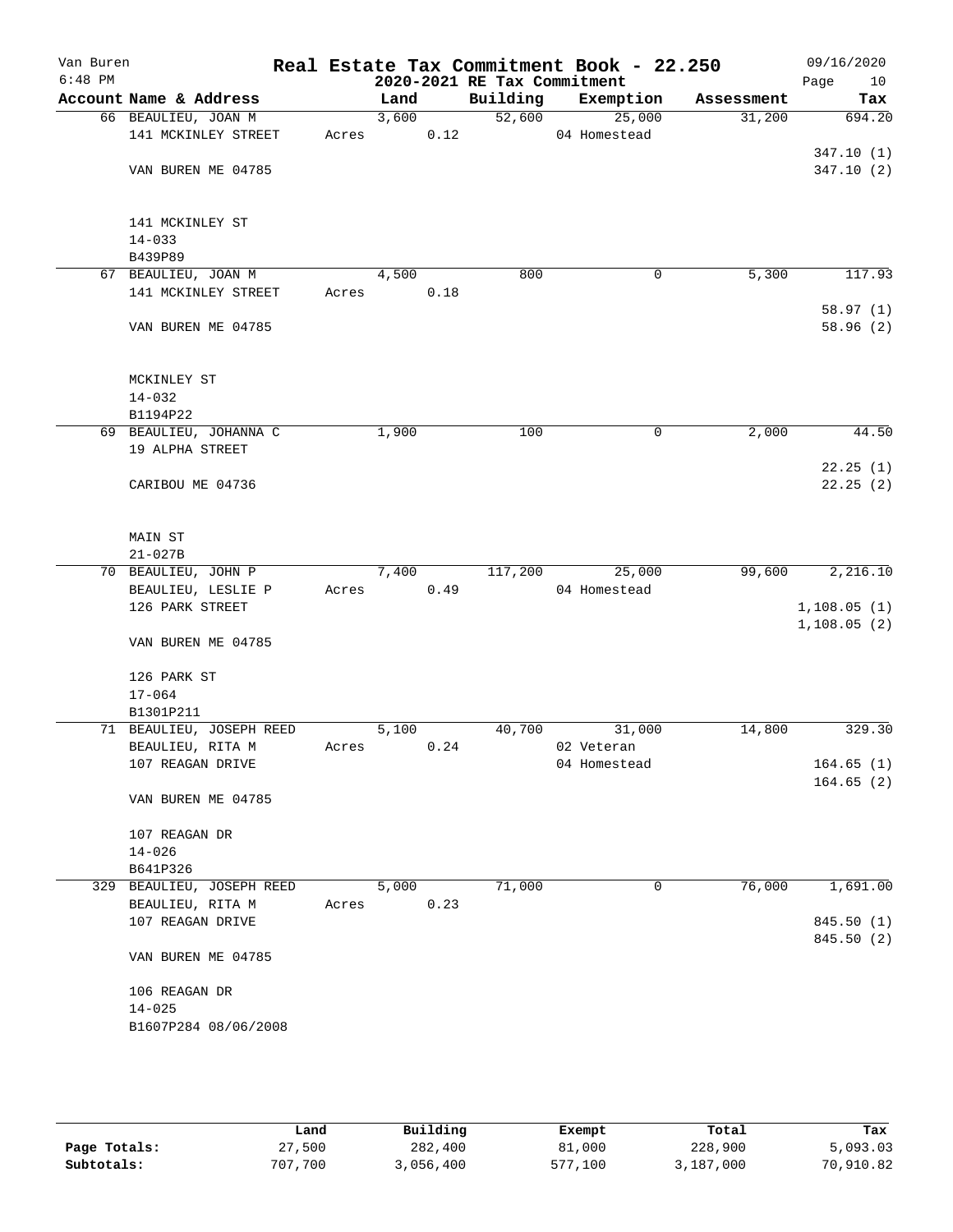Van Buren
6:48 PM

# Real Estate Tax Commitment Book - 22.250

## 2020-2021 RE Tax Commitment

09/16/2020

| Account Name & Address | Land | Building | Exemption | Assessment | Tax |
|---|---|---|---|---|---|
| 66 BEAULIEU, JOAN M | 3,600 | 52,600 | 25,000 | 31,200 | 694.20 |
| 141 MCKINLEY STREET | Acres 0.12 | | 04 Homestead | | |
| | | | | | 347.10 (1) |
| VAN BUREN ME 04785 | | | | | 347.10 (2) |
| 141 MCKINLEY ST | | | | | |
| 14-033 | | | | | |
| B439P89 | | | | | |
| 67 BEAULIEU, JOAN M | 4,500 | 800 | 0 | 5,300 | 117.93 |
| 141 MCKINLEY STREET | Acres 0.18 | | | | |
| | | | | | 58.97 (1) |
| VAN BUREN ME 04785 | | | | | 58.96 (2) |
| MCKINLEY ST | | | | | |
| 14-032 | | | | | |
| B1194P22 | | | | | |
| 69 BEAULIEU, JOHANNA C | 1,900 | 100 | 0 | 2,000 | 44.50 |
| 19 ALPHA STREET | | | | | |
| | | | | | 22.25 (1) |
| CARIBOU ME 04736 | | | | | 22.25 (2) |
| MAIN ST | | | | | |
| 21-027B | | | | | |
| 70 BEAULIEU, JOHN P | 7,400 | 117,200 | 25,000 | 99,600 | 2,216.10 |
| BEAULIEU, LESLIE P | Acres 0.49 | | 04 Homestead | | |
| 126 PARK STREET | | | | | 1,108.05 (1) |
| | | | | | 1,108.05 (2) |
| VAN BUREN ME 04785 | | | | | |
| 126 PARK ST | | | | | |
| 17-064 | | | | | |
| B1301P211 | | | | | |
| 71 BEAULIEU, JOSEPH REED | 5,100 | 40,700 | 31,000 | 14,800 | 329.30 |
| BEAULIEU, RITA M | Acres 0.24 | | 02 Veteran | | |
| 107 REAGAN DRIVE | | | 04 Homestead | | 164.65 (1) |
| | | | | | 164.65 (2) |
| VAN BUREN ME 04785 | | | | | |
| 107 REAGAN DR | | | | | |
| 14-026 | | | | | |
| B641P326 | | | | | |
| 329 BEAULIEU, JOSEPH REED | 5,000 | 71,000 | 0 | 76,000 | 1,691.00 |
| BEAULIEU, RITA M | Acres 0.23 | | | | |
| 107 REAGAN DRIVE | | | | | 845.50 (1) |
| | | | | | 845.50 (2) |
| VAN BUREN ME 04785 | | | | | |
| 106 REAGAN DR | | | | | |
| 14-025 | | | | | |
| B1607P284 08/06/2008 | | | | | |

| | Land | Building | Exempt | Total | Tax |
|---|---|---|---|---|---|
| Page Totals: | 27,500 | 282,400 | 81,000 | 228,900 | 5,093.03 |
| Subtotals: | 707,700 | 3,056,400 | 577,100 | 3,187,000 | 70,910.82 |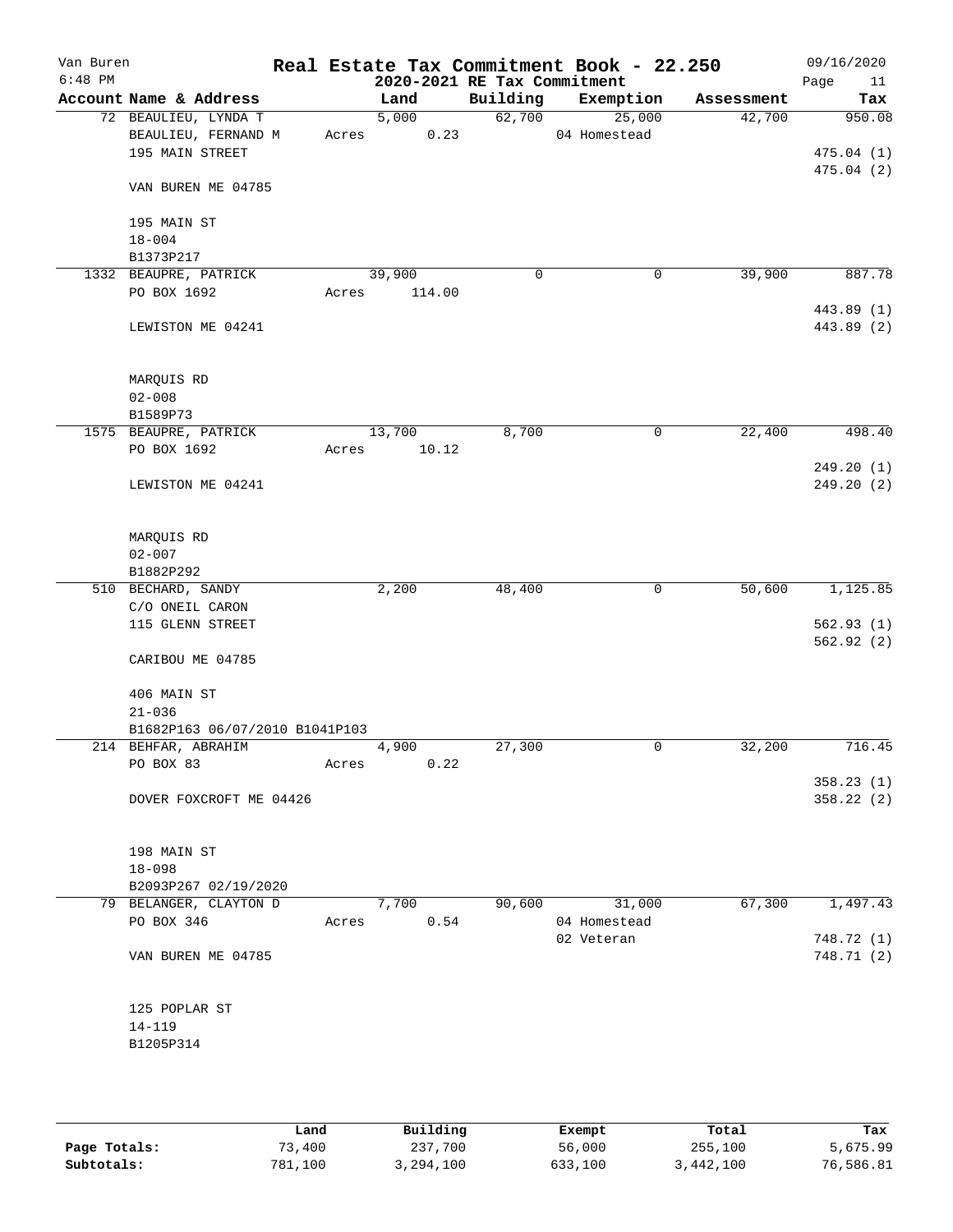Van Buren
6:48 PM

# Real Estate Tax Commitment Book - 22.250
## 2020-2021 RE Tax Commitment

09/16/2020

| Account Name & Address | Land | Building | Exemption | Assessment | Tax |
|---|---|---|---|---|---|
| 72 BEAULIEU, LYNDA T | 5,000 | 62,700 | 25,000 | 42,700 | 950.08 |
| BEAULIEU, FERNAND M | Acres 0.23 | | 04 Homestead | | |
| 195 MAIN STREET | | | | | 475.04 (1) |
| | | | | | 475.04 (2) |
| VAN BUREN ME 04785 | | | | | |
| 195 MAIN ST | | | | | |
| 18-004 | | | | | |
| B1373P217 | | | | | |
| 1332 BEAUPRE, PATRICK | 39,900 | 0 | 0 | 39,900 | 887.78 |
| PO BOX 1692 | Acres 114.00 | | | | |
| | | | | | 443.89 (1) |
| LEWISTON ME 04241 | | | | | 443.89 (2) |
| MARQUIS RD | | | | | |
| 02-008 | | | | | |
| B1589P73 | | | | | |
| 1575 BEAUPRE, PATRICK | 13,700 | 8,700 | 0 | 22,400 | 498.40 |
| PO BOX 1692 | Acres 10.12 | | | | |
| | | | | | 249.20 (1) |
| LEWISTON ME 04241 | | | | | 249.20 (2) |
| MARQUIS RD | | | | | |
| 02-007 | | | | | |
| B1882P292 | | | | | |
| 510 BECHARD, SANDY | 2,200 | 48,400 | 0 | 50,600 | 1,125.85 |
| C/O ONEIL CARON | | | | | |
| 115 GLENN STREET | | | | | 562.93 (1) |
| | | | | | 562.92 (2) |
| CARIBOU ME 04785 | | | | | |
| 406 MAIN ST | | | | | |
| 21-036 | | | | | |
| B1682P163 06/07/2010 B1041P103 | | | | | |
| 214 BEHFAR, ABRAHIM | 4,900 | 27,300 | 0 | 32,200 | 716.45 |
| PO BOX 83 | Acres 0.22 | | | | |
| | | | | | 358.23 (1) |
| DOVER FOXCROFT ME 04426 | | | | | 358.22 (2) |
| 198 MAIN ST | | | | | |
| 18-098 | | | | | |
| B2093P267 02/19/2020 | | | | | |
| 79 BELANGER, CLAYTON D | 7,700 | 90,600 | 31,000 | 67,300 | 1,497.43 |
| PO BOX 346 | Acres 0.54 | | 04 Homestead | | |
| | | | 02 Veteran | | 748.72 (1) |
| VAN BUREN ME 04785 | | | | | 748.71 (2) |
| 125 POPLAR ST | | | | | |
| 14-119 | | | | | |
| B1205P314 | | | | | |

| | Land | Building | Exempt | Total | Tax |
|---|---|---|---|---|---|
| Page Totals: | 73,400 | 237,700 | 56,000 | 255,100 | 5,675.99 |
| Subtotals: | 781,100 | 3,294,100 | 633,100 | 3,442,100 | 76,586.81 |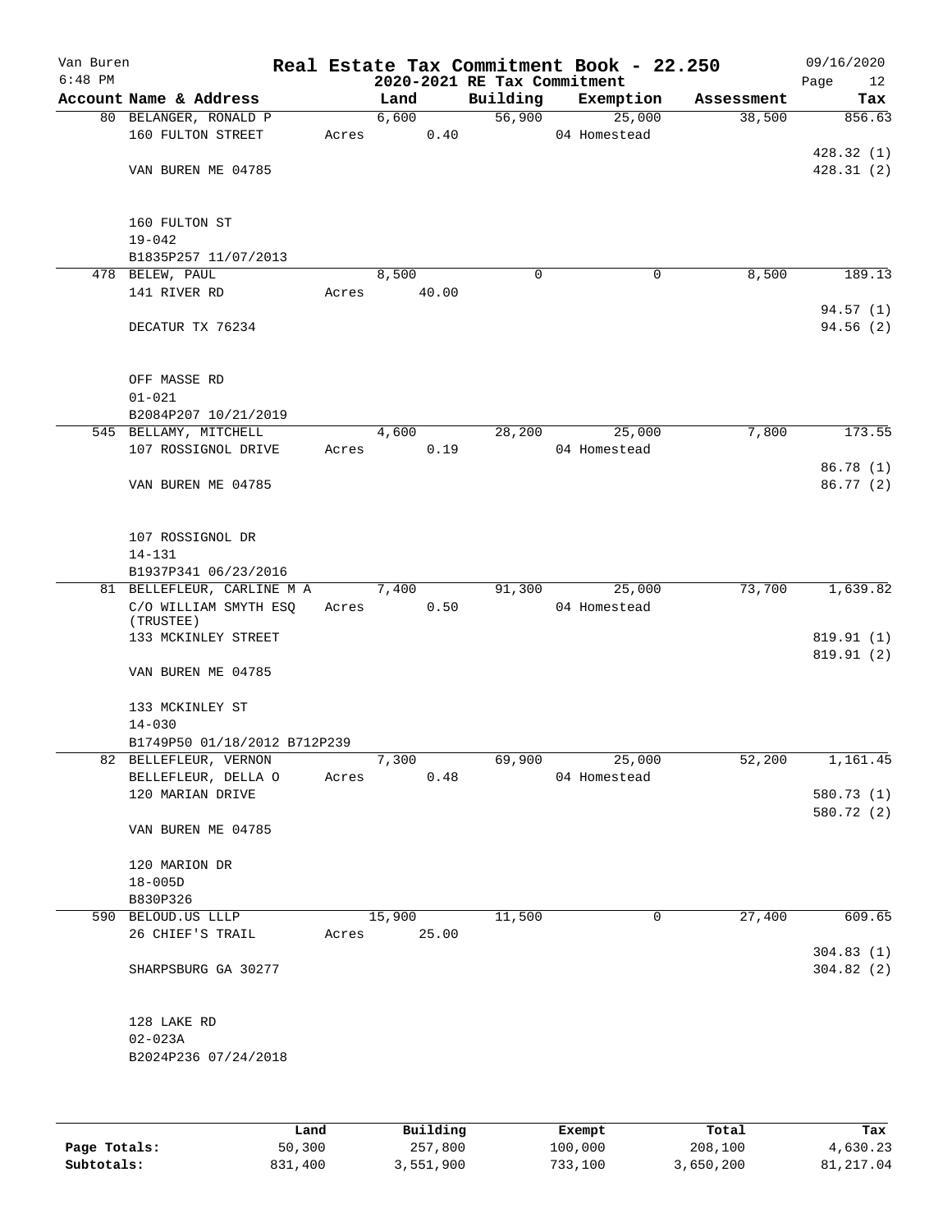Van Buren
6:48 PM

# Real Estate Tax Commitment Book - 22.250

## 2020-2021 RE Tax Commitment

09/16/2020

| Account | Name & Address | Land | Building | Exemption | Assessment | Tax |
|---|---|---|---|---|---|---|
| 80 | BELANGER, RONALD P<br>160 FULTON STREET<br><br>VAN BUREN ME 04785<br><br>160 FULTON ST<br>19-042<br>B1835P257 11/07/2013 | 6,600<br>Acres 0.40 | 56,900 | 25,000<br>04 Homestead | 38,500 | 856.63<br><br>428.32 (1)<br>428.31 (2) |
| 478 | BELEW, PAUL<br>141 RIVER RD<br><br>DECATUR TX 76234<br><br>OFF MASSE RD<br>01-021<br>B2084P207 10/21/2019 | 8,500<br>Acres 40.00 | 0 | 0 | 8,500 | 189.13<br><br>94.57 (1)<br>94.56 (2) |
| 545 | BELLAMY, MITCHELL<br>107 ROSSIGNOL DRIVE<br><br>VAN BUREN ME 04785<br><br>107 ROSSIGNOL DR<br>14-131<br>B1937P341 06/23/2016 | 4,600<br>Acres 0.19 | 28,200 | 25,000<br>04 Homestead | 7,800 | 173.55<br><br>86.78 (1)<br>86.77 (2) |
| 81 | BELLEFLEUR, CARLINE M A<br>C/O WILLIAM SMYTH ESQ (TRUSTEE)<br>133 MCKINLEY STREET<br><br>VAN BUREN ME 04785<br><br>133 MCKINLEY ST<br>14-030<br>B1749P50 01/18/2012 B712P239 | 7,400<br>Acres 0.50 | 91,300 | 25,000<br>04 Homestead | 73,700 | 1,639.82<br><br>819.91 (1)<br>819.91 (2) |
| 82 | BELLEFLEUR, VERNON<br>BELLEFLEUR, DELLA O<br>120 MARIAN DRIVE<br><br>VAN BUREN ME 04785<br><br>120 MARION DR<br>18-005D<br>B830P326 | 7,300<br>Acres 0.48 | 69,900 | 25,000<br>04 Homestead | 52,200 | 1,161.45<br><br>580.73 (1)<br>580.72 (2) |
| 590 | BELOUD.US LLLP<br>26 CHIEF'S TRAIL<br><br>SHARPSBURG GA 30277<br><br>128 LAKE RD<br>02-023A<br>B2024P236 07/24/2018 | 15,900<br>Acres 25.00 | 11,500 | 0 | 27,400 | 609.65<br><br>304.83 (1)<br>304.82 (2) |

|  | Land | Building | Exempt | Total | Tax |
|---|---|---|---|---|---|
| Page Totals: | 50,300 | 257,800 | 100,000 | 208,100 | 4,630.23 |
| Subtotals: | 831,400 | 3,551,900 | 733,100 | 3,650,200 | 81,217.04 |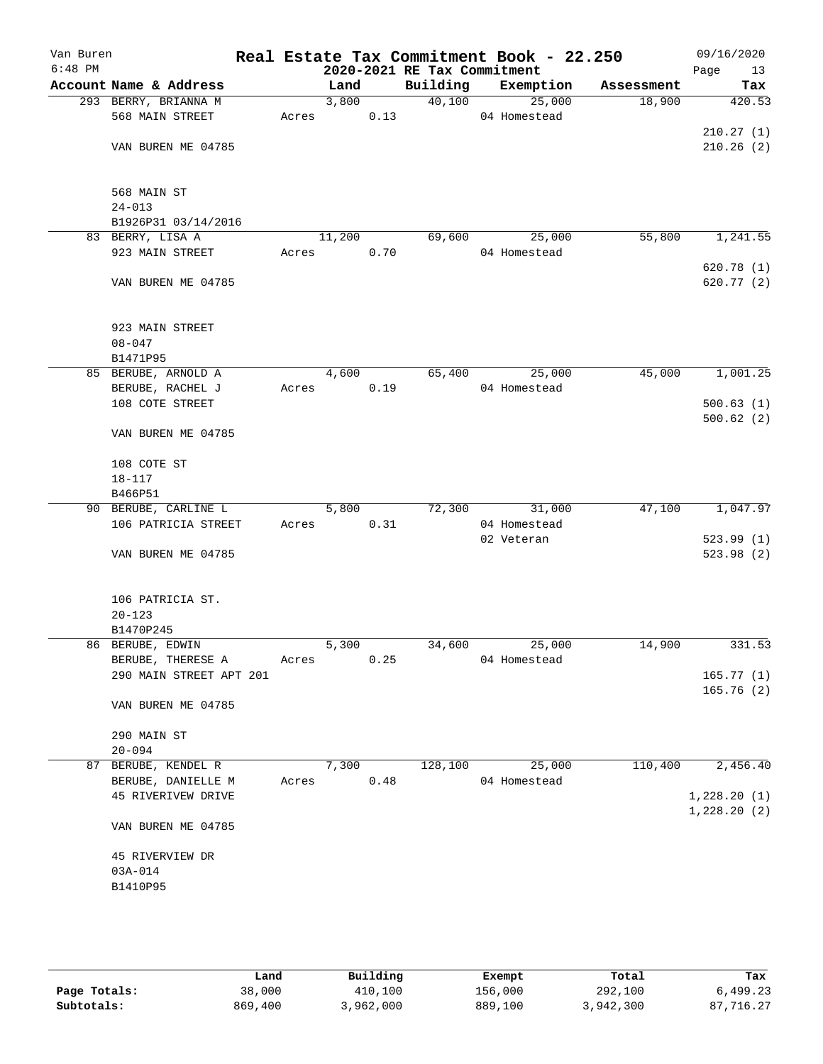Van Buren
6:48 PM

# Real Estate Tax Commitment Book - 22.250

## 2020-2021 RE Tax Commitment

09/16/2020

| Account Name & Address | Land | Building | Exemption | Assessment | Tax |
|---|---|---|---|---|---|
| 293 BERRY, BRIANNA M | 3,800 | 40,100 | 25,000 | 18,900 | 420.53 |
| 568 MAIN STREET | Acres 0.13 | | 04 Homestead | | |
| | | | | | 210.27 (1) |
| VAN BUREN ME 04785 | | | | | 210.26 (2) |
| 568 MAIN ST | | | | | |
| 24-013 | | | | | |
| B1926P31 03/14/2016 | | | | | |
| 83 BERRY, LISA A | 11,200 | 69,600 | 25,000 | 55,800 | 1,241.55 |
| 923 MAIN STREET | Acres 0.70 | | 04 Homestead | | |
| | | | | | 620.78 (1) |
| VAN BUREN ME 04785 | | | | | 620.77 (2) |
| 923 MAIN STREET | | | | | |
| 08-047 | | | | | |
| B1471P95 | | | | | |
| 85 BERUBE, ARNOLD A | 4,600 | 65,400 | 25,000 | 45,000 | 1,001.25 |
| BERUBE, RACHEL J | Acres 0.19 | | 04 Homestead | | |
| 108 COTE STREET | | | | | 500.63 (1) |
| | | | | | 500.62 (2) |
| VAN BUREN ME 04785 | | | | | |
| 108 COTE ST | | | | | |
| 18-117 | | | | | |
| B466P51 | | | | | |
| 90 BERUBE, CARLINE L | 5,800 | 72,300 | 31,000 | 47,100 | 1,047.97 |
| 106 PATRICIA STREET | Acres 0.31 | | 04 Homestead | | |
| | | | 02 Veteran | | 523.99 (1) |
| VAN BUREN ME 04785 | | | | | 523.98 (2) |
| 106 PATRICIA ST. | | | | | |
| 20-123 | | | | | |
| B1470P245 | | | | | |
| 86 BERUBE, EDWIN | 5,300 | 34,600 | 25,000 | 14,900 | 331.53 |
| BERUBE, THERESE A | Acres 0.25 | | 04 Homestead | | |
| 290 MAIN STREET APT 201 | | | | | 165.77 (1) |
| | | | | | 165.76 (2) |
| VAN BUREN ME 04785 | | | | | |
| 290 MAIN ST | | | | | |
| 20-094 | | | | | |
| 87 BERUBE, KENDEL R | 7,300 | 128,100 | 25,000 | 110,400 | 2,456.40 |
| BERUBE, DANIELLE M | Acres 0.48 | | 04 Homestead | | |
| 45 RIVERIVEW DRIVE | | | | | 1,228.20 (1) |
| | | | | | 1,228.20 (2) |
| VAN BUREN ME 04785 | | | | | |
| 45 RIVERVIEW DR | | | | | |
| 03A-014 | | | | | |
| B1410P95 | | | | | |

| | Land | Building | Exempt | Total | Tax |
|---|---|---|---|---|---|
| Page Totals: | 38,000 | 410,100 | 156,000 | 292,100 | 6,499.23 |
| Subtotals: | 869,400 | 3,962,000 | 889,100 | 3,942,300 | 87,716.27 |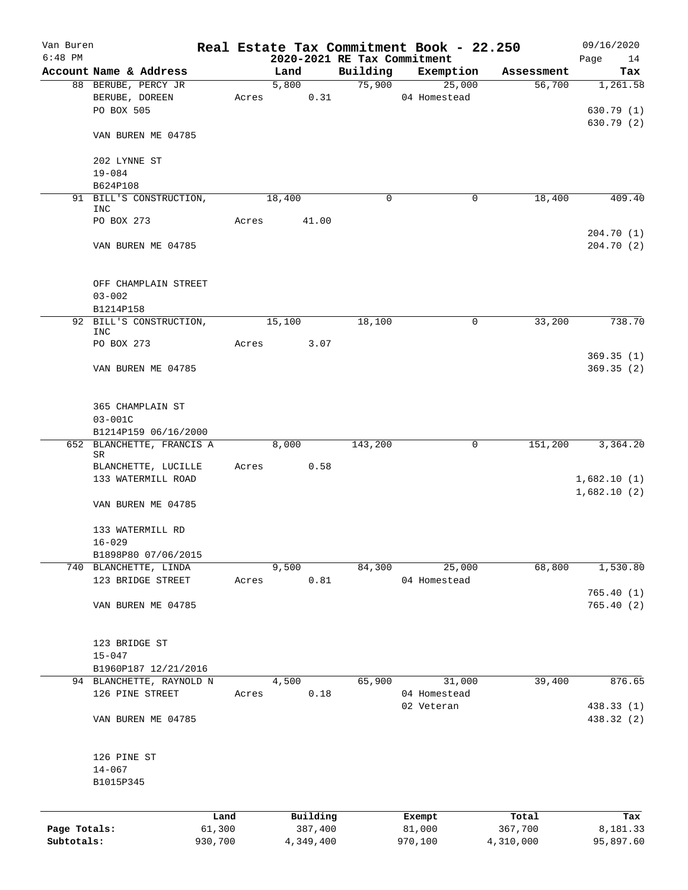Van Buren
6:48 PM

# Real Estate Tax Commitment Book - 22.250

## 2020-2021 RE Tax Commitment

09/16/2020

| Account Name & Address | Land | Building | Exemption | Assessment | Tax |
|---|---|---|---|---|---|
| 88 BERUBE, PERCY JR | 5,800 | 75,900 | 25,000 | 56,700 | 1,261.58 |
| BERUBE, DOREEN | Acres 0.31 | | 04 Homestead | | |
| PO BOX 505 | | | | | 630.79 (1) |
| | | | | | 630.79 (2) |
| VAN BUREN ME 04785 | | | | | |
| 202 LYNNE ST | | | | | |
| 19-084 | | | | | |
| B624P108 | | | | | |
| 91 BILL'S CONSTRUCTION, INC | 18,400 | 0 | 0 | 18,400 | 409.40 |
| PO BOX 273 | Acres 41.00 | | | | |
| | | | | | 204.70 (1) |
| VAN BUREN ME 04785 | | | | | 204.70 (2) |
| OFF CHAMPLAIN STREET | | | | | |
| 03-002 | | | | | |
| B1214P158 | | | | | |
| 92 BILL'S CONSTRUCTION, INC | 15,100 | 18,100 | 0 | 33,200 | 738.70 |
| PO BOX 273 | Acres 3.07 | | | | |
| | | | | | 369.35 (1) |
| VAN BUREN ME 04785 | | | | | 369.35 (2) |
| 365 CHAMPLAIN ST | | | | | |
| 03-001C | | | | | |
| B1214P159 06/16/2000 | | | | | |
| 652 BLANCHETTE, FRANCIS A SR | 8,000 | 143,200 | 0 | 151,200 | 3,364.20 |
| BLANCHETTE, LUCILLE | Acres 0.58 | | | | |
| 133 WATERMILL ROAD | | | | | 1,682.10 (1) |
| | | | | | 1,682.10 (2) |
| VAN BUREN ME 04785 | | | | | |
| 133 WATERMILL RD | | | | | |
| 16-029 | | | | | |
| B1898P80 07/06/2015 | | | | | |
| 740 BLANCHETTE, LINDA | 9,500 | 84,300 | 25,000 | 68,800 | 1,530.80 |
| 123 BRIDGE STREET | Acres 0.81 | | 04 Homestead | | |
| | | | | | 765.40 (1) |
| VAN BUREN ME 04785 | | | | | 765.40 (2) |
| 123 BRIDGE ST | | | | | |
| 15-047 | | | | | |
| B1960P187 12/21/2016 | | | | | |
| 94 BLANCHETTE, RAYNOLD N | 4,500 | 65,900 | 31,000 | 39,400 | 876.65 |
| 126 PINE STREET | Acres 0.18 | | 04 Homestead | | |
| | | | 02 Veteran | | 438.33 (1) |
| VAN BUREN ME 04785 | | | | | 438.32 (2) |
| 126 PINE ST | | | | | |
| 14-067 | | | | | |
| B1015P345 | | | | | |

| | Land | Building | Exempt | Total | Tax |
|---|---|---|---|---|---|
| Page Totals: | 61,300 | 387,400 | 81,000 | 367,700 | 8,181.33 |
| Subtotals: | 930,700 | 4,349,400 | 970,100 | 4,310,000 | 95,897.60 |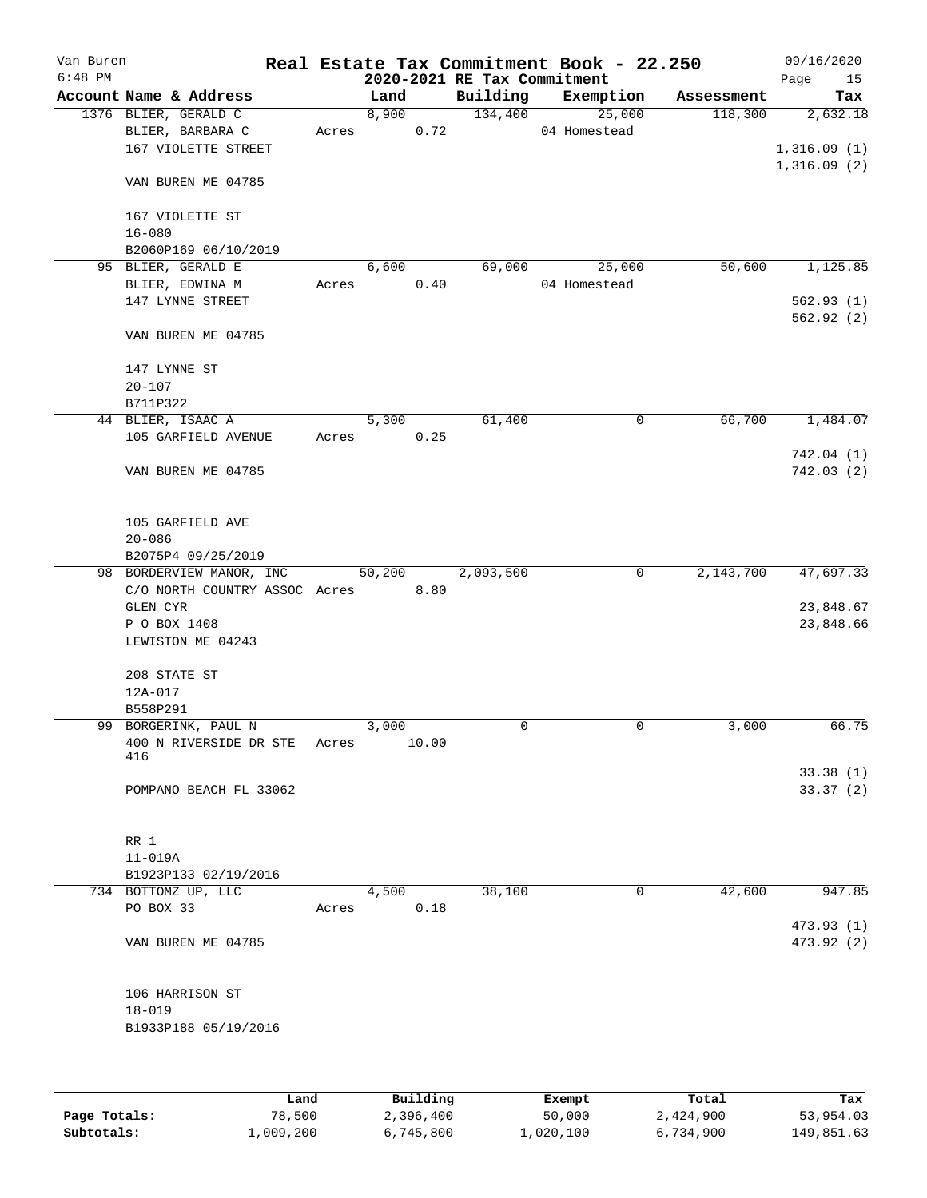Van Buren
6:48 PM

# Real Estate Tax Commitment Book - 22.250

## 2020-2021 RE Tax Commitment

09/16/2020

| Account Name & Address | Land | Building | Exemption | Assessment | Tax |
|---|---|---|---|---|---|
| 1376 BLIER, GERALD C<br>BLIER, BARBARA C<br>167 VIOLETTE STREET<br><br>VAN BUREN ME 04785<br><br>167 VIOLETTE ST<br>16-080<br>B2060P169 06/10/2019 | 8,900<br>Acres 0.72 | 134,400 | 25,000<br>04 Homestead | 118,300 | 2,632.18<br><br>1,316.09 (1)<br>1,316.09 (2) |
| 95 BLIER, GERALD E<br>BLIER, EDWINA M<br>147 LYNNE STREET<br><br>VAN BUREN ME 04785<br><br>147 LYNNE ST<br>20-107<br>B711P322 | 6,600<br>Acres 0.40 | 69,000 | 25,000<br>04 Homestead | 50,600 | 1,125.85<br><br>562.93 (1)<br>562.92 (2) |
| 44 BLIER, ISAAC A<br>105 GARFIELD AVENUE<br><br>VAN BUREN ME 04785<br><br>105 GARFIELD AVE<br>20-086<br>B2075P4 09/25/2019 | 5,300<br>Acres 0.25 | 61,400 | 0 | 66,700 | 1,484.07<br><br>742.04 (1)<br>742.03 (2) |
| 98 BORDERVIEW MANOR, INC<br>C/O NORTH COUNTRY ASSOC<br>GLEN CYR<br>P O BOX 1408<br>LEWISTON ME 04243<br><br>208 STATE ST<br>12A-017<br>B558P291 | 50,200<br>Acres 8.80 | 2,093,500 | 0 | 2,143,700 | 47,697.33<br><br>23,848.67<br>23,848.66 |
| 99 BORGERINK, PAUL N<br>400 N RIVERSIDE DR STE 416<br><br>POMPANO BEACH FL 33062<br><br>RR 1<br>11-019A<br>B1923P133 02/19/2016 | 3,000<br>Acres 10.00 | 0 | 0 | 3,000 | 66.75<br><br>33.38 (1)<br>33.37 (2) |
| 734 BOTTOMZ UP, LLC<br>PO BOX 33<br><br>VAN BUREN ME 04785<br><br>106 HARRISON ST<br>18-019<br>B1933P188 05/19/2016 | 4,500<br>Acres 0.18 | 38,100 | 0 | 42,600 | 947.85<br><br>473.93 (1)<br>473.92 (2) |

| | Land | Building | Exempt | Total | Tax |
|---|---|---|---|---|---|
| **Page Totals:** | 78,500 | 2,396,400 | 50,000 | 2,424,900 | 53,954.03 |
| **Subtotals:** | 1,009,200 | 6,745,800 | 1,020,100 | 6,734,900 | 149,851.63 |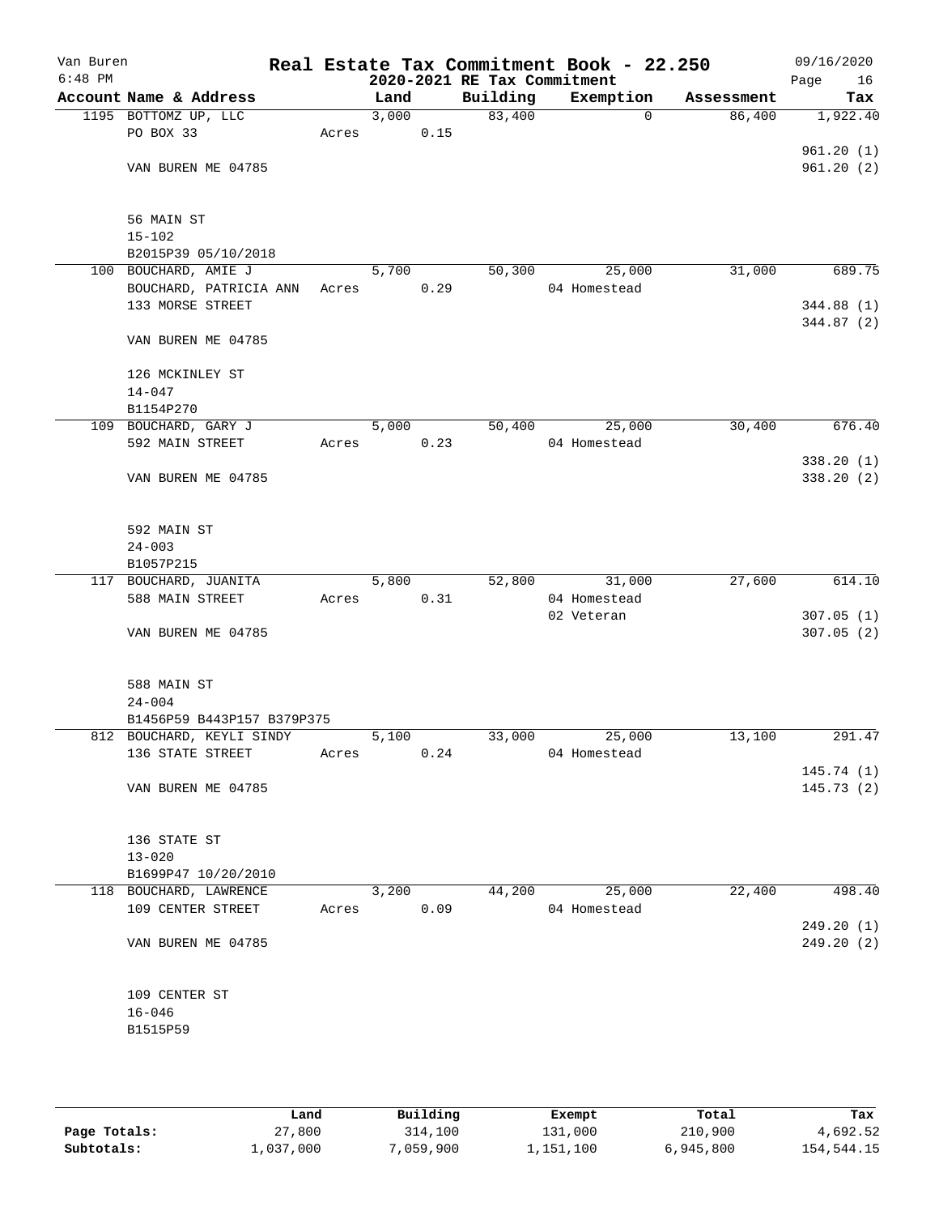# Real Estate Tax Commitment Book - 22.250

Van Buren
6:48 PM

2020-2021 RE Tax Commitment

09/16/2020

| Account | Name & Address | Land | Building | Exemption | Assessment | Tax |
|---|---|---|---|---|---|---|
| 1195 | BOTTOMZ UP, LLC | 3,000 | 83,400 | 0 | 86,400 | 1,922.40 |
| | PO BOX 33 | Acres 0.15 | | | | |
| | | | | | | 961.20 (1) |
| | VAN BUREN ME 04785 | | | | | 961.20 (2) |
| | 56 MAIN ST | | | | | |
| | 15-102 | | | | | |
| | B2015P39 05/10/2018 | | | | | |
| 100 | BOUCHARD, AMIE J | 5,700 | 50,300 | 25,000 | 31,000 | 689.75 |
| | BOUCHARD, PATRICIA ANN | Acres 0.29 | | 04 Homestead | | |
| | 133 MORSE STREET | | | | | 344.88 (1) |
| | | | | | | 344.87 (2) |
| | VAN BUREN ME 04785 | | | | | |
| | 126 MCKINLEY ST | | | | | |
| | 14-047 | | | | | |
| | B1154P270 | | | | | |
| 109 | BOUCHARD, GARY J | 5,000 | 50,400 | 25,000 | 30,400 | 676.40 |
| | 592 MAIN STREET | Acres 0.23 | | 04 Homestead | | |
| | | | | | | 338.20 (1) |
| | VAN BUREN ME 04785 | | | | | 338.20 (2) |
| | 592 MAIN ST | | | | | |
| | 24-003 | | | | | |
| | B1057P215 | | | | | |
| 117 | BOUCHARD, JUANITA | 5,800 | 52,800 | 31,000 | 27,600 | 614.10 |
| | 588 MAIN STREET | Acres 0.31 | | 04 Homestead | | |
| | | | | 02 Veteran | | 307.05 (1) |
| | VAN BUREN ME 04785 | | | | | 307.05 (2) |
| | 588 MAIN ST | | | | | |
| | 24-004 | | | | | |
| | B1456P59 B443P157 B379P375 | | | | | |
| 812 | BOUCHARD, KEYLI SINDY | 5,100 | 33,000 | 25,000 | 13,100 | 291.47 |
| | 136 STATE STREET | Acres 0.24 | | 04 Homestead | | |
| | | | | | | 145.74 (1) |
| | VAN BUREN ME 04785 | | | | | 145.73 (2) |
| | 136 STATE ST | | | | | |
| | 13-020 | | | | | |
| | B1699P47 10/20/2010 | | | | | |
| 118 | BOUCHARD, LAWRENCE | 3,200 | 44,200 | 25,000 | 22,400 | 498.40 |
| | 109 CENTER STREET | Acres 0.09 | | 04 Homestead | | |
| | | | | | | 249.20 (1) |
| | VAN BUREN ME 04785 | | | | | 249.20 (2) |
| | 109 CENTER ST | | | | | |
| | 16-046 | | | | | |
| | B1515P59 | | | | | |

| | Land | Building | Exempt | Total | Tax |
|---|---|---|---|---|---|
| Page Totals: | 27,800 | 314,100 | 131,000 | 210,900 | 4,692.52 |
| Subtotals: | 1,037,000 | 7,059,900 | 1,151,100 | 6,945,800 | 154,544.15 |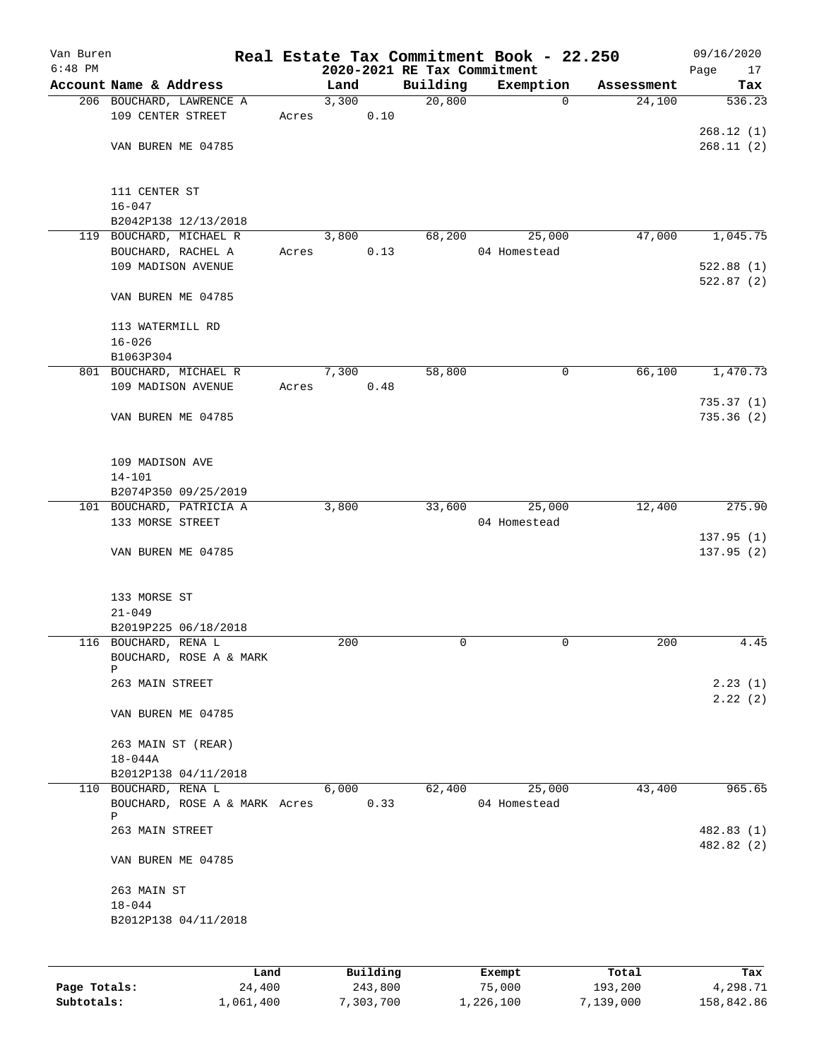Van Buren — Real Estate Tax Commitment Book - 22.250 — 09/16/2020
6:48 PM — 2020-2021 RE Tax Commitment

| Account Name & Address | Land | Building | Exemption | Assessment | Tax |
|---|---|---|---|---|---|
| 206 BOUCHARD, LAWRENCE A<br>109 CENTER STREET<br><br>VAN BUREN ME 04785<br><br>111 CENTER ST<br>16-047<br>B2042P138 12/13/2018 | 3,300<br>Acres 0.10 | 20,800 | 0 | 24,100 | 536.23<br><br>268.12 (1)<br>268.11 (2) |
| 119 BOUCHARD, MICHAEL R<br>BOUCHARD, RACHEL A<br>109 MADISON AVENUE<br><br>VAN BUREN ME 04785<br><br>113 WATERMILL RD<br>16-026<br>B1063P304 | 3,800<br>Acres 0.13 | 68,200 | 25,000<br>04 Homestead | 47,000 | 1,045.75<br><br>522.88 (1)<br>522.87 (2) |
| 801 BOUCHARD, MICHAEL R<br>109 MADISON AVENUE<br><br>VAN BUREN ME 04785<br><br>109 MADISON AVE<br>14-101<br>B2074P350 09/25/2019 | 7,300<br>Acres 0.48 | 58,800 | 0 | 66,100 | 1,470.73<br><br>735.37 (1)<br>735.36 (2) |
| 101 BOUCHARD, PATRICIA A<br>133 MORSE STREET<br><br>VAN BUREN ME 04785<br><br>133 MORSE ST<br>21-049<br>B2019P225 06/18/2018 | 3,800 | 33,600 | 25,000<br>04 Homestead | 12,400 | 275.90<br><br>137.95 (1)<br>137.95 (2) |
| 116 BOUCHARD, RENA L<br>BOUCHARD, ROSE A & MARK P<br>263 MAIN STREET<br><br>VAN BUREN ME 04785<br><br>263 MAIN ST (REAR)<br>18-044A<br>B2012P138 04/11/2018 | 200 | 0 | 0 | 200 | 4.45<br><br>2.23 (1)<br>2.22 (2) |
| 110 BOUCHARD, RENA L<br>BOUCHARD, ROSE A & MARK P<br>263 MAIN STREET<br><br>VAN BUREN ME 04785<br><br>263 MAIN ST<br>18-044<br>B2012P138 04/11/2018 | 6,000<br>Acres 0.33 | 62,400 | 25,000<br>04 Homestead | 43,400 | 965.65<br><br>482.83 (1)<br>482.82 (2) |

| | Land | Building | Exempt | Total | Tax |
|---|---|---|---|---|---|
| Page Totals: | 24,400 | 243,800 | 75,000 | 193,200 | 4,298.71 |
| Subtotals: | 1,061,400 | 7,303,700 | 1,226,100 | 7,139,000 | 158,842.86 |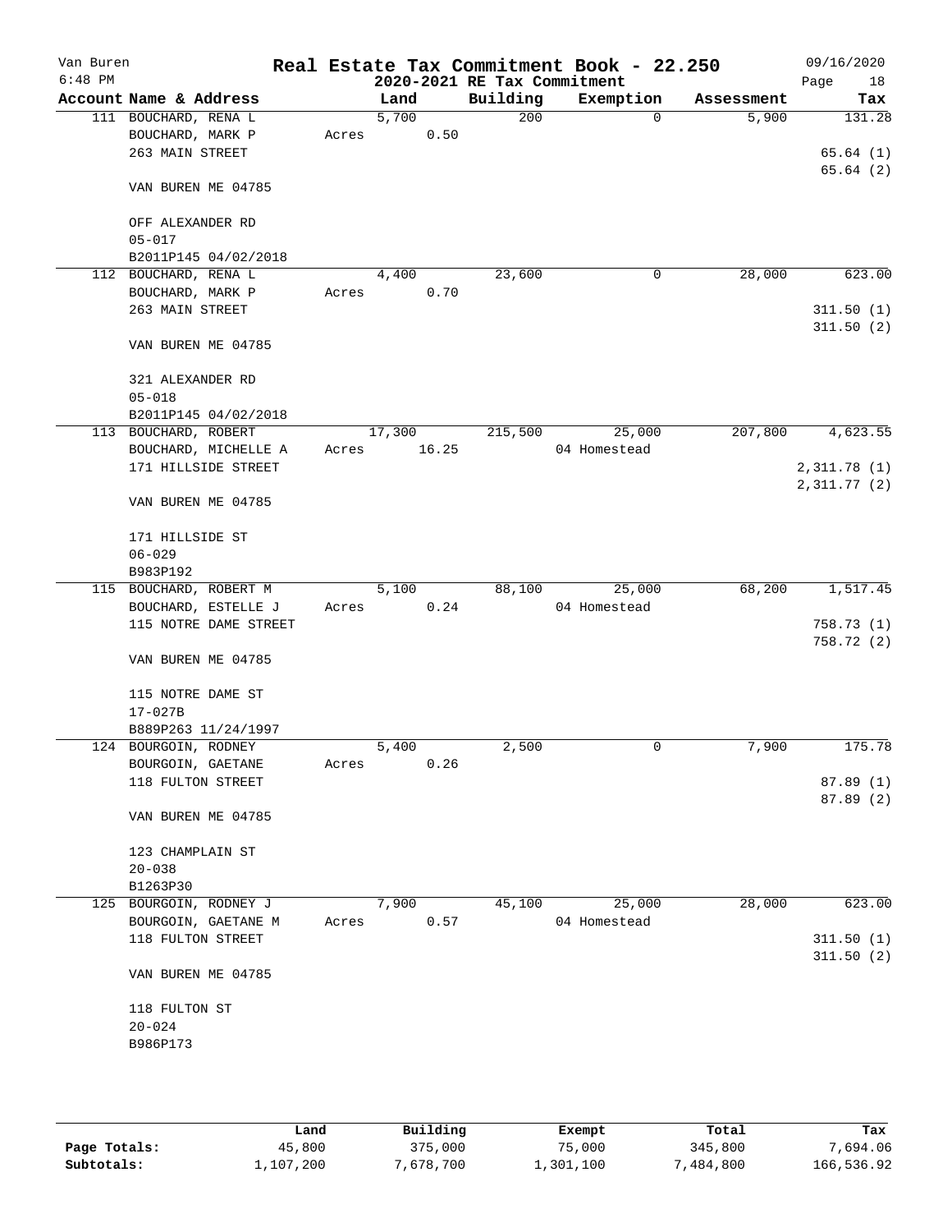# Real Estate Tax Commitment Book - 22.250

Van Buren
6:48 PM

2020-2021 RE Tax Commitment

09/16/2020

| Account Name & Address | Land | Building | Exemption | Assessment | Tax |
|---|---|---|---|---|---|
| 111 BOUCHARD, RENA L | 5,700 | 200 | 0 | 5,900 | 131.28 |
| BOUCHARD, MARK P | Acres 0.50 | | | | |
| 263 MAIN STREET | | | | | 65.64 (1) |
| | | | | | 65.64 (2) |
| VAN BUREN ME 04785 | | | | | |
| OFF ALEXANDER RD | | | | | |
| 05-017 | | | | | |
| B2011P145 04/02/2018 | | | | | |
| 112 BOUCHARD, RENA L | 4,400 | 23,600 | 0 | 28,000 | 623.00 |
| BOUCHARD, MARK P | Acres 0.70 | | | | |
| 263 MAIN STREET | | | | | 311.50 (1) |
| | | | | | 311.50 (2) |
| VAN BUREN ME 04785 | | | | | |
| 321 ALEXANDER RD | | | | | |
| 05-018 | | | | | |
| B2011P145 04/02/2018 | | | | | |
| 113 BOUCHARD, ROBERT | 17,300 | 215,500 | 25,000 | 207,800 | 4,623.55 |
| BOUCHARD, MICHELLE A | Acres 16.25 | | 04 Homestead | | |
| 171 HILLSIDE STREET | | | | | 2,311.78 (1) |
| | | | | | 2,311.77 (2) |
| VAN BUREN ME 04785 | | | | | |
| 171 HILLSIDE ST | | | | | |
| 06-029 | | | | | |
| B983P192 | | | | | |
| 115 BOUCHARD, ROBERT M | 5,100 | 88,100 | 25,000 | 68,200 | 1,517.45 |
| BOUCHARD, ESTELLE J | Acres 0.24 | | 04 Homestead | | |
| 115 NOTRE DAME STREET | | | | | 758.73 (1) |
| | | | | | 758.72 (2) |
| VAN BUREN ME 04785 | | | | | |
| 115 NOTRE DAME ST | | | | | |
| 17-027B | | | | | |
| B889P263 11/24/1997 | | | | | |
| 124 BOURGOIN, RODNEY | 5,400 | 2,500 | 0 | 7,900 | 175.78 |
| BOURGOIN, GAETANE | Acres 0.26 | | | | |
| 118 FULTON STREET | | | | | 87.89 (1) |
| | | | | | 87.89 (2) |
| VAN BUREN ME 04785 | | | | | |
| 123 CHAMPLAIN ST | | | | | |
| 20-038 | | | | | |
| B1263P30 | | | | | |
| 125 BOURGOIN, RODNEY J | 7,900 | 45,100 | 25,000 | 28,000 | 623.00 |
| BOURGOIN, GAETANE M | Acres 0.57 | | 04 Homestead | | |
| 118 FULTON STREET | | | | | 311.50 (1) |
| | | | | | 311.50 (2) |
| VAN BUREN ME 04785 | | | | | |
| 118 FULTON ST | | | | | |
| 20-024 | | | | | |
| B986P173 | | | | | |

| | Land | Building | Exempt | Total | Tax |
|---|---|---|---|---|---|
| Page Totals: | 45,800 | 375,000 | 75,000 | 345,800 | 7,694.06 |
| Subtotals: | 1,107,200 | 7,678,700 | 1,301,100 | 7,484,800 | 166,536.92 |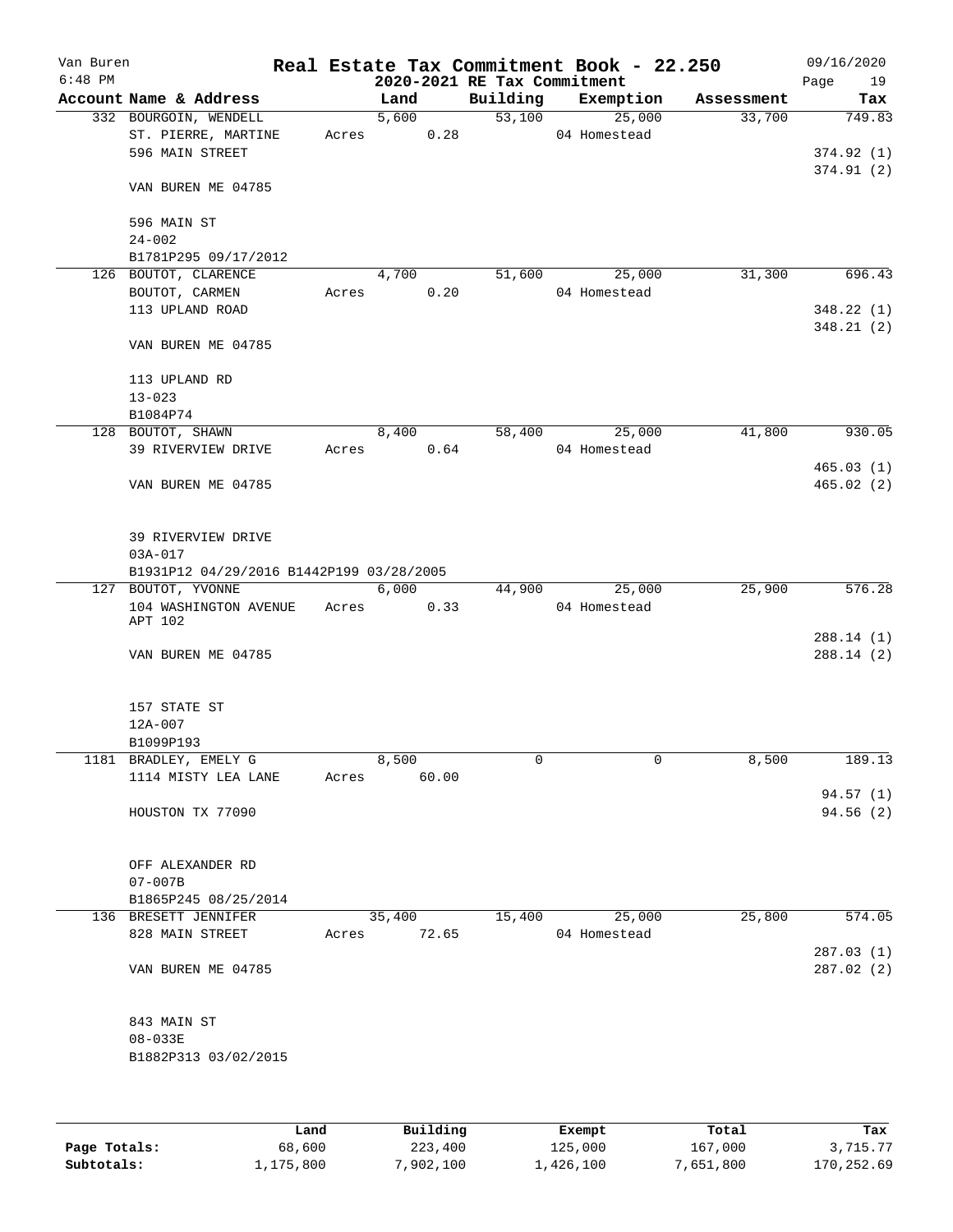Van Buren
6:48 PM

# Real Estate Tax Commitment Book - 22.250
## 2020-2021 RE Tax Commitment

09/16/2020

| Account Name & Address | Land | Building | Exemption | Assessment | Tax |
|---|---|---|---|---|---|
| 332 BOURGOIN, WENDELL | 5,600 | 53,100 | 25,000 | 33,700 | 749.83 |
| ST. PIERRE, MARTINE | Acres 0.28 | | 04 Homestead | | |
| 596 MAIN STREET | | | | | 374.92 (1) |
| | | | | | 374.91 (2) |
| VAN BUREN ME 04785 | | | | | |
| 596 MAIN ST | | | | | |
| 24-002 | | | | | |
| B1781P295 09/17/2012 | | | | | |
| 126 BOUTOT, CLARENCE | 4,700 | 51,600 | 25,000 | 31,300 | 696.43 |
| BOUTOT, CARMEN | Acres 0.20 | | 04 Homestead | | |
| 113 UPLAND ROAD | | | | | 348.22 (1) |
| | | | | | 348.21 (2) |
| VAN BUREN ME 04785 | | | | | |
| 113 UPLAND RD | | | | | |
| 13-023 | | | | | |
| B1084P74 | | | | | |
| 128 BOUTOT, SHAWN | 8,400 | 58,400 | 25,000 | 41,800 | 930.05 |
| 39 RIVERVIEW DRIVE | Acres 0.64 | | 04 Homestead | | |
| | | | | | 465.03 (1) |
| VAN BUREN ME 04785 | | | | | 465.02 (2) |
| 39 RIVERVIEW DRIVE | | | | | |
| 03A-017 | | | | | |
| B1931P12 04/29/2016 B1442P199 03/28/2005 | | | | | |
| 127 BOUTOT, YVONNE | 6,000 | 44,900 | 25,000 | 25,900 | 576.28 |
| 104 WASHINGTON AVENUE APT 102 | Acres 0.33 | | 04 Homestead | | |
| | | | | | 288.14 (1) |
| VAN BUREN ME 04785 | | | | | 288.14 (2) |
| 157 STATE ST | | | | | |
| 12A-007 | | | | | |
| B1099P193 | | | | | |
| 1181 BRADLEY, EMELY G | 8,500 | 0 | 0 | 8,500 | 189.13 |
| 1114 MISTY LEA LANE | Acres 60.00 | | | | |
| | | | | | 94.57 (1) |
| HOUSTON TX 77090 | | | | | 94.56 (2) |
| OFF ALEXANDER RD | | | | | |
| 07-007B | | | | | |
| B1865P245 08/25/2014 | | | | | |
| 136 BRESETT JENNIFER | 35,400 | 15,400 | 25,000 | 25,800 | 574.05 |
| 828 MAIN STREET | Acres 72.65 | | 04 Homestead | | |
| | | | | | 287.03 (1) |
| VAN BUREN ME 04785 | | | | | 287.02 (2) |
| 843 MAIN ST | | | | | |
| 08-033E | | | | | |
| B1882P313 03/02/2015 | | | | | |

| | Land | Building | Exempt | Total | Tax |
|---|---|---|---|---|---|
| Page Totals: | 68,600 | 223,400 | 125,000 | 167,000 | 3,715.77 |
| Subtotals: | 1,175,800 | 7,902,100 | 1,426,100 | 7,651,800 | 170,252.69 |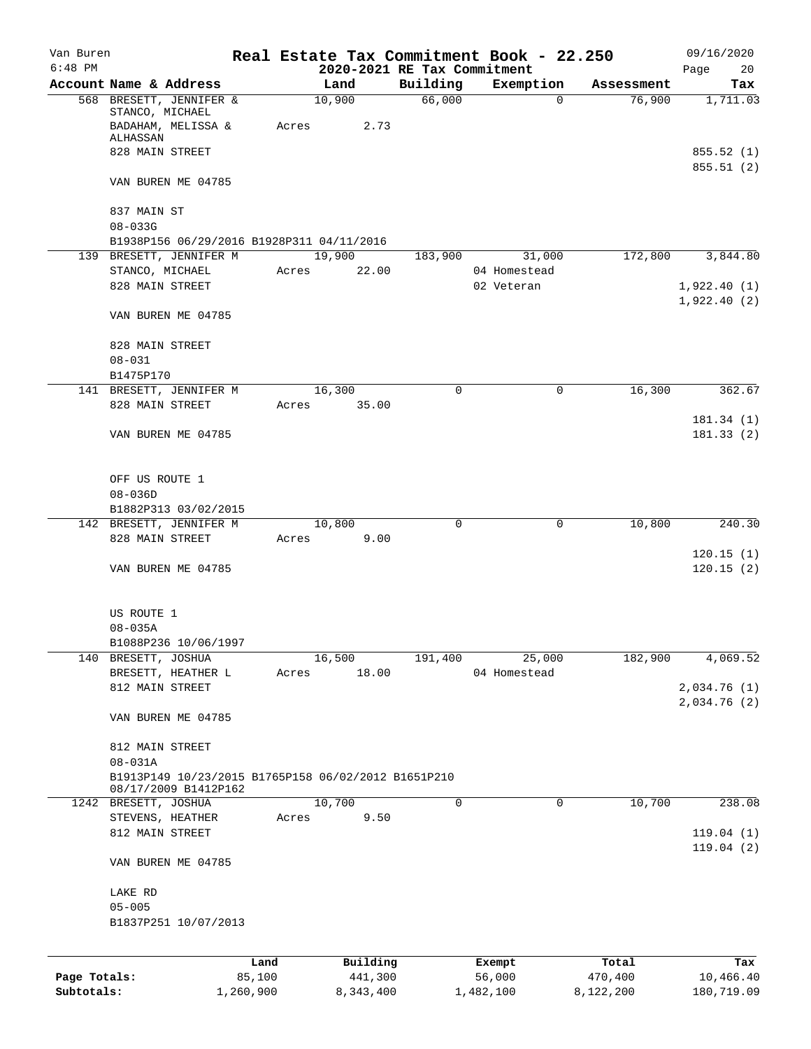# Real Estate Tax Commitment Book - 22.250

Van Buren
6:48 PM

## 2020-2021 RE Tax Commitment

09/16/2020

| Account Name & Address | Land | Building | Exemption | Assessment | Tax |
|---|---|---|---|---|---|
| 568 BRESETT, JENNIFER & STANCO, MICHAEL | 10,900 | 66,000 | 0 | 76,900 | 1,711.03 |
| BADAHAM, MELISSA & ALHASSAN | Acres 2.73 | | | | |
| 828 MAIN STREET | | | | | 855.52 (1) |
| | | | | | 855.51 (2) |
| VAN BUREN ME 04785 | | | | | |
| 837 MAIN ST | | | | | |
| 08-033G | | | | | |
| B1938P156 06/29/2016 B1928P311 04/11/2016 | | | | | |
| 139 BRESETT, JENNIFER M | 19,900 | 183,900 | 31,000 | 172,800 | 3,844.80 |
| STANCO, MICHAEL | Acres 22.00 | | 04 Homestead | | |
| 828 MAIN STREET | | | 02 Veteran | | 1,922.40 (1) |
| | | | | | 1,922.40 (2) |
| VAN BUREN ME 04785 | | | | | |
| 828 MAIN STREET | | | | | |
| 08-031 | | | | | |
| B1475P170 | | | | | |
| 141 BRESETT, JENNIFER M | 16,300 | 0 | 0 | 16,300 | 362.67 |
| 828 MAIN STREET | Acres 35.00 | | | | |
| | | | | | 181.34 (1) |
| VAN BUREN ME 04785 | | | | | 181.33 (2) |
| OFF US ROUTE 1 | | | | | |
| 08-036D | | | | | |
| B1882P313 03/02/2015 | | | | | |
| 142 BRESETT, JENNIFER M | 10,800 | 0 | 0 | 10,800 | 240.30 |
| 828 MAIN STREET | Acres 9.00 | | | | |
| | | | | | 120.15 (1) |
| VAN BUREN ME 04785 | | | | | 120.15 (2) |
| US ROUTE 1 | | | | | |
| 08-035A | | | | | |
| B1088P236 10/06/1997 | | | | | |
| 140 BRESETT, JOSHUA | 16,500 | 191,400 | 25,000 | 182,900 | 4,069.52 |
| BRESETT, HEATHER L | Acres 18.00 | | 04 Homestead | | |
| 812 MAIN STREET | | | | | 2,034.76 (1) |
| | | | | | 2,034.76 (2) |
| VAN BUREN ME 04785 | | | | | |
| 812 MAIN STREET | | | | | |
| 08-031A | | | | | |
| B1913P149 10/23/2015 B1765P158 06/02/2012 B1651P210 08/17/2009 B1412P162 | | | | | |
| 1242 BRESETT, JOSHUA | 10,700 | 0 | 0 | 10,700 | 238.08 |
| STEVENS, HEATHER | Acres 9.50 | | | | |
| 812 MAIN STREET | | | | | 119.04 (1) |
| | | | | | 119.04 (2) |
| VAN BUREN ME 04785 | | | | | |
| LAKE RD | | | | | |
| 05-005 | | | | | |
| B1837P251 10/07/2013 | | | | | |

| | Land | Building | Exempt | Total | Tax |
|---|---|---|---|---|---|
| Page Totals: | 85,100 | 441,300 | 56,000 | 470,400 | 10,466.40 |
| Subtotals: | 1,260,900 | 8,343,400 | 1,482,100 | 8,122,200 | 180,719.09 |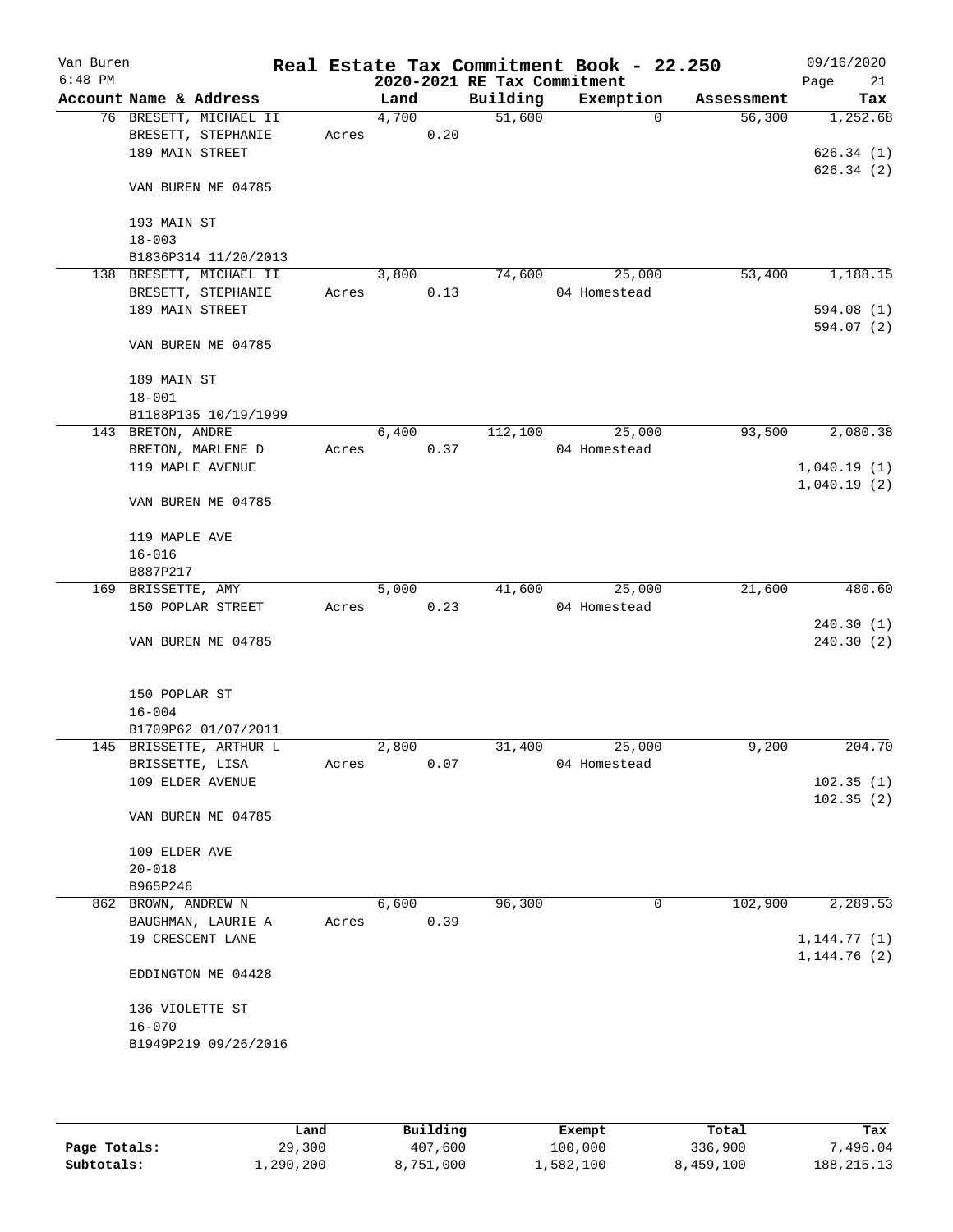Van Buren
6:48 PM

# Real Estate Tax Commitment Book - 22.250

## 2020-2021 RE Tax Commitment

09/16/2020

| Account Name & Address | Land | Building | Exemption | Assessment | Tax |
|---|---|---|---|---|---|
| 76 BRESETT, MICHAEL II | 4,700 | 51,600 | 0 | 56,300 | 1,252.68 |
| BRESETT, STEPHANIE | Acres 0.20 | | | | |
| 189 MAIN STREET | | | | | 626.34 (1) |
| | | | | | 626.34 (2) |
| VAN BUREN ME 04785 | | | | | |
| 193 MAIN ST | | | | | |
| 18-003 | | | | | |
| B1836P314 11/20/2013 | | | | | |
| 138 BRESETT, MICHAEL II | 3,800 | 74,600 | 25,000 | 53,400 | 1,188.15 |
| BRESETT, STEPHANIE | Acres 0.13 | | 04 Homestead | | |
| 189 MAIN STREET | | | | | 594.08 (1) |
| | | | | | 594.07 (2) |
| VAN BUREN ME 04785 | | | | | |
| 189 MAIN ST | | | | | |
| 18-001 | | | | | |
| B1188P135 10/19/1999 | | | | | |
| 143 BRETON, ANDRE | 6,400 | 112,100 | 25,000 | 93,500 | 2,080.38 |
| BRETON, MARLENE D | Acres 0.37 | | 04 Homestead | | |
| 119 MAPLE AVENUE | | | | | 1,040.19 (1) |
| | | | | | 1,040.19 (2) |
| VAN BUREN ME 04785 | | | | | |
| 119 MAPLE AVE | | | | | |
| 16-016 | | | | | |
| B887P217 | | | | | |
| 169 BRISSETTE, AMY | 5,000 | 41,600 | 25,000 | 21,600 | 480.60 |
| 150 POPLAR STREET | Acres 0.23 | | 04 Homestead | | |
| | | | | | 240.30 (1) |
| VAN BUREN ME 04785 | | | | | 240.30 (2) |
| 150 POPLAR ST | | | | | |
| 16-004 | | | | | |
| B1709P62 01/07/2011 | | | | | |
| 145 BRISSETTE, ARTHUR L | 2,800 | 31,400 | 25,000 | 9,200 | 204.70 |
| BRISSETTE, LISA | Acres 0.07 | | 04 Homestead | | |
| 109 ELDER AVENUE | | | | | 102.35 (1) |
| | | | | | 102.35 (2) |
| VAN BUREN ME 04785 | | | | | |
| 109 ELDER AVE | | | | | |
| 20-018 | | | | | |
| B965P246 | | | | | |
| 862 BROWN, ANDREW N | 6,600 | 96,300 | 0 | 102,900 | 2,289.53 |
| BAUGHMAN, LAURIE A | Acres 0.39 | | | | |
| 19 CRESCENT LANE | | | | | 1,144.77 (1) |
| | | | | | 1,144.76 (2) |
| EDDINGTON ME 04428 | | | | | |
| 136 VIOLETTE ST | | | | | |
| 16-070 | | | | | |
| B1949P219 09/26/2016 | | | | | |

| | Land | Building | Exempt | Total | Tax |
|---|---|---|---|---|---|
| Page Totals: | 29,300 | 407,600 | 100,000 | 336,900 | 7,496.04 |
| Subtotals: | 1,290,200 | 8,751,000 | 1,582,100 | 8,459,100 | 188,215.13 |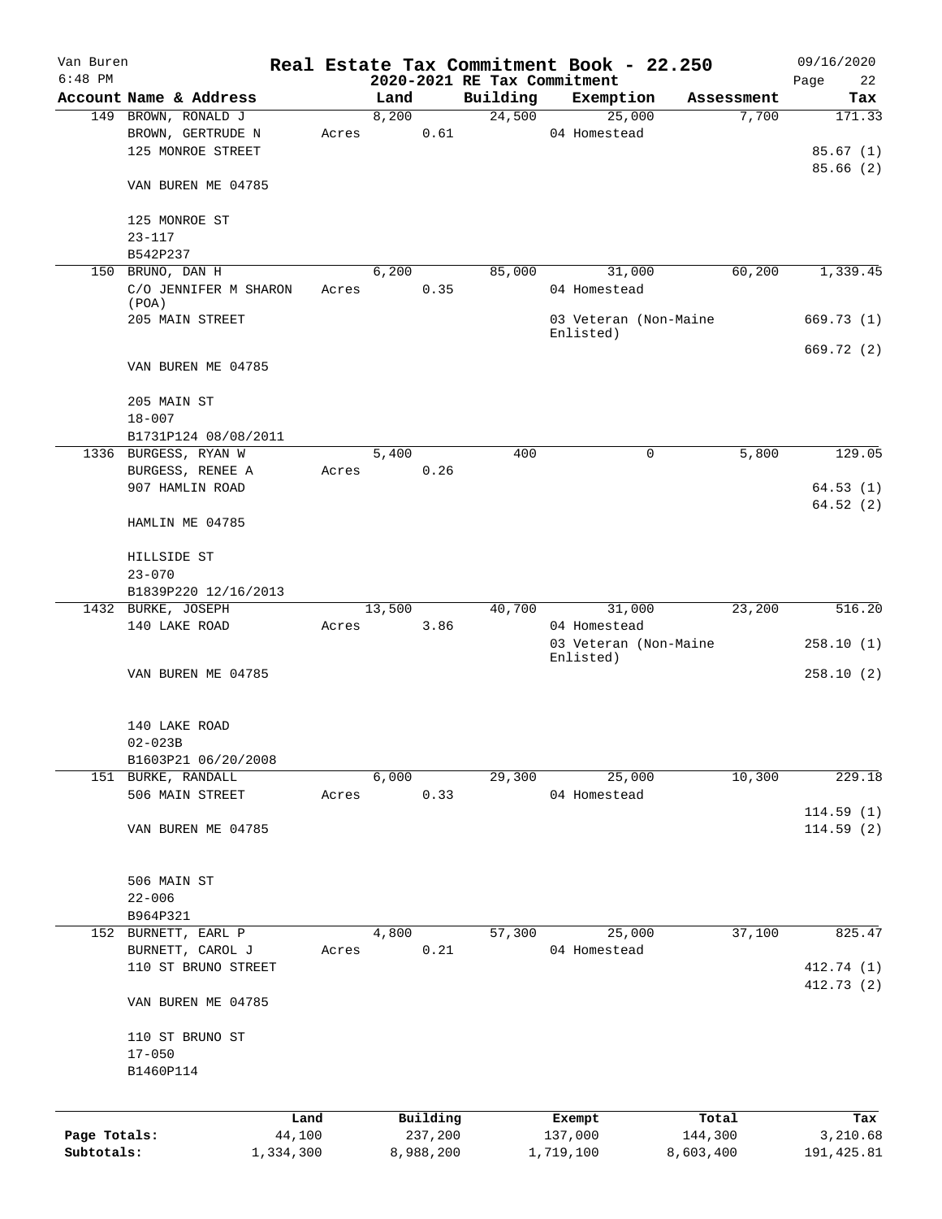# Real Estate Tax Commitment Book - 22.250

Van Buren
6:48 PM

2020-2021 RE Tax Commitment

09/16/2020

| Account Name & Address | Land | Building | Exemption | Assessment | Tax |
|---|---|---|---|---|---|
| 149 BROWN, RONALD J | 8,200 | 24,500 | 25,000 | 7,700 | 171.33 |
| BROWN, GERTRUDE N | Acres 0.61 | | 04 Homestead | | |
| 125 MONROE STREET | | | | | 85.67 (1) |
| | | | | | 85.66 (2) |
| VAN BUREN ME 04785 | | | | | |
| 125 MONROE ST | | | | | |
| 23-117 | | | | | |
| B542P237 | | | | | |
| 150 BRUNO, DAN H | 6,200 | 85,000 | 31,000 | 60,200 | 1,339.45 |
| C/O JENNIFER M SHARON (POA) | Acres 0.35 | | 04 Homestead | | |
| 205 MAIN STREET | | | 03 Veteran (Non-Maine Enlisted) | | 669.73 (1) |
| | | | | | 669.72 (2) |
| VAN BUREN ME 04785 | | | | | |
| 205 MAIN ST | | | | | |
| 18-007 | | | | | |
| B1731P124 08/08/2011 | | | | | |
| 1336 BURGESS, RYAN W | 5,400 | 400 | 0 | 5,800 | 129.05 |
| BURGESS, RENEE A | Acres 0.26 | | | | |
| 907 HAMLIN ROAD | | | | | 64.53 (1) |
| | | | | | 64.52 (2) |
| HAMLIN ME 04785 | | | | | |
| HILLSIDE ST | | | | | |
| 23-070 | | | | | |
| B1839P220 12/16/2013 | | | | | |
| 1432 BURKE, JOSEPH | 13,500 | 40,700 | 31,000 | 23,200 | 516.20 |
| 140 LAKE ROAD | Acres 3.86 | | 04 Homestead | | |
| | | | 03 Veteran (Non-Maine Enlisted) | | 258.10 (1) |
| VAN BUREN ME 04785 | | | | | 258.10 (2) |
| 140 LAKE ROAD | | | | | |
| 02-023B | | | | | |
| B1603P21 06/20/2008 | | | | | |
| 151 BURKE, RANDALL | 6,000 | 29,300 | 25,000 | 10,300 | 229.18 |
| 506 MAIN STREET | Acres 0.33 | | 04 Homestead | | |
| | | | | | 114.59 (1) |
| VAN BUREN ME 04785 | | | | | 114.59 (2) |
| 506 MAIN ST | | | | | |
| 22-006 | | | | | |
| B964P321 | | | | | |
| 152 BURNETT, EARL P | 4,800 | 57,300 | 25,000 | 37,100 | 825.47 |
| BURNETT, CAROL J | Acres 0.21 | | 04 Homestead | | |
| 110 ST BRUNO STREET | | | | | 412.74 (1) |
| | | | | | 412.73 (2) |
| VAN BUREN ME 04785 | | | | | |
| 110 ST BRUNO ST | | | | | |
| 17-050 | | | | | |
| B1460P114 | | | | | |

| | Land | Building | Exempt | Total | Tax |
|---|---|---|---|---|---|
| Page Totals: | 44,100 | 237,200 | 137,000 | 144,300 | 3,210.68 |
| Subtotals: | 1,334,300 | 8,988,200 | 1,719,100 | 8,603,400 | 191,425.81 |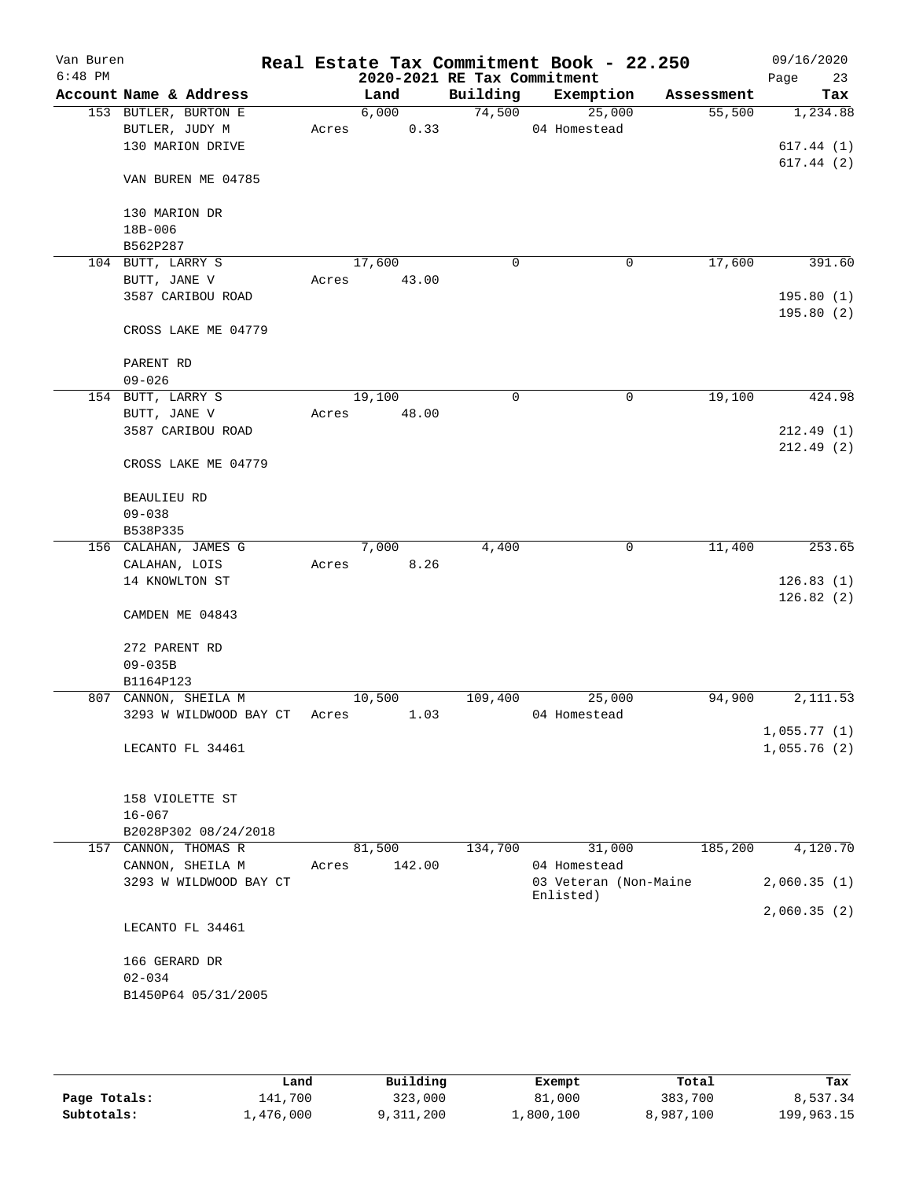# Real Estate Tax Commitment Book - 22.250

## 2020-2021 RE Tax Commitment

Van Buren
6:48 PM

09/16/2020

| Account Name & Address | Land | Building | Exemption | Assessment | Tax |
|---|---|---|---|---|---|
| 153 BUTLER, BURTON E | 6,000 | 74,500 | 25,000 | 55,500 | 1,234.88 |
| BUTLER, JUDY M | Acres 0.33 | | 04 Homestead | | |
| 130 MARION DRIVE | | | | | 617.44 (1) |
| | | | | | 617.44 (2) |
| VAN BUREN ME 04785 | | | | | |
| 130 MARION DR | | | | | |
| 18B-006 | | | | | |
| B562P287 | | | | | |
| 104 BUTT, LARRY S | 17,600 | 0 | 0 | 17,600 | 391.60 |
| BUTT, JANE V | Acres 43.00 | | | | |
| 3587 CARIBOU ROAD | | | | | 195.80 (1) |
| | | | | | 195.80 (2) |
| CROSS LAKE ME 04779 | | | | | |
| PARENT RD | | | | | |
| 09-026 | | | | | |
| 154 BUTT, LARRY S | 19,100 | 0 | 0 | 19,100 | 424.98 |
| BUTT, JANE V | Acres 48.00 | | | | |
| 3587 CARIBOU ROAD | | | | | 212.49 (1) |
| | | | | | 212.49 (2) |
| CROSS LAKE ME 04779 | | | | | |
| BEAULIEU RD | | | | | |
| 09-038 | | | | | |
| B538P335 | | | | | |
| 156 CALAHAN, JAMES G | 7,000 | 4,400 | 0 | 11,400 | 253.65 |
| CALAHAN, LOIS | Acres 8.26 | | | | |
| 14 KNOWLTON ST | | | | | 126.83 (1) |
| | | | | | 126.82 (2) |
| CAMDEN ME 04843 | | | | | |
| 272 PARENT RD | | | | | |
| 09-035B | | | | | |
| B1164P123 | | | | | |
| 807 CANNON, SHEILA M | 10,500 | 109,400 | 25,000 | 94,900 | 2,111.53 |
| 3293 W WILDWOOD BAY CT | Acres 1.03 | | 04 Homestead | | |
| | | | | | 1,055.77 (1) |
| LECANTO FL 34461 | | | | | 1,055.76 (2) |
| 158 VIOLETTE ST | | | | | |
| 16-067 | | | | | |
| B2028P302 08/24/2018 | | | | | |
| 157 CANNON, THOMAS R | 81,500 | 134,700 | 31,000 | 185,200 | 4,120.70 |
| CANNON, SHEILA M | Acres 142.00 | | 04 Homestead | | |
| 3293 W WILDWOOD BAY CT | | | 03 Veteran (Non-Maine Enlisted) | | 2,060.35 (1) |
| | | | | | 2,060.35 (2) |
| LECANTO FL 34461 | | | | | |
| 166 GERARD DR | | | | | |
| 02-034 | | | | | |
| B1450P64 05/31/2005 | | | | | |

| | Land | Building | Exempt | Total | Tax |
|---|---|---|---|---|---|
| Page Totals: | 141,700 | 323,000 | 81,000 | 383,700 | 8,537.34 |
| Subtotals: | 1,476,000 | 9,311,200 | 1,800,100 | 8,987,100 | 199,963.15 |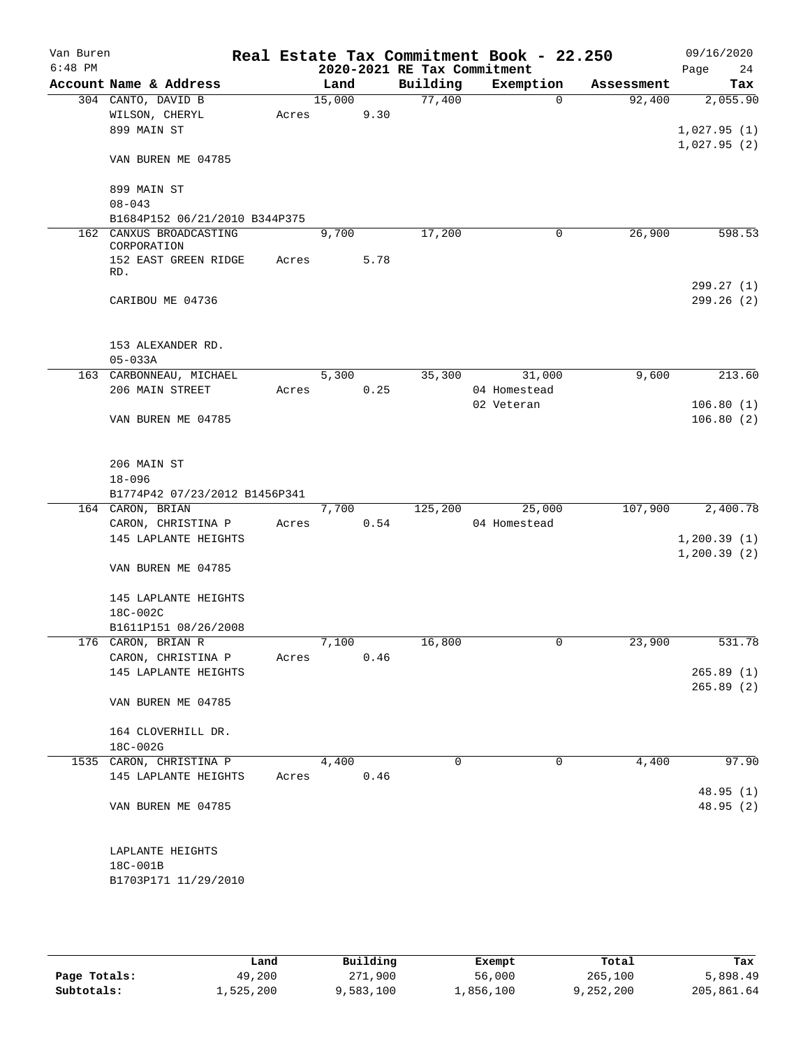Van Buren
6:48 PM

# Real Estate Tax Commitment Book - 22.250

## 2020-2021 RE Tax Commitment

09/16/2020

| Account Name & Address | Land | Building | Exemption | Assessment | Tax |
|---|---|---|---|---|---|
| 304 CANTO, DAVID B<br>WILSON, CHERYL<br>899 MAIN ST<br><br>VAN BUREN ME 04785<br><br>899 MAIN ST<br>08-043<br>B1684P152 06/21/2010 B344P375 | 15,000<br>Acres 9.30 | 77,400 | 0 | 92,400 | 2,055.90<br><br>1,027.95 (1)<br>1,027.95 (2) |
| 162 CANXUS BROADCASTING CORPORATION<br>152 EAST GREEN RIDGE RD.<br><br>CARIBOU ME 04736<br><br>153 ALEXANDER RD.<br>05-033A | 9,700<br>Acres 5.78 | 17,200 | 0 | 26,900 | 598.53<br><br>299.27 (1)<br>299.26 (2) |
| 163 CARBONNEAU, MICHAEL<br>206 MAIN STREET<br><br>VAN BUREN ME 04785<br><br>206 MAIN ST<br>18-096<br>B1774P42 07/23/2012 B1456P341 | 5,300<br>Acres 0.25 | 35,300 | 31,000<br>04 Homestead<br>02 Veteran | 9,600 | 213.60<br><br>106.80 (1)<br>106.80 (2) |
| 164 CARON, BRIAN<br>CARON, CHRISTINA P<br>145 LAPLANTE HEIGHTS<br><br>VAN BUREN ME 04785<br><br>145 LAPLANTE HEIGHTS<br>18C-002C<br>B1611P151 08/26/2008 | 7,700<br>Acres 0.54 | 125,200 | 25,000<br>04 Homestead | 107,900 | 2,400.78<br><br>1,200.39 (1)<br>1,200.39 (2) |
| 176 CARON, BRIAN R<br>CARON, CHRISTINA P<br>145 LAPLANTE HEIGHTS<br><br>VAN BUREN ME 04785<br><br>164 CLOVERHILL DR.<br>18C-002G | 7,100<br>Acres 0.46 | 16,800 | 0 | 23,900 | 531.78<br><br>265.89 (1)<br>265.89 (2) |
| 1535 CARON, CHRISTINA P<br>145 LAPLANTE HEIGHTS<br><br>VAN BUREN ME 04785<br><br>LAPLANTE HEIGHTS<br>18C-001B<br>B1703P171 11/29/2010 | 4,400<br>Acres 0.46 | 0 | 0 | 4,400 | 97.90<br><br>48.95 (1)<br>48.95 (2) |

| | Land | Building | Exempt | Total | Tax |
|---|---|---|---|---|---|
| Page Totals: | 49,200 | 271,900 | 56,000 | 265,100 | 5,898.49 |
| Subtotals: | 1,525,200 | 9,583,100 | 1,856,100 | 9,252,200 | 205,861.64 |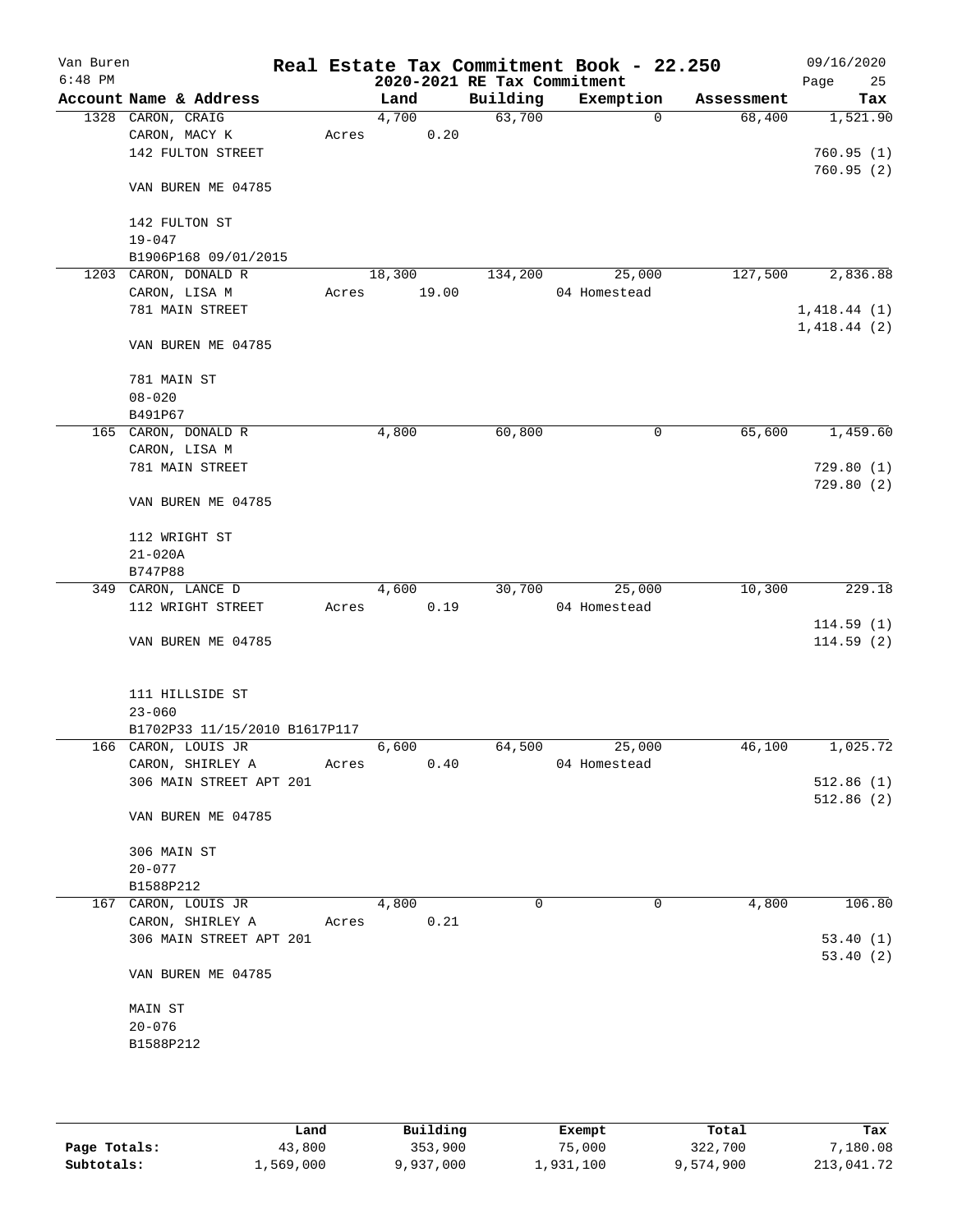Van Buren
6:48 PM

# Real Estate Tax Commitment Book - 22.250

## 2020-2021 RE Tax Commitment

09/16/2020

| Account Name & Address | Land | Building | Exemption | Assessment | Tax |
|---|---|---|---|---|---|
| 1328 CARON, CRAIG | 4,700 | 63,700 | 0 | 68,400 | 1,521.90 |
| CARON, MACY K | Acres 0.20 | | | | |
| 142 FULTON STREET | | | | | 760.95 (1) |
| | | | | | 760.95 (2) |
| VAN BUREN ME 04785 | | | | | |
| 142 FULTON ST | | | | | |
| 19-047 | | | | | |
| B1906P168 09/01/2015 | | | | | |
| 1203 CARON, DONALD R | 18,300 | 134,200 | 25,000 | 127,500 | 2,836.88 |
| CARON, LISA M | Acres 19.00 | | 04 Homestead | | |
| 781 MAIN STREET | | | | | 1,418.44 (1) |
| | | | | | 1,418.44 (2) |
| VAN BUREN ME 04785 | | | | | |
| 781 MAIN ST | | | | | |
| 08-020 | | | | | |
| B491P67 | | | | | |
| 165 CARON, DONALD R | 4,800 | 60,800 | 0 | 65,600 | 1,459.60 |
| CARON, LISA M | | | | | |
| 781 MAIN STREET | | | | | 729.80 (1) |
| | | | | | 729.80 (2) |
| VAN BUREN ME 04785 | | | | | |
| 112 WRIGHT ST | | | | | |
| 21-020A | | | | | |
| B747P88 | | | | | |
| 349 CARON, LANCE D | 4,600 | 30,700 | 25,000 | 10,300 | 229.18 |
| 112 WRIGHT STREET | Acres 0.19 | | 04 Homestead | | |
| | | | | | 114.59 (1) |
| VAN BUREN ME 04785 | | | | | 114.59 (2) |
| 111 HILLSIDE ST | | | | | |
| 23-060 | | | | | |
| B1702P33 11/15/2010 B1617P117 | | | | | |
| 166 CARON, LOUIS JR | 6,600 | 64,500 | 25,000 | 46,100 | 1,025.72 |
| CARON, SHIRLEY A | Acres 0.40 | | 04 Homestead | | |
| 306 MAIN STREET APT 201 | | | | | 512.86 (1) |
| | | | | | 512.86 (2) |
| VAN BUREN ME 04785 | | | | | |
| 306 MAIN ST | | | | | |
| 20-077 | | | | | |
| B1588P212 | | | | | |
| 167 CARON, LOUIS JR | 4,800 | 0 | 0 | 4,800 | 106.80 |
| CARON, SHIRLEY A | Acres 0.21 | | | | |
| 306 MAIN STREET APT 201 | | | | | 53.40 (1) |
| | | | | | 53.40 (2) |
| VAN BUREN ME 04785 | | | | | |
| MAIN ST | | | | | |
| 20-076 | | | | | |
| B1588P212 | | | | | |

| | Land | Building | Exempt | Total | Tax |
|---|---|---|---|---|---|
| Page Totals: | 43,800 | 353,900 | 75,000 | 322,700 | 7,180.08 |
| Subtotals: | 1,569,000 | 9,937,000 | 1,931,100 | 9,574,900 | 213,041.72 |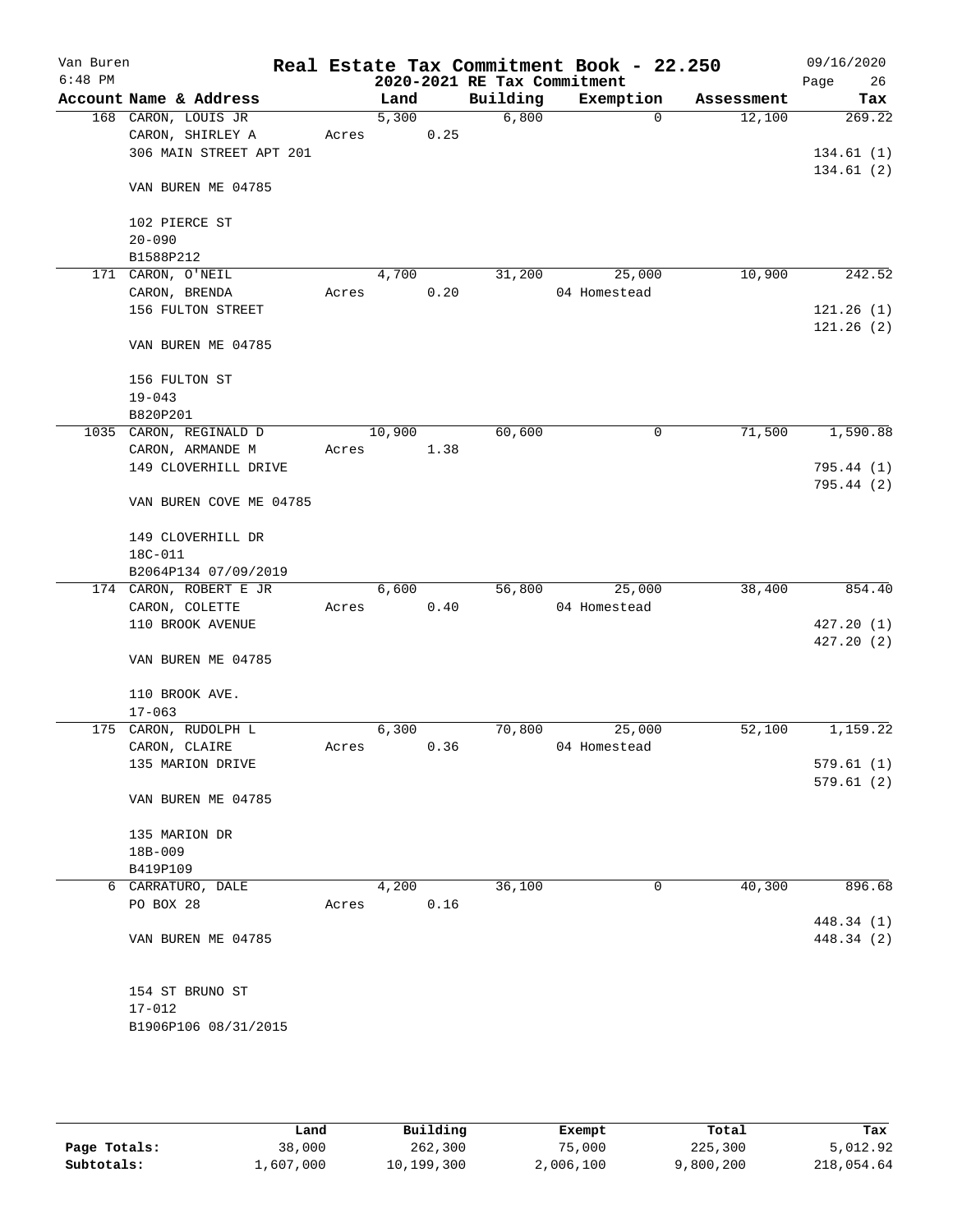Van Buren
6:48 PM

# Real Estate Tax Commitment Book - 22.250

## 2020-2021 RE Tax Commitment

09/16/2020

| Account | Name & Address | Land | Building | Exemption | Assessment | Tax |
|---|---|---|---|---|---|---|
| 168 | CARON, LOUIS JR<br>CARON, SHIRLEY A<br>306 MAIN STREET APT 201<br><br>VAN BUREN ME 04785<br><br>102 PIERCE ST<br>20-090<br>B1588P212 | 5,300<br>Acres 0.25 | 6,800 | 0 | 12,100 | 269.22<br><br>134.61 (1)<br>134.61 (2) |
| 171 | CARON, O'NEIL<br>CARON, BRENDA<br>156 FULTON STREET<br><br>VAN BUREN ME 04785<br><br>156 FULTON ST<br>19-043<br>B820P201 | 4,700<br>Acres 0.20 | 31,200 | 25,000<br>04 Homestead | 10,900 | 242.52<br><br>121.26 (1)<br>121.26 (2) |
| 1035 | CARON, REGINALD D<br>CARON, ARMANDE M<br>149 CLOVERHILL DRIVE<br><br>VAN BUREN COVE ME 04785<br><br>149 CLOVERHILL DR<br>18C-011<br>B2064P134 07/09/2019 | 10,900<br>Acres 1.38 | 60,600 | 0 | 71,500 | 1,590.88<br><br>795.44 (1)<br>795.44 (2) |
| 174 | CARON, ROBERT E JR<br>CARON, COLETTE<br>110 BROOK AVENUE<br><br>VAN BUREN ME 04785<br><br>110 BROOK AVE.<br>17-063 | 6,600<br>Acres 0.40 | 56,800 | 25,000<br>04 Homestead | 38,400 | 854.40<br><br>427.20 (1)<br>427.20 (2) |
| 175 | CARON, RUDOLPH L<br>CARON, CLAIRE<br>135 MARION DRIVE<br><br>VAN BUREN ME 04785<br><br>135 MARION DR<br>18B-009<br>B419P109 | 6,300<br>Acres 0.36 | 70,800 | 25,000<br>04 Homestead | 52,100 | 1,159.22<br><br>579.61 (1)<br>579.61 (2) |
| 6 | CARRATURO, DALE<br>PO BOX 28<br><br>VAN BUREN ME 04785<br><br>154 ST BRUNO ST<br>17-012<br>B1906P106 08/31/2015 | 4,200<br>Acres 0.16 | 36,100 | 0 | 40,300 | 896.68<br><br>448.34 (1)<br>448.34 (2) |

| | Land | Building | Exempt | Total | Tax |
|---|---|---|---|---|---|
| Page Totals: | 38,000 | 262,300 | 75,000 | 225,300 | 5,012.92 |
| Subtotals: | 1,607,000 | 10,199,300 | 2,006,100 | 9,800,200 | 218,054.64 |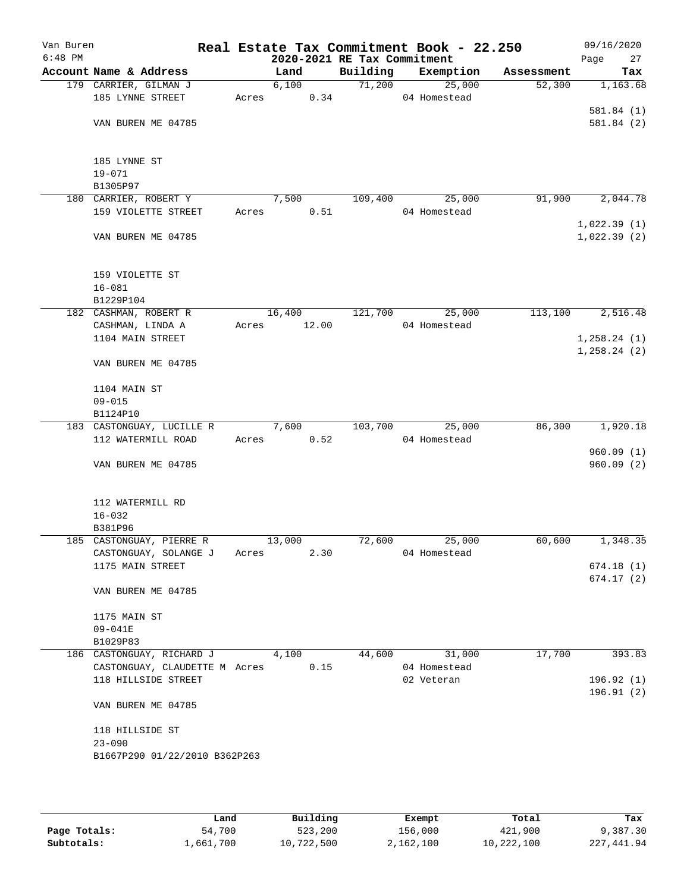# Real Estate Tax Commitment Book - 22.250

## 2020-2021 RE Tax Commitment

Van Buren
6:48 PM
09/16/2020

| Account Name & Address | Land | Building | Exemption | Assessment | Tax |
|---|---|---|---|---|---|
| 179 CARRIER, GILMAN J | 6,100 | 71,200 | 25,000 | 52,300 | 1,163.68 |
| 185 LYNNE STREET | Acres 0.34 | | 04 Homestead | | |
| | | | | | 581.84 (1) |
| VAN BUREN ME 04785 | | | | | 581.84 (2) |
| 185 LYNNE ST | | | | | |
| 19-071 | | | | | |
| B1305P97 | | | | | |
| 180 CARRIER, ROBERT Y | 7,500 | 109,400 | 25,000 | 91,900 | 2,044.78 |
| 159 VIOLETTE STREET | Acres 0.51 | | 04 Homestead | | |
| | | | | | 1,022.39 (1) |
| VAN BUREN ME 04785 | | | | | 1,022.39 (2) |
| 159 VIOLETTE ST | | | | | |
| 16-081 | | | | | |
| B1229P104 | | | | | |
| 182 CASHMAN, ROBERT R | 16,400 | 121,700 | 25,000 | 113,100 | 2,516.48 |
| CASHMAN, LINDA A | Acres 12.00 | | 04 Homestead | | |
| 1104 MAIN STREET | | | | | 1,258.24 (1) |
| | | | | | 1,258.24 (2) |
| VAN BUREN ME 04785 | | | | | |
| 1104 MAIN ST | | | | | |
| 09-015 | | | | | |
| B1124P10 | | | | | |
| 183 CASTONGUAY, LUCILLE R | 7,600 | 103,700 | 25,000 | 86,300 | 1,920.18 |
| 112 WATERMILL ROAD | Acres 0.52 | | 04 Homestead | | |
| | | | | | 960.09 (1) |
| VAN BUREN ME 04785 | | | | | 960.09 (2) |
| 112 WATERMILL RD | | | | | |
| 16-032 | | | | | |
| B381P96 | | | | | |
| 185 CASTONGUAY, PIERRE R | 13,000 | 72,600 | 25,000 | 60,600 | 1,348.35 |
| CASTONGUAY, SOLANGE J | Acres 2.30 | | 04 Homestead | | |
| 1175 MAIN STREET | | | | | 674.18 (1) |
| | | | | | 674.17 (2) |
| VAN BUREN ME 04785 | | | | | |
| 1175 MAIN ST | | | | | |
| 09-041E | | | | | |
| B1029P83 | | | | | |
| 186 CASTONGUAY, RICHARD J | 4,100 | 44,600 | 31,000 | 17,700 | 393.83 |
| CASTONGUAY, CLAUDETTE M | Acres 0.15 | | 04 Homestead | | |
| 118 HILLSIDE STREET | | | 02 Veteran | | 196.92 (1) |
| | | | | | 196.91 (2) |
| VAN BUREN ME 04785 | | | | | |
| 118 HILLSIDE ST | | | | | |
| 23-090 | | | | | |
| B1667P290 01/22/2010 B362P263 | | | | | |

| | Land | Building | Exempt | Total | Tax |
|---|---|---|---|---|---|
| Page Totals: | 54,700 | 523,200 | 156,000 | 421,900 | 9,387.30 |
| Subtotals: | 1,661,700 | 10,722,500 | 2,162,100 | 10,222,100 | 227,441.94 |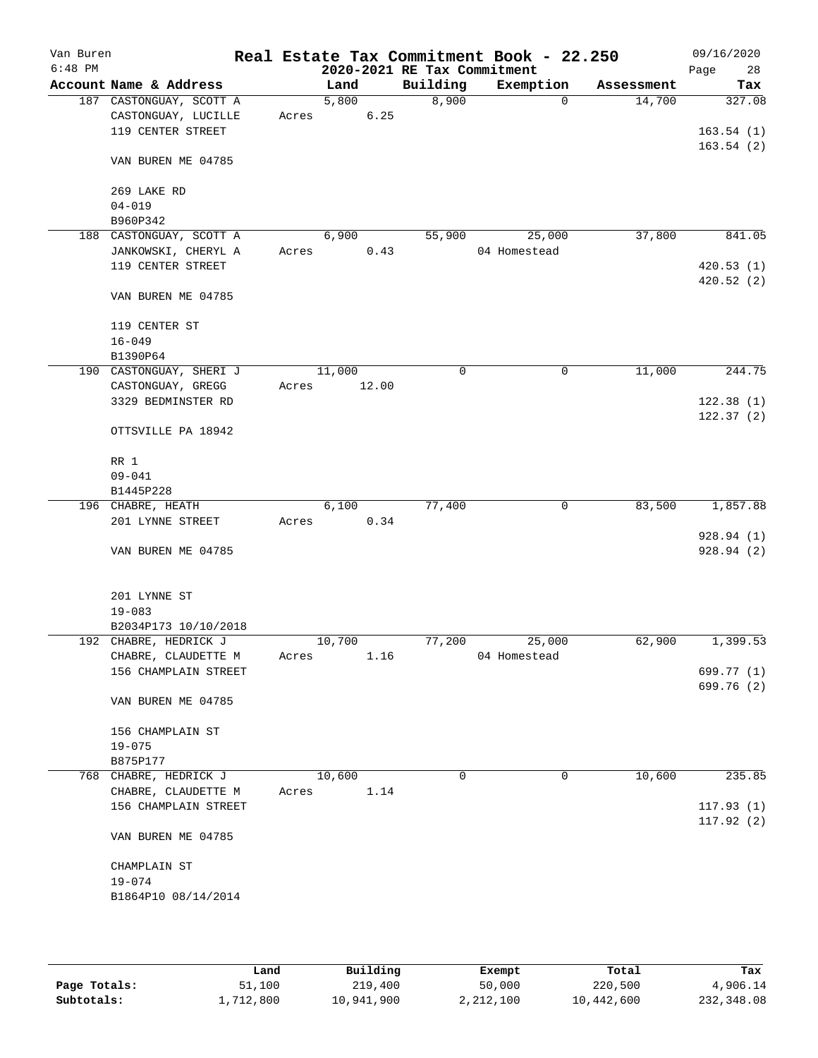Van Buren
6:48 PM

# Real Estate Tax Commitment Book - 22.250

## 2020-2021 RE Tax Commitment

09/16/2020
Page 28

| Account Name & Address | Land | Building | Exemption | Assessment | Tax |
|---|---|---|---|---|---|
| 187 CASTONGUAY, SCOTT A<br>CASTONGUAY, LUCILLE<br>119 CENTER STREET<br><br>VAN BUREN ME 04785<br><br>269 LAKE RD<br>04-019<br>B960P342 | 5,800<br>Acres 6.25 | 8,900 | 0 | 14,700 | 327.08<br><br>163.54 (1)<br>163.54 (2) |
| 188 CASTONGUAY, SCOTT A<br>JANKOWSKI, CHERYL A<br>119 CENTER STREET<br><br>VAN BUREN ME 04785<br><br>119 CENTER ST<br>16-049<br>B1390P64 | 6,900<br>Acres 0.43 | 55,900 | 25,000<br>04 Homestead | 37,800 | 841.05<br><br>420.53 (1)<br>420.52 (2) |
| 190 CASTONGUAY, SHERI J<br>CASTONGUAY, GREGG<br>3329 BEDMINSTER RD<br><br>OTTSVILLE PA 18942<br><br>RR 1<br>09-041<br>B1445P228 | 11,000<br>Acres 12.00 | 0 | 0 | 11,000 | 244.75<br><br>122.38 (1)<br>122.37 (2) |
| 196 CHABRE, HEATH<br>201 LYNNE STREET<br><br>VAN BUREN ME 04785<br><br>201 LYNNE ST<br>19-083<br>B2034P173 10/10/2018 | 6,100<br>Acres 0.34 | 77,400 | 0 | 83,500 | 1,857.88<br><br>928.94 (1)<br>928.94 (2) |
| 192 CHABRE, HEDRICK J<br>CHABRE, CLAUDETTE M<br>156 CHAMPLAIN STREET<br><br>VAN BUREN ME 04785<br><br>156 CHAMPLAIN ST<br>19-075<br>B875P177 | 10,700<br>Acres 1.16 | 77,200 | 25,000<br>04 Homestead | 62,900 | 1,399.53<br><br>699.77 (1)<br>699.76 (2) |
| 768 CHABRE, HEDRICK J<br>CHABRE, CLAUDETTE M<br>156 CHAMPLAIN STREET<br><br>VAN BUREN ME 04785<br><br>CHAMPLAIN ST<br>19-074<br>B1864P10 08/14/2014 | 10,600<br>Acres 1.14 | 0 | 0 | 10,600 | 235.85<br><br>117.93 (1)<br>117.92 (2) |

| | Land | Building | Exempt | Total | Tax |
|---|---|---|---|---|---|
| Page Totals: | 51,100 | 219,400 | 50,000 | 220,500 | 4,906.14 |
| Subtotals: | 1,712,800 | 10,941,900 | 2,212,100 | 10,442,600 | 232,348.08 |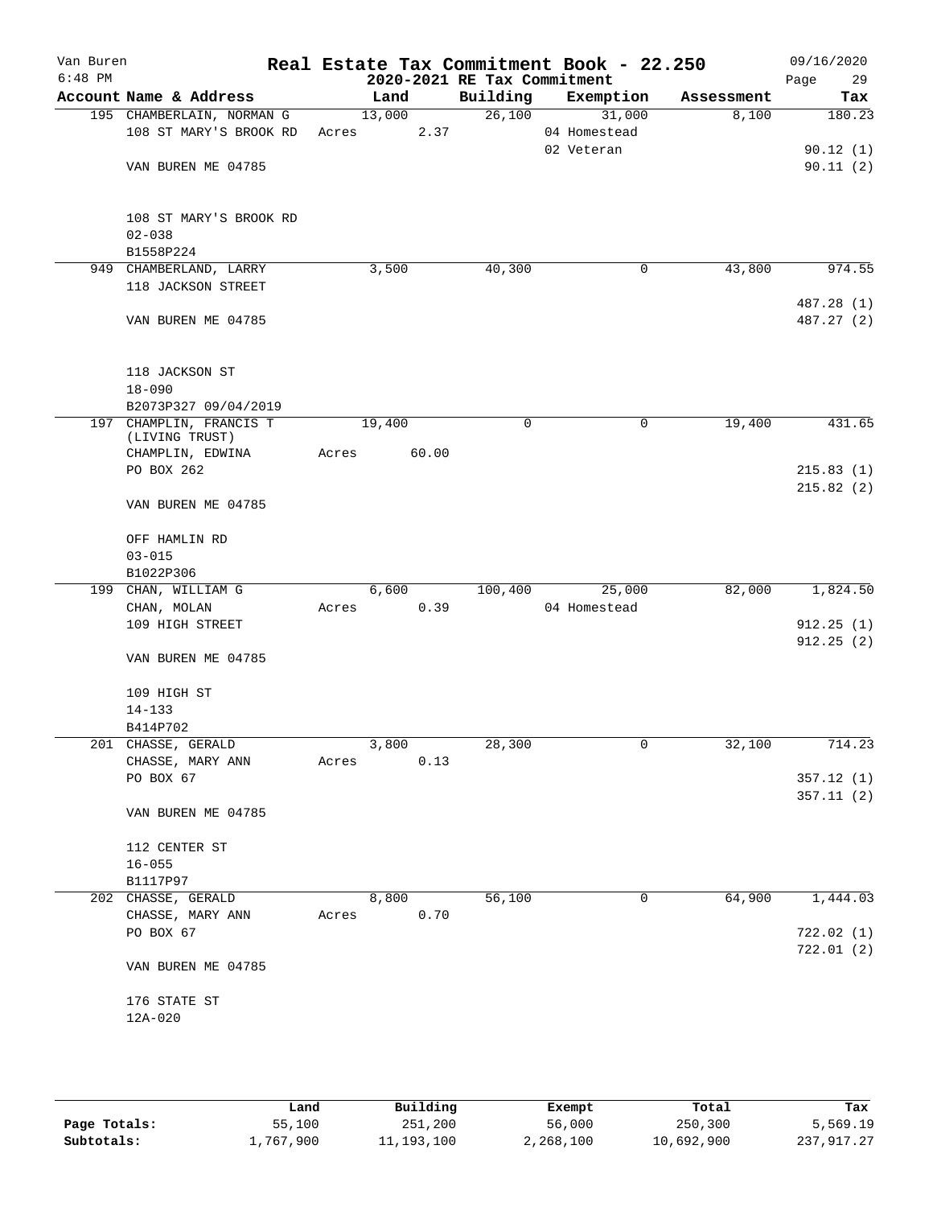Van Buren
6:48 PM

# Real Estate Tax Commitment Book - 22.250

2020-2021 RE Tax Commitment

09/16/2020

| Account | Name & Address | Land | Building | Exemption | Assessment | Tax |
|---|---|---|---|---|---|---|
| 195 | CHAMBERLAIN, NORMAN G | 13,000 | 26,100 | 31,000 | 8,100 | 180.23 |
| | 108 ST MARY'S BROOK RD | Acres 2.37 | | 04 Homestead | | |
| | | | | 02 Veteran | | 90.12 (1) |
| | VAN BUREN ME 04785 | | | | | 90.11 (2) |
| | 108 ST MARY'S BROOK RD | | | | | |
| | 02-038 | | | | | |
| | B1558P224 | | | | | |
| 949 | CHAMBERLAND, LARRY | 3,500 | 40,300 | 0 | 43,800 | 974.55 |
| | 118 JACKSON STREET | | | | | 487.28 (1) |
| | VAN BUREN ME 04785 | | | | | 487.27 (2) |
| | 118 JACKSON ST | | | | | |
| | 18-090 | | | | | |
| | B2073P327 09/04/2019 | | | | | |
| 197 | CHAMPLIN, FRANCIS T (LIVING TRUST) | 19,400 | 0 | 0 | 19,400 | 431.65 |
| | CHAMPLIN, EDWINA | Acres 60.00 | | | | |
| | PO BOX 262 | | | | | 215.83 (1) |
| | | | | | | 215.82 (2) |
| | VAN BUREN ME 04785 | | | | | |
| | OFF HAMLIN RD | | | | | |
| | 03-015 | | | | | |
| | B1022P306 | | | | | |
| 199 | CHAN, WILLIAM G | 6,600 | 100,400 | 25,000 | 82,000 | 1,824.50 |
| | CHAN, MOLAN | Acres 0.39 | | 04 Homestead | | |
| | 109 HIGH STREET | | | | | 912.25 (1) |
| | | | | | | 912.25 (2) |
| | VAN BUREN ME 04785 | | | | | |
| | 109 HIGH ST | | | | | |
| | 14-133 | | | | | |
| | B414P702 | | | | | |
| 201 | CHASSE, GERALD | 3,800 | 28,300 | 0 | 32,100 | 714.23 |
| | CHASSE, MARY ANN | Acres 0.13 | | | | |
| | PO BOX 67 | | | | | 357.12 (1) |
| | | | | | | 357.11 (2) |
| | VAN BUREN ME 04785 | | | | | |
| | 112 CENTER ST | | | | | |
| | 16-055 | | | | | |
| | B1117P97 | | | | | |
| 202 | CHASSE, GERALD | 8,800 | 56,100 | 0 | 64,900 | 1,444.03 |
| | CHASSE, MARY ANN | Acres 0.70 | | | | |
| | PO BOX 67 | | | | | 722.02 (1) |
| | | | | | | 722.01 (2) |
| | VAN BUREN ME 04785 | | | | | |
| | 176 STATE ST | | | | | |
| | 12A-020 | | | | | |

| | Land | Building | Exempt | Total | Tax |
|---|---|---|---|---|---|
| Page Totals: | 55,100 | 251,200 | 56,000 | 250,300 | 5,569.19 |
| Subtotals: | 1,767,900 | 11,193,100 | 2,268,100 | 10,692,900 | 237,917.27 |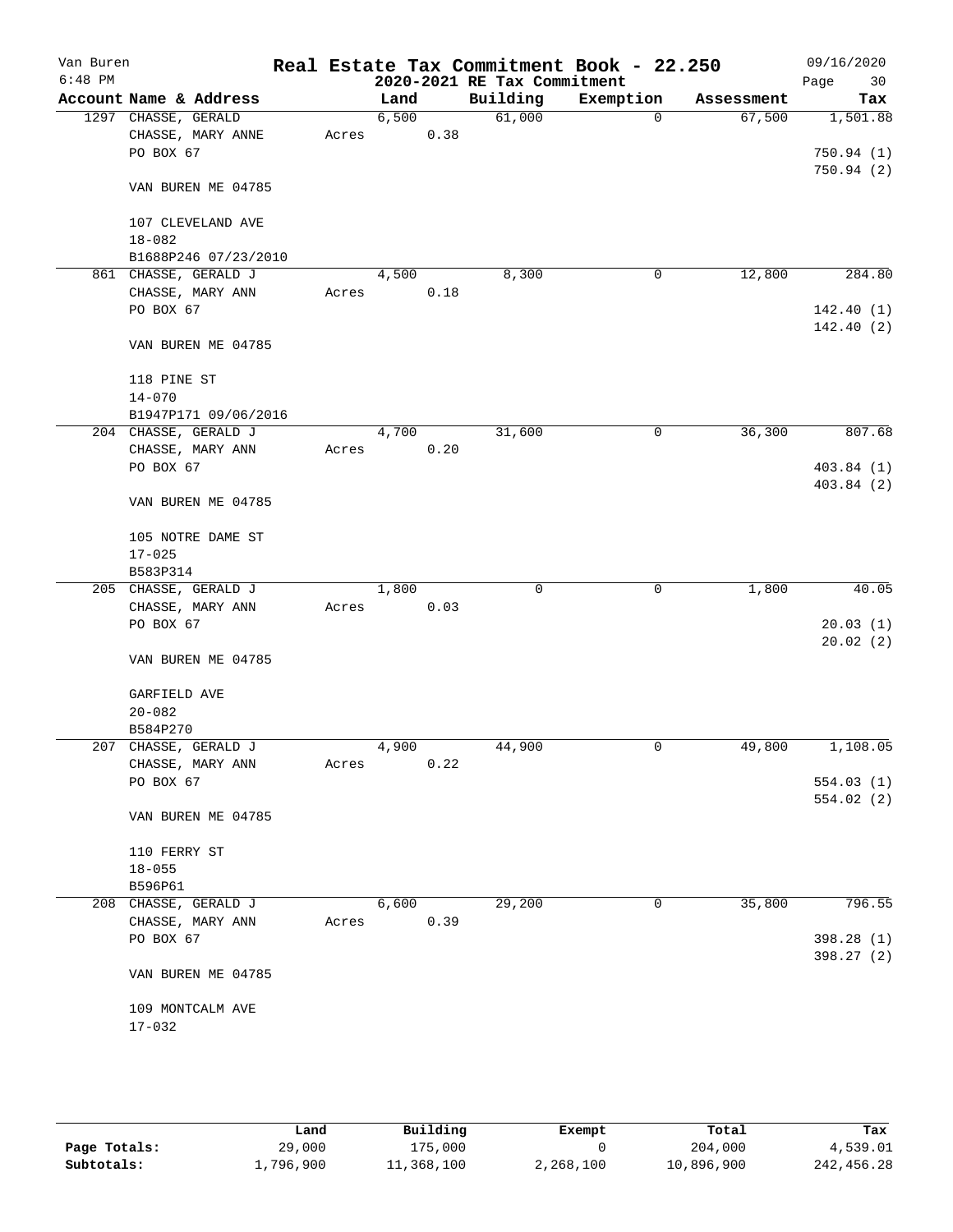Van Buren
6:48 PM

# Real Estate Tax Commitment Book - 22.250

## 2020-2021 RE Tax Commitment

09/16/2020
Page 30

| Account Name & Address | Land | Building | Exemption | Assessment | Tax |
|---|---|---|---|---|---|
| 1297 CHASSE, GERALD<br>CHASSE, MARY ANNE<br>PO BOX 67<br><br>VAN BUREN ME 04785<br><br>107 CLEVELAND AVE<br>18-082<br>B1688P246 07/23/2010 | 6,500<br>Acres 0.38 | 61,000 | 0 | 67,500 | 1,501.88<br><br>750.94 (1)<br>750.94 (2) |
| 861 CHASSE, GERALD J<br>CHASSE, MARY ANN<br>PO BOX 67<br><br>VAN BUREN ME 04785<br><br>118 PINE ST<br>14-070<br>B1947P171 09/06/2016 | 4,500<br>Acres 0.18 | 8,300 | 0 | 12,800 | 284.80<br><br>142.40 (1)<br>142.40 (2) |
| 204 CHASSE, GERALD J<br>CHASSE, MARY ANN<br>PO BOX 67<br><br>VAN BUREN ME 04785<br><br>105 NOTRE DAME ST<br>17-025<br>B583P314 | 4,700<br>Acres 0.20 | 31,600 | 0 | 36,300 | 807.68<br><br>403.84 (1)<br>403.84 (2) |
| 205 CHASSE, GERALD J<br>CHASSE, MARY ANN<br>PO BOX 67<br><br>VAN BUREN ME 04785<br><br>GARFIELD AVE<br>20-082<br>B584P270 | 1,800<br>Acres 0.03 | 0 | 0 | 1,800 | 40.05<br><br>20.03 (1)<br>20.02 (2) |
| 207 CHASSE, GERALD J<br>CHASSE, MARY ANN<br>PO BOX 67<br><br>VAN BUREN ME 04785<br><br>110 FERRY ST<br>18-055<br>B596P61 | 4,900<br>Acres 0.22 | 44,900 | 0 | 49,800 | 1,108.05<br><br>554.03 (1)<br>554.02 (2) |
| 208 CHASSE, GERALD J<br>CHASSE, MARY ANN<br>PO BOX 67<br><br>VAN BUREN ME 04785<br><br>109 MONTCALM AVE<br>17-032 | 6,600<br>Acres 0.39 | 29,200 | 0 | 35,800 | 796.55<br><br>398.28 (1)<br>398.27 (2) |

| | Land | Building | Exempt | Total | Tax |
|---|---|---|---|---|---|
| Page Totals: | 29,000 | 175,000 | 0 | 204,000 | 4,539.01 |
| Subtotals: | 1,796,900 | 11,368,100 | 2,268,100 | 10,896,900 | 242,456.28 |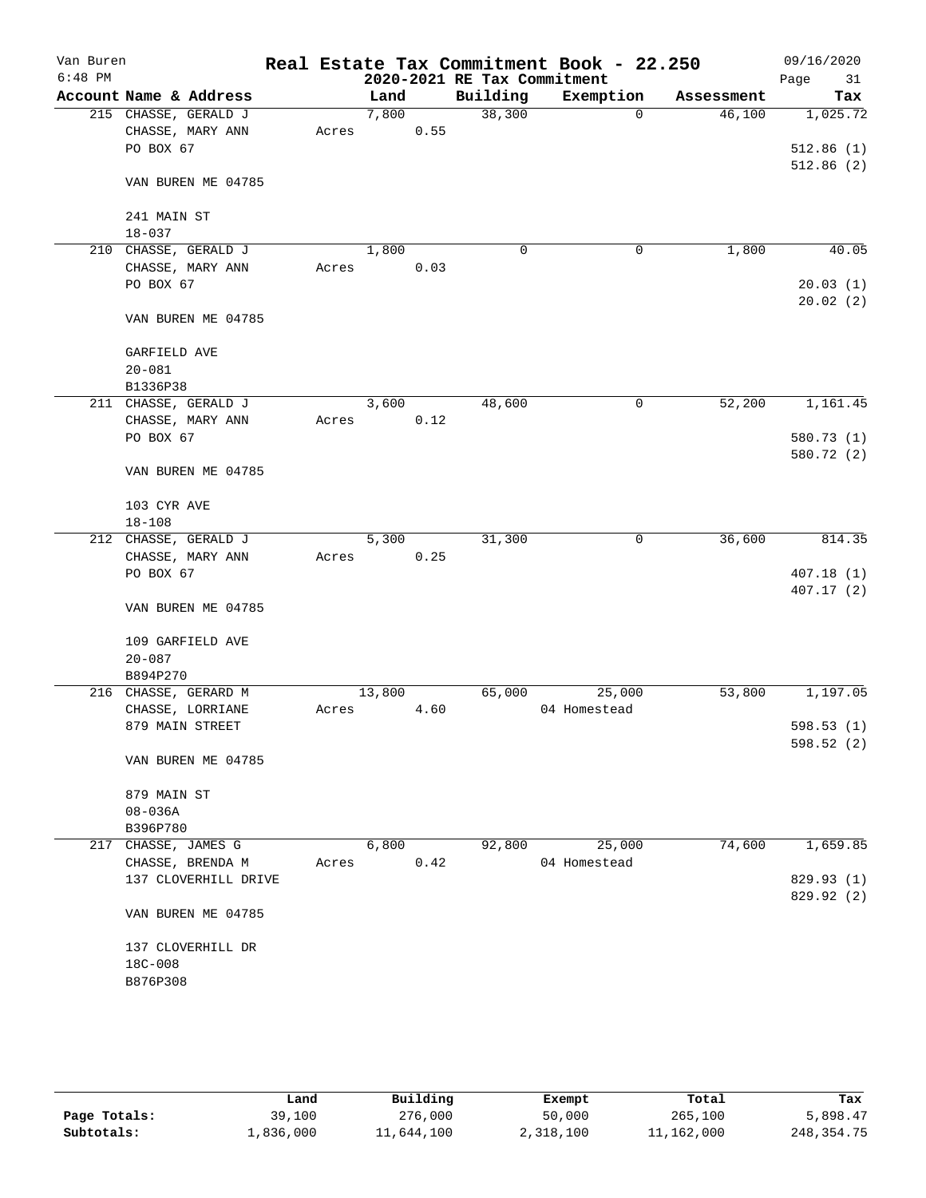Van Buren
6:48 PM

# Real Estate Tax Commitment Book - 22.250
## 2020-2021 RE Tax Commitment

09/16/2020

| Account Name & Address | Land | Building | Exemption | Assessment | Tax |
|---|---|---|---|---|---|
| 215 CHASSE, GERALD J<br>CHASSE, MARY ANN<br>PO BOX 67<br><br>VAN BUREN ME 04785<br><br>241 MAIN ST<br>18-037 | 7,800<br>Acres 0.55 | 38,300 | 0 | 46,100 | 1,025.72<br><br>512.86 (1)<br>512.86 (2) |
| 210 CHASSE, GERALD J<br>CHASSE, MARY ANN<br>PO BOX 67<br><br>VAN BUREN ME 04785<br><br>GARFIELD AVE<br>20-081<br>B1336P38 | 1,800<br>Acres 0.03 | 0 | 0 | 1,800 | 40.05<br><br>20.03 (1)<br>20.02 (2) |
| 211 CHASSE, GERALD J<br>CHASSE, MARY ANN<br>PO BOX 67<br><br>VAN BUREN ME 04785<br><br>103 CYR AVE<br>18-108 | 3,600<br>Acres 0.12 | 48,600 | 0 | 52,200 | 1,161.45<br><br>580.73 (1)<br>580.72 (2) |
| 212 CHASSE, GERALD J<br>CHASSE, MARY ANN<br>PO BOX 67<br><br>VAN BUREN ME 04785<br><br>109 GARFIELD AVE<br>20-087<br>B894P270 | 5,300<br>Acres 0.25 | 31,300 | 0 | 36,600 | 814.35<br><br>407.18 (1)<br>407.17 (2) |
| 216 CHASSE, GERARD M<br>CHASSE, LORRIANE<br>879 MAIN STREET<br><br>VAN BUREN ME 04785<br><br>879 MAIN ST<br>08-036A<br>B396P780 | 13,800<br>Acres 4.60 | 65,000 | 25,000<br>04 Homestead | 53,800 | 1,197.05<br><br>598.53 (1)<br>598.52 (2) |
| 217 CHASSE, JAMES G<br>CHASSE, BRENDA M<br>137 CLOVERHILL DRIVE<br><br>VAN BUREN ME 04785<br><br>137 CLOVERHILL DR<br>18C-008<br>B876P308 | 6,800<br>Acres 0.42 | 92,800 | 25,000<br>04 Homestead | 74,600 | 1,659.85<br><br>829.93 (1)<br>829.92 (2) |

| | Land | Building | Exempt | Total | Tax |
|---|---|---|---|---|---|
| Page Totals: | 39,100 | 276,000 | 50,000 | 265,100 | 5,898.47 |
| Subtotals: | 1,836,000 | 11,644,100 | 2,318,100 | 11,162,000 | 248,354.75 |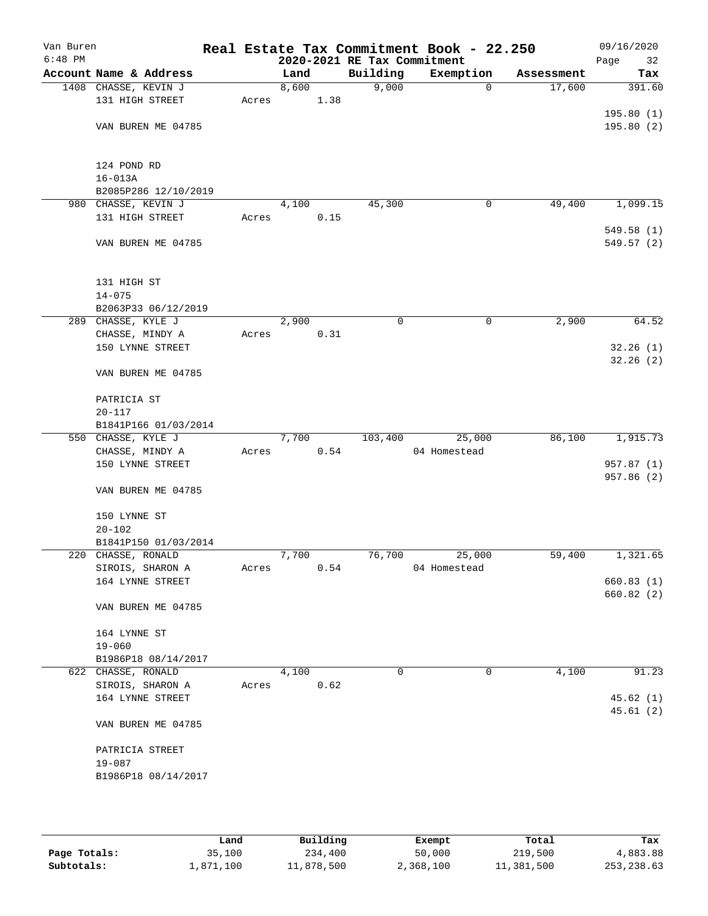# Real Estate Tax Commitment Book - 22.250

## 2020-2021 RE Tax Commitment

Van Buren 6:48 PM — 09/16/2020

| Account Name & Address | Land | Building | Exemption | Assessment | Tax |
|---|---|---|---|---|---|
| 1408 CHASSE, KEVIN J<br>131 HIGH STREET<br><br>VAN BUREN ME 04785<br><br>124 POND RD<br>16-013A<br>B2085P286 12/10/2019 | 8,600<br>Acres 1.38 | 9,000 | 0 | 17,600 | 391.60<br><br>195.80 (1)<br>195.80 (2) |
| 980 CHASSE, KEVIN J<br>131 HIGH STREET<br><br>VAN BUREN ME 04785<br><br>131 HIGH ST<br>14-075<br>B2063P33 06/12/2019 | 4,100<br>Acres 0.15 | 45,300 | 0 | 49,400 | 1,099.15<br><br>549.58 (1)<br>549.57 (2) |
| 289 CHASSE, KYLE J<br>CHASSE, MINDY A<br>150 LYNNE STREET<br><br>VAN BUREN ME 04785<br><br>PATRICIA ST<br>20-117<br>B1841P166 01/03/2014 | 2,900<br>Acres 0.31 | 0 | 0 | 2,900 | 64.52<br><br>32.26 (1)<br>32.26 (2) |
| 550 CHASSE, KYLE J<br>CHASSE, MINDY A<br>150 LYNNE STREET<br><br>VAN BUREN ME 04785<br><br>150 LYNNE ST<br>20-102<br>B1841P150 01/03/2014 | 7,700<br>Acres 0.54 | 103,400 | 25,000<br>04 Homestead | 86,100 | 1,915.73<br><br>957.87 (1)<br>957.86 (2) |
| 220 CHASSE, RONALD<br>SIROIS, SHARON A<br>164 LYNNE STREET<br><br>VAN BUREN ME 04785<br><br>164 LYNNE ST<br>19-060<br>B1986P18 08/14/2017 | 7,700<br>Acres 0.54 | 76,700 | 25,000<br>04 Homestead | 59,400 | 1,321.65<br><br>660.83 (1)<br>660.82 (2) |
| 622 CHASSE, RONALD<br>SIROIS, SHARON A<br>164 LYNNE STREET<br><br>VAN BUREN ME 04785<br><br>PATRICIA STREET<br>19-087<br>B1986P18 08/14/2017 | 4,100<br>Acres 0.62 | 0 | 0 | 4,100 | 91.23<br><br>45.62 (1)<br>45.61 (2) |

| | Land | Building | Exempt | Total | Tax |
|---|---|---|---|---|---|
| Page Totals: | 35,100 | 234,400 | 50,000 | 219,500 | 4,883.88 |
| Subtotals: | 1,871,100 | 11,878,500 | 2,368,100 | 11,381,500 | 253,238.63 |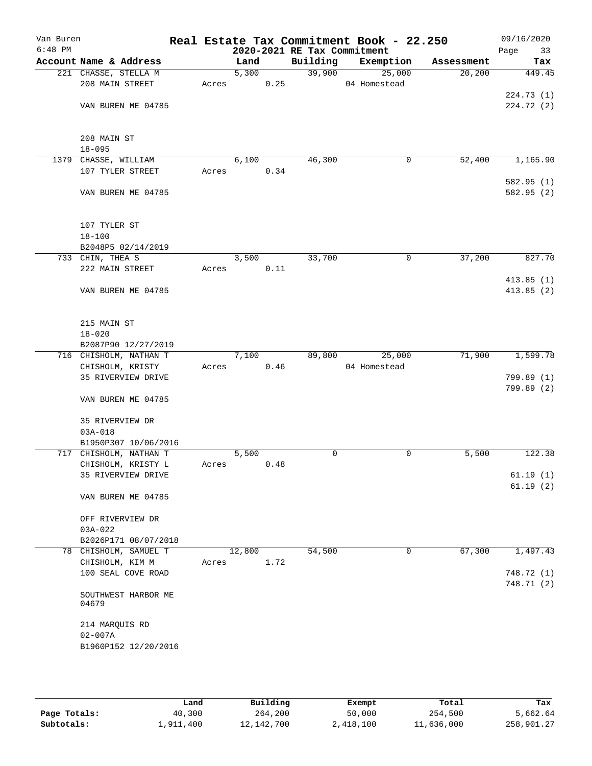Van Buren
6:48 PM

# Real Estate Tax Commitment Book - 22.250

## 2020-2021 RE Tax Commitment

09/16/2020

| Account | Name & Address | Land | Building | Exemption | Assessment | Tax |
|---|---|---|---|---|---|---|
| 221 | CHASSE, STELLA M<br>208 MAIN STREET<br><br>VAN BUREN ME 04785<br><br>208 MAIN ST<br>18-095 | 5,300<br>Acres 0.25 | 39,900 | 25,000<br>04 Homestead | 20,200 | 449.45<br><br>224.73 (1)<br>224.72 (2) |
| 1379 | CHASSE, WILLIAM<br>107 TYLER STREET<br><br>VAN BUREN ME 04785<br><br>107 TYLER ST<br>18-100<br>B2048P5 02/14/2019 | 6,100<br>Acres 0.34 | 46,300 | 0 | 52,400 | 1,165.90<br><br>582.95 (1)<br>582.95 (2) |
| 733 | CHIN, THEA S<br>222 MAIN STREET<br><br>VAN BUREN ME 04785<br><br>215 MAIN ST<br>18-020<br>B2087P90 12/27/2019 | 3,500<br>Acres 0.11 | 33,700 | 0 | 37,200 | 827.70<br><br>413.85 (1)<br>413.85 (2) |
| 716 | CHISHOLM, NATHAN T<br>CHISHOLM, KRISTY<br>35 RIVERVIEW DRIVE<br><br>VAN BUREN ME 04785<br><br>35 RIVERVIEW DR<br>03A-018<br>B1950P307 10/06/2016 | 7,100<br>Acres 0.46 | 89,800 | 25,000<br>04 Homestead | 71,900 | 1,599.78<br><br>799.89 (1)<br>799.89 (2) |
| 717 | CHISHOLM, NATHAN T<br>CHISHOLM, KRISTY L<br>35 RIVERVIEW DRIVE<br><br>VAN BUREN ME 04785<br><br>OFF RIVERVIEW DR<br>03A-022<br>B2026P171 08/07/2018 | 5,500<br>Acres 0.48 | 0 | 0 | 5,500 | 122.38<br><br>61.19 (1)<br>61.19 (2) |
| 78 | CHISHOLM, SAMUEL T<br>CHISHOLM, KIM M<br>100 SEAL COVE ROAD<br><br>SOUTHWEST HARBOR ME 04679<br><br>214 MARQUIS RD<br>02-007A<br>B1960P152 12/20/2016 | 12,800<br>Acres 1.72 | 54,500 | 0 | 67,300 | 1,497.43<br><br>748.72 (1)<br>748.71 (2) |

| | Land | Building | Exempt | Total | Tax |
|---|---|---|---|---|---|
| Page Totals: | 40,300 | 264,200 | 50,000 | 254,500 | 5,662.64 |
| Subtotals: | 1,911,400 | 12,142,700 | 2,418,100 | 11,636,000 | 258,901.27 |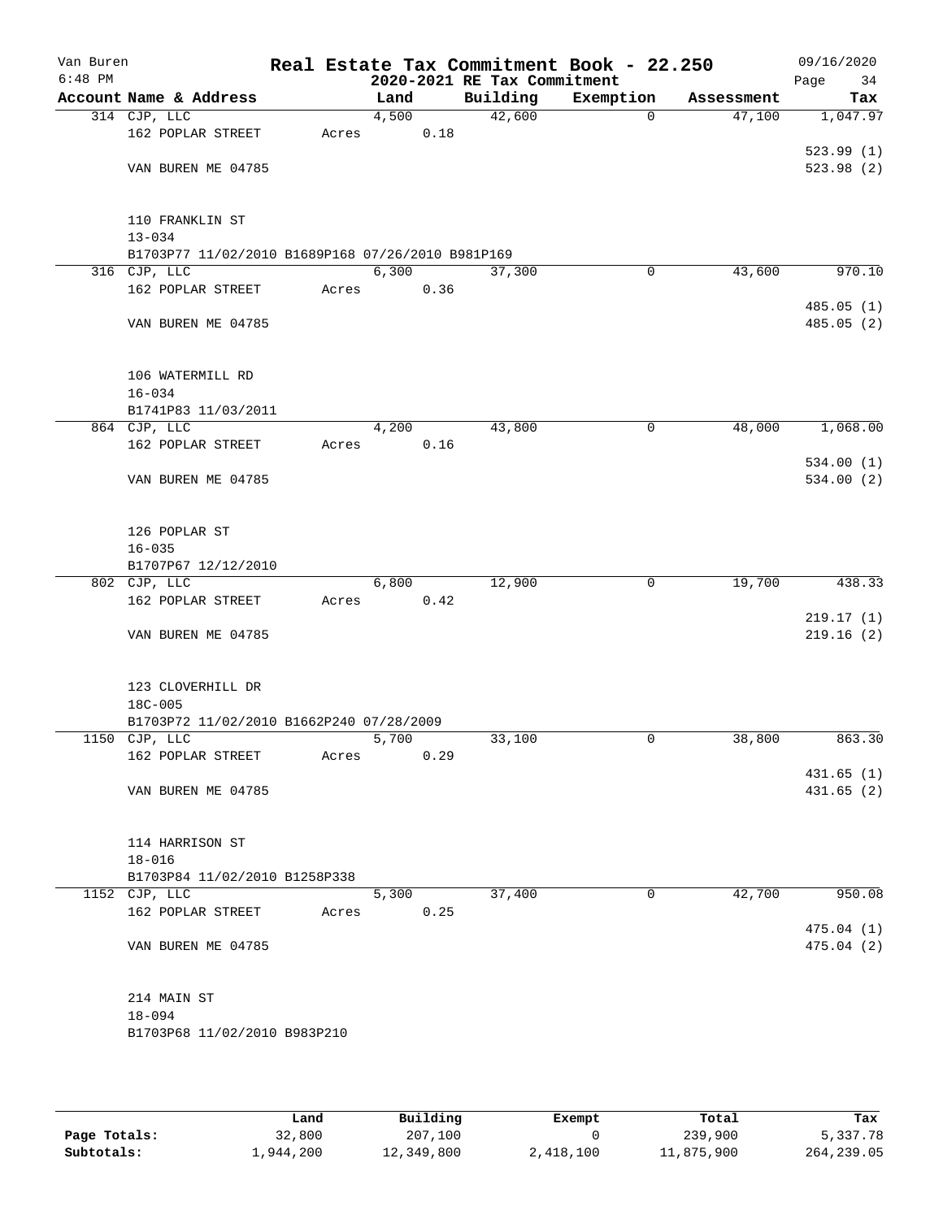Van Buren
6:48 PM

# Real Estate Tax Commitment Book - 22.250
## 2020-2021 RE Tax Commitment

09/16/2020

| Account Name & Address | Land | Building | Exemption | Assessment | Tax |
|---|---|---|---|---|---|
| 314 CJP, LLC | 4,500 | 42,600 | 0 | 47,100 | 1,047.97 |
| 162 POPLAR STREET | Acres 0.18 | | | | |
| | | | | | 523.99 (1) |
| VAN BUREN ME 04785 | | | | | 523.98 (2) |
| 110 FRANKLIN ST | | | | | |
| 13-034 | | | | | |
| B1703P77 11/02/2010 B1689P168 07/26/2010 B981P169 | | | | | |
| 316 CJP, LLC | 6,300 | 37,300 | 0 | 43,600 | 970.10 |
| 162 POPLAR STREET | Acres 0.36 | | | | |
| | | | | | 485.05 (1) |
| VAN BUREN ME 04785 | | | | | 485.05 (2) |
| 106 WATERMILL RD | | | | | |
| 16-034 | | | | | |
| B1741P83 11/03/2011 | | | | | |
| 864 CJP, LLC | 4,200 | 43,800 | 0 | 48,000 | 1,068.00 |
| 162 POPLAR STREET | Acres 0.16 | | | | |
| | | | | | 534.00 (1) |
| VAN BUREN ME 04785 | | | | | 534.00 (2) |
| 126 POPLAR ST | | | | | |
| 16-035 | | | | | |
| B1707P67 12/12/2010 | | | | | |
| 802 CJP, LLC | 6,800 | 12,900 | 0 | 19,700 | 438.33 |
| 162 POPLAR STREET | Acres 0.42 | | | | |
| | | | | | 219.17 (1) |
| VAN BUREN ME 04785 | | | | | 219.16 (2) |
| 123 CLOVERHILL DR | | | | | |
| 18C-005 | | | | | |
| B1703P72 11/02/2010 B1662P240 07/28/2009 | | | | | |
| 1150 CJP, LLC | 5,700 | 33,100 | 0 | 38,800 | 863.30 |
| 162 POPLAR STREET | Acres 0.29 | | | | |
| | | | | | 431.65 (1) |
| VAN BUREN ME 04785 | | | | | 431.65 (2) |
| 114 HARRISON ST | | | | | |
| 18-016 | | | | | |
| B1703P84 11/02/2010 B1258P338 | | | | | |
| 1152 CJP, LLC | 5,300 | 37,400 | 0 | 42,700 | 950.08 |
| 162 POPLAR STREET | Acres 0.25 | | | | |
| | | | | | 475.04 (1) |
| VAN BUREN ME 04785 | | | | | 475.04 (2) |
| 214 MAIN ST | | | | | |
| 18-094 | | | | | |
| B1703P68 11/02/2010 B983P210 | | | | | |

| | Land | Building | Exempt | Total | Tax |
|---|---|---|---|---|---|
| Page Totals: | 32,800 | 207,100 | 0 | 239,900 | 5,337.78 |
| Subtotals: | 1,944,200 | 12,349,800 | 2,418,100 | 11,875,900 | 264,239.05 |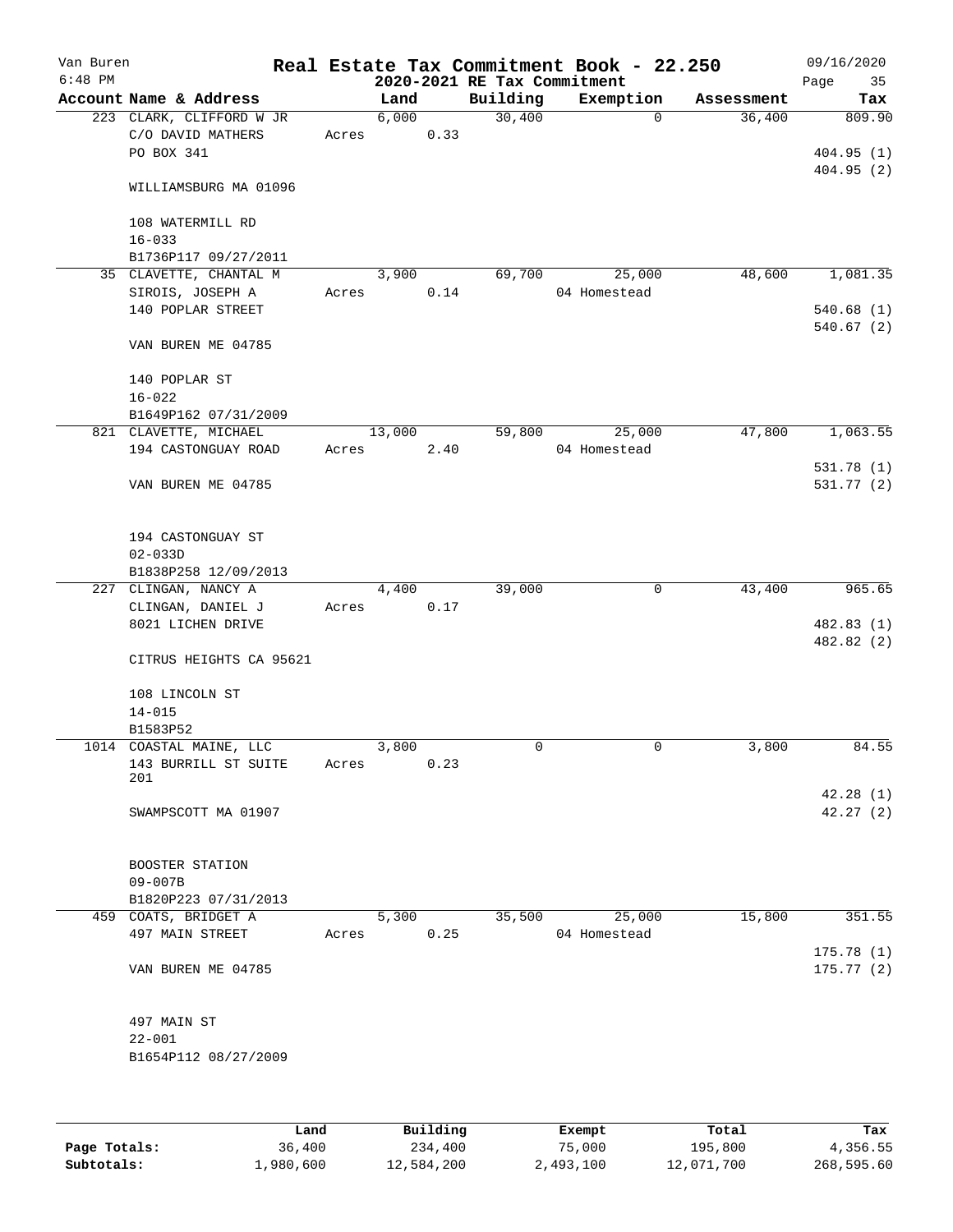# Real Estate Tax Commitment Book - 22.250

## 2020-2021 RE Tax Commitment

Van Buren
6:48 PM

09/16/2020

| Account Name & Address | Land | Building | Exemption | Assessment | Tax |
|---|---|---|---|---|---|
| 223 CLARK, CLIFFORD W JR | 6,000 | 30,400 | 0 | 36,400 | 809.90 |
| C/O DAVID MATHERS | Acres 0.33 | | | | |
| PO BOX 341 | | | | | 404.95 (1) |
| | | | | | 404.95 (2) |
| WILLIAMSBURG MA 01096 | | | | | |
| 108 WATERMILL RD | | | | | |
| 16-033 | | | | | |
| B1736P117 09/27/2011 | | | | | |
| 35 CLAVETTE, CHANTAL M | 3,900 | 69,700 | 25,000 | 48,600 | 1,081.35 |
| SIROIS, JOSEPH A | Acres 0.14 | | 04 Homestead | | |
| 140 POPLAR STREET | | | | | 540.68 (1) |
| | | | | | 540.67 (2) |
| VAN BUREN ME 04785 | | | | | |
| 140 POPLAR ST | | | | | |
| 16-022 | | | | | |
| B1649P162 07/31/2009 | | | | | |
| 821 CLAVETTE, MICHAEL | 13,000 | 59,800 | 25,000 | 47,800 | 1,063.55 |
| 194 CASTONGUAY ROAD | Acres 2.40 | | 04 Homestead | | |
| | | | | | 531.78 (1) |
| VAN BUREN ME 04785 | | | | | 531.77 (2) |
| 194 CASTONGUAY ST | | | | | |
| 02-033D | | | | | |
| B1838P258 12/09/2013 | | | | | |
| 227 CLINGAN, NANCY A | 4,400 | 39,000 | 0 | 43,400 | 965.65 |
| CLINGAN, DANIEL J | Acres 0.17 | | | | |
| 8021 LICHEN DRIVE | | | | | 482.83 (1) |
| | | | | | 482.82 (2) |
| CITRUS HEIGHTS CA 95621 | | | | | |
| 108 LINCOLN ST | | | | | |
| 14-015 | | | | | |
| B1583P52 | | | | | |
| 1014 COASTAL MAINE, LLC | 3,800 | 0 | 0 | 3,800 | 84.55 |
| 143 BURRILL ST SUITE 201 | Acres 0.23 | | | | |
| | | | | | 42.28 (1) |
| SWAMPSCOTT MA 01907 | | | | | 42.27 (2) |
| BOOSTER STATION | | | | | |
| 09-007B | | | | | |
| B1820P223 07/31/2013 | | | | | |
| 459 COATS, BRIDGET A | 5,300 | 35,500 | 25,000 | 15,800 | 351.55 |
| 497 MAIN STREET | Acres 0.25 | | 04 Homestead | | |
| | | | | | 175.78 (1) |
| VAN BUREN ME 04785 | | | | | 175.77 (2) |
| 497 MAIN ST | | | | | |
| 22-001 | | | | | |
| B1654P112 08/27/2009 | | | | | |

| | Land | Building | Exempt | Total | Tax |
|---|---|---|---|---|---|
| Page Totals: | 36,400 | 234,400 | 75,000 | 195,800 | 4,356.55 |
| Subtotals: | 1,980,600 | 12,584,200 | 2,493,100 | 12,071,700 | 268,595.60 |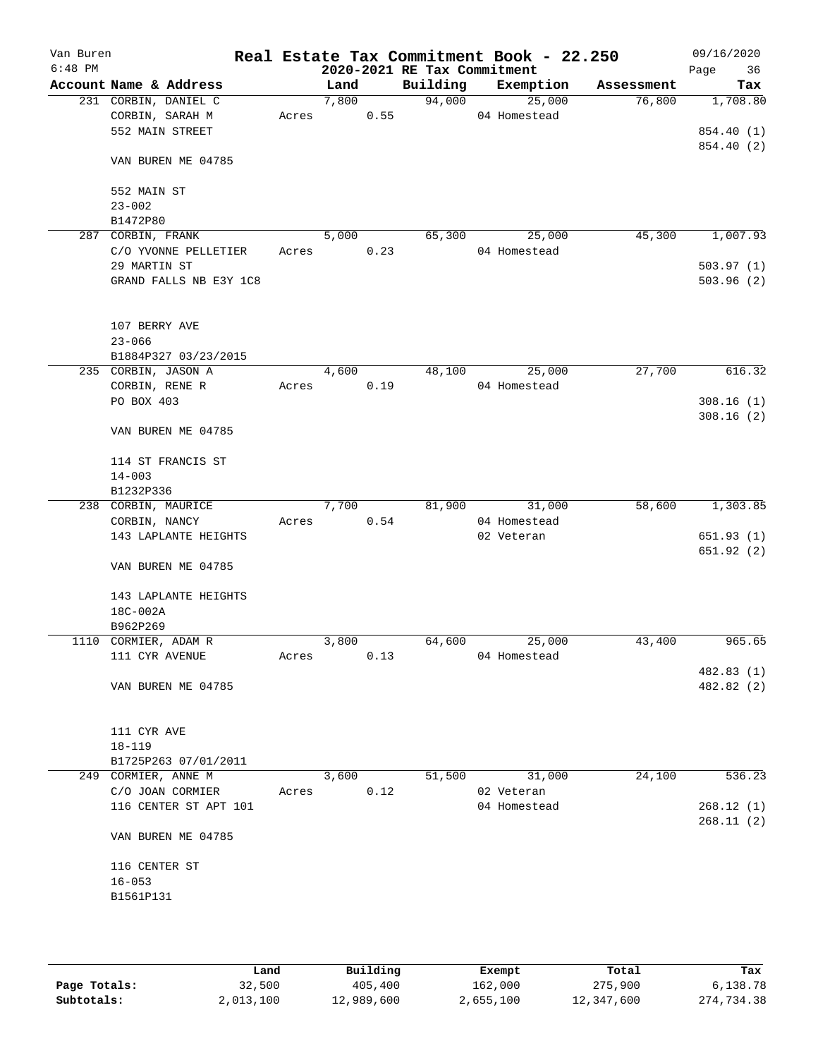Van Buren
6:48 PM

# Real Estate Tax Commitment Book - 22.250
## 2020-2021 RE Tax Commitment

09/16/2020

| Account Name & Address | Land | Building | Exemption | Assessment | Tax |
|---|---|---|---|---|---|
| 231 CORBIN, DANIEL C | 7,800 | 94,000 | 25,000 | 76,800 | 1,708.80 |
| CORBIN, SARAH M | Acres 0.55 | | 04 Homestead | | |
| 552 MAIN STREET | | | | | 854.40 (1) |
| | | | | | 854.40 (2) |
| VAN BUREN ME 04785 | | | | | |
| 552 MAIN ST | | | | | |
| 23-002 | | | | | |
| B1472P80 | | | | | |
| 287 CORBIN, FRANK | 5,000 | 65,300 | 25,000 | 45,300 | 1,007.93 |
| C/O YVONNE PELLETIER | Acres 0.23 | | 04 Homestead | | |
| 29 MARTIN ST | | | | | 503.97 (1) |
| GRAND FALLS NB E3Y 1C8 | | | | | 503.96 (2) |
| 107 BERRY AVE | | | | | |
| 23-066 | | | | | |
| B1884P327 03/23/2015 | | | | | |
| 235 CORBIN, JASON A | 4,600 | 48,100 | 25,000 | 27,700 | 616.32 |
| CORBIN, RENE R | Acres 0.19 | | 04 Homestead | | |
| PO BOX 403 | | | | | 308.16 (1) |
| | | | | | 308.16 (2) |
| VAN BUREN ME 04785 | | | | | |
| 114 ST FRANCIS ST | | | | | |
| 14-003 | | | | | |
| B1232P336 | | | | | |
| 238 CORBIN, MAURICE | 7,700 | 81,900 | 31,000 | 58,600 | 1,303.85 |
| CORBIN, NANCY | Acres 0.54 | | 04 Homestead | | |
| 143 LAPLANTE HEIGHTS | | | 02 Veteran | | 651.93 (1) |
| | | | | | 651.92 (2) |
| VAN BUREN ME 04785 | | | | | |
| 143 LAPLANTE HEIGHTS | | | | | |
| 18C-002A | | | | | |
| B962P269 | | | | | |
| 1110 CORMIER, ADAM R | 3,800 | 64,600 | 25,000 | 43,400 | 965.65 |
| 111 CYR AVENUE | Acres 0.13 | | 04 Homestead | | |
| | | | | | 482.83 (1) |
| VAN BUREN ME 04785 | | | | | 482.82 (2) |
| 111 CYR AVE | | | | | |
| 18-119 | | | | | |
| B1725P263 07/01/2011 | | | | | |
| 249 CORMIER, ANNE M | 3,600 | 51,500 | 31,000 | 24,100 | 536.23 |
| C/O JOAN CORMIER | Acres 0.12 | | 02 Veteran | | |
| 116 CENTER ST APT 101 | | | 04 Homestead | | 268.12 (1) |
| | | | | | 268.11 (2) |
| VAN BUREN ME 04785 | | | | | |
| 116 CENTER ST | | | | | |
| 16-053 | | | | | |
| B1561P131 | | | | | |

| | Land | Building | Exempt | Total | Tax |
|---|---|---|---|---|---|
| Page Totals: | 32,500 | 405,400 | 162,000 | 275,900 | 6,138.78 |
| Subtotals: | 2,013,100 | 12,989,600 | 2,655,100 | 12,347,600 | 274,734.38 |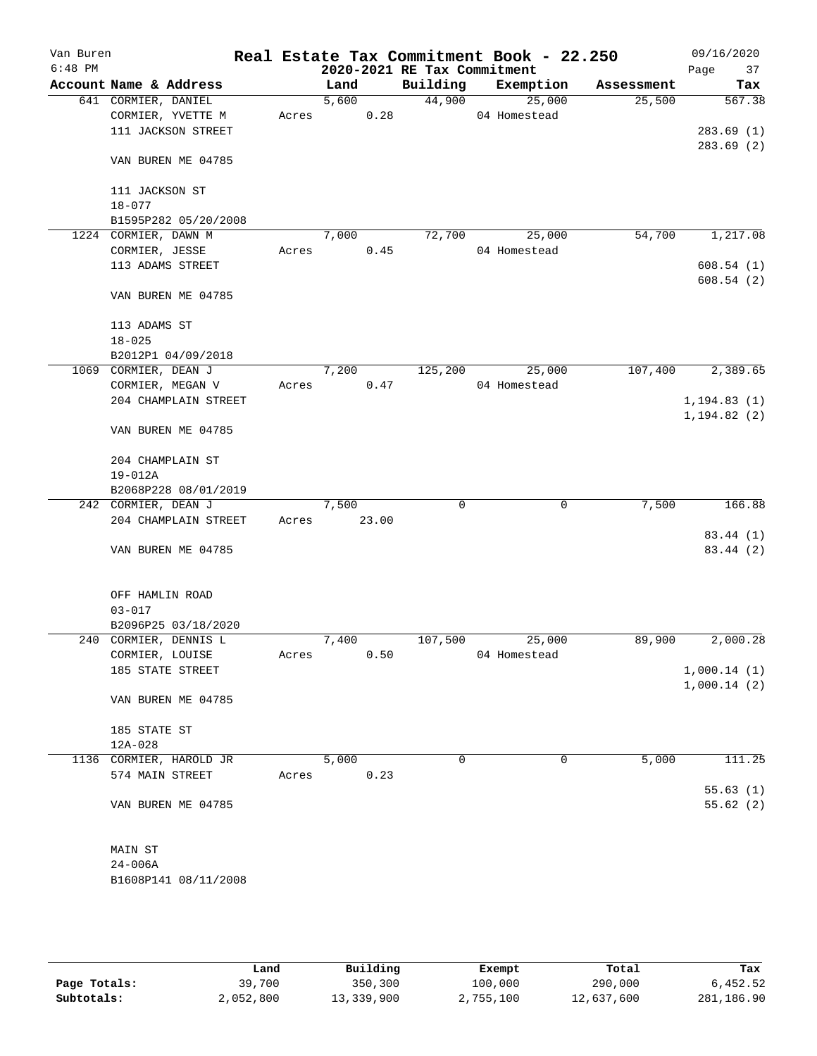Van Buren
6:48 PM

# Real Estate Tax Commitment Book - 22.250

## 2020-2021 RE Tax Commitment

09/16/2020

| Account Name & Address | Land | Building | Exemption | Assessment | Tax |
|---|---|---|---|---|---|
| 641 CORMIER, DANIEL | 5,600 | 44,900 | 25,000 | 25,500 | 567.38 |
| CORMIER, YVETTE M | Acres 0.28 | | 04 Homestead | | |
| 111 JACKSON STREET | | | | | 283.69 (1) |
| | | | | | 283.69 (2) |
| VAN BUREN ME 04785 | | | | | |
| 111 JACKSON ST | | | | | |
| 18-077 | | | | | |
| B1595P282 05/20/2008 | | | | | |
| 1224 CORMIER, DAWN M | 7,000 | 72,700 | 25,000 | 54,700 | 1,217.08 |
| CORMIER, JESSE | Acres 0.45 | | 04 Homestead | | |
| 113 ADAMS STREET | | | | | 608.54 (1) |
| | | | | | 608.54 (2) |
| VAN BUREN ME 04785 | | | | | |
| 113 ADAMS ST | | | | | |
| 18-025 | | | | | |
| B2012P1 04/09/2018 | | | | | |
| 1069 CORMIER, DEAN J | 7,200 | 125,200 | 25,000 | 107,400 | 2,389.65 |
| CORMIER, MEGAN V | Acres 0.47 | | 04 Homestead | | |
| 204 CHAMPLAIN STREET | | | | | 1,194.83 (1) |
| | | | | | 1,194.82 (2) |
| VAN BUREN ME 04785 | | | | | |
| 204 CHAMPLAIN ST | | | | | |
| 19-012A | | | | | |
| B2068P228 08/01/2019 | | | | | |
| 242 CORMIER, DEAN J | 7,500 | 0 | 0 | 7,500 | 166.88 |
| 204 CHAMPLAIN STREET | Acres 23.00 | | | | |
| | | | | | 83.44 (1) |
| VAN BUREN ME 04785 | | | | | 83.44 (2) |
| OFF HAMLIN ROAD | | | | | |
| 03-017 | | | | | |
| B2096P25 03/18/2020 | | | | | |
| 240 CORMIER, DENNIS L | 7,400 | 107,500 | 25,000 | 89,900 | 2,000.28 |
| CORMIER, LOUISE | Acres 0.50 | | 04 Homestead | | |
| 185 STATE STREET | | | | | 1,000.14 (1) |
| | | | | | 1,000.14 (2) |
| VAN BUREN ME 04785 | | | | | |
| 185 STATE ST | | | | | |
| 12A-028 | | | | | |
| 1136 CORMIER, HAROLD JR | 5,000 | 0 | 0 | 5,000 | 111.25 |
| 574 MAIN STREET | Acres 0.23 | | | | |
| | | | | | 55.63 (1) |
| VAN BUREN ME 04785 | | | | | 55.62 (2) |
| MAIN ST | | | | | |
| 24-006A | | | | | |
| B1608P141 08/11/2008 | | | | | |

| | Land | Building | Exempt | Total | Tax |
|---|---|---|---|---|---|
| Page Totals: | 39,700 | 350,300 | 100,000 | 290,000 | 6,452.52 |
| Subtotals: | 2,052,800 | 13,339,900 | 2,755,100 | 12,637,600 | 281,186.90 |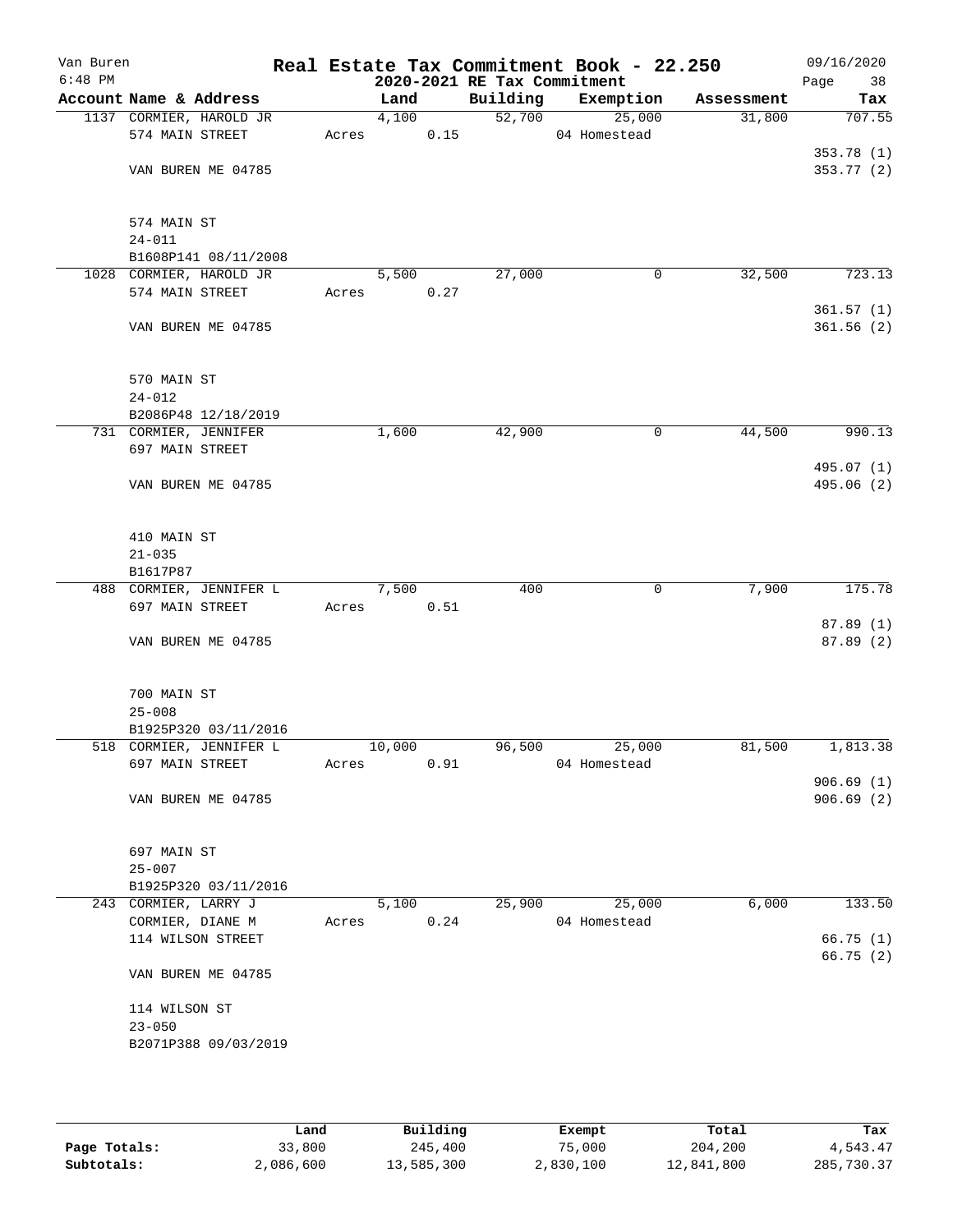# Real Estate Tax Commitment Book - 22.250

Van Buren
6:48 PM

2020-2021 RE Tax Commitment

09/16/2020

| Account | Name & Address | Land | Building | Exemption | Assessment | Tax |
|---|---|---|---|---|---|---|
| 1137 | CORMIER, HAROLD JR<br>574 MAIN STREET<br><br>VAN BUREN ME 04785<br><br>574 MAIN ST<br>24-011<br>B1608P141 08/11/2008 | 4,100<br>Acres 0.15 | 52,700 | 25,000<br>04 Homestead | 31,800 | 707.55<br><br>353.78 (1)<br>353.77 (2) |
| 1028 | CORMIER, HAROLD JR<br>574 MAIN STREET<br><br>VAN BUREN ME 04785<br><br>570 MAIN ST<br>24-012<br>B2086P48 12/18/2019 | 5,500<br>Acres 0.27 | 27,000 | 0 | 32,500 | 723.13<br><br>361.57 (1)<br>361.56 (2) |
| 731 | CORMIER, JENNIFER<br>697 MAIN STREET<br><br>VAN BUREN ME 04785<br><br>410 MAIN ST<br>21-035<br>B1617P87 | 1,600 | 42,900 | 0 | 44,500 | 990.13<br><br>495.07 (1)<br>495.06 (2) |
| 488 | CORMIER, JENNIFER L<br>697 MAIN STREET<br><br>VAN BUREN ME 04785<br><br>700 MAIN ST<br>25-008<br>B1925P320 03/11/2016 | 7,500<br>Acres 0.51 | 400 | 0 | 7,900 | 175.78<br><br>87.89 (1)<br>87.89 (2) |
| 518 | CORMIER, JENNIFER L<br>697 MAIN STREET<br><br>VAN BUREN ME 04785<br><br>697 MAIN ST<br>25-007<br>B1925P320 03/11/2016 | 10,000<br>Acres 0.91 | 96,500 | 25,000<br>04 Homestead | 81,500 | 1,813.38<br><br>906.69 (1)<br>906.69 (2) |
| 243 | CORMIER, LARRY J<br>CORMIER, DIANE M<br>114 WILSON STREET<br><br>VAN BUREN ME 04785<br><br>114 WILSON ST<br>23-050<br>B2071P388 09/03/2019 | 5,100<br>Acres 0.24 | 25,900 | 25,000<br>04 Homestead | 6,000 | 133.50<br><br>66.75 (1)<br>66.75 (2) |

| | Land | Building | Exempt | Total | Tax |
|---|---|---|---|---|---|
| Page Totals: | 33,800 | 245,400 | 75,000 | 204,200 | 4,543.47 |
| Subtotals: | 2,086,600 | 13,585,300 | 2,830,100 | 12,841,800 | 285,730.37 |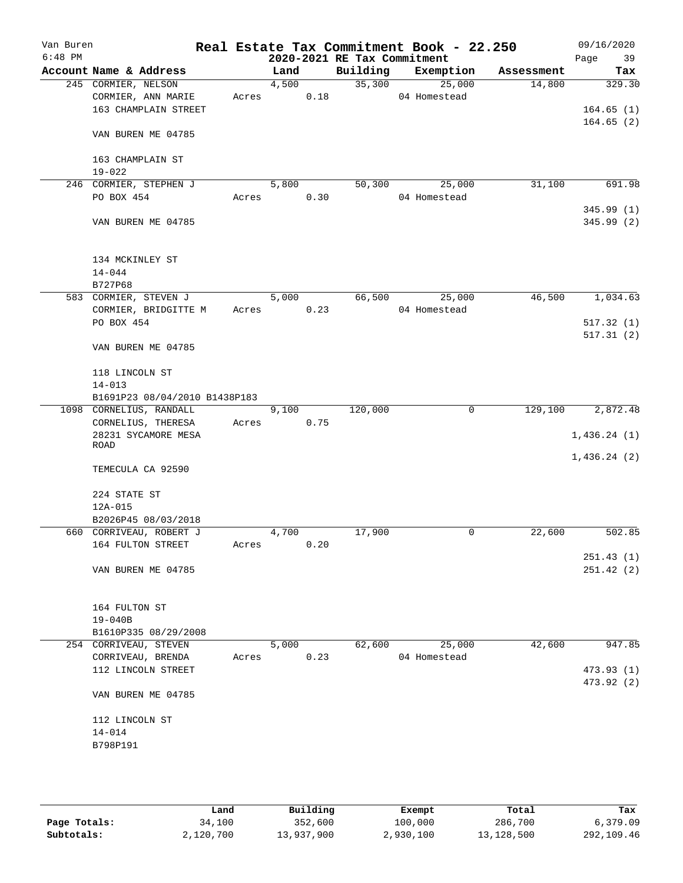Van Buren 6:48 PM

# Real Estate Tax Commitment Book - 22.250

## 2020-2021 RE Tax Commitment

09/16/2020

| Account Name & Address | Land | Building | Exemption | Assessment | Tax |
|---|---|---|---|---|---|
| 245 CORMIER, NELSON | 4,500 | 35,300 | 25,000 | 14,800 | 329.30 |
| CORMIER, ANN MARIE | Acres 0.18 | | 04 Homestead | | |
| 163 CHAMPLAIN STREET | | | | | 164.65 (1) |
| | | | | | 164.65 (2) |
| VAN BUREN ME 04785 | | | | | |
| 163 CHAMPLAIN ST | | | | | |
| 19-022 | | | | | |
| 246 CORMIER, STEPHEN J | 5,800 | 50,300 | 25,000 | 31,100 | 691.98 |
| PO BOX 454 | Acres 0.30 | | 04 Homestead | | |
| | | | | | 345.99 (1) |
| VAN BUREN ME 04785 | | | | | 345.99 (2) |
| 134 MCKINLEY ST | | | | | |
| 14-044 | | | | | |
| B727P68 | | | | | |
| 583 CORMIER, STEVEN J | 5,000 | 66,500 | 25,000 | 46,500 | 1,034.63 |
| CORMIER, BRIDGITTE M | Acres 0.23 | | 04 Homestead | | |
| PO BOX 454 | | | | | 517.32 (1) |
| | | | | | 517.31 (2) |
| VAN BUREN ME 04785 | | | | | |
| 118 LINCOLN ST | | | | | |
| 14-013 | | | | | |
| B1691P23 08/04/2010 B1438P183 | | | | | |
| 1098 CORNELIUS, RANDALL | 9,100 | 120,000 | 0 | 129,100 | 2,872.48 |
| CORNELIUS, THERESA | Acres 0.75 | | | | |
| 28231 SYCAMORE MESA ROAD | | | | | 1,436.24 (1) |
| | | | | | 1,436.24 (2) |
| TEMECULA CA 92590 | | | | | |
| 224 STATE ST | | | | | |
| 12A-015 | | | | | |
| B2026P45 08/03/2018 | | | | | |
| 660 CORRIVEAU, ROBERT J | 4,700 | 17,900 | 0 | 22,600 | 502.85 |
| 164 FULTON STREET | Acres 0.20 | | | | |
| | | | | | 251.43 (1) |
| VAN BUREN ME 04785 | | | | | 251.42 (2) |
| 164 FULTON ST | | | | | |
| 19-040B | | | | | |
| B1610P335 08/29/2008 | | | | | |
| 254 CORRIVEAU, STEVEN | 5,000 | 62,600 | 25,000 | 42,600 | 947.85 |
| CORRIVEAU, BRENDA | Acres 0.23 | | 04 Homestead | | |
| 112 LINCOLN STREET | | | | | 473.93 (1) |
| | | | | | 473.92 (2) |
| VAN BUREN ME 04785 | | | | | |
| 112 LINCOLN ST | | | | | |
| 14-014 | | | | | |
| B798P191 | | | | | |

| | Land | Building | Exempt | Total | Tax |
|---|---|---|---|---|---|
| Page Totals: | 34,100 | 352,600 | 100,000 | 286,700 | 6,379.09 |
| Subtotals: | 2,120,700 | 13,937,900 | 2,930,100 | 13,128,500 | 292,109.46 |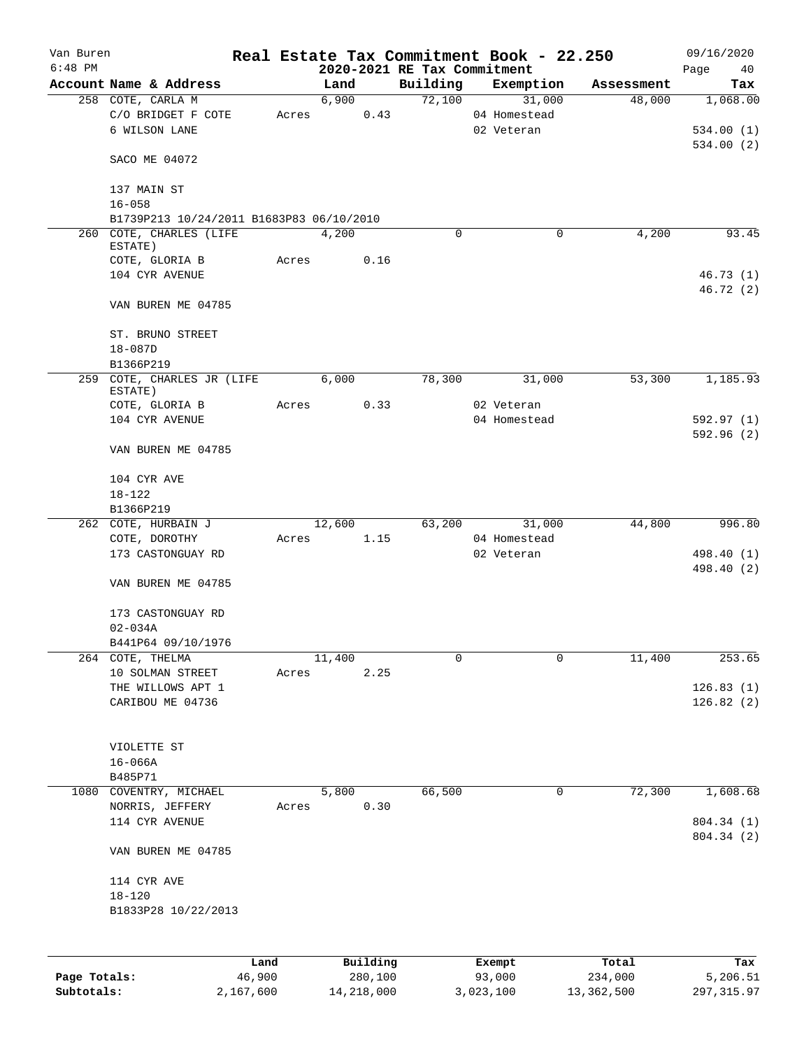Van Buren
6:48 PM

# Real Estate Tax Commitment Book - 22.250

## 2020-2021 RE Tax Commitment

09/16/2020

| Account Name & Address | Land | Building | Exemption | Assessment | Tax |
|---|---|---|---|---|---|
| 258 COTE, CARLA M | 6,900 | 72,100 | 31,000 | 48,000 | 1,068.00 |
| C/O BRIDGET F COTE | Acres 0.43 | | 04 Homestead | | |
| 6 WILSON LANE | | | 02 Veteran | | 534.00 (1) |
| | | | | | 534.00 (2) |
| SACO ME 04072 | | | | | |
| 137 MAIN ST | | | | | |
| 16-058 | | | | | |
| B1739P213 10/24/2011 B1683P83 06/10/2010 | | | | | |
| 260 COTE, CHARLES (LIFE ESTATE) | 4,200 | 0 | 0 | 4,200 | 93.45 |
| COTE, GLORIA B | Acres 0.16 | | | | |
| 104 CYR AVENUE | | | | | 46.73 (1) |
| | | | | | 46.72 (2) |
| VAN BUREN ME 04785 | | | | | |
| ST. BRUNO STREET | | | | | |
| 18-087D | | | | | |
| B1366P219 | | | | | |
| 259 COTE, CHARLES JR (LIFE ESTATE) | 6,000 | 78,300 | 31,000 | 53,300 | 1,185.93 |
| COTE, GLORIA B | Acres 0.33 | | 02 Veteran | | |
| 104 CYR AVENUE | | | 04 Homestead | | 592.97 (1) |
| | | | | | 592.96 (2) |
| VAN BUREN ME 04785 | | | | | |
| 104 CYR AVE | | | | | |
| 18-122 | | | | | |
| B1366P219 | | | | | |
| 262 COTE, HURBAIN J | 12,600 | 63,200 | 31,000 | 44,800 | 996.80 |
| COTE, DOROTHY | Acres 1.15 | | 04 Homestead | | |
| 173 CASTONGUAY RD | | | 02 Veteran | | 498.40 (1) |
| | | | | | 498.40 (2) |
| VAN BUREN ME 04785 | | | | | |
| 173 CASTONGUAY RD | | | | | |
| 02-034A | | | | | |
| B441P64 09/10/1976 | | | | | |
| 264 COTE, THELMA | 11,400 | 0 | 0 | 11,400 | 253.65 |
| 10 SOLMAN STREET | Acres 2.25 | | | | |
| THE WILLOWS APT 1 | | | | | 126.83 (1) |
| CARIBOU ME 04736 | | | | | 126.82 (2) |
| VIOLETTE ST | | | | | |
| 16-066A | | | | | |
| B485P71 | | | | | |
| 1080 COVENTRY, MICHAEL | 5,800 | 66,500 | 0 | 72,300 | 1,608.68 |
| NORRIS, JEFFERY | Acres 0.30 | | | | |
| 114 CYR AVENUE | | | | | 804.34 (1) |
| | | | | | 804.34 (2) |
| VAN BUREN ME 04785 | | | | | |
| 114 CYR AVE | | | | | |
| 18-120 | | | | | |
| B1833P28 10/22/2013 | | | | | |

| | Land | Building | Exempt | Total | Tax |
|---|---|---|---|---|---|
| Page Totals: | 46,900 | 280,100 | 93,000 | 234,000 | 5,206.51 |
| Subtotals: | 2,167,600 | 14,218,000 | 3,023,100 | 13,362,500 | 297,315.97 |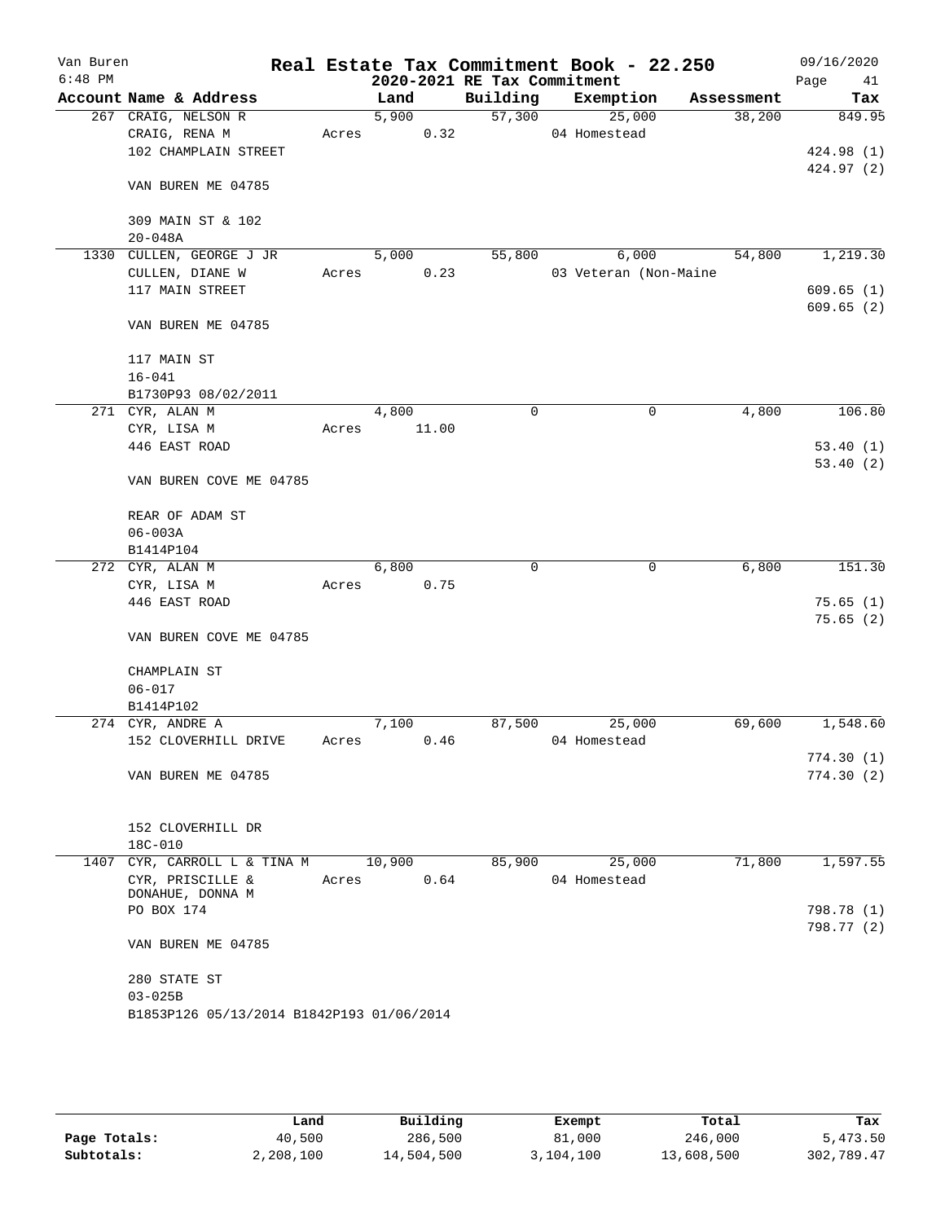Van Buren
6:48 PM

# Real Estate Tax Commitment Book - 22.250

## 2020-2021 RE Tax Commitment

09/16/2020

| Account Name & Address | Land | Building | Exemption | Assessment | Tax |
|---|---|---|---|---|---|
| 267 CRAIG, NELSON R | 5,900 | 57,300 | 25,000 | 38,200 | 849.95 |
| CRAIG, RENA M | Acres 0.32 | | 04 Homestead | | |
| 102 CHAMPLAIN STREET | | | | | 424.98 (1) |
| | | | | | 424.97 (2) |
| VAN BUREN ME 04785 | | | | | |
| 309 MAIN ST & 102 | | | | | |
| 20-048A | | | | | |
| 1330 CULLEN, GEORGE J JR | 5,000 | 55,800 | 6,000 | 54,800 | 1,219.30 |
| CULLEN, DIANE W | Acres 0.23 | | 03 Veteran (Non-Maine | | |
| 117 MAIN STREET | | | | | 609.65 (1) |
| | | | | | 609.65 (2) |
| VAN BUREN ME 04785 | | | | | |
| 117 MAIN ST | | | | | |
| 16-041 | | | | | |
| B1730P93 08/02/2011 | | | | | |
| 271 CYR, ALAN M | 4,800 | 0 | 0 | 4,800 | 106.80 |
| CYR, LISA M | Acres 11.00 | | | | |
| 446 EAST ROAD | | | | | 53.40 (1) |
| | | | | | 53.40 (2) |
| VAN BUREN COVE ME 04785 | | | | | |
| REAR OF ADAM ST | | | | | |
| 06-003A | | | | | |
| B1414P104 | | | | | |
| 272 CYR, ALAN M | 6,800 | 0 | 0 | 6,800 | 151.30 |
| CYR, LISA M | Acres 0.75 | | | | |
| 446 EAST ROAD | | | | | 75.65 (1) |
| | | | | | 75.65 (2) |
| VAN BUREN COVE ME 04785 | | | | | |
| CHAMPLAIN ST | | | | | |
| 06-017 | | | | | |
| B1414P102 | | | | | |
| 274 CYR, ANDRE A | 7,100 | 87,500 | 25,000 | 69,600 | 1,548.60 |
| 152 CLOVERHILL DRIVE | Acres 0.46 | | 04 Homestead | | |
| | | | | | 774.30 (1) |
| VAN BUREN ME 04785 | | | | | 774.30 (2) |
| 152 CLOVERHILL DR | | | | | |
| 18C-010 | | | | | |
| 1407 CYR, CARROLL L & TINA M | 10,900 | 85,900 | 25,000 | 71,800 | 1,597.55 |
| CYR, PRISCILLE & DONAHUE, DONNA M | Acres 0.64 | | 04 Homestead | | |
| PO BOX 174 | | | | | 798.78 (1) |
| | | | | | 798.77 (2) |
| VAN BUREN ME 04785 | | | | | |
| 280 STATE ST | | | | | |
| 03-025B | | | | | |
| B1853P126 05/13/2014 B1842P193 01/06/2014 | | | | | |

| | Land | Building | Exempt | Total | Tax |
|---|---|---|---|---|---|
| Page Totals: | 40,500 | 286,500 | 81,000 | 246,000 | 5,473.50 |
| Subtotals: | 2,208,100 | 14,504,500 | 3,104,100 | 13,608,500 | 302,789.47 |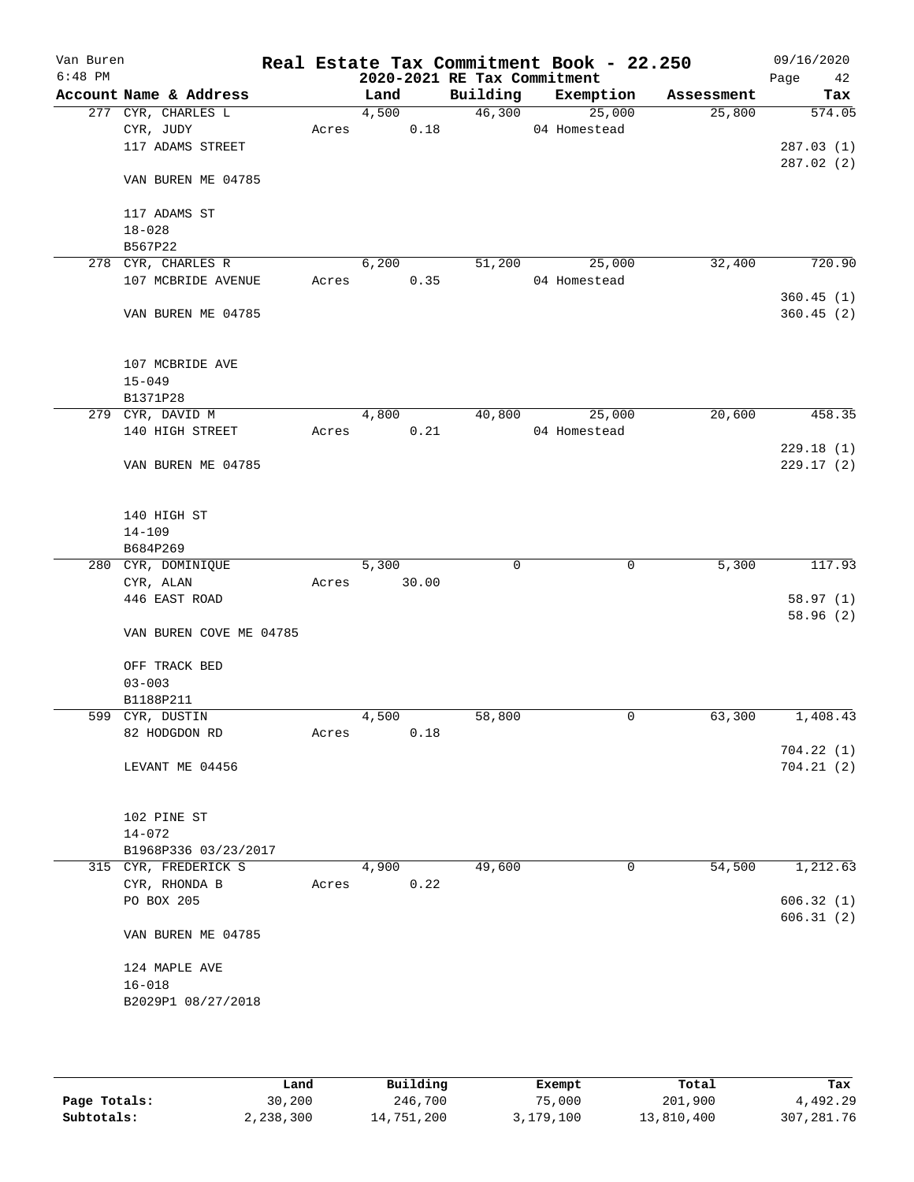Van Buren
6:48 PM

# Real Estate Tax Commitment Book - 22.250
## 2020-2021 RE Tax Commitment

09/16/2020

| Account Name & Address | | Land | Building | Exemption | Assessment | Tax |
|---|---|---|---|---|---|---|
| 277 CYR, CHARLES L | | 4,500 | 46,300 | 25,000 | 25,800 | 574.05 |
| CYR, JUDY | Acres | 0.18 | | 04 Homestead | | |
| 117 ADAMS STREET | | | | | | 287.03 (1) |
| | | | | | | 287.02 (2) |
| VAN BUREN ME 04785 | | | | | | |
| 117 ADAMS ST | | | | | | |
| 18-028 | | | | | | |
| B567P22 | | | | | | |
| 278 CYR, CHARLES R | | 6,200 | 51,200 | 25,000 | 32,400 | 720.90 |
| 107 MCBRIDE AVENUE | Acres | 0.35 | | 04 Homestead | | |
| | | | | | | 360.45 (1) |
| VAN BUREN ME 04785 | | | | | | 360.45 (2) |
| 107 MCBRIDE AVE | | | | | | |
| 15-049 | | | | | | |
| B1371P28 | | | | | | |
| 279 CYR, DAVID M | | 4,800 | 40,800 | 25,000 | 20,600 | 458.35 |
| 140 HIGH STREET | Acres | 0.21 | | 04 Homestead | | |
| | | | | | | 229.18 (1) |
| VAN BUREN ME 04785 | | | | | | 229.17 (2) |
| 140 HIGH ST | | | | | | |
| 14-109 | | | | | | |
| B684P269 | | | | | | |
| 280 CYR, DOMINIQUE | | 5,300 | 0 | 0 | 5,300 | 117.93 |
| CYR, ALAN | Acres | 30.00 | | | | |
| 446 EAST ROAD | | | | | | 58.97 (1) |
| | | | | | | 58.96 (2) |
| VAN BUREN COVE ME 04785 | | | | | | |
| OFF TRACK BED | | | | | | |
| 03-003 | | | | | | |
| B1188P211 | | | | | | |
| 599 CYR, DUSTIN | | 4,500 | 58,800 | 0 | 63,300 | 1,408.43 |
| 82 HODGDON RD | Acres | 0.18 | | | | |
| | | | | | | 704.22 (1) |
| LEVANT ME 04456 | | | | | | 704.21 (2) |
| 102 PINE ST | | | | | | |
| 14-072 | | | | | | |
| B1968P336 03/23/2017 | | | | | | |
| 315 CYR, FREDERICK S | | 4,900 | 49,600 | 0 | 54,500 | 1,212.63 |
| CYR, RHONDA B | Acres | 0.22 | | | | |
| PO BOX 205 | | | | | | 606.32 (1) |
| | | | | | | 606.31 (2) |
| VAN BUREN ME 04785 | | | | | | |
| 124 MAPLE AVE | | | | | | |
| 16-018 | | | | | | |
| B2029P1 08/27/2018 | | | | | | |

| | Land | Building | Exempt | Total | Tax |
|---|---|---|---|---|---|
| Page Totals: | 30,200 | 246,700 | 75,000 | 201,900 | 4,492.29 |
| Subtotals: | 2,238,300 | 14,751,200 | 3,179,100 | 13,810,400 | 307,281.76 |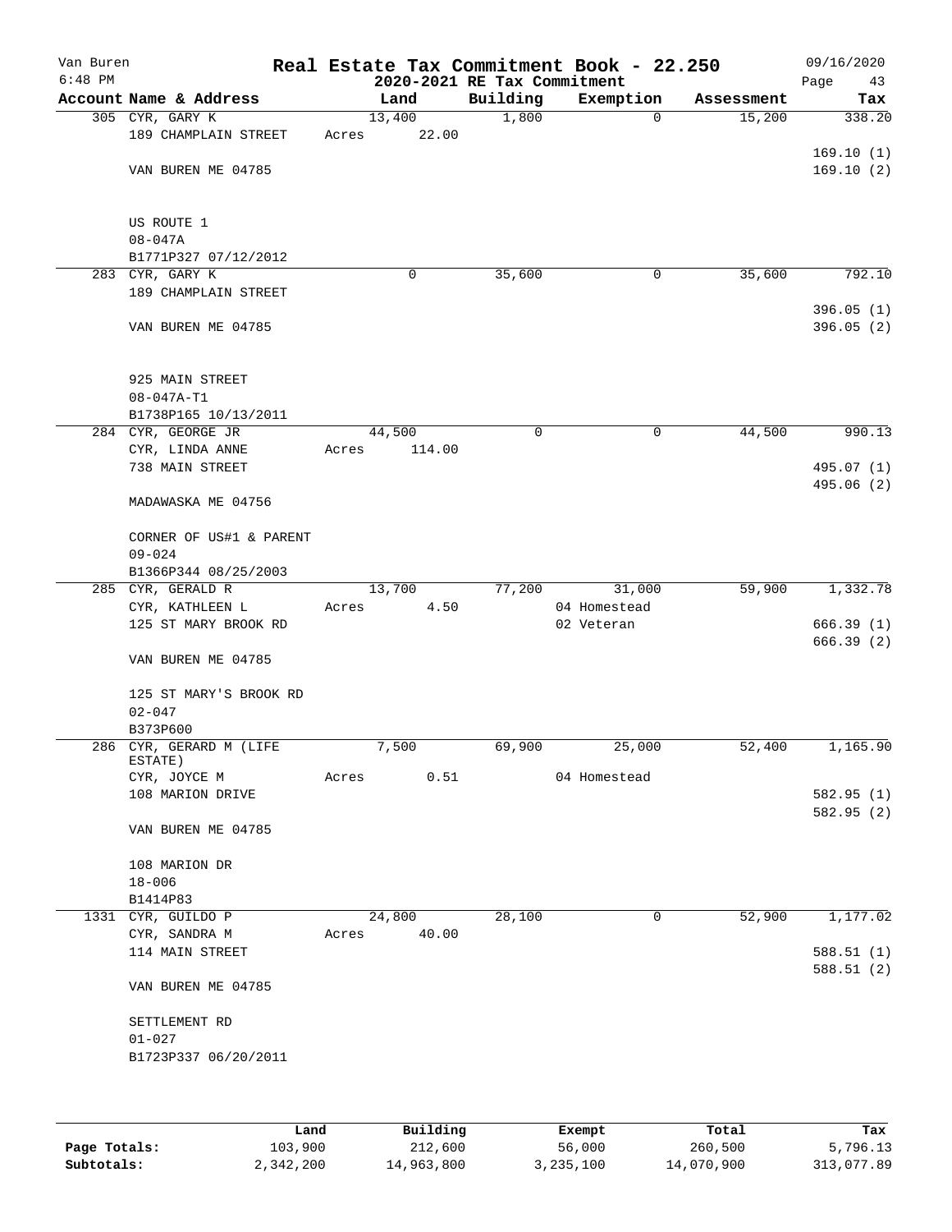# Real Estate Tax Commitment Book - 22.250

Van Buren
6:48 PM

2020-2021 RE Tax Commitment

09/16/2020

| Account Name & Address | Land | Building | Exemption | Assessment | Tax |
|---|---|---|---|---|---|
| 305 CYR, GARY K | 13,400 | 1,800 | 0 | 15,200 | 338.20 |
| 189 CHAMPLAIN STREET | Acres 22.00 | | | | |
| | | | | | 169.10 (1) |
| VAN BUREN ME 04785 | | | | | 169.10 (2) |
| US ROUTE 1 | | | | | |
| 08-047A | | | | | |
| B1771P327 07/12/2012 | | | | | |
| 283 CYR, GARY K | 0 | 35,600 | 0 | 35,600 | 792.10 |
| 189 CHAMPLAIN STREET | | | | | |
| | | | | | 396.05 (1) |
| VAN BUREN ME 04785 | | | | | 396.05 (2) |
| 925 MAIN STREET | | | | | |
| 08-047A-T1 | | | | | |
| B1738P165 10/13/2011 | | | | | |
| 284 CYR, GEORGE JR | 44,500 | 0 | 0 | 44,500 | 990.13 |
| CYR, LINDA ANNE | Acres 114.00 | | | | |
| 738 MAIN STREET | | | | | 495.07 (1) |
| | | | | | 495.06 (2) |
| MADAWASKA ME 04756 | | | | | |
| CORNER OF US#1 & PARENT | | | | | |
| 09-024 | | | | | |
| B1366P344 08/25/2003 | | | | | |
| 285 CYR, GERALD R | 13,700 | 77,200 | 31,000 | 59,900 | 1,332.78 |
| CYR, KATHLEEN L | Acres 4.50 | | 04 Homestead | | |
| 125 ST MARY BROOK RD | | | 02 Veteran | | 666.39 (1) |
| | | | | | 666.39 (2) |
| VAN BUREN ME 04785 | | | | | |
| 125 ST MARY'S BROOK RD | | | | | |
| 02-047 | | | | | |
| B373P600 | | | | | |
| 286 CYR, GERARD M (LIFE ESTATE) | 7,500 | 69,900 | 25,000 | 52,400 | 1,165.90 |
| CYR, JOYCE M | Acres 0.51 | | 04 Homestead | | |
| 108 MARION DRIVE | | | | | 582.95 (1) |
| | | | | | 582.95 (2) |
| VAN BUREN ME 04785 | | | | | |
| 108 MARION DR | | | | | |
| 18-006 | | | | | |
| B1414P83 | | | | | |
| 1331 CYR, GUILDO P | 24,800 | 28,100 | 0 | 52,900 | 1,177.02 |
| CYR, SANDRA M | Acres 40.00 | | | | |
| 114 MAIN STREET | | | | | 588.51 (1) |
| | | | | | 588.51 (2) |
| VAN BUREN ME 04785 | | | | | |
| SETTLEMENT RD | | | | | |
| 01-027 | | | | | |
| B1723P337 06/20/2011 | | | | | |

| | Land | Building | Exempt | Total | Tax |
|---|---|---|---|---|---|
| Page Totals: | 103,900 | 212,600 | 56,000 | 260,500 | 5,796.13 |
| Subtotals: | 2,342,200 | 14,963,800 | 3,235,100 | 14,070,900 | 313,077.89 |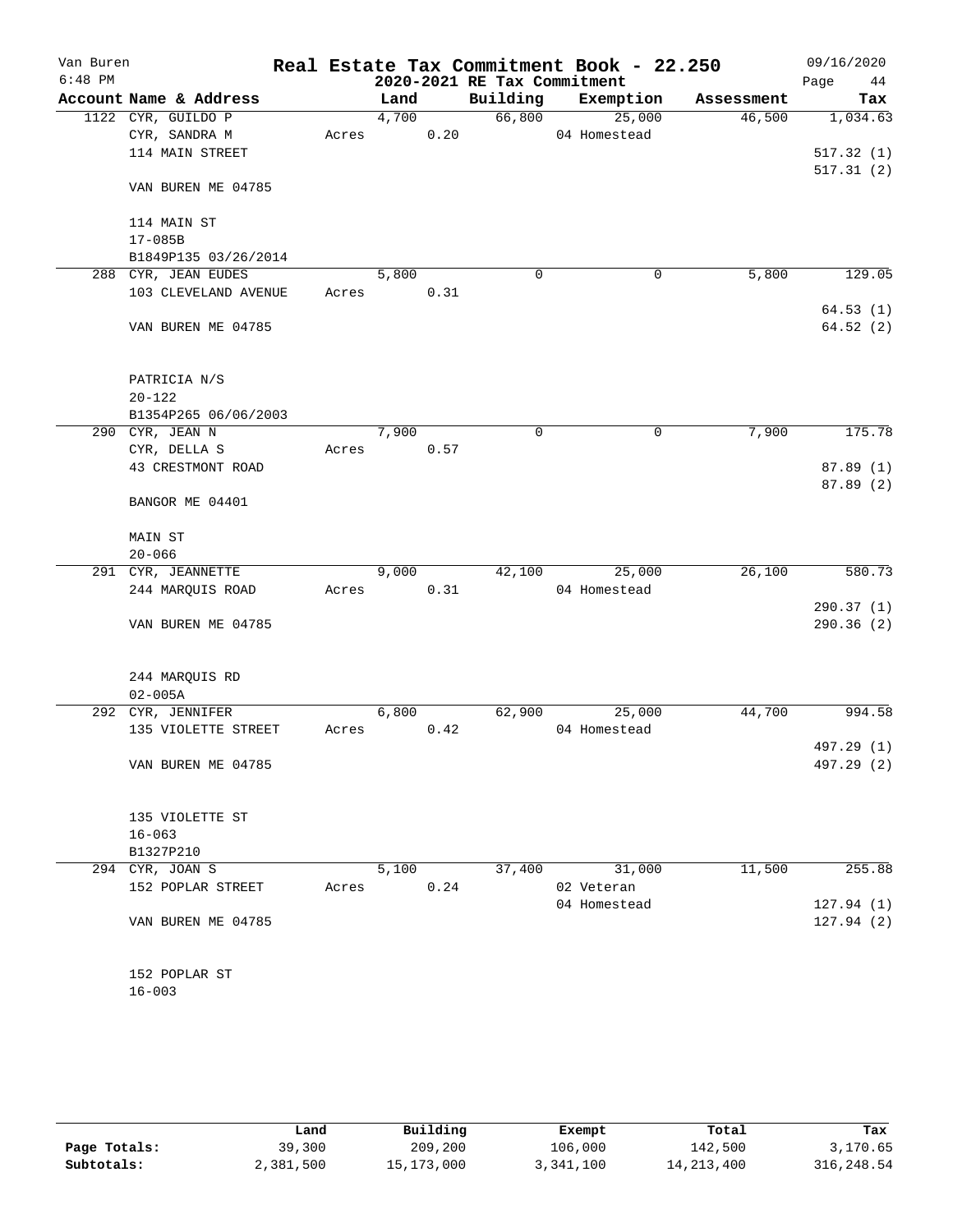Van Buren
6:48 PM

# Real Estate Tax Commitment Book - 22.250
## 2020-2021 RE Tax Commitment

09/16/2020

| Account Name & Address | Land | Building | Exemption | Assessment | Tax |
|---|---|---|---|---|---|
| 1122 CYR, GUILDO P | 4,700 | 66,800 | 25,000 | 46,500 | 1,034.63 |
| CYR, SANDRA M | Acres 0.20 | | 04 Homestead | | |
| 114 MAIN STREET | | | | | 517.32 (1) |
| | | | | | 517.31 (2) |
| VAN BUREN ME 04785 | | | | | |
| 114 MAIN ST | | | | | |
| 17-085B | | | | | |
| B1849P135 03/26/2014 | | | | | |
| 288 CYR, JEAN EUDES | 5,800 | 0 | 0 | 5,800 | 129.05 |
| 103 CLEVELAND AVENUE | Acres 0.31 | | | | |
| | | | | | 64.53 (1) |
| VAN BUREN ME 04785 | | | | | 64.52 (2) |
| PATRICIA N/S | | | | | |
| 20-122 | | | | | |
| B1354P265 06/06/2003 | | | | | |
| 290 CYR, JEAN N | 7,900 | 0 | 0 | 7,900 | 175.78 |
| CYR, DELLA S | Acres 0.57 | | | | |
| 43 CRESTMONT ROAD | | | | | 87.89 (1) |
| | | | | | 87.89 (2) |
| BANGOR ME 04401 | | | | | |
| MAIN ST | | | | | |
| 20-066 | | | | | |
| 291 CYR, JEANNETTE | 9,000 | 42,100 | 25,000 | 26,100 | 580.73 |
| 244 MARQUIS ROAD | Acres 0.31 | | 04 Homestead | | |
| | | | | | 290.37 (1) |
| VAN BUREN ME 04785 | | | | | 290.36 (2) |
| 244 MARQUIS RD | | | | | |
| 02-005A | | | | | |
| 292 CYR, JENNIFER | 6,800 | 62,900 | 25,000 | 44,700 | 994.58 |
| 135 VIOLETTE STREET | Acres 0.42 | | 04 Homestead | | |
| | | | | | 497.29 (1) |
| VAN BUREN ME 04785 | | | | | 497.29 (2) |
| 135 VIOLETTE ST | | | | | |
| 16-063 | | | | | |
| B1327P210 | | | | | |
| 294 CYR, JOAN S | 5,100 | 37,400 | 31,000 | 11,500 | 255.88 |
| 152 POPLAR STREET | Acres 0.24 | | 02 Veteran | | |
| | | | 04 Homestead | | 127.94 (1) |
| VAN BUREN ME 04785 | | | | | 127.94 (2) |
| 152 POPLAR ST | | | | | |
| 16-003 | | | | | |

| | Land | Building | Exempt | Total | Tax |
|---|---|---|---|---|---|
| Page Totals: | 39,300 | 209,200 | 106,000 | 142,500 | 3,170.65 |
| Subtotals: | 2,381,500 | 15,173,000 | 3,341,100 | 14,213,400 | 316,248.54 |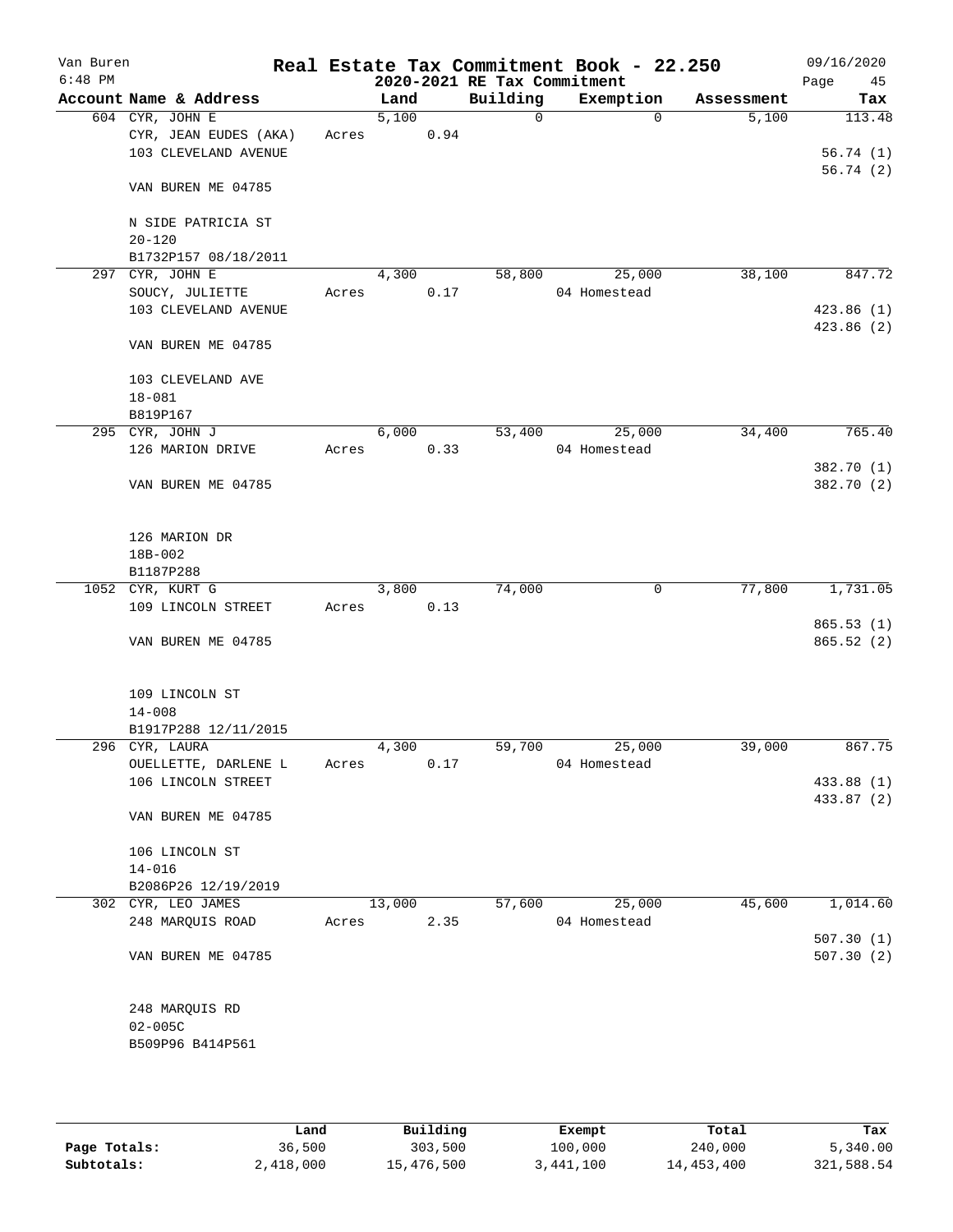Van Buren
6:48 PM

# Real Estate Tax Commitment Book - 22.250

2020-2021 RE Tax Commitment

09/16/2020

| Account Name & Address | Land | Building | Exemption | Assessment | Tax |
|---|---|---|---|---|---|
| 604 CYR, JOHN E | 5,100 | 0 | 0 | 5,100 | 113.48 |
| CYR, JEAN EUDES (AKA) | Acres 0.94 | | | | |
| 103 CLEVELAND AVENUE | | | | | 56.74 (1) |
| | | | | | 56.74 (2) |
| VAN BUREN ME 04785 | | | | | |
| N SIDE PATRICIA ST | | | | | |
| 20-120 | | | | | |
| B1732P157 08/18/2011 | | | | | |
| 297 CYR, JOHN E | 4,300 | 58,800 | 25,000 | 38,100 | 847.72 |
| SOUCY, JULIETTE | Acres 0.17 | | 04 Homestead | | |
| 103 CLEVELAND AVENUE | | | | | 423.86 (1) |
| | | | | | 423.86 (2) |
| VAN BUREN ME 04785 | | | | | |
| 103 CLEVELAND AVE | | | | | |
| 18-081 | | | | | |
| B819P167 | | | | | |
| 295 CYR, JOHN J | 6,000 | 53,400 | 25,000 | 34,400 | 765.40 |
| 126 MARION DRIVE | Acres 0.33 | | 04 Homestead | | |
| | | | | | 382.70 (1) |
| VAN BUREN ME 04785 | | | | | 382.70 (2) |
| 126 MARION DR | | | | | |
| 18B-002 | | | | | |
| B1187P288 | | | | | |
| 1052 CYR, KURT G | 3,800 | 74,000 | 0 | 77,800 | 1,731.05 |
| 109 LINCOLN STREET | Acres 0.13 | | | | |
| | | | | | 865.53 (1) |
| VAN BUREN ME 04785 | | | | | 865.52 (2) |
| 109 LINCOLN ST | | | | | |
| 14-008 | | | | | |
| B1917P288 12/11/2015 | | | | | |
| 296 CYR, LAURA | 4,300 | 59,700 | 25,000 | 39,000 | 867.75 |
| OUELLETTE, DARLENE L | Acres 0.17 | | 04 Homestead | | |
| 106 LINCOLN STREET | | | | | 433.88 (1) |
| | | | | | 433.87 (2) |
| VAN BUREN ME 04785 | | | | | |
| 106 LINCOLN ST | | | | | |
| 14-016 | | | | | |
| B2086P26 12/19/2019 | | | | | |
| 302 CYR, LEO JAMES | 13,000 | 57,600 | 25,000 | 45,600 | 1,014.60 |
| 248 MARQUIS ROAD | Acres 2.35 | | 04 Homestead | | |
| | | | | | 507.30 (1) |
| VAN BUREN ME 04785 | | | | | 507.30 (2) |
| 248 MARQUIS RD | | | | | |
| 02-005C | | | | | |
| B509P96 B414P561 | | | | | |

| | Land | Building | Exempt | Total | Tax |
|---|---|---|---|---|---|
| Page Totals: | 36,500 | 303,500 | 100,000 | 240,000 | 5,340.00 |
| Subtotals: | 2,418,000 | 15,476,500 | 3,441,100 | 14,453,400 | 321,588.54 |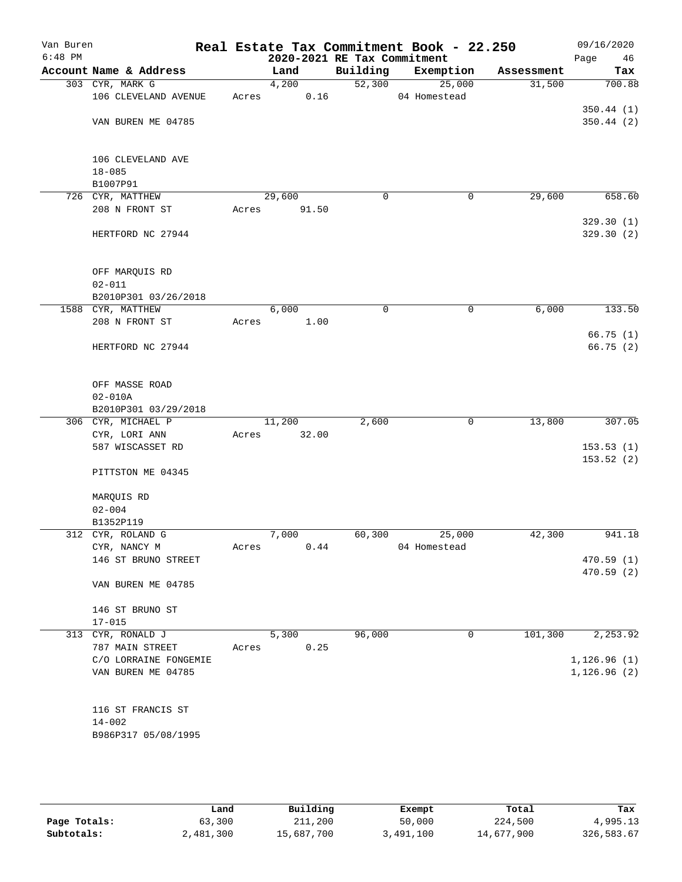Van Buren
6:48 PM

# Real Estate Tax Commitment Book - 22.250
## 2020-2021 RE Tax Commitment

09/16/2020

| Account Name & Address | Land | Building | Exemption | Assessment | Tax |
|---|---|---|---|---|---|
| 303 CYR, MARK G | 4,200 | 52,300 | 25,000 | 31,500 | 700.88 |
| 106 CLEVELAND AVENUE | Acres 0.16 | | 04 Homestead | | |
| | | | | | 350.44 (1) |
| VAN BUREN ME 04785 | | | | | 350.44 (2) |
| 106 CLEVELAND AVE | | | | | |
| 18-085 | | | | | |
| B1007P91 | | | | | |
| 726 CYR, MATTHEW | 29,600 | 0 | 0 | 29,600 | 658.60 |
| 208 N FRONT ST | Acres 91.50 | | | | |
| | | | | | 329.30 (1) |
| HERTFORD NC 27944 | | | | | 329.30 (2) |
| OFF MARQUIS RD | | | | | |
| 02-011 | | | | | |
| B2010P301 03/26/2018 | | | | | |
| 1588 CYR, MATTHEW | 6,000 | 0 | 0 | 6,000 | 133.50 |
| 208 N FRONT ST | Acres 1.00 | | | | |
| | | | | | 66.75 (1) |
| HERTFORD NC 27944 | | | | | 66.75 (2) |
| OFF MASSE ROAD | | | | | |
| 02-010A | | | | | |
| B2010P301 03/29/2018 | | | | | |
| 306 CYR, MICHAEL P | 11,200 | 2,600 | 0 | 13,800 | 307.05 |
| CYR, LORI ANN | Acres 32.00 | | | | |
| 587 WISCASSET RD | | | | | 153.53 (1) |
| | | | | | 153.52 (2) |
| PITTSTON ME 04345 | | | | | |
| MARQUIS RD | | | | | |
| 02-004 | | | | | |
| B1352P119 | | | | | |
| 312 CYR, ROLAND G | 7,000 | 60,300 | 25,000 | 42,300 | 941.18 |
| CYR, NANCY M | Acres 0.44 | | 04 Homestead | | |
| 146 ST BRUNO STREET | | | | | 470.59 (1) |
| | | | | | 470.59 (2) |
| VAN BUREN ME 04785 | | | | | |
| 146 ST BRUNO ST | | | | | |
| 17-015 | | | | | |
| 313 CYR, RONALD J | 5,300 | 96,000 | 0 | 101,300 | 2,253.92 |
| 787 MAIN STREET | Acres 0.25 | | | | |
| C/O LORRAINE FONGEMIE | | | | | 1,126.96 (1) |
| VAN BUREN ME 04785 | | | | | 1,126.96 (2) |
| 116 ST FRANCIS ST | | | | | |
| 14-002 | | | | | |
| B986P317 05/08/1995 | | | | | |

| | Land | Building | Exempt | Total | Tax |
|---|---|---|---|---|---|
| Page Totals: | 63,300 | 211,200 | 50,000 | 224,500 | 4,995.13 |
| Subtotals: | 2,481,300 | 15,687,700 | 3,491,100 | 14,677,900 | 326,583.67 |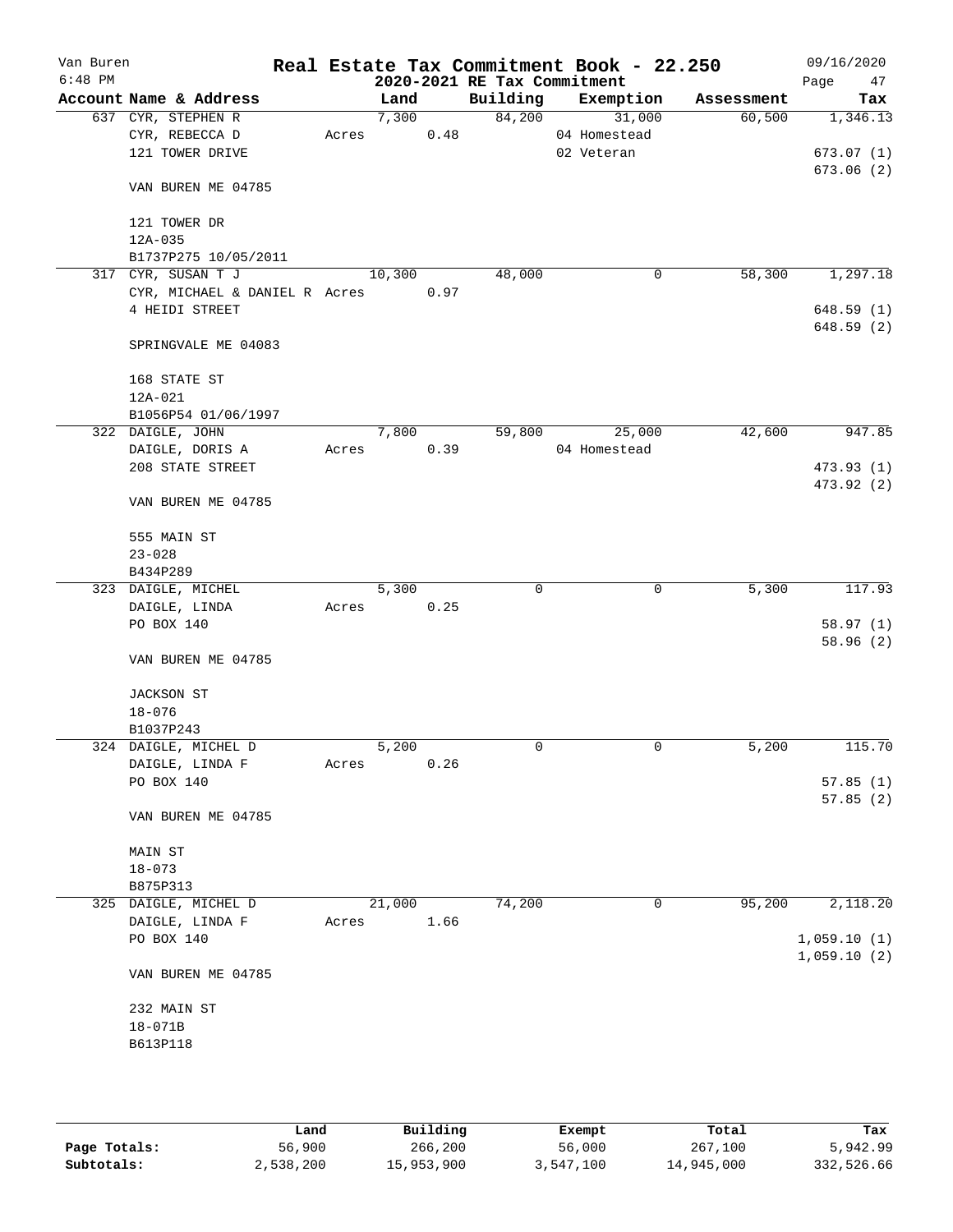# Real Estate Tax Commitment Book - 22.250

Van Buren 6:48 PM — 2020-2021 RE Tax Commitment — 09/16/2020

| Account Name & Address | Land | Building | Exemption | Assessment | Tax |
|---|---|---|---|---|---|
| 637 CYR, STEPHEN R | 7,300 | 84,200 | 31,000 | 60,500 | 1,346.13 |
| CYR, REBECCA D | Acres 0.48 | | 04 Homestead | | |
| 121 TOWER DRIVE | | | 02 Veteran | | 673.07 (1) |
| | | | | | 673.06 (2) |
| VAN BUREN ME 04785 | | | | | |
| 121 TOWER DR | | | | | |
| 12A-035 | | | | | |
| B1737P275 10/05/2011 | | | | | |
| 317 CYR, SUSAN T J | 10,300 | 48,000 | 0 | 58,300 | 1,297.18 |
| CYR, MICHAEL & DANIEL R | Acres 0.97 | | | | |
| 4 HEIDI STREET | | | | | 648.59 (1) |
| | | | | | 648.59 (2) |
| SPRINGVALE ME 04083 | | | | | |
| 168 STATE ST | | | | | |
| 12A-021 | | | | | |
| B1056P54 01/06/1997 | | | | | |
| 322 DAIGLE, JOHN | 7,800 | 59,800 | 25,000 | 42,600 | 947.85 |
| DAIGLE, DORIS A | Acres 0.39 | | 04 Homestead | | |
| 208 STATE STREET | | | | | 473.93 (1) |
| | | | | | 473.92 (2) |
| VAN BUREN ME 04785 | | | | | |
| 555 MAIN ST | | | | | |
| 23-028 | | | | | |
| B434P289 | | | | | |
| 323 DAIGLE, MICHEL | 5,300 | 0 | 0 | 5,300 | 117.93 |
| DAIGLE, LINDA | Acres 0.25 | | | | |
| PO BOX 140 | | | | | 58.97 (1) |
| | | | | | 58.96 (2) |
| VAN BUREN ME 04785 | | | | | |
| JACKSON ST | | | | | |
| 18-076 | | | | | |
| B1037P243 | | | | | |
| 324 DAIGLE, MICHEL D | 5,200 | 0 | 0 | 5,200 | 115.70 |
| DAIGLE, LINDA F | Acres 0.26 | | | | |
| PO BOX 140 | | | | | 57.85 (1) |
| | | | | | 57.85 (2) |
| VAN BUREN ME 04785 | | | | | |
| MAIN ST | | | | | |
| 18-073 | | | | | |
| B875P313 | | | | | |
| 325 DAIGLE, MICHEL D | 21,000 | 74,200 | 0 | 95,200 | 2,118.20 |
| DAIGLE, LINDA F | Acres 1.66 | | | | |
| PO BOX 140 | | | | | 1,059.10 (1) |
| | | | | | 1,059.10 (2) |
| VAN BUREN ME 04785 | | | | | |
| 232 MAIN ST | | | | | |
| 18-071B | | | | | |
| B613P118 | | | | | |

| | Land | Building | Exempt | Total | Tax |
|---|---|---|---|---|---|
| Page Totals: | 56,900 | 266,200 | 56,000 | 267,100 | 5,942.99 |
| Subtotals: | 2,538,200 | 15,953,900 | 3,547,100 | 14,945,000 | 332,526.66 |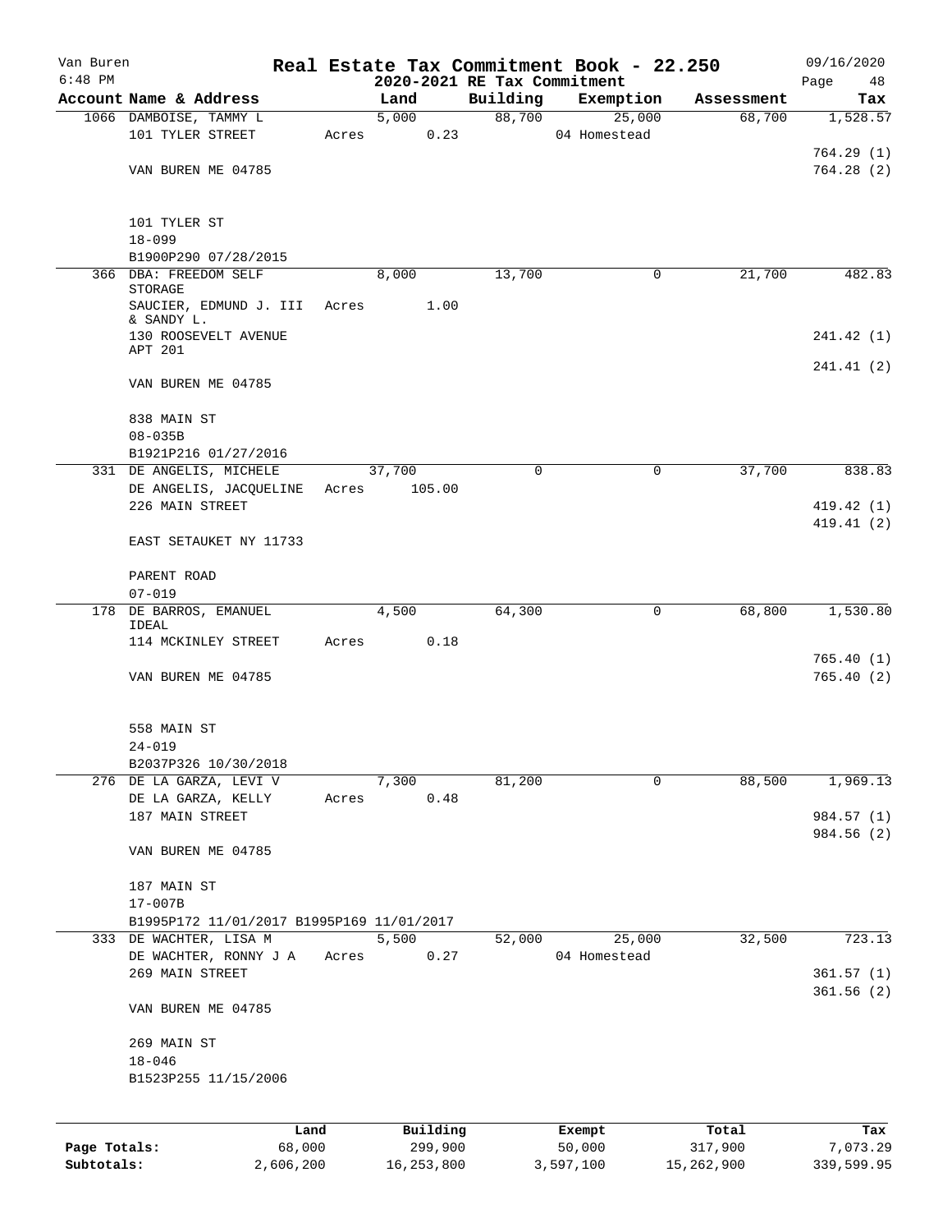Van Buren 6:48 PM

# Real Estate Tax Commitment Book - 22.250

2020-2021 RE Tax Commitment

09/16/2020

| Account Name & Address | Land | Building | Exemption | Assessment | Tax |
|---|---|---|---|---|---|
| 1066 DAMBOISE, TAMMY L | 5,000 | 88,700 | 25,000 | 68,700 | 1,528.57 |
| 101 TYLER STREET | Acres 0.23 | | 04 Homestead | | |
| | | | | | 764.29 (1) |
| VAN BUREN ME 04785 | | | | | 764.28 (2) |
| 101 TYLER ST | | | | | |
| 18-099 | | | | | |
| B1900P290 07/28/2015 | | | | | |
| 366 DBA: FREEDOM SELF STORAGE | 8,000 | 13,700 | 0 | 21,700 | 482.83 |
| SAUCIER, EDMUND J. III & SANDY L. | Acres 1.00 | | | | |
| 130 ROOSEVELT AVENUE APT 201 | | | | | 241.42 (1) |
| | | | | | 241.41 (2) |
| VAN BUREN ME 04785 | | | | | |
| 838 MAIN ST | | | | | |
| 08-035B | | | | | |
| B1921P216 01/27/2016 | | | | | |
| 331 DE ANGELIS, MICHELE | 37,700 | 0 | 0 | 37,700 | 838.83 |
| DE ANGELIS, JACQUELINE | Acres 105.00 | | | | |
| 226 MAIN STREET | | | | | 419.42 (1) |
| | | | | | 419.41 (2) |
| EAST SETAUKET NY 11733 | | | | | |
| PARENT ROAD | | | | | |
| 07-019 | | | | | |
| 178 DE BARROS, EMANUEL IDEAL | 4,500 | 64,300 | 0 | 68,800 | 1,530.80 |
| 114 MCKINLEY STREET | Acres 0.18 | | | | |
| | | | | | 765.40 (1) |
| VAN BUREN ME 04785 | | | | | 765.40 (2) |
| 558 MAIN ST | | | | | |
| 24-019 | | | | | |
| B2037P326 10/30/2018 | | | | | |
| 276 DE LA GARZA, LEVI V | 7,300 | 81,200 | 0 | 88,500 | 1,969.13 |
| DE LA GARZA, KELLY | Acres 0.48 | | | | |
| 187 MAIN STREET | | | | | 984.57 (1) |
| | | | | | 984.56 (2) |
| VAN BUREN ME 04785 | | | | | |
| 187 MAIN ST | | | | | |
| 17-007B | | | | | |
| B1995P172 11/01/2017 B1995P169 11/01/2017 | | | | | |
| 333 DE WACHTER, LISA M | 5,500 | 52,000 | 25,000 | 32,500 | 723.13 |
| DE WACHTER, RONNY J A | Acres 0.27 | | 04 Homestead | | |
| 269 MAIN STREET | | | | | 361.57 (1) |
| | | | | | 361.56 (2) |
| VAN BUREN ME 04785 | | | | | |
| 269 MAIN ST | | | | | |
| 18-046 | | | | | |
| B1523P255 11/15/2006 | | | | | |

| | Land | Building | Exempt | Total | Tax |
|---|---|---|---|---|---|
| Page Totals: | 68,000 | 299,900 | 50,000 | 317,900 | 7,073.29 |
| Subtotals: | 2,606,200 | 16,253,800 | 3,597,100 | 15,262,900 | 339,599.95 |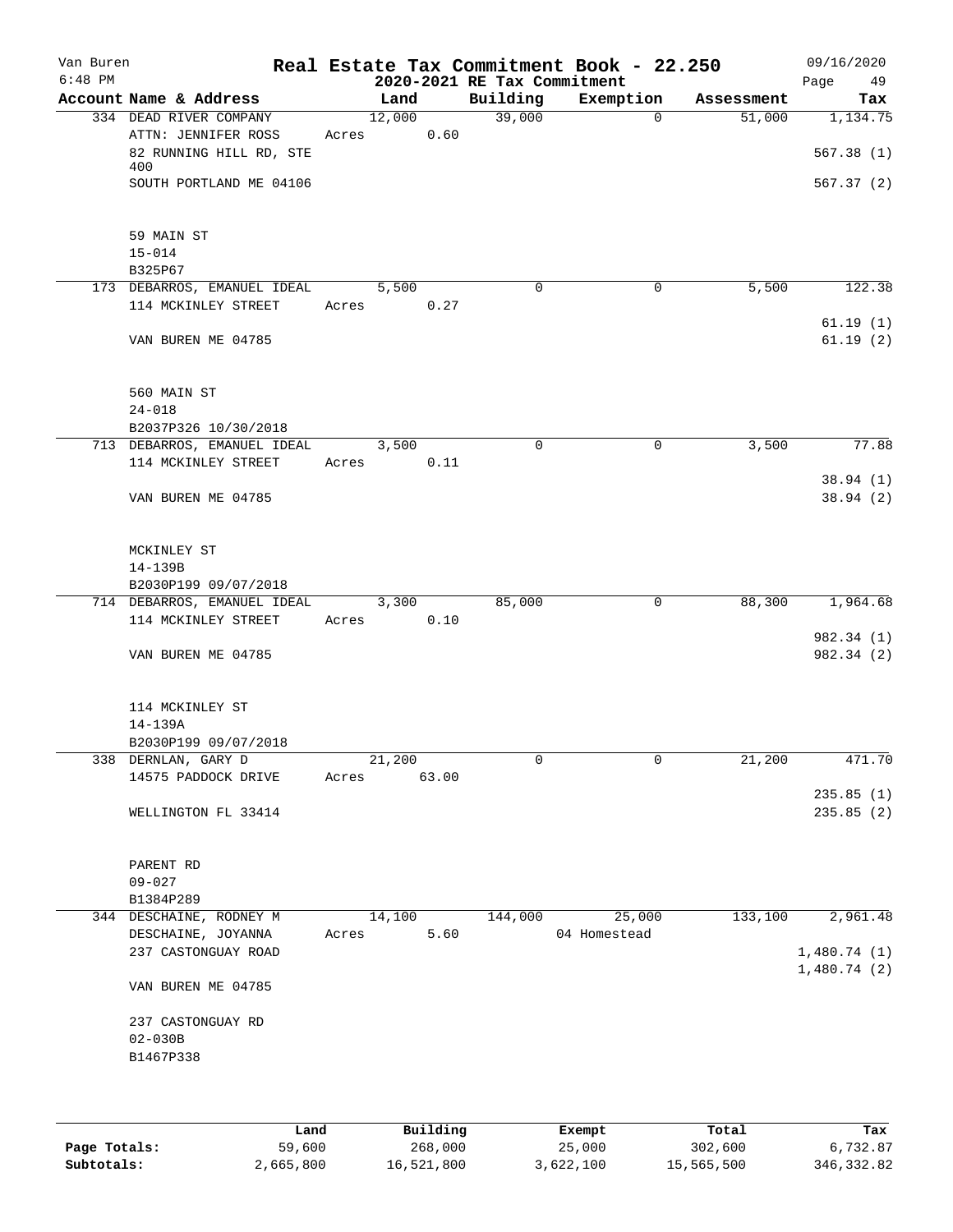Van Buren — Real Estate Tax Commitment Book - 22.250 — 09/16/2020
6:48 PM — 2020-2021 RE Tax Commitment

| Account Name & Address | Land | Building | Exemption | Assessment | Tax |
|---|---|---|---|---|---|
| 334 DEAD RIVER COMPANY | 12,000 | 39,000 | 0 | 51,000 | 1,134.75 |
| ATTN: JENNIFER ROSS | Acres 0.60 | | | | |
| 82 RUNNING HILL RD, STE 400 | | | | | 567.38 (1) |
| SOUTH PORTLAND ME 04106 | | | | | 567.37 (2) |
| 59 MAIN ST | | | | | |
| 15-014 | | | | | |
| B325P67 | | | | | |
| 173 DEBARROS, EMANUEL IDEAL | 5,500 | 0 | 0 | 5,500 | 122.38 |
| 114 MCKINLEY STREET | Acres 0.27 | | | | 61.19 (1) |
| VAN BUREN ME 04785 | | | | | 61.19 (2) |
| 560 MAIN ST | | | | | |
| 24-018 | | | | | |
| B2037P326 10/30/2018 | | | | | |
| 713 DEBARROS, EMANUEL IDEAL | 3,500 | 0 | 0 | 3,500 | 77.88 |
| 114 MCKINLEY STREET | Acres 0.11 | | | | 38.94 (1) |
| VAN BUREN ME 04785 | | | | | 38.94 (2) |
| MCKINLEY ST | | | | | |
| 14-139B | | | | | |
| B2030P199 09/07/2018 | | | | | |
| 714 DEBARROS, EMANUEL IDEAL | 3,300 | 85,000 | 0 | 88,300 | 1,964.68 |
| 114 MCKINLEY STREET | Acres 0.10 | | | | 982.34 (1) |
| VAN BUREN ME 04785 | | | | | 982.34 (2) |
| 114 MCKINLEY ST | | | | | |
| 14-139A | | | | | |
| B2030P199 09/07/2018 | | | | | |
| 338 DERNLAN, GARY D | 21,200 | 0 | 0 | 21,200 | 471.70 |
| 14575 PADDOCK DRIVE | Acres 63.00 | | | | 235.85 (1) |
| WELLINGTON FL 33414 | | | | | 235.85 (2) |
| PARENT RD | | | | | |
| 09-027 | | | | | |
| B1384P289 | | | | | |
| 344 DESCHAINE, RODNEY M | 14,100 | 144,000 | 25,000 | 133,100 | 2,961.48 |
| DESCHAINE, JOYANNA | Acres 5.60 | | 04 Homestead | | |
| 237 CASTONGUAY ROAD | | | | | 1,480.74 (1) |
| | | | | | 1,480.74 (2) |
| VAN BUREN ME 04785 | | | | | |
| 237 CASTONGUAY RD | | | | | |
| 02-030B | | | | | |
| B1467P338 | | | | | |

| | Land | Building | Exempt | Total | Tax |
|---|---|---|---|---|---|
| Page Totals: | 59,600 | 268,000 | 25,000 | 302,600 | 6,732.87 |
| Subtotals: | 2,665,800 | 16,521,800 | 3,622,100 | 15,565,500 | 346,332.82 |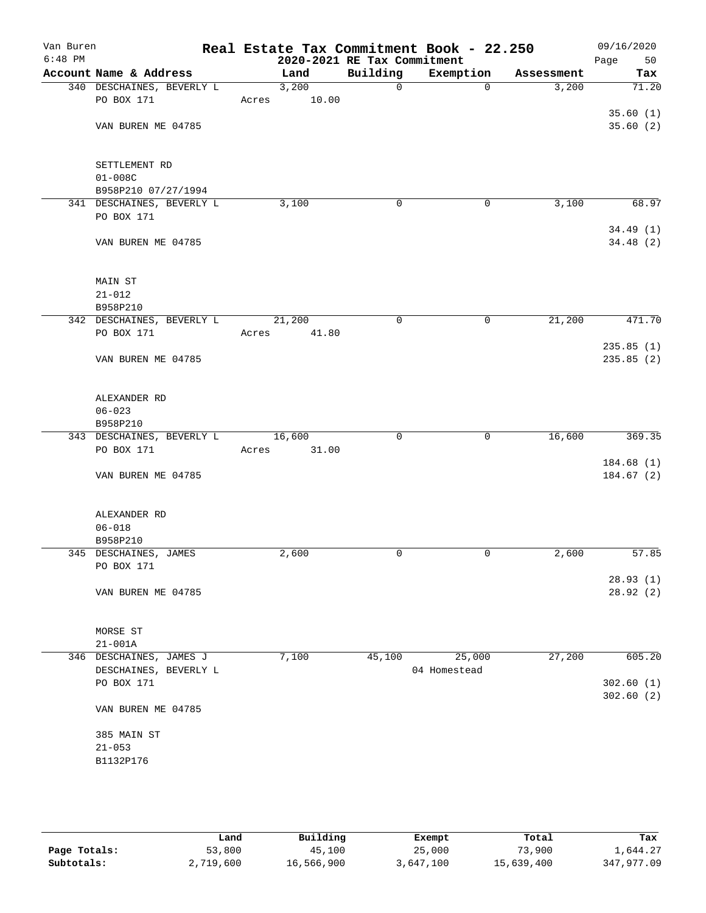Van Buren 6:48 PM

# Real Estate Tax Commitment Book - 22.250
## 2020-2021 RE Tax Commitment

09/16/2020

| Account Name & Address | Land | Building | Exemption | Assessment | Tax |
|---|---|---|---|---|---|
| 340 DESCHAINES, BEVERLY L | 3,200 | 0 | 0 | 3,200 | 71.20 |
| PO BOX 171 | Acres 10.00 | | | | |
| | | | | | 35.60 (1) |
| VAN BUREN ME 04785 | | | | | 35.60 (2) |
| SETTLEMENT RD | | | | | |
| 01-008C | | | | | |
| B958P210 07/27/1994 | | | | | |
| 341 DESCHAINES, BEVERLY L | 3,100 | 0 | 0 | 3,100 | 68.97 |
| PO BOX 171 | | | | | |
| | | | | | 34.49 (1) |
| VAN BUREN ME 04785 | | | | | 34.48 (2) |
| MAIN ST | | | | | |
| 21-012 | | | | | |
| B958P210 | | | | | |
| 342 DESCHAINES, BEVERLY L | 21,200 | 0 | 0 | 21,200 | 471.70 |
| PO BOX 171 | Acres 41.80 | | | | |
| | | | | | 235.85 (1) |
| VAN BUREN ME 04785 | | | | | 235.85 (2) |
| ALEXANDER RD | | | | | |
| 06-023 | | | | | |
| B958P210 | | | | | |
| 343 DESCHAINES, BEVERLY L | 16,600 | 0 | 0 | 16,600 | 369.35 |
| PO BOX 171 | Acres 31.00 | | | | |
| | | | | | 184.68 (1) |
| VAN BUREN ME 04785 | | | | | 184.67 (2) |
| ALEXANDER RD | | | | | |
| 06-018 | | | | | |
| B958P210 | | | | | |
| 345 DESCHAINES, JAMES | 2,600 | 0 | 0 | 2,600 | 57.85 |
| PO BOX 171 | | | | | |
| | | | | | 28.93 (1) |
| VAN BUREN ME 04785 | | | | | 28.92 (2) |
| MORSE ST | | | | | |
| 21-001A | | | | | |
| 346 DESCHAINES, JAMES J | 7,100 | 45,100 | 25,000 | 27,200 | 605.20 |
| DESCHAINES, BEVERLY L | | | 04 Homestead | | |
| PO BOX 171 | | | | | 302.60 (1) |
| | | | | | 302.60 (2) |
| VAN BUREN ME 04785 | | | | | |
| 385 MAIN ST | | | | | |
| 21-053 | | | | | |
| B1132P176 | | | | | |

| | Land | Building | Exempt | Total | Tax |
|---|---|---|---|---|---|
| Page Totals: | 53,800 | 45,100 | 25,000 | 73,900 | 1,644.27 |
| Subtotals: | 2,719,600 | 16,566,900 | 3,647,100 | 15,639,400 | 347,977.09 |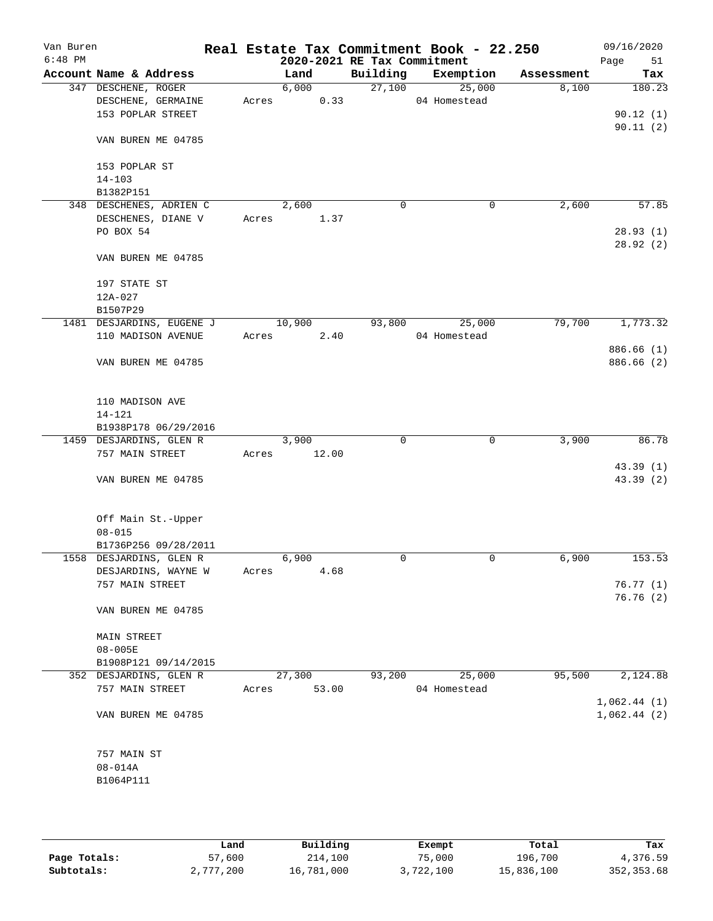Van Buren
6:48 PM

# Real Estate Tax Commitment Book - 22.250

## 2020-2021 RE Tax Commitment

09/16/2020

| Account Name & Address | Land | Building | Exemption | Assessment | Tax |
|---|---|---|---|---|---|
| 347 DESCHENE, ROGER | 6,000 | 27,100 | 25,000 | 8,100 | 180.23 |
| DESCHENE, GERMAINE | Acres 0.33 | | 04 Homestead | | |
| 153 POPLAR STREET | | | | | 90.12 (1) |
| | | | | | 90.11 (2) |
| VAN BUREN ME 04785 | | | | | |
| 153 POPLAR ST | | | | | |
| 14-103 | | | | | |
| B1382P151 | | | | | |
| 348 DESCHENES, ADRIEN C | 2,600 | 0 | 0 | 2,600 | 57.85 |
| DESCHENES, DIANE V | Acres 1.37 | | | | |
| PO BOX 54 | | | | | 28.93 (1) |
| | | | | | 28.92 (2) |
| VAN BUREN ME 04785 | | | | | |
| 197 STATE ST | | | | | |
| 12A-027 | | | | | |
| B1507P29 | | | | | |
| 1481 DESJARDINS, EUGENE J | 10,900 | 93,800 | 25,000 | 79,700 | 1,773.32 |
| 110 MADISON AVENUE | Acres 2.40 | | 04 Homestead | | |
| | | | | | 886.66 (1) |
| VAN BUREN ME 04785 | | | | | 886.66 (2) |
| 110 MADISON AVE | | | | | |
| 14-121 | | | | | |
| B1938P178 06/29/2016 | | | | | |
| 1459 DESJARDINS, GLEN R | 3,900 | 0 | 0 | 3,900 | 86.78 |
| 757 MAIN STREET | Acres 12.00 | | | | |
| | | | | | 43.39 (1) |
| VAN BUREN ME 04785 | | | | | 43.39 (2) |
| Off Main St.-Upper | | | | | |
| 08-015 | | | | | |
| B1736P256 09/28/2011 | | | | | |
| 1558 DESJARDINS, GLEN R | 6,900 | 0 | 0 | 6,900 | 153.53 |
| DESJARDINS, WAYNE W | Acres 4.68 | | | | |
| 757 MAIN STREET | | | | | 76.77 (1) |
| | | | | | 76.76 (2) |
| VAN BUREN ME 04785 | | | | | |
| MAIN STREET | | | | | |
| 08-005E | | | | | |
| B1908P121 09/14/2015 | | | | | |
| 352 DESJARDINS, GLEN R | 27,300 | 93,200 | 25,000 | 95,500 | 2,124.88 |
| 757 MAIN STREET | Acres 53.00 | | 04 Homestead | | |
| | | | | | 1,062.44 (1) |
| VAN BUREN ME 04785 | | | | | 1,062.44 (2) |
| 757 MAIN ST | | | | | |
| 08-014A | | | | | |
| B1064P111 | | | | | |

| | Land | Building | Exempt | Total | Tax |
|---|---|---|---|---|---|
| Page Totals: | 57,600 | 214,100 | 75,000 | 196,700 | 4,376.59 |
| Subtotals: | 2,777,200 | 16,781,000 | 3,722,100 | 15,836,100 | 352,353.68 |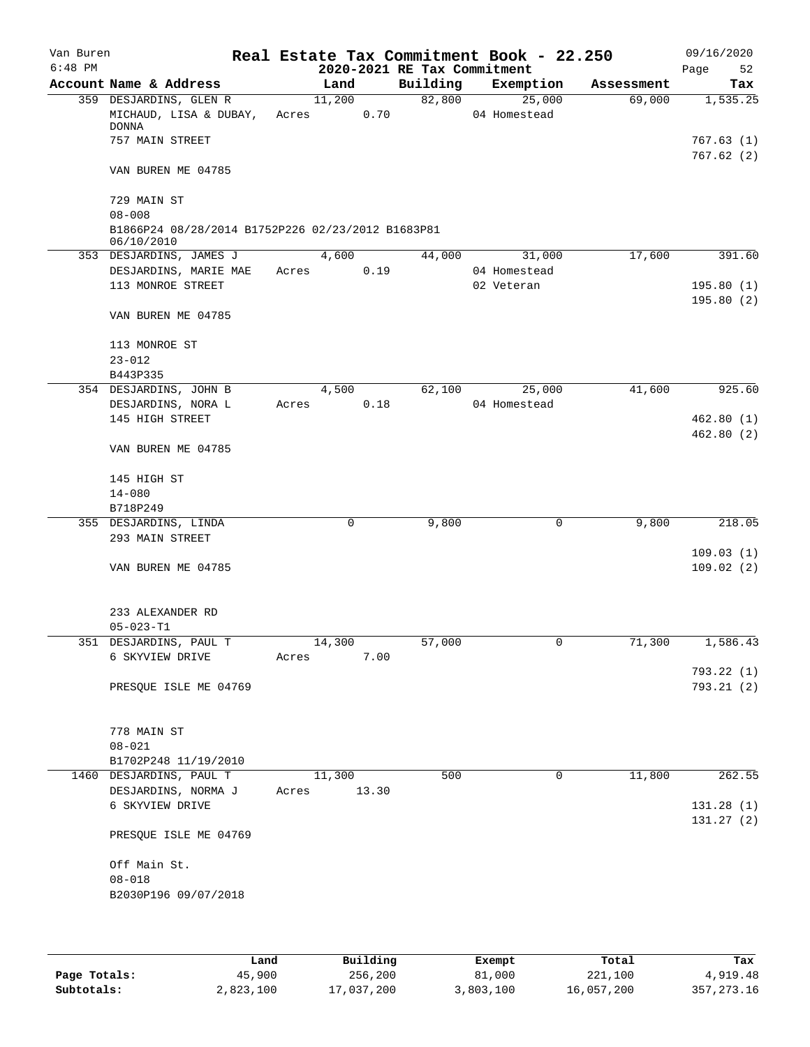Van Buren 6:48 PM

**Real Estate Tax Commitment Book - 22.250**
**2020-2021 RE Tax Commitment**

09/16/2020

| Account Name & Address | Land | Building | Exemption | Assessment | Tax |
|---|---|---|---|---|---|
| 359 DESJARDINS, GLEN R | 11,200 | 82,800 | 25,000 | 69,000 | 1,535.25 |
| MICHAUD, LISA & DUBAY, DONNA | Acres 0.70 | | 04 Homestead | | |
| 757 MAIN STREET | | | | | 767.63 (1) |
| | | | | | 767.62 (2) |
| VAN BUREN ME 04785 | | | | | |
| 729 MAIN ST | | | | | |
| 08-008 | | | | | |
| B1866P24 08/28/2014 B1752P226 02/23/2012 B1683P81 06/10/2010 | | | | | |
| 353 DESJARDINS, JAMES J | 4,600 | 44,000 | 31,000 | 17,600 | 391.60 |
| DESJARDINS, MARIE MAE | Acres 0.19 | | 04 Homestead | | |
| 113 MONROE STREET | | | 02 Veteran | | 195.80 (1) |
| | | | | | 195.80 (2) |
| VAN BUREN ME 04785 | | | | | |
| 113 MONROE ST | | | | | |
| 23-012 | | | | | |
| B443P335 | | | | | |
| 354 DESJARDINS, JOHN B | 4,500 | 62,100 | 25,000 | 41,600 | 925.60 |
| DESJARDINS, NORA L | Acres 0.18 | | 04 Homestead | | |
| 145 HIGH STREET | | | | | 462.80 (1) |
| | | | | | 462.80 (2) |
| VAN BUREN ME 04785 | | | | | |
| 145 HIGH ST | | | | | |
| 14-080 | | | | | |
| B718P249 | | | | | |
| 355 DESJARDINS, LINDA | 0 | 9,800 | 0 | 9,800 | 218.05 |
| 293 MAIN STREET | | | | | |
| | | | | | 109.03 (1) |
| VAN BUREN ME 04785 | | | | | 109.02 (2) |
| 233 ALEXANDER RD | | | | | |
| 05-023-T1 | | | | | |
| 351 DESJARDINS, PAUL T | 14,300 | 57,000 | 0 | 71,300 | 1,586.43 |
| 6 SKYVIEW DRIVE | Acres 7.00 | | | | |
| | | | | | 793.22 (1) |
| PRESQUE ISLE ME 04769 | | | | | 793.21 (2) |
| 778 MAIN ST | | | | | |
| 08-021 | | | | | |
| B1702P248 11/19/2010 | | | | | |
| 1460 DESJARDINS, PAUL T | 11,300 | 500 | 0 | 11,800 | 262.55 |
| DESJARDINS, NORMA J | Acres 13.30 | | | | |
| 6 SKYVIEW DRIVE | | | | | 131.28 (1) |
| | | | | | 131.27 (2) |
| PRESQUE ISLE ME 04769 | | | | | |
| Off Main St. | | | | | |
| 08-018 | | | | | |
| B2030P196 09/07/2018 | | | | | |

| | Land | Building | Exempt | Total | Tax |
|---|---|---|---|---|---|
| Page Totals: | 45,900 | 256,200 | 81,000 | 221,100 | 4,919.48 |
| Subtotals: | 2,823,100 | 17,037,200 | 3,803,100 | 16,057,200 | 357,273.16 |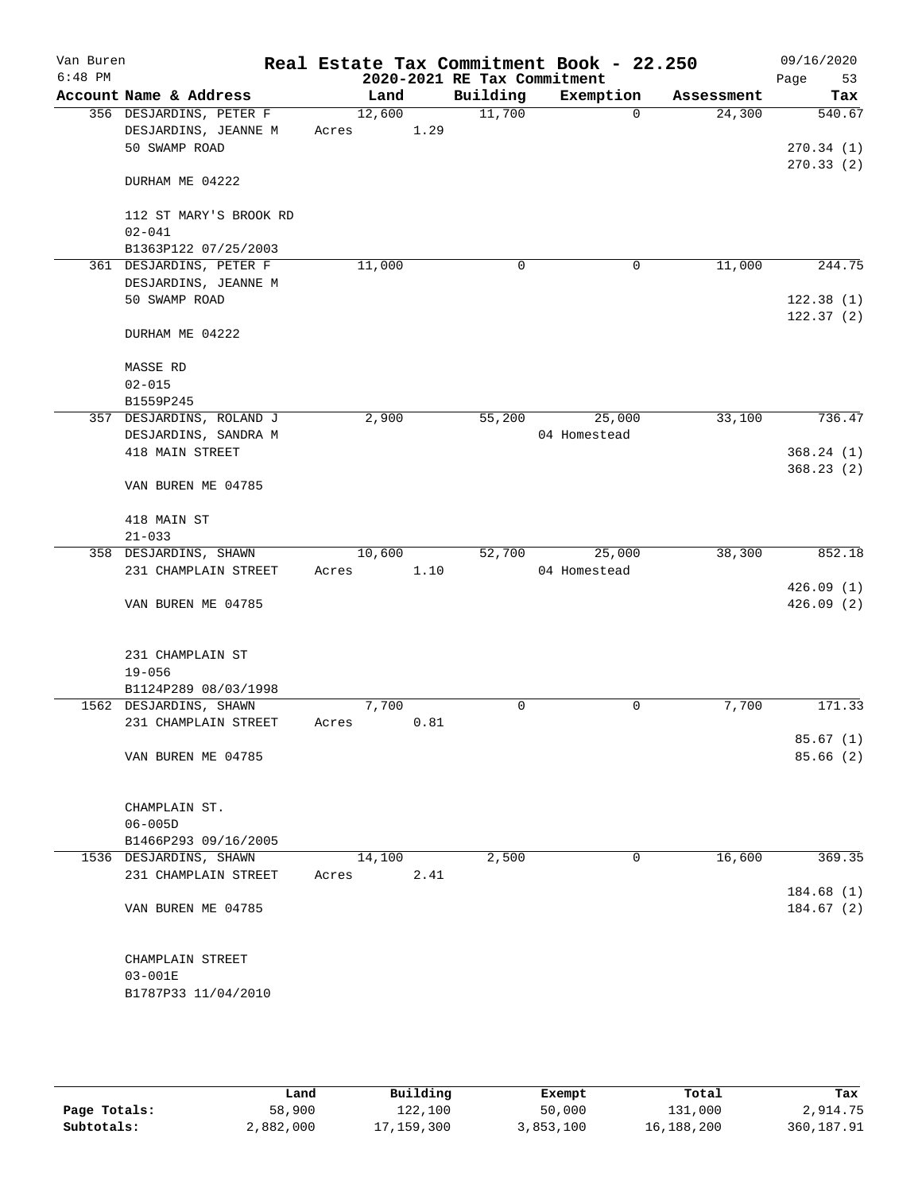# Real Estate Tax Commitment Book - 22.250

## 2020-2021 RE Tax Commitment

Van Buren
6:48 PM

09/16/2020

| Account Name & Address | Land | Building | Exemption | Assessment | Tax |
|---|---|---|---|---|---|
| 356 DESJARDINS, PETER F | 12,600 | 11,700 | 0 | 24,300 | 540.67 |
| DESJARDINS, JEANNE M | Acres 1.29 | | | | |
| 50 SWAMP ROAD | | | | | 270.34 (1) |
| | | | | | 270.33 (2) |
| DURHAM ME 04222 | | | | | |
| 112 ST MARY'S BROOK RD | | | | | |
| 02-041 | | | | | |
| B1363P122 07/25/2003 | | | | | |
| 361 DESJARDINS, PETER F | 11,000 | 0 | 0 | 11,000 | 244.75 |
| DESJARDINS, JEANNE M | | | | | |
| 50 SWAMP ROAD | | | | | 122.38 (1) |
| | | | | | 122.37 (2) |
| DURHAM ME 04222 | | | | | |
| MASSE RD | | | | | |
| 02-015 | | | | | |
| B1559P245 | | | | | |
| 357 DESJARDINS, ROLAND J | 2,900 | 55,200 | 25,000 | 33,100 | 736.47 |
| DESJARDINS, SANDRA M | | | 04 Homestead | | |
| 418 MAIN STREET | | | | | 368.24 (1) |
| | | | | | 368.23 (2) |
| VAN BUREN ME 04785 | | | | | |
| 418 MAIN ST | | | | | |
| 21-033 | | | | | |
| 358 DESJARDINS, SHAWN | 10,600 | 52,700 | 25,000 | 38,300 | 852.18 |
| 231 CHAMPLAIN STREET | Acres 1.10 | | 04 Homestead | | |
| | | | | | 426.09 (1) |
| VAN BUREN ME 04785 | | | | | 426.09 (2) |
| 231 CHAMPLAIN ST | | | | | |
| 19-056 | | | | | |
| B1124P289 08/03/1998 | | | | | |
| 1562 DESJARDINS, SHAWN | 7,700 | 0 | 0 | 7,700 | 171.33 |
| 231 CHAMPLAIN STREET | Acres 0.81 | | | | |
| | | | | | 85.67 (1) |
| VAN BUREN ME 04785 | | | | | 85.66 (2) |
| CHAMPLAIN ST. | | | | | |
| 06-005D | | | | | |
| B1466P293 09/16/2005 | | | | | |
| 1536 DESJARDINS, SHAWN | 14,100 | 2,500 | 0 | 16,600 | 369.35 |
| 231 CHAMPLAIN STREET | Acres 2.41 | | | | |
| | | | | | 184.68 (1) |
| VAN BUREN ME 04785 | | | | | 184.67 (2) |
| CHAMPLAIN STREET | | | | | |
| 03-001E | | | | | |
| B1787P33 11/04/2010 | | | | | |

| | Land | Building | Exempt | Total | Tax |
|---|---|---|---|---|---|
| Page Totals: | 58,900 | 122,100 | 50,000 | 131,000 | 2,914.75 |
| Subtotals: | 2,882,000 | 17,159,300 | 3,853,100 | 16,188,200 | 360,187.91 |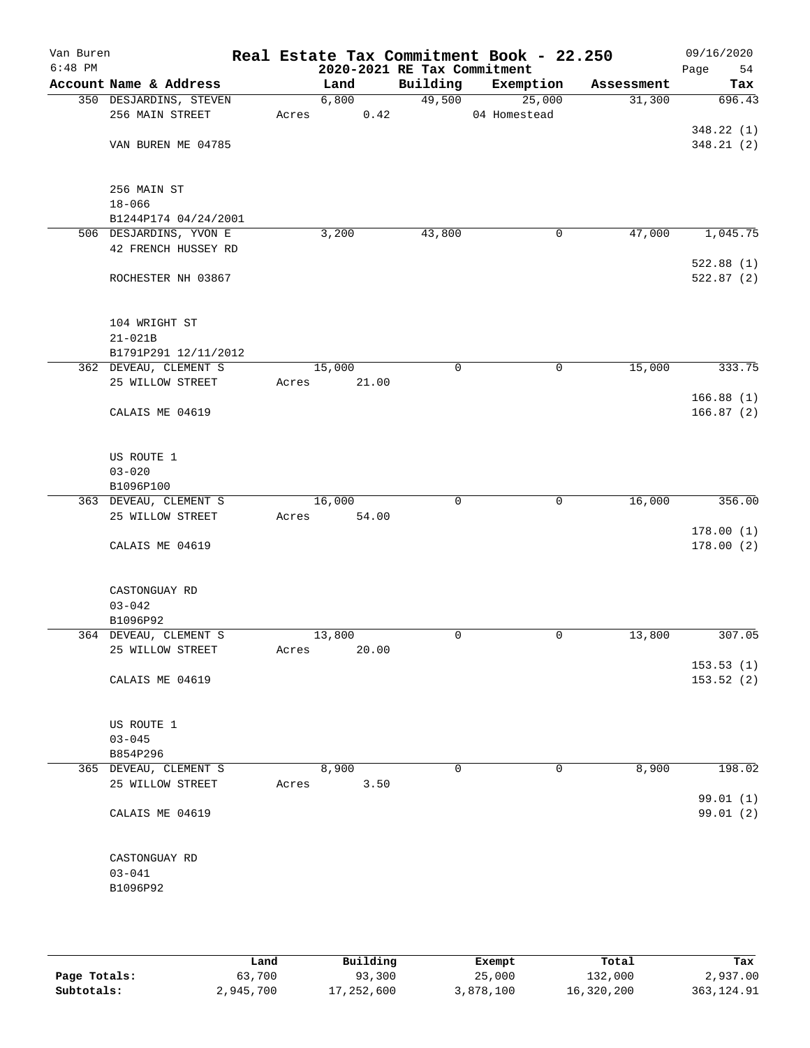Van Buren
6:48 PM

# Real Estate Tax Commitment Book - 22.250
## 2020-2021 RE Tax Commitment

09/16/2020

| Account Name & Address | Land | Building | Exemption | Assessment | Tax |
|---|---|---|---|---|---|
| 350 DESJARDINS, STEVEN | 6,800 | 49,500 | 25,000 | 31,300 | 696.43 |
| 256 MAIN STREET | Acres 0.42 | | 04 Homestead | | |
| | | | | | 348.22 (1) |
| VAN BUREN ME 04785 | | | | | 348.21 (2) |
| 256 MAIN ST | | | | | |
| 18-066 | | | | | |
| B1244P174 04/24/2001 | | | | | |
| 506 DESJARDINS, YVON E | 3,200 | 43,800 | 0 | 47,000 | 1,045.75 |
| 42 FRENCH HUSSEY RD | | | | | |
| | | | | | 522.88 (1) |
| ROCHESTER NH 03867 | | | | | 522.87 (2) |
| 104 WRIGHT ST | | | | | |
| 21-021B | | | | | |
| B1791P291 12/11/2012 | | | | | |
| 362 DEVEAU, CLEMENT S | 15,000 | 0 | 0 | 15,000 | 333.75 |
| 25 WILLOW STREET | Acres 21.00 | | | | |
| | | | | | 166.88 (1) |
| CALAIS ME 04619 | | | | | 166.87 (2) |
| US ROUTE 1 | | | | | |
| 03-020 | | | | | |
| B1096P100 | | | | | |
| 363 DEVEAU, CLEMENT S | 16,000 | 0 | 0 | 16,000 | 356.00 |
| 25 WILLOW STREET | Acres 54.00 | | | | |
| | | | | | 178.00 (1) |
| CALAIS ME 04619 | | | | | 178.00 (2) |
| CASTONGUAY RD | | | | | |
| 03-042 | | | | | |
| B1096P92 | | | | | |
| 364 DEVEAU, CLEMENT S | 13,800 | 0 | 0 | 13,800 | 307.05 |
| 25 WILLOW STREET | Acres 20.00 | | | | |
| | | | | | 153.53 (1) |
| CALAIS ME 04619 | | | | | 153.52 (2) |
| US ROUTE 1 | | | | | |
| 03-045 | | | | | |
| B854P296 | | | | | |
| 365 DEVEAU, CLEMENT S | 8,900 | 0 | 0 | 8,900 | 198.02 |
| 25 WILLOW STREET | Acres 3.50 | | | | |
| | | | | | 99.01 (1) |
| CALAIS ME 04619 | | | | | 99.01 (2) |
| CASTONGUAY RD | | | | | |
| 03-041 | | | | | |
| B1096P92 | | | | | |

| | Land | Building | Exempt | Total | Tax |
|---|---|---|---|---|---|
| Page Totals: | 63,700 | 93,300 | 25,000 | 132,000 | 2,937.00 |
| Subtotals: | 2,945,700 | 17,252,600 | 3,878,100 | 16,320,200 | 363,124.91 |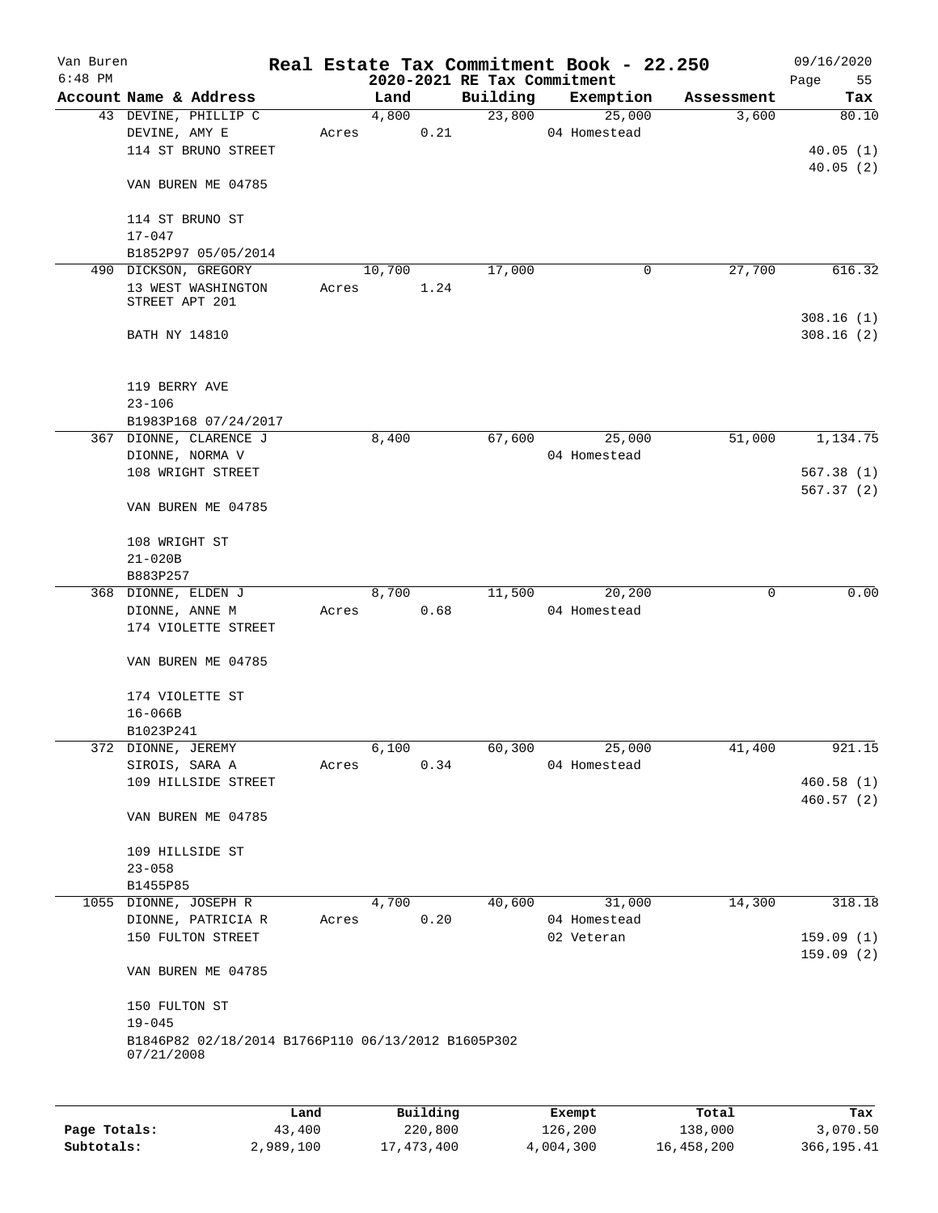# Real Estate Tax Commitment Book - 22.250

Van Buren
6:48 PM
2020-2021 RE Tax Commitment
09/16/2020
Page 55

| Account | Name & Address | Land | Building | Exemption | Assessment | Tax |
|---|---|---|---|---|---|---|
| 43 | DEVINE, PHILLIP C<br>DEVINE, AMY E<br>114 ST BRUNO STREET<br><br>VAN BUREN ME 04785<br><br>114 ST BRUNO ST<br>17-047<br>B1852P97 05/05/2014 | 4,800<br>Acres 0.21 | 23,800 | 25,000<br>04 Homestead | 3,600 | 80.10<br><br>40.05 (1)<br>40.05 (2) |
| 490 | DICKSON, GREGORY<br>13 WEST WASHINGTON STREET APT 201<br><br>BATH NY 14810<br><br>119 BERRY AVE<br>23-106<br>B1983P168 07/24/2017 | 10,700<br>Acres 1.24 | 17,000 | 0 | 27,700 | 616.32<br><br>308.16 (1)<br>308.16 (2) |
| 367 | DIONNE, CLARENCE J<br>DIONNE, NORMA V<br>108 WRIGHT STREET<br><br>VAN BUREN ME 04785<br><br>108 WRIGHT ST<br>21-020B<br>B883P257 | 8,400 | 67,600 | 25,000<br>04 Homestead | 51,000 | 1,134.75<br><br>567.38 (1)<br>567.37 (2) |
| 368 | DIONNE, ELDEN J<br>DIONNE, ANNE M<br>174 VIOLETTE STREET<br><br>VAN BUREN ME 04785<br><br>174 VIOLETTE ST<br>16-066B<br>B1023P241 | 8,700<br>Acres 0.68 | 11,500 | 20,200<br>04 Homestead | 0 | 0.00 |
| 372 | DIONNE, JEREMY<br>SIROIS, SARA A<br>109 HILLSIDE STREET<br><br>VAN BUREN ME 04785<br><br>109 HILLSIDE ST<br>23-058<br>B1455P85 | 6,100<br>Acres 0.34 | 60,300 | 25,000<br>04 Homestead | 41,400 | 921.15<br><br>460.58 (1)<br>460.57 (2) |
| 1055 | DIONNE, JOSEPH R<br>DIONNE, PATRICIA R<br>150 FULTON STREET<br><br>VAN BUREN ME 04785<br><br>150 FULTON ST<br>19-045<br>B1846P82 02/18/2014 B1766P110 06/13/2012 B1605P302 07/21/2008 | 4,700<br>Acres 0.20 | 40,600 | 31,000<br>04 Homestead<br>02 Veteran | 14,300 | 318.18<br><br>159.09 (1)<br>159.09 (2) |

| | Land | Building | Exempt | Total | Tax |
|---|---|---|---|---|---|
| Page Totals: | 43,400 | 220,800 | 126,200 | 138,000 | 3,070.50 |
| Subtotals: | 2,989,100 | 17,473,400 | 4,004,300 | 16,458,200 | 366,195.41 |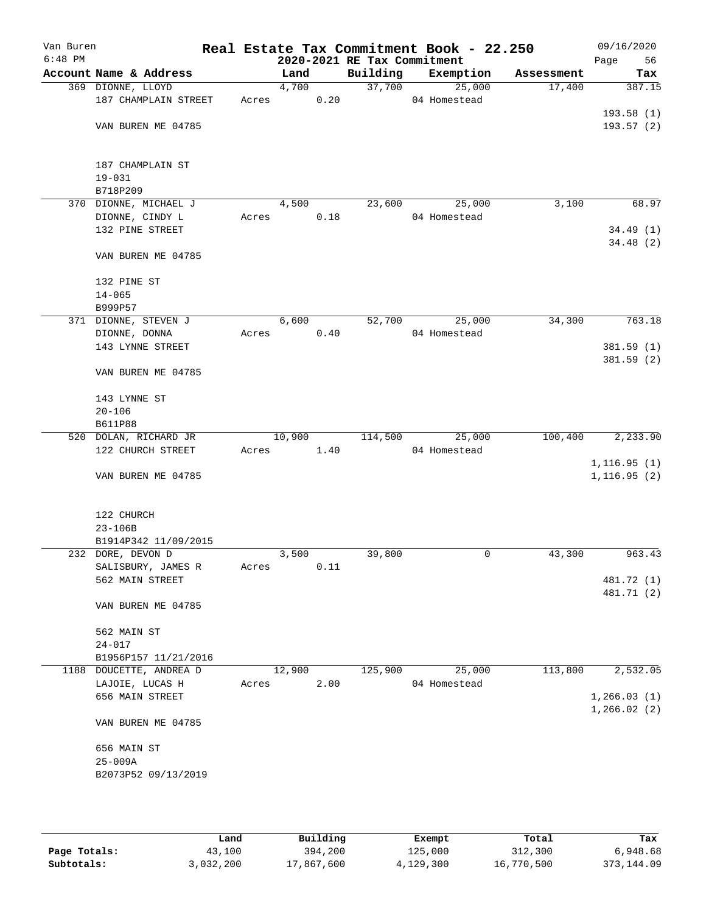Van Buren — Real Estate Tax Commitment Book - 22.250 — 09/16/2020

6:48 PM — 2020-2021 RE Tax Commitment

| Account Name & Address | Land | Building | Exemption | Assessment | Tax |
|---|---|---|---|---|---|
| 369 DIONNE, LLOYD | 4,700 | 37,700 | 25,000 | 17,400 | 387.15 |
| 187 CHAMPLAIN STREET | Acres 0.20 | | 04 Homestead | | |
| | | | | | 193.58 (1) |
| VAN BUREN ME 04785 | | | | | 193.57 (2) |
| 187 CHAMPLAIN ST | | | | | |
| 19-031 | | | | | |
| B718P209 | | | | | |
| 370 DIONNE, MICHAEL J | 4,500 | 23,600 | 25,000 | 3,100 | 68.97 |
| DIONNE, CINDY L | Acres 0.18 | | 04 Homestead | | |
| 132 PINE STREET | | | | | 34.49 (1) |
| | | | | | 34.48 (2) |
| VAN BUREN ME 04785 | | | | | |
| 132 PINE ST | | | | | |
| 14-065 | | | | | |
| B999P57 | | | | | |
| 371 DIONNE, STEVEN J | 6,600 | 52,700 | 25,000 | 34,300 | 763.18 |
| DIONNE, DONNA | Acres 0.40 | | 04 Homestead | | |
| 143 LYNNE STREET | | | | | 381.59 (1) |
| | | | | | 381.59 (2) |
| VAN BUREN ME 04785 | | | | | |
| 143 LYNNE ST | | | | | |
| 20-106 | | | | | |
| B611P88 | | | | | |
| 520 DOLAN, RICHARD JR | 10,900 | 114,500 | 25,000 | 100,400 | 2,233.90 |
| 122 CHURCH STREET | Acres 1.40 | | 04 Homestead | | |
| | | | | | 1,116.95 (1) |
| VAN BUREN ME 04785 | | | | | 1,116.95 (2) |
| 122 CHURCH | | | | | |
| 23-106B | | | | | |
| B1914P342 11/09/2015 | | | | | |
| 232 DORE, DEVON D | 3,500 | 39,800 | 0 | 43,300 | 963.43 |
| SALISBURY, JAMES R | Acres 0.11 | | | | |
| 562 MAIN STREET | | | | | 481.72 (1) |
| | | | | | 481.71 (2) |
| VAN BUREN ME 04785 | | | | | |
| 562 MAIN ST | | | | | |
| 24-017 | | | | | |
| B1956P157 11/21/2016 | | | | | |
| 1188 DOUCETTE, ANDREA D | 12,900 | 125,900 | 25,000 | 113,800 | 2,532.05 |
| LAJOIE, LUCAS H | Acres 2.00 | | 04 Homestead | | |
| 656 MAIN STREET | | | | | 1,266.03 (1) |
| | | | | | 1,266.02 (2) |
| VAN BUREN ME 04785 | | | | | |
| 656 MAIN ST | | | | | |
| 25-009A | | | | | |
| B2073P52 09/13/2019 | | | | | |

| | Land | Building | Exempt | Total | Tax |
|---|---|---|---|---|---|
| Page Totals: | 43,100 | 394,200 | 125,000 | 312,300 | 6,948.68 |
| Subtotals: | 3,032,200 | 17,867,600 | 4,129,300 | 16,770,500 | 373,144.09 |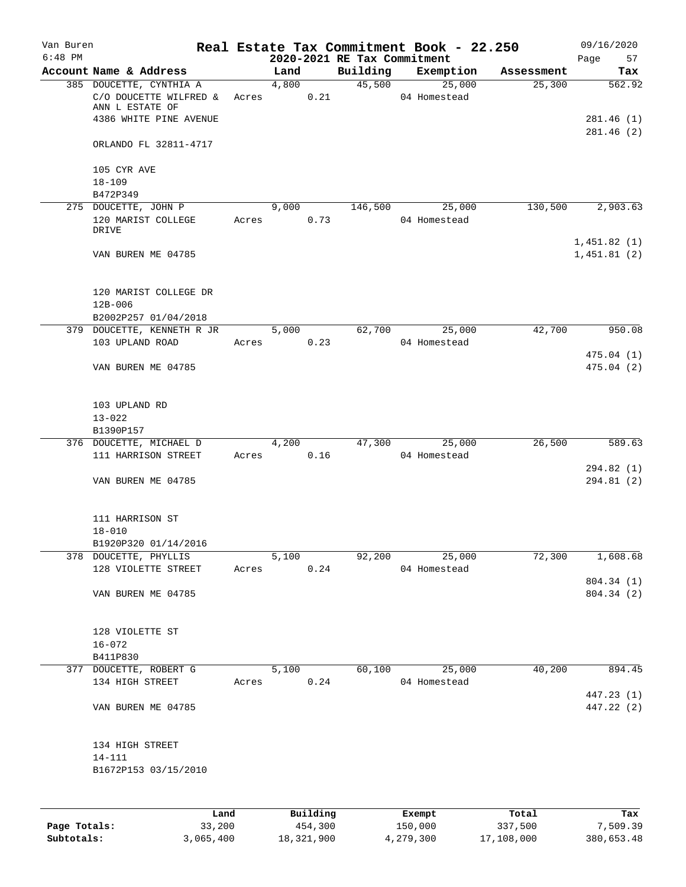Van Buren
6:48 PM

# Real Estate Tax Commitment Book - 22.250
## 2020-2021 RE Tax Commitment

09/16/2020

| Account Name & Address | Land | Building | Exemption | Assessment | Tax |
|---|---|---|---|---|---|
| 385 DOUCETTE, CYNTHIA A | 4,800 | 45,500 | 25,000 | 25,300 | 562.92 |
| C/O DOUCETTE WILFRED & ANN L ESTATE OF | Acres 0.21 | | 04 Homestead | | |
| 4386 WHITE PINE AVENUE | | | | | 281.46 (1) |
| ORLANDO FL 32811-4717 | | | | | 281.46 (2) |
| 105 CYR AVE | | | | | |
| 18-109 | | | | | |
| B472P349 | | | | | |
| 275 DOUCETTE, JOHN P | 9,000 | 146,500 | 25,000 | 130,500 | 2,903.63 |
| 120 MARIST COLLEGE DRIVE | Acres 0.73 | | 04 Homestead | | |
| VAN BUREN ME 04785 | | | | | 1,451.82 (1) |
| | | | | | 1,451.81 (2) |
| 120 MARIST COLLEGE DR | | | | | |
| 12B-006 | | | | | |
| B2002P257 01/04/2018 | | | | | |
| 379 DOUCETTE, KENNETH R JR | 5,000 | 62,700 | 25,000 | 42,700 | 950.08 |
| 103 UPLAND ROAD | Acres 0.23 | | 04 Homestead | | |
| VAN BUREN ME 04785 | | | | | 475.04 (1) |
| | | | | | 475.04 (2) |
| 103 UPLAND RD | | | | | |
| 13-022 | | | | | |
| B1390P157 | | | | | |
| 376 DOUCETTE, MICHAEL D | 4,200 | 47,300 | 25,000 | 26,500 | 589.63 |
| 111 HARRISON STREET | Acres 0.16 | | 04 Homestead | | |
| VAN BUREN ME 04785 | | | | | 294.82 (1) |
| | | | | | 294.81 (2) |
| 111 HARRISON ST | | | | | |
| 18-010 | | | | | |
| B1920P320 01/14/2016 | | | | | |
| 378 DOUCETTE, PHYLLIS | 5,100 | 92,200 | 25,000 | 72,300 | 1,608.68 |
| 128 VIOLETTE STREET | Acres 0.24 | | 04 Homestead | | |
| VAN BUREN ME 04785 | | | | | 804.34 (1) |
| | | | | | 804.34 (2) |
| 128 VIOLETTE ST | | | | | |
| 16-072 | | | | | |
| B411P830 | | | | | |
| 377 DOUCETTE, ROBERT G | 5,100 | 60,100 | 25,000 | 40,200 | 894.45 |
| 134 HIGH STREET | Acres 0.24 | | 04 Homestead | | |
| VAN BUREN ME 04785 | | | | | 447.23 (1) |
| | | | | | 447.22 (2) |
| 134 HIGH STREET | | | | | |
| 14-111 | | | | | |
| B1672P153 03/15/2010 | | | | | |

| | Land | Building | Exempt | Total | Tax |
|---|---|---|---|---|---|
| Page Totals: | 33,200 | 454,300 | 150,000 | 337,500 | 7,509.39 |
| Subtotals: | 3,065,400 | 18,321,900 | 4,279,300 | 17,108,000 | 380,653.48 |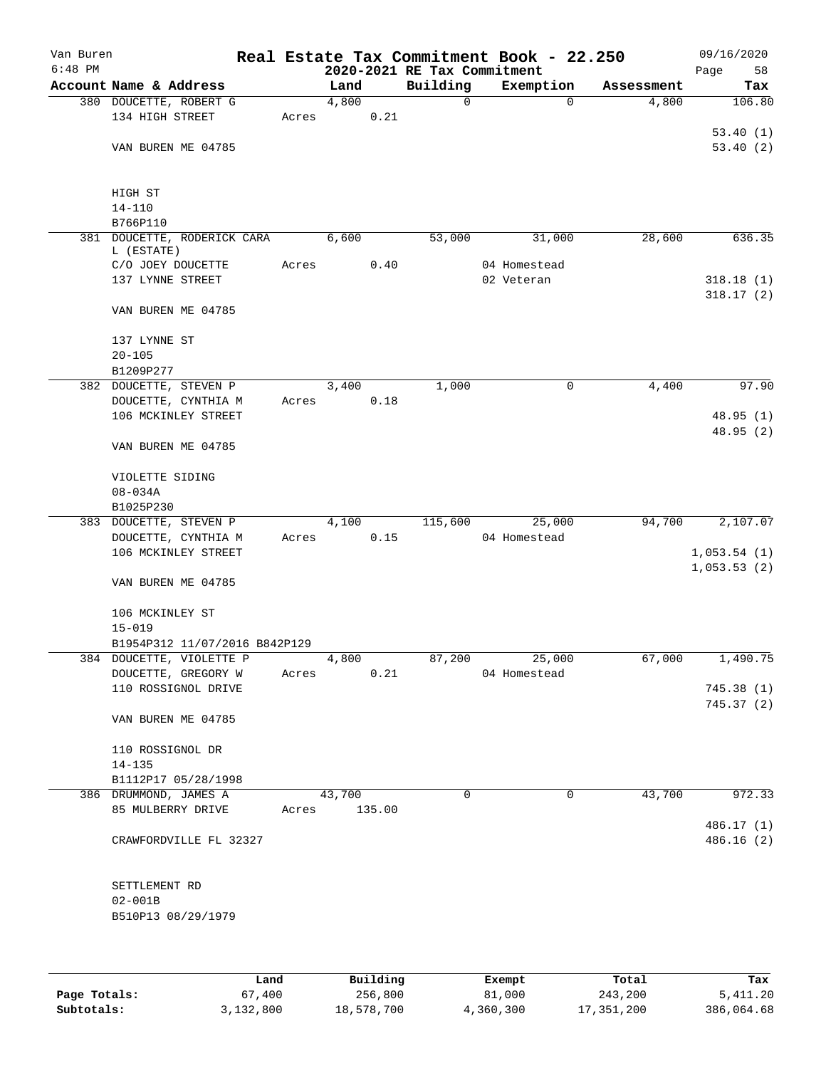Van Buren
6:48 PM

# Real Estate Tax Commitment Book - 22.250
## 2020-2021 RE Tax Commitment

09/16/2020

| Account Name & Address | Land | Building | Exemption | Assessment | Tax |
|---|---|---|---|---|---|
| 380 DOUCETTE, ROBERT G<br>134 HIGH STREET<br><br>VAN BUREN ME 04785<br><br>HIGH ST<br>14-110<br>B766P110 | 4,800<br>Acres 0.21 | 0 | 0 | 4,800 | 106.80<br><br>53.40 (1)<br>53.40 (2) |
| 381 DOUCETTE, RODERICK CARA L (ESTATE)<br>C/O JOEY DOUCETTE<br>137 LYNNE STREET<br><br>VAN BUREN ME 04785<br><br>137 LYNNE ST<br>20-105<br>B1209P277 | 6,600<br>Acres 0.40 | 53,000 | 31,000<br>04 Homestead<br>02 Veteran | 28,600 | 636.35<br><br>318.18 (1)<br>318.17 (2) |
| 382 DOUCETTE, STEVEN P<br>DOUCETTE, CYNTHIA M<br>106 MCKINLEY STREET<br><br>VAN BUREN ME 04785<br><br>VIOLETTE SIDING<br>08-034A<br>B1025P230 | 3,400<br>Acres 0.18 | 1,000 | 0 | 4,400 | 97.90<br><br>48.95 (1)<br>48.95 (2) |
| 383 DOUCETTE, STEVEN P<br>DOUCETTE, CYNTHIA M<br>106 MCKINLEY STREET<br><br>VAN BUREN ME 04785<br><br>106 MCKINLEY ST<br>15-019<br>B1954P312 11/07/2016 B842P129 | 4,100<br>Acres 0.15 | 115,600 | 25,000<br>04 Homestead | 94,700 | 2,107.07<br><br>1,053.54 (1)<br>1,053.53 (2) |
| 384 DOUCETTE, VIOLETTE P<br>DOUCETTE, GREGORY W<br>110 ROSSIGNOL DRIVE<br><br>VAN BUREN ME 04785<br><br>110 ROSSIGNOL DR<br>14-135<br>B1112P17 05/28/1998 | 4,800<br>Acres 0.21 | 87,200 | 25,000<br>04 Homestead | 67,000 | 1,490.75<br><br>745.38 (1)<br>745.37 (2) |
| 386 DRUMMOND, JAMES A<br>85 MULBERRY DRIVE<br><br>CRAWFORDVILLE FL 32327<br><br>SETTLEMENT RD<br>02-001B<br>B510P13 08/29/1979 | 43,700<br>Acres 135.00 | 0 | 0 | 43,700 | 972.33<br><br>486.17 (1)<br>486.16 (2) |

| | Land | Building | Exempt | Total | Tax |
|---|---|---|---|---|---|
| Page Totals: | 67,400 | 256,800 | 81,000 | 243,200 | 5,411.20 |
| Subtotals: | 3,132,800 | 18,578,700 | 4,360,300 | 17,351,200 | 386,064.68 |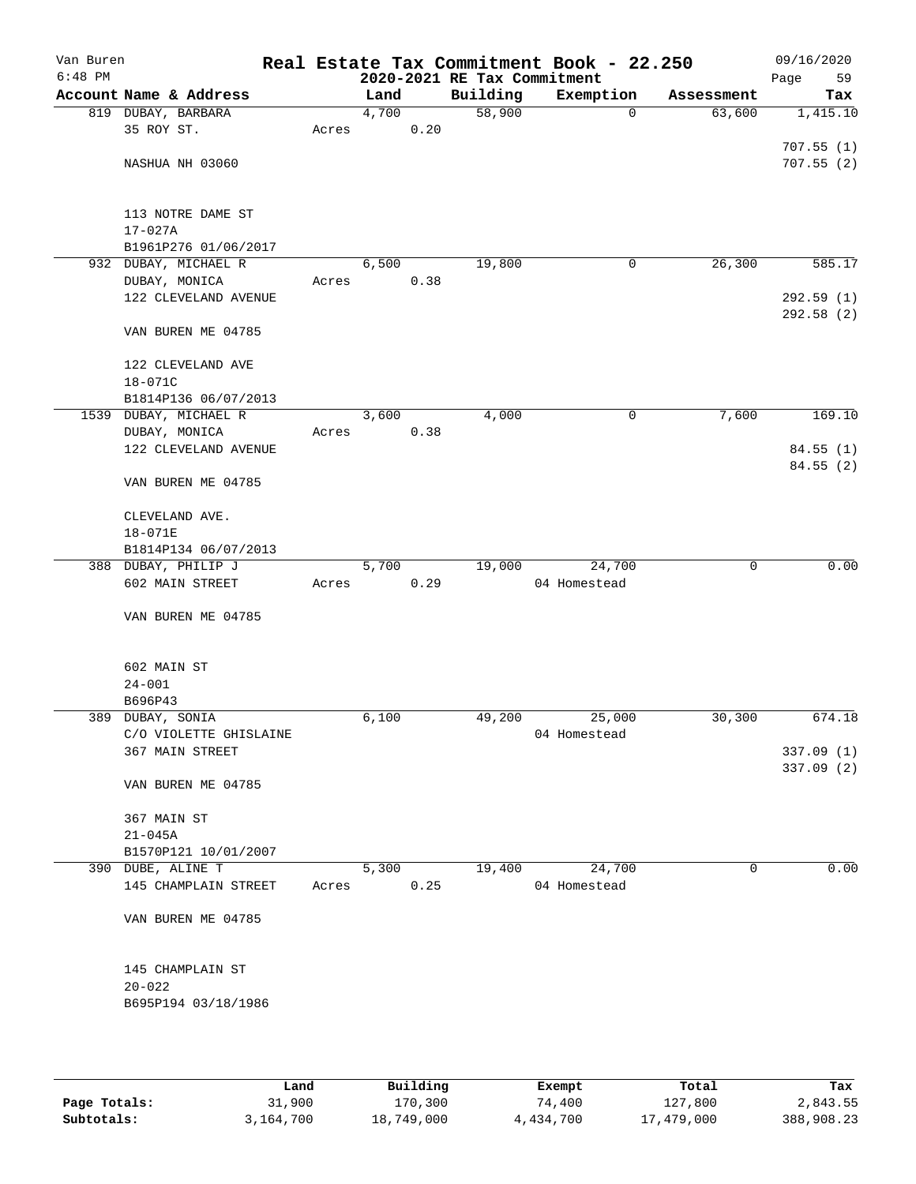Van Buren
6:48 PM

# Real Estate Tax Commitment Book - 22.250
## 2020-2021 RE Tax Commitment

09/16/2020

| Account Name & Address | Land | Building | Exemption | Assessment | Tax |
|---|---|---|---|---|---|
| 819 DUBAY, BARBARA | 4,700 | 58,900 | 0 | 63,600 | 1,415.10 |
| 35 ROY ST. | Acres 0.20 | | | | |
| | | | | | 707.55 (1) |
| NASHUA NH 03060 | | | | | 707.55 (2) |
| 113 NOTRE DAME ST | | | | | |
| 17-027A | | | | | |
| B1961P276 01/06/2017 | | | | | |
| 932 DUBAY, MICHAEL R | 6,500 | 19,800 | 0 | 26,300 | 585.17 |
| DUBAY, MONICA | Acres 0.38 | | | | |
| 122 CLEVELAND AVENUE | | | | | 292.59 (1) |
| | | | | | 292.58 (2) |
| VAN BUREN ME 04785 | | | | | |
| 122 CLEVELAND AVE | | | | | |
| 18-071C | | | | | |
| B1814P136 06/07/2013 | | | | | |
| 1539 DUBAY, MICHAEL R | 3,600 | 4,000 | 0 | 7,600 | 169.10 |
| DUBAY, MONICA | Acres 0.38 | | | | |
| 122 CLEVELAND AVENUE | | | | | 84.55 (1) |
| | | | | | 84.55 (2) |
| VAN BUREN ME 04785 | | | | | |
| CLEVELAND AVE. | | | | | |
| 18-071E | | | | | |
| B1814P134 06/07/2013 | | | | | |
| 388 DUBAY, PHILIP J | 5,700 | 19,000 | 24,700 | 0 | 0.00 |
| 602 MAIN STREET | Acres 0.29 | | 04 Homestead | | |
| VAN BUREN ME 04785 | | | | | |
| 602 MAIN ST | | | | | |
| 24-001 | | | | | |
| B696P43 | | | | | |
| 389 DUBAY, SONIA | 6,100 | 49,200 | 25,000 | 30,300 | 674.18 |
| C/O VIOLETTE GHISLAINE | | | 04 Homestead | | |
| 367 MAIN STREET | | | | | 337.09 (1) |
| | | | | | 337.09 (2) |
| VAN BUREN ME 04785 | | | | | |
| 367 MAIN ST | | | | | |
| 21-045A | | | | | |
| B1570P121 10/01/2007 | | | | | |
| 390 DUBE, ALINE T | 5,300 | 19,400 | 24,700 | 0 | 0.00 |
| 145 CHAMPLAIN STREET | Acres 0.25 | | 04 Homestead | | |
| VAN BUREN ME 04785 | | | | | |
| 145 CHAMPLAIN ST | | | | | |
| 20-022 | | | | | |
| B695P194 03/18/1986 | | | | | |

| | Land | Building | Exempt | Total | Tax |
|---|---|---|---|---|---|
| Page Totals: | 31,900 | 170,300 | 74,400 | 127,800 | 2,843.55 |
| Subtotals: | 3,164,700 | 18,749,000 | 4,434,700 | 17,479,000 | 388,908.23 |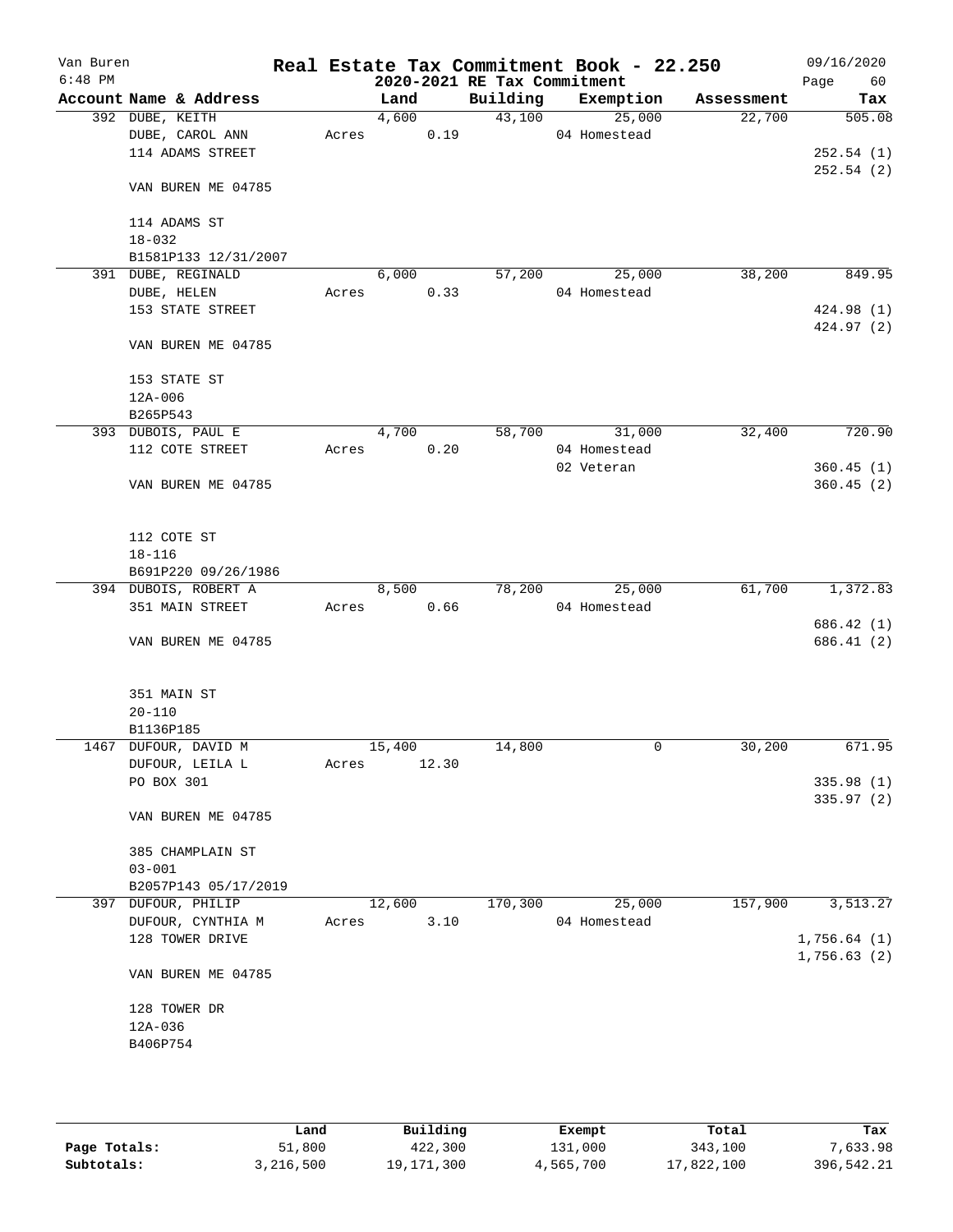# Van Buren — Real Estate Tax Commitment Book - 22.250

6:48 PM — 2020-2021 RE Tax Commitment — 09/16/2020

| Account Name & Address | Land | Building | Exemption | Assessment | Tax |
|---|---|---|---|---|---|
| 392 DUBE, KEITH | 4,600 | 43,100 | 25,000 | 22,700 | 505.08 |
| DUBE, CAROL ANN | Acres 0.19 | | 04 Homestead | | |
| 114 ADAMS STREET | | | | | 252.54 (1) |
| | | | | | 252.54 (2) |
| VAN BUREN ME 04785 | | | | | |
| 114 ADAMS ST | | | | | |
| 18-032 | | | | | |
| B1581P133 12/31/2007 | | | | | |
| 391 DUBE, REGINALD | 6,000 | 57,200 | 25,000 | 38,200 | 849.95 |
| DUBE, HELEN | Acres 0.33 | | 04 Homestead | | |
| 153 STATE STREET | | | | | 424.98 (1) |
| | | | | | 424.97 (2) |
| VAN BUREN ME 04785 | | | | | |
| 153 STATE ST | | | | | |
| 12A-006 | | | | | |
| B265P543 | | | | | |
| 393 DUBOIS, PAUL E | 4,700 | 58,700 | 31,000 | 32,400 | 720.90 |
| 112 COTE STREET | Acres 0.20 | | 04 Homestead | | |
| | | | 02 Veteran | | 360.45 (1) |
| VAN BUREN ME 04785 | | | | | 360.45 (2) |
| 112 COTE ST | | | | | |
| 18-116 | | | | | |
| B691P220 09/26/1986 | | | | | |
| 394 DUBOIS, ROBERT A | 8,500 | 78,200 | 25,000 | 61,700 | 1,372.83 |
| 351 MAIN STREET | Acres 0.66 | | 04 Homestead | | |
| | | | | | 686.42 (1) |
| VAN BUREN ME 04785 | | | | | 686.41 (2) |
| 351 MAIN ST | | | | | |
| 20-110 | | | | | |
| B1136P185 | | | | | |
| 1467 DUFOUR, DAVID M | 15,400 | 14,800 | 0 | 30,200 | 671.95 |
| DUFOUR, LEILA L | Acres 12.30 | | | | |
| PO BOX 301 | | | | | 335.98 (1) |
| | | | | | 335.97 (2) |
| VAN BUREN ME 04785 | | | | | |
| 385 CHAMPLAIN ST | | | | | |
| 03-001 | | | | | |
| B2057P143 05/17/2019 | | | | | |
| 397 DUFOUR, PHILIP | 12,600 | 170,300 | 25,000 | 157,900 | 3,513.27 |
| DUFOUR, CYNTHIA M | Acres 3.10 | | 04 Homestead | | |
| 128 TOWER DRIVE | | | | | 1,756.64 (1) |
| | | | | | 1,756.63 (2) |
| VAN BUREN ME 04785 | | | | | |
| 128 TOWER DR | | | | | |
| 12A-036 | | | | | |
| B406P754 | | | | | |

| | Land | Building | Exempt | Total | Tax |
|---|---|---|---|---|---|
| Page Totals: | 51,800 | 422,300 | 131,000 | 343,100 | 7,633.98 |
| Subtotals: | 3,216,500 | 19,171,300 | 4,565,700 | 17,822,100 | 396,542.21 |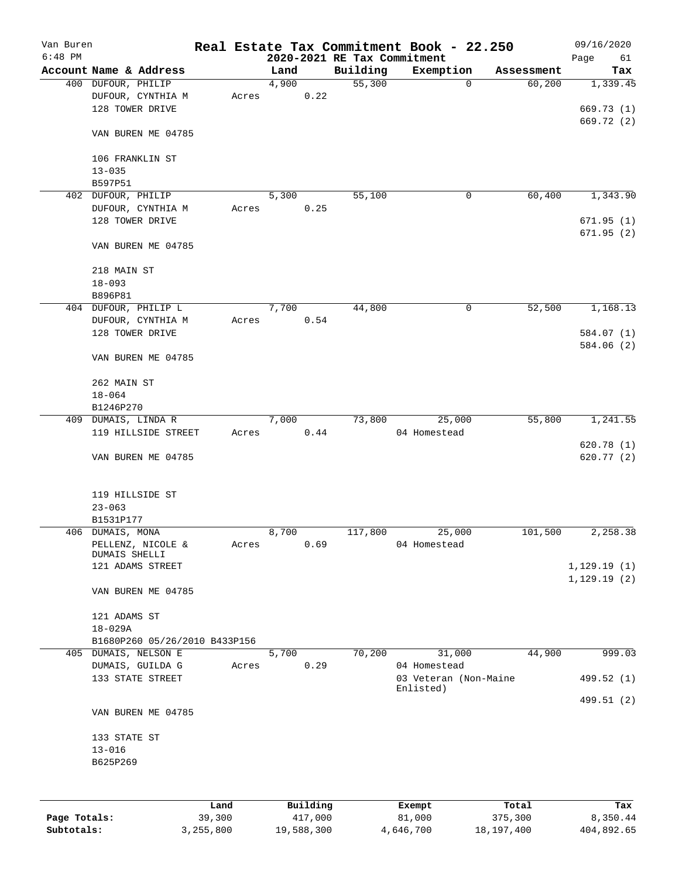# Van Buren — Real Estate Tax Commitment Book - 22.250

6:48 PM — 2020-2021 RE Tax Commitment — 09/16/2020

| Account Name & Address | Land | Building | Exemption | Assessment | Tax |
|---|---|---|---|---|---|
| 400 DUFOUR, PHILIP<br>DUFOUR, CYNTHIA M<br>128 TOWER DRIVE<br><br>VAN BUREN ME 04785<br><br>106 FRANKLIN ST<br>13-035<br>B597P51 | 4,900<br>Acres 0.22 | 55,300 | 0 | 60,200 | 1,339.45<br><br>669.73 (1)<br>669.72 (2) |
| 402 DUFOUR, PHILIP<br>DUFOUR, CYNTHIA M<br>128 TOWER DRIVE<br><br>VAN BUREN ME 04785<br><br>218 MAIN ST<br>18-093<br>B896P81 | 5,300<br>Acres 0.25 | 55,100 | 0 | 60,400 | 1,343.90<br><br>671.95 (1)<br>671.95 (2) |
| 404 DUFOUR, PHILIP L<br>DUFOUR, CYNTHIA M<br>128 TOWER DRIVE<br><br>VAN BUREN ME 04785<br><br>262 MAIN ST<br>18-064<br>B1246P270 | 7,700<br>Acres 0.54 | 44,800 | 0 | 52,500 | 1,168.13<br><br>584.07 (1)<br>584.06 (2) |
| 409 DUMAIS, LINDA R<br>119 HILLSIDE STREET<br><br>VAN BUREN ME 04785<br><br>119 HILLSIDE ST<br>23-063<br>B1531P177 | 7,000<br>Acres 0.44 | 73,800 | 25,000<br>04 Homestead | 55,800 | 1,241.55<br><br>620.78 (1)<br>620.77 (2) |
| 406 DUMAIS, MONA<br>PELLENZ, NICOLE &<br>DUMAIS SHELLI<br>121 ADAMS STREET<br><br>VAN BUREN ME 04785<br><br>121 ADAMS ST<br>18-029A<br>B1680P260 05/26/2010 B433P156 | 8,700<br>Acres 0.69 | 117,800 | 25,000<br>04 Homestead | 101,500 | 2,258.38<br><br>1,129.19 (1)<br>1,129.19 (2) |
| 405 DUMAIS, NELSON E<br>DUMAIS, GUILDA G<br>133 STATE STREET<br><br>VAN BUREN ME 04785<br><br>133 STATE ST<br>13-016<br>B625P269 | 5,700<br>Acres 0.29 | 70,200 | 31,000<br>04 Homestead<br>03 Veteran (Non-Maine Enlisted) | 44,900 | 999.03<br><br>499.52 (1)<br>499.51 (2) |

| | Land | Building | Exempt | Total | Tax |
|---|---|---|---|---|---|
| Page Totals: | 39,300 | 417,000 | 81,000 | 375,300 | 8,350.44 |
| Subtotals: | 3,255,800 | 19,588,300 | 4,646,700 | 18,197,400 | 404,892.65 |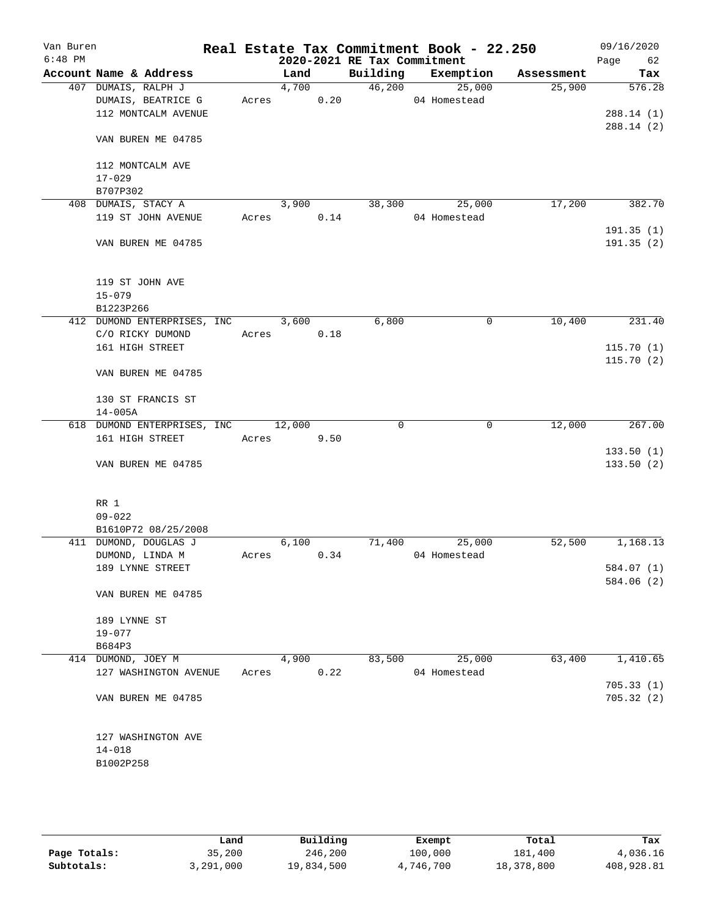Van Buren 6:48 PM

# Real Estate Tax Commitment Book - 22.250

## 2020-2021 RE Tax Commitment

09/16/2020

| Account Name & Address | Land | Building | Exemption | Assessment | Tax |
|---|---|---|---|---|---|
| 407 DUMAIS, RALPH J | 4,700 | 46,200 | 25,000 | 25,900 | 576.28 |
| DUMAIS, BEATRICE G | Acres 0.20 | | 04 Homestead | | |
| 112 MONTCALM AVENUE | | | | | 288.14 (1) |
| | | | | | 288.14 (2) |
| VAN BUREN ME 04785 | | | | | |
| 112 MONTCALM AVE | | | | | |
| 17-029 | | | | | |
| B707P302 | | | | | |
| 408 DUMAIS, STACY A | 3,900 | 38,300 | 25,000 | 17,200 | 382.70 |
| 119 ST JOHN AVENUE | Acres 0.14 | | 04 Homestead | | |
| | | | | | 191.35 (1) |
| VAN BUREN ME 04785 | | | | | 191.35 (2) |
| 119 ST JOHN AVE | | | | | |
| 15-079 | | | | | |
| B1223P266 | | | | | |
| 412 DUMOND ENTERPRISES, INC | 3,600 | 6,800 | 0 | 10,400 | 231.40 |
| C/O RICKY DUMOND | Acres 0.18 | | | | |
| 161 HIGH STREET | | | | | 115.70 (1) |
| | | | | | 115.70 (2) |
| VAN BUREN ME 04785 | | | | | |
| 130 ST FRANCIS ST | | | | | |
| 14-005A | | | | | |
| 618 DUMOND ENTERPRISES, INC | 12,000 | 0 | 0 | 12,000 | 267.00 |
| 161 HIGH STREET | Acres 9.50 | | | | |
| | | | | | 133.50 (1) |
| VAN BUREN ME 04785 | | | | | 133.50 (2) |
| RR 1 | | | | | |
| 09-022 | | | | | |
| B1610P72 08/25/2008 | | | | | |
| 411 DUMOND, DOUGLAS J | 6,100 | 71,400 | 25,000 | 52,500 | 1,168.13 |
| DUMOND, LINDA M | Acres 0.34 | | 04 Homestead | | |
| 189 LYNNE STREET | | | | | 584.07 (1) |
| | | | | | 584.06 (2) |
| VAN BUREN ME 04785 | | | | | |
| 189 LYNNE ST | | | | | |
| 19-077 | | | | | |
| B684P3 | | | | | |
| 414 DUMOND, JOEY M | 4,900 | 83,500 | 25,000 | 63,400 | 1,410.65 |
| 127 WASHINGTON AVENUE | Acres 0.22 | | 04 Homestead | | |
| | | | | | 705.33 (1) |
| VAN BUREN ME 04785 | | | | | 705.32 (2) |
| 127 WASHINGTON AVE | | | | | |
| 14-018 | | | | | |
| B1002P258 | | | | | |

| | Land | Building | Exempt | Total | Tax |
|---|---|---|---|---|---|
| Page Totals: | 35,200 | 246,200 | 100,000 | 181,400 | 4,036.16 |
| Subtotals: | 3,291,000 | 19,834,500 | 4,746,700 | 18,378,800 | 408,928.81 |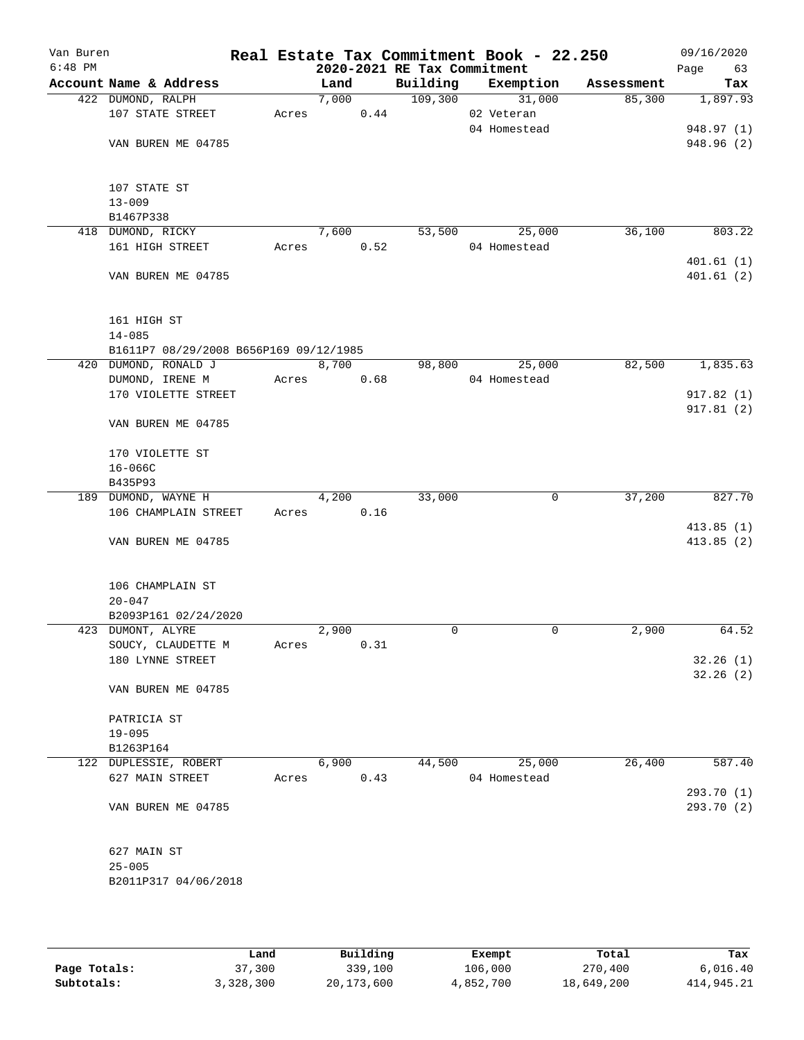Van Buren
6:48 PM

# Real Estate Tax Commitment Book - 22.250

## 2020-2021 RE Tax Commitment

09/16/2020

| Account Name & Address | Land | Building | Exemption | Assessment | Tax |
|---|---|---|---|---|---|
| 422 DUMOND, RALPH | 7,000 | 109,300 | 31,000 | 85,300 | 1,897.93 |
| 107 STATE STREET | Acres 0.44 | | 02 Veteran | | |
| | | | 04 Homestead | | 948.97 (1) |
| VAN BUREN ME 04785 | | | | | 948.96 (2) |
| 107 STATE ST | | | | | |
| 13-009 | | | | | |
| B1467P338 | | | | | |
| 418 DUMOND, RICKY | 7,600 | 53,500 | 25,000 | 36,100 | 803.22 |
| 161 HIGH STREET | Acres 0.52 | | 04 Homestead | | |
| | | | | | 401.61 (1) |
| VAN BUREN ME 04785 | | | | | 401.61 (2) |
| 161 HIGH ST | | | | | |
| 14-085 | | | | | |
| B1611P7 08/29/2008 B656P169 09/12/1985 | | | | | |
| 420 DUMOND, RONALD J | 8,700 | 98,800 | 25,000 | 82,500 | 1,835.63 |
| DUMOND, IRENE M | Acres 0.68 | | 04 Homestead | | |
| 170 VIOLETTE STREET | | | | | 917.82 (1) |
| | | | | | 917.81 (2) |
| VAN BUREN ME 04785 | | | | | |
| 170 VIOLETTE ST | | | | | |
| 16-066C | | | | | |
| B435P93 | | | | | |
| 189 DUMOND, WAYNE H | 4,200 | 33,000 | 0 | 37,200 | 827.70 |
| 106 CHAMPLAIN STREET | Acres 0.16 | | | | |
| | | | | | 413.85 (1) |
| VAN BUREN ME 04785 | | | | | 413.85 (2) |
| 106 CHAMPLAIN ST | | | | | |
| 20-047 | | | | | |
| B2093P161 02/24/2020 | | | | | |
| 423 DUMONT, ALYRE | 2,900 | 0 | 0 | 2,900 | 64.52 |
| SOUCY, CLAUDETTE M | Acres 0.31 | | | | |
| 180 LYNNE STREET | | | | | 32.26 (1) |
| | | | | | 32.26 (2) |
| VAN BUREN ME 04785 | | | | | |
| PATRICIA ST | | | | | |
| 19-095 | | | | | |
| B1263P164 | | | | | |
| 122 DUPLESSIE, ROBERT | 6,900 | 44,500 | 25,000 | 26,400 | 587.40 |
| 627 MAIN STREET | Acres 0.43 | | 04 Homestead | | |
| | | | | | 293.70 (1) |
| VAN BUREN ME 04785 | | | | | 293.70 (2) |
| 627 MAIN ST | | | | | |
| 25-005 | | | | | |
| B2011P317 04/06/2018 | | | | | |

| | Land | Building | Exempt | Total | Tax |
|---|---|---|---|---|---|
| Page Totals: | 37,300 | 339,100 | 106,000 | 270,400 | 6,016.40 |
| Subtotals: | 3,328,300 | 20,173,600 | 4,852,700 | 18,649,200 | 414,945.21 |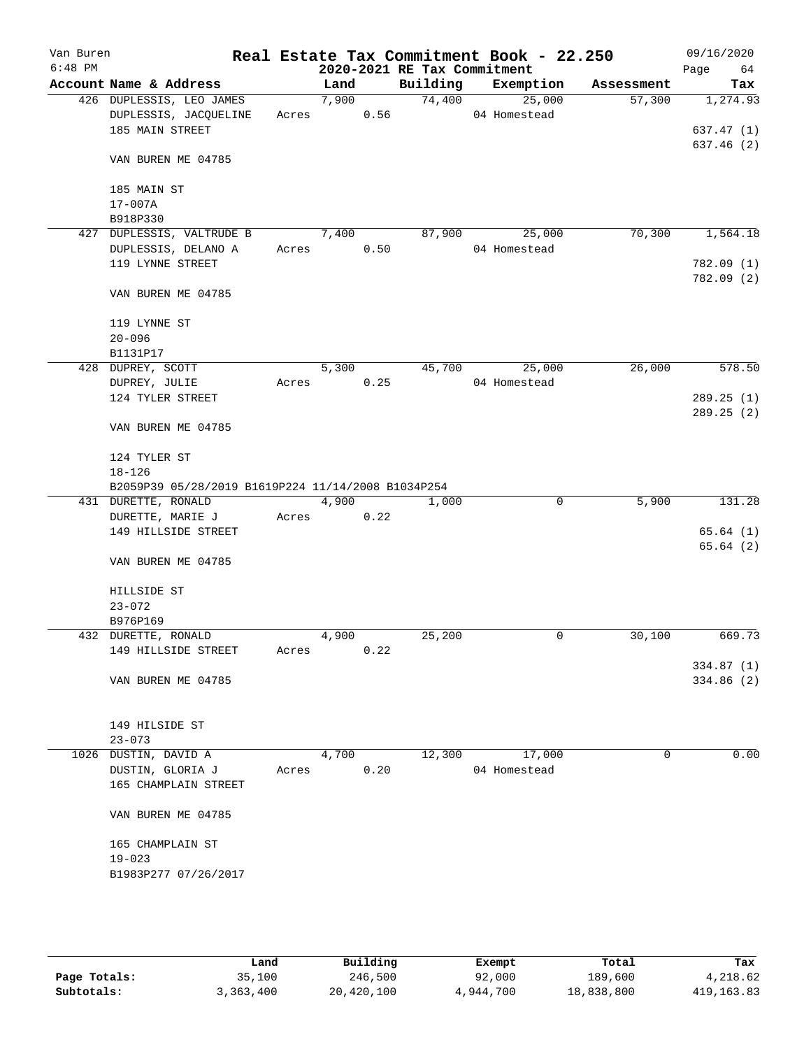Van Buren | Real Estate Tax Commitment Book - 22.250 | 09/16/2020
6:48 PM | 2020-2021 RE Tax Commitment | Page 64

| Account Name & Address | Land | Building | Exemption | Assessment | Tax |
|---|---|---|---|---|---|
| 426 DUPLESSIS, LEO JAMES | 7,900 | 74,400 | 25,000 | 57,300 | 1,274.93 |
| DUPLESSIS, JACQUELINE | Acres 0.56 | | 04 Homestead | | |
| 185 MAIN STREET | | | | | 637.47 (1) |
| | | | | | 637.46 (2) |
| VAN BUREN ME 04785 | | | | | |
| 185 MAIN ST | | | | | |
| 17-007A | | | | | |
| B918P330 | | | | | |
| 427 DUPLESSIS, VALTRUDE B | 7,400 | 87,900 | 25,000 | 70,300 | 1,564.18 |
| DUPLESSIS, DELANO A | Acres 0.50 | | 04 Homestead | | |
| 119 LYNNE STREET | | | | | 782.09 (1) |
| | | | | | 782.09 (2) |
| VAN BUREN ME 04785 | | | | | |
| 119 LYNNE ST | | | | | |
| 20-096 | | | | | |
| B1131P17 | | | | | |
| 428 DUPREY, SCOTT | 5,300 | 45,700 | 25,000 | 26,000 | 578.50 |
| DUPREY, JULIE | Acres 0.25 | | 04 Homestead | | |
| 124 TYLER STREET | | | | | 289.25 (1) |
| | | | | | 289.25 (2) |
| VAN BUREN ME 04785 | | | | | |
| 124 TYLER ST | | | | | |
| 18-126 | | | | | |
| B2059P39 05/28/2019 B1619P224 11/14/2008 B1034P254 | | | | | |
| 431 DURETTE, RONALD | 4,900 | 1,000 | 0 | 5,900 | 131.28 |
| DURETTE, MARIE J | Acres 0.22 | | | | |
| 149 HILLSIDE STREET | | | | | 65.64 (1) |
| | | | | | 65.64 (2) |
| VAN BUREN ME 04785 | | | | | |
| HILLSIDE ST | | | | | |
| 23-072 | | | | | |
| B976P169 | | | | | |
| 432 DURETTE, RONALD | 4,900 | 25,200 | 0 | 30,100 | 669.73 |
| 149 HILLSIDE STREET | Acres 0.22 | | | | |
| | | | | | 334.87 (1) |
| VAN BUREN ME 04785 | | | | | 334.86 (2) |
| 149 HILSIDE ST | | | | | |
| 23-073 | | | | | |
| 1026 DUSTIN, DAVID A | 4,700 | 12,300 | 17,000 | 0 | 0.00 |
| DUSTIN, GLORIA J | Acres 0.20 | | 04 Homestead | | |
| 165 CHAMPLAIN STREET | | | | | |
| VAN BUREN ME 04785 | | | | | |
| 165 CHAMPLAIN ST | | | | | |
| 19-023 | | | | | |
| B1983P277 07/26/2017 | | | | | |

| | Land | Building | Exempt | Total | Tax |
|---|---|---|---|---|---|
| Page Totals: | 35,100 | 246,500 | 92,000 | 189,600 | 4,218.62 |
| Subtotals: | 3,363,400 | 20,420,100 | 4,944,700 | 18,838,800 | 419,163.83 |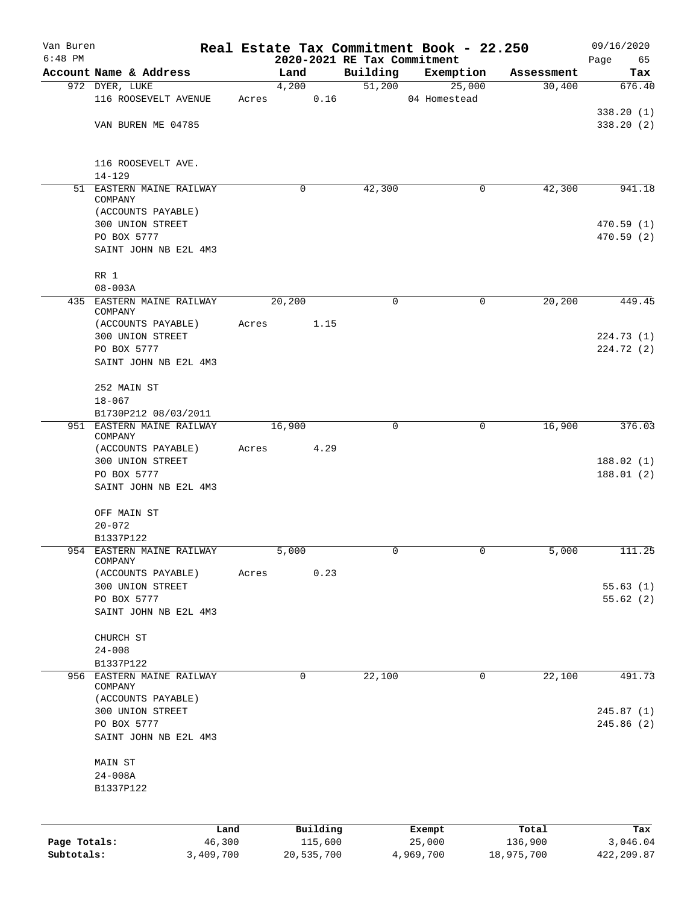Van Buren | Real Estate Tax Commitment Book - 22.250 | 09/16/2020
6:48 PM | 2020-2021 RE Tax Commitment | Page 65

| Account Name & Address | Land | Building | Exemption | Assessment | Tax |
|---|---|---|---|---|---|
| 972 DYER, LUKE<br>116 ROOSEVELT AVENUE<br><br>VAN BUREN ME 04785<br><br>116 ROOSEVELT AVE.<br>14-129 | 4,200<br>Acres 0.16 | 51,200 | 25,000<br>04 Homestead | 30,400 | 676.40<br><br>338.20 (1)<br>338.20 (2) |
| 51 EASTERN MAINE RAILWAY COMPANY<br>(ACCOUNTS PAYABLE)<br>300 UNION STREET<br>PO BOX 5777<br>SAINT JOHN NB E2L 4M3<br><br>RR 1<br>08-003A | 0 | 42,300 | 0 | 42,300 | 941.18<br><br>470.59 (1)<br>470.59 (2) |
| 435 EASTERN MAINE RAILWAY COMPANY<br>(ACCOUNTS PAYABLE)<br>300 UNION STREET<br>PO BOX 5777<br>SAINT JOHN NB E2L 4M3<br><br>252 MAIN ST<br>18-067<br>B1730P212 08/03/2011 | 20,200<br>Acres 1.15 | 0 | 0 | 20,200 | 449.45<br><br>224.73 (1)<br>224.72 (2) |
| 951 EASTERN MAINE RAILWAY COMPANY<br>(ACCOUNTS PAYABLE)<br>300 UNION STREET<br>PO BOX 5777<br>SAINT JOHN NB E2L 4M3<br><br>OFF MAIN ST<br>20-072<br>B1337P122 | 16,900<br>Acres 4.29 | 0 | 0 | 16,900 | 376.03<br><br>188.02 (1)<br>188.01 (2) |
| 954 EASTERN MAINE RAILWAY COMPANY<br>(ACCOUNTS PAYABLE)<br>300 UNION STREET<br>PO BOX 5777<br>SAINT JOHN NB E2L 4M3<br><br>CHURCH ST<br>24-008<br>B1337P122 | 5,000<br>Acres 0.23 | 0 | 0 | 5,000 | 111.25<br><br>55.63 (1)<br>55.62 (2) |
| 956 EASTERN MAINE RAILWAY COMPANY<br>(ACCOUNTS PAYABLE)<br>300 UNION STREET<br>PO BOX 5777<br>SAINT JOHN NB E2L 4M3<br><br>MAIN ST<br>24-008A<br>B1337P122 | 0 | 22,100 | 0 | 22,100 | 491.73<br><br>245.87 (1)<br>245.86 (2) |

| | Land | Building | Exempt | Total | Tax |
|---|---|---|---|---|---|
| Page Totals: | 46,300 | 115,600 | 25,000 | 136,900 | 3,046.04 |
| Subtotals: | 3,409,700 | 20,535,700 | 4,969,700 | 18,975,700 | 422,209.87 |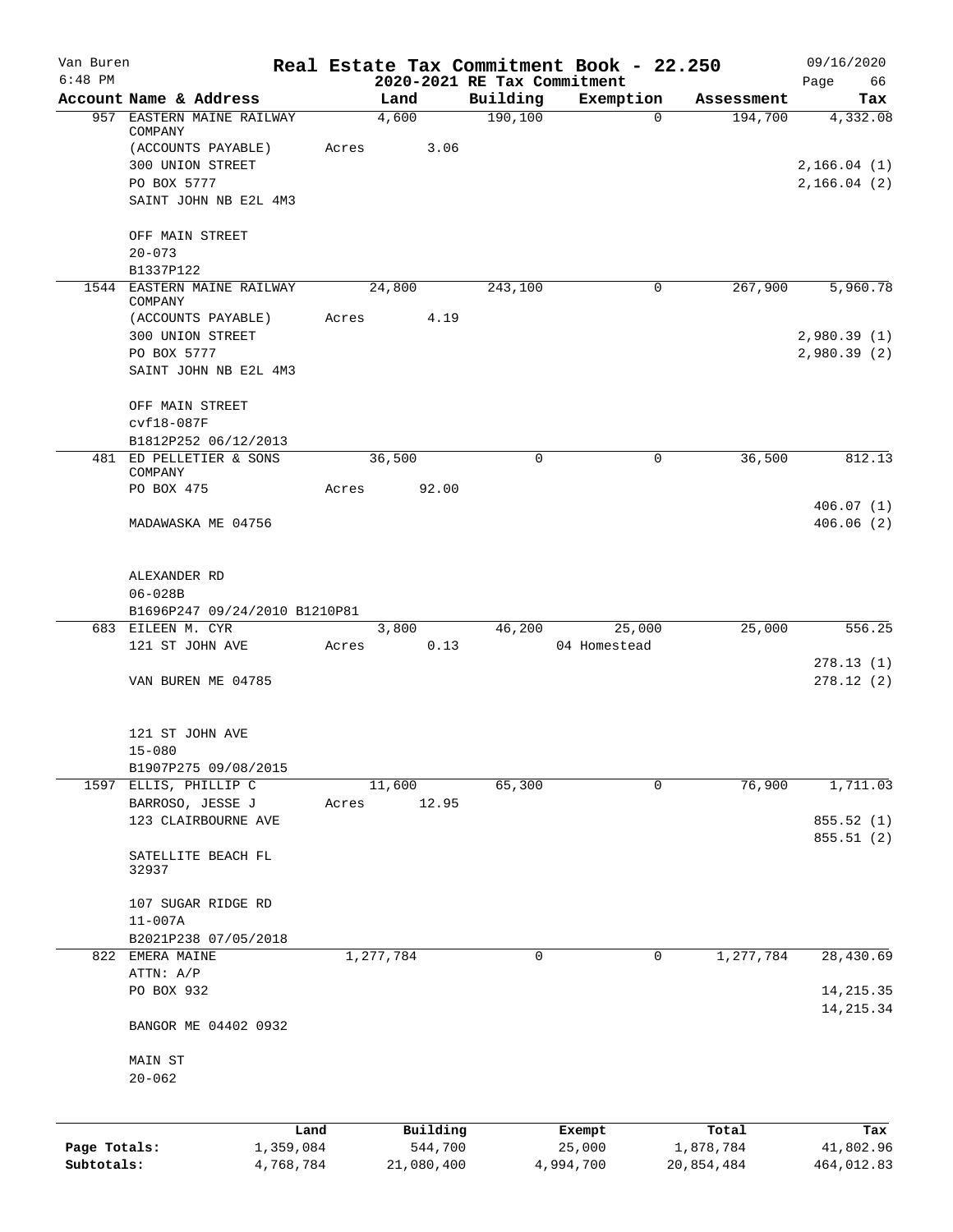# Real Estate Tax Commitment Book - 22.250

## 2020-2021 RE Tax Commitment

Van Buren
6:48 PM
09/16/2020

| Account Name & Address | Land | Building | Exemption | Assessment | Tax |
|---|---|---|---|---|---|
| 957 EASTERN MAINE RAILWAY COMPANY | 4,600 | 190,100 | 0 | 194,700 | 4,332.08 |
| (ACCOUNTS PAYABLE) | Acres 3.06 | | | | |
| 300 UNION STREET | | | | | 2,166.04 (1) |
| PO BOX 5777 | | | | | 2,166.04 (2) |
| SAINT JOHN NB E2L 4M3 | | | | | |
| OFF MAIN STREET | | | | | |
| 20-073 | | | | | |
| B1337P122 | | | | | |
| 1544 EASTERN MAINE RAILWAY COMPANY | 24,800 | 243,100 | 0 | 267,900 | 5,960.78 |
| (ACCOUNTS PAYABLE) | Acres 4.19 | | | | |
| 300 UNION STREET | | | | | 2,980.39 (1) |
| PO BOX 5777 | | | | | 2,980.39 (2) |
| SAINT JOHN NB E2L 4M3 | | | | | |
| OFF MAIN STREET | | | | | |
| cvf18-087F | | | | | |
| B1812P252 06/12/2013 | | | | | |
| 481 ED PELLETIER & SONS COMPANY | 36,500 | 0 | 0 | 36,500 | 812.13 |
| PO BOX 475 | Acres 92.00 | | | | |
| | | | | | 406.07 (1) |
| MADAWASKA ME 04756 | | | | | 406.06 (2) |
| ALEXANDER RD | | | | | |
| 06-028B | | | | | |
| B1696P247 09/24/2010 B1210P81 | | | | | |
| 683 EILEEN M. CYR | 3,800 | 46,200 | 25,000 | 25,000 | 556.25 |
| 121 ST JOHN AVE | Acres 0.13 | | 04 Homestead | | |
| | | | | | 278.13 (1) |
| VAN BUREN ME 04785 | | | | | 278.12 (2) |
| 121 ST JOHN AVE | | | | | |
| 15-080 | | | | | |
| B1907P275 09/08/2015 | | | | | |
| 1597 ELLIS, PHILLIP C | 11,600 | 65,300 | 0 | 76,900 | 1,711.03 |
| BARROSO, JESSE J | Acres 12.95 | | | | |
| 123 CLAIRBOURNE AVE | | | | | 855.52 (1) |
| | | | | | 855.51 (2) |
| SATELLITE BEACH FL 32937 | | | | | |
| 107 SUGAR RIDGE RD | | | | | |
| 11-007A | | | | | |
| B2021P238 07/05/2018 | | | | | |
| 822 EMERA MAINE | 1,277,784 | 0 | 0 | 1,277,784 | 28,430.69 |
| ATTN: A/P | | | | | |
| PO BOX 932 | | | | | 14,215.35 |
| | | | | | 14,215.34 |
| BANGOR ME 04402 0932 | | | | | |
| MAIN ST | | | | | |
| 20-062 | | | | | |

| | Land | Building | Exempt | Total | Tax |
|---|---|---|---|---|---|
| Page Totals: | 1,359,084 | 544,700 | 25,000 | 1,878,784 | 41,802.96 |
| Subtotals: | 4,768,784 | 21,080,400 | 4,994,700 | 20,854,484 | 464,012.83 |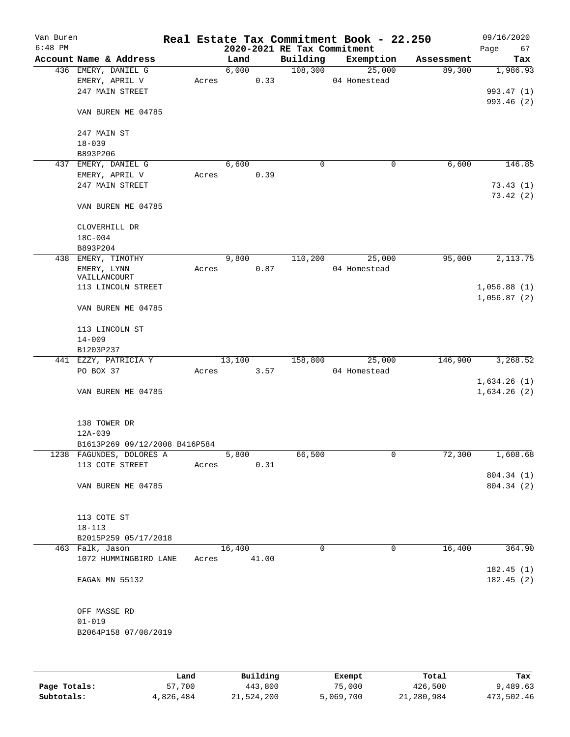Van Buren
6:48 PM

# Real Estate Tax Commitment Book - 22.250

2020-2021 RE Tax Commitment

09/16/2020

| Account Name & Address | Land | Building | Exemption | Assessment | Tax |
|---|---|---|---|---|---|
| 436 EMERY, DANIEL G | 6,000 | 108,300 | 25,000 | 89,300 | 1,986.93 |
| EMERY, APRIL V | Acres 0.33 | | 04 Homestead | | |
| 247 MAIN STREET | | | | | 993.47 (1) |
| | | | | | 993.46 (2) |
| VAN BUREN ME 04785 | | | | | |
| 247 MAIN ST | | | | | |
| 18-039 | | | | | |
| B893P206 | | | | | |
| 437 EMERY, DANIEL G | 6,600 | 0 | 0 | 6,600 | 146.85 |
| EMERY, APRIL V | Acres 0.39 | | | | |
| 247 MAIN STREET | | | | | 73.43 (1) |
| | | | | | 73.42 (2) |
| VAN BUREN ME 04785 | | | | | |
| CLOVERHILL DR | | | | | |
| 18C-004 | | | | | |
| B893P204 | | | | | |
| 438 EMERY, TIMOTHY | 9,800 | 110,200 | 25,000 | 95,000 | 2,113.75 |
| EMERY, LYNN VAILLANCOURT | Acres 0.87 | | 04 Homestead | | |
| 113 LINCOLN STREET | | | | | 1,056.88 (1) |
| | | | | | 1,056.87 (2) |
| VAN BUREN ME 04785 | | | | | |
| 113 LINCOLN ST | | | | | |
| 14-009 | | | | | |
| B1203P237 | | | | | |
| 441 EZZY, PATRICIA Y | 13,100 | 158,800 | 25,000 | 146,900 | 3,268.52 |
| PO BOX 37 | Acres 3.57 | | 04 Homestead | | |
| | | | | | 1,634.26 (1) |
| VAN BUREN ME 04785 | | | | | 1,634.26 (2) |
| 138 TOWER DR | | | | | |
| 12A-039 | | | | | |
| B1613P269 09/12/2008 B416P584 | | | | | |
| 1238 FAGUNDES, DOLORES A | 5,800 | 66,500 | 0 | 72,300 | 1,608.68 |
| 113 COTE STREET | Acres 0.31 | | | | |
| | | | | | 804.34 (1) |
| VAN BUREN ME 04785 | | | | | 804.34 (2) |
| 113 COTE ST | | | | | |
| 18-113 | | | | | |
| B2015P259 05/17/2018 | | | | | |
| 463 Falk, Jason | 16,400 | 0 | 0 | 16,400 | 364.90 |
| 1072 HUMMINGBIRD LANE | Acres 41.00 | | | | |
| | | | | | 182.45 (1) |
| EAGAN MN 55132 | | | | | 182.45 (2) |
| OFF MASSE RD | | | | | |
| 01-019 | | | | | |
| B2064P158 07/08/2019 | | | | | |

| | Land | Building | Exempt | Total | Tax |
|---|---|---|---|---|---|
| Page Totals: | 57,700 | 443,800 | 75,000 | 426,500 | 9,489.63 |
| Subtotals: | 4,826,484 | 21,524,200 | 5,069,700 | 21,280,984 | 473,502.46 |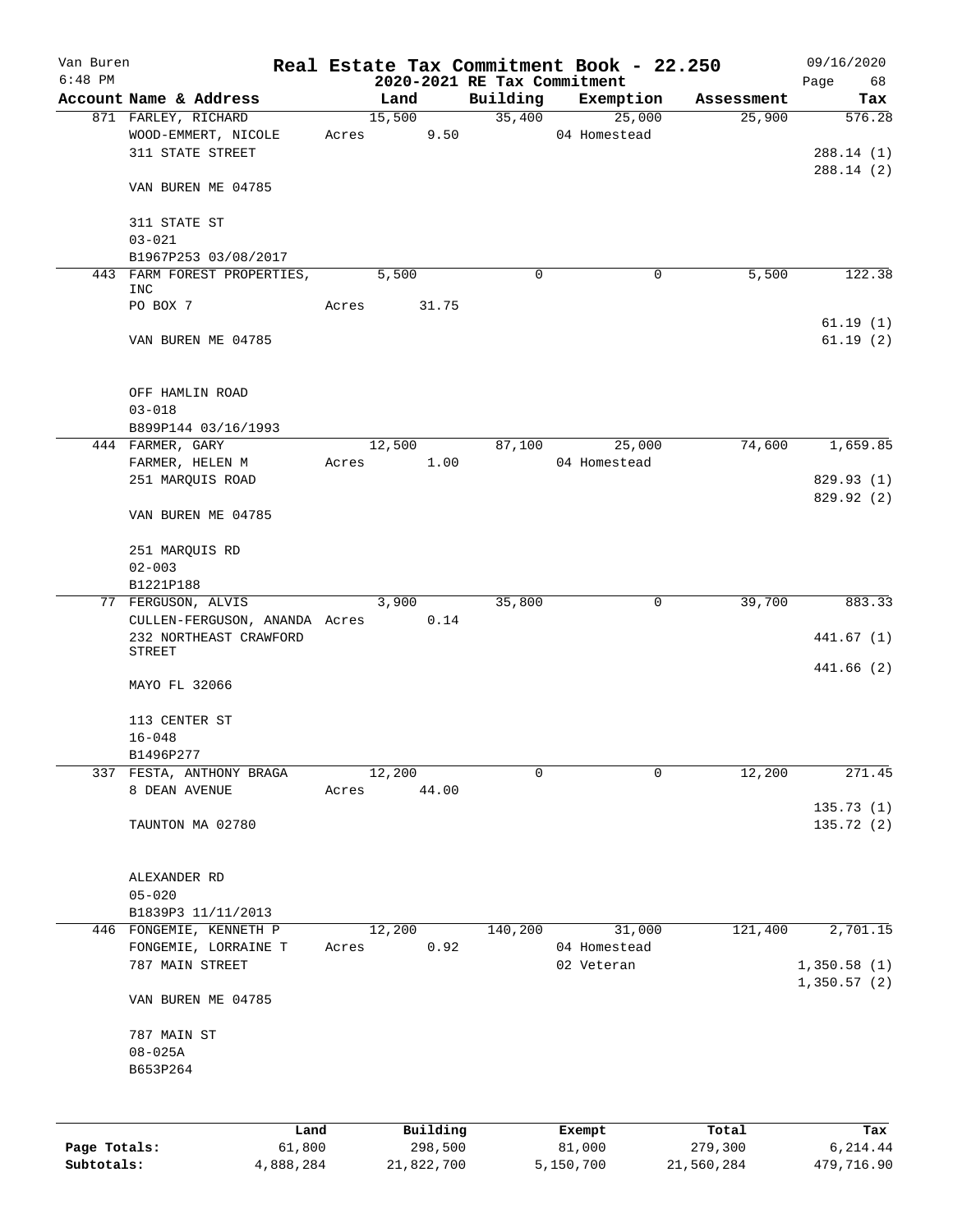Van Buren 6:48 PM

# Real Estate Tax Commitment Book - 22.250

## 2020-2021 RE Tax Commitment

09/16/2020

| Account Name & Address | Land | Building | Exemption | Assessment | Tax |
|---|---|---|---|---|---|
| 871 FARLEY, RICHARD | 15,500 | 35,400 | 25,000 | 25,900 | 576.28 |
| WOOD-EMMERT, NICOLE | Acres 9.50 | | 04 Homestead | | |
| 311 STATE STREET | | | | | 288.14 (1) |
| | | | | | 288.14 (2) |
| VAN BUREN ME 04785 | | | | | |
| 311 STATE ST | | | | | |
| 03-021 | | | | | |
| B1967P253 03/08/2017 | | | | | |
| 443 FARM FOREST PROPERTIES, INC | 5,500 | 0 | 0 | 5,500 | 122.38 |
| PO BOX 7 | Acres 31.75 | | | | |
| | | | | | 61.19 (1) |
| VAN BUREN ME 04785 | | | | | 61.19 (2) |
| OFF HAMLIN ROAD | | | | | |
| 03-018 | | | | | |
| B899P144 03/16/1993 | | | | | |
| 444 FARMER, GARY | 12,500 | 87,100 | 25,000 | 74,600 | 1,659.85 |
| FARMER, HELEN M | Acres 1.00 | | 04 Homestead | | |
| 251 MARQUIS ROAD | | | | | 829.93 (1) |
| | | | | | 829.92 (2) |
| VAN BUREN ME 04785 | | | | | |
| 251 MARQUIS RD | | | | | |
| 02-003 | | | | | |
| B1221P188 | | | | | |
| 77 FERGUSON, ALVIS | 3,900 | 35,800 | 0 | 39,700 | 883.33 |
| CULLEN-FERGUSON, ANANDA | Acres 0.14 | | | | |
| 232 NORTHEAST CRAWFORD STREET | | | | | 441.67 (1) |
| | | | | | 441.66 (2) |
| MAYO FL 32066 | | | | | |
| 113 CENTER ST | | | | | |
| 16-048 | | | | | |
| B1496P277 | | | | | |
| 337 FESTA, ANTHONY BRAGA | 12,200 | 0 | 0 | 12,200 | 271.45 |
| 8 DEAN AVENUE | Acres 44.00 | | | | |
| | | | | | 135.73 (1) |
| TAUNTON MA 02780 | | | | | 135.72 (2) |
| ALEXANDER RD | | | | | |
| 05-020 | | | | | |
| B1839P3 11/11/2013 | | | | | |
| 446 FONGEMIE, KENNETH P | 12,200 | 140,200 | 31,000 | 121,400 | 2,701.15 |
| FONGEMIE, LORRAINE T | Acres 0.92 | | 04 Homestead | | |
| 787 MAIN STREET | | | 02 Veteran | | 1,350.58 (1) |
| | | | | | 1,350.57 (2) |
| VAN BUREN ME 04785 | | | | | |
| 787 MAIN ST | | | | | |
| 08-025A | | | | | |
| B653P264 | | | | | |

| | Land | Building | Exempt | Total | Tax |
|---|---|---|---|---|---|
| Page Totals: | 61,800 | 298,500 | 81,000 | 279,300 | 6,214.44 |
| Subtotals: | 4,888,284 | 21,822,700 | 5,150,700 | 21,560,284 | 479,716.90 |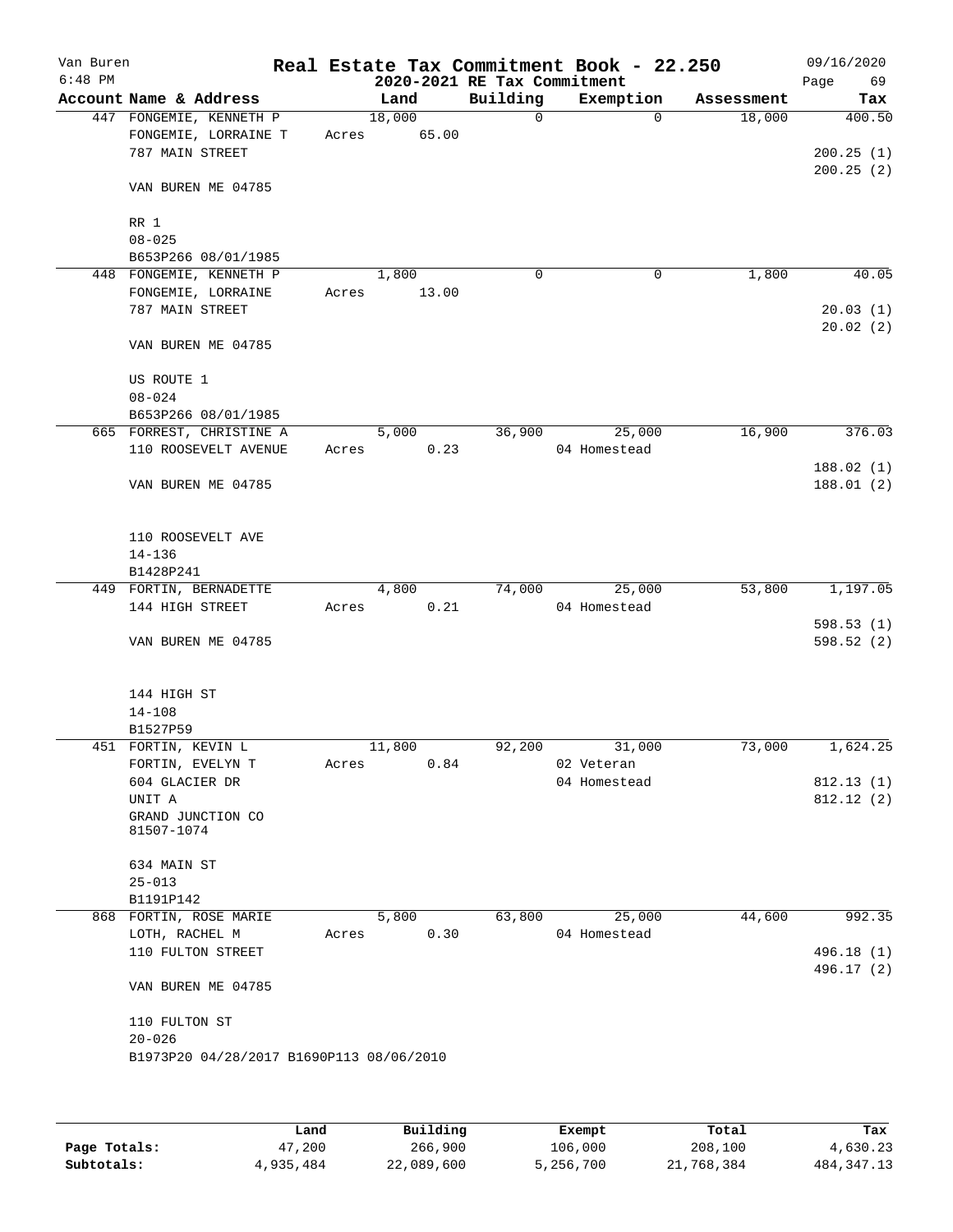# Real Estate Tax Commitment Book - 22.250

Van Buren
6:48 PM

2020-2021 RE Tax Commitment

09/16/2020

| Account Name & Address | Land | Building | Exemption | Assessment | Tax |
|---|---|---|---|---|---|
| 447 FONGEMIE, KENNETH P<br>FONGEMIE, LORRAINE T<br>787 MAIN STREET<br><br>VAN BUREN ME 04785<br><br>RR 1<br>08-025<br>B653P266 08/01/1985 | 18,000<br>Acres 65.00 | 0 | 0 | 18,000 | 400.50<br><br>200.25 (1)<br>200.25 (2) |
| 448 FONGEMIE, KENNETH P<br>FONGEMIE, LORRAINE<br>787 MAIN STREET<br><br>VAN BUREN ME 04785<br><br>US ROUTE 1<br>08-024<br>B653P266 08/01/1985 | 1,800<br>Acres 13.00 | 0 | 0 | 1,800 | 40.05<br><br>20.03 (1)<br>20.02 (2) |
| 665 FORREST, CHRISTINE A<br>110 ROOSEVELT AVENUE<br><br>VAN BUREN ME 04785<br><br>110 ROOSEVELT AVE<br>14-136<br>B1428P241 | 5,000<br>Acres 0.23 | 36,900 | 25,000<br>04 Homestead | 16,900 | 376.03<br><br>188.02 (1)<br>188.01 (2) |
| 449 FORTIN, BERNADETTE<br>144 HIGH STREET<br><br>VAN BUREN ME 04785<br><br>144 HIGH ST<br>14-108<br>B1527P59 | 4,800<br>Acres 0.21 | 74,000 | 25,000<br>04 Homestead | 53,800 | 1,197.05<br><br>598.53 (1)<br>598.52 (2) |
| 451 FORTIN, KEVIN L<br>FORTIN, EVELYN T<br>604 GLACIER DR<br>UNIT A<br>GRAND JUNCTION CO 81507-1074<br><br>634 MAIN ST<br>25-013<br>B1191P142 | 11,800<br>Acres 0.84 | 92,200 | 31,000<br>02 Veteran<br>04 Homestead | 73,000 | 1,624.25<br><br>812.13 (1)<br>812.12 (2) |
| 868 FORTIN, ROSE MARIE<br>LOTH, RACHEL M<br>110 FULTON STREET<br><br>VAN BUREN ME 04785<br><br>110 FULTON ST<br>20-026<br>B1973P20 04/28/2017 B1690P113 08/06/2010 | 5,800<br>Acres 0.30 | 63,800 | 25,000<br>04 Homestead | 44,600 | 992.35<br><br>496.18 (1)<br>496.17 (2) |

| | Land | Building | Exempt | Total | Tax |
|---|---|---|---|---|---|
| Page Totals: | 47,200 | 266,900 | 106,000 | 208,100 | 4,630.23 |
| Subtotals: | 4,935,484 | 22,089,600 | 5,256,700 | 21,768,384 | 484,347.13 |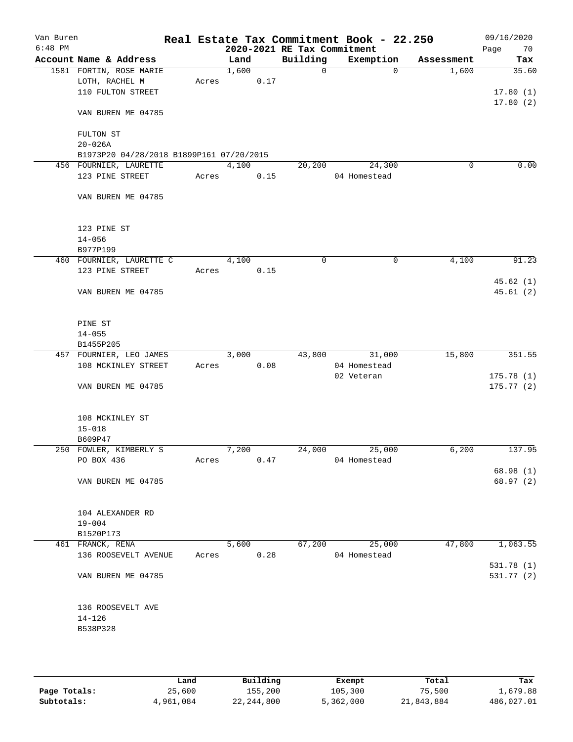# Real Estate Tax Commitment Book - 22.250

## 2020-2021 RE Tax Commitment

Van Buren
6:48 PM
09/16/2020

| Account Name & Address | Land | Building | Exemption | Assessment | Tax |
|---|---|---|---|---|---|
| 1581 FORTIN, ROSE MARIE | 1,600 | 0 | 0 | 1,600 | 35.60 |
| LOTH, RACHEL M | Acres 0.17 | | | | |
| 110 FULTON STREET | | | | | 17.80 (1) |
| | | | | | 17.80 (2) |
| VAN BUREN ME 04785 | | | | | |
| FULTON ST | | | | | |
| 20-026A | | | | | |
| B1973P20 04/28/2018 B1899P161 07/20/2015 | | | | | |
| 456 FOURNIER, LAURETTE | 4,100 | 20,200 | 24,300 | 0 | 0.00 |
| 123 PINE STREET | Acres 0.15 | | 04 Homestead | | |
| VAN BUREN ME 04785 | | | | | |
| 123 PINE ST | | | | | |
| 14-056 | | | | | |
| B977P199 | | | | | |
| 460 FOURNIER, LAURETTE C | 4,100 | 0 | 0 | 4,100 | 91.23 |
| 123 PINE STREET | Acres 0.15 | | | | |
| | | | | | 45.62 (1) |
| VAN BUREN ME 04785 | | | | | 45.61 (2) |
| PINE ST | | | | | |
| 14-055 | | | | | |
| B1455P205 | | | | | |
| 457 FOURNIER, LEO JAMES | 3,000 | 43,800 | 31,000 | 15,800 | 351.55 |
| 108 MCKINLEY STREET | Acres 0.08 | | 04 Homestead | | |
| | | | 02 Veteran | | 175.78 (1) |
| VAN BUREN ME 04785 | | | | | 175.77 (2) |
| 108 MCKINLEY ST | | | | | |
| 15-018 | | | | | |
| B609P47 | | | | | |
| 250 FOWLER, KIMBERLY S | 7,200 | 24,000 | 25,000 | 6,200 | 137.95 |
| PO BOX 436 | Acres 0.47 | | 04 Homestead | | |
| | | | | | 68.98 (1) |
| VAN BUREN ME 04785 | | | | | 68.97 (2) |
| 104 ALEXANDER RD | | | | | |
| 19-004 | | | | | |
| B1520P173 | | | | | |
| 461 FRANCK, RENA | 5,600 | 67,200 | 25,000 | 47,800 | 1,063.55 |
| 136 ROOSEVELT AVENUE | Acres 0.28 | | 04 Homestead | | |
| | | | | | 531.78 (1) |
| VAN BUREN ME 04785 | | | | | 531.77 (2) |
| 136 ROOSEVELT AVE | | | | | |
| 14-126 | | | | | |
| B538P328 | | | | | |

| | Land | Building | Exempt | Total | Tax |
|---|---|---|---|---|---|
| Page Totals: | 25,600 | 155,200 | 105,300 | 75,500 | 1,679.88 |
| Subtotals: | 4,961,084 | 22,244,800 | 5,362,000 | 21,843,884 | 486,027.01 |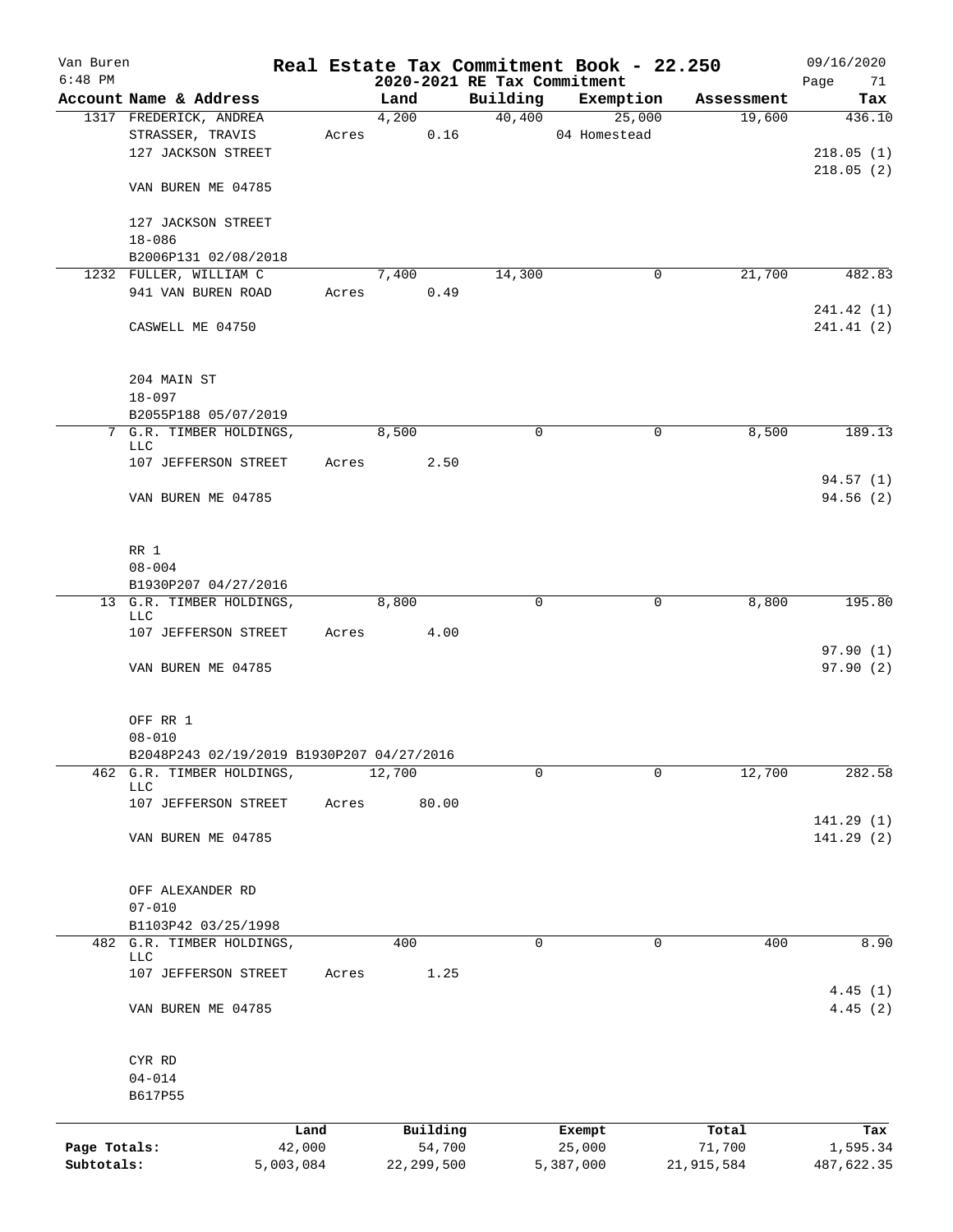Van Buren
6:48 PM

# Real Estate Tax Commitment Book - 22.250

## 2020-2021 RE Tax Commitment

09/16/2020

| Account Name & Address | Land | Building | Exemption | Assessment | Tax |
|---|---|---|---|---|---|
| 1317 FREDERICK, ANDREA | 4,200 | 40,400 | 25,000 | 19,600 | 436.10 |
| STRASSER, TRAVIS | Acres 0.16 | | 04 Homestead | | |
| 127 JACKSON STREET | | | | | 218.05 (1) |
| | | | | | 218.05 (2) |
| VAN BUREN ME 04785 | | | | | |
| 127 JACKSON STREET | | | | | |
| 18-086 | | | | | |
| B2006P131 02/08/2018 | | | | | |
| 1232 FULLER, WILLIAM C | 7,400 | 14,300 | 0 | 21,700 | 482.83 |
| 941 VAN BUREN ROAD | Acres 0.49 | | | | |
| | | | | | 241.42 (1) |
| CASWELL ME 04750 | | | | | 241.41 (2) |
| 204 MAIN ST | | | | | |
| 18-097 | | | | | |
| B2055P188 05/07/2019 | | | | | |
| 7 G.R. TIMBER HOLDINGS, LLC | 8,500 | 0 | 0 | 8,500 | 189.13 |
| 107 JEFFERSON STREET | Acres 2.50 | | | | |
| | | | | | 94.57 (1) |
| VAN BUREN ME 04785 | | | | | 94.56 (2) |
| RR 1 | | | | | |
| 08-004 | | | | | |
| B1930P207 04/27/2016 | | | | | |
| 13 G.R. TIMBER HOLDINGS, LLC | 8,800 | 0 | 0 | 8,800 | 195.80 |
| 107 JEFFERSON STREET | Acres 4.00 | | | | |
| | | | | | 97.90 (1) |
| VAN BUREN ME 04785 | | | | | 97.90 (2) |
| OFF RR 1 | | | | | |
| 08-010 | | | | | |
| B2048P243 02/19/2019 B1930P207 04/27/2016 | | | | | |
| 462 G.R. TIMBER HOLDINGS, LLC | 12,700 | 0 | 0 | 12,700 | 282.58 |
| 107 JEFFERSON STREET | Acres 80.00 | | | | |
| | | | | | 141.29 (1) |
| VAN BUREN ME 04785 | | | | | 141.29 (2) |
| OFF ALEXANDER RD | | | | | |
| 07-010 | | | | | |
| B1103P42 03/25/1998 | | | | | |
| 482 G.R. TIMBER HOLDINGS, LLC | 400 | 0 | 0 | 400 | 8.90 |
| 107 JEFFERSON STREET | Acres 1.25 | | | | |
| | | | | | 4.45 (1) |
| VAN BUREN ME 04785 | | | | | 4.45 (2) |
| CYR RD | | | | | |
| 04-014 | | | | | |
| B617P55 | | | | | |

| | Land | Building | Exempt | Total | Tax |
|---|---|---|---|---|---|
| Page Totals: | 42,000 | 54,700 | 25,000 | 71,700 | 1,595.34 |
| Subtotals: | 5,003,084 | 22,299,500 | 5,387,000 | 21,915,584 | 487,622.35 |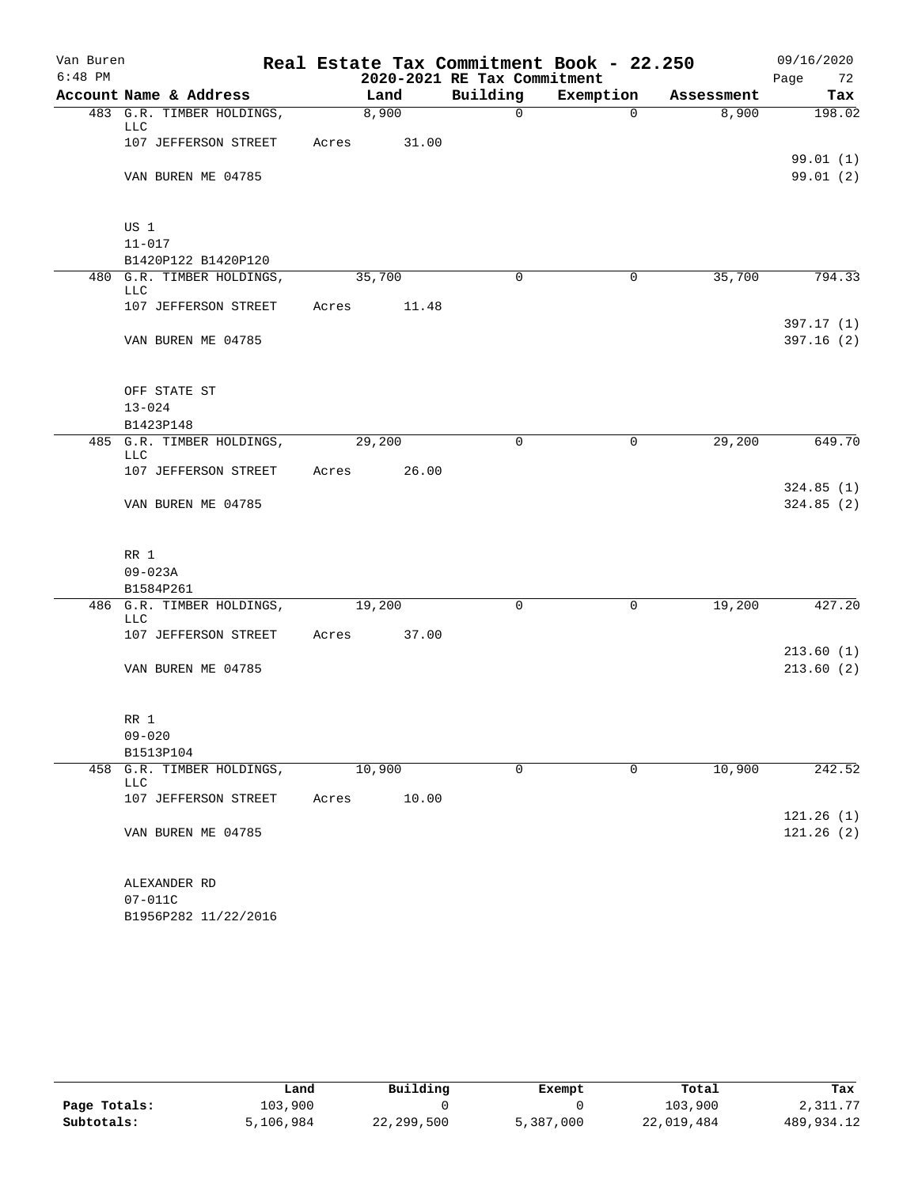Van Buren
6:48 PM

# Real Estate Tax Commitment Book - 22.250

## 2020-2021 RE Tax Commitment

09/16/2020
Page 72

| Account Name & Address | Land | Building | Exemption | Assessment | Tax |
|---|---|---|---|---|---|
| 483 G.R. TIMBER HOLDINGS, LLC | 8,900 | 0 | 0 | 8,900 | 198.02 |
| 107 JEFFERSON STREET | Acres 31.00 | | | | |
| | | | | | 99.01 (1) |
| VAN BUREN ME 04785 | | | | | 99.01 (2) |
| US 1 | | | | | |
| 11-017 | | | | | |
| B1420P122 B1420P120 | | | | | |
| 480 G.R. TIMBER HOLDINGS, LLC | 35,700 | 0 | 0 | 35,700 | 794.33 |
| 107 JEFFERSON STREET | Acres 11.48 | | | | |
| | | | | | 397.17 (1) |
| VAN BUREN ME 04785 | | | | | 397.16 (2) |
| OFF STATE ST | | | | | |
| 13-024 | | | | | |
| B1423P148 | | | | | |
| 485 G.R. TIMBER HOLDINGS, LLC | 29,200 | 0 | 0 | 29,200 | 649.70 |
| 107 JEFFERSON STREET | Acres 26.00 | | | | |
| | | | | | 324.85 (1) |
| VAN BUREN ME 04785 | | | | | 324.85 (2) |
| RR 1 | | | | | |
| 09-023A | | | | | |
| B1584P261 | | | | | |
| 486 G.R. TIMBER HOLDINGS, LLC | 19,200 | 0 | 0 | 19,200 | 427.20 |
| 107 JEFFERSON STREET | Acres 37.00 | | | | |
| | | | | | 213.60 (1) |
| VAN BUREN ME 04785 | | | | | 213.60 (2) |
| RR 1 | | | | | |
| 09-020 | | | | | |
| B1513P104 | | | | | |
| 458 G.R. TIMBER HOLDINGS, LLC | 10,900 | 0 | 0 | 10,900 | 242.52 |
| 107 JEFFERSON STREET | Acres 10.00 | | | | |
| | | | | | 121.26 (1) |
| VAN BUREN ME 04785 | | | | | 121.26 (2) |
| ALEXANDER RD | | | | | |
| 07-011C | | | | | |
| B1956P282 11/22/2016 | | | | | |

| | Land | Building | Exempt | Total | Tax |
|---|---|---|---|---|---|
| Page Totals: | 103,900 | 0 | 0 | 103,900 | 2,311.77 |
| Subtotals: | 5,106,984 | 22,299,500 | 5,387,000 | 22,019,484 | 489,934.12 |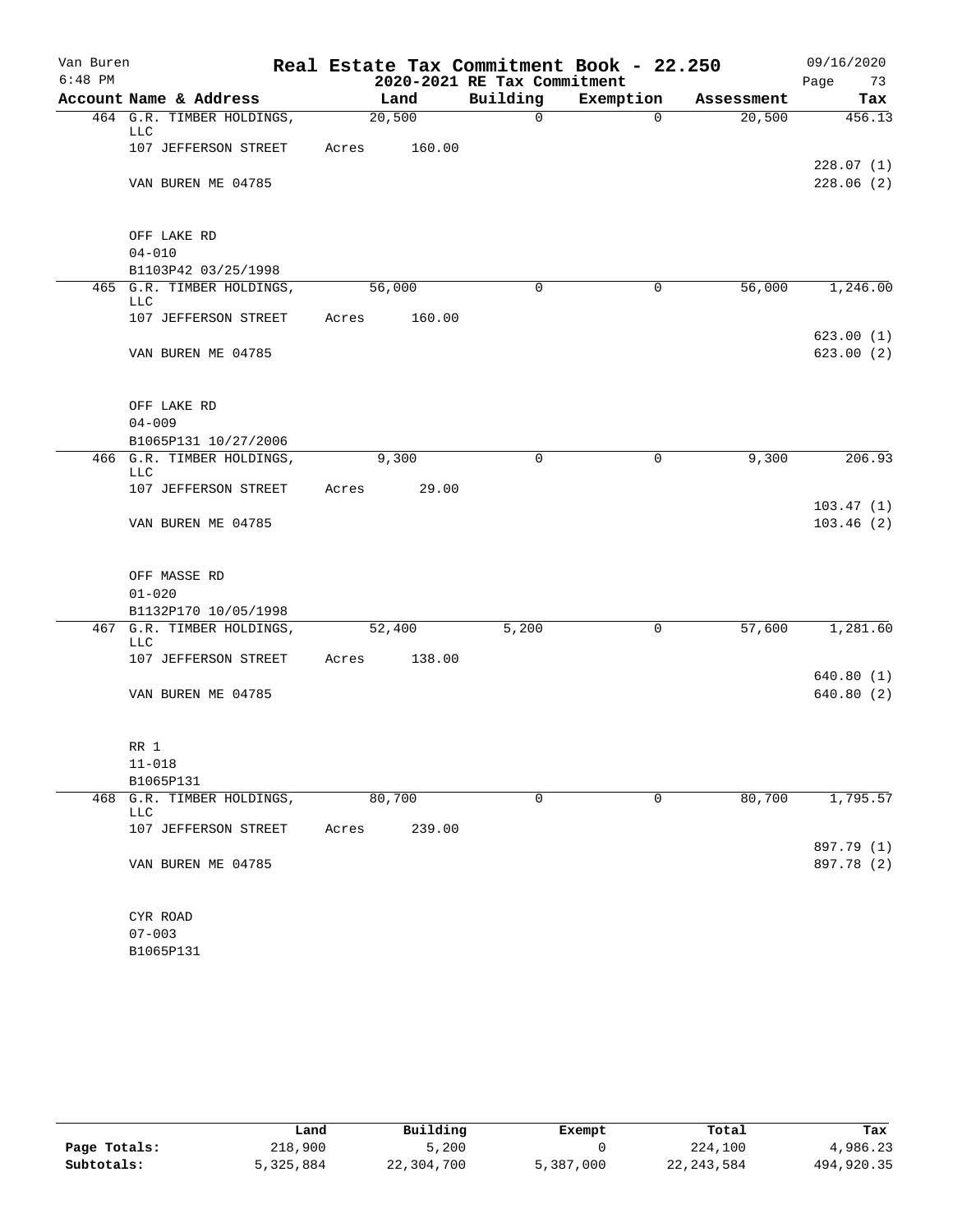Van Buren
6:48 PM

# Real Estate Tax Commitment Book - 22.250

## 2020-2021 RE Tax Commitment

09/16/2020

| Account Name & Address | Land | Building | Exemption | Assessment | Tax |
|---|---|---|---|---|---|
| 464 G.R. TIMBER HOLDINGS, LLC | 20,500 | 0 | 0 | 20,500 | 456.13 |
| 107 JEFFERSON STREET | Acres 160.00 | | | | |
| | | | | | 228.07 (1) |
| VAN BUREN ME 04785 | | | | | 228.06 (2) |
| OFF LAKE RD | | | | | |
| 04-010 | | | | | |
| B1103P42 03/25/1998 | | | | | |
| 465 G.R. TIMBER HOLDINGS, LLC | 56,000 | 0 | 0 | 56,000 | 1,246.00 |
| 107 JEFFERSON STREET | Acres 160.00 | | | | |
| | | | | | 623.00 (1) |
| VAN BUREN ME 04785 | | | | | 623.00 (2) |
| OFF LAKE RD | | | | | |
| 04-009 | | | | | |
| B1065P131 10/27/2006 | | | | | |
| 466 G.R. TIMBER HOLDINGS, LLC | 9,300 | 0 | 0 | 9,300 | 206.93 |
| 107 JEFFERSON STREET | Acres 29.00 | | | | |
| | | | | | 103.47 (1) |
| VAN BUREN ME 04785 | | | | | 103.46 (2) |
| OFF MASSE RD | | | | | |
| 01-020 | | | | | |
| B1132P170 10/05/1998 | | | | | |
| 467 G.R. TIMBER HOLDINGS, LLC | 52,400 | 5,200 | 0 | 57,600 | 1,281.60 |
| 107 JEFFERSON STREET | Acres 138.00 | | | | |
| | | | | | 640.80 (1) |
| VAN BUREN ME 04785 | | | | | 640.80 (2) |
| RR 1 | | | | | |
| 11-018 | | | | | |
| B1065P131 | | | | | |
| 468 G.R. TIMBER HOLDINGS, LLC | 80,700 | 0 | 0 | 80,700 | 1,795.57 |
| 107 JEFFERSON STREET | Acres 239.00 | | | | |
| | | | | | 897.79 (1) |
| VAN BUREN ME 04785 | | | | | 897.78 (2) |
| CYR ROAD | | | | | |
| 07-003 | | | | | |
| B1065P131 | | | | | |

| | Land | Building | Exempt | Total | Tax |
|---|---|---|---|---|---|
| Page Totals: | 218,900 | 5,200 | 0 | 224,100 | 4,986.23 |
| Subtotals: | 5,325,884 | 22,304,700 | 5,387,000 | 22,243,584 | 494,920.35 |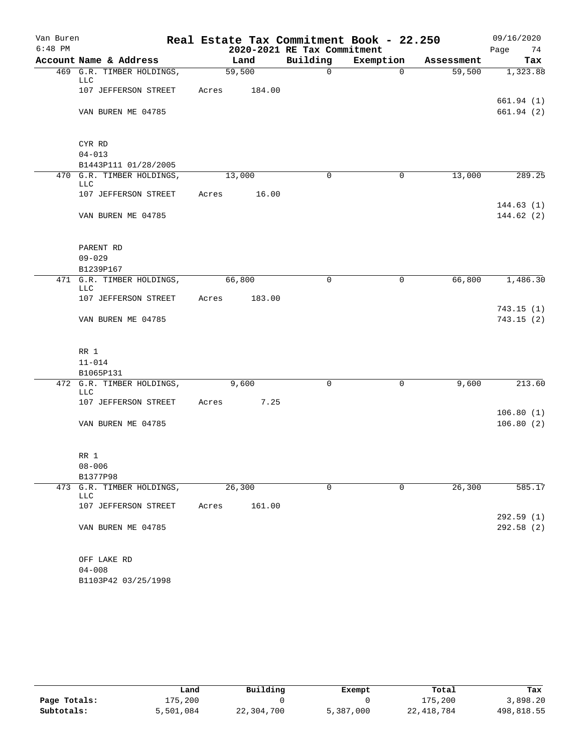Van Buren
6:48 PM

# Real Estate Tax Commitment Book - 22.250
## 2020-2021 RE Tax Commitment

09/16/2020

| Account Name & Address | Land | Building | Exemption | Assessment | Tax |
|---|---|---|---|---|---|
| 469 G.R. TIMBER HOLDINGS, LLC | 59,500 | 0 | 0 | 59,500 | 1,323.88 |
| 107 JEFFERSON STREET | Acres 184.00 | | | | |
| | | | | | 661.94 (1) |
| VAN BUREN ME 04785 | | | | | 661.94 (2) |
| CYR RD | | | | | |
| 04-013 | | | | | |
| B1443P111 01/28/2005 | | | | | |
| 470 G.R. TIMBER HOLDINGS, LLC | 13,000 | 0 | 0 | 13,000 | 289.25 |
| 107 JEFFERSON STREET | Acres 16.00 | | | | |
| | | | | | 144.63 (1) |
| VAN BUREN ME 04785 | | | | | 144.62 (2) |
| PARENT RD | | | | | |
| 09-029 | | | | | |
| B1239P167 | | | | | |
| 471 G.R. TIMBER HOLDINGS, LLC | 66,800 | 0 | 0 | 66,800 | 1,486.30 |
| 107 JEFFERSON STREET | Acres 183.00 | | | | |
| | | | | | 743.15 (1) |
| VAN BUREN ME 04785 | | | | | 743.15 (2) |
| RR 1 | | | | | |
| 11-014 | | | | | |
| B1065P131 | | | | | |
| 472 G.R. TIMBER HOLDINGS, LLC | 9,600 | 0 | 0 | 9,600 | 213.60 |
| 107 JEFFERSON STREET | Acres 7.25 | | | | |
| | | | | | 106.80 (1) |
| VAN BUREN ME 04785 | | | | | 106.80 (2) |
| RR 1 | | | | | |
| 08-006 | | | | | |
| B1377P98 | | | | | |
| 473 G.R. TIMBER HOLDINGS, LLC | 26,300 | 0 | 0 | 26,300 | 585.17 |
| 107 JEFFERSON STREET | Acres 161.00 | | | | |
| | | | | | 292.59 (1) |
| VAN BUREN ME 04785 | | | | | 292.58 (2) |
| OFF LAKE RD | | | | | |
| 04-008 | | | | | |
| B1103P42 03/25/1998 | | | | | |

| | Land | Building | Exempt | Total | Tax |
|---|---|---|---|---|---|
| Page Totals: | 175,200 | 0 | 0 | 175,200 | 3,898.20 |
| Subtotals: | 5,501,084 | 22,304,700 | 5,387,000 | 22,418,784 | 498,818.55 |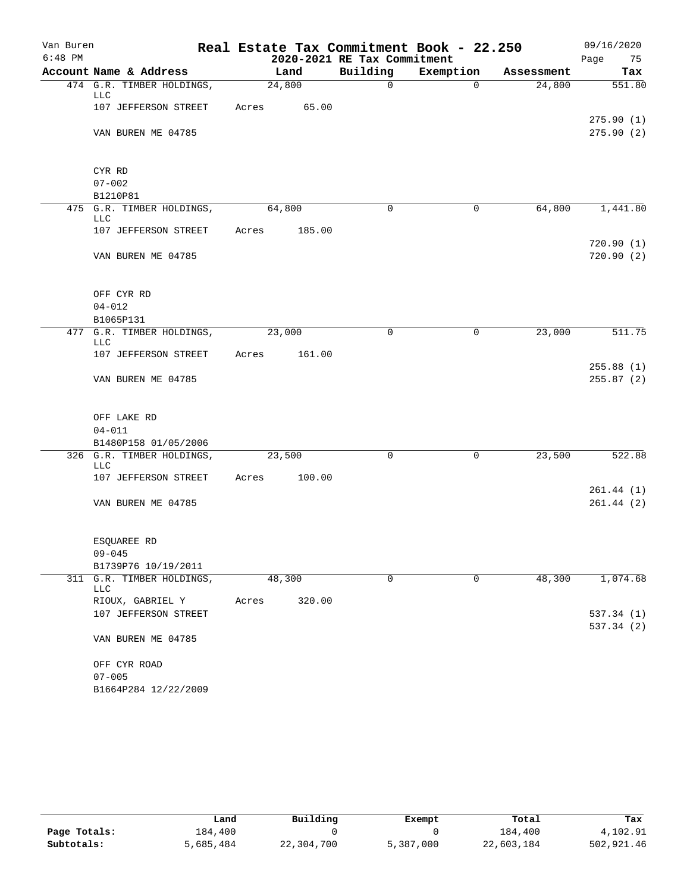Van Buren
6:48 PM

# Real Estate Tax Commitment Book - 22.250

## 2020-2021 RE Tax Commitment

09/16/2020

| Account Name & Address | Land | Building | Exemption | Assessment | Tax |
|---|---|---|---|---|---|
| 474 G.R. TIMBER HOLDINGS, LLC | 24,800 | 0 | 0 | 24,800 | 551.80 |
| 107 JEFFERSON STREET | Acres 65.00 | | | | |
| | | | | | 275.90 (1) |
| VAN BUREN ME 04785 | | | | | 275.90 (2) |
| CYR RD | | | | | |
| 07-002 | | | | | |
| B1210P81 | | | | | |
| 475 G.R. TIMBER HOLDINGS, LLC | 64,800 | 0 | 0 | 64,800 | 1,441.80 |
| 107 JEFFERSON STREET | Acres 185.00 | | | | |
| | | | | | 720.90 (1) |
| VAN BUREN ME 04785 | | | | | 720.90 (2) |
| OFF CYR RD | | | | | |
| 04-012 | | | | | |
| B1065P131 | | | | | |
| 477 G.R. TIMBER HOLDINGS, LLC | 23,000 | 0 | 0 | 23,000 | 511.75 |
| 107 JEFFERSON STREET | Acres 161.00 | | | | |
| | | | | | 255.88 (1) |
| VAN BUREN ME 04785 | | | | | 255.87 (2) |
| OFF LAKE RD | | | | | |
| 04-011 | | | | | |
| B1480P158 01/05/2006 | | | | | |
| 326 G.R. TIMBER HOLDINGS, LLC | 23,500 | 0 | 0 | 23,500 | 522.88 |
| 107 JEFFERSON STREET | Acres 100.00 | | | | |
| | | | | | 261.44 (1) |
| VAN BUREN ME 04785 | | | | | 261.44 (2) |
| ESQUAREE RD | | | | | |
| 09-045 | | | | | |
| B1739P76 10/19/2011 | | | | | |
| 311 G.R. TIMBER HOLDINGS, LLC | 48,300 | 0 | 0 | 48,300 | 1,074.68 |
| RIOUX, GABRIEL Y | Acres 320.00 | | | | |
| 107 JEFFERSON STREET | | | | | 537.34 (1) |
| | | | | | 537.34 (2) |
| VAN BUREN ME 04785 | | | | | |
| OFF CYR ROAD | | | | | |
| 07-005 | | | | | |
| B1664P284 12/22/2009 | | | | | |

| | Land | Building | Exempt | Total | Tax |
|---|---|---|---|---|---|
| Page Totals: | 184,400 | 0 | 0 | 184,400 | 4,102.91 |
| Subtotals: | 5,685,484 | 22,304,700 | 5,387,000 | 22,603,184 | 502,921.46 |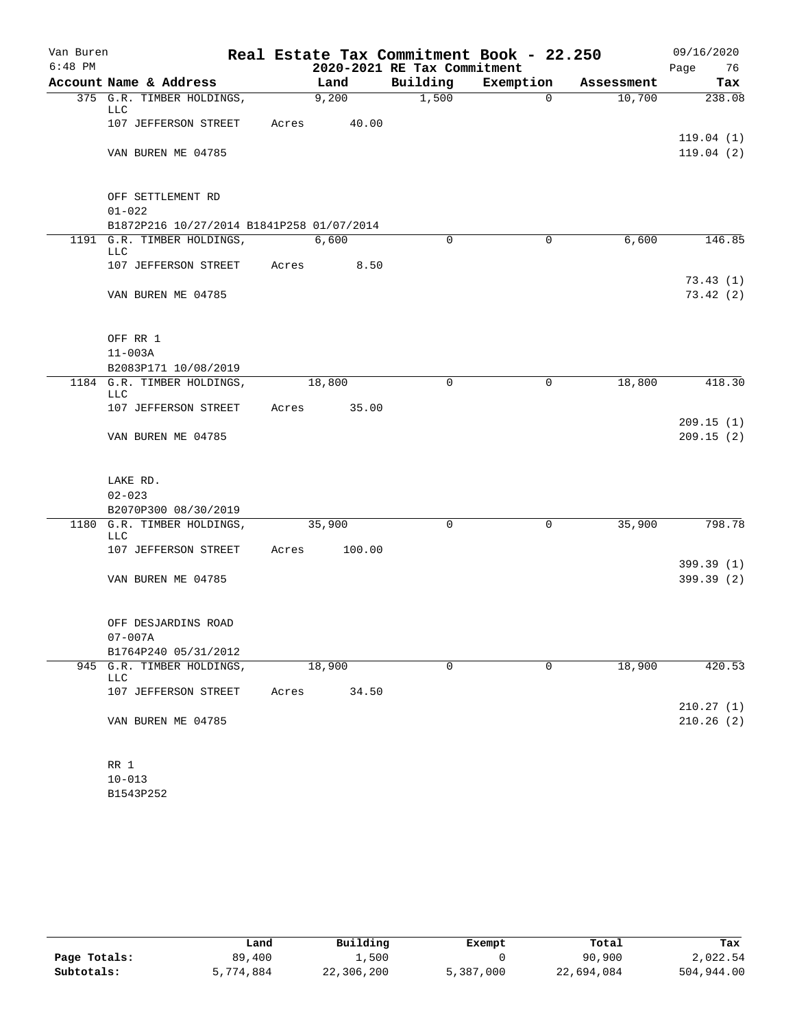Van Buren
6:48 PM

# Real Estate Tax Commitment Book - 22.250
## 2020-2021 RE Tax Commitment

09/16/2020
Page 76

| Account Name & Address | Land | Building | Exemption | Assessment | Tax |
|---|---|---|---|---|---|
| 375 G.R. TIMBER HOLDINGS, LLC | 9,200 | 1,500 | 0 | 10,700 | 238.08 |
| 107 JEFFERSON STREET | Acres 40.00 | | | | |
| | | | | | 119.04 (1) |
| VAN BUREN ME 04785 | | | | | 119.04 (2) |
| OFF SETTLEMENT RD | | | | | |
| 01-022 | | | | | |
| B1872P216 10/27/2014 B1841P258 01/07/2014 | | | | | |
| 1191 G.R. TIMBER HOLDINGS, LLC | 6,600 | 0 | 0 | 6,600 | 146.85 |
| 107 JEFFERSON STREET | Acres 8.50 | | | | |
| | | | | | 73.43 (1) |
| VAN BUREN ME 04785 | | | | | 73.42 (2) |
| OFF RR 1 | | | | | |
| 11-003A | | | | | |
| B2083P171 10/08/2019 | | | | | |
| 1184 G.R. TIMBER HOLDINGS, LLC | 18,800 | 0 | 0 | 18,800 | 418.30 |
| 107 JEFFERSON STREET | Acres 35.00 | | | | |
| | | | | | 209.15 (1) |
| VAN BUREN ME 04785 | | | | | 209.15 (2) |
| LAKE RD. | | | | | |
| 02-023 | | | | | |
| B2070P300 08/30/2019 | | | | | |
| 1180 G.R. TIMBER HOLDINGS, LLC | 35,900 | 0 | 0 | 35,900 | 798.78 |
| 107 JEFFERSON STREET | Acres 100.00 | | | | |
| | | | | | 399.39 (1) |
| VAN BUREN ME 04785 | | | | | 399.39 (2) |
| OFF DESJARDINS ROAD | | | | | |
| 07-007A | | | | | |
| B1764P240 05/31/2012 | | | | | |
| 945 G.R. TIMBER HOLDINGS, LLC | 18,900 | 0 | 0 | 18,900 | 420.53 |
| 107 JEFFERSON STREET | Acres 34.50 | | | | |
| | | | | | 210.27 (1) |
| VAN BUREN ME 04785 | | | | | 210.26 (2) |
| RR 1 | | | | | |
| 10-013 | | | | | |
| B1543P252 | | | | | |

| | Land | Building | Exempt | Total | Tax |
|---|---|---|---|---|---|
| Page Totals: | 89,400 | 1,500 | 0 | 90,900 | 2,022.54 |
| Subtotals: | 5,774,884 | 22,306,200 | 5,387,000 | 22,694,084 | 504,944.00 |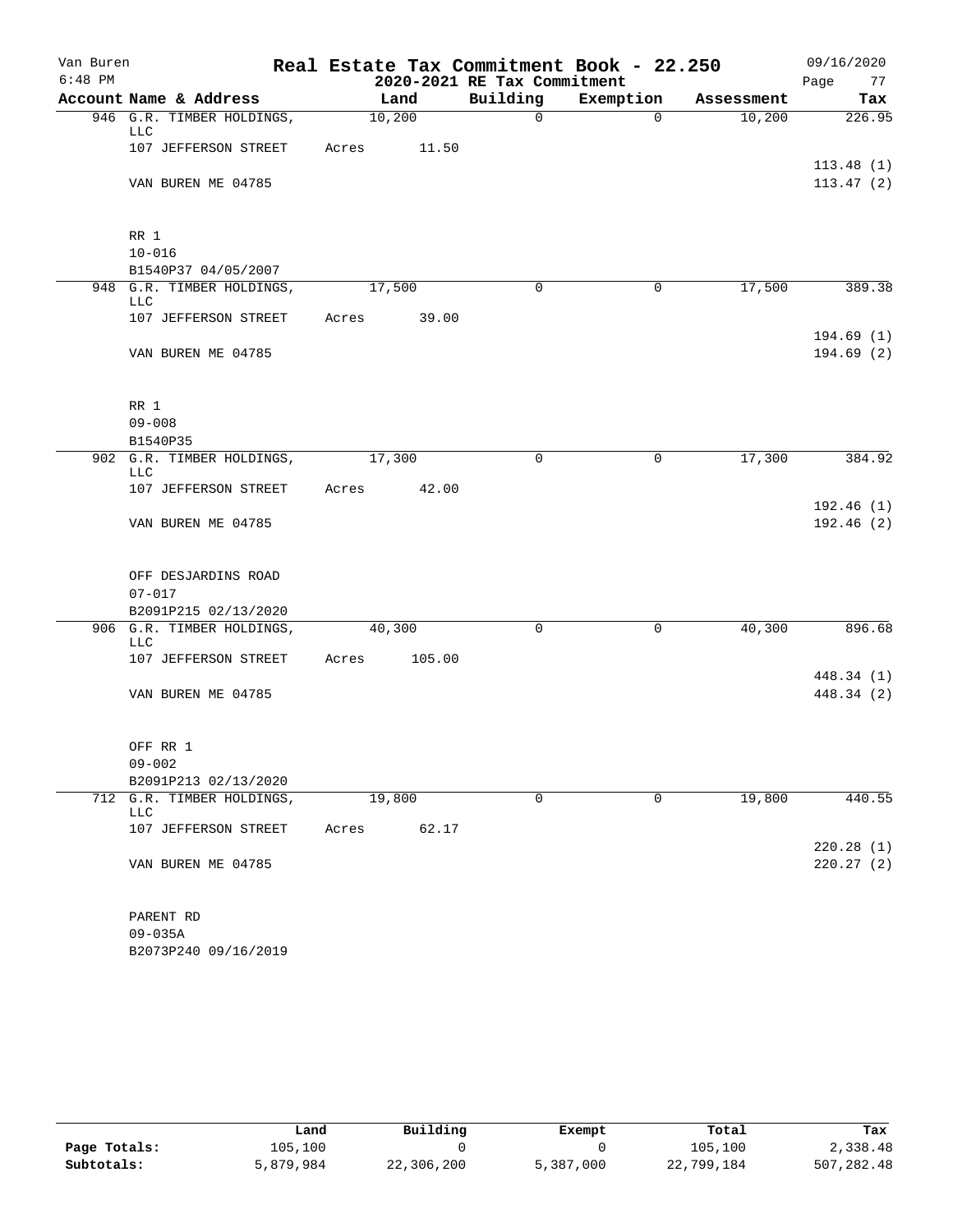Van Buren
6:48 PM

# Real Estate Tax Commitment Book - 22.250

## 2020-2021 RE Tax Commitment

09/16/2020

| Account Name & Address | Land | Building | Exemption | Assessment | Tax |
|---|---|---|---|---|---|
| 946 G.R. TIMBER HOLDINGS, LLC | 10,200 | 0 | 0 | 10,200 | 226.95 |
| 107 JEFFERSON STREET | Acres 11.50 | | | | |
| | | | | | 113.48 (1) |
| VAN BUREN ME 04785 | | | | | 113.47 (2) |
| RR 1 | | | | | |
| 10-016 | | | | | |
| B1540P37 04/05/2007 | | | | | |
| 948 G.R. TIMBER HOLDINGS, LLC | 17,500 | 0 | 0 | 17,500 | 389.38 |
| 107 JEFFERSON STREET | Acres 39.00 | | | | |
| | | | | | 194.69 (1) |
| VAN BUREN ME 04785 | | | | | 194.69 (2) |
| RR 1 | | | | | |
| 09-008 | | | | | |
| B1540P35 | | | | | |
| 902 G.R. TIMBER HOLDINGS, LLC | 17,300 | 0 | 0 | 17,300 | 384.92 |
| 107 JEFFERSON STREET | Acres 42.00 | | | | |
| | | | | | 192.46 (1) |
| VAN BUREN ME 04785 | | | | | 192.46 (2) |
| OFF DESJARDINS ROAD | | | | | |
| 07-017 | | | | | |
| B2091P215 02/13/2020 | | | | | |
| 906 G.R. TIMBER HOLDINGS, LLC | 40,300 | 0 | 0 | 40,300 | 896.68 |
| 107 JEFFERSON STREET | Acres 105.00 | | | | |
| | | | | | 448.34 (1) |
| VAN BUREN ME 04785 | | | | | 448.34 (2) |
| OFF RR 1 | | | | | |
| 09-002 | | | | | |
| B2091P213 02/13/2020 | | | | | |
| 712 G.R. TIMBER HOLDINGS, LLC | 19,800 | 0 | 0 | 19,800 | 440.55 |
| 107 JEFFERSON STREET | Acres 62.17 | | | | |
| | | | | | 220.28 (1) |
| VAN BUREN ME 04785 | | | | | 220.27 (2) |
| PARENT RD | | | | | |
| 09-035A | | | | | |
| B2073P240 09/16/2019 | | | | | |

| | Land | Building | Exempt | Total | Tax |
|---|---|---|---|---|---|
| Page Totals: | 105,100 | 0 | 0 | 105,100 | 2,338.48 |
| Subtotals: | 5,879,984 | 22,306,200 | 5,387,000 | 22,799,184 | 507,282.48 |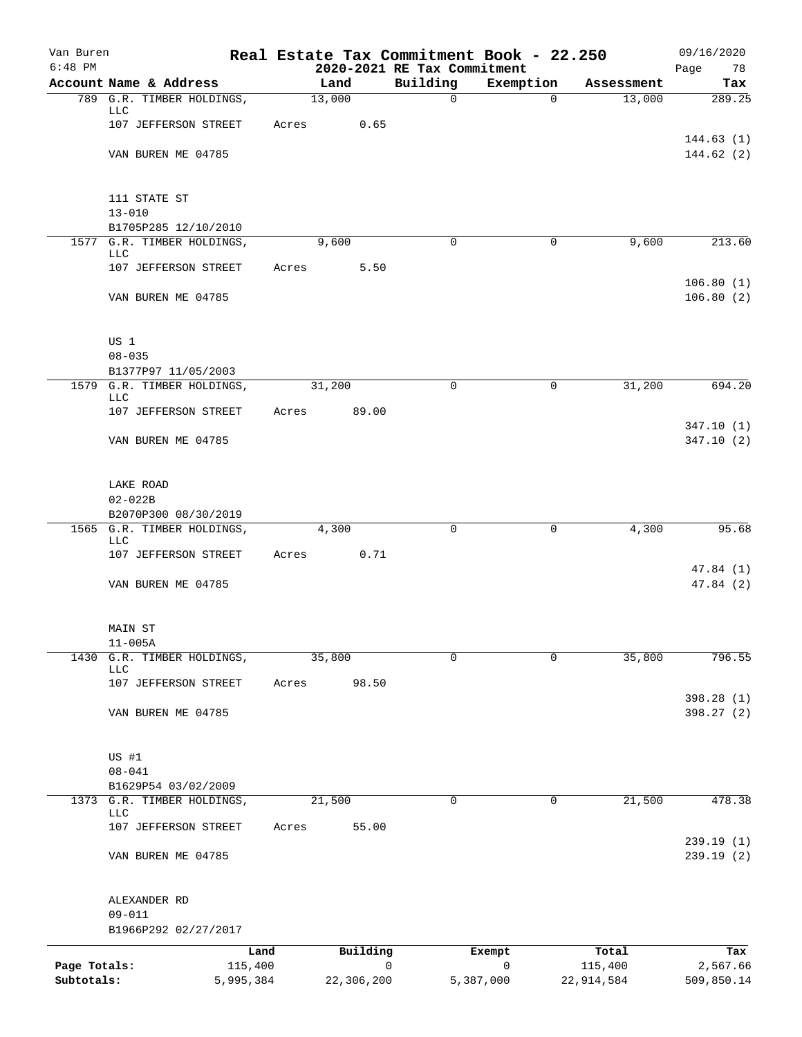Van Buren
6:48 PM

# Real Estate Tax Commitment Book - 22.250
## 2020-2021 RE Tax Commitment

09/16/2020

| Account Name & Address | Land | Building | Exemption | Assessment | Tax |
|---|---|---|---|---|---|
| 789 G.R. TIMBER HOLDINGS, LLC | 13,000 | 0 | 0 | 13,000 | 289.25 |
| 107 JEFFERSON STREET | Acres 0.65 | | | | |
| | | | | | 144.63 (1) |
| VAN BUREN ME 04785 | | | | | 144.62 (2) |
| 111 STATE ST | | | | | |
| 13-010 | | | | | |
| B1705P285 12/10/2010 | | | | | |
| 1577 G.R. TIMBER HOLDINGS, LLC | 9,600 | 0 | 0 | 9,600 | 213.60 |
| 107 JEFFERSON STREET | Acres 5.50 | | | | |
| | | | | | 106.80 (1) |
| VAN BUREN ME 04785 | | | | | 106.80 (2) |
| US 1 | | | | | |
| 08-035 | | | | | |
| B1377P97 11/05/2003 | | | | | |
| 1579 G.R. TIMBER HOLDINGS, LLC | 31,200 | 0 | 0 | 31,200 | 694.20 |
| 107 JEFFERSON STREET | Acres 89.00 | | | | |
| | | | | | 347.10 (1) |
| VAN BUREN ME 04785 | | | | | 347.10 (2) |
| LAKE ROAD | | | | | |
| 02-022B | | | | | |
| B2070P300 08/30/2019 | | | | | |
| 1565 G.R. TIMBER HOLDINGS, LLC | 4,300 | 0 | 0 | 4,300 | 95.68 |
| 107 JEFFERSON STREET | Acres 0.71 | | | | |
| | | | | | 47.84 (1) |
| VAN BUREN ME 04785 | | | | | 47.84 (2) |
| MAIN ST | | | | | |
| 11-005A | | | | | |
| 1430 G.R. TIMBER HOLDINGS, LLC | 35,800 | 0 | 0 | 35,800 | 796.55 |
| 107 JEFFERSON STREET | Acres 98.50 | | | | |
| | | | | | 398.28 (1) |
| VAN BUREN ME 04785 | | | | | 398.27 (2) |
| US #1 | | | | | |
| 08-041 | | | | | |
| B1629P54 03/02/2009 | | | | | |
| 1373 G.R. TIMBER HOLDINGS, LLC | 21,500 | 0 | 0 | 21,500 | 478.38 |
| 107 JEFFERSON STREET | Acres 55.00 | | | | |
| | | | | | 239.19 (1) |
| VAN BUREN ME 04785 | | | | | 239.19 (2) |
| ALEXANDER RD | | | | | |
| 09-011 | | | | | |
| B1966P292 02/27/2017 | | | | | |

| | Land | Building | Exempt | Total | Tax |
|---|---|---|---|---|---|
| Page Totals: | 115,400 | 0 | 0 | 115,400 | 2,567.66 |
| Subtotals: | 5,995,384 | 22,306,200 | 5,387,000 | 22,914,584 | 509,850.14 |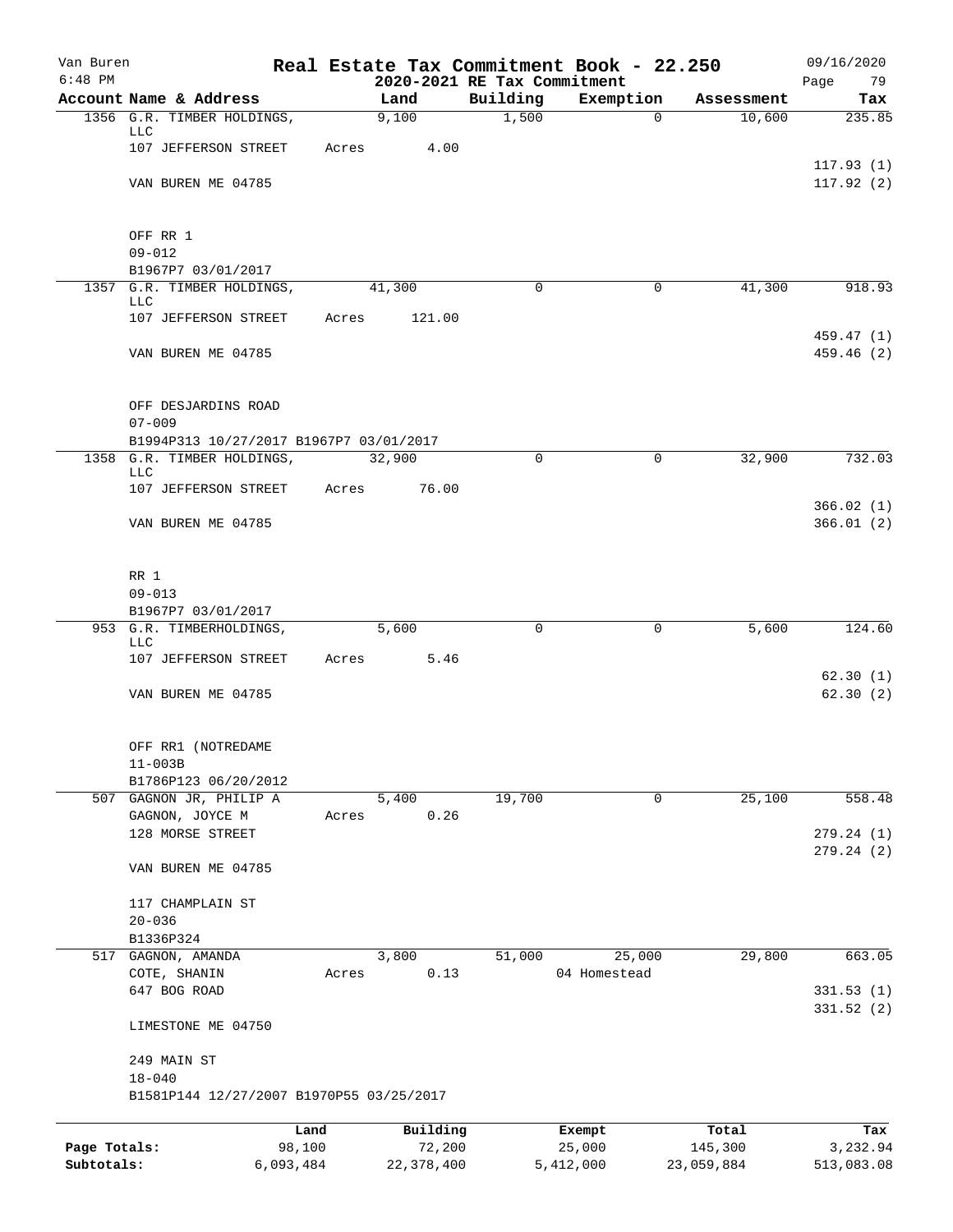Van Buren
6:48 PM

# Real Estate Tax Commitment Book - 22.250
## 2020-2021 RE Tax Commitment

09/16/2020

| Account Name & Address | Land | Building | Exemption | Assessment | Tax |
|---|---|---|---|---|---|
| 1356 G.R. TIMBER HOLDINGS, LLC | 9,100 | 1,500 | 0 | 10,600 | 235.85 |
| 107 JEFFERSON STREET | Acres 4.00 | | | | |
| | | | | | 117.93 (1) |
| VAN BUREN ME 04785 | | | | | 117.92 (2) |
| OFF RR 1 | | | | | |
| 09-012 | | | | | |
| B1967P7 03/01/2017 | | | | | |
| 1357 G.R. TIMBER HOLDINGS, LLC | 41,300 | 0 | 0 | 41,300 | 918.93 |
| 107 JEFFERSON STREET | Acres 121.00 | | | | |
| | | | | | 459.47 (1) |
| VAN BUREN ME 04785 | | | | | 459.46 (2) |
| OFF DESJARDINS ROAD | | | | | |
| 07-009 | | | | | |
| B1994P313 10/27/2017 B1967P7 03/01/2017 | | | | | |
| 1358 G.R. TIMBER HOLDINGS, LLC | 32,900 | 0 | 0 | 32,900 | 732.03 |
| 107 JEFFERSON STREET | Acres 76.00 | | | | |
| | | | | | 366.02 (1) |
| VAN BUREN ME 04785 | | | | | 366.01 (2) |
| RR 1 | | | | | |
| 09-013 | | | | | |
| B1967P7 03/01/2017 | | | | | |
| 953 G.R. TIMBERHOLDINGS, LLC | 5,600 | 0 | 0 | 5,600 | 124.60 |
| 107 JEFFERSON STREET | Acres 5.46 | | | | |
| | | | | | 62.30 (1) |
| VAN BUREN ME 04785 | | | | | 62.30 (2) |
| OFF RR1 (NOTREDAME | | | | | |
| 11-003B | | | | | |
| B1786P123 06/20/2012 | | | | | |
| 507 GAGNON JR, PHILIP A | 5,400 | 19,700 | 0 | 25,100 | 558.48 |
| GAGNON, JOYCE M | Acres 0.26 | | | | |
| 128 MORSE STREET | | | | | 279.24 (1) |
| | | | | | 279.24 (2) |
| VAN BUREN ME 04785 | | | | | |
| 117 CHAMPLAIN ST | | | | | |
| 20-036 | | | | | |
| B1336P324 | | | | | |
| 517 GAGNON, AMANDA | 3,800 | 51,000 | 25,000 | 29,800 | 663.05 |
| COTE, SHANIN | Acres 0.13 | | 04 Homestead | | |
| 647 BOG ROAD | | | | | 331.53 (1) |
| | | | | | 331.52 (2) |
| LIMESTONE ME 04750 | | | | | |
| 249 MAIN ST | | | | | |
| 18-040 | | | | | |
| B1581P144 12/27/2007 B1970P55 03/25/2017 | | | | | |

| | Land | Building | Exempt | Total | Tax |
|---|---|---|---|---|---|
| **Page Totals:** | 98,100 | 72,200 | 25,000 | 145,300 | 3,232.94 |
| **Subtotals:** | 6,093,484 | 22,378,400 | 5,412,000 | 23,059,884 | 513,083.08 |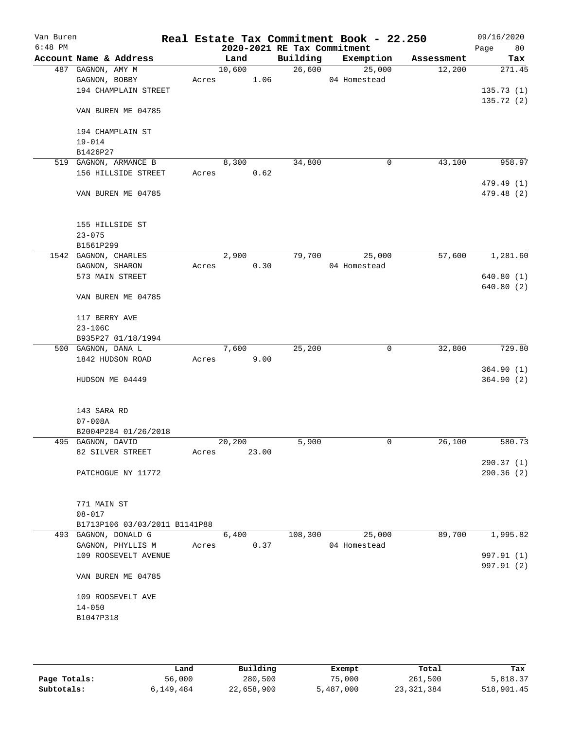Van Buren
6:48 PM

# Real Estate Tax Commitment Book - 22.250
## 2020-2021 RE Tax Commitment

09/16/2020

| Account | Name & Address | Land | Building | Exemption | Assessment | Tax |
|---|---|---|---|---|---|---|
| 487 | GAGNON, AMY M<br>GAGNON, BOBBY<br>194 CHAMPLAIN STREET<br><br>VAN BUREN ME 04785<br><br>194 CHAMPLAIN ST<br>19-014<br>B1426P27 | 10,600<br>Acres 1.06 | 26,600 | 25,000<br>04 Homestead | 12,200 | 271.45<br><br>135.73 (1)<br>135.72 (2) |
| 519 | GAGNON, ARMANCE B<br>156 HILLSIDE STREET<br><br>VAN BUREN ME 04785<br><br>155 HILLSIDE ST<br>23-075<br>B1561P299 | 8,300<br>Acres 0.62 | 34,800 | 0 | 43,100 | 958.97<br><br>479.49 (1)<br>479.48 (2) |
| 1542 | GAGNON, CHARLES<br>GAGNON, SHARON<br>573 MAIN STREET<br><br>VAN BUREN ME 04785<br><br>117 BERRY AVE<br>23-106C<br>B935P27 01/18/1994 | 2,900<br>Acres 0.30 | 79,700 | 25,000<br>04 Homestead | 57,600 | 1,281.60<br><br>640.80 (1)<br>640.80 (2) |
| 500 | GAGNON, DANA L<br>1842 HUDSON ROAD<br><br>HUDSON ME 04449<br><br>143 SARA RD<br>07-008A<br>B2004P284 01/26/2018 | 7,600<br>Acres 9.00 | 25,200 | 0 | 32,800 | 729.80<br><br>364.90 (1)<br>364.90 (2) |
| 495 | GAGNON, DAVID<br>82 SILVER STREET<br><br>PATCHOGUE NY 11772<br><br>771 MAIN ST<br>08-017<br>B1713P106 03/03/2011 B1141P88 | 20,200<br>Acres 23.00 | 5,900 | 0 | 26,100 | 580.73<br><br>290.37 (1)<br>290.36 (2) |
| 493 | GAGNON, DONALD G<br>GAGNON, PHYLLIS M<br>109 ROOSEVELT AVENUE<br><br>VAN BUREN ME 04785<br><br>109 ROOSEVELT AVE<br>14-050<br>B1047P318 | 6,400<br>Acres 0.37 | 108,300 | 25,000<br>04 Homestead | 89,700 | 1,995.82<br><br>997.91 (1)<br>997.91 (2) |

| | Land | Building | Exempt | Total | Tax |
|---|---|---|---|---|---|
| Page Totals: | 56,000 | 280,500 | 75,000 | 261,500 | 5,818.37 |
| Subtotals: | 6,149,484 | 22,658,900 | 5,487,000 | 23,321,384 | 518,901.45 |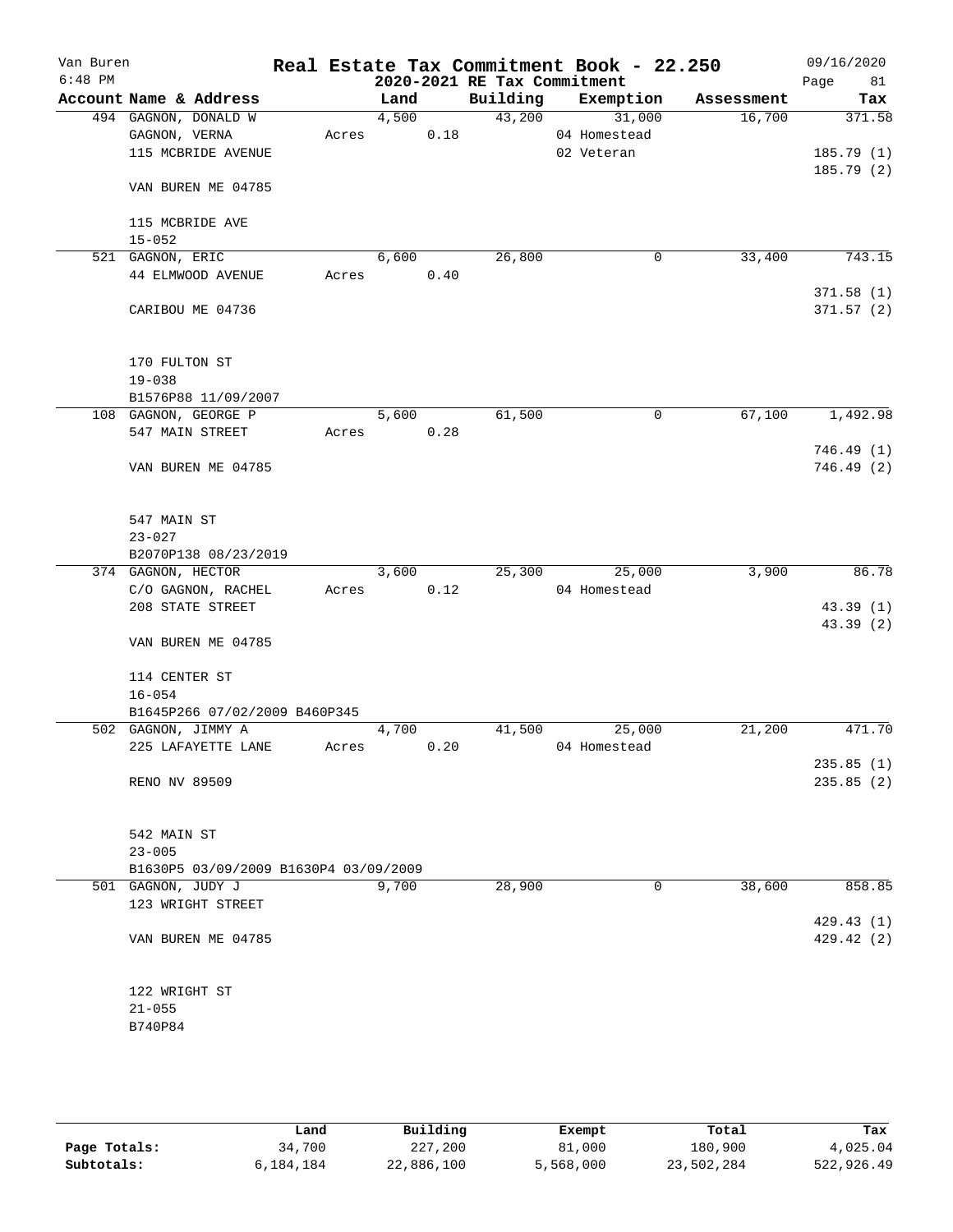# Real Estate Tax Commitment Book - 22.250

Van Buren
6:48 PM

## 2020-2021 RE Tax Commitment

09/16/2020

| Account Name & Address | Land | Building | Exemption | Assessment | Tax |
|---|---|---|---|---|---|
| 494 GAGNON, DONALD W | 4,500 | 43,200 | 31,000 | 16,700 | 371.58 |
| GAGNON, VERNA | Acres 0.18 | | 04 Homestead | | |
| 115 MCBRIDE AVENUE | | | 02 Veteran | | 185.79 (1) |
| | | | | | 185.79 (2) |
| VAN BUREN ME 04785 | | | | | |
| 115 MCBRIDE AVE | | | | | |
| 15-052 | | | | | |
| 521 GAGNON, ERIC | 6,600 | 26,800 | 0 | 33,400 | 743.15 |
| 44 ELMWOOD AVENUE | Acres 0.40 | | | | |
| | | | | | 371.58 (1) |
| CARIBOU ME 04736 | | | | | 371.57 (2) |
| 170 FULTON ST | | | | | |
| 19-038 | | | | | |
| B1576P88 11/09/2007 | | | | | |
| 108 GAGNON, GEORGE P | 5,600 | 61,500 | 0 | 67,100 | 1,492.98 |
| 547 MAIN STREET | Acres 0.28 | | | | |
| | | | | | 746.49 (1) |
| VAN BUREN ME 04785 | | | | | 746.49 (2) |
| 547 MAIN ST | | | | | |
| 23-027 | | | | | |
| B2070P138 08/23/2019 | | | | | |
| 374 GAGNON, HECTOR | 3,600 | 25,300 | 25,000 | 3,900 | 86.78 |
| C/O GAGNON, RACHEL | Acres 0.12 | | 04 Homestead | | |
| 208 STATE STREET | | | | | 43.39 (1) |
| | | | | | 43.39 (2) |
| VAN BUREN ME 04785 | | | | | |
| 114 CENTER ST | | | | | |
| 16-054 | | | | | |
| B1645P266 07/02/2009 B460P345 | | | | | |
| 502 GAGNON, JIMMY A | 4,700 | 41,500 | 25,000 | 21,200 | 471.70 |
| 225 LAFAYETTE LANE | Acres 0.20 | | 04 Homestead | | |
| | | | | | 235.85 (1) |
| RENO NV 89509 | | | | | 235.85 (2) |
| 542 MAIN ST | | | | | |
| 23-005 | | | | | |
| B1630P5 03/09/2009 B1630P4 03/09/2009 | | | | | |
| 501 GAGNON, JUDY J | 9,700 | 28,900 | 0 | 38,600 | 858.85 |
| 123 WRIGHT STREET | | | | | |
| | | | | | 429.43 (1) |
| VAN BUREN ME 04785 | | | | | 429.42 (2) |
| 122 WRIGHT ST | | | | | |
| 21-055 | | | | | |
| B740P84 | | | | | |

| | Land | Building | Exempt | Total | Tax |
|---|---|---|---|---|---|
| Page Totals: | 34,700 | 227,200 | 81,000 | 180,900 | 4,025.04 |
| Subtotals: | 6,184,184 | 22,886,100 | 5,568,000 | 23,502,284 | 522,926.49 |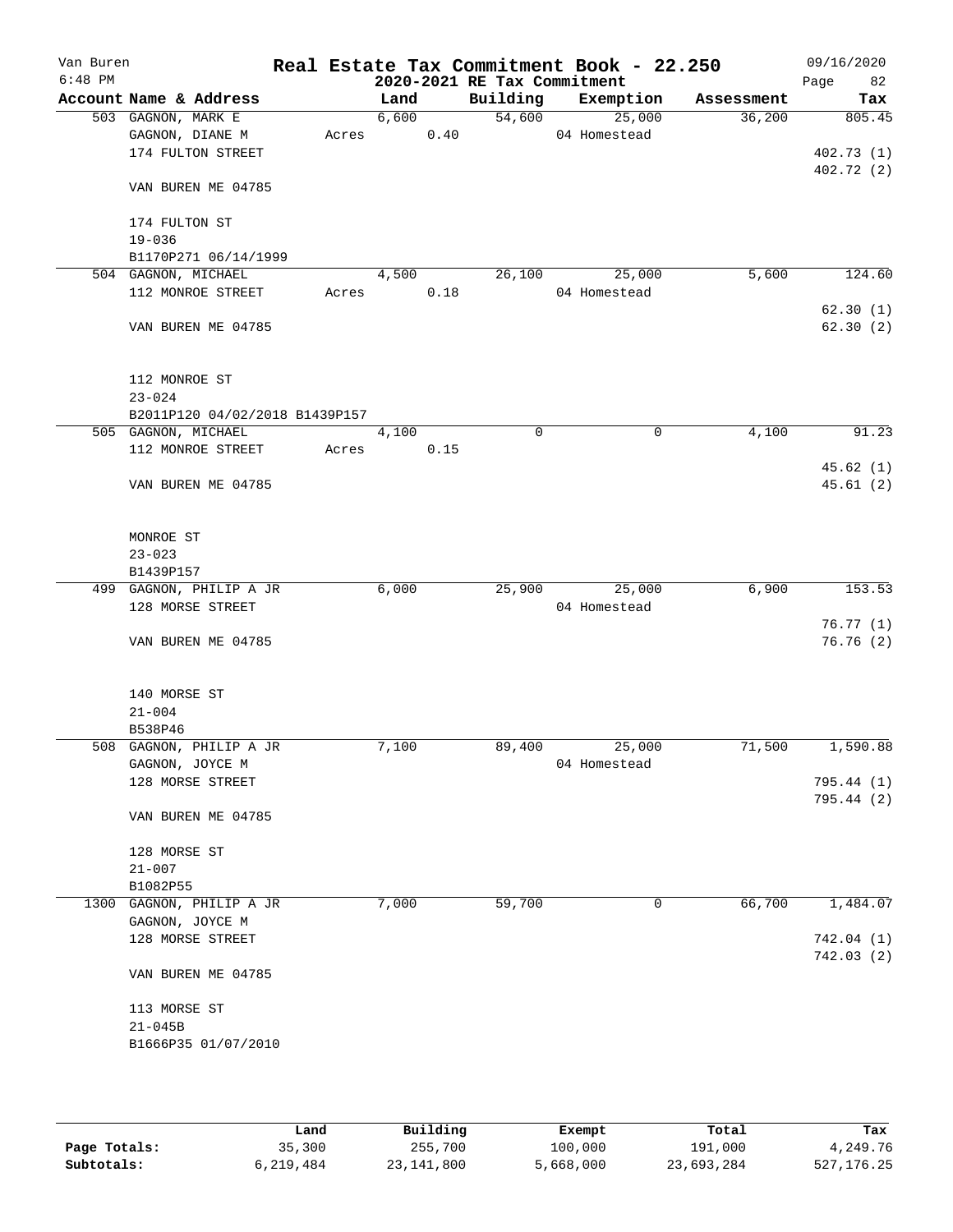Van Buren
6:48 PM

# Real Estate Tax Commitment Book - 22.250
## 2020-2021 RE Tax Commitment

09/16/2020
Page 82

| Account | Name & Address | Land | Building | Exemption | Assessment | Tax |
|---|---|---|---|---|---|---|
| 503 | GAGNON, MARK E | 6,600 | 54,600 | 25,000 | 36,200 | 805.45 |
| | GAGNON, DIANE M | Acres 0.40 | | 04 Homestead | | |
| | 174 FULTON STREET | | | | | 402.73 (1) |
| | | | | | | 402.72 (2) |
| | VAN BUREN ME 04785 | | | | | |
| | 174 FULTON ST | | | | | |
| | 19-036 | | | | | |
| | B1170P271 06/14/1999 | | | | | |
| 504 | GAGNON, MICHAEL | 4,500 | 26,100 | 25,000 | 5,600 | 124.60 |
| | 112 MONROE STREET | Acres 0.18 | | 04 Homestead | | |
| | | | | | | 62.30 (1) |
| | VAN BUREN ME 04785 | | | | | 62.30 (2) |
| | 112 MONROE ST | | | | | |
| | 23-024 | | | | | |
| | B2011P120 04/02/2018 B1439P157 | | | | | |
| 505 | GAGNON, MICHAEL | 4,100 | 0 | 0 | 4,100 | 91.23 |
| | 112 MONROE STREET | Acres 0.15 | | | | |
| | | | | | | 45.62 (1) |
| | VAN BUREN ME 04785 | | | | | 45.61 (2) |
| | MONROE ST | | | | | |
| | 23-023 | | | | | |
| | B1439P157 | | | | | |
| 499 | GAGNON, PHILIP A JR | 6,000 | 25,900 | 25,000 | 6,900 | 153.53 |
| | 128 MORSE STREET | | | 04 Homestead | | |
| | | | | | | 76.77 (1) |
| | VAN BUREN ME 04785 | | | | | 76.76 (2) |
| | 140 MORSE ST | | | | | |
| | 21-004 | | | | | |
| | B538P46 | | | | | |
| 508 | GAGNON, PHILIP A JR | 7,100 | 89,400 | 25,000 | 71,500 | 1,590.88 |
| | GAGNON, JOYCE M | | | 04 Homestead | | |
| | 128 MORSE STREET | | | | | 795.44 (1) |
| | | | | | | 795.44 (2) |
| | VAN BUREN ME 04785 | | | | | |
| | 128 MORSE ST | | | | | |
| | 21-007 | | | | | |
| | B1082P55 | | | | | |
| 1300 | GAGNON, PHILIP A JR | 7,000 | 59,700 | 0 | 66,700 | 1,484.07 |
| | GAGNON, JOYCE M | | | | | |
| | 128 MORSE STREET | | | | | 742.04 (1) |
| | | | | | | 742.03 (2) |
| | VAN BUREN ME 04785 | | | | | |
| | 113 MORSE ST | | | | | |
| | 21-045B | | | | | |
| | B1666P35 01/07/2010 | | | | | |

| | Land | Building | Exempt | Total | Tax |
|---|---|---|---|---|---|
| Page Totals: | 35,300 | 255,700 | 100,000 | 191,000 | 4,249.76 |
| Subtotals: | 6,219,484 | 23,141,800 | 5,668,000 | 23,693,284 | 527,176.25 |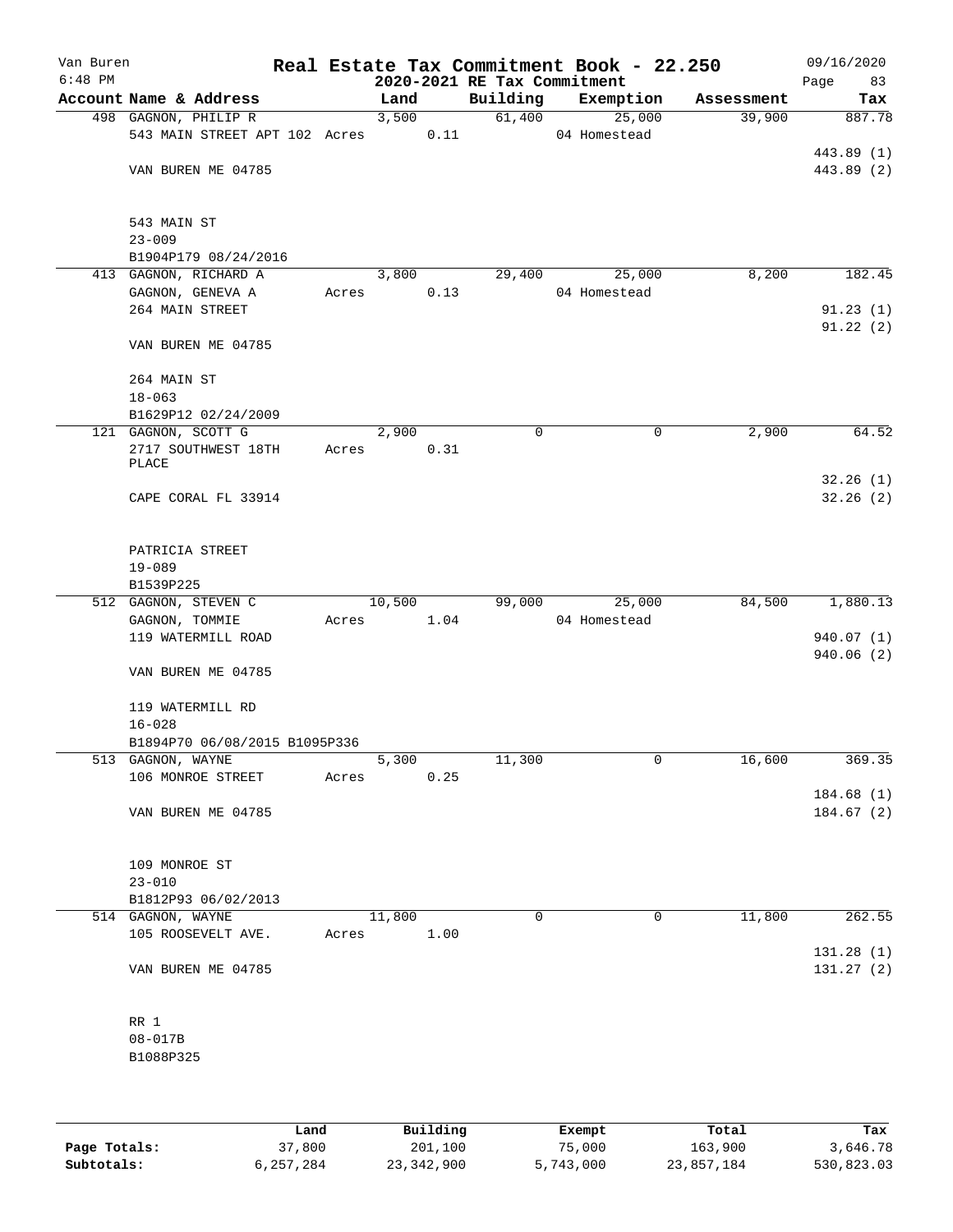Van Buren
6:48 PM

# Real Estate Tax Commitment Book - 22.250
## 2020-2021 RE Tax Commitment

09/16/2020
Page 83

| Account Name & Address | Land | Building | Exemption | Assessment | Tax |
|---|---|---|---|---|---|
| 498 GAGNON, PHILIP R | 3,500 | 61,400 | 25,000 | 39,900 | 887.78 |
| 543 MAIN STREET APT 102 Acres 0.11 | | | 04 Homestead | | |
| | | | | | 443.89 (1) |
| VAN BUREN ME 04785 | | | | | 443.89 (2) |
| 543 MAIN ST | | | | | |
| 23-009 | | | | | |
| B1904P179 08/24/2016 | | | | | |
| 413 GAGNON, RICHARD A | 3,800 | 29,400 | 25,000 | 8,200 | 182.45 |
| GAGNON, GENEVA A Acres 0.13 | | | 04 Homestead | | |
| 264 MAIN STREET | | | | | 91.23 (1) |
| | | | | | 91.22 (2) |
| VAN BUREN ME 04785 | | | | | |
| 264 MAIN ST | | | | | |
| 18-063 | | | | | |
| B1629P12 02/24/2009 | | | | | |
| 121 GAGNON, SCOTT G | 2,900 | 0 | 0 | 2,900 | 64.52 |
| 2717 SOUTHWEST 18TH PLACE Acres 0.31 | | | | | |
| | | | | | 32.26 (1) |
| CAPE CORAL FL 33914 | | | | | 32.26 (2) |
| PATRICIA STREET | | | | | |
| 19-089 | | | | | |
| B1539P225 | | | | | |
| 512 GAGNON, STEVEN C | 10,500 | 99,000 | 25,000 | 84,500 | 1,880.13 |
| GAGNON, TOMMIE Acres 1.04 | | | 04 Homestead | | |
| 119 WATERMILL ROAD | | | | | 940.07 (1) |
| | | | | | 940.06 (2) |
| VAN BUREN ME 04785 | | | | | |
| 119 WATERMILL RD | | | | | |
| 16-028 | | | | | |
| B1894P70 06/08/2015 B1095P336 | | | | | |
| 513 GAGNON, WAYNE | 5,300 | 11,300 | 0 | 16,600 | 369.35 |
| 106 MONROE STREET Acres 0.25 | | | | | |
| | | | | | 184.68 (1) |
| VAN BUREN ME 04785 | | | | | 184.67 (2) |
| 109 MONROE ST | | | | | |
| 23-010 | | | | | |
| B1812P93 06/02/2013 | | | | | |
| 514 GAGNON, WAYNE | 11,800 | 0 | 0 | 11,800 | 262.55 |
| 105 ROOSEVELT AVE. Acres 1.00 | | | | | |
| | | | | | 131.28 (1) |
| VAN BUREN ME 04785 | | | | | 131.27 (2) |
| RR 1 | | | | | |
| 08-017B | | | | | |
| B1088P325 | | | | | |

| | Land | Building | Exempt | Total | Tax |
|---|---|---|---|---|---|
| Page Totals: | 37,800 | 201,100 | 75,000 | 163,900 | 3,646.78 |
| Subtotals: | 6,257,284 | 23,342,900 | 5,743,000 | 23,857,184 | 530,823.03 |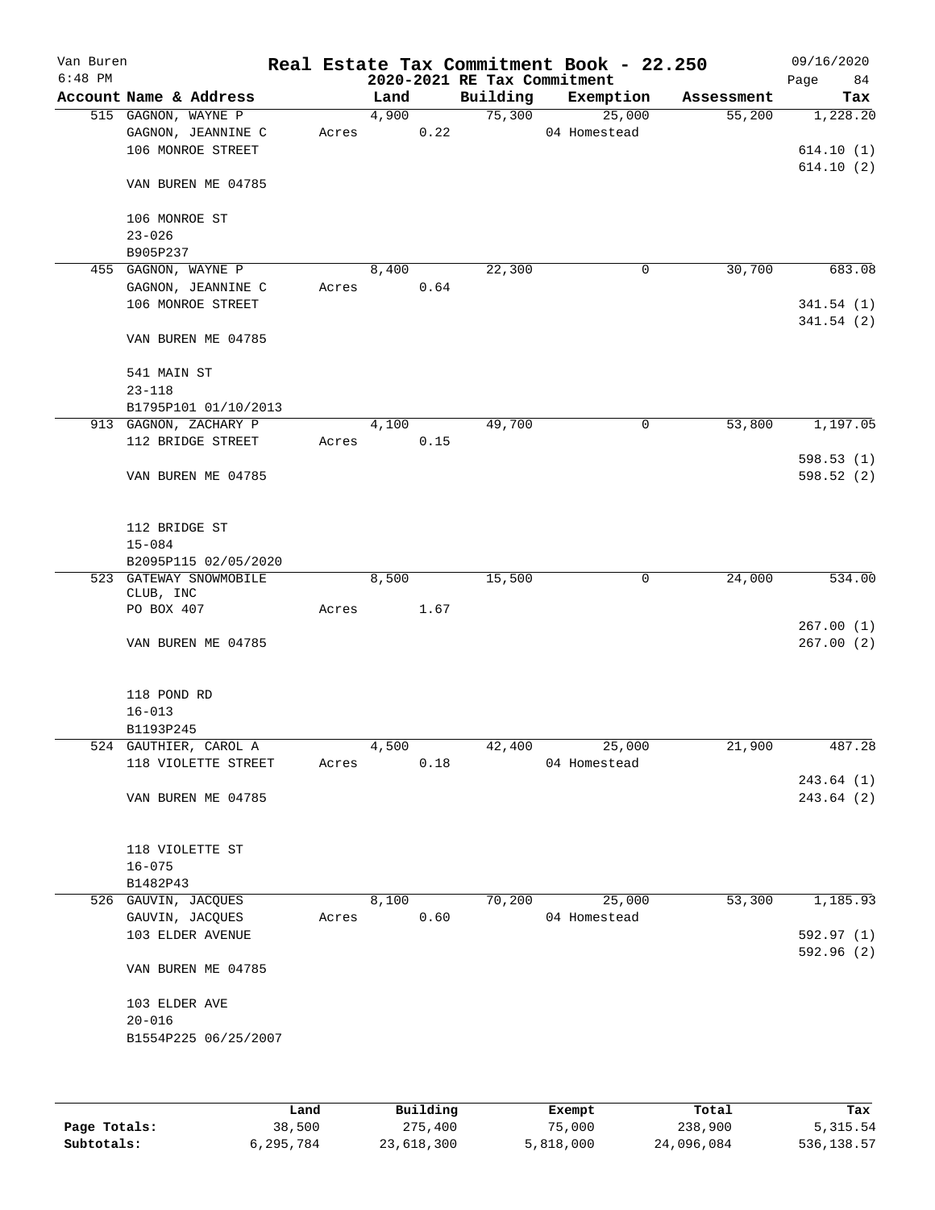Van Buren 6:48 PM

# Real Estate Tax Commitment Book - 22.250
## 2020-2021 RE Tax Commitment

09/16/2020

| Account Name & Address | Land | Building | Exemption | Assessment | Tax |
|---|---|---|---|---|---|
| 515 GAGNON, WAYNE P<br>GAGNON, JEANNINE C<br>106 MONROE STREET<br><br>VAN BUREN ME 04785<br><br>106 MONROE ST<br>23-026<br>B905P237 | 4,900<br>Acres 0.22 | 75,300 | 25,000<br>04 Homestead | 55,200 | 1,228.20<br><br>614.10 (1)<br>614.10 (2) |
| 455 GAGNON, WAYNE P<br>GAGNON, JEANNINE C<br>106 MONROE STREET<br><br>VAN BUREN ME 04785<br><br>541 MAIN ST<br>23-118<br>B1795P101 01/10/2013 | 8,400<br>Acres 0.64 | 22,300 | 0 | 30,700 | 683.08<br><br>341.54 (1)<br>341.54 (2) |
| 913 GAGNON, ZACHARY P<br>112 BRIDGE STREET<br><br>VAN BUREN ME 04785<br><br>112 BRIDGE ST<br>15-084<br>B2095P115 02/05/2020 | 4,100<br>Acres 0.15 | 49,700 | 0 | 53,800 | 1,197.05<br><br>598.53 (1)<br>598.52 (2) |
| 523 GATEWAY SNOWMOBILE CLUB, INC<br>PO BOX 407<br><br>VAN BUREN ME 04785<br><br>118 POND RD<br>16-013<br>B1193P245 | 8,500<br>Acres 1.67 | 15,500 | 0 | 24,000 | 534.00<br><br>267.00 (1)<br>267.00 (2) |
| 524 GAUTHIER, CAROL A<br>118 VIOLETTE STREET<br><br>VAN BUREN ME 04785<br><br>118 VIOLETTE ST<br>16-075<br>B1482P43 | 4,500<br>Acres 0.18 | 42,400 | 25,000<br>04 Homestead | 21,900 | 487.28<br><br>243.64 (1)<br>243.64 (2) |
| 526 GAUVIN, JACQUES<br>GAUVIN, JACQUES<br>103 ELDER AVENUE<br><br>VAN BUREN ME 04785<br><br>103 ELDER AVE<br>20-016<br>B1554P225 06/25/2007 | 8,100<br>Acres 0.60 | 70,200 | 25,000<br>04 Homestead | 53,300 | 1,185.93<br><br>592.97 (1)<br>592.96 (2) |

| | Land | Building | Exempt | Total | Tax |
|---|---|---|---|---|---|
| Page Totals: | 38,500 | 275,400 | 75,000 | 238,900 | 5,315.54 |
| Subtotals: | 6,295,784 | 23,618,300 | 5,818,000 | 24,096,084 | 536,138.57 |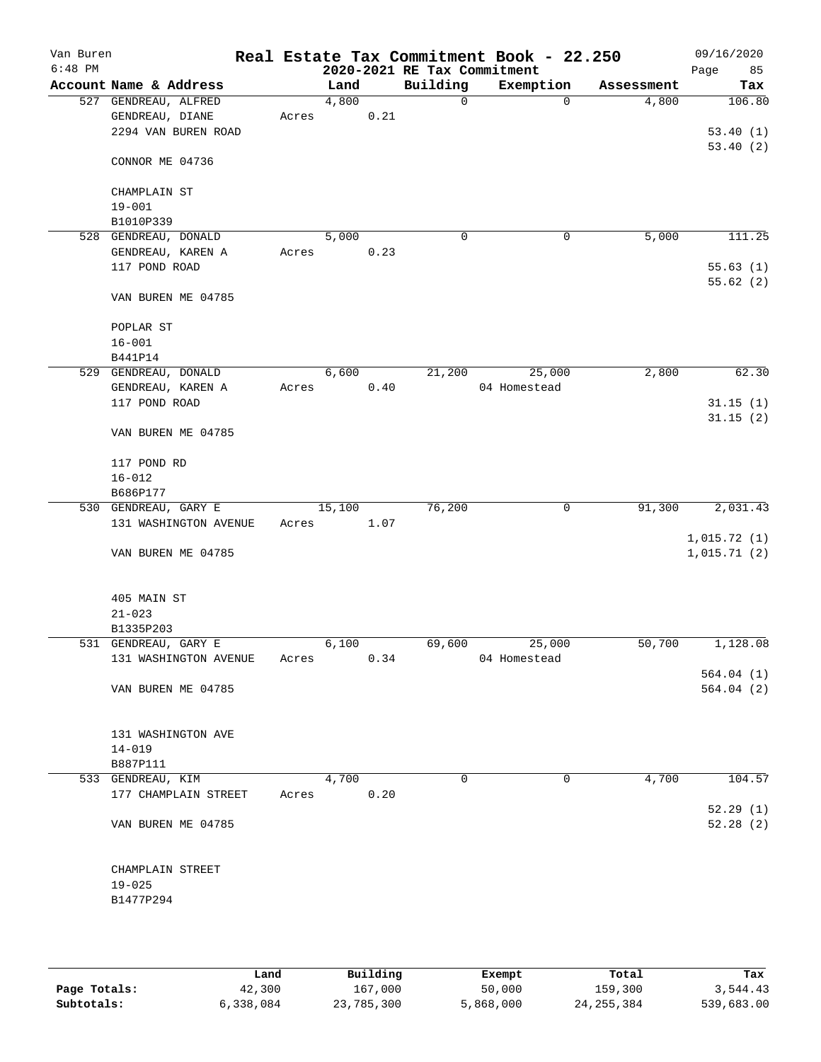# Van Buren — Real Estate Tax Commitment Book - 22.250

6:48 PM — 2020-2021 RE Tax Commitment — 09/16/2020

| Account Name & Address | Land | Building | Exemption | Assessment | Tax |
|---|---|---|---|---|---|
| 527 GENDREAU, ALFRED | 4,800 | 0 | 0 | 4,800 | 106.80 |
| GENDREAU, DIANE | Acres 0.21 | | | | |
| 2294 VAN BUREN ROAD | | | | | 53.40 (1) |
| | | | | | 53.40 (2) |
| CONNOR ME 04736 | | | | | |
| CHAMPLAIN ST | | | | | |
| 19-001 | | | | | |
| B1010P339 | | | | | |
| 528 GENDREAU, DONALD | 5,000 | 0 | 0 | 5,000 | 111.25 |
| GENDREAU, KAREN A | Acres 0.23 | | | | |
| 117 POND ROAD | | | | | 55.63 (1) |
| | | | | | 55.62 (2) |
| VAN BUREN ME 04785 | | | | | |
| POPLAR ST | | | | | |
| 16-001 | | | | | |
| B441P14 | | | | | |
| 529 GENDREAU, DONALD | 6,600 | 21,200 | 25,000 | 2,800 | 62.30 |
| GENDREAU, KAREN A | Acres 0.40 | | 04 Homestead | | |
| 117 POND ROAD | | | | | 31.15 (1) |
| | | | | | 31.15 (2) |
| VAN BUREN ME 04785 | | | | | |
| 117 POND RD | | | | | |
| 16-012 | | | | | |
| B686P177 | | | | | |
| 530 GENDREAU, GARY E | 15,100 | 76,200 | 0 | 91,300 | 2,031.43 |
| 131 WASHINGTON AVENUE | Acres 1.07 | | | | |
| | | | | | 1,015.72 (1) |
| VAN BUREN ME 04785 | | | | | 1,015.71 (2) |
| 405 MAIN ST | | | | | |
| 21-023 | | | | | |
| B1335P203 | | | | | |
| 531 GENDREAU, GARY E | 6,100 | 69,600 | 25,000 | 50,700 | 1,128.08 |
| 131 WASHINGTON AVENUE | Acres 0.34 | | 04 Homestead | | |
| | | | | | 564.04 (1) |
| VAN BUREN ME 04785 | | | | | 564.04 (2) |
| 131 WASHINGTON AVE | | | | | |
| 14-019 | | | | | |
| B887P111 | | | | | |
| 533 GENDREAU, KIM | 4,700 | 0 | 0 | 4,700 | 104.57 |
| 177 CHAMPLAIN STREET | Acres 0.20 | | | | |
| | | | | | 52.29 (1) |
| VAN BUREN ME 04785 | | | | | 52.28 (2) |
| CHAMPLAIN STREET | | | | | |
| 19-025 | | | | | |
| B1477P294 | | | | | |

| | Land | Building | Exempt | Total | Tax |
|---|---|---|---|---|---|
| Page Totals: | 42,300 | 167,000 | 50,000 | 159,300 | 3,544.43 |
| Subtotals: | 6,338,084 | 23,785,300 | 5,868,000 | 24,255,384 | 539,683.00 |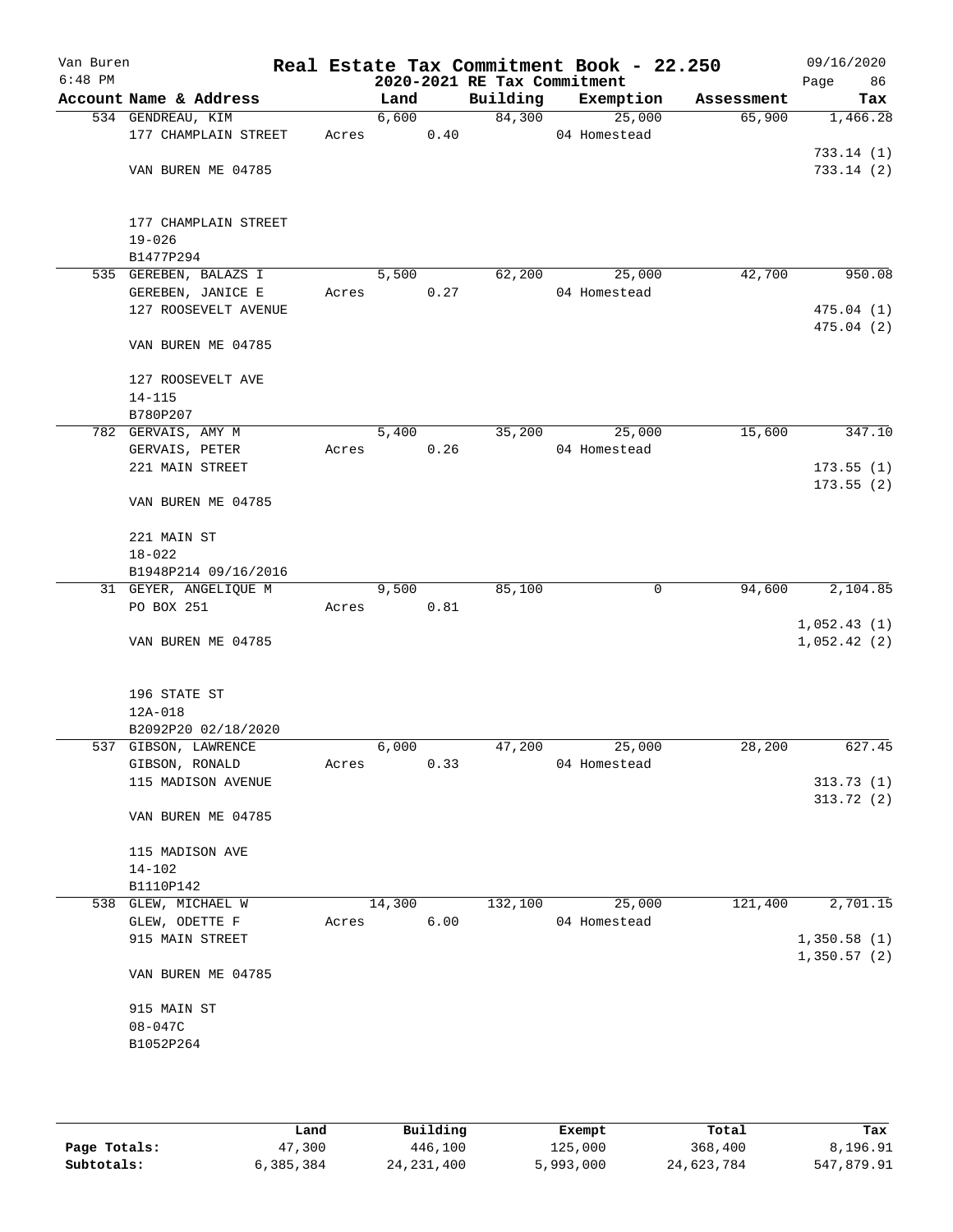# Real Estate Tax Commitment Book - 22.250

Van Buren
6:48 PM

2020-2021 RE Tax Commitment

09/16/2020

| Account Name & Address | Land | Building | Exemption | Assessment | Tax |
|---|---|---|---|---|---|
| 534 GENDREAU, KIM | 6,600 | 84,300 | 25,000 | 65,900 | 1,466.28 |
| 177 CHAMPLAIN STREET | Acres 0.40 | | 04 Homestead | | |
| | | | | | 733.14 (1) |
| VAN BUREN ME 04785 | | | | | 733.14 (2) |
| 177 CHAMPLAIN STREET | | | | | |
| 19-026 | | | | | |
| B1477P294 | | | | | |
| 535 GEREBEN, BALAZS I | 5,500 | 62,200 | 25,000 | 42,700 | 950.08 |
| GEREBEN, JANICE E | Acres 0.27 | | 04 Homestead | | |
| 127 ROOSEVELT AVENUE | | | | | 475.04 (1) |
| | | | | | 475.04 (2) |
| VAN BUREN ME 04785 | | | | | |
| 127 ROOSEVELT AVE | | | | | |
| 14-115 | | | | | |
| B780P207 | | | | | |
| 782 GERVAIS, AMY M | 5,400 | 35,200 | 25,000 | 15,600 | 347.10 |
| GERVAIS, PETER | Acres 0.26 | | 04 Homestead | | |
| 221 MAIN STREET | | | | | 173.55 (1) |
| | | | | | 173.55 (2) |
| VAN BUREN ME 04785 | | | | | |
| 221 MAIN ST | | | | | |
| 18-022 | | | | | |
| B1948P214 09/16/2016 | | | | | |
| 31 GEYER, ANGELIQUE M | 9,500 | 85,100 | 0 | 94,600 | 2,104.85 |
| PO BOX 251 | Acres 0.81 | | | | |
| | | | | | 1,052.43 (1) |
| VAN BUREN ME 04785 | | | | | 1,052.42 (2) |
| 196 STATE ST | | | | | |
| 12A-018 | | | | | |
| B2092P20 02/18/2020 | | | | | |
| 537 GIBSON, LAWRENCE | 6,000 | 47,200 | 25,000 | 28,200 | 627.45 |
| GIBSON, RONALD | Acres 0.33 | | 04 Homestead | | |
| 115 MADISON AVENUE | | | | | 313.73 (1) |
| | | | | | 313.72 (2) |
| VAN BUREN ME 04785 | | | | | |
| 115 MADISON AVE | | | | | |
| 14-102 | | | | | |
| B1110P142 | | | | | |
| 538 GLEW, MICHAEL W | 14,300 | 132,100 | 25,000 | 121,400 | 2,701.15 |
| GLEW, ODETTE F | Acres 6.00 | | 04 Homestead | | |
| 915 MAIN STREET | | | | | 1,350.58 (1) |
| | | | | | 1,350.57 (2) |
| VAN BUREN ME 04785 | | | | | |
| 915 MAIN ST | | | | | |
| 08-047C | | | | | |
| B1052P264 | | | | | |

| | Land | Building | Exempt | Total | Tax |
|---|---|---|---|---|---|
| Page Totals: | 47,300 | 446,100 | 125,000 | 368,400 | 8,196.91 |
| Subtotals: | 6,385,384 | 24,231,400 | 5,993,000 | 24,623,784 | 547,879.91 |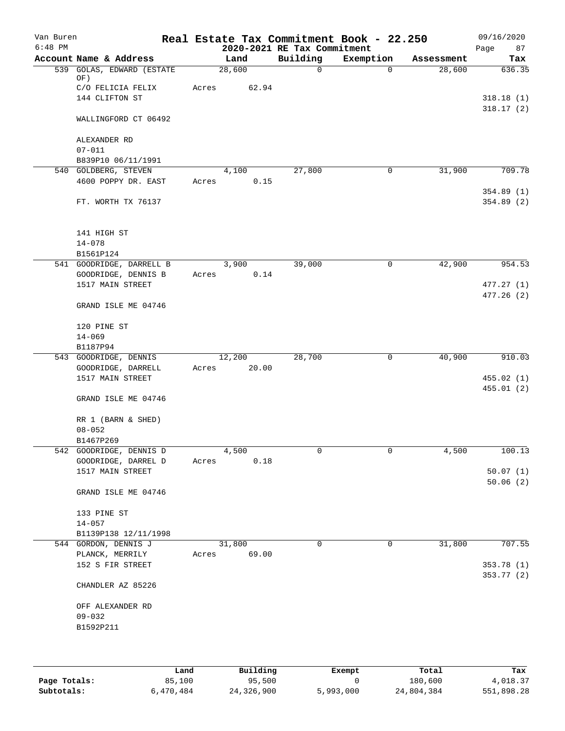# Van Buren — Real Estate Tax Commitment Book - 22.250

2020-2021 RE Tax Commitment

6:48 PM — 09/16/2020 — Page 87

| Account Name & Address | Land | Building | Exemption | Assessment | Tax |
|---|---|---|---|---|---|
| 539 GOLAS, EDWARD (ESTATE OF)<br>C/O FELICIA FELIX<br>144 CLIFTON ST<br><br>WALLINGFORD CT 06492<br><br>ALEXANDER RD<br>07-011<br>B839P10 06/11/1991 | 28,600<br>Acres 62.94 | 0 | 0 | 28,600 | 636.35<br><br>318.18 (1)<br>318.17 (2) |
| 540 GOLDBERG, STEVEN<br>4600 POPPY DR. EAST<br><br>FT. WORTH TX 76137<br><br>141 HIGH ST<br>14-078<br>B1561P124 | 4,100<br>Acres 0.15 | 27,800 | 0 | 31,900 | 709.78<br><br>354.89 (1)<br>354.89 (2) |
| 541 GOODRIDGE, DARRELL B<br>GOODRIDGE, DENNIS B<br>1517 MAIN STREET<br><br>GRAND ISLE ME 04746<br><br>120 PINE ST<br>14-069<br>B1187P94 | 3,900<br>Acres 0.14 | 39,000 | 0 | 42,900 | 954.53<br><br>477.27 (1)<br>477.26 (2) |
| 543 GOODRIDGE, DENNIS<br>GOODRIDGE, DARRELL<br>1517 MAIN STREET<br><br>GRAND ISLE ME 04746<br><br>RR 1 (BARN & SHED)<br>08-052<br>B1467P269 | 12,200<br>Acres 20.00 | 28,700 | 0 | 40,900 | 910.03<br><br>455.02 (1)<br>455.01 (2) |
| 542 GOODRIDGE, DENNIS D<br>GOODRIDGE, DARREL D<br>1517 MAIN STREET<br><br>GRAND ISLE ME 04746<br><br>133 PINE ST<br>14-057<br>B1139P138 12/11/1998 | 4,500<br>Acres 0.18 | 0 | 0 | 4,500 | 100.13<br><br>50.07 (1)<br>50.06 (2) |
| 544 GORDON, DENNIS J<br>PLANCK, MERRILY<br>152 S FIR STREET<br><br>CHANDLER AZ 85226<br><br>OFF ALEXANDER RD<br>09-032<br>B1592P211 | 31,800<br>Acres 69.00 | 0 | 0 | 31,800 | 707.55<br><br>353.78 (1)<br>353.77 (2) |

| | Land | Building | Exempt | Total | Tax |
|---|---|---|---|---|---|
| Page Totals: | 85,100 | 95,500 | 0 | 180,600 | 4,018.37 |
| Subtotals: | 6,470,484 | 24,326,900 | 5,993,000 | 24,804,384 | 551,898.28 |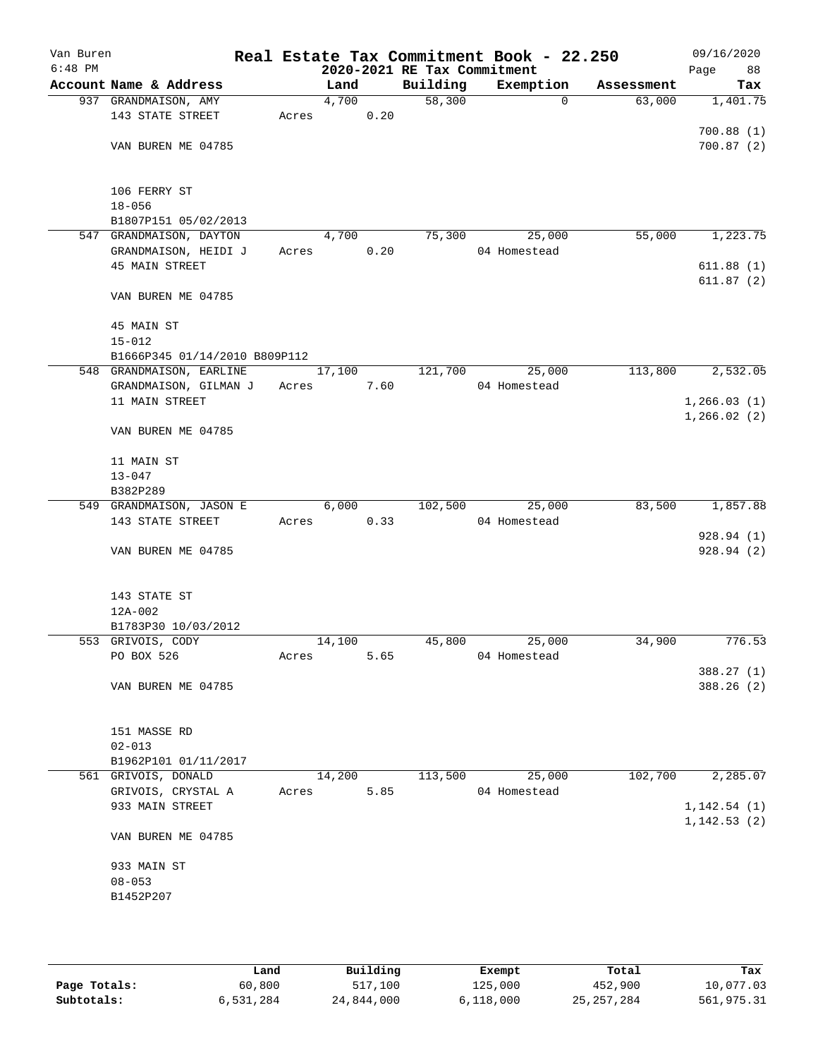Van Buren
6:48 PM

# Real Estate Tax Commitment Book - 22.250

## 2020-2021 RE Tax Commitment

09/16/2020

| Account | Name & Address | Land | Building | Exemption | Assessment | Tax |
|---|---|---|---|---|---|---|
| 937 | GRANDMAISON, AMY<br>143 STATE STREET<br><br>VAN BUREN ME 04785<br><br>106 FERRY ST<br>18-056<br>B1807P151 05/02/2013 | 4,700<br>Acres 0.20 | 58,300 | 0 | 63,000 | 1,401.75<br>700.88 (1)<br>700.87 (2) |
| 547 | GRANDMAISON, DAYTON<br>GRANDMAISON, HEIDI J<br>45 MAIN STREET<br><br>VAN BUREN ME 04785<br><br>45 MAIN ST<br>15-012<br>B1666P345 01/14/2010 B809P112 | 4,700<br>Acres 0.20 | 75,300 | 25,000<br>04 Homestead | 55,000 | 1,223.75<br>611.88 (1)<br>611.87 (2) |
| 548 | GRANDMAISON, EARLINE<br>GRANDMAISON, GILMAN J<br>11 MAIN STREET<br><br>VAN BUREN ME 04785<br><br>11 MAIN ST<br>13-047<br>B382P289 | 17,100<br>Acres 7.60 | 121,700 | 25,000<br>04 Homestead | 113,800 | 2,532.05<br>1,266.03 (1)<br>1,266.02 (2) |
| 549 | GRANDMAISON, JASON E<br>143 STATE STREET<br><br>VAN BUREN ME 04785<br><br>143 STATE ST<br>12A-002<br>B1783P30 10/03/2012 | 6,000<br>Acres 0.33 | 102,500 | 25,000<br>04 Homestead | 83,500 | 1,857.88<br>928.94 (1)<br>928.94 (2) |
| 553 | GRIVOIS, CODY<br>PO BOX 526<br><br>VAN BUREN ME 04785<br><br>151 MASSE RD<br>02-013<br>B1962P101 01/11/2017 | 14,100<br>Acres 5.65 | 45,800 | 25,000<br>04 Homestead | 34,900 | 776.53<br>388.27 (1)<br>388.26 (2) |
| 561 | GRIVOIS, DONALD<br>GRIVOIS, CRYSTAL A<br>933 MAIN STREET<br><br>VAN BUREN ME 04785<br><br>933 MAIN ST<br>08-053<br>B1452P207 | 14,200<br>Acres 5.85 | 113,500 | 25,000<br>04 Homestead | 102,700 | 2,285.07<br>1,142.54 (1)<br>1,142.53 (2) |

| | Land | Building | Exempt | Total | Tax |
|---|---|---|---|---|---|
| Page Totals: | 60,800 | 517,100 | 125,000 | 452,900 | 10,077.03 |
| Subtotals: | 6,531,284 | 24,844,000 | 6,118,000 | 25,257,284 | 561,975.31 |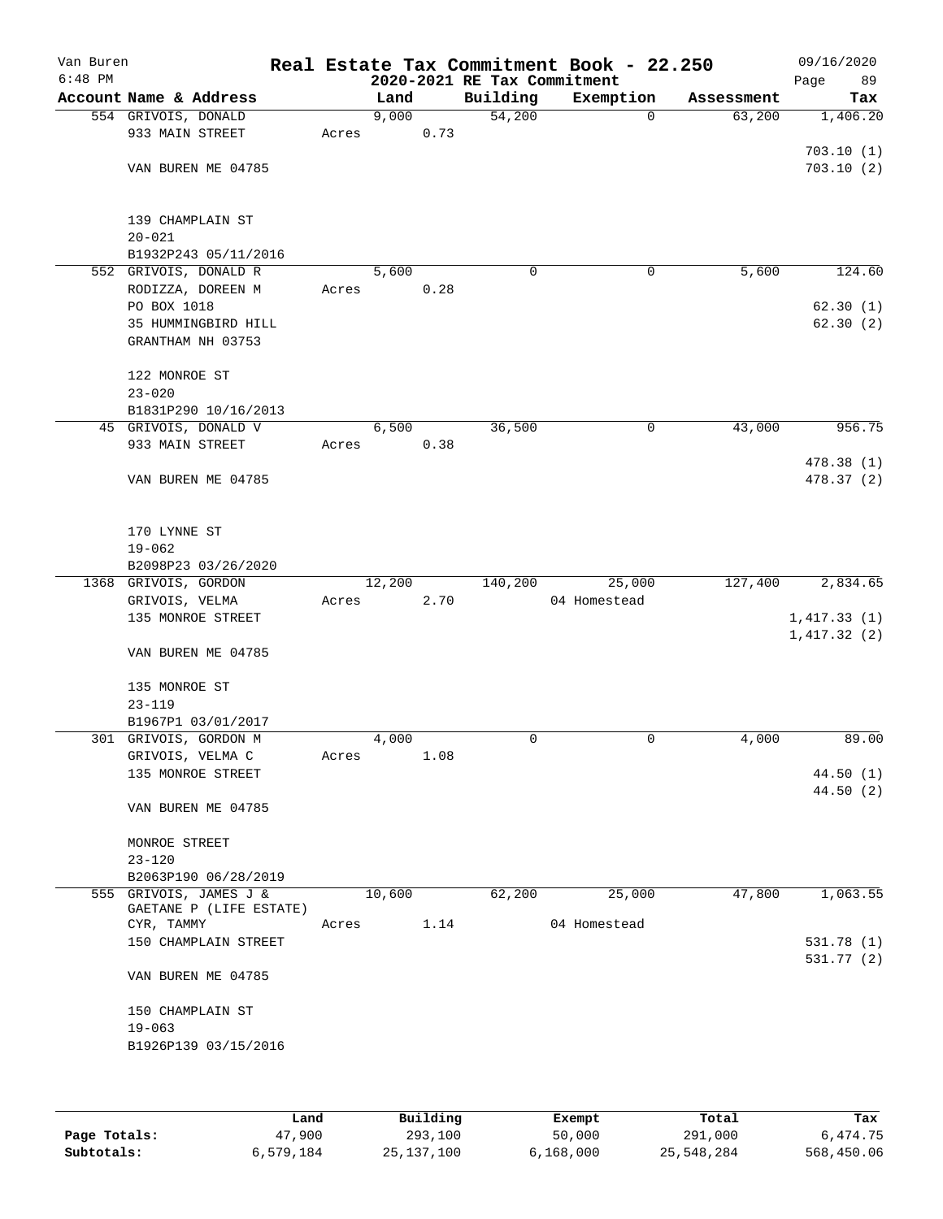Van Buren
6:48 PM

# Real Estate Tax Commitment Book - 22.250
## 2020-2021 RE Tax Commitment

09/16/2020

| Account Name & Address | Land | Building | Exemption | Assessment | Tax |
|---|---|---|---|---|---|
| 554 GRIVOIS, DONALD<br>933 MAIN STREET<br><br>VAN BUREN ME 04785<br><br>139 CHAMPLAIN ST<br>20-021<br>B1932P243 05/11/2016 | 9,000<br>Acres 0.73 | 54,200 | 0 | 63,200 | 1,406.20<br><br>703.10 (1)<br>703.10 (2) |
| 552 GRIVOIS, DONALD R<br>RODIZZA, DOREEN M<br>PO BOX 1018<br>35 HUMMINGBIRD HILL<br>GRANTHAM NH 03753<br><br>122 MONROE ST<br>23-020<br>B1831P290 10/16/2013 | 5,600<br>Acres 0.28 | 0 | 0 | 5,600 | 124.60<br><br>62.30 (1)<br>62.30 (2) |
| 45 GRIVOIS, DONALD V<br>933 MAIN STREET<br><br>VAN BUREN ME 04785<br><br>170 LYNNE ST<br>19-062<br>B2098P23 03/26/2020 | 6,500<br>Acres 0.38 | 36,500 | 0 | 43,000 | 956.75<br><br>478.38 (1)<br>478.37 (2) |
| 1368 GRIVOIS, GORDON<br>GRIVOIS, VELMA<br>135 MONROE STREET<br><br>VAN BUREN ME 04785<br><br>135 MONROE ST<br>23-119<br>B1967P1 03/01/2017 | 12,200<br>Acres 2.70 | 140,200 | 25,000<br>04 Homestead | 127,400 | 2,834.65<br><br>1,417.33 (1)<br>1,417.32 (2) |
| 301 GRIVOIS, GORDON M<br>GRIVOIS, VELMA C<br>135 MONROE STREET<br><br>VAN BUREN ME 04785<br><br>MONROE STREET<br>23-120<br>B2063P190 06/28/2019 | 4,000<br>Acres 1.08 | 0 | 0 | 4,000 | 89.00<br><br>44.50 (1)<br>44.50 (2) |
| 555 GRIVOIS, JAMES J &<br>GAETANE P (LIFE ESTATE)<br>CYR, TAMMY<br>150 CHAMPLAIN STREET<br><br>VAN BUREN ME 04785<br><br>150 CHAMPLAIN ST<br>19-063<br>B1926P139 03/15/2016 | 10,600<br>Acres 1.14 | 62,200 | 25,000<br>04 Homestead | 47,800 | 1,063.55<br><br>531.78 (1)<br>531.77 (2) |

| | Land | Building | Exempt | Total | Tax |
|---|---|---|---|---|---|
| Page Totals: | 47,900 | 293,100 | 50,000 | 291,000 | 6,474.75 |
| Subtotals: | 6,579,184 | 25,137,100 | 6,168,000 | 25,548,284 | 568,450.06 |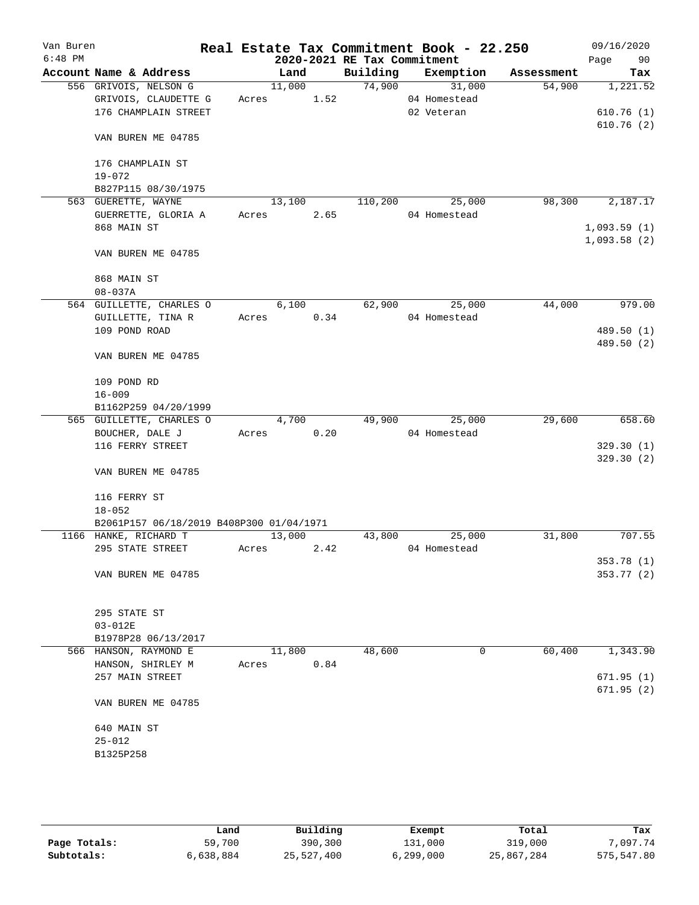# Real Estate Tax Commitment Book - 22.250

Van Buren
6:48 PM

2020-2021 RE Tax Commitment

09/16/2020

| Account Name & Address | Land | Building | Exemption | Assessment | Tax |
|---|---|---|---|---|---|
| 556 GRIVOIS, NELSON G | 11,000 | 74,900 | 31,000 | 54,900 | 1,221.52 |
| GRIVOIS, CLAUDETTE G | Acres 1.52 | | 04 Homestead | | |
| 176 CHAMPLAIN STREET | | | 02 Veteran | | 610.76 (1) |
| | | | | | 610.76 (2) |
| VAN BUREN ME 04785 | | | | | |
| 176 CHAMPLAIN ST | | | | | |
| 19-072 | | | | | |
| B827P115 08/30/1975 | | | | | |
| 563 GUERETTE, WAYNE | 13,100 | 110,200 | 25,000 | 98,300 | 2,187.17 |
| GUERRETTE, GLORIA A | Acres 2.65 | | 04 Homestead | | |
| 868 MAIN ST | | | | | 1,093.59 (1) |
| | | | | | 1,093.58 (2) |
| VAN BUREN ME 04785 | | | | | |
| 868 MAIN ST | | | | | |
| 08-037A | | | | | |
| 564 GUILLETTE, CHARLES O | 6,100 | 62,900 | 25,000 | 44,000 | 979.00 |
| GUILLETTE, TINA R | Acres 0.34 | | 04 Homestead | | |
| 109 POND ROAD | | | | | 489.50 (1) |
| | | | | | 489.50 (2) |
| VAN BUREN ME 04785 | | | | | |
| 109 POND RD | | | | | |
| 16-009 | | | | | |
| B1162P259 04/20/1999 | | | | | |
| 565 GUILLETTE, CHARLES O | 4,700 | 49,900 | 25,000 | 29,600 | 658.60 |
| BOUCHER, DALE J | Acres 0.20 | | 04 Homestead | | |
| 116 FERRY STREET | | | | | 329.30 (1) |
| | | | | | 329.30 (2) |
| VAN BUREN ME 04785 | | | | | |
| 116 FERRY ST | | | | | |
| 18-052 | | | | | |
| B2061P157 06/18/2019 B408P300 01/04/1971 | | | | | |
| 1166 HANKE, RICHARD T | 13,000 | 43,800 | 25,000 | 31,800 | 707.55 |
| 295 STATE STREET | Acres 2.42 | | 04 Homestead | | |
| | | | | | 353.78 (1) |
| VAN BUREN ME 04785 | | | | | 353.77 (2) |
| 295 STATE ST | | | | | |
| 03-012E | | | | | |
| B1978P28 06/13/2017 | | | | | |
| 566 HANSON, RAYMOND E | 11,800 | 48,600 | 0 | 60,400 | 1,343.90 |
| HANSON, SHIRLEY M | Acres 0.84 | | | | |
| 257 MAIN STREET | | | | | 671.95 (1) |
| | | | | | 671.95 (2) |
| VAN BUREN ME 04785 | | | | | |
| 640 MAIN ST | | | | | |
| 25-012 | | | | | |
| B1325P258 | | | | | |

| | Land | Building | Exempt | Total | Tax |
|---|---|---|---|---|---|
| Page Totals: | 59,700 | 390,300 | 131,000 | 319,000 | 7,097.74 |
| Subtotals: | 6,638,884 | 25,527,400 | 6,299,000 | 25,867,284 | 575,547.80 |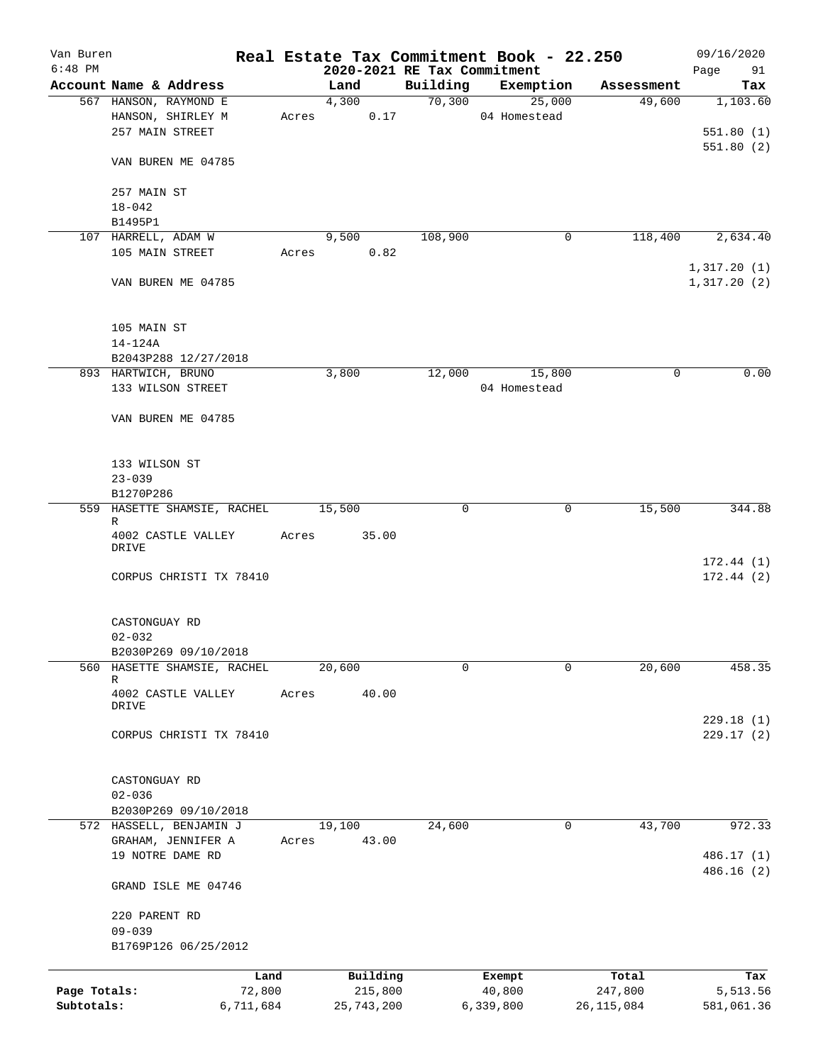# Real Estate Tax Commitment Book - 22.250

Van Buren
6:48 PM

2020-2021 RE Tax Commitment

09/16/2020

| Account Name & Address | Land | Building | Exemption | Assessment | Tax |
|---|---|---|---|---|---|
| 567 HANSON, RAYMOND E<br>HANSON, SHIRLEY M<br>257 MAIN STREET<br><br>VAN BUREN ME 04785<br><br>257 MAIN ST<br>18-042<br>B1495P1 | 4,300<br>Acres 0.17 | 70,300 | 25,000<br>04 Homestead | 49,600 | 1,103.60<br><br>551.80 (1)<br>551.80 (2) |
| 107 HARRELL, ADAM W<br>105 MAIN STREET<br><br>VAN BUREN ME 04785<br><br>105 MAIN ST<br>14-124A<br>B2043P288 12/27/2018 | 9,500<br>Acres 0.82 | 108,900 | 0 | 118,400 | 2,634.40<br><br>1,317.20 (1)<br>1,317.20 (2) |
| 893 HARTWICH, BRUNO<br>133 WILSON STREET<br><br>VAN BUREN ME 04785<br><br>133 WILSON ST<br>23-039<br>B1270P286 | 3,800 | 12,000 | 15,800<br>04 Homestead | 0 | 0.00 |
| 559 HASETTE SHAMSIE, RACHEL R<br>4002 CASTLE VALLEY DRIVE<br><br>CORPUS CHRISTI TX 78410<br><br>CASTONGUAY RD<br>02-032<br>B2030P269 09/10/2018 | 15,500<br>Acres 35.00 | 0 | 0 | 15,500 | 344.88<br><br>172.44 (1)<br>172.44 (2) |
| 560 HASETTE SHAMSIE, RACHEL R<br>4002 CASTLE VALLEY DRIVE<br><br>CORPUS CHRISTI TX 78410<br><br>CASTONGUAY RD<br>02-036<br>B2030P269 09/10/2018 | 20,600<br>Acres 40.00 | 0 | 0 | 20,600 | 458.35<br><br>229.18 (1)<br>229.17 (2) |
| 572 HASSELL, BENJAMIN J<br>GRAHAM, JENNIFER A<br>19 NOTRE DAME RD<br><br>GRAND ISLE ME 04746<br><br>220 PARENT RD<br>09-039<br>B1769P126 06/25/2012 | 19,100<br>Acres 43.00 | 24,600 | 0 | 43,700 | 972.33<br><br>486.17 (1)<br>486.16 (2) |

| | Land | Building | Exempt | Total | Tax |
|---|---|---|---|---|---|
| Page Totals: | 72,800 | 215,800 | 40,800 | 247,800 | 5,513.56 |
| Subtotals: | 6,711,684 | 25,743,200 | 6,339,800 | 26,115,084 | 581,061.36 |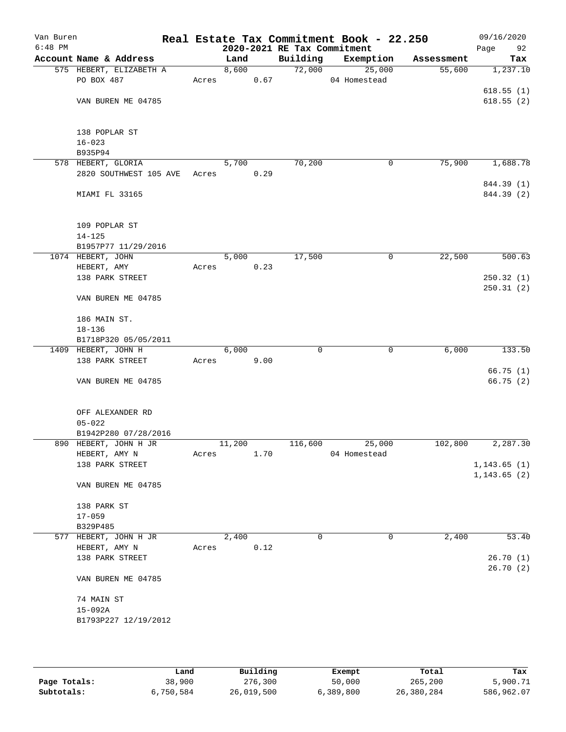Van Buren
6:48 PM

# Real Estate Tax Commitment Book - 22.250
## 2020-2021 RE Tax Commitment

09/16/2020

| Account Name & Address | Land | Building | Exemption | Assessment | Tax |
|---|---|---|---|---|---|
| 575 HEBERT, ELIZABETH A | 8,600 | 72,000 | 25,000 | 55,600 | 1,237.10 |
| PO BOX 487 | Acres 0.67 | | 04 Homestead | | |
| | | | | | 618.55 (1) |
| VAN BUREN ME 04785 | | | | | 618.55 (2) |
| 138 POPLAR ST | | | | | |
| 16-023 | | | | | |
| B935P94 | | | | | |
| 578 HEBERT, GLORIA | 5,700 | 70,200 | 0 | 75,900 | 1,688.78 |
| 2820 SOUTHWEST 105 AVE | Acres 0.29 | | | | |
| | | | | | 844.39 (1) |
| MIAMI FL 33165 | | | | | 844.39 (2) |
| 109 POPLAR ST | | | | | |
| 14-125 | | | | | |
| B1957P77 11/29/2016 | | | | | |
| 1074 HEBERT, JOHN | 5,000 | 17,500 | 0 | 22,500 | 500.63 |
| HEBERT, AMY | Acres 0.23 | | | | |
| 138 PARK STREET | | | | | 250.32 (1) |
| | | | | | 250.31 (2) |
| VAN BUREN ME 04785 | | | | | |
| 186 MAIN ST. | | | | | |
| 18-136 | | | | | |
| B1718P320 05/05/2011 | | | | | |
| 1409 HEBERT, JOHN H | 6,000 | 0 | 0 | 6,000 | 133.50 |
| 138 PARK STREET | Acres 9.00 | | | | |
| | | | | | 66.75 (1) |
| VAN BUREN ME 04785 | | | | | 66.75 (2) |
| OFF ALEXANDER RD | | | | | |
| 05-022 | | | | | |
| B1942P280 07/28/2016 | | | | | |
| 890 HEBERT, JOHN H JR | 11,200 | 116,600 | 25,000 | 102,800 | 2,287.30 |
| HEBERT, AMY N | Acres 1.70 | | 04 Homestead | | |
| 138 PARK STREET | | | | | 1,143.65 (1) |
| | | | | | 1,143.65 (2) |
| VAN BUREN ME 04785 | | | | | |
| 138 PARK ST | | | | | |
| 17-059 | | | | | |
| B329P485 | | | | | |
| 577 HEBERT, JOHN H JR | 2,400 | 0 | 0 | 2,400 | 53.40 |
| HEBERT, AMY N | Acres 0.12 | | | | |
| 138 PARK STREET | | | | | 26.70 (1) |
| | | | | | 26.70 (2) |
| VAN BUREN ME 04785 | | | | | |
| 74 MAIN ST | | | | | |
| 15-092A | | | | | |
| B1793P227 12/19/2012 | | | | | |

| | Land | Building | Exempt | Total | Tax |
|---|---|---|---|---|---|
| Page Totals: | 38,900 | 276,300 | 50,000 | 265,200 | 5,900.71 |
| Subtotals: | 6,750,584 | 26,019,500 | 6,389,800 | 26,380,284 | 586,962.07 |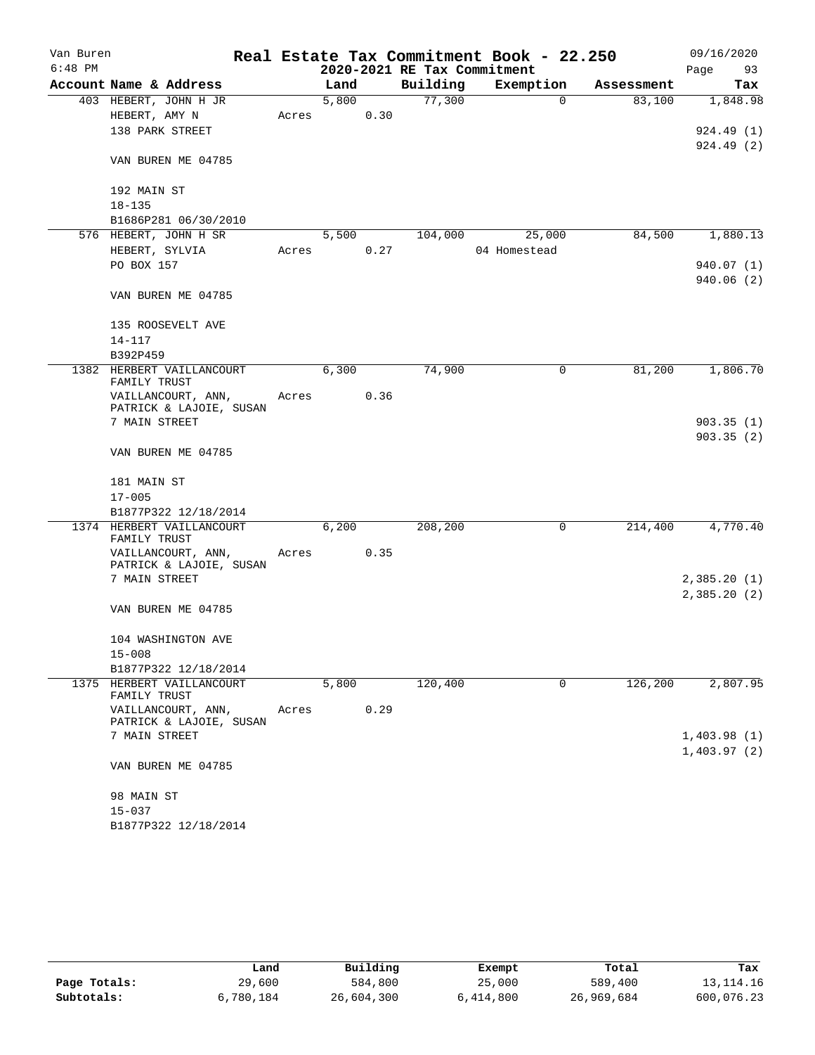Van Buren
6:48 PM

# Real Estate Tax Commitment Book - 22.250
## 2020-2021 RE Tax Commitment

09/16/2020

| Account | Name & Address | Land | Building | Exemption | Assessment | Tax |
|---|---|---|---|---|---|---|
| 403 | HEBERT, JOHN H JR<br>HEBERT, AMY N<br>138 PARK STREET<br><br>VAN BUREN ME 04785<br><br>192 MAIN ST<br>18-135<br>B1686P281 06/30/2010 | 5,800<br>Acres 0.30 | 77,300 | 0 | 83,100 | 1,848.98<br><br>924.49 (1)<br>924.49 (2) |
| 576 | HEBERT, JOHN H SR<br>HEBERT, SYLVIA<br>PO BOX 157<br><br>VAN BUREN ME 04785<br><br>135 ROOSEVELT AVE<br>14-117<br>B392P459 | 5,500<br>Acres 0.27 | 104,000 | 25,000<br>04 Homestead | 84,500 | 1,880.13<br><br>940.07 (1)<br>940.06 (2) |
| 1382 | HERBERT VAILLANCOURT FAMILY TRUST<br>VAILLANCOURT, ANN, PATRICK & LAJOIE, SUSAN<br>7 MAIN STREET<br><br>VAN BUREN ME 04785<br><br>181 MAIN ST<br>17-005<br>B1877P322 12/18/2014 | 6,300<br>Acres 0.36 | 74,900 | 0 | 81,200 | 1,806.70<br><br>903.35 (1)<br>903.35 (2) |
| 1374 | HERBERT VAILLANCOURT FAMILY TRUST<br>VAILLANCOURT, ANN, PATRICK & LAJOIE, SUSAN<br>7 MAIN STREET<br><br>VAN BUREN ME 04785<br><br>104 WASHINGTON AVE<br>15-008<br>B1877P322 12/18/2014 | 6,200<br>Acres 0.35 | 208,200 | 0 | 214,400 | 4,770.40<br><br>2,385.20 (1)<br>2,385.20 (2) |
| 1375 | HERBERT VAILLANCOURT FAMILY TRUST<br>VAILLANCOURT, ANN, PATRICK & LAJOIE, SUSAN<br>7 MAIN STREET<br><br>VAN BUREN ME 04785<br><br>98 MAIN ST<br>15-037<br>B1877P322 12/18/2014 | 5,800<br>Acres 0.29 | 120,400 | 0 | 126,200 | 2,807.95<br><br>1,403.98 (1)<br>1,403.97 (2) |

| | Land | Building | Exempt | Total | Tax |
|---|---|---|---|---|---|
| **Page Totals:** | 29,600 | 584,800 | 25,000 | 589,400 | 13,114.16 |
| **Subtotals:** | 6,780,184 | 26,604,300 | 6,414,800 | 26,969,684 | 600,076.23 |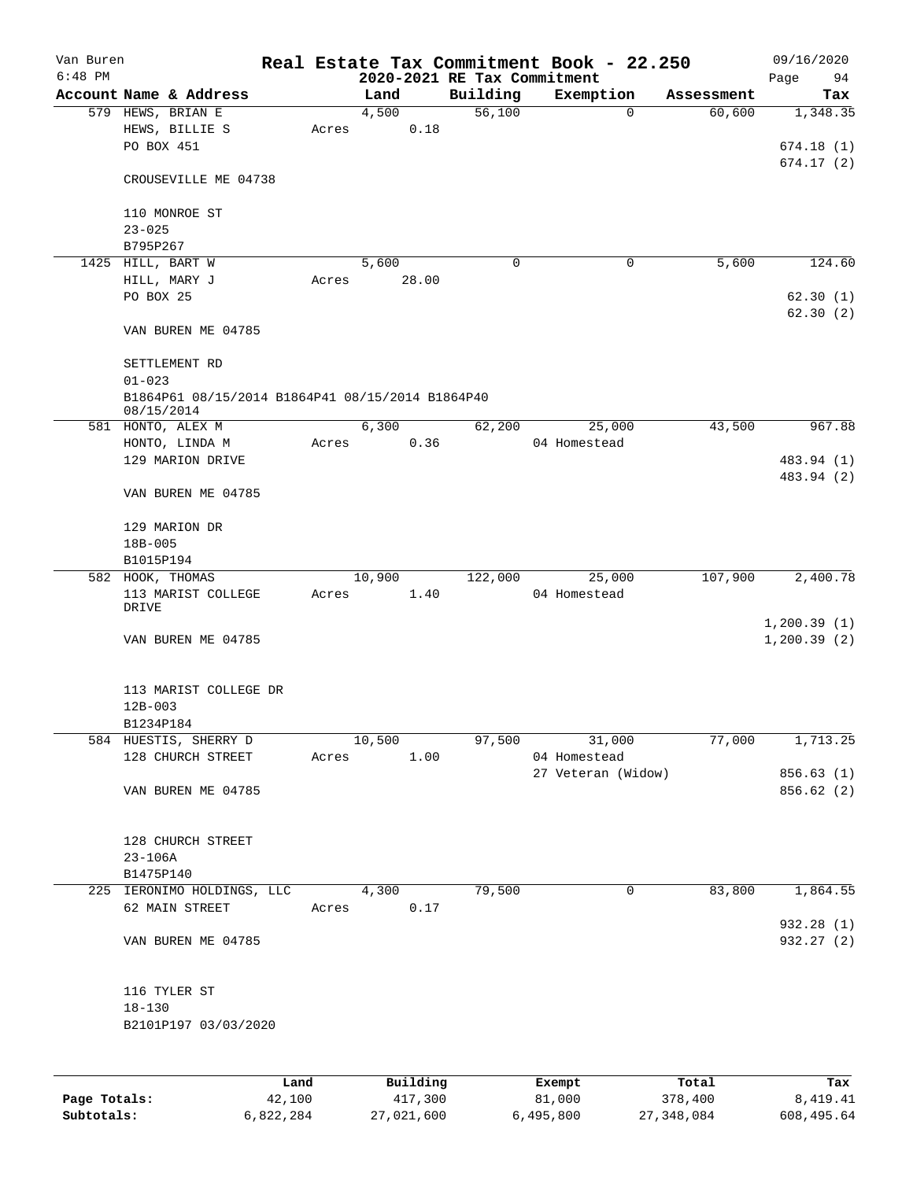Van Buren
6:48 PM

# Real Estate Tax Commitment Book - 22.250
## 2020-2021 RE Tax Commitment

09/16/2020

| Account Name & Address | Land | Building | Exemption | Assessment | Tax |
|---|---|---|---|---|---|
| 579 HEWS, BRIAN E<br>HEWS, BILLIE S<br>PO BOX 451<br><br>CROUSEVILLE ME 04738<br><br>110 MONROE ST<br>23-025<br>B795P267 | 4,500<br>Acres 0.18 | 56,100 | 0 | 60,600 | 1,348.35<br><br>674.18 (1)<br>674.17 (2) |
| 1425 HILL, BART W<br>HILL, MARY J<br>PO BOX 25<br><br>VAN BUREN ME 04785<br><br>SETTLEMENT RD<br>01-023<br>B1864P61 08/15/2014 B1864P41 08/15/2014 B1864P40 08/15/2014 | 5,600<br>Acres 28.00 | 0 | 0 | 5,600 | 124.60<br><br>62.30 (1)<br>62.30 (2) |
| 581 HONTO, ALEX M<br>HONTO, LINDA M<br>129 MARION DRIVE<br><br>VAN BUREN ME 04785<br><br>129 MARION DR<br>18B-005<br>B1015P194 | 6,300<br>Acres 0.36 | 62,200 | 25,000<br>04 Homestead | 43,500 | 967.88<br><br>483.94 (1)<br>483.94 (2) |
| 582 HOOK, THOMAS<br>113 MARIST COLLEGE DRIVE<br><br>VAN BUREN ME 04785<br><br>113 MARIST COLLEGE DR<br>12B-003<br>B1234P184 | 10,900<br>Acres 1.40 | 122,000 | 25,000<br>04 Homestead | 107,900 | 2,400.78<br><br>1,200.39 (1)<br>1,200.39 (2) |
| 584 HUESTIS, SHERRY D<br>128 CHURCH STREET<br><br>VAN BUREN ME 04785<br><br>128 CHURCH STREET<br>23-106A<br>B1475P140 | 10,500<br>Acres 1.00 | 97,500 | 31,000<br>04 Homestead<br>27 Veteran (Widow) | 77,000 | 1,713.25<br><br>856.63 (1)<br>856.62 (2) |
| 225 IERONIMO HOLDINGS, LLC<br>62 MAIN STREET<br><br>VAN BUREN ME 04785<br><br>116 TYLER ST<br>18-130<br>B2101P197 03/03/2020 | 4,300<br>Acres 0.17 | 79,500 | 0 | 83,800 | 1,864.55<br><br>932.28 (1)<br>932.27 (2) |

| | Land | Building | Exempt | Total | Tax |
|---|---|---|---|---|---|
| Page Totals: | 42,100 | 417,300 | 81,000 | 378,400 | 8,419.41 |
| Subtotals: | 6,822,284 | 27,021,600 | 6,495,800 | 27,348,084 | 608,495.64 |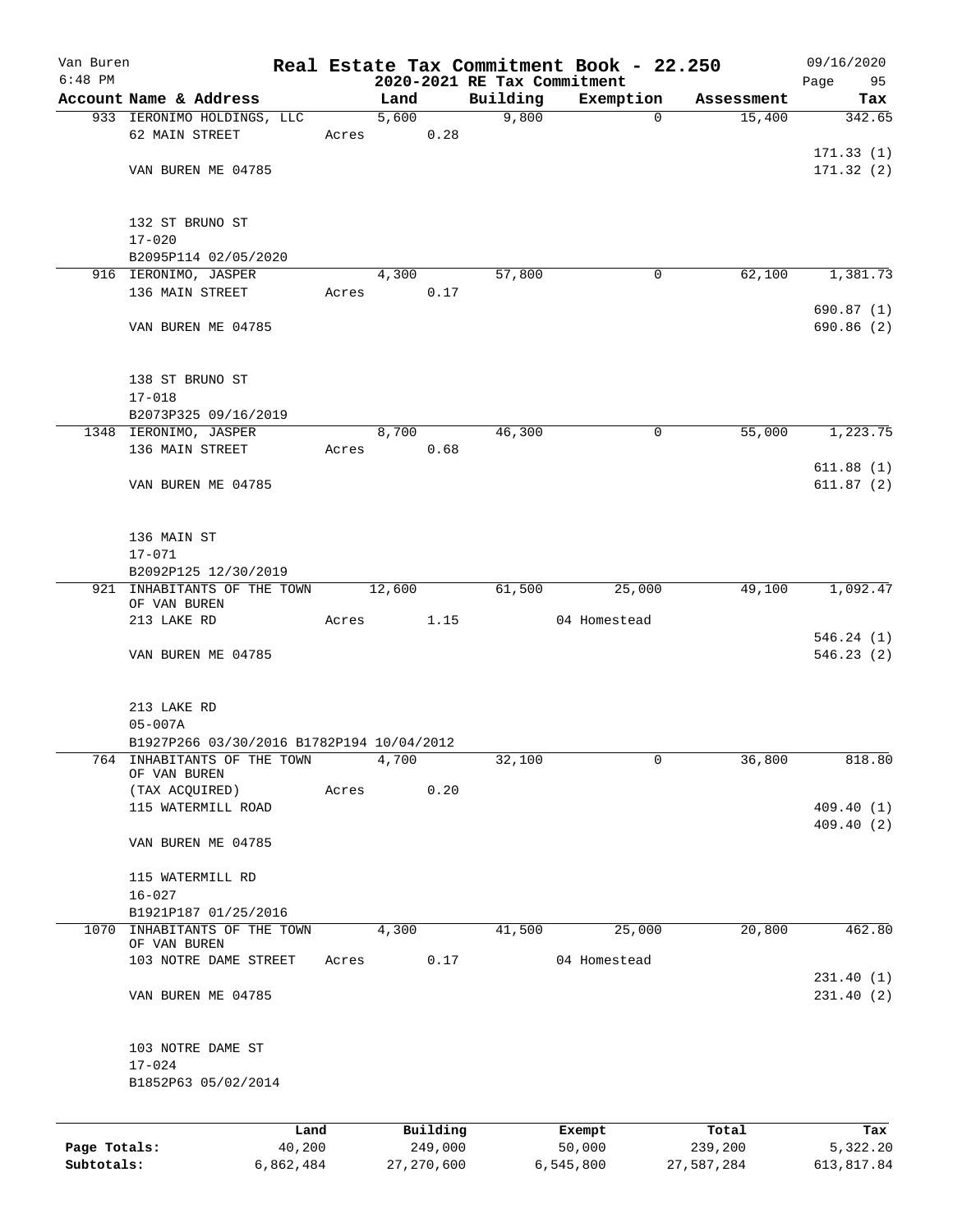Van Buren 6:48 PM

# Real Estate Tax Commitment Book - 22.250

2020-2021 RE Tax Commitment

09/16/2020 Page 95

| Account Name & Address | Land | Building | Exemption | Assessment | Tax |
|---|---|---|---|---|---|
| 933 IERONIMO HOLDINGS, LLC | 5,600 | 9,800 | 0 | 15,400 | 342.65 |
| 62 MAIN STREET | Acres 0.28 | | | | |
| | | | | | 171.33 (1) |
| VAN BUREN ME 04785 | | | | | 171.32 (2) |
| 132 ST BRUNO ST | | | | | |
| 17-020 | | | | | |
| B2095P114 02/05/2020 | | | | | |
| 916 IERONIMO, JASPER | 4,300 | 57,800 | 0 | 62,100 | 1,381.73 |
| 136 MAIN STREET | Acres 0.17 | | | | |
| | | | | | 690.87 (1) |
| VAN BUREN ME 04785 | | | | | 690.86 (2) |
| 138 ST BRUNO ST | | | | | |
| 17-018 | | | | | |
| B2073P325 09/16/2019 | | | | | |
| 1348 IERONIMO, JASPER | 8,700 | 46,300 | 0 | 55,000 | 1,223.75 |
| 136 MAIN STREET | Acres 0.68 | | | | |
| | | | | | 611.88 (1) |
| VAN BUREN ME 04785 | | | | | 611.87 (2) |
| 136 MAIN ST | | | | | |
| 17-071 | | | | | |
| B2092P125 12/30/2019 | | | | | |
| 921 INHABITANTS OF THE TOWN OF VAN BUREN | 12,600 | 61,500 | 25,000 | 49,100 | 1,092.47 |
| 213 LAKE RD | Acres 1.15 | | 04 Homestead | | |
| | | | | | 546.24 (1) |
| VAN BUREN ME 04785 | | | | | 546.23 (2) |
| 213 LAKE RD | | | | | |
| 05-007A | | | | | |
| B1927P266 03/30/2016 B1782P194 10/04/2012 | | | | | |
| 764 INHABITANTS OF THE TOWN OF VAN BUREN | 4,700 | 32,100 | 0 | 36,800 | 818.80 |
| (TAX ACQUIRED) | Acres 0.20 | | | | |
| 115 WATERMILL ROAD | | | | | 409.40 (1) |
| | | | | | 409.40 (2) |
| VAN BUREN ME 04785 | | | | | |
| 115 WATERMILL RD | | | | | |
| 16-027 | | | | | |
| B1921P187 01/25/2016 | | | | | |
| 1070 INHABITANTS OF THE TOWN OF VAN BUREN | 4,300 | 41,500 | 25,000 | 20,800 | 462.80 |
| 103 NOTRE DAME STREET | Acres 0.17 | | 04 Homestead | | |
| | | | | | 231.40 (1) |
| VAN BUREN ME 04785 | | | | | 231.40 (2) |
| 103 NOTRE DAME ST | | | | | |
| 17-024 | | | | | |
| B1852P63 05/02/2014 | | | | | |

| | Land | Building | Exempt | Total | Tax |
|---|---|---|---|---|---|
| Page Totals: | 40,200 | 249,000 | 50,000 | 239,200 | 5,322.20 |
| Subtotals: | 6,862,484 | 27,270,600 | 6,545,800 | 27,587,284 | 613,817.84 |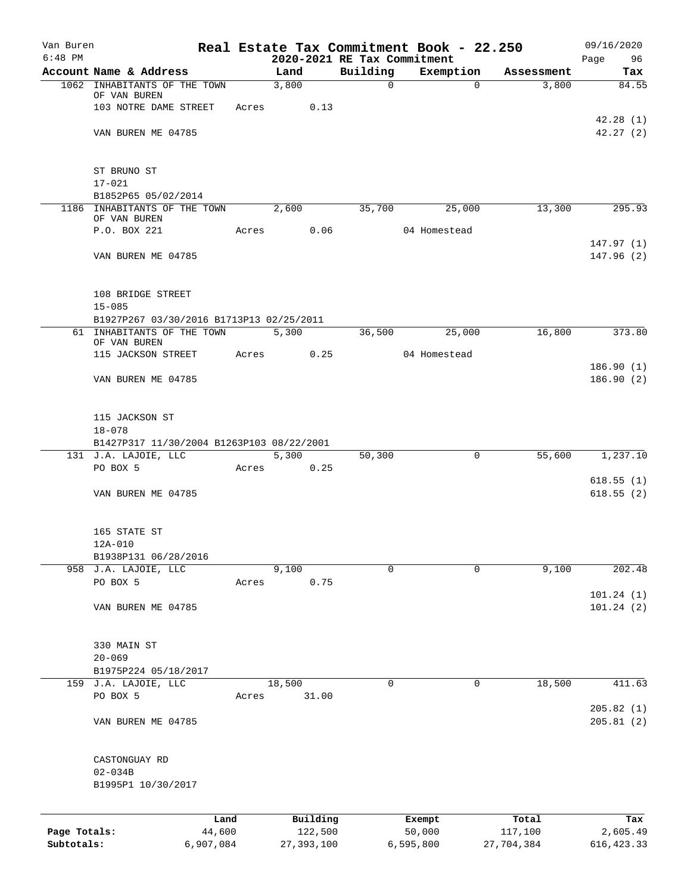Van Buren 6:48 PM

# Real Estate Tax Commitment Book - 22.250

## 2020-2021 RE Tax Commitment

09/16/2020 Page 96

| Account | Name & Address | Land | Building | Exemption | Assessment | Tax |
|---|---|---|---|---|---|---|
| 1062 | INHABITANTS OF THE TOWN OF VAN BUREN | 3,800 | 0 | 0 | 3,800 | 84.55 |
| | 103 NOTRE DAME STREET | Acres 0.13 | | | | |
| | | | | | | 42.28 (1) |
| | VAN BUREN ME 04785 | | | | | 42.27 (2) |
| | ST BRUNO ST | | | | | |
| | 17-021 | | | | | |
| | B1852P65 05/02/2014 | | | | | |
| 1186 | INHABITANTS OF THE TOWN OF VAN BUREN | 2,600 | 35,700 | 25,000 | 13,300 | 295.93 |
| | P.O. BOX 221 | Acres 0.06 | | 04 Homestead | | |
| | | | | | | 147.97 (1) |
| | VAN BUREN ME 04785 | | | | | 147.96 (2) |
| | 108 BRIDGE STREET | | | | | |
| | 15-085 | | | | | |
| | B1927P267 03/30/2016 B1713P13 02/25/2011 | | | | | |
| 61 | INHABITANTS OF THE TOWN OF VAN BUREN | 5,300 | 36,500 | 25,000 | 16,800 | 373.80 |
| | 115 JACKSON STREET | Acres 0.25 | | 04 Homestead | | |
| | | | | | | 186.90 (1) |
| | VAN BUREN ME 04785 | | | | | 186.90 (2) |
| | 115 JACKSON ST | | | | | |
| | 18-078 | | | | | |
| | B1427P317 11/30/2004 B1263P103 08/22/2001 | | | | | |
| 131 | J.A. LAJOIE, LLC | 5,300 | 50,300 | 0 | 55,600 | 1,237.10 |
| | PO BOX 5 | Acres 0.25 | | | | |
| | | | | | | 618.55 (1) |
| | VAN BUREN ME 04785 | | | | | 618.55 (2) |
| | 165 STATE ST | | | | | |
| | 12A-010 | | | | | |
| | B1938P131 06/28/2016 | | | | | |
| 958 | J.A. LAJOIE, LLC | 9,100 | 0 | 0 | 9,100 | 202.48 |
| | PO BOX 5 | Acres 0.75 | | | | |
| | | | | | | 101.24 (1) |
| | VAN BUREN ME 04785 | | | | | 101.24 (2) |
| | 330 MAIN ST | | | | | |
| | 20-069 | | | | | |
| | B1975P224 05/18/2017 | | | | | |
| 159 | J.A. LAJOIE, LLC | 18,500 | 0 | 0 | 18,500 | 411.63 |
| | PO BOX 5 | Acres 31.00 | | | | |
| | | | | | | 205.82 (1) |
| | VAN BUREN ME 04785 | | | | | 205.81 (2) |
| | CASTONGUAY RD | | | | | |
| | 02-034B | | | | | |
| | B1995P1 10/30/2017 | | | | | |

| | Land | Building | Exempt | Total | Tax |
|---|---|---|---|---|---|
| Page Totals: | 44,600 | 122,500 | 50,000 | 117,100 | 2,605.49 |
| Subtotals: | 6,907,084 | 27,393,100 | 6,595,800 | 27,704,384 | 616,423.33 |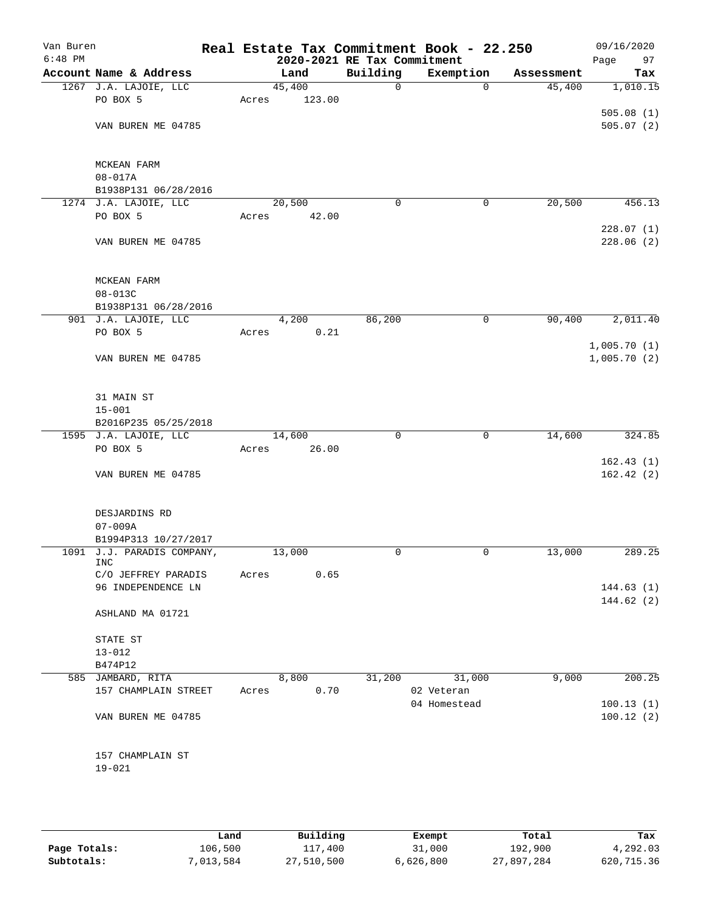Van Buren
6:48 PM

# Real Estate Tax Commitment Book - 22.250

## 2020-2021 RE Tax Commitment

09/16/2020

| Account Name & Address | Land | Building | Exemption | Assessment | Tax |
|---|---|---|---|---|---|
| 1267 J.A. LAJOIE, LLC | 45,400 | 0 | 0 | 45,400 | 1,010.15 |
| PO BOX 5 | Acres 123.00 | | | | |
| | | | | | 505.08 (1) |
| VAN BUREN ME 04785 | | | | | 505.07 (2) |
| MCKEAN FARM | | | | | |
| 08-017A | | | | | |
| B1938P131 06/28/2016 | | | | | |
| 1274 J.A. LAJOIE, LLC | 20,500 | 0 | 0 | 20,500 | 456.13 |
| PO BOX 5 | Acres 42.00 | | | | |
| | | | | | 228.07 (1) |
| VAN BUREN ME 04785 | | | | | 228.06 (2) |
| MCKEAN FARM | | | | | |
| 08-013C | | | | | |
| B1938P131 06/28/2016 | | | | | |
| 901 J.A. LAJOIE, LLC | 4,200 | 86,200 | 0 | 90,400 | 2,011.40 |
| PO BOX 5 | Acres 0.21 | | | | |
| | | | | | 1,005.70 (1) |
| VAN BUREN ME 04785 | | | | | 1,005.70 (2) |
| 31 MAIN ST | | | | | |
| 15-001 | | | | | |
| B2016P235 05/25/2018 | | | | | |
| 1595 J.A. LAJOIE, LLC | 14,600 | 0 | 0 | 14,600 | 324.85 |
| PO BOX 5 | Acres 26.00 | | | | |
| | | | | | 162.43 (1) |
| VAN BUREN ME 04785 | | | | | 162.42 (2) |
| DESJARDINS RD | | | | | |
| 07-009A | | | | | |
| B1994P313 10/27/2017 | | | | | |
| 1091 J.J. PARADIS COMPANY, INC | 13,000 | 0 | 0 | 13,000 | 289.25 |
| C/O JEFFREY PARADIS | Acres 0.65 | | | | |
| 96 INDEPENDENCE LN | | | | | 144.63 (1) |
| | | | | | 144.62 (2) |
| ASHLAND MA 01721 | | | | | |
| STATE ST | | | | | |
| 13-012 | | | | | |
| B474P12 | | | | | |
| 585 JAMBARD, RITA | 8,800 | 31,200 | 31,000 | 9,000 | 200.25 |
| 157 CHAMPLAIN STREET | Acres 0.70 | | 02 Veteran | | |
| | | | 04 Homestead | | 100.13 (1) |
| VAN BUREN ME 04785 | | | | | 100.12 (2) |
| 157 CHAMPLAIN ST | | | | | |
| 19-021 | | | | | |

| | Land | Building | Exempt | Total | Tax |
|---|---|---|---|---|---|
| Page Totals: | 106,500 | 117,400 | 31,000 | 192,900 | 4,292.03 |
| Subtotals: | 7,013,584 | 27,510,500 | 6,626,800 | 27,897,284 | 620,715.36 |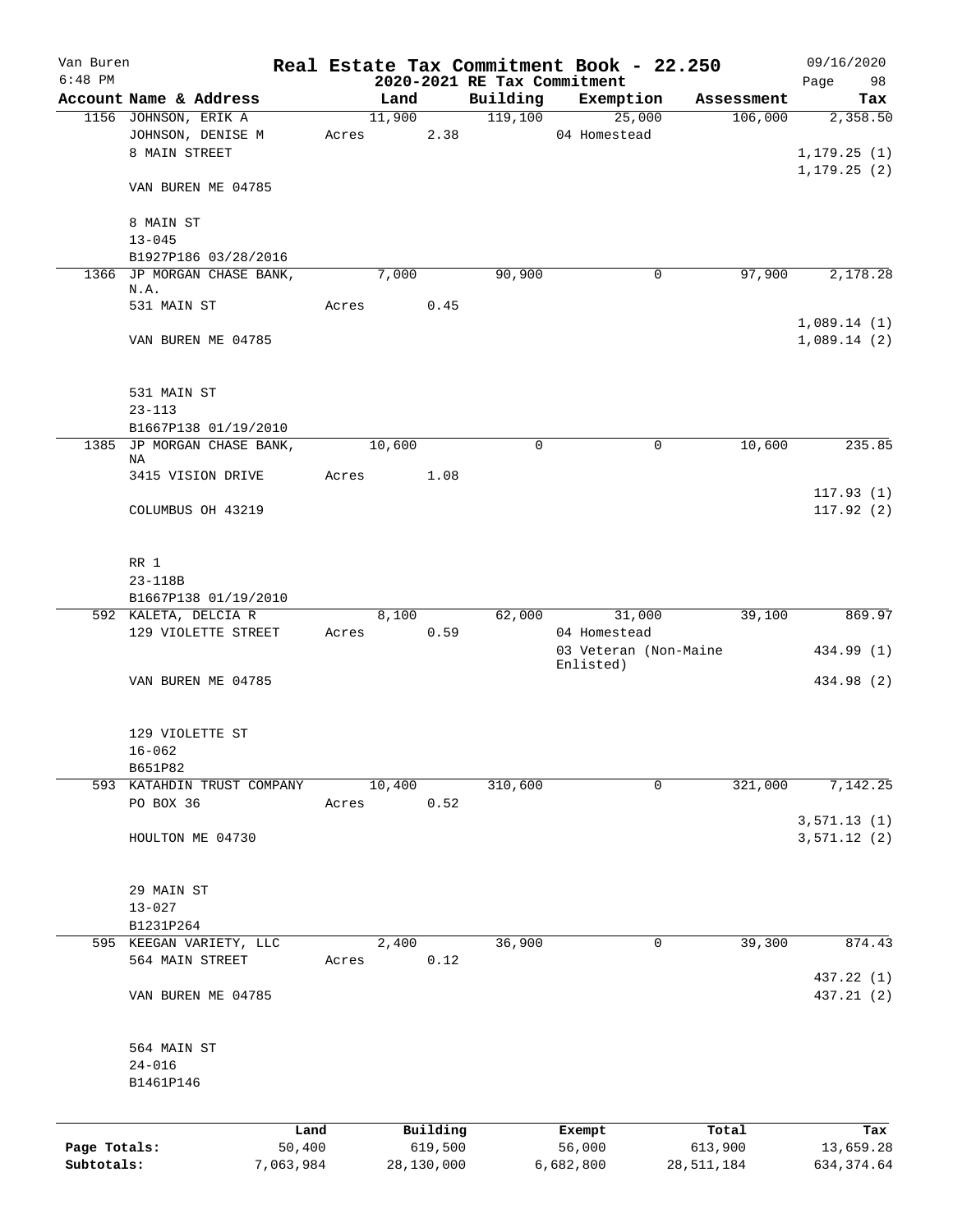# Real Estate Tax Commitment Book - 22.250

Van Buren
6:48 PM

2020-2021 RE Tax Commitment

09/16/2020
Page 98

| Account Name & Address | Land | Building | Exemption | Assessment | Tax |
|---|---|---|---|---|---|
| 1156 JOHNSON, ERIK A | 11,900 | 119,100 | 25,000 | 106,000 | 2,358.50 |
| JOHNSON, DENISE M | Acres 2.38 | | 04 Homestead | | |
| 8 MAIN STREET | | | | | 1,179.25 (1) |
| | | | | | 1,179.25 (2) |
| VAN BUREN ME 04785 | | | | | |
| 8 MAIN ST | | | | | |
| 13-045 | | | | | |
| B1927P186 03/28/2016 | | | | | |
| 1366 JP MORGAN CHASE BANK, N.A. | 7,000 | 90,900 | 0 | 97,900 | 2,178.28 |
| 531 MAIN ST | Acres 0.45 | | | | |
| | | | | | 1,089.14 (1) |
| VAN BUREN ME 04785 | | | | | 1,089.14 (2) |
| 531 MAIN ST | | | | | |
| 23-113 | | | | | |
| B1667P138 01/19/2010 | | | | | |
| 1385 JP MORGAN CHASE BANK, NA | 10,600 | 0 | 0 | 10,600 | 235.85 |
| 3415 VISION DRIVE | Acres 1.08 | | | | |
| | | | | | 117.93 (1) |
| COLUMBUS OH 43219 | | | | | 117.92 (2) |
| RR 1 | | | | | |
| 23-118B | | | | | |
| B1667P138 01/19/2010 | | | | | |
| 592 KALETA, DELCIA R | 8,100 | 62,000 | 31,000 | 39,100 | 869.97 |
| 129 VIOLETTE STREET | Acres 0.59 | | 04 Homestead | | |
| | | | 03 Veteran (Non-Maine Enlisted) | | 434.99 (1) |
| VAN BUREN ME 04785 | | | | | 434.98 (2) |
| 129 VIOLETTE ST | | | | | |
| 16-062 | | | | | |
| B651P82 | | | | | |
| 593 KATAHDIN TRUST COMPANY | 10,400 | 310,600 | 0 | 321,000 | 7,142.25 |
| PO BOX 36 | Acres 0.52 | | | | |
| | | | | | 3,571.13 (1) |
| HOULTON ME 04730 | | | | | 3,571.12 (2) |
| 29 MAIN ST | | | | | |
| 13-027 | | | | | |
| B1231P264 | | | | | |
| 595 KEEGAN VARIETY, LLC | 2,400 | 36,900 | 0 | 39,300 | 874.43 |
| 564 MAIN STREET | Acres 0.12 | | | | |
| | | | | | 437.22 (1) |
| VAN BUREN ME 04785 | | | | | 437.21 (2) |
| 564 MAIN ST | | | | | |
| 24-016 | | | | | |
| B1461P146 | | | | | |

| | Land | Building | Exempt | Total | Tax |
|---|---|---|---|---|---|
| Page Totals: | 50,400 | 619,500 | 56,000 | 613,900 | 13,659.28 |
| Subtotals: | 7,063,984 | 28,130,000 | 6,682,800 | 28,511,184 | 634,374.64 |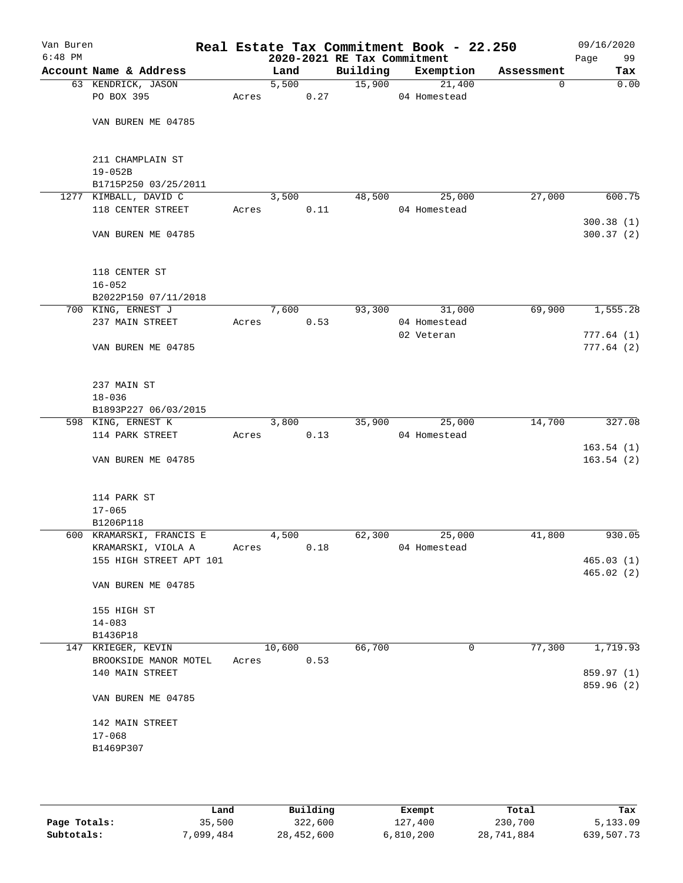Van Buren 6:48 PM

# Real Estate Tax Commitment Book - 22.250

## 2020-2021 RE Tax Commitment

09/16/2020 Page 99

| Account Name & Address | Land | Building | Exemption | Assessment | Tax |
|---|---|---|---|---|---|
| 63 KENDRICK, JASON | 5,500 | 15,900 | 21,400 | 0 | 0.00 |
| PO BOX 395 | Acres 0.27 | | 04 Homestead | | |
| VAN BUREN ME 04785 | | | | | |
| 211 CHAMPLAIN ST | | | | | |
| 19-052B | | | | | |
| B1715P250 03/25/2011 | | | | | |
| 1277 KIMBALL, DAVID C | 3,500 | 48,500 | 25,000 | 27,000 | 600.75 |
| 118 CENTER STREET | Acres 0.11 | | 04 Homestead | | 300.38 (1) |
| VAN BUREN ME 04785 | | | | | 300.37 (2) |
| 118 CENTER ST | | | | | |
| 16-052 | | | | | |
| B2022P150 07/11/2018 | | | | | |
| 700 KING, ERNEST J | 7,600 | 93,300 | 31,000 | 69,900 | 1,555.28 |
| 237 MAIN STREET | Acres 0.53 | | 04 Homestead | | |
| | | | 02 Veteran | | 777.64 (1) |
| VAN BUREN ME 04785 | | | | | 777.64 (2) |
| 237 MAIN ST | | | | | |
| 18-036 | | | | | |
| B1893P227 06/03/2015 | | | | | |
| 598 KING, ERNEST K | 3,800 | 35,900 | 25,000 | 14,700 | 327.08 |
| 114 PARK STREET | Acres 0.13 | | 04 Homestead | | 163.54 (1) |
| VAN BUREN ME 04785 | | | | | 163.54 (2) |
| 114 PARK ST | | | | | |
| 17-065 | | | | | |
| B1206P118 | | | | | |
| 600 KRAMARSKI, FRANCIS E | 4,500 | 62,300 | 25,000 | 41,800 | 930.05 |
| KRAMARSKI, VIOLA A | Acres 0.18 | | 04 Homestead | | |
| 155 HIGH STREET APT 101 | | | | | 465.03 (1) |
| | | | | | 465.02 (2) |
| VAN BUREN ME 04785 | | | | | |
| 155 HIGH ST | | | | | |
| 14-083 | | | | | |
| B1436P18 | | | | | |
| 147 KRIEGER, KEVIN | 10,600 | 66,700 | 0 | 77,300 | 1,719.93 |
| BROOKSIDE MANOR MOTEL | Acres 0.53 | | | | |
| 140 MAIN STREET | | | | | 859.97 (1) |
| | | | | | 859.96 (2) |
| VAN BUREN ME 04785 | | | | | |
| 142 MAIN STREET | | | | | |
| 17-068 | | | | | |
| B1469P307 | | | | | |

| | Land | Building | Exempt | Total | Tax |
|---|---|---|---|---|---|
| Page Totals: | 35,500 | 322,600 | 127,400 | 230,700 | 5,133.09 |
| Subtotals: | 7,099,484 | 28,452,600 | 6,810,200 | 28,741,884 | 639,507.73 |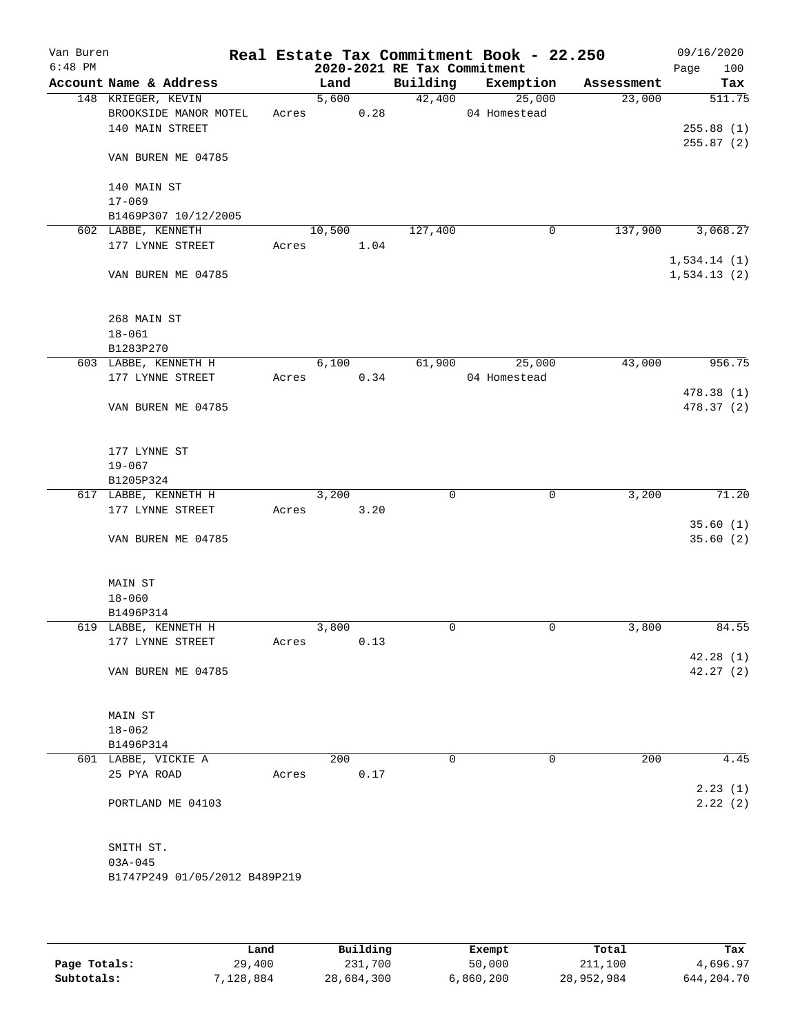# Real Estate Tax Commitment Book - 22.250

Van Buren
6:48 PM

2020-2021 RE Tax Commitment

09/16/2020

| Account Name & Address | Land | Building | Exemption | Assessment | Tax |
|---|---|---|---|---|---|
| 148 KRIEGER, KEVIN | 5,600 | 42,400 | 25,000 | 23,000 | 511.75 |
| BROOKSIDE MANOR MOTEL | Acres 0.28 | | 04 Homestead | | |
| 140 MAIN STREET | | | | | 255.88 (1) |
| | | | | | 255.87 (2) |
| VAN BUREN ME 04785 | | | | | |
| 140 MAIN ST | | | | | |
| 17-069 | | | | | |
| B1469P307 10/12/2005 | | | | | |
| 602 LABBE, KENNETH | 10,500 | 127,400 | 0 | 137,900 | 3,068.27 |
| 177 LYNNE STREET | Acres 1.04 | | | | |
| | | | | | 1,534.14 (1) |
| VAN BUREN ME 04785 | | | | | 1,534.13 (2) |
| 268 MAIN ST | | | | | |
| 18-061 | | | | | |
| B1283P270 | | | | | |
| 603 LABBE, KENNETH H | 6,100 | 61,900 | 25,000 | 43,000 | 956.75 |
| 177 LYNNE STREET | Acres 0.34 | | 04 Homestead | | |
| | | | | | 478.38 (1) |
| VAN BUREN ME 04785 | | | | | 478.37 (2) |
| 177 LYNNE ST | | | | | |
| 19-067 | | | | | |
| B1205P324 | | | | | |
| 617 LABBE, KENNETH H | 3,200 | 0 | 0 | 3,200 | 71.20 |
| 177 LYNNE STREET | Acres 3.20 | | | | |
| | | | | | 35.60 (1) |
| VAN BUREN ME 04785 | | | | | 35.60 (2) |
| MAIN ST | | | | | |
| 18-060 | | | | | |
| B1496P314 | | | | | |
| 619 LABBE, KENNETH H | 3,800 | 0 | 0 | 3,800 | 84.55 |
| 177 LYNNE STREET | Acres 0.13 | | | | |
| | | | | | 42.28 (1) |
| VAN BUREN ME 04785 | | | | | 42.27 (2) |
| MAIN ST | | | | | |
| 18-062 | | | | | |
| B1496P314 | | | | | |
| 601 LABBE, VICKIE A | 200 | 0 | 0 | 200 | 4.45 |
| 25 PYA ROAD | Acres 0.17 | | | | |
| | | | | | 2.23 (1) |
| PORTLAND ME 04103 | | | | | 2.22 (2) |
| SMITH ST. | | | | | |
| 03A-045 | | | | | |
| B1747P249 01/05/2012 B489P219 | | | | | |

| | Land | Building | Exempt | Total | Tax |
|---|---|---|---|---|---|
| Page Totals: | 29,400 | 231,700 | 50,000 | 211,100 | 4,696.97 |
| Subtotals: | 7,128,884 | 28,684,300 | 6,860,200 | 28,952,984 | 644,204.70 |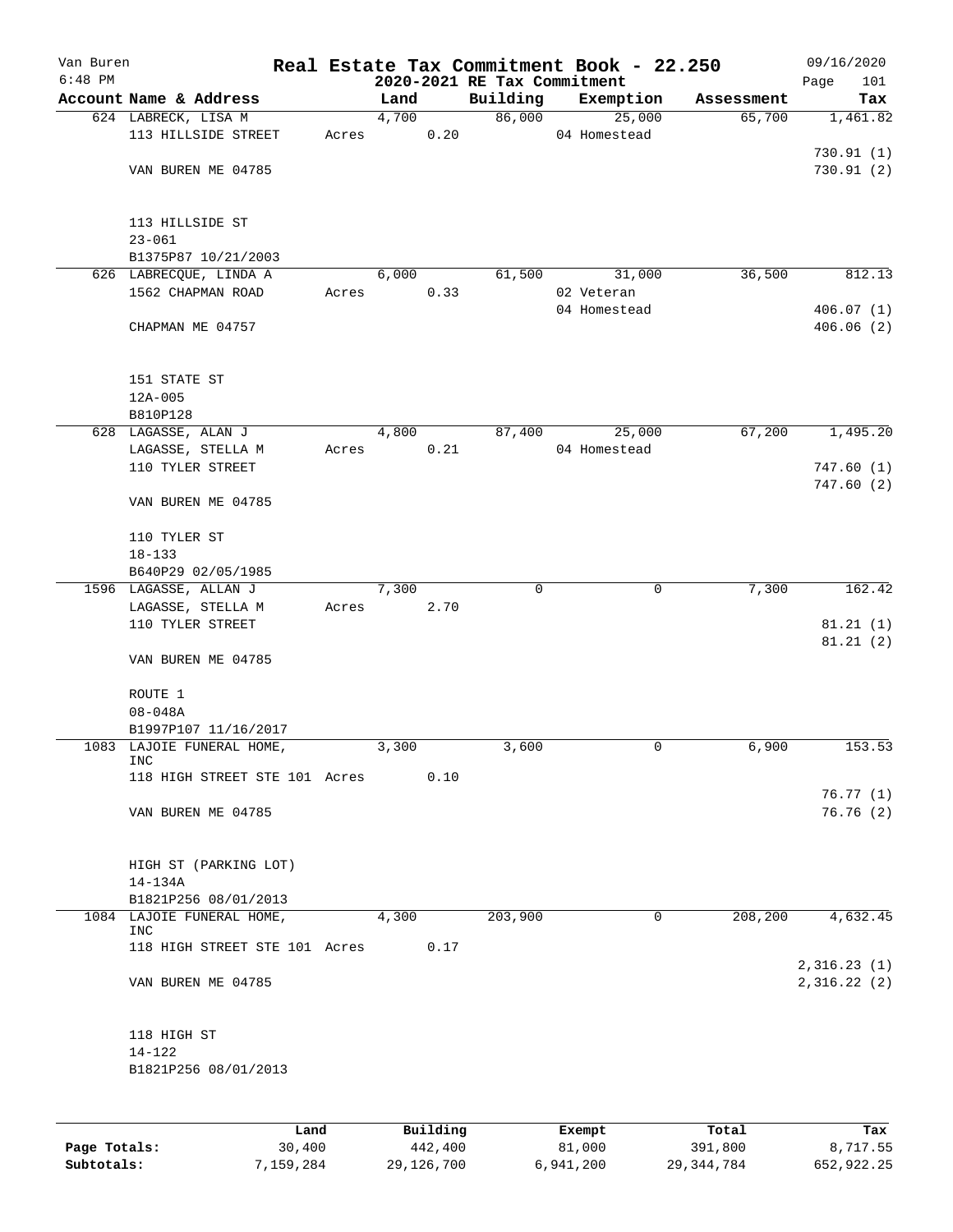Van Buren
6:48 PM

# Real Estate Tax Commitment Book - 22.250

## 2020-2021 RE Tax Commitment

09/16/2020

| Account Name & Address | | Land | Building | Exemption | Assessment | Tax |
|---|---|---|---|---|---|---|
| 624 LABRECK, LISA M | | 4,700 | 86,000 | 25,000 | 65,700 | 1,461.82 |
| 113 HILLSIDE STREET | Acres | 0.20 | | 04 Homestead | | |
| | | | | | | 730.91 (1) |
| VAN BUREN ME 04785 | | | | | | 730.91 (2) |
| 113 HILLSIDE ST | | | | | | |
| 23-061 | | | | | | |
| B1375P87 10/21/2003 | | | | | | |
| 626 LABRECQUE, LINDA A | | 6,000 | 61,500 | 31,000 | 36,500 | 812.13 |
| 1562 CHAPMAN ROAD | Acres | 0.33 | | 02 Veteran | | |
| | | | | 04 Homestead | | 406.07 (1) |
| CHAPMAN ME 04757 | | | | | | 406.06 (2) |
| 151 STATE ST | | | | | | |
| 12A-005 | | | | | | |
| B810P128 | | | | | | |
| 628 LAGASSE, ALAN J | | 4,800 | 87,400 | 25,000 | 67,200 | 1,495.20 |
| LAGASSE, STELLA M | Acres | 0.21 | | 04 Homestead | | |
| 110 TYLER STREET | | | | | | 747.60 (1) |
| | | | | | | 747.60 (2) |
| VAN BUREN ME 04785 | | | | | | |
| 110 TYLER ST | | | | | | |
| 18-133 | | | | | | |
| B640P29 02/05/1985 | | | | | | |
| 1596 LAGASSE, ALLAN J | | 7,300 | 0 | 0 | 7,300 | 162.42 |
| LAGASSE, STELLA M | Acres | 2.70 | | | | |
| 110 TYLER STREET | | | | | | 81.21 (1) |
| | | | | | | 81.21 (2) |
| VAN BUREN ME 04785 | | | | | | |
| ROUTE 1 | | | | | | |
| 08-048A | | | | | | |
| B1997P107 11/16/2017 | | | | | | |
| 1083 LAJOIE FUNERAL HOME, INC | | 3,300 | 3,600 | 0 | 6,900 | 153.53 |
| 118 HIGH STREET STE 101 | Acres | 0.10 | | | | |
| | | | | | | 76.77 (1) |
| VAN BUREN ME 04785 | | | | | | 76.76 (2) |
| HIGH ST (PARKING LOT) | | | | | | |
| 14-134A | | | | | | |
| B1821P256 08/01/2013 | | | | | | |
| 1084 LAJOIE FUNERAL HOME, INC | | 4,300 | 203,900 | 0 | 208,200 | 4,632.45 |
| 118 HIGH STREET STE 101 | Acres | 0.17 | | | | |
| | | | | | | 2,316.23 (1) |
| VAN BUREN ME 04785 | | | | | | 2,316.22 (2) |
| 118 HIGH ST | | | | | | |
| 14-122 | | | | | | |
| B1821P256 08/01/2013 | | | | | | |

| | Land | Building | Exempt | Total | Tax |
|---|---|---|---|---|---|
| Page Totals: | 30,400 | 442,400 | 81,000 | 391,800 | 8,717.55 |
| Subtotals: | 7,159,284 | 29,126,700 | 6,941,200 | 29,344,784 | 652,922.25 |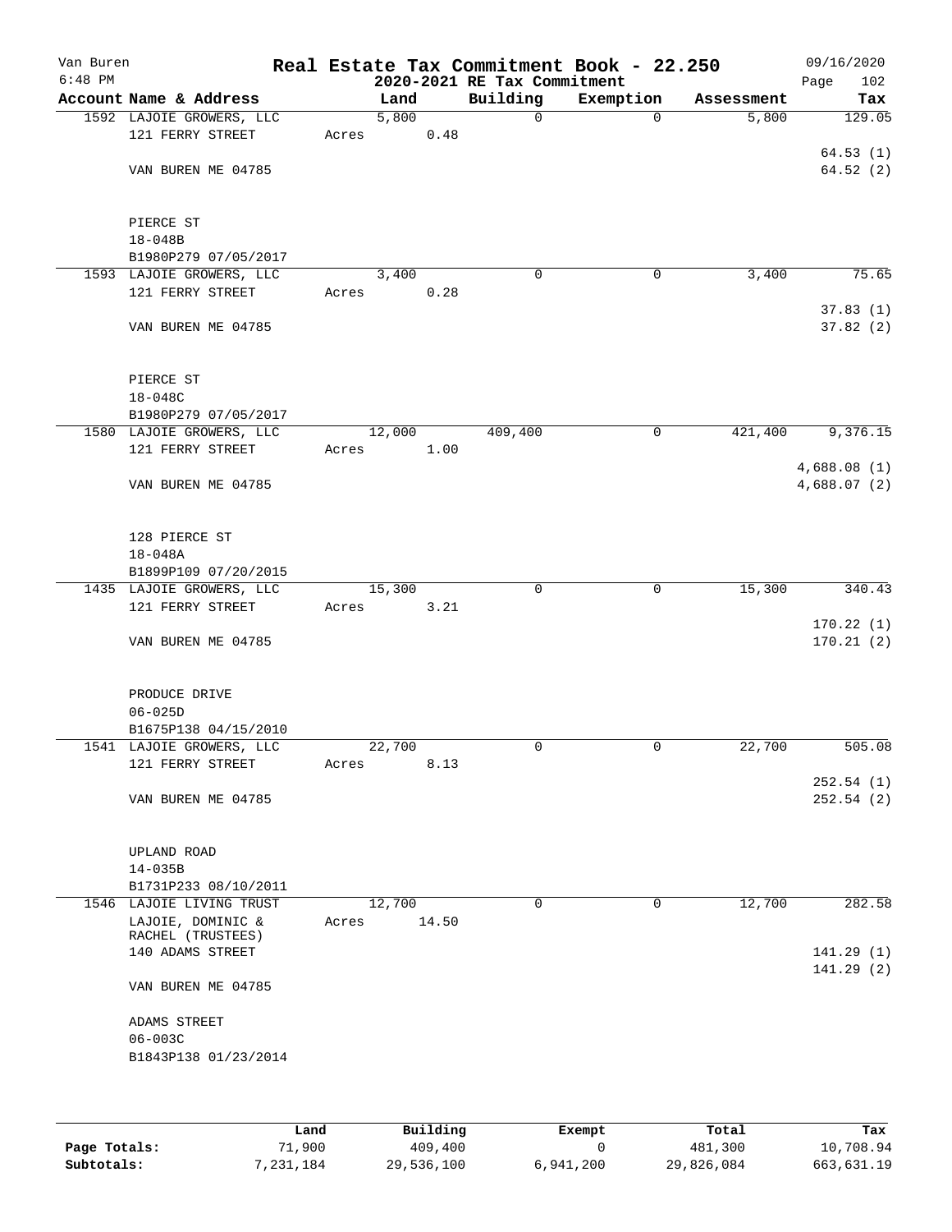Van Buren
6:48 PM

# Real Estate Tax Commitment Book - 22.250

## 2020-2021 RE Tax Commitment

09/16/2020

| Account Name & Address | Land | Building | Exemption | Assessment | Tax |
|---|---|---|---|---|---|
| 1592 LAJOIE GROWERS, LLC | 5,800 | 0 | 0 | 5,800 | 129.05 |
| 121 FERRY STREET | Acres 0.48 | | | | |
| | | | | | 64.53 (1) |
| VAN BUREN ME 04785 | | | | | 64.52 (2) |
| PIERCE ST | | | | | |
| 18-048B | | | | | |
| B1980P279 07/05/2017 | | | | | |
| 1593 LAJOIE GROWERS, LLC | 3,400 | 0 | 0 | 3,400 | 75.65 |
| 121 FERRY STREET | Acres 0.28 | | | | |
| | | | | | 37.83 (1) |
| VAN BUREN ME 04785 | | | | | 37.82 (2) |
| PIERCE ST | | | | | |
| 18-048C | | | | | |
| B1980P279 07/05/2017 | | | | | |
| 1580 LAJOIE GROWERS, LLC | 12,000 | 409,400 | 0 | 421,400 | 9,376.15 |
| 121 FERRY STREET | Acres 1.00 | | | | |
| | | | | | 4,688.08 (1) |
| VAN BUREN ME 04785 | | | | | 4,688.07 (2) |
| 128 PIERCE ST | | | | | |
| 18-048A | | | | | |
| B1899P109 07/20/2015 | | | | | |
| 1435 LAJOIE GROWERS, LLC | 15,300 | 0 | 0 | 15,300 | 340.43 |
| 121 FERRY STREET | Acres 3.21 | | | | |
| | | | | | 170.22 (1) |
| VAN BUREN ME 04785 | | | | | 170.21 (2) |
| PRODUCE DRIVE | | | | | |
| 06-025D | | | | | |
| B1675P138 04/15/2010 | | | | | |
| 1541 LAJOIE GROWERS, LLC | 22,700 | 0 | 0 | 22,700 | 505.08 |
| 121 FERRY STREET | Acres 8.13 | | | | |
| | | | | | 252.54 (1) |
| VAN BUREN ME 04785 | | | | | 252.54 (2) |
| UPLAND ROAD | | | | | |
| 14-035B | | | | | |
| B1731P233 08/10/2011 | | | | | |
| 1546 LAJOIE LIVING TRUST | 12,700 | 0 | 0 | 12,700 | 282.58 |
| LAJOIE, DOMINIC & RACHEL (TRUSTEES) | Acres 14.50 | | | | |
| 140 ADAMS STREET | | | | | 141.29 (1) |
| | | | | | 141.29 (2) |
| VAN BUREN ME 04785 | | | | | |
| ADAMS STREET | | | | | |
| 06-003C | | | | | |
| B1843P138 01/23/2014 | | | | | |

| | Land | Building | Exempt | Total | Tax |
|---|---|---|---|---|---|
| **Page Totals:** | 71,900 | 409,400 | 0 | 481,300 | 10,708.94 |
| **Subtotals:** | 7,231,184 | 29,536,100 | 6,941,200 | 29,826,084 | 663,631.19 |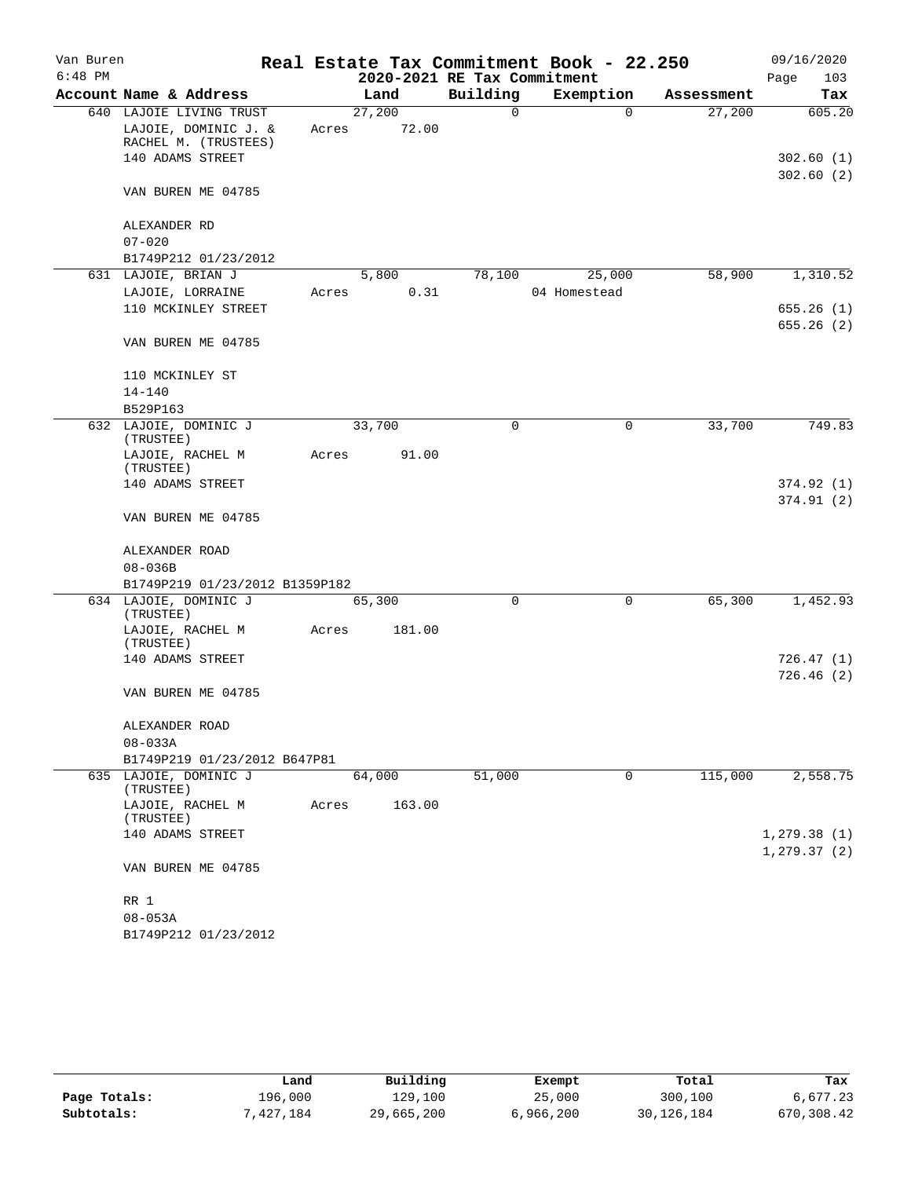# Van Buren — Real Estate Tax Commitment Book - 22.250

**2020-2021 RE Tax Commitment**

6:48 PM — 09/16/2020

| Account Name & Address | Land | Building | Exemption | Assessment | Tax |
|---|---|---|---|---|---|
| 640 LAJOIE LIVING TRUST | 27,200 | 0 | 0 | 27,200 | 605.20 |
| LAJOIE, DOMINIC J. & RACHEL M. (TRUSTEES) | Acres 72.00 | | | | |
| 140 ADAMS STREET | | | | | 302.60 (1) |
| | | | | | 302.60 (2) |
| VAN BUREN ME 04785 | | | | | |
| ALEXANDER RD | | | | | |
| 07-020 | | | | | |
| B1749P212 01/23/2012 | | | | | |
| 631 LAJOIE, BRIAN J | 5,800 | 78,100 | 25,000 | 58,900 | 1,310.52 |
| LAJOIE, LORRAINE | Acres 0.31 | | 04 Homestead | | |
| 110 MCKINLEY STREET | | | | | 655.26 (1) |
| | | | | | 655.26 (2) |
| VAN BUREN ME 04785 | | | | | |
| 110 MCKINLEY ST | | | | | |
| 14-140 | | | | | |
| B529P163 | | | | | |
| 632 LAJOIE, DOMINIC J (TRUSTEE) | 33,700 | 0 | 0 | 33,700 | 749.83 |
| LAJOIE, RACHEL M (TRUSTEE) | Acres 91.00 | | | | |
| 140 ADAMS STREET | | | | | 374.92 (1) |
| | | | | | 374.91 (2) |
| VAN BUREN ME 04785 | | | | | |
| ALEXANDER ROAD | | | | | |
| 08-036B | | | | | |
| B1749P219 01/23/2012 B1359P182 | | | | | |
| 634 LAJOIE, DOMINIC J (TRUSTEE) | 65,300 | 0 | 0 | 65,300 | 1,452.93 |
| LAJOIE, RACHEL M (TRUSTEE) | Acres 181.00 | | | | |
| 140 ADAMS STREET | | | | | 726.47 (1) |
| | | | | | 726.46 (2) |
| VAN BUREN ME 04785 | | | | | |
| ALEXANDER ROAD | | | | | |
| 08-033A | | | | | |
| B1749P219 01/23/2012 B647P81 | | | | | |
| 635 LAJOIE, DOMINIC J (TRUSTEE) | 64,000 | 51,000 | 0 | 115,000 | 2,558.75 |
| LAJOIE, RACHEL M (TRUSTEE) | Acres 163.00 | | | | |
| 140 ADAMS STREET | | | | | 1,279.38 (1) |
| | | | | | 1,279.37 (2) |
| VAN BUREN ME 04785 | | | | | |
| RR 1 | | | | | |
| 08-053A | | | | | |
| B1749P212 01/23/2012 | | | | | |

| | Land | Building | Exempt | Total | Tax |
|---|---|---|---|---|---|
| Page Totals: | 196,000 | 129,100 | 25,000 | 300,100 | 6,677.23 |
| Subtotals: | 7,427,184 | 29,665,200 | 6,966,200 | 30,126,184 | 670,308.42 |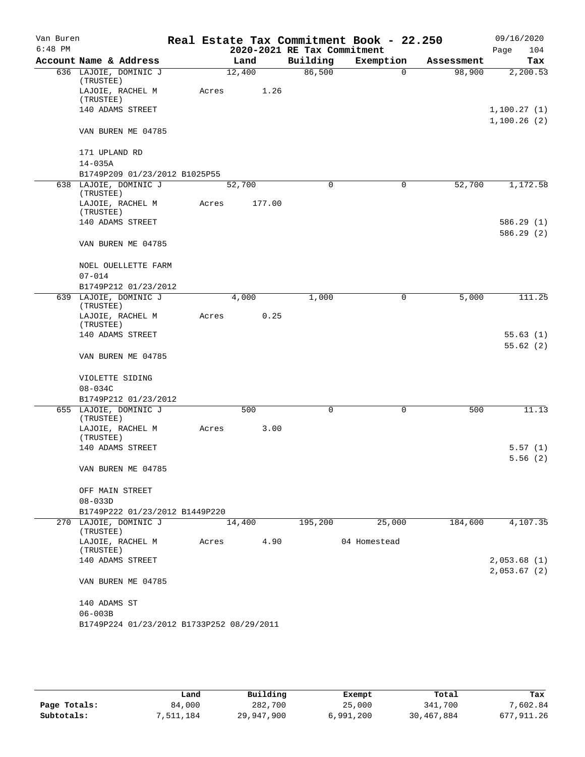Van Buren 6:48 PM

# Real Estate Tax Commitment Book - 22.250

## 2020-2021 RE Tax Commitment

09/16/2020

| Account Name & Address | Land | Building | Exemption | Assessment | Tax |
|---|---|---|---|---|---|
| 636 LAJOIE, DOMINIC J (TRUSTEE) | 12,400 | 86,500 | 0 | 98,900 | 2,200.53 |
| LAJOIE, RACHEL M (TRUSTEE) | Acres 1.26 | | | | |
| 140 ADAMS STREET | | | | | 1,100.27 (1) |
| | | | | | 1,100.26 (2) |
| VAN BUREN ME 04785 | | | | | |
| 171 UPLAND RD | | | | | |
| 14-035A | | | | | |
| B1749P209 01/23/2012 B1025P55 | | | | | |
| 638 LAJOIE, DOMINIC J (TRUSTEE) | 52,700 | 0 | 0 | 52,700 | 1,172.58 |
| LAJOIE, RACHEL M (TRUSTEE) | Acres 177.00 | | | | |
| 140 ADAMS STREET | | | | | 586.29 (1) |
| | | | | | 586.29 (2) |
| VAN BUREN ME 04785 | | | | | |
| NOEL OUELLETTE FARM | | | | | |
| 07-014 | | | | | |
| B1749P212 01/23/2012 | | | | | |
| 639 LAJOIE, DOMINIC J (TRUSTEE) | 4,000 | 1,000 | 0 | 5,000 | 111.25 |
| LAJOIE, RACHEL M (TRUSTEE) | Acres 0.25 | | | | |
| 140 ADAMS STREET | | | | | 55.63 (1) |
| | | | | | 55.62 (2) |
| VAN BUREN ME 04785 | | | | | |
| VIOLETTE SIDING | | | | | |
| 08-034C | | | | | |
| B1749P212 01/23/2012 | | | | | |
| 655 LAJOIE, DOMINIC J (TRUSTEE) | 500 | 0 | 0 | 500 | 11.13 |
| LAJOIE, RACHEL M (TRUSTEE) | Acres 3.00 | | | | |
| 140 ADAMS STREET | | | | | 5.57 (1) |
| | | | | | 5.56 (2) |
| VAN BUREN ME 04785 | | | | | |
| OFF MAIN STREET | | | | | |
| 08-033D | | | | | |
| B1749P222 01/23/2012 B1449P220 | | | | | |
| 270 LAJOIE, DOMINIC J (TRUSTEE) | 14,400 | 195,200 | 25,000 | 184,600 | 4,107.35 |
| LAJOIE, RACHEL M (TRUSTEE) | Acres 4.90 | | 04 Homestead | | |
| 140 ADAMS STREET | | | | | 2,053.68 (1) |
| | | | | | 2,053.67 (2) |
| VAN BUREN ME 04785 | | | | | |
| 140 ADAMS ST | | | | | |
| 06-003B | | | | | |
| B1749P224 01/23/2012 B1733P252 08/29/2011 | | | | | |

| | Land | Building | Exempt | Total | Tax |
|---|---|---|---|---|---|
| Page Totals: | 84,000 | 282,700 | 25,000 | 341,700 | 7,602.84 |
| Subtotals: | 7,511,184 | 29,947,900 | 6,991,200 | 30,467,884 | 677,911.26 |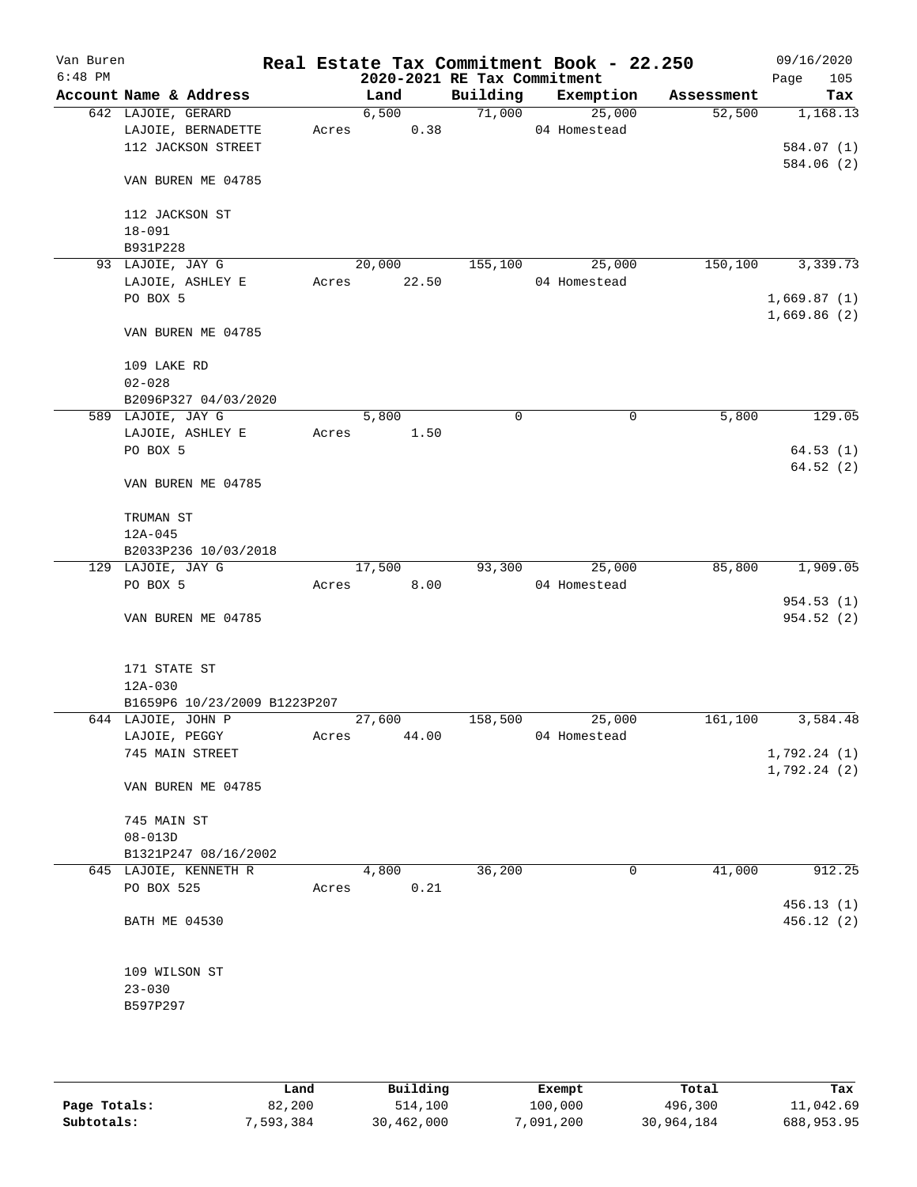Van Buren 6:48 PM

# Real Estate Tax Commitment Book - 22.250

## 2020-2021 RE Tax Commitment

09/16/2020 Page 105

| Account Name & Address | Land | Building | Exemption | Assessment | Tax |
|---|---|---|---|---|---|
| 642 LAJOIE, GERARD | 6,500 | 71,000 | 25,000 | 52,500 | 1,168.13 |
| LAJOIE, BERNADETTE | Acres 0.38 | | 04 Homestead | | |
| 112 JACKSON STREET | | | | | 584.07 (1) |
| | | | | | 584.06 (2) |
| VAN BUREN ME 04785 | | | | | |
| 112 JACKSON ST | | | | | |
| 18-091 | | | | | |
| B931P228 | | | | | |
| 93 LAJOIE, JAY G | 20,000 | 155,100 | 25,000 | 150,100 | 3,339.73 |
| LAJOIE, ASHLEY E | Acres 22.50 | | 04 Homestead | | |
| PO BOX 5 | | | | | 1,669.87 (1) |
| | | | | | 1,669.86 (2) |
| VAN BUREN ME 04785 | | | | | |
| 109 LAKE RD | | | | | |
| 02-028 | | | | | |
| B2096P327 04/03/2020 | | | | | |
| 589 LAJOIE, JAY G | 5,800 | 0 | 0 | 5,800 | 129.05 |
| LAJOIE, ASHLEY E | Acres 1.50 | | | | |
| PO BOX 5 | | | | | 64.53 (1) |
| | | | | | 64.52 (2) |
| VAN BUREN ME 04785 | | | | | |
| TRUMAN ST | | | | | |
| 12A-045 | | | | | |
| B2033P236 10/03/2018 | | | | | |
| 129 LAJOIE, JAY G | 17,500 | 93,300 | 25,000 | 85,800 | 1,909.05 |
| PO BOX 5 | Acres 8.00 | | 04 Homestead | | |
| | | | | | 954.53 (1) |
| VAN BUREN ME 04785 | | | | | 954.52 (2) |
| 171 STATE ST | | | | | |
| 12A-030 | | | | | |
| B1659P6 10/23/2009 B1223P207 | | | | | |
| 644 LAJOIE, JOHN P | 27,600 | 158,500 | 25,000 | 161,100 | 3,584.48 |
| LAJOIE, PEGGY | Acres 44.00 | | 04 Homestead | | |
| 745 MAIN STREET | | | | | 1,792.24 (1) |
| | | | | | 1,792.24 (2) |
| VAN BUREN ME 04785 | | | | | |
| 745 MAIN ST | | | | | |
| 08-013D | | | | | |
| B1321P247 08/16/2002 | | | | | |
| 645 LAJOIE, KENNETH R | 4,800 | 36,200 | 0 | 41,000 | 912.25 |
| PO BOX 525 | Acres 0.21 | | | | |
| | | | | | 456.13 (1) |
| BATH ME 04530 | | | | | 456.12 (2) |
| 109 WILSON ST | | | | | |
| 23-030 | | | | | |
| B597P297 | | | | | |

| | Land | Building | Exempt | Total | Tax |
|---|---|---|---|---|---|
| Page Totals: | 82,200 | 514,100 | 100,000 | 496,300 | 11,042.69 |
| Subtotals: | 7,593,384 | 30,462,000 | 7,091,200 | 30,964,184 | 688,953.95 |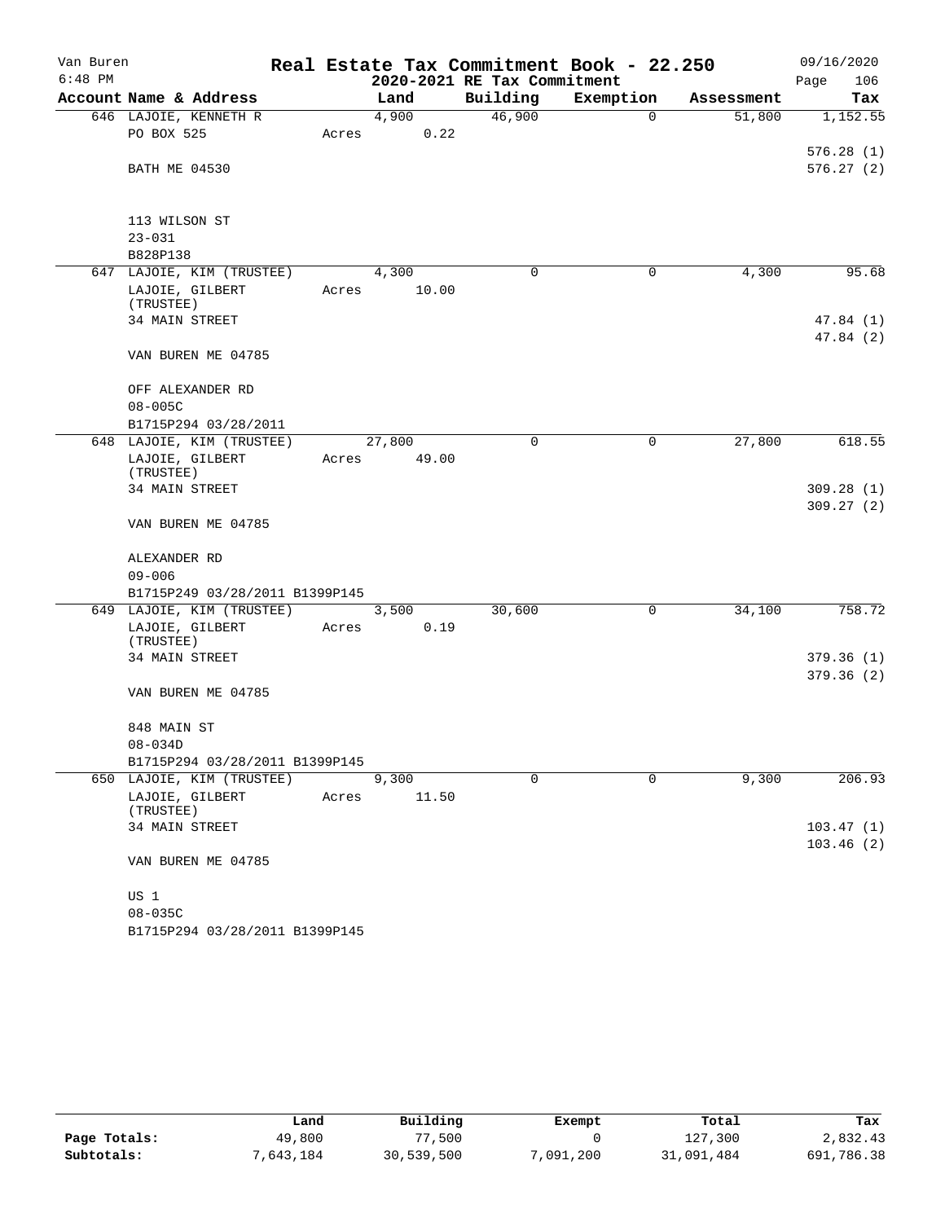Van Buren
6:48 PM

# Real Estate Tax Commitment Book - 22.250
## 2020-2021 RE Tax Commitment

09/16/2020

| Account Name & Address | Land | Building | Exemption | Assessment | Tax |
|---|---|---|---|---|---|
| 646 LAJOIE, KENNETH R | 4,900 | 46,900 | 0 | 51,800 | 1,152.55 |
| PO BOX 525 | Acres 0.22 | | | | |
| | | | | | 576.28 (1) |
| BATH ME 04530 | | | | | 576.27 (2) |
| 113 WILSON ST | | | | | |
| 23-031 | | | | | |
| B828P138 | | | | | |
| 647 LAJOIE, KIM (TRUSTEE) | 4,300 | 0 | 0 | 4,300 | 95.68 |
| LAJOIE, GILBERT (TRUSTEE) | Acres 10.00 | | | | |
| 34 MAIN STREET | | | | | 47.84 (1) |
| | | | | | 47.84 (2) |
| VAN BUREN ME 04785 | | | | | |
| OFF ALEXANDER RD | | | | | |
| 08-005C | | | | | |
| B1715P294 03/28/2011 | | | | | |
| 648 LAJOIE, KIM (TRUSTEE) | 27,800 | 0 | 0 | 27,800 | 618.55 |
| LAJOIE, GILBERT (TRUSTEE) | Acres 49.00 | | | | |
| 34 MAIN STREET | | | | | 309.28 (1) |
| | | | | | 309.27 (2) |
| VAN BUREN ME 04785 | | | | | |
| ALEXANDER RD | | | | | |
| 09-006 | | | | | |
| B1715P249 03/28/2011 B1399P145 | | | | | |
| 649 LAJOIE, KIM (TRUSTEE) | 3,500 | 30,600 | 0 | 34,100 | 758.72 |
| LAJOIE, GILBERT (TRUSTEE) | Acres 0.19 | | | | |
| 34 MAIN STREET | | | | | 379.36 (1) |
| | | | | | 379.36 (2) |
| VAN BUREN ME 04785 | | | | | |
| 848 MAIN ST | | | | | |
| 08-034D | | | | | |
| B1715P294 03/28/2011 B1399P145 | | | | | |
| 650 LAJOIE, KIM (TRUSTEE) | 9,300 | 0 | 0 | 9,300 | 206.93 |
| LAJOIE, GILBERT (TRUSTEE) | Acres 11.50 | | | | |
| 34 MAIN STREET | | | | | 103.47 (1) |
| | | | | | 103.46 (2) |
| VAN BUREN ME 04785 | | | | | |
| US 1 | | | | | |
| 08-035C | | | | | |
| B1715P294 03/28/2011 B1399P145 | | | | | |

| | Land | Building | Exempt | Total | Tax |
|---|---|---|---|---|---|
| Page Totals: | 49,800 | 77,500 | 0 | 127,300 | 2,832.43 |
| Subtotals: | 7,643,184 | 30,539,500 | 7,091,200 | 31,091,484 | 691,786.38 |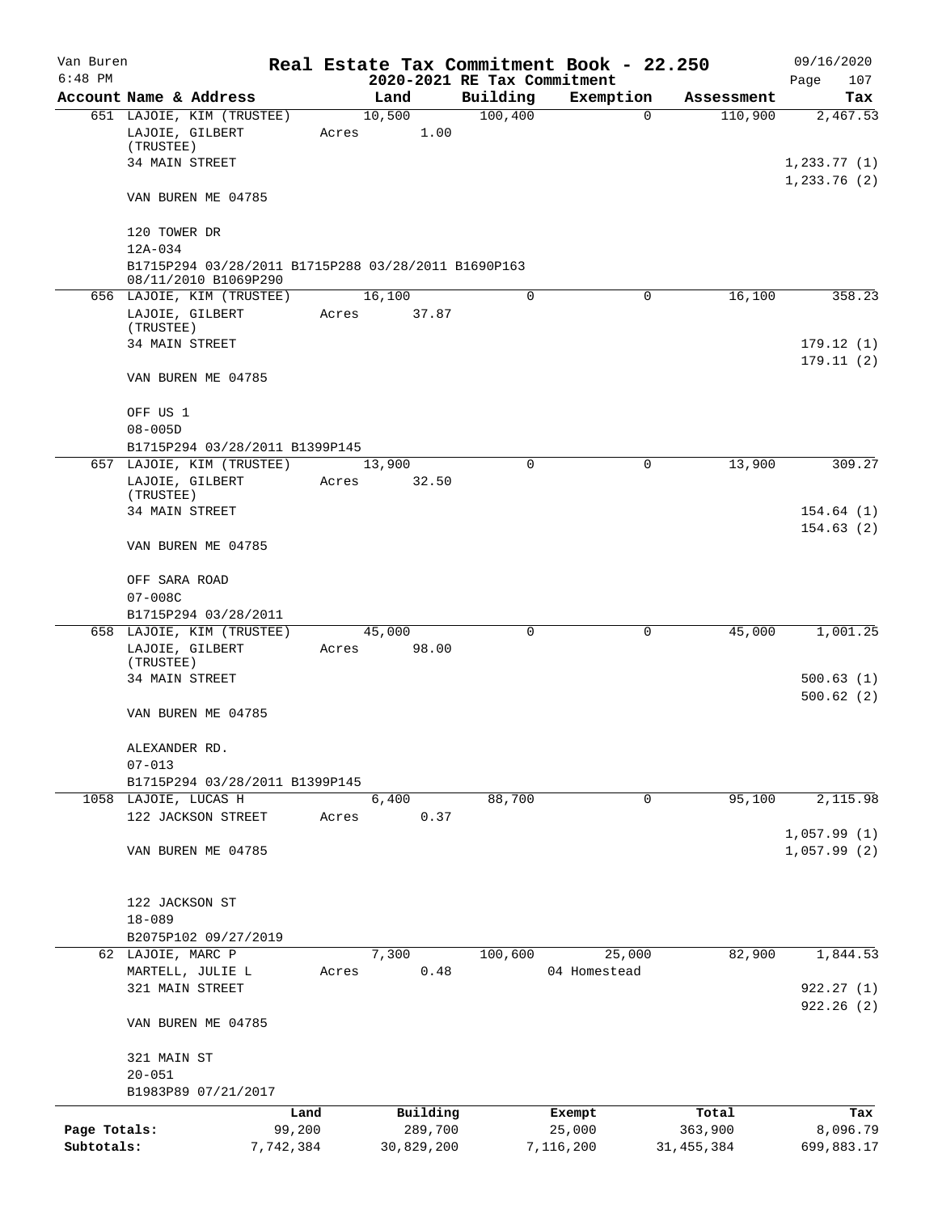Van Buren
6:48 PM

# Real Estate Tax Commitment Book - 22.250

## 2020-2021 RE Tax Commitment

09/16/2020

| Account Name & Address | Land | Building | Exemption | Assessment | Tax |
|---|---|---|---|---|---|
| 651 LAJOIE, KIM (TRUSTEE) | 10,500 | 100,400 | 0 | 110,900 | 2,467.53 |
| LAJOIE, GILBERT (TRUSTEE) | Acres 1.00 | | | | |
| 34 MAIN STREET | | | | | 1,233.77 (1) |
| | | | | | 1,233.76 (2) |
| VAN BUREN ME 04785 | | | | | |
| 120 TOWER DR | | | | | |
| 12A-034 | | | | | |
| B1715P294 03/28/2011 B1715P288 03/28/2011 B1690P163 08/11/2010 B1069P290 | | | | | |
| 656 LAJOIE, KIM (TRUSTEE) | 16,100 | 0 | 0 | 16,100 | 358.23 |
| LAJOIE, GILBERT (TRUSTEE) | Acres 37.87 | | | | |
| 34 MAIN STREET | | | | | 179.12 (1) |
| | | | | | 179.11 (2) |
| VAN BUREN ME 04785 | | | | | |
| OFF US 1 | | | | | |
| 08-005D | | | | | |
| B1715P294 03/28/2011 B1399P145 | | | | | |
| 657 LAJOIE, KIM (TRUSTEE) | 13,900 | 0 | 0 | 13,900 | 309.27 |
| LAJOIE, GILBERT (TRUSTEE) | Acres 32.50 | | | | |
| 34 MAIN STREET | | | | | 154.64 (1) |
| | | | | | 154.63 (2) |
| VAN BUREN ME 04785 | | | | | |
| OFF SARA ROAD | | | | | |
| 07-008C | | | | | |
| B1715P294 03/28/2011 | | | | | |
| 658 LAJOIE, KIM (TRUSTEE) | 45,000 | 0 | 0 | 45,000 | 1,001.25 |
| LAJOIE, GILBERT (TRUSTEE) | Acres 98.00 | | | | |
| 34 MAIN STREET | | | | | 500.63 (1) |
| | | | | | 500.62 (2) |
| VAN BUREN ME 04785 | | | | | |
| ALEXANDER RD. | | | | | |
| 07-013 | | | | | |
| B1715P294 03/28/2011 B1399P145 | | | | | |
| 1058 LAJOIE, LUCAS H | 6,400 | 88,700 | 0 | 95,100 | 2,115.98 |
| 122 JACKSON STREET | Acres 0.37 | | | | |
| | | | | | 1,057.99 (1) |
| VAN BUREN ME 04785 | | | | | 1,057.99 (2) |
| 122 JACKSON ST | | | | | |
| 18-089 | | | | | |
| B2075P102 09/27/2019 | | | | | |
| 62 LAJOIE, MARC P | 7,300 | 100,600 | 25,000 | 82,900 | 1,844.53 |
| MARTELL, JULIE L | Acres 0.48 | | 04 Homestead | | |
| 321 MAIN STREET | | | | | 922.27 (1) |
| | | | | | 922.26 (2) |
| VAN BUREN ME 04785 | | | | | |
| 321 MAIN ST | | | | | |
| 20-051 | | | | | |
| B1983P89 07/21/2017 | | | | | |

| | Land | Building | Exempt | Total | Tax |
|---|---|---|---|---|---|
| Page Totals: | 99,200 | 289,700 | 25,000 | 363,900 | 8,096.79 |
| Subtotals: | 7,742,384 | 30,829,200 | 7,116,200 | 31,455,384 | 699,883.17 |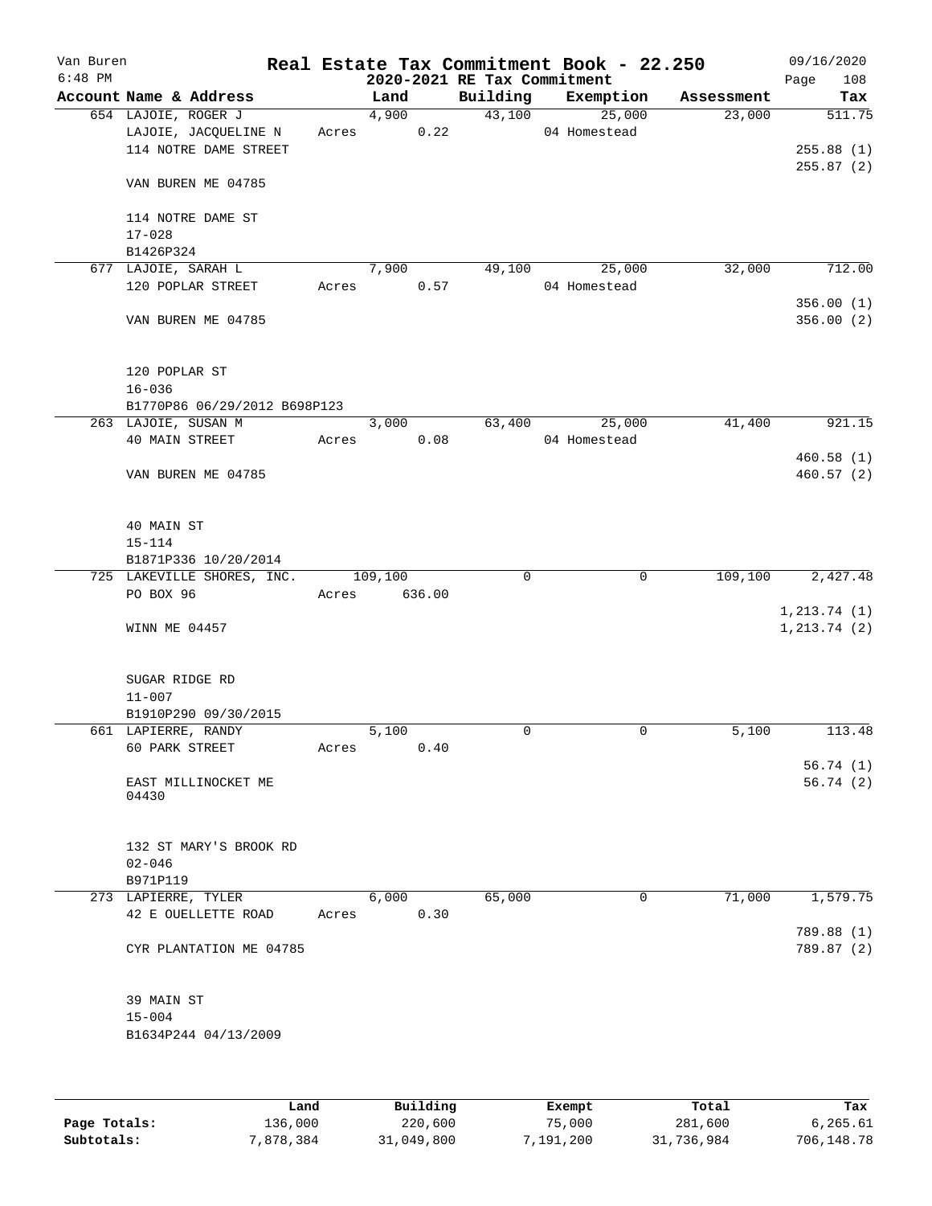Van Buren
6:48 PM

# Real Estate Tax Commitment Book - 22.250
## 2020-2021 RE Tax Commitment

09/16/2020
Page 108

| Account | Name & Address | | Land | Building | Exemption | Assessment | Tax |
|---|---|---|---|---|---|---|---|
| 654 | LAJOIE, ROGER J | | 4,900 | 43,100 | 25,000 | 23,000 | 511.75 |
| | LAJOIE, JACQUELINE N | Acres | 0.22 | | 04 Homestead | | |
| | 114 NOTRE DAME STREET | | | | | | 255.88 (1) |
| | | | | | | | 255.87 (2) |
| | VAN BUREN ME 04785 | | | | | | |
| | 114 NOTRE DAME ST | | | | | | |
| | 17-028 | | | | | | |
| | B1426P324 | | | | | | |
| 677 | LAJOIE, SARAH L | | 7,900 | 49,100 | 25,000 | 32,000 | 712.00 |
| | 120 POPLAR STREET | Acres | 0.57 | | 04 Homestead | | |
| | | | | | | | 356.00 (1) |
| | VAN BUREN ME 04785 | | | | | | 356.00 (2) |
| | 120 POPLAR ST | | | | | | |
| | 16-036 | | | | | | |
| | B1770P86 06/29/2012 B698P123 | | | | | | |
| 263 | LAJOIE, SUSAN M | | 3,000 | 63,400 | 25,000 | 41,400 | 921.15 |
| | 40 MAIN STREET | Acres | 0.08 | | 04 Homestead | | |
| | | | | | | | 460.58 (1) |
| | VAN BUREN ME 04785 | | | | | | 460.57 (2) |
| | 40 MAIN ST | | | | | | |
| | 15-114 | | | | | | |
| | B1871P336 10/20/2014 | | | | | | |
| 725 | LAKEVILLE SHORES, INC. | | 109,100 | 0 | 0 | 109,100 | 2,427.48 |
| | PO BOX 96 | Acres | 636.00 | | | | |
| | | | | | | | 1,213.74 (1) |
| | WINN ME 04457 | | | | | | 1,213.74 (2) |
| | SUGAR RIDGE RD | | | | | | |
| | 11-007 | | | | | | |
| | B1910P290 09/30/2015 | | | | | | |
| 661 | LAPIERRE, RANDY | | 5,100 | 0 | 0 | 5,100 | 113.48 |
| | 60 PARK STREET | Acres | 0.40 | | | | |
| | | | | | | | 56.74 (1) |
| | EAST MILLINOCKET ME 04430 | | | | | | 56.74 (2) |
| | 132 ST MARY'S BROOK RD | | | | | | |
| | 02-046 | | | | | | |
| | B971P119 | | | | | | |
| 273 | LAPIERRE, TYLER | | 6,000 | 65,000 | 0 | 71,000 | 1,579.75 |
| | 42 E OUELLETTE ROAD | Acres | 0.30 | | | | |
| | | | | | | | 789.88 (1) |
| | CYR PLANTATION ME 04785 | | | | | | 789.87 (2) |
| | 39 MAIN ST | | | | | | |
| | 15-004 | | | | | | |
| | B1634P244 04/13/2009 | | | | | | |

| | Land | Building | Exempt | Total | Tax |
|---|---|---|---|---|---|
| Page Totals: | 136,000 | 220,600 | 75,000 | 281,600 | 6,265.61 |
| Subtotals: | 7,878,384 | 31,049,800 | 7,191,200 | 31,736,984 | 706,148.78 |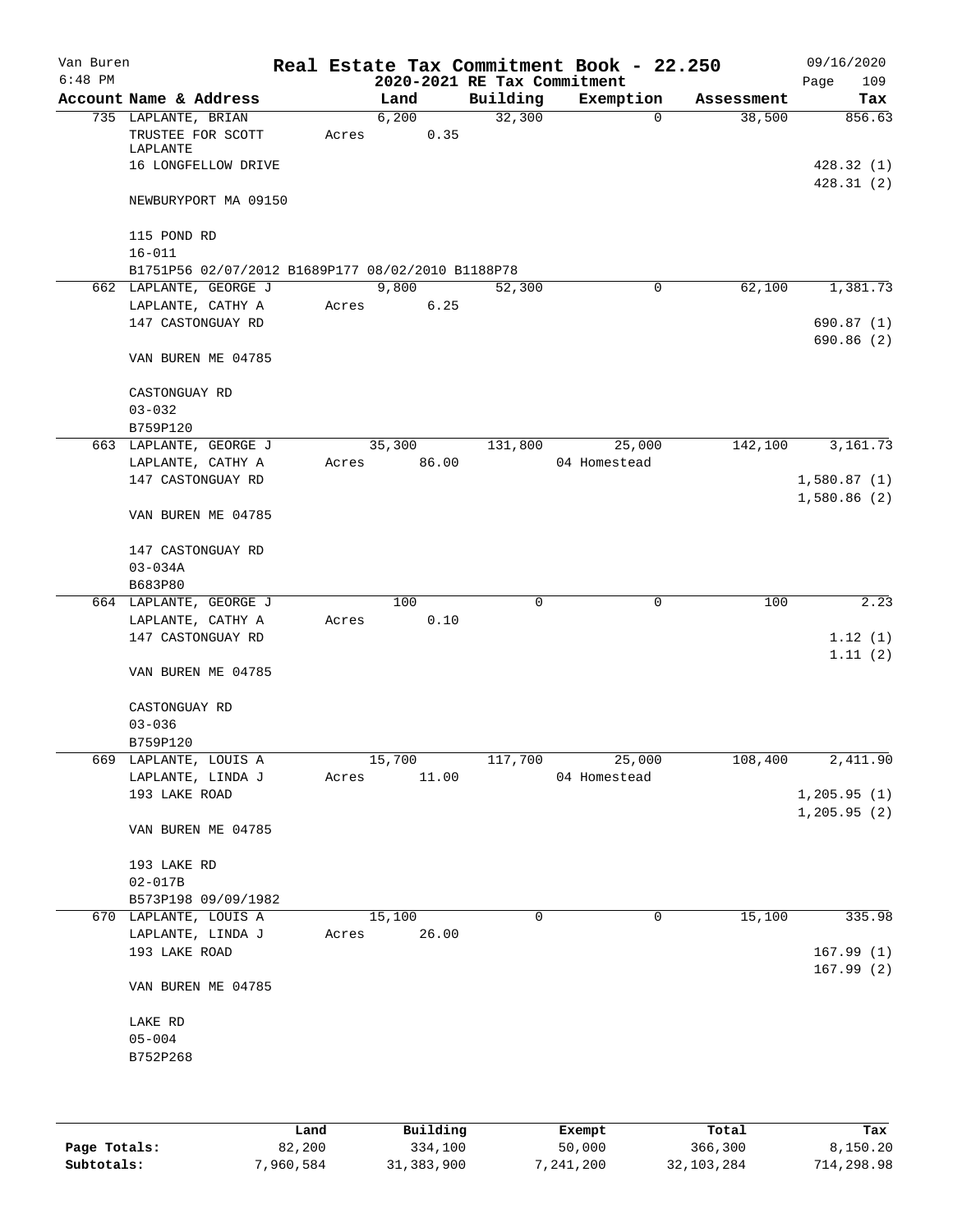Van Buren 6:48 PM

# Real Estate Tax Commitment Book - 22.250

## 2020-2021 RE Tax Commitment

09/16/2020

| Account Name & Address | Land | Building | Exemption | Assessment | Tax |
|---|---|---|---|---|---|
| 735 LAPLANTE, BRIAN | 6,200 | 32,300 | 0 | 38,500 | 856.63 |
| TRUSTEE FOR SCOTT LAPLANTE | Acres 0.35 | | | | |
| 16 LONGFELLOW DRIVE | | | | | 428.32 (1) |
| | | | | | 428.31 (2) |
| NEWBURYPORT MA 09150 | | | | | |
| 115 POND RD | | | | | |
| 16-011 | | | | | |
| B1751P56 02/07/2012 B1689P177 08/02/2010 B1188P78 | | | | | |
| 662 LAPLANTE, GEORGE J | 9,800 | 52,300 | 0 | 62,100 | 1,381.73 |
| LAPLANTE, CATHY A | Acres 6.25 | | | | |
| 147 CASTONGUAY RD | | | | | 690.87 (1) |
| | | | | | 690.86 (2) |
| VAN BUREN ME 04785 | | | | | |
| CASTONGUAY RD | | | | | |
| 03-032 | | | | | |
| B759P120 | | | | | |
| 663 LAPLANTE, GEORGE J | 35,300 | 131,800 | 25,000 | 142,100 | 3,161.73 |
| LAPLANTE, CATHY A | Acres 86.00 | | 04 Homestead | | |
| 147 CASTONGUAY RD | | | | | 1,580.87 (1) |
| | | | | | 1,580.86 (2) |
| VAN BUREN ME 04785 | | | | | |
| 147 CASTONGUAY RD | | | | | |
| 03-034A | | | | | |
| B683P80 | | | | | |
| 664 LAPLANTE, GEORGE J | 100 | 0 | 0 | 100 | 2.23 |
| LAPLANTE, CATHY A | Acres 0.10 | | | | |
| 147 CASTONGUAY RD | | | | | 1.12 (1) |
| | | | | | 1.11 (2) |
| VAN BUREN ME 04785 | | | | | |
| CASTONGUAY RD | | | | | |
| 03-036 | | | | | |
| B759P120 | | | | | |
| 669 LAPLANTE, LOUIS A | 15,700 | 117,700 | 25,000 | 108,400 | 2,411.90 |
| LAPLANTE, LINDA J | Acres 11.00 | | 04 Homestead | | |
| 193 LAKE ROAD | | | | | 1,205.95 (1) |
| | | | | | 1,205.95 (2) |
| VAN BUREN ME 04785 | | | | | |
| 193 LAKE RD | | | | | |
| 02-017B | | | | | |
| B573P198 09/09/1982 | | | | | |
| 670 LAPLANTE, LOUIS A | 15,100 | 0 | 0 | 15,100 | 335.98 |
| LAPLANTE, LINDA J | Acres 26.00 | | | | |
| 193 LAKE ROAD | | | | | 167.99 (1) |
| | | | | | 167.99 (2) |
| VAN BUREN ME 04785 | | | | | |
| LAKE RD | | | | | |
| 05-004 | | | | | |
| B752P268 | | | | | |

| | Land | Building | Exempt | Total | Tax |
|---|---|---|---|---|---|
| Page Totals: | 82,200 | 334,100 | 50,000 | 366,300 | 8,150.20 |
| Subtotals: | 7,960,584 | 31,383,900 | 7,241,200 | 32,103,284 | 714,298.98 |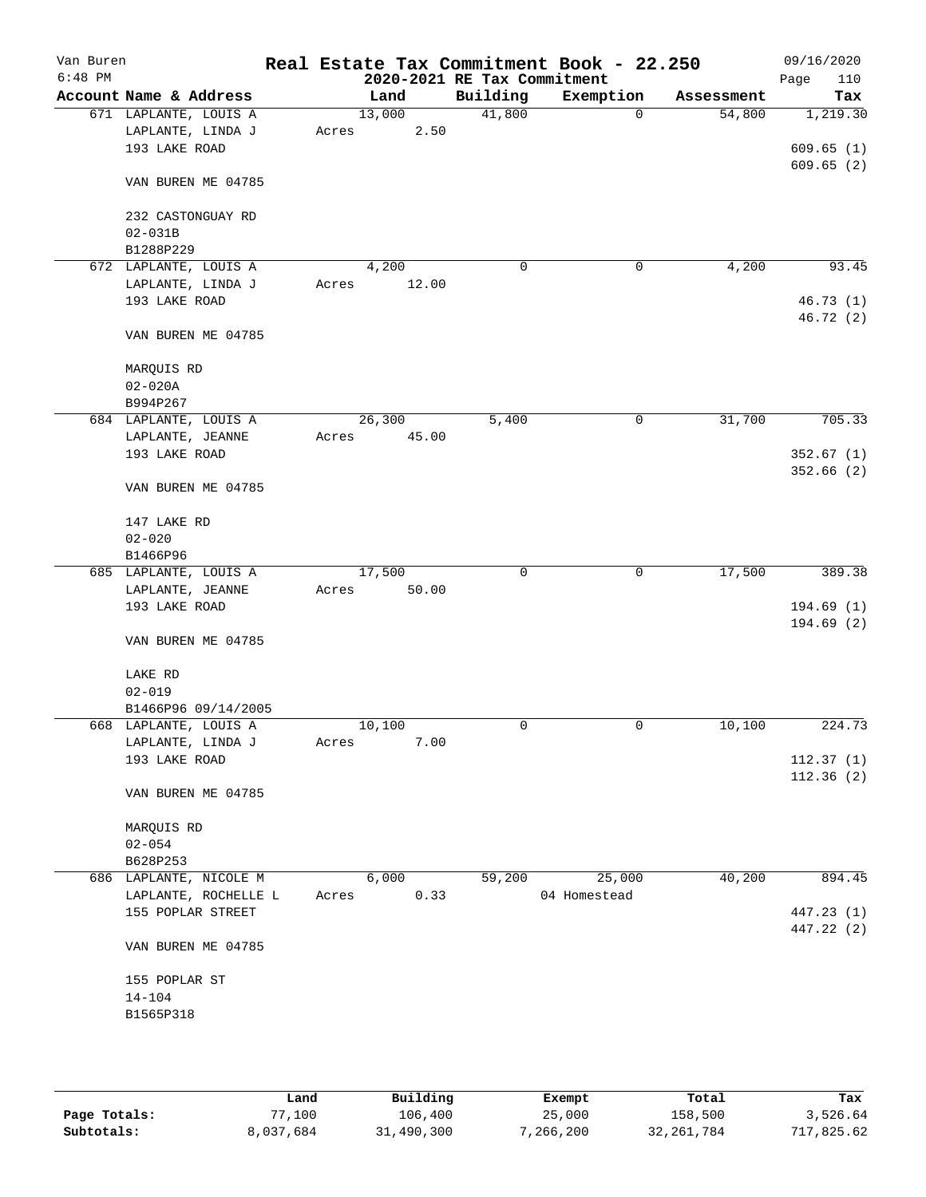Van Buren
6:48 PM

# Real Estate Tax Commitment Book - 22.250
## 2020-2021 RE Tax Commitment

09/16/2020

| Account Name & Address | Land | Building | Exemption | Assessment | Tax |
|---|---|---|---|---|---|
| 671 LAPLANTE, LOUIS A | 13,000 | 41,800 | 0 | 54,800 | 1,219.30 |
| LAPLANTE, LINDA J | Acres 2.50 | | | | |
| 193 LAKE ROAD | | | | | 609.65 (1) |
| | | | | | 609.65 (2) |
| VAN BUREN ME 04785 | | | | | |
| 232 CASTONGUAY RD | | | | | |
| 02-031B | | | | | |
| B1288P229 | | | | | |
| 672 LAPLANTE, LOUIS A | 4,200 | 0 | 0 | 4,200 | 93.45 |
| LAPLANTE, LINDA J | Acres 12.00 | | | | |
| 193 LAKE ROAD | | | | | 46.73 (1) |
| | | | | | 46.72 (2) |
| VAN BUREN ME 04785 | | | | | |
| MARQUIS RD | | | | | |
| 02-020A | | | | | |
| B994P267 | | | | | |
| 684 LAPLANTE, LOUIS A | 26,300 | 5,400 | 0 | 31,700 | 705.33 |
| LAPLANTE, JEANNE | Acres 45.00 | | | | |
| 193 LAKE ROAD | | | | | 352.67 (1) |
| | | | | | 352.66 (2) |
| VAN BUREN ME 04785 | | | | | |
| 147 LAKE RD | | | | | |
| 02-020 | | | | | |
| B1466P96 | | | | | |
| 685 LAPLANTE, LOUIS A | 17,500 | 0 | 0 | 17,500 | 389.38 |
| LAPLANTE, JEANNE | Acres 50.00 | | | | |
| 193 LAKE ROAD | | | | | 194.69 (1) |
| | | | | | 194.69 (2) |
| VAN BUREN ME 04785 | | | | | |
| LAKE RD | | | | | |
| 02-019 | | | | | |
| B1466P96 09/14/2005 | | | | | |
| 668 LAPLANTE, LOUIS A | 10,100 | 0 | 0 | 10,100 | 224.73 |
| LAPLANTE, LINDA J | Acres 7.00 | | | | |
| 193 LAKE ROAD | | | | | 112.37 (1) |
| | | | | | 112.36 (2) |
| VAN BUREN ME 04785 | | | | | |
| MARQUIS RD | | | | | |
| 02-054 | | | | | |
| B628P253 | | | | | |
| 686 LAPLANTE, NICOLE M | 6,000 | 59,200 | 25,000 | 40,200 | 894.45 |
| LAPLANTE, ROCHELLE L | Acres 0.33 | | 04 Homestead | | |
| 155 POPLAR STREET | | | | | 447.23 (1) |
| | | | | | 447.22 (2) |
| VAN BUREN ME 04785 | | | | | |
| 155 POPLAR ST | | | | | |
| 14-104 | | | | | |
| B1565P318 | | | | | |

| | Land | Building | Exempt | Total | Tax |
|---|---|---|---|---|---|
| Page Totals: | 77,100 | 106,400 | 25,000 | 158,500 | 3,526.64 |
| Subtotals: | 8,037,684 | 31,490,300 | 7,266,200 | 32,261,784 | 717,825.62 |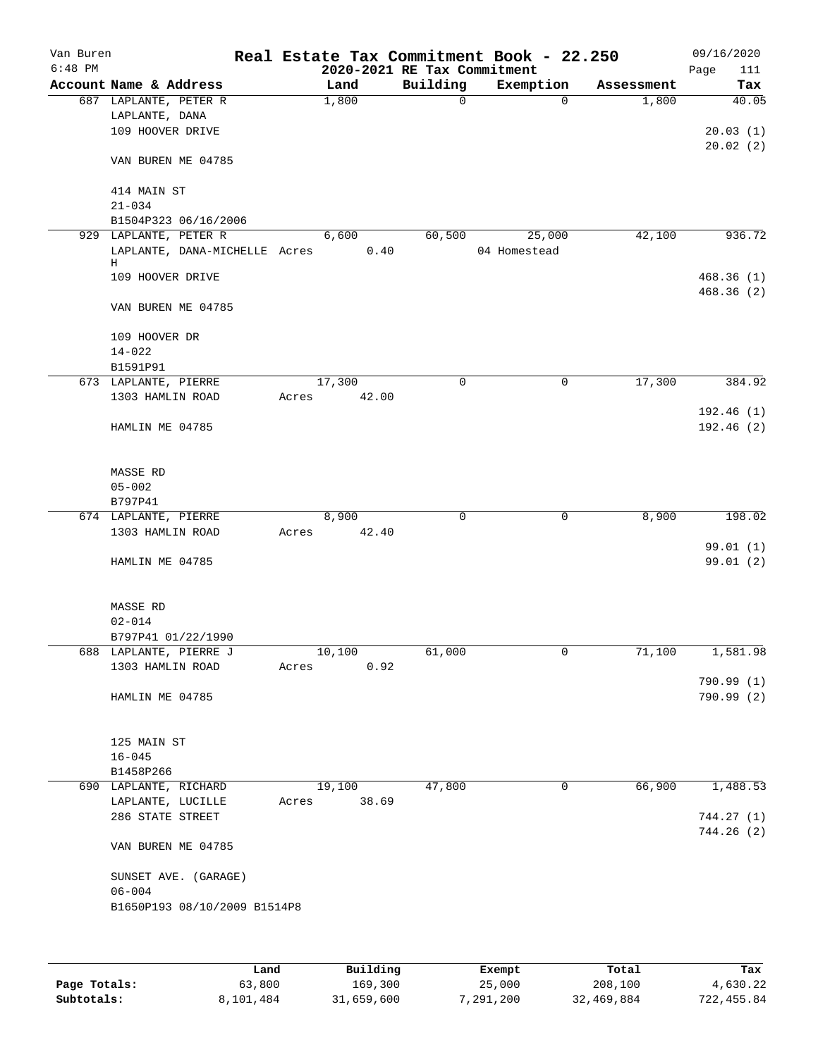Van Buren
6:48 PM

# Real Estate Tax Commitment Book - 22.250

## 2020-2021 RE Tax Commitment

09/16/2020

| Account Name & Address | Land | Building | Exemption | Assessment | Tax |
|---|---|---|---|---|---|
| 687 LAPLANTE, PETER R | 1,800 | 0 | 0 | 1,800 | 40.05 |
| LAPLANTE, DANA | | | | | |
| 109 HOOVER DRIVE | | | | | 20.03 (1) |
| | | | | | 20.02 (2) |
| VAN BUREN ME 04785 | | | | | |
| 414 MAIN ST | | | | | |
| 21-034 | | | | | |
| B1504P323 06/16/2006 | | | | | |
| 929 LAPLANTE, PETER R | 6,600 | 60,500 | 25,000 | 42,100 | 936.72 |
| LAPLANTE, DANA-MICHELLE H | Acres 0.40 | | 04 Homestead | | |
| 109 HOOVER DRIVE | | | | | 468.36 (1) |
| | | | | | 468.36 (2) |
| VAN BUREN ME 04785 | | | | | |
| 109 HOOVER DR | | | | | |
| 14-022 | | | | | |
| B1591P91 | | | | | |
| 673 LAPLANTE, PIERRE | 17,300 | 0 | 0 | 17,300 | 384.92 |
| 1303 HAMLIN ROAD | Acres 42.00 | | | | |
| | | | | | 192.46 (1) |
| HAMLIN ME 04785 | | | | | 192.46 (2) |
| MASSE RD | | | | | |
| 05-002 | | | | | |
| B797P41 | | | | | |
| 674 LAPLANTE, PIERRE | 8,900 | 0 | 0 | 8,900 | 198.02 |
| 1303 HAMLIN ROAD | Acres 42.40 | | | | |
| | | | | | 99.01 (1) |
| HAMLIN ME 04785 | | | | | 99.01 (2) |
| MASSE RD | | | | | |
| 02-014 | | | | | |
| B797P41 01/22/1990 | | | | | |
| 688 LAPLANTE, PIERRE J | 10,100 | 61,000 | 0 | 71,100 | 1,581.98 |
| 1303 HAMLIN ROAD | Acres 0.92 | | | | |
| | | | | | 790.99 (1) |
| HAMLIN ME 04785 | | | | | 790.99 (2) |
| 125 MAIN ST | | | | | |
| 16-045 | | | | | |
| B1458P266 | | | | | |
| 690 LAPLANTE, RICHARD | 19,100 | 47,800 | 0 | 66,900 | 1,488.53 |
| LAPLANTE, LUCILLE | Acres 38.69 | | | | |
| 286 STATE STREET | | | | | 744.27 (1) |
| | | | | | 744.26 (2) |
| VAN BUREN ME 04785 | | | | | |
| SUNSET AVE. (GARAGE) | | | | | |
| 06-004 | | | | | |
| B1650P193 08/10/2009 B1514P8 | | | | | |

| | Land | Building | Exempt | Total | Tax |
|---|---|---|---|---|---|
| Page Totals: | 63,800 | 169,300 | 25,000 | 208,100 | 4,630.22 |
| Subtotals: | 8,101,484 | 31,659,600 | 7,291,200 | 32,469,884 | 722,455.84 |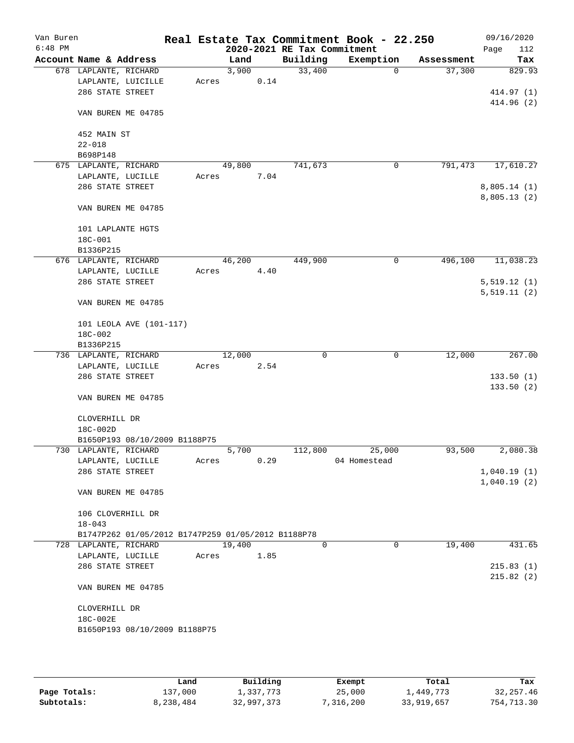Van Buren 6:48 PM

# Real Estate Tax Commitment Book - 22.250

## 2020-2021 RE Tax Commitment

09/16/2020 Page 112

| Account Name & Address | Land | Building | Exemption | Assessment | Tax |
|---|---|---|---|---|---|
| 678 LAPLANTE, RICHARD | 3,900 | 33,400 | 0 | 37,300 | 829.93 |
| LAPLANTE, LUICILLE | Acres 0.14 | | | | |
| 286 STATE STREET | | | | | 414.97 (1) |
| | | | | | 414.96 (2) |
| VAN BUREN ME 04785 | | | | | |
| 452 MAIN ST | | | | | |
| 22-018 | | | | | |
| B698P148 | | | | | |
| 675 LAPLANTE, RICHARD | 49,800 | 741,673 | 0 | 791,473 | 17,610.27 |
| LAPLANTE, LUCILLE | Acres 7.04 | | | | |
| 286 STATE STREET | | | | | 8,805.14 (1) |
| | | | | | 8,805.13 (2) |
| VAN BUREN ME 04785 | | | | | |
| 101 LAPLANTE HGTS | | | | | |
| 18C-001 | | | | | |
| B1336P215 | | | | | |
| 676 LAPLANTE, RICHARD | 46,200 | 449,900 | 0 | 496,100 | 11,038.23 |
| LAPLANTE, LUCILLE | Acres 4.40 | | | | |
| 286 STATE STREET | | | | | 5,519.12 (1) |
| | | | | | 5,519.11 (2) |
| VAN BUREN ME 04785 | | | | | |
| 101 LEOLA AVE (101-117) | | | | | |
| 18C-002 | | | | | |
| B1336P215 | | | | | |
| 736 LAPLANTE, RICHARD | 12,000 | 0 | 0 | 12,000 | 267.00 |
| LAPLANTE, LUCILLE | Acres 2.54 | | | | |
| 286 STATE STREET | | | | | 133.50 (1) |
| | | | | | 133.50 (2) |
| VAN BUREN ME 04785 | | | | | |
| CLOVERHILL DR | | | | | |
| 18C-002D | | | | | |
| B1650P193 08/10/2009 B1188P75 | | | | | |
| 730 LAPLANTE, RICHARD | 5,700 | 112,800 | 25,000 | 93,500 | 2,080.38 |
| LAPLANTE, LUCILLE | Acres 0.29 | | 04 Homestead | | |
| 286 STATE STREET | | | | | 1,040.19 (1) |
| | | | | | 1,040.19 (2) |
| VAN BUREN ME 04785 | | | | | |
| 106 CLOVERHILL DR | | | | | |
| 18-043 | | | | | |
| B1747P262 01/05/2012 B1747P259 01/05/2012 B1188P78 | | | | | |
| 728 LAPLANTE, RICHARD | 19,400 | 0 | 0 | 19,400 | 431.65 |
| LAPLANTE, LUCILLE | Acres 1.85 | | | | |
| 286 STATE STREET | | | | | 215.83 (1) |
| | | | | | 215.82 (2) |
| VAN BUREN ME 04785 | | | | | |
| CLOVERHILL DR | | | | | |
| 18C-002E | | | | | |
| B1650P193 08/10/2009 B1188P75 | | | | | |

| | Land | Building | Exempt | Total | Tax |
|---|---|---|---|---|---|
| Page Totals: | 137,000 | 1,337,773 | 25,000 | 1,449,773 | 32,257.46 |
| Subtotals: | 8,238,484 | 32,997,373 | 7,316,200 | 33,919,657 | 754,713.30 |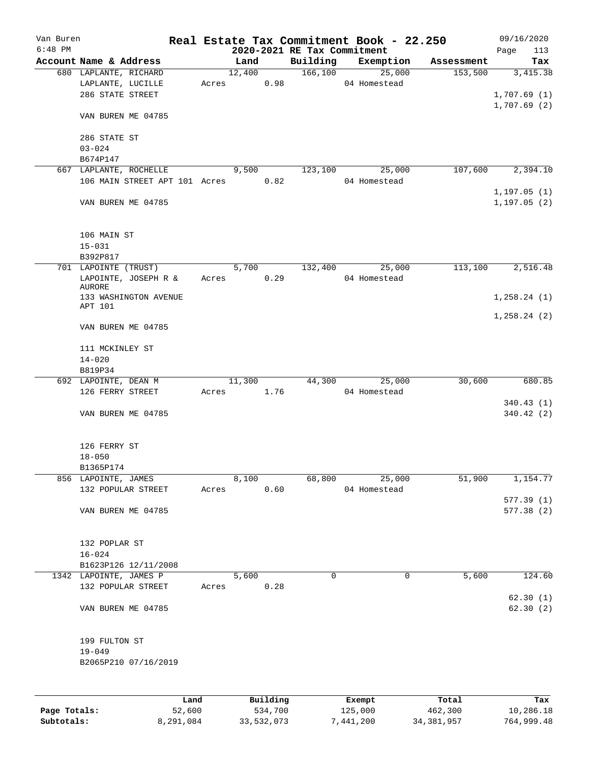# Real Estate Tax Commitment Book - 22.250

Van Buren, 6:48 PM — 2020-2021 RE Tax Commitment — 09/16/2020

| Account Name & Address | Land | Building | Exemption | Assessment | Tax |
|---|---|---|---|---|---|
| 680 LAPLANTE, RICHARD | 12,400 | 166,100 | 25,000 | 153,500 | 3,415.38 |
| LAPLANTE, LUCILLE | Acres 0.98 | | 04 Homestead | | |
| 286 STATE STREET | | | | | 1,707.69 (1) |
| | | | | | 1,707.69 (2) |
| VAN BUREN ME 04785 | | | | | |
| 286 STATE ST | | | | | |
| 03-024 | | | | | |
| B674P147 | | | | | |
| 667 LAPLANTE, ROCHELLE | 9,500 | 123,100 | 25,000 | 107,600 | 2,394.10 |
| 106 MAIN STREET APT 101 | Acres 0.82 | | 04 Homestead | | |
| | | | | | 1,197.05 (1) |
| VAN BUREN ME 04785 | | | | | 1,197.05 (2) |
| 106 MAIN ST | | | | | |
| 15-031 | | | | | |
| B392P817 | | | | | |
| 701 LAPOINTE (TRUST) | 5,700 | 132,400 | 25,000 | 113,100 | 2,516.48 |
| LAPOINTE, JOSEPH R & AURORE | Acres 0.29 | | 04 Homestead | | |
| 133 WASHINGTON AVENUE APT 101 | | | | | 1,258.24 (1) |
| | | | | | 1,258.24 (2) |
| VAN BUREN ME 04785 | | | | | |
| 111 MCKINLEY ST | | | | | |
| 14-020 | | | | | |
| B819P34 | | | | | |
| 692 LAPOINTE, DEAN M | 11,300 | 44,300 | 25,000 | 30,600 | 680.85 |
| 126 FERRY STREET | Acres 1.76 | | 04 Homestead | | |
| | | | | | 340.43 (1) |
| VAN BUREN ME 04785 | | | | | 340.42 (2) |
| 126 FERRY ST | | | | | |
| 18-050 | | | | | |
| B1365P174 | | | | | |
| 856 LAPOINTE, JAMES | 8,100 | 68,800 | 25,000 | 51,900 | 1,154.77 |
| 132 POPULAR STREET | Acres 0.60 | | 04 Homestead | | |
| | | | | | 577.39 (1) |
| VAN BUREN ME 04785 | | | | | 577.38 (2) |
| 132 POPLAR ST | | | | | |
| 16-024 | | | | | |
| B1623P126 12/11/2008 | | | | | |
| 1342 LAPOINTE, JAMES P | 5,600 | 0 | 0 | 5,600 | 124.60 |
| 132 POPULAR STREET | Acres 0.28 | | | | |
| | | | | | 62.30 (1) |
| VAN BUREN ME 04785 | | | | | 62.30 (2) |
| 199 FULTON ST | | | | | |
| 19-049 | | | | | |
| B2065P210 07/16/2019 | | | | | |

| | Land | Building | Exempt | Total | Tax |
|---|---|---|---|---|---|
| Page Totals: | 52,600 | 534,700 | 125,000 | 462,300 | 10,286.18 |
| Subtotals: | 8,291,084 | 33,532,073 | 7,441,200 | 34,381,957 | 764,999.48 |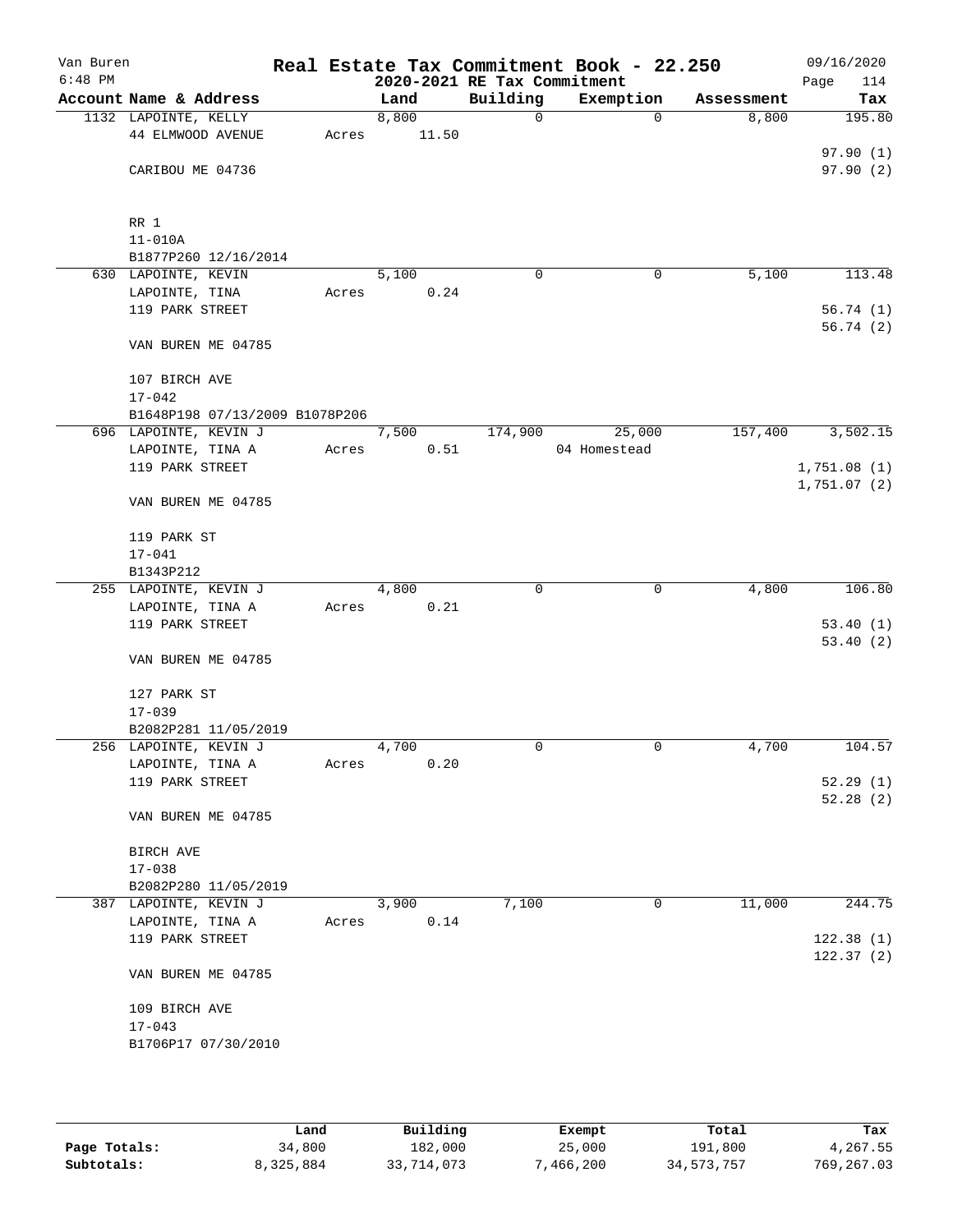Van Buren
6:48 PM

# Real Estate Tax Commitment Book - 22.250

## 2020-2021 RE Tax Commitment

09/16/2020
Page 114

| Account Name & Address | Land | Building | Exemption | Assessment | Tax |
|---|---|---|---|---|---|
| 1132 LAPOINTE, KELLY<br>44 ELMWOOD AVENUE<br>CARIBOU ME 04736<br><br>RR 1<br>11-010A<br>B1877P260 12/16/2014 | 8,800<br>Acres 11.50 | 0 | 0 | 8,800 | 195.80<br>97.90 (1)<br>97.90 (2) |
| 630 LAPOINTE, KEVIN<br>LAPOINTE, TINA<br>119 PARK STREET<br>VAN BUREN ME 04785<br><br>107 BIRCH AVE<br>17-042<br>B1648P198 07/13/2009 B1078P206 | 5,100<br>Acres 0.24 | 0 | 0 | 5,100 | 113.48<br>56.74 (1)<br>56.74 (2) |
| 696 LAPOINTE, KEVIN J<br>LAPOINTE, TINA A<br>119 PARK STREET<br>VAN BUREN ME 04785<br><br>119 PARK ST<br>17-041<br>B1343P212 | 7,500<br>Acres 0.51 | 174,900 | 25,000<br>04 Homestead | 157,400 | 3,502.15<br>1,751.08 (1)<br>1,751.07 (2) |
| 255 LAPOINTE, KEVIN J<br>LAPOINTE, TINA A<br>119 PARK STREET<br>VAN BUREN ME 04785<br><br>127 PARK ST<br>17-039<br>B2082P281 11/05/2019 | 4,800<br>Acres 0.21 | 0 | 0 | 4,800 | 106.80<br>53.40 (1)<br>53.40 (2) |
| 256 LAPOINTE, KEVIN J<br>LAPOINTE, TINA A<br>119 PARK STREET<br>VAN BUREN ME 04785<br><br>BIRCH AVE<br>17-038<br>B2082P280 11/05/2019 | 4,700<br>Acres 0.20 | 0 | 0 | 4,700 | 104.57<br>52.29 (1)<br>52.28 (2) |
| 387 LAPOINTE, KEVIN J<br>LAPOINTE, TINA A<br>119 PARK STREET<br>VAN BUREN ME 04785<br><br>109 BIRCH AVE<br>17-043<br>B1706P17 07/30/2010 | 3,900<br>Acres 0.14 | 7,100 | 0 | 11,000 | 244.75<br>122.38 (1)<br>122.37 (2) |

| | Land | Building | Exempt | Total | Tax |
|---|---|---|---|---|---|
| Page Totals: | 34,800 | 182,000 | 25,000 | 191,800 | 4,267.55 |
| Subtotals: | 8,325,884 | 33,714,073 | 7,466,200 | 34,573,757 | 769,267.03 |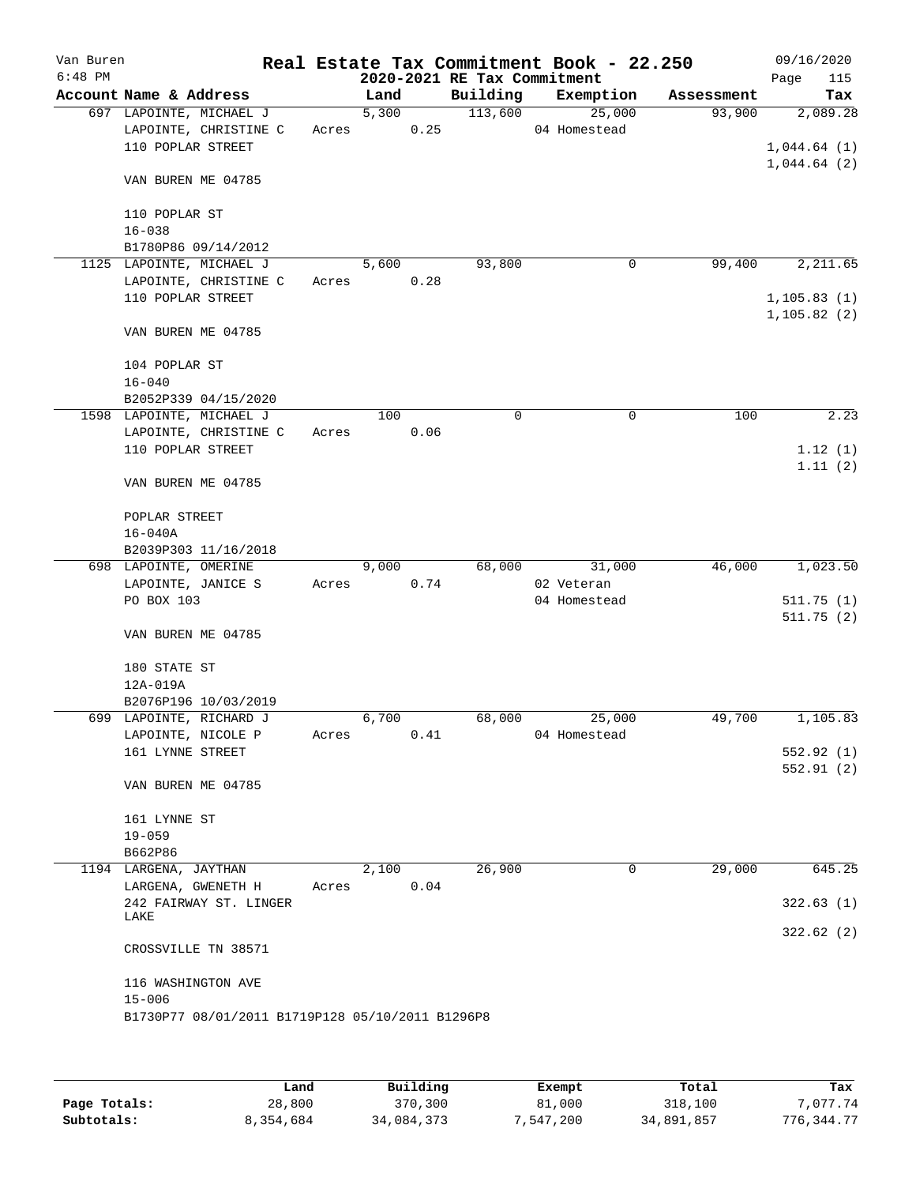Van Buren
6:48 PM

# Real Estate Tax Commitment Book - 22.250

## 2020-2021 RE Tax Commitment

09/16/2020

| Account | Name & Address | Land | Building | Exemption | Assessment | Tax |
|---|---|---|---|---|---|---|
| 697 | LAPOINTE, MICHAEL J<br>LAPOINTE, CHRISTINE C<br>110 POPLAR STREET<br><br>VAN BUREN ME 04785<br><br>110 POPLAR ST<br>16-038<br>B1780P86 09/14/2012 | 5,300<br>Acres 0.25 | 113,600 | 25,000<br>04 Homestead | 93,900 | 2,089.28<br><br>1,044.64 (1)<br>1,044.64 (2) |
| 1125 | LAPOINTE, MICHAEL J<br>LAPOINTE, CHRISTINE C<br>110 POPLAR STREET<br><br>VAN BUREN ME 04785<br><br>104 POPLAR ST<br>16-040<br>B2052P339 04/15/2020 | 5,600<br>Acres 0.28 | 93,800 | 0 | 99,400 | 2,211.65<br><br>1,105.83 (1)<br>1,105.82 (2) |
| 1598 | LAPOINTE, MICHAEL J<br>LAPOINTE, CHRISTINE C<br>110 POPLAR STREET<br><br>VAN BUREN ME 04785<br><br>POPLAR STREET<br>16-040A<br>B2039P303 11/16/2018 | 100<br>Acres 0.06 | 0 | 0 | 100 | 2.23<br><br>1.12 (1)<br>1.11 (2) |
| 698 | LAPOINTE, OMERINE<br>LAPOINTE, JANICE S<br>PO BOX 103<br><br>VAN BUREN ME 04785<br><br>180 STATE ST<br>12A-019A<br>B2076P196 10/03/2019 | 9,000<br>Acres 0.74 | 68,000 | 31,000<br>02 Veteran<br>04 Homestead | 46,000 | 1,023.50<br><br>511.75 (1)<br>511.75 (2) |
| 699 | LAPOINTE, RICHARD J<br>LAPOINTE, NICOLE P<br>161 LYNNE STREET<br><br>VAN BUREN ME 04785<br><br>161 LYNNE ST<br>19-059<br>B662P86 | 6,700<br>Acres 0.41 | 68,000 | 25,000<br>04 Homestead | 49,700 | 1,105.83<br><br>552.92 (1)<br>552.91 (2) |
| 1194 | LARGENA, JAYTHAN<br>LARGENA, GWENETH H<br>242 FAIRWAY ST. LINGER LAKE<br><br>CROSSVILLE TN 38571<br><br>116 WASHINGTON AVE<br>15-006<br>B1730P77 08/01/2011 B1719P128 05/10/2011 B1296P8 | 2,100<br>Acres 0.04 | 26,900 | 0 | 29,000 | 645.25<br><br>322.63 (1)<br>322.62 (2) |

| | Land | Building | Exempt | Total | Tax |
|---|---|---|---|---|---|
| Page Totals: | 28,800 | 370,300 | 81,000 | 318,100 | 7,077.74 |
| Subtotals: | 8,354,684 | 34,084,373 | 7,547,200 | 34,891,857 | 776,344.77 |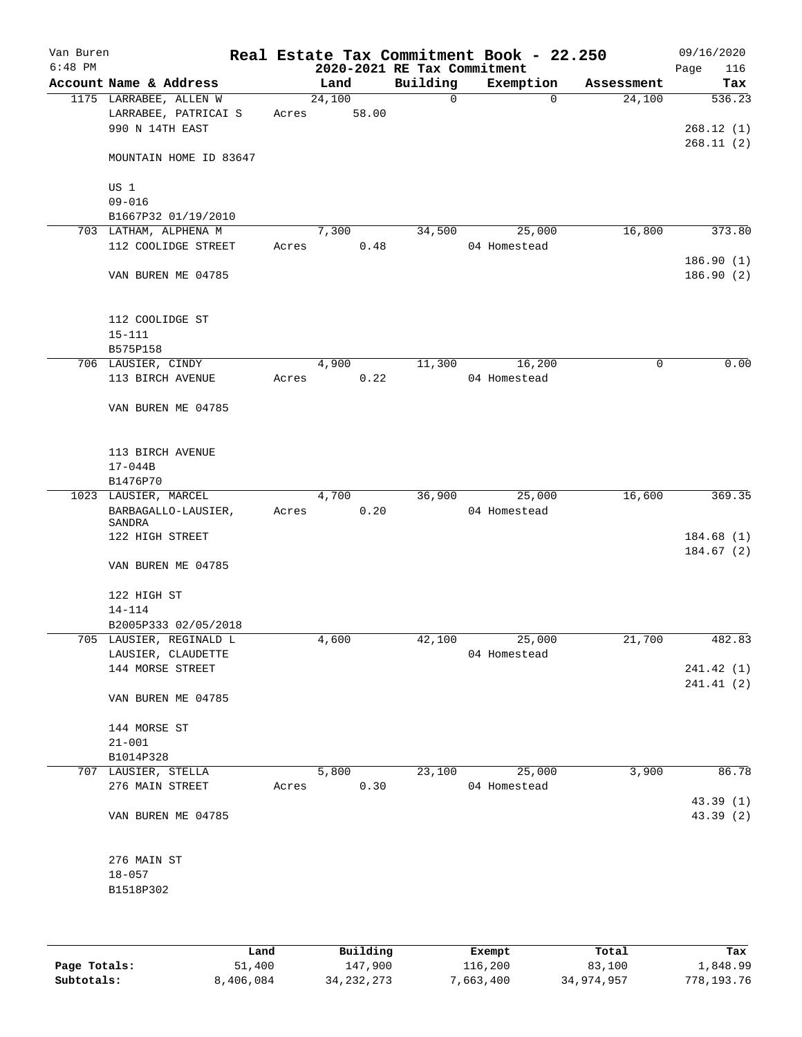# Real Estate Tax Commitment Book - 22.250

Van Buren
6:48 PM

2020-2021 RE Tax Commitment

09/16/2020
Page 116

| Account Name & Address | Land | Building | Exemption | Assessment | Tax |
|---|---|---|---|---|---|
| 1175 LARRABEE, ALLEN W<br>LARRABEE, PATRICAI S<br>990 N 14TH EAST<br><br>MOUNTAIN HOME ID 83647<br><br>US 1<br>09-016<br>B1667P32 01/19/2010 | 24,100<br>Acres 58.00 | 0 | 0 | 24,100 | 536.23<br><br>268.12 (1)<br>268.11 (2) |
| 703 LATHAM, ALPHENA M<br>112 COOLIDGE STREET<br><br>VAN BUREN ME 04785<br><br>112 COOLIDGE ST<br>15-111<br>B575P158 | 7,300<br>Acres 0.48 | 34,500 | 25,000<br>04 Homestead | 16,800 | 373.80<br><br>186.90 (1)<br>186.90 (2) |
| 706 LAUSIER, CINDY<br>113 BIRCH AVENUE<br><br>VAN BUREN ME 04785<br><br>113 BIRCH AVENUE<br>17-044B<br>B1476P70 | 4,900<br>Acres 0.22 | 11,300 | 16,200<br>04 Homestead | 0 | 0.00 |
| 1023 LAUSIER, MARCEL<br>BARBAGALLO-LAUSIER, SANDRA<br>122 HIGH STREET<br><br>VAN BUREN ME 04785<br><br>122 HIGH ST<br>14-114<br>B2005P333 02/05/2018 | 4,700<br>Acres 0.20 | 36,900 | 25,000<br>04 Homestead | 16,600 | 369.35<br><br>184.68 (1)<br>184.67 (2) |
| 705 LAUSIER, REGINALD L<br>LAUSIER, CLAUDETTE<br>144 MORSE STREET<br><br>VAN BUREN ME 04785<br><br>144 MORSE ST<br>21-001<br>B1014P328 | 4,600 | 42,100 | 25,000<br>04 Homestead | 21,700 | 482.83<br><br>241.42 (1)<br>241.41 (2) |
| 707 LAUSIER, STELLA<br>276 MAIN STREET<br><br>VAN BUREN ME 04785<br><br>276 MAIN ST<br>18-057<br>B1518P302 | 5,800<br>Acres 0.30 | 23,100 | 25,000<br>04 Homestead | 3,900 | 86.78<br><br>43.39 (1)<br>43.39 (2) |

| | Land | Building | Exempt | Total | Tax |
|---|---|---|---|---|---|
| Page Totals: | 51,400 | 147,900 | 116,200 | 83,100 | 1,848.99 |
| Subtotals: | 8,406,084 | 34,232,273 | 7,663,400 | 34,974,957 | 778,193.76 |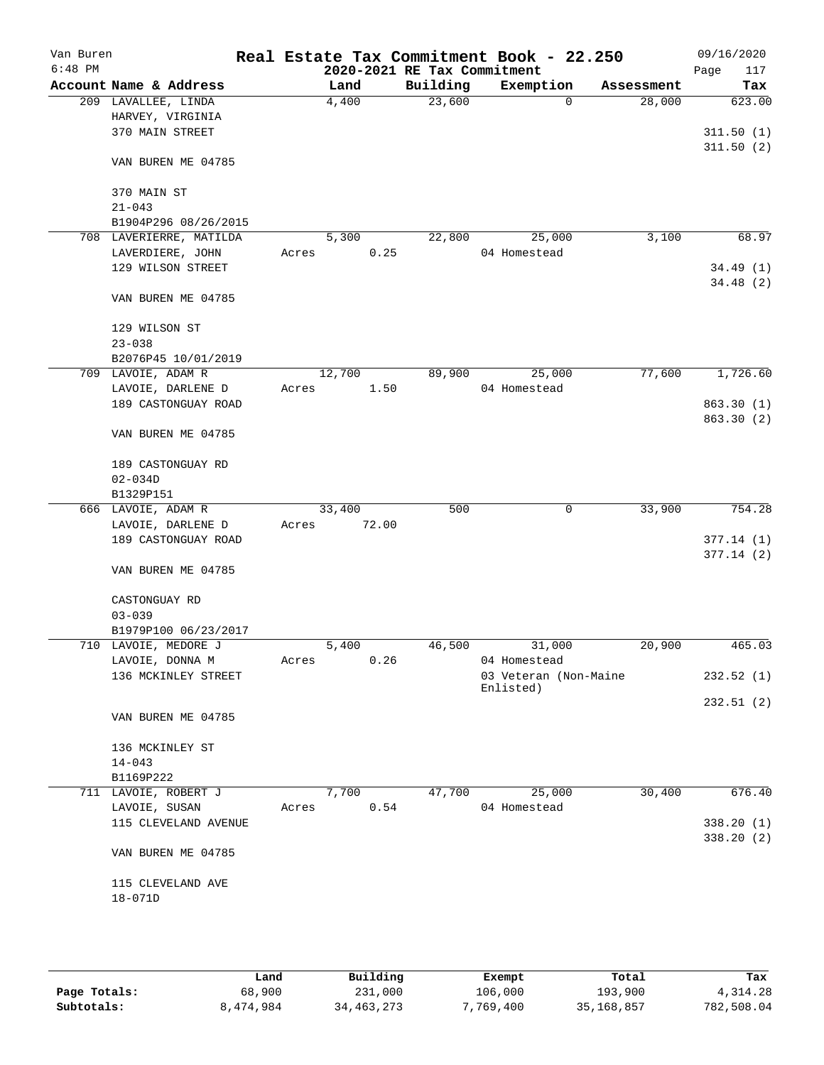Van Buren 6:48 PM

# Real Estate Tax Commitment Book - 22.250

## 2020-2021 RE Tax Commitment

09/16/2020

| Account Name & Address | Land | Building | Exemption | Assessment | Tax |
|---|---|---|---|---|---|
| 209 LAVALLEE, LINDA<br>HARVEY, VIRGINIA<br>370 MAIN STREET<br><br>VAN BUREN ME 04785<br><br>370 MAIN ST<br>21-043<br>B1904P296 08/26/2015 | 4,400 | 23,600 | 0 | 28,000 | 623.00<br><br>311.50 (1)<br>311.50 (2) |
| 708 LAVERIERRE, MATILDA<br>LAVERDIERE, JOHN<br>129 WILSON STREET<br><br>VAN BUREN ME 04785<br><br>129 WILSON ST<br>23-038<br>B2076P45 10/01/2019 | 5,300<br>Acres 0.25 | 22,800 | 25,000<br>04 Homestead | 3,100 | 68.97<br><br>34.49 (1)<br>34.48 (2) |
| 709 LAVOIE, ADAM R<br>LAVOIE, DARLENE D<br>189 CASTONGUAY ROAD<br><br>VAN BUREN ME 04785<br><br>189 CASTONGUAY RD<br>02-034D<br>B1329P151 | 12,700<br>Acres 1.50 | 89,900 | 25,000<br>04 Homestead | 77,600 | 1,726.60<br><br>863.30 (1)<br>863.30 (2) |
| 666 LAVOIE, ADAM R<br>LAVOIE, DARLENE D<br>189 CASTONGUAY ROAD<br><br>VAN BUREN ME 04785<br><br>CASTONGUAY RD<br>03-039<br>B1979P100 06/23/2017 | 33,400<br>Acres 72.00 | 500 | 0 | 33,900 | 754.28<br><br>377.14 (1)<br>377.14 (2) |
| 710 LAVOIE, MEDORE J<br>LAVOIE, DONNA M<br>136 MCKINLEY STREET<br><br>VAN BUREN ME 04785<br><br>136 MCKINLEY ST<br>14-043<br>B1169P222 | 5,400<br>Acres 0.26 | 46,500 | 31,000<br>04 Homestead<br>03 Veteran (Non-Maine Enlisted) | 20,900 | 465.03<br><br>232.52 (1)<br>232.51 (2) |
| 711 LAVOIE, ROBERT J<br>LAVOIE, SUSAN<br>115 CLEVELAND AVENUE<br><br>VAN BUREN ME 04785<br><br>115 CLEVELAND AVE<br>18-071D | 7,700<br>Acres 0.54 | 47,700 | 25,000<br>04 Homestead | 30,400 | 676.40<br><br>338.20 (1)<br>338.20 (2) |

| | Land | Building | Exempt | Total | Tax |
|---|---|---|---|---|---|
| Page Totals: | 68,900 | 231,000 | 106,000 | 193,900 | 4,314.28 |
| Subtotals: | 8,474,984 | 34,463,273 | 7,769,400 | 35,168,857 | 782,508.04 |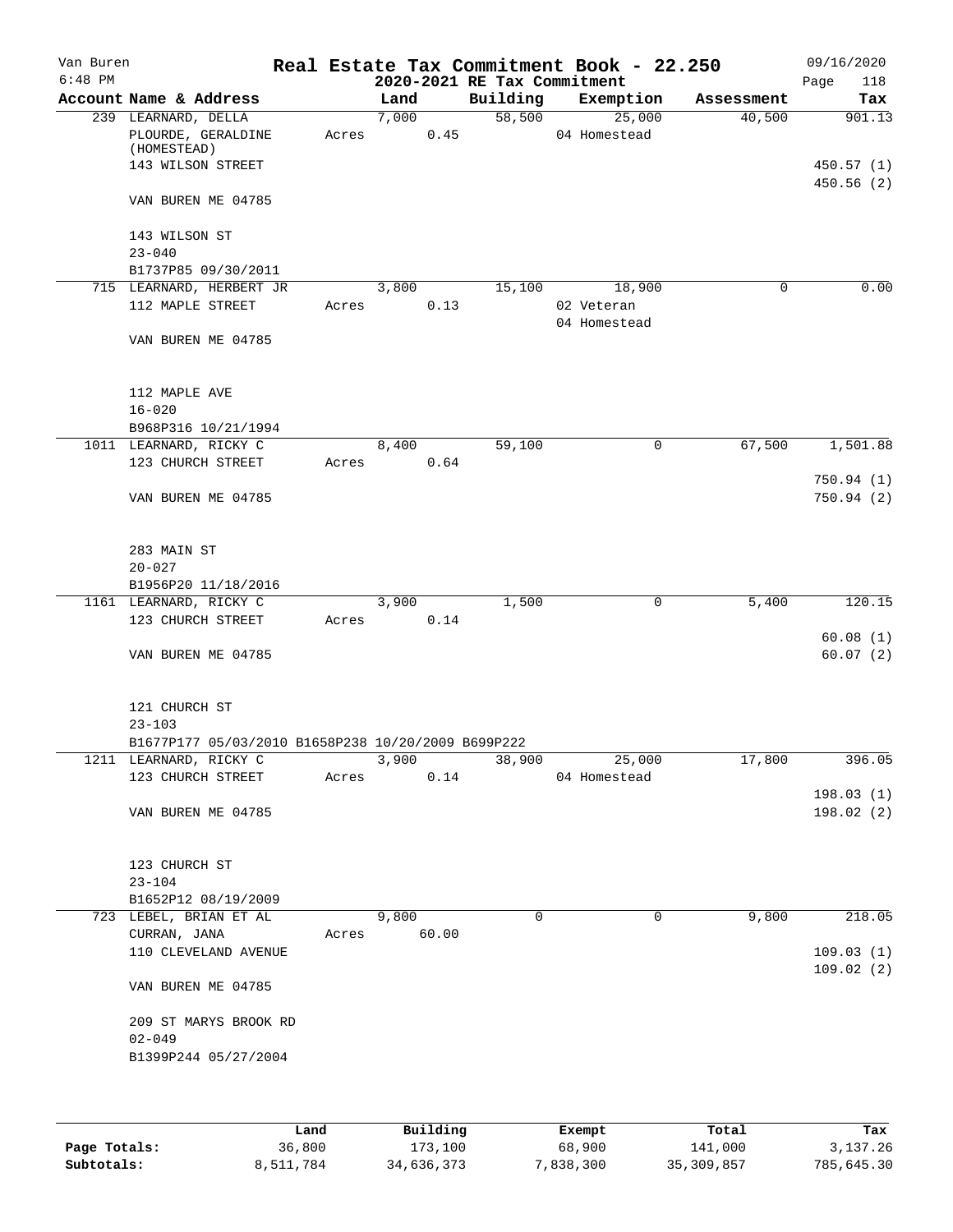Van Buren 6:48 PM

# Real Estate Tax Commitment Book - 22.250

## 2020-2021 RE Tax Commitment

09/16/2020 Page 118

| Account | Name & Address | Land | Building | Exemption | Assessment | Tax |
|---|---|---|---|---|---|---|
| 239 | LEARNARD, DELLA<br>PLOURDE, GERALDINE (HOMESTEAD)<br>143 WILSON STREET<br><br>VAN BUREN ME 04785<br><br>143 WILSON ST<br>23-040<br>B1737P85 09/30/2011 | 7,000<br>Acres 0.45 | 58,500 | 25,000<br>04 Homestead | 40,500 | 901.13<br><br>450.57 (1)<br>450.56 (2) |
| 715 | LEARNARD, HERBERT JR<br>112 MAPLE STREET<br><br>VAN BUREN ME 04785<br><br>112 MAPLE AVE<br>16-020<br>B968P316 10/21/1994 | 3,800<br>Acres 0.13 | 15,100 | 18,900<br>02 Veteran<br>04 Homestead | 0 | 0.00 |
| 1011 | LEARNARD, RICKY C<br>123 CHURCH STREET<br><br>VAN BUREN ME 04785<br><br>283 MAIN ST<br>20-027<br>B1956P20 11/18/2016 | 8,400<br>Acres 0.64 | 59,100 | 0 | 67,500 | 1,501.88<br><br>750.94 (1)<br>750.94 (2) |
| 1161 | LEARNARD, RICKY C<br>123 CHURCH STREET<br><br>VAN BUREN ME 04785<br><br>121 CHURCH ST<br>23-103<br>B1677P177 05/03/2010 B1658P238 10/20/2009 B699P222 | 3,900<br>Acres 0.14 | 1,500 | 0 | 5,400 | 120.15<br><br>60.08 (1)<br>60.07 (2) |
| 1211 | LEARNARD, RICKY C<br>123 CHURCH STREET<br><br>VAN BUREN ME 04785<br><br>123 CHURCH ST<br>23-104<br>B1652P12 08/19/2009 | 3,900<br>Acres 0.14 | 38,900 | 25,000<br>04 Homestead | 17,800 | 396.05<br><br>198.03 (1)<br>198.02 (2) |
| 723 | LEBEL, BRIAN ET AL<br>CURRAN, JANA<br>110 CLEVELAND AVENUE<br><br>VAN BUREN ME 04785<br><br>209 ST MARYS BROOK RD<br>02-049<br>B1399P244 05/27/2004 | 9,800<br>Acres 60.00 | 0 | 0 | 9,800 | 218.05<br><br>109.03 (1)<br>109.02 (2) |

| | Land | Building | Exempt | Total | Tax |
|---|---|---|---|---|---|
| Page Totals: | 36,800 | 173,100 | 68,900 | 141,000 | 3,137.26 |
| Subtotals: | 8,511,784 | 34,636,373 | 7,838,300 | 35,309,857 | 785,645.30 |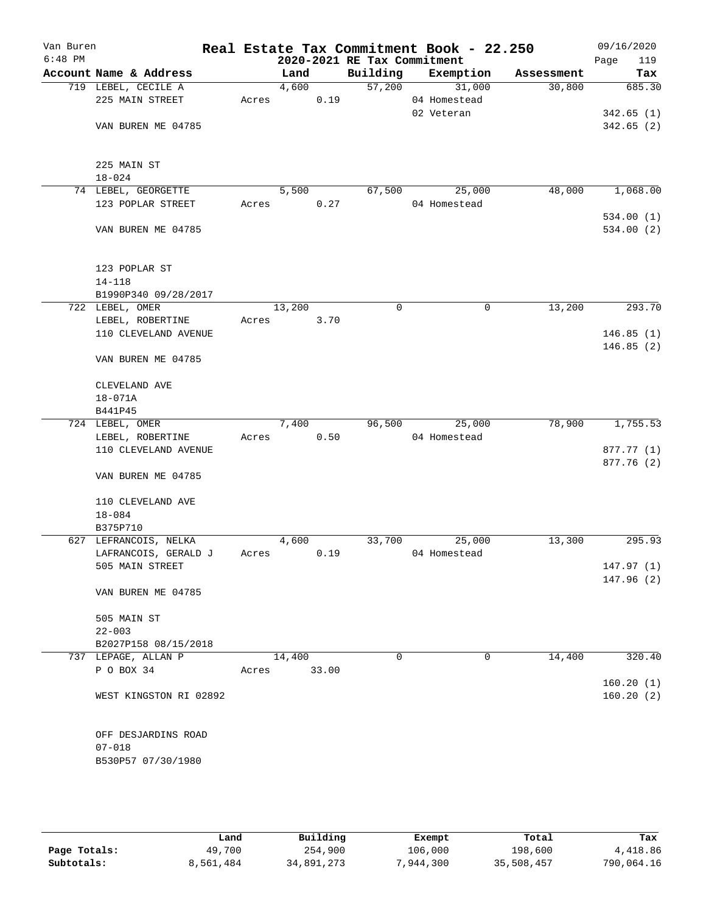Van Buren
6:48 PM

# Real Estate Tax Commitment Book - 22.250
## 2020-2021 RE Tax Commitment

09/16/2020
Page 119

| Account Name & Address | Land | Building | Exemption | Assessment | Tax |
|---|---|---|---|---|---|
| 719 LEBEL, CECILE A | 4,600 | 57,200 | 31,000 | 30,800 | 685.30 |
| 225 MAIN STREET | Acres 0.19 | | 04 Homestead | | |
| | | | 02 Veteran | | 342.65 (1) |
| VAN BUREN ME 04785 | | | | | 342.65 (2) |
| 225 MAIN ST | | | | | |
| 18-024 | | | | | |
| 74 LEBEL, GEORGETTE | 5,500 | 67,500 | 25,000 | 48,000 | 1,068.00 |
| 123 POPLAR STREET | Acres 0.27 | | 04 Homestead | | |
| | | | | | 534.00 (1) |
| VAN BUREN ME 04785 | | | | | 534.00 (2) |
| 123 POPLAR ST | | | | | |
| 14-118 | | | | | |
| B1990P340 09/28/2017 | | | | | |
| 722 LEBEL, OMER | 13,200 | 0 | 0 | 13,200 | 293.70 |
| LEBEL, ROBERTINE | Acres 3.70 | | | | |
| 110 CLEVELAND AVENUE | | | | | 146.85 (1) |
| | | | | | 146.85 (2) |
| VAN BUREN ME 04785 | | | | | |
| CLEVELAND AVE | | | | | |
| 18-071A | | | | | |
| B441P45 | | | | | |
| 724 LEBEL, OMER | 7,400 | 96,500 | 25,000 | 78,900 | 1,755.53 |
| LEBEL, ROBERTINE | Acres 0.50 | | 04 Homestead | | |
| 110 CLEVELAND AVENUE | | | | | 877.77 (1) |
| | | | | | 877.76 (2) |
| VAN BUREN ME 04785 | | | | | |
| 110 CLEVELAND AVE | | | | | |
| 18-084 | | | | | |
| B375P710 | | | | | |
| 627 LEFRANCOIS, NELKA | 4,600 | 33,700 | 25,000 | 13,300 | 295.93 |
| LAFRANCOIS, GERALD J | Acres 0.19 | | 04 Homestead | | |
| 505 MAIN STREET | | | | | 147.97 (1) |
| | | | | | 147.96 (2) |
| VAN BUREN ME 04785 | | | | | |
| 505 MAIN ST | | | | | |
| 22-003 | | | | | |
| B2027P158 08/15/2018 | | | | | |
| 737 LEPAGE, ALLAN P | 14,400 | 0 | 0 | 14,400 | 320.40 |
| P O BOX 34 | Acres 33.00 | | | | |
| | | | | | 160.20 (1) |
| WEST KINGSTON RI 02892 | | | | | 160.20 (2) |
| OFF DESJARDINS ROAD | | | | | |
| 07-018 | | | | | |
| B530P57 07/30/1980 | | | | | |

| | Land | Building | Exempt | Total | Tax |
|---|---|---|---|---|---|
| Page Totals: | 49,700 | 254,900 | 106,000 | 198,600 | 4,418.86 |
| Subtotals: | 8,561,484 | 34,891,273 | 7,944,300 | 35,508,457 | 790,064.16 |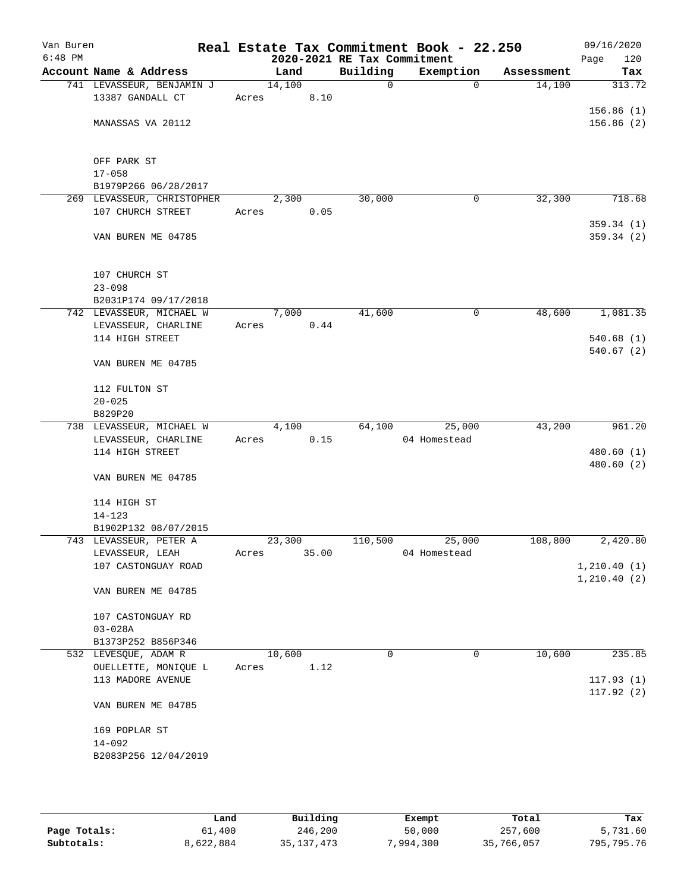Van Buren
6:48 PM

# Real Estate Tax Commitment Book - 22.250

## 2020-2021 RE Tax Commitment

09/16/2020

| Account Name & Address | Land | Building | Exemption | Assessment | Tax |
|---|---|---|---|---|---|
| 741 LEVASSEUR, BENJAMIN J<br>13387 GANDALL CT<br><br>MANASSAS VA 20112<br><br>OFF PARK ST<br>17-058<br>B1979P266 06/28/2017 | 14,100<br>Acres 8.10 | 0 | 0 | 14,100 | 313.72<br><br>156.86 (1)<br>156.86 (2) |
| 269 LEVASSEUR, CHRISTOPHER<br>107 CHURCH STREET<br><br>VAN BUREN ME 04785<br><br>107 CHURCH ST<br>23-098<br>B2031P174 09/17/2018 | 2,300<br>Acres 0.05 | 30,000 | 0 | 32,300 | 718.68<br><br>359.34 (1)<br>359.34 (2) |
| 742 LEVASSEUR, MICHAEL W<br>LEVASSEUR, CHARLINE<br>114 HIGH STREET<br><br>VAN BUREN ME 04785<br><br>112 FULTON ST<br>20-025<br>B829P20 | 7,000<br>Acres 0.44 | 41,600 | 0 | 48,600 | 1,081.35<br><br>540.68 (1)<br>540.67 (2) |
| 738 LEVASSEUR, MICHAEL W<br>LEVASSEUR, CHARLINE<br>114 HIGH STREET<br><br>VAN BUREN ME 04785<br><br>114 HIGH ST<br>14-123<br>B1902P132 08/07/2015 | 4,100<br>Acres 0.15 | 64,100 | 25,000<br>04 Homestead | 43,200 | 961.20<br><br>480.60 (1)<br>480.60 (2) |
| 743 LEVASSEUR, PETER A<br>LEVASSEUR, LEAH<br>107 CASTONGUAY ROAD<br><br>VAN BUREN ME 04785<br><br>107 CASTONGUAY RD<br>03-028A<br>B1373P252 B856P346 | 23,300<br>Acres 35.00 | 110,500 | 25,000<br>04 Homestead | 108,800 | 2,420.80<br><br>1,210.40 (1)<br>1,210.40 (2) |
| 532 LEVESQUE, ADAM R<br>OUELLETTE, MONIQUE L<br>113 MADORE AVENUE<br><br>VAN BUREN ME 04785<br><br>169 POPLAR ST<br>14-092<br>B2083P256 12/04/2019 | 10,600<br>Acres 1.12 | 0 | 0 | 10,600 | 235.85<br><br>117.93 (1)<br>117.92 (2) |

| | Land | Building | Exempt | Total | Tax |
|---|---|---|---|---|---|
| Page Totals: | 61,400 | 246,200 | 50,000 | 257,600 | 5,731.60 |
| Subtotals: | 8,622,884 | 35,137,473 | 7,994,300 | 35,766,057 | 795,795.76 |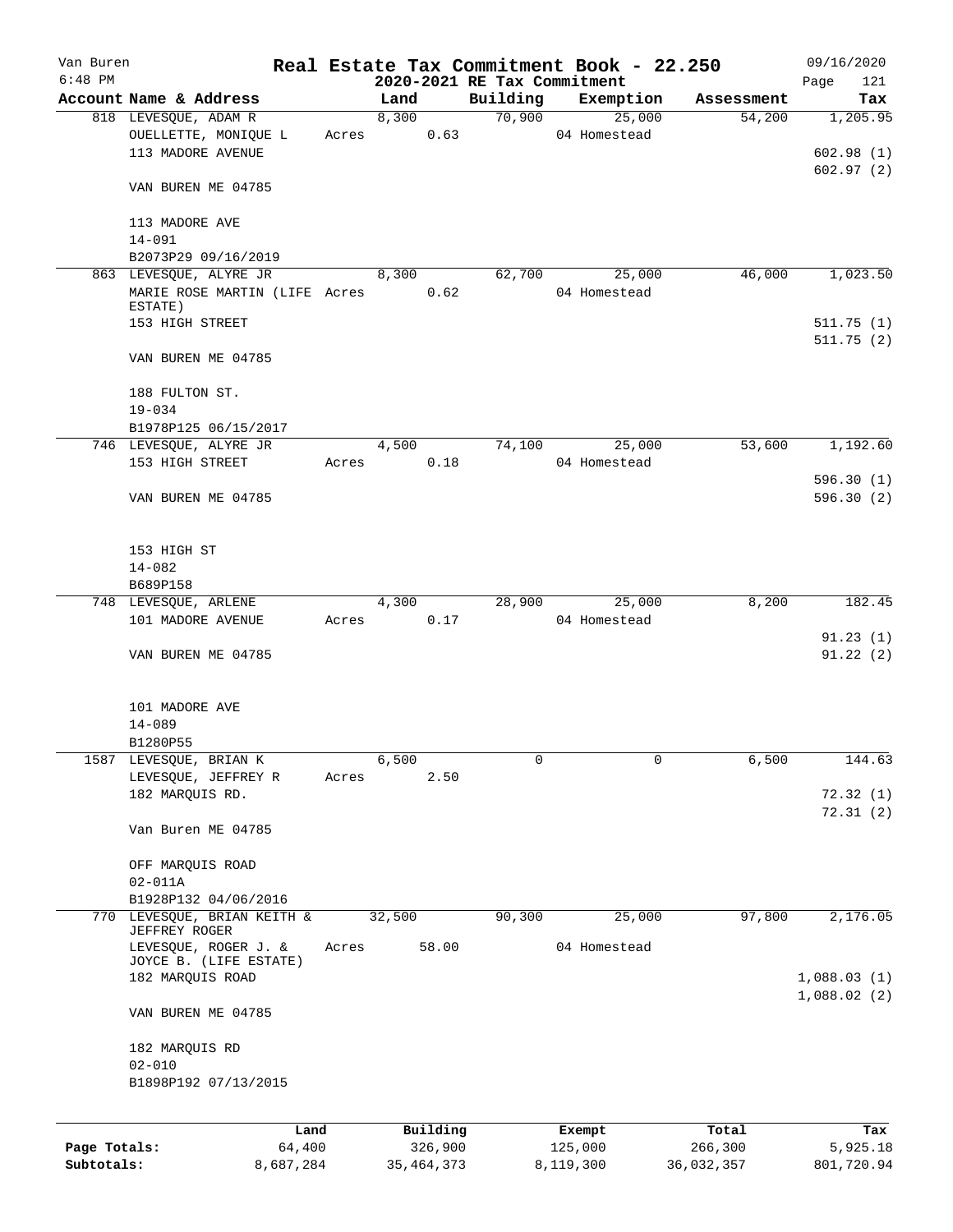Van Buren 6:48 PM

# Real Estate Tax Commitment Book - 22.250

## 2020-2021 RE Tax Commitment

09/16/2020

| Account Name & Address | Land | Building | Exemption | Assessment | Tax |
|---|---|---|---|---|---|
| 818 LEVESQUE, ADAM R | 8,300 | 70,900 | 25,000 | 54,200 | 1,205.95 |
| OUELLETTE, MONIQUE L | Acres 0.63 | | 04 Homestead | | |
| 113 MADORE AVENUE | | | | | 602.98 (1) |
| | | | | | 602.97 (2) |
| VAN BUREN ME 04785 | | | | | |
| 113 MADORE AVE | | | | | |
| 14-091 | | | | | |
| B2073P29 09/16/2019 | | | | | |
| 863 LEVESQUE, ALYRE JR | 8,300 | 62,700 | 25,000 | 46,000 | 1,023.50 |
| MARIE ROSE MARTIN (LIFE ESTATE) | Acres 0.62 | | 04 Homestead | | |
| 153 HIGH STREET | | | | | 511.75 (1) |
| | | | | | 511.75 (2) |
| VAN BUREN ME 04785 | | | | | |
| 188 FULTON ST. | | | | | |
| 19-034 | | | | | |
| B1978P125 06/15/2017 | | | | | |
| 746 LEVESQUE, ALYRE JR | 4,500 | 74,100 | 25,000 | 53,600 | 1,192.60 |
| 153 HIGH STREET | Acres 0.18 | | 04 Homestead | | |
| | | | | | 596.30 (1) |
| VAN BUREN ME 04785 | | | | | 596.30 (2) |
| 153 HIGH ST | | | | | |
| 14-082 | | | | | |
| B689P158 | | | | | |
| 748 LEVESQUE, ARLENE | 4,300 | 28,900 | 25,000 | 8,200 | 182.45 |
| 101 MADORE AVENUE | Acres 0.17 | | 04 Homestead | | |
| | | | | | 91.23 (1) |
| VAN BUREN ME 04785 | | | | | 91.22 (2) |
| 101 MADORE AVE | | | | | |
| 14-089 | | | | | |
| B1280P55 | | | | | |
| 1587 LEVESQUE, BRIAN K | 6,500 | 0 | 0 | 6,500 | 144.63 |
| LEVESQUE, JEFFREY R | Acres 2.50 | | | | |
| 182 MARQUIS RD. | | | | | 72.32 (1) |
| | | | | | 72.31 (2) |
| Van Buren ME 04785 | | | | | |
| OFF MARQUIS ROAD | | | | | |
| 02-011A | | | | | |
| B1928P132 04/06/2016 | | | | | |
| 770 LEVESQUE, BRIAN KEITH & JEFFREY ROGER | 32,500 | 90,300 | 25,000 | 97,800 | 2,176.05 |
| LEVESQUE, ROGER J. & JOYCE B. (LIFE ESTATE) | Acres 58.00 | | 04 Homestead | | |
| 182 MARQUIS ROAD | | | | | 1,088.03 (1) |
| | | | | | 1,088.02 (2) |
| VAN BUREN ME 04785 | | | | | |
| 182 MARQUIS RD | | | | | |
| 02-010 | | | | | |
| B1898P192 07/13/2015 | | | | | |

| | Land | Building | Exempt | Total | Tax |
|---|---|---|---|---|---|
| Page Totals: | 64,400 | 326,900 | 125,000 | 266,300 | 5,925.18 |
| Subtotals: | 8,687,284 | 35,464,373 | 8,119,300 | 36,032,357 | 801,720.94 |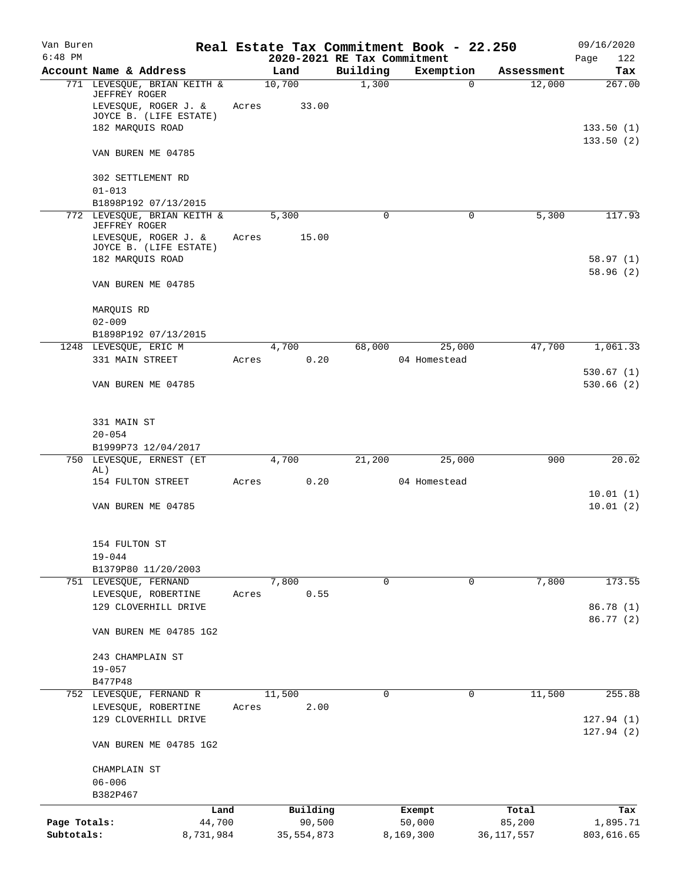Van Buren
6:48 PM

# Real Estate Tax Commitment Book - 22.250
## 2020-2021 RE Tax Commitment

09/16/2020
Page 122

| Account Name & Address | Land | Building | Exemption | Assessment | Tax |
|---|---|---|---|---|---|
| 771 LEVESQUE, BRIAN KEITH & JEFFREY ROGER | 10,700 | 1,300 | 0 | 12,000 | 267.00 |
| LEVESQUE, ROGER J. & JOYCE B. (LIFE ESTATE) | Acres 33.00 | | | | |
| 182 MARQUIS ROAD | | | | | 133.50 (1) |
| | | | | | 133.50 (2) |
| VAN BUREN ME 04785 | | | | | |
| 302 SETTLEMENT RD | | | | | |
| 01-013 | | | | | |
| B1898P192 07/13/2015 | | | | | |
| 772 LEVESQUE, BRIAN KEITH & JEFFREY ROGER | 5,300 | 0 | 0 | 5,300 | 117.93 |
| LEVESQUE, ROGER J. & JOYCE B. (LIFE ESTATE) | Acres 15.00 | | | | |
| 182 MARQUIS ROAD | | | | | 58.97 (1) |
| | | | | | 58.96 (2) |
| VAN BUREN ME 04785 | | | | | |
| MARQUIS RD | | | | | |
| 02-009 | | | | | |
| B1898P192 07/13/2015 | | | | | |
| 1248 LEVESQUE, ERIC M | 4,700 | 68,000 | 25,000 | 47,700 | 1,061.33 |
| 331 MAIN STREET | Acres 0.20 | | 04 Homestead | | |
| | | | | | 530.67 (1) |
| VAN BUREN ME 04785 | | | | | 530.66 (2) |
| 331 MAIN ST | | | | | |
| 20-054 | | | | | |
| B1999P73 12/04/2017 | | | | | |
| 750 LEVESQUE, ERNEST (ET AL) | 4,700 | 21,200 | 25,000 | 900 | 20.02 |
| 154 FULTON STREET | Acres 0.20 | | 04 Homestead | | |
| | | | | | 10.01 (1) |
| VAN BUREN ME 04785 | | | | | 10.01 (2) |
| 154 FULTON ST | | | | | |
| 19-044 | | | | | |
| B1379P80 11/20/2003 | | | | | |
| 751 LEVESQUE, FERNAND | 7,800 | 0 | 0 | 7,800 | 173.55 |
| LEVESQUE, ROBERTINE | Acres 0.55 | | | | |
| 129 CLOVERHILL DRIVE | | | | | 86.78 (1) |
| | | | | | 86.77 (2) |
| VAN BUREN ME 04785 1G2 | | | | | |
| 243 CHAMPLAIN ST | | | | | |
| 19-057 | | | | | |
| B477P48 | | | | | |
| 752 LEVESQUE, FERNAND R | 11,500 | 0 | 0 | 11,500 | 255.88 |
| LEVESQUE, ROBERTINE | Acres 2.00 | | | | |
| 129 CLOVERHILL DRIVE | | | | | 127.94 (1) |
| | | | | | 127.94 (2) |
| VAN BUREN ME 04785 1G2 | | | | | |
| CHAMPLAIN ST | | | | | |
| 06-006 | | | | | |
| B382P467 | | | | | |

| | Land | Building | Exempt | Total | Tax |
|---|---|---|---|---|---|
| Page Totals: | 44,700 | 90,500 | 50,000 | 85,200 | 1,895.71 |
| Subtotals: | 8,731,984 | 35,554,873 | 8,169,300 | 36,117,557 | 803,616.65 |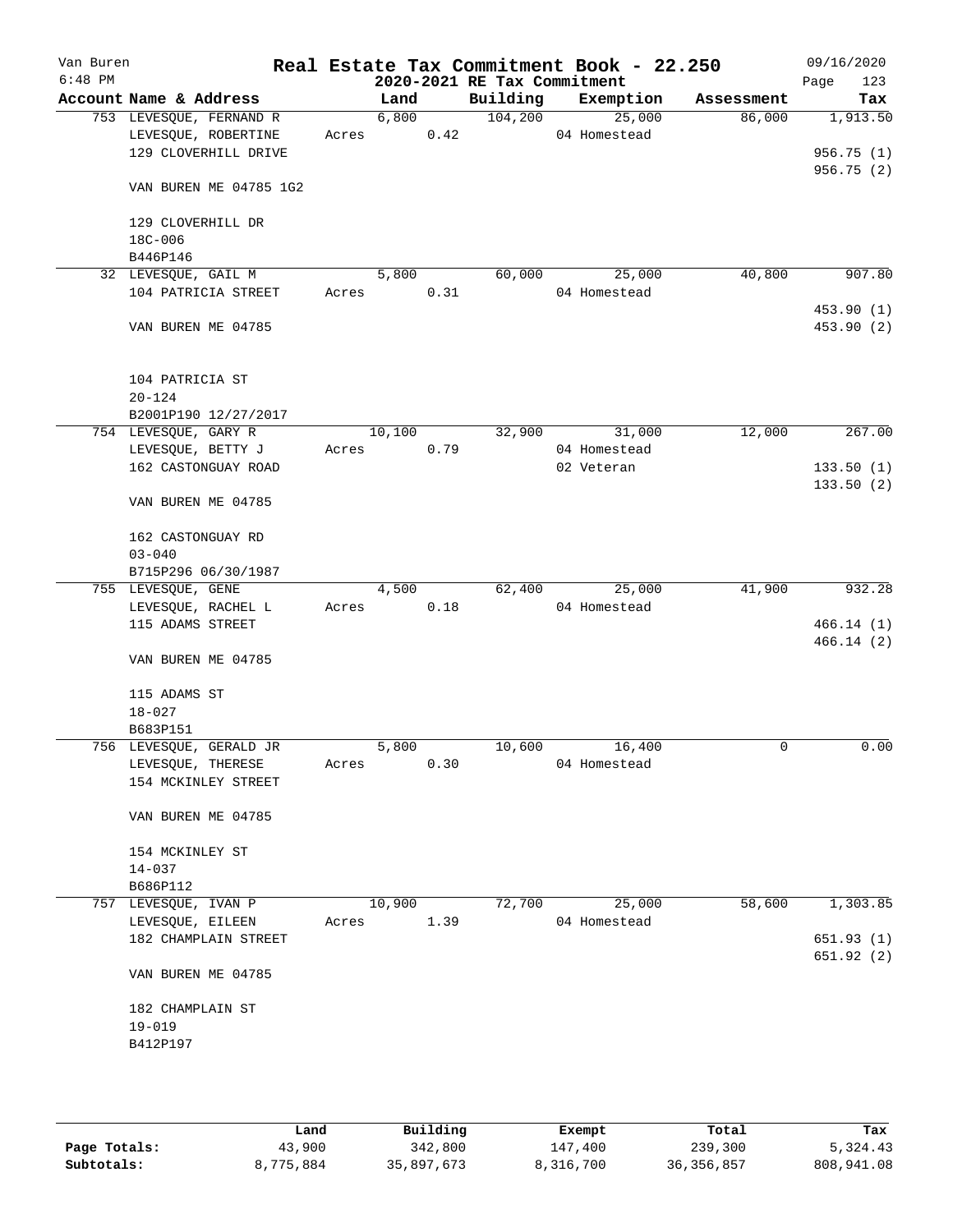Van Buren 6:48 PM

# Real Estate Tax Commitment Book - 22.250

## 2020-2021 RE Tax Commitment

09/16/2020

| Account Name & Address | Land | Building | Exemption | Assessment | Tax |
|---|---|---|---|---|---|
| 753 LEVESQUE, FERNAND R<br>LEVESQUE, ROBERTINE<br>129 CLOVERHILL DRIVE<br><br>VAN BUREN ME 04785 1G2<br><br>129 CLOVERHILL DR<br>18C-006<br>B446P146 | 6,800<br>Acres 0.42 | 104,200 | 25,000<br>04 Homestead | 86,000 | 1,913.50<br><br>956.75 (1)<br>956.75 (2) |
| 32 LEVESQUE, GAIL M<br>104 PATRICIA STREET<br><br>VAN BUREN ME 04785<br><br>104 PATRICIA ST<br>20-124<br>B2001P190 12/27/2017 | 5,800<br>Acres 0.31 | 60,000 | 25,000<br>04 Homestead | 40,800 | 907.80<br><br>453.90 (1)<br>453.90 (2) |
| 754 LEVESQUE, GARY R<br>LEVESQUE, BETTY J<br>162 CASTONGUAY ROAD<br><br>VAN BUREN ME 04785<br><br>162 CASTONGUAY RD<br>03-040<br>B715P296 06/30/1987 | 10,100<br>Acres 0.79 | 32,900 | 31,000<br>04 Homestead<br>02 Veteran | 12,000 | 267.00<br><br>133.50 (1)<br>133.50 (2) |
| 755 LEVESQUE, GENE<br>LEVESQUE, RACHEL L<br>115 ADAMS STREET<br><br>VAN BUREN ME 04785<br><br>115 ADAMS ST<br>18-027<br>B683P151 | 4,500<br>Acres 0.18 | 62,400 | 25,000<br>04 Homestead | 41,900 | 932.28<br><br>466.14 (1)<br>466.14 (2) |
| 756 LEVESQUE, GERALD JR<br>LEVESQUE, THERESE<br>154 MCKINLEY STREET<br><br>VAN BUREN ME 04785<br><br>154 MCKINLEY ST<br>14-037<br>B686P112 | 5,800<br>Acres 0.30 | 10,600 | 16,400<br>04 Homestead | 0 | 0.00 |
| 757 LEVESQUE, IVAN P<br>LEVESQUE, EILEEN<br>182 CHAMPLAIN STREET<br><br>VAN BUREN ME 04785<br><br>182 CHAMPLAIN ST<br>19-019<br>B412P197 | 10,900<br>Acres 1.39 | 72,700 | 25,000<br>04 Homestead | 58,600 | 1,303.85<br><br>651.93 (1)<br>651.92 (2) |

| | Land | Building | Exempt | Total | Tax |
|---|---|---|---|---|---|
| **Page Totals:** | 43,900 | 342,800 | 147,400 | 239,300 | 5,324.43 |
| **Subtotals:** | 8,775,884 | 35,897,673 | 8,316,700 | 36,356,857 | 808,941.08 |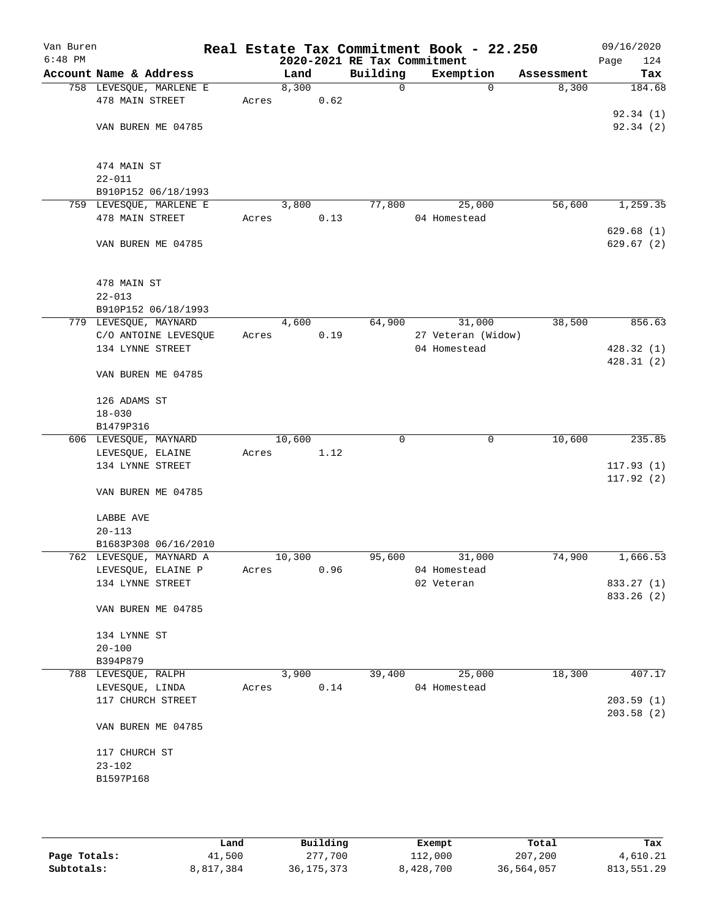Van Buren
6:48 PM

# Real Estate Tax Commitment Book - 22.250
## 2020-2021 RE Tax Commitment

09/16/2020
Page 124

| Account Name & Address | Land | Building | Exemption | Assessment | Tax |
|---|---|---|---|---|---|
| 758 LEVESQUE, MARLENE E | 8,300 | 0 | 0 | 8,300 | 184.68 |
| 478 MAIN STREET | Acres 0.62 | | | | |
| | | | | | 92.34 (1) |
| VAN BUREN ME 04785 | | | | | 92.34 (2) |
| 474 MAIN ST | | | | | |
| 22-011 | | | | | |
| B910P152 06/18/1993 | | | | | |
| 759 LEVESQUE, MARLENE E | 3,800 | 77,800 | 25,000 | 56,600 | 1,259.35 |
| 478 MAIN STREET | Acres 0.13 | | 04 Homestead | | |
| | | | | | 629.68 (1) |
| VAN BUREN ME 04785 | | | | | 629.67 (2) |
| 478 MAIN ST | | | | | |
| 22-013 | | | | | |
| B910P152 06/18/1993 | | | | | |
| 779 LEVESQUE, MAYNARD | 4,600 | 64,900 | 31,000 | 38,500 | 856.63 |
| C/O ANTOINE LEVESQUE | Acres 0.19 | | 27 Veteran (Widow) | | |
| 134 LYNNE STREET | | | 04 Homestead | | 428.32 (1) |
| | | | | | 428.31 (2) |
| VAN BUREN ME 04785 | | | | | |
| 126 ADAMS ST | | | | | |
| 18-030 | | | | | |
| B1479P316 | | | | | |
| 606 LEVESQUE, MAYNARD | 10,600 | 0 | 0 | 10,600 | 235.85 |
| LEVESQUE, ELAINE | Acres 1.12 | | | | |
| 134 LYNNE STREET | | | | | 117.93 (1) |
| | | | | | 117.92 (2) |
| VAN BUREN ME 04785 | | | | | |
| LABBE AVE | | | | | |
| 20-113 | | | | | |
| B1683P308 06/16/2010 | | | | | |
| 762 LEVESQUE, MAYNARD A | 10,300 | 95,600 | 31,000 | 74,900 | 1,666.53 |
| LEVESQUE, ELAINE P | Acres 0.96 | | 04 Homestead | | |
| 134 LYNNE STREET | | | 02 Veteran | | 833.27 (1) |
| | | | | | 833.26 (2) |
| VAN BUREN ME 04785 | | | | | |
| 134 LYNNE ST | | | | | |
| 20-100 | | | | | |
| B394P879 | | | | | |
| 788 LEVESQUE, RALPH | 3,900 | 39,400 | 25,000 | 18,300 | 407.17 |
| LEVESQUE, LINDA | Acres 0.14 | | 04 Homestead | | |
| 117 CHURCH STREET | | | | | 203.59 (1) |
| | | | | | 203.58 (2) |
| VAN BUREN ME 04785 | | | | | |
| 117 CHURCH ST | | | | | |
| 23-102 | | | | | |
| B1597P168 | | | | | |

| | Land | Building | Exempt | Total | Tax |
|---|---|---|---|---|---|
| Page Totals: | 41,500 | 277,700 | 112,000 | 207,200 | 4,610.21 |
| Subtotals: | 8,817,384 | 36,175,373 | 8,428,700 | 36,564,057 | 813,551.29 |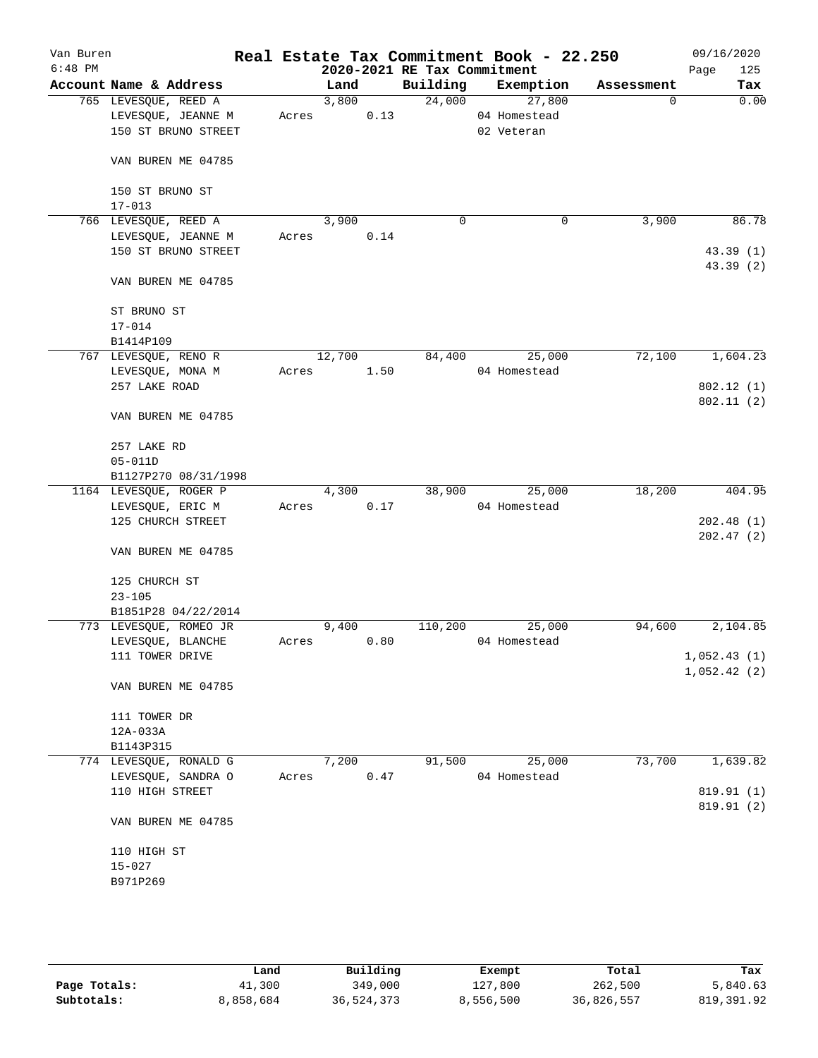# Real Estate Tax Commitment Book - 22.250

Van Buren
6:48 PM

## 2020-2021 RE Tax Commitment

09/16/2020

| Account Name & Address | Land | Building | Exemption | Assessment | Tax |
|---|---|---|---|---|---|
| 765 LEVESQUE, REED A<br>LEVESQUE, JEANNE M<br>150 ST BRUNO STREET<br><br>VAN BUREN ME 04785<br><br>150 ST BRUNO ST<br>17-013 | 3,800<br>Acres 0.13 | 24,000 | 27,800<br>04 Homestead<br>02 Veteran | 0 | 0.00 |
| 766 LEVESQUE, REED A<br>LEVESQUE, JEANNE M<br>150 ST BRUNO STREET<br><br>VAN BUREN ME 04785<br><br>ST BRUNO ST<br>17-014<br>B1414P109 | 3,900<br>Acres 0.14 | 0 | 0 | 3,900 | 86.78<br><br>43.39 (1)<br>43.39 (2) |
| 767 LEVESQUE, RENO R<br>LEVESQUE, MONA M<br>257 LAKE ROAD<br><br>VAN BUREN ME 04785<br><br>257 LAKE RD<br>05-011D<br>B1127P270 08/31/1998 | 12,700<br>Acres 1.50 | 84,400 | 25,000<br>04 Homestead | 72,100 | 1,604.23<br><br>802.12 (1)<br>802.11 (2) |
| 1164 LEVESQUE, ROGER P<br>LEVESQUE, ERIC M<br>125 CHURCH STREET<br><br>VAN BUREN ME 04785<br><br>125 CHURCH ST<br>23-105<br>B1851P28 04/22/2014 | 4,300<br>Acres 0.17 | 38,900 | 25,000<br>04 Homestead | 18,200 | 404.95<br><br>202.48 (1)<br>202.47 (2) |
| 773 LEVESQUE, ROMEO JR<br>LEVESQUE, BLANCHE<br>111 TOWER DRIVE<br><br>VAN BUREN ME 04785<br><br>111 TOWER DR<br>12A-033A<br>B1143P315 | 9,400<br>Acres 0.80 | 110,200 | 25,000<br>04 Homestead | 94,600 | 2,104.85<br><br>1,052.43 (1)<br>1,052.42 (2) |
| 774 LEVESQUE, RONALD G<br>LEVESQUE, SANDRA O<br>110 HIGH STREET<br><br>VAN BUREN ME 04785<br><br>110 HIGH ST<br>15-027<br>B971P269 | 7,200<br>Acres 0.47 | 91,500 | 25,000<br>04 Homestead | 73,700 | 1,639.82<br><br>819.91 (1)<br>819.91 (2) |

| | Land | Building | Exempt | Total | Tax |
|---|---|---|---|---|---|
| Page Totals: | 41,300 | 349,000 | 127,800 | 262,500 | 5,840.63 |
| Subtotals: | 8,858,684 | 36,524,373 | 8,556,500 | 36,826,557 | 819,391.92 |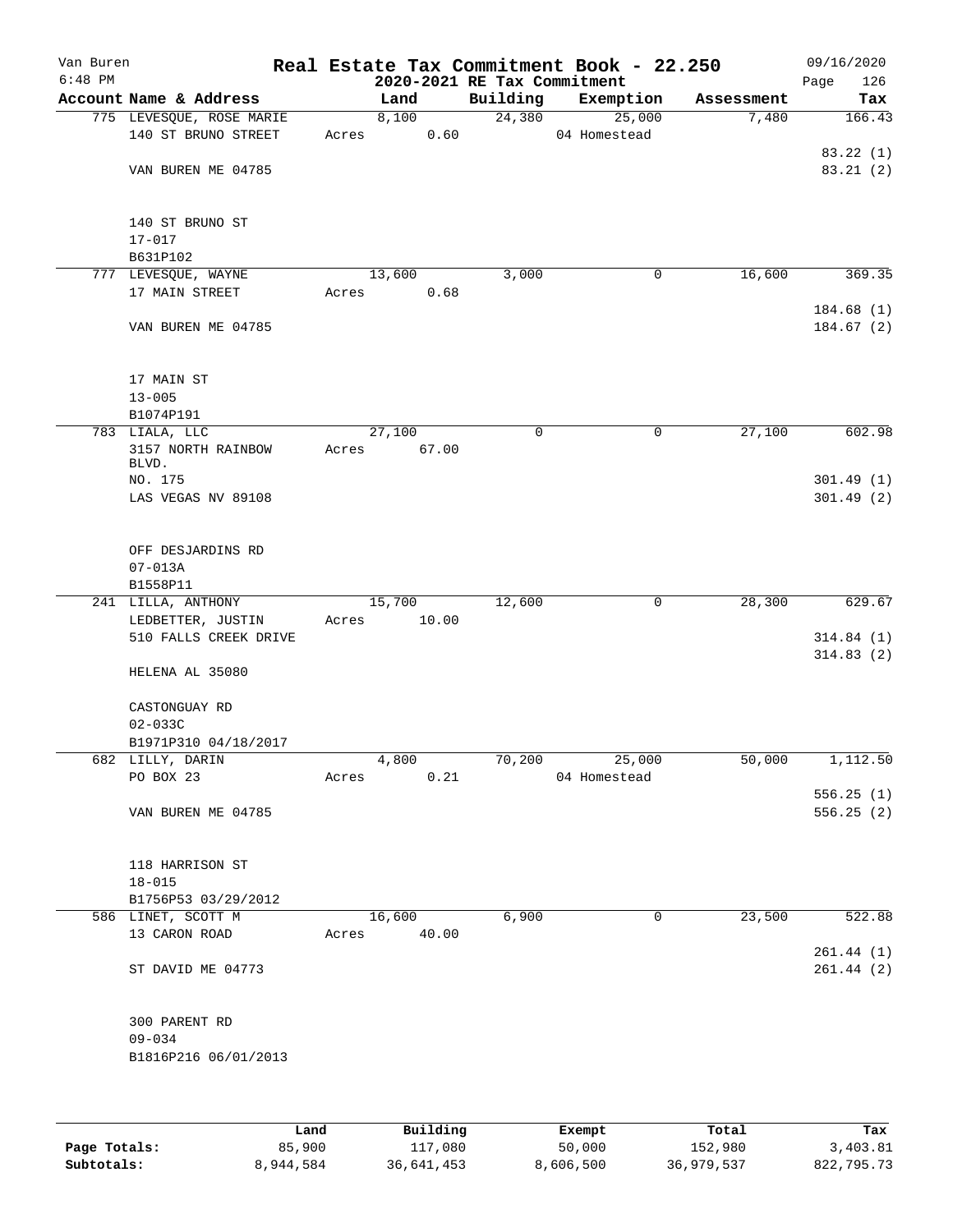Van Buren 6:48 PM

# Real Estate Tax Commitment Book - 22.250

2020-2021 RE Tax Commitment

09/16/2020 Page 126

| Account Name & Address | Land | Building | Exemption | Assessment | Tax |
|---|---|---|---|---|---|
| 775 LEVESQUE, ROSE MARIE | 8,100 | 24,380 | 25,000 | 7,480 | 166.43 |
| 140 ST BRUNO STREET | Acres 0.60 | | 04 Homestead | | |
| | | | | | 83.22 (1) |
| VAN BUREN ME 04785 | | | | | 83.21 (2) |
| 140 ST BRUNO ST | | | | | |
| 17-017 | | | | | |
| B631P102 | | | | | |
| 777 LEVESQUE, WAYNE | 13,600 | 3,000 | 0 | 16,600 | 369.35 |
| 17 MAIN STREET | Acres 0.68 | | | | |
| | | | | | 184.68 (1) |
| VAN BUREN ME 04785 | | | | | 184.67 (2) |
| 17 MAIN ST | | | | | |
| 13-005 | | | | | |
| B1074P191 | | | | | |
| 783 LIALA, LLC | 27,100 | 0 | 0 | 27,100 | 602.98 |
| 3157 NORTH RAINBOW BLVD. | Acres 67.00 | | | | |
| NO. 175 | | | | | 301.49 (1) |
| LAS VEGAS NV 89108 | | | | | 301.49 (2) |
| OFF DESJARDINS RD | | | | | |
| 07-013A | | | | | |
| B1558P11 | | | | | |
| 241 LILLA, ANTHONY | 15,700 | 12,600 | 0 | 28,300 | 629.67 |
| LEDBETTER, JUSTIN | Acres 10.00 | | | | |
| 510 FALLS CREEK DRIVE | | | | | 314.84 (1) |
| | | | | | 314.83 (2) |
| HELENA AL 35080 | | | | | |
| CASTONGUAY RD | | | | | |
| 02-033C | | | | | |
| B1971P310 04/18/2017 | | | | | |
| 682 LILLY, DARIN | 4,800 | 70,200 | 25,000 | 50,000 | 1,112.50 |
| PO BOX 23 | Acres 0.21 | | 04 Homestead | | |
| | | | | | 556.25 (1) |
| VAN BUREN ME 04785 | | | | | 556.25 (2) |
| 118 HARRISON ST | | | | | |
| 18-015 | | | | | |
| B1756P53 03/29/2012 | | | | | |
| 586 LINET, SCOTT M | 16,600 | 6,900 | 0 | 23,500 | 522.88 |
| 13 CARON ROAD | Acres 40.00 | | | | |
| | | | | | 261.44 (1) |
| ST DAVID ME 04773 | | | | | 261.44 (2) |
| 300 PARENT RD | | | | | |
| 09-034 | | | | | |
| B1816P216 06/01/2013 | | | | | |

| | Land | Building | Exempt | Total | Tax |
|---|---|---|---|---|---|
| Page Totals: | 85,900 | 117,080 | 50,000 | 152,980 | 3,403.81 |
| Subtotals: | 8,944,584 | 36,641,453 | 8,606,500 | 36,979,537 | 822,795.73 |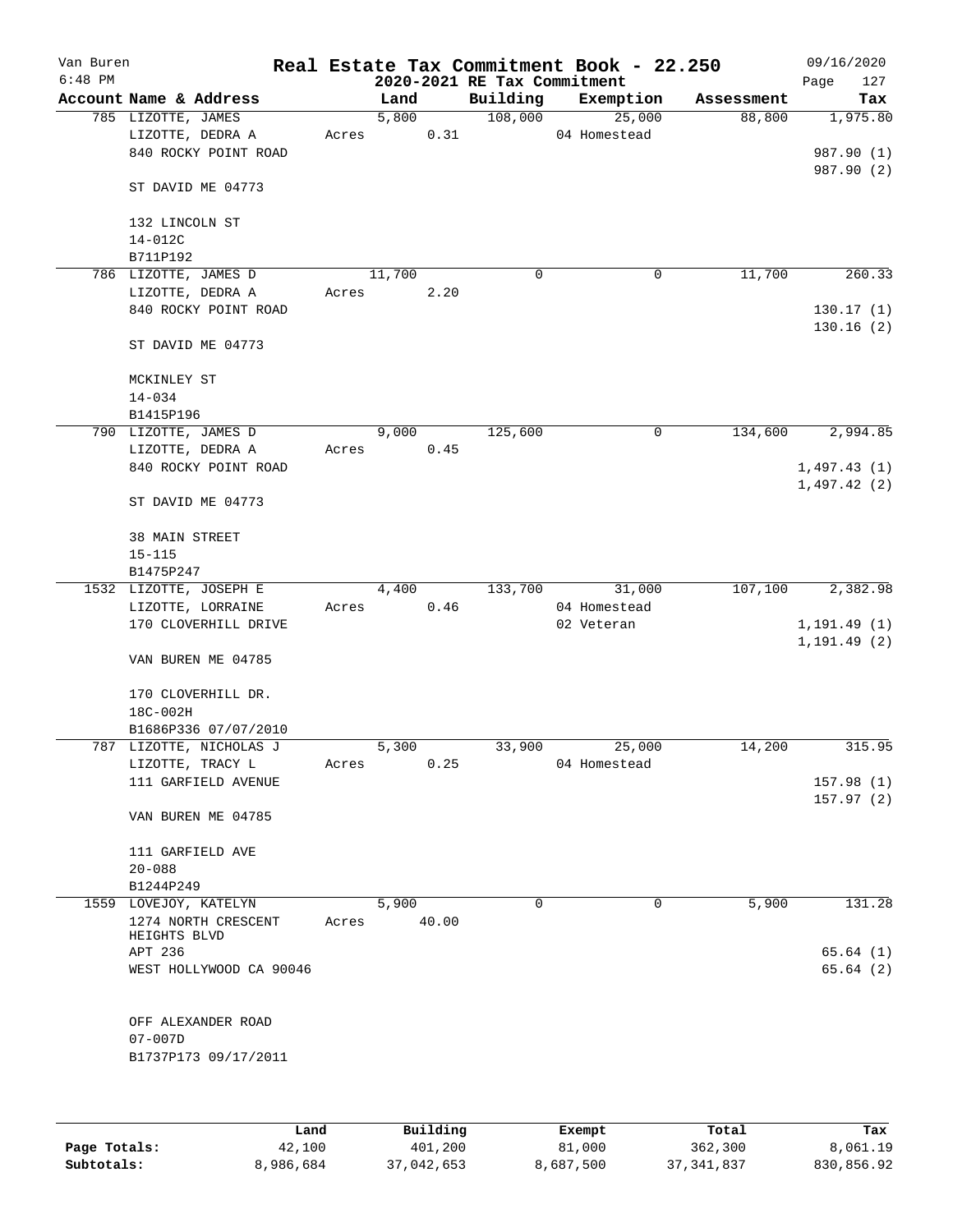# Real Estate Tax Commitment Book - 22.250

## 2020-2021 RE Tax Commitment

Van Buren
6:48 PM

09/16/2020

| Account Name & Address | Land | Building | Exemption | Assessment | Tax |
|---|---|---|---|---|---|
| 785 LIZOTTE, JAMES<br>LIZOTTE, DEDRA A<br>840 ROCKY POINT ROAD<br><br>ST DAVID ME 04773<br><br>132 LINCOLN ST<br>14-012C<br>B711P192 | 5,800<br>Acres 0.31 | 108,000 | 25,000<br>04 Homestead | 88,800 | 1,975.80<br><br>987.90 (1)<br>987.90 (2) |
| 786 LIZOTTE, JAMES D<br>LIZOTTE, DEDRA A<br>840 ROCKY POINT ROAD<br><br>ST DAVID ME 04773<br><br>MCKINLEY ST<br>14-034<br>B1415P196 | 11,700<br>Acres 2.20 | 0 | 0 | 11,700 | 260.33<br><br>130.17 (1)<br>130.16 (2) |
| 790 LIZOTTE, JAMES D<br>LIZOTTE, DEDRA A<br>840 ROCKY POINT ROAD<br><br>ST DAVID ME 04773<br><br>38 MAIN STREET<br>15-115<br>B1475P247 | 9,000<br>Acres 0.45 | 125,600 | 0 | 134,600 | 2,994.85<br><br>1,497.43 (1)<br>1,497.42 (2) |
| 1532 LIZOTTE, JOSEPH E<br>LIZOTTE, LORRAINE<br>170 CLOVERHILL DRIVE<br><br>VAN BUREN ME 04785<br><br>170 CLOVERHILL DR.<br>18C-002H<br>B1686P336 07/07/2010 | 4,400<br>Acres 0.46 | 133,700 | 31,000<br>04 Homestead<br>02 Veteran | 107,100 | 2,382.98<br><br>1,191.49 (1)<br>1,191.49 (2) |
| 787 LIZOTTE, NICHOLAS J<br>LIZOTTE, TRACY L<br>111 GARFIELD AVENUE<br><br>VAN BUREN ME 04785<br><br>111 GARFIELD AVE<br>20-088<br>B1244P249 | 5,300<br>Acres 0.25 | 33,900 | 25,000<br>04 Homestead | 14,200 | 315.95<br><br>157.98 (1)<br>157.97 (2) |
| 1559 LOVEJOY, KATELYN<br>1274 NORTH CRESCENT HEIGHTS BLVD<br>APT 236<br>WEST HOLLYWOOD CA 90046<br><br>OFF ALEXANDER ROAD<br>07-007D<br>B1737P173 09/17/2011 | 5,900<br>Acres 40.00 | 0 | 0 | 5,900 | 131.28<br><br>65.64 (1)<br>65.64 (2) |

| | Land | Building | Exempt | Total | Tax |
|---|---|---|---|---|---|
| Page Totals: | 42,100 | 401,200 | 81,000 | 362,300 | 8,061.19 |
| Subtotals: | 8,986,684 | 37,042,653 | 8,687,500 | 37,341,837 | 830,856.92 |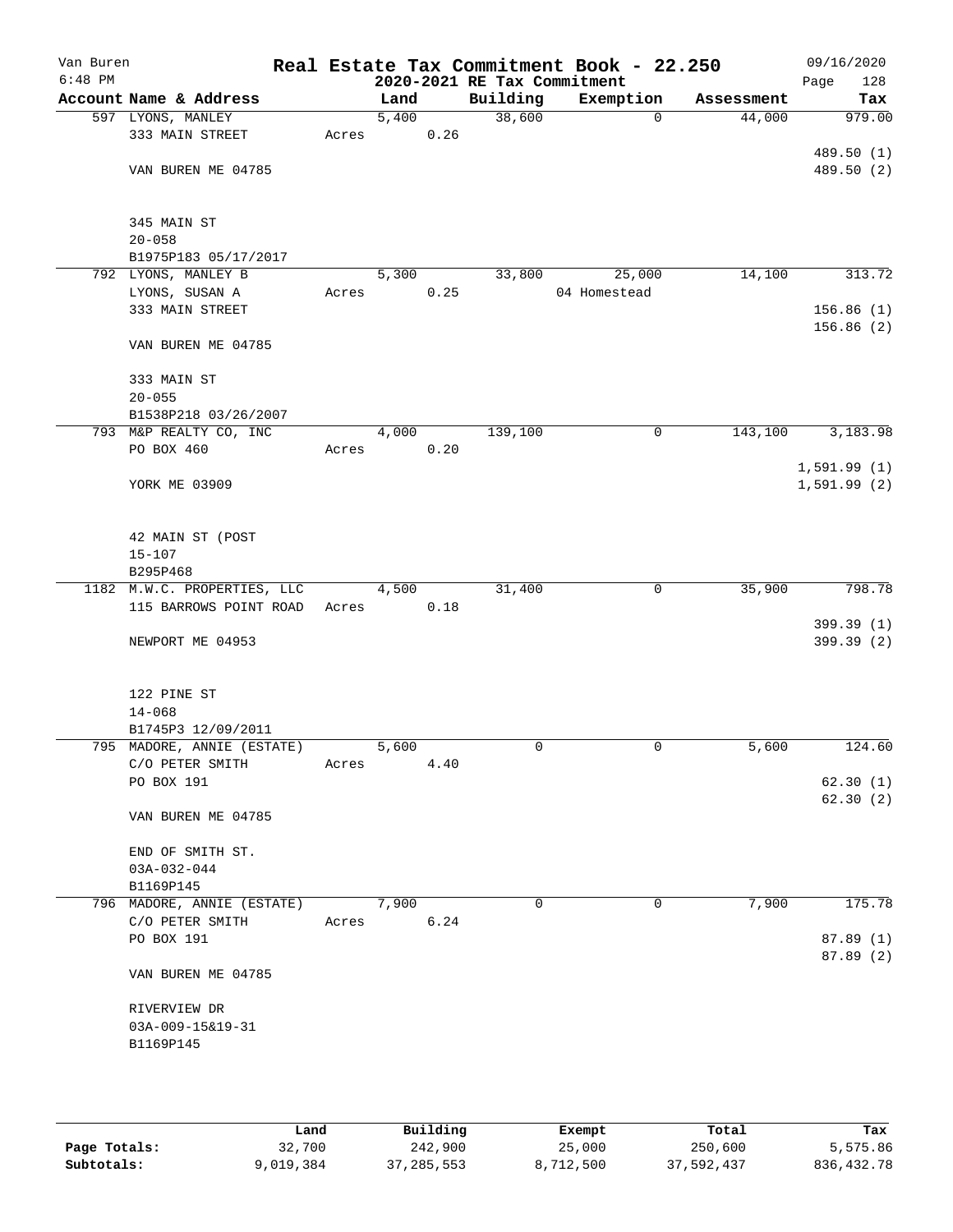Van Buren
6:48 PM

# Real Estate Tax Commitment Book - 22.250
## 2020-2021 RE Tax Commitment

09/16/2020

| Account Name & Address | Land | Building | Exemption | Assessment | Tax |
|---|---|---|---|---|---|
| 597 LYONS, MANLEY | 5,400 | 38,600 | 0 | 44,000 | 979.00 |
| 333 MAIN STREET | Acres 0.26 | | | | |
| | | | | | 489.50 (1) |
| VAN BUREN ME 04785 | | | | | 489.50 (2) |
| 345 MAIN ST | | | | | |
| 20-058 | | | | | |
| B1975P183 05/17/2017 | | | | | |
| 792 LYONS, MANLEY B | 5,300 | 33,800 | 25,000 | 14,100 | 313.72 |
| LYONS, SUSAN A | Acres 0.25 | | 04 Homestead | | |
| 333 MAIN STREET | | | | | 156.86 (1) |
| | | | | | 156.86 (2) |
| VAN BUREN ME 04785 | | | | | |
| 333 MAIN ST | | | | | |
| 20-055 | | | | | |
| B1538P218 03/26/2007 | | | | | |
| 793 M&P REALTY CO, INC | 4,000 | 139,100 | 0 | 143,100 | 3,183.98 |
| PO BOX 460 | Acres 0.20 | | | | |
| | | | | | 1,591.99 (1) |
| YORK ME 03909 | | | | | 1,591.99 (2) |
| 42 MAIN ST (POST | | | | | |
| 15-107 | | | | | |
| B295P468 | | | | | |
| 1182 M.W.C. PROPERTIES, LLC | 4,500 | 31,400 | 0 | 35,900 | 798.78 |
| 115 BARROWS POINT ROAD | Acres 0.18 | | | | |
| | | | | | 399.39 (1) |
| NEWPORT ME 04953 | | | | | 399.39 (2) |
| 122 PINE ST | | | | | |
| 14-068 | | | | | |
| B1745P3 12/09/2011 | | | | | |
| 795 MADORE, ANNIE (ESTATE) | 5,600 | 0 | 0 | 5,600 | 124.60 |
| C/O PETER SMITH | Acres 4.40 | | | | |
| PO BOX 191 | | | | | 62.30 (1) |
| | | | | | 62.30 (2) |
| VAN BUREN ME 04785 | | | | | |
| END OF SMITH ST. | | | | | |
| 03A-032-044 | | | | | |
| B1169P145 | | | | | |
| 796 MADORE, ANNIE (ESTATE) | 7,900 | 0 | 0 | 7,900 | 175.78 |
| C/O PETER SMITH | Acres 6.24 | | | | |
| PO BOX 191 | | | | | 87.89 (1) |
| | | | | | 87.89 (2) |
| VAN BUREN ME 04785 | | | | | |
| RIVERVIEW DR | | | | | |
| 03A-009-15&19-31 | | | | | |
| B1169P145 | | | | | |

| | Land | Building | Exempt | Total | Tax |
|---|---|---|---|---|---|
| Page Totals: | 32,700 | 242,900 | 25,000 | 250,600 | 5,575.86 |
| Subtotals: | 9,019,384 | 37,285,553 | 8,712,500 | 37,592,437 | 836,432.78 |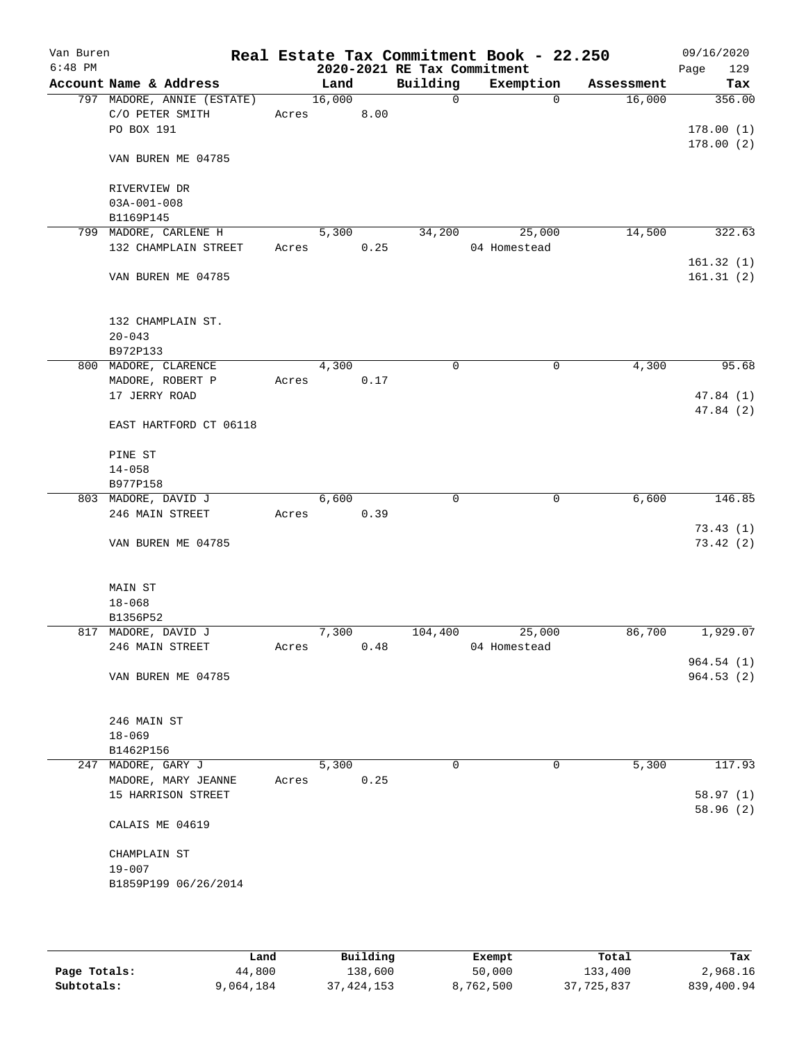Van Buren 6:48 PM

# Real Estate Tax Commitment Book - 22.250

## 2020-2021 RE Tax Commitment

09/16/2020 Page 129

| Account Name & Address | Land | Building | Exemption | Assessment | Tax |
|---|---|---|---|---|---|
| 797 MADORE, ANNIE (ESTATE) | 16,000 | 0 | 0 | 16,000 | 356.00 |
| C/O PETER SMITH | Acres 8.00 | | | | |
| PO BOX 191 | | | | | 178.00 (1) |
| | | | | | 178.00 (2) |
| VAN BUREN ME 04785 | | | | | |
| RIVERVIEW DR | | | | | |
| 03A-001-008 | | | | | |
| B1169P145 | | | | | |
| 799 MADORE, CARLENE H | 5,300 | 34,200 | 25,000 | 14,500 | 322.63 |
| 132 CHAMPLAIN STREET | Acres 0.25 | | 04 Homestead | | |
| | | | | | 161.32 (1) |
| VAN BUREN ME 04785 | | | | | 161.31 (2) |
| 132 CHAMPLAIN ST. | | | | | |
| 20-043 | | | | | |
| B972P133 | | | | | |
| 800 MADORE, CLARENCE | 4,300 | 0 | 0 | 4,300 | 95.68 |
| MADORE, ROBERT P | Acres 0.17 | | | | |
| 17 JERRY ROAD | | | | | 47.84 (1) |
| | | | | | 47.84 (2) |
| EAST HARTFORD CT 06118 | | | | | |
| PINE ST | | | | | |
| 14-058 | | | | | |
| B977P158 | | | | | |
| 803 MADORE, DAVID J | 6,600 | 0 | 0 | 6,600 | 146.85 |
| 246 MAIN STREET | Acres 0.39 | | | | |
| | | | | | 73.43 (1) |
| VAN BUREN ME 04785 | | | | | 73.42 (2) |
| MAIN ST | | | | | |
| 18-068 | | | | | |
| B1356P52 | | | | | |
| 817 MADORE, DAVID J | 7,300 | 104,400 | 25,000 | 86,700 | 1,929.07 |
| 246 MAIN STREET | Acres 0.48 | | 04 Homestead | | |
| | | | | | 964.54 (1) |
| VAN BUREN ME 04785 | | | | | 964.53 (2) |
| 246 MAIN ST | | | | | |
| 18-069 | | | | | |
| B1462P156 | | | | | |
| 247 MADORE, GARY J | 5,300 | 0 | 0 | 5,300 | 117.93 |
| MADORE, MARY JEANNE | Acres 0.25 | | | | |
| 15 HARRISON STREET | | | | | 58.97 (1) |
| | | | | | 58.96 (2) |
| CALAIS ME 04619 | | | | | |
| CHAMPLAIN ST | | | | | |
| 19-007 | | | | | |
| B1859P199 06/26/2014 | | | | | |

| | Land | Building | Exempt | Total | Tax |
|---|---|---|---|---|---|
| Page Totals: | 44,800 | 138,600 | 50,000 | 133,400 | 2,968.16 |
| Subtotals: | 9,064,184 | 37,424,153 | 8,762,500 | 37,725,837 | 839,400.94 |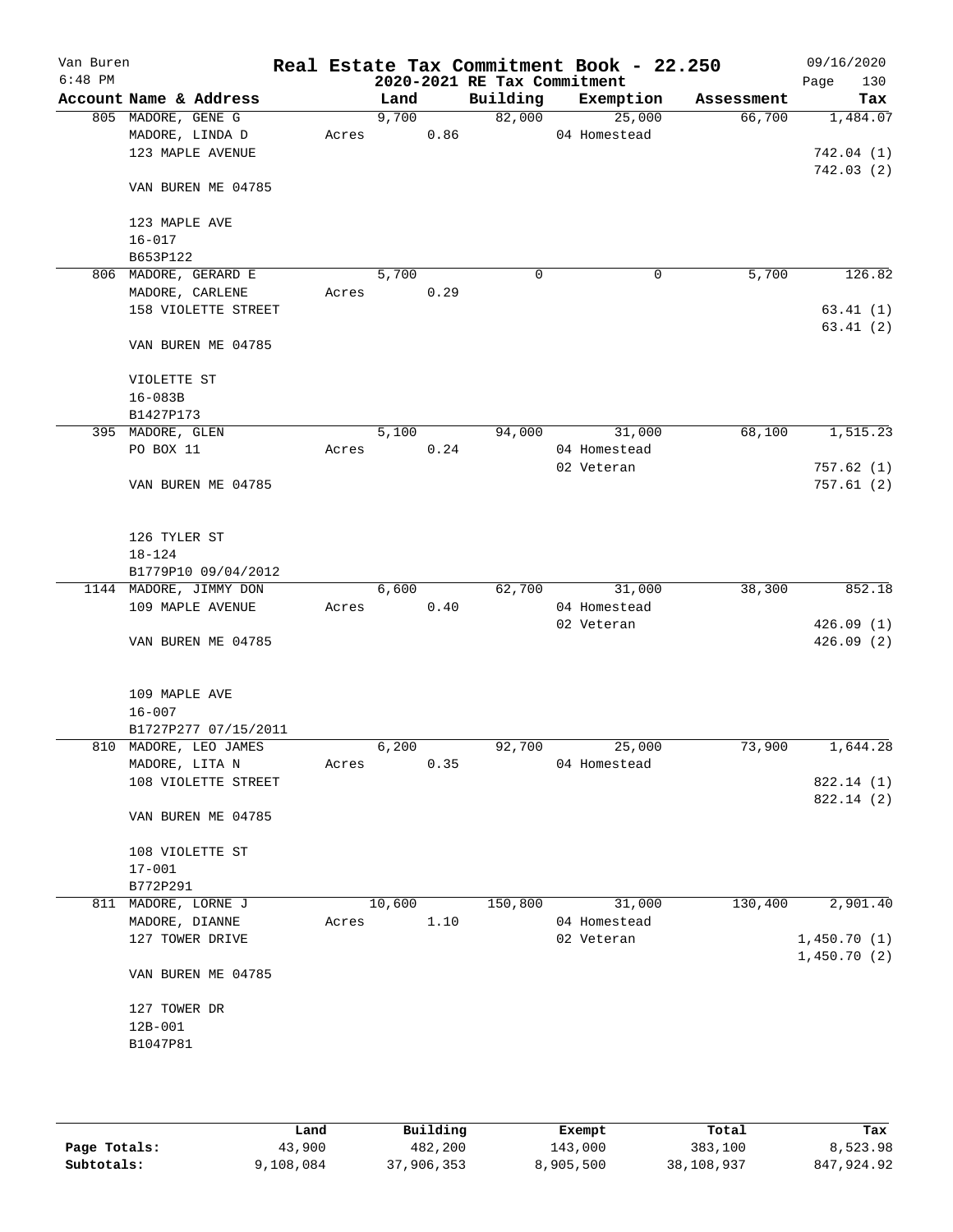# Real Estate Tax Commitment Book - 22.250

Van Buren
6:48 PM

## 2020-2021 RE Tax Commitment

09/16/2020

| Account Name & Address | Land | Building | Exemption | Assessment | Tax |
|---|---|---|---|---|---|
| 805 MADORE, GENE G | 9,700 | 82,000 | 25,000 | 66,700 | 1,484.07 |
| MADORE, LINDA D | Acres 0.86 | | 04 Homestead | | |
| 123 MAPLE AVENUE | | | | | 742.04 (1) |
| | | | | | 742.03 (2) |
| VAN BUREN ME 04785 | | | | | |
| 123 MAPLE AVE | | | | | |
| 16-017 | | | | | |
| B653P122 | | | | | |
| 806 MADORE, GERARD E | 5,700 | 0 | 0 | 5,700 | 126.82 |
| MADORE, CARLENE | Acres 0.29 | | | | |
| 158 VIOLETTE STREET | | | | | 63.41 (1) |
| | | | | | 63.41 (2) |
| VAN BUREN ME 04785 | | | | | |
| VIOLETTE ST | | | | | |
| 16-083B | | | | | |
| B1427P173 | | | | | |
| 395 MADORE, GLEN | 5,100 | 94,000 | 31,000 | 68,100 | 1,515.23 |
| PO BOX 11 | Acres 0.24 | | 04 Homestead | | |
| | | | 02 Veteran | | 757.62 (1) |
| VAN BUREN ME 04785 | | | | | 757.61 (2) |
| 126 TYLER ST | | | | | |
| 18-124 | | | | | |
| B1779P10 09/04/2012 | | | | | |
| 1144 MADORE, JIMMY DON | 6,600 | 62,700 | 31,000 | 38,300 | 852.18 |
| 109 MAPLE AVENUE | Acres 0.40 | | 04 Homestead | | |
| | | | 02 Veteran | | 426.09 (1) |
| VAN BUREN ME 04785 | | | | | 426.09 (2) |
| 109 MAPLE AVE | | | | | |
| 16-007 | | | | | |
| B1727P277 07/15/2011 | | | | | |
| 810 MADORE, LEO JAMES | 6,200 | 92,700 | 25,000 | 73,900 | 1,644.28 |
| MADORE, LITA N | Acres 0.35 | | 04 Homestead | | |
| 108 VIOLETTE STREET | | | | | 822.14 (1) |
| | | | | | 822.14 (2) |
| VAN BUREN ME 04785 | | | | | |
| 108 VIOLETTE ST | | | | | |
| 17-001 | | | | | |
| B772P291 | | | | | |
| 811 MADORE, LORNE J | 10,600 | 150,800 | 31,000 | 130,400 | 2,901.40 |
| MADORE, DIANNE | Acres 1.10 | | 04 Homestead | | |
| 127 TOWER DRIVE | | | 02 Veteran | | 1,450.70 (1) |
| | | | | | 1,450.70 (2) |
| VAN BUREN ME 04785 | | | | | |
| 127 TOWER DR | | | | | |
| 12B-001 | | | | | |
| B1047P81 | | | | | |

| | Land | Building | Exempt | Total | Tax |
|---|---|---|---|---|---|
| Page Totals: | 43,900 | 482,200 | 143,000 | 383,100 | 8,523.98 |
| Subtotals: | 9,108,084 | 37,906,353 | 8,905,500 | 38,108,937 | 847,924.92 |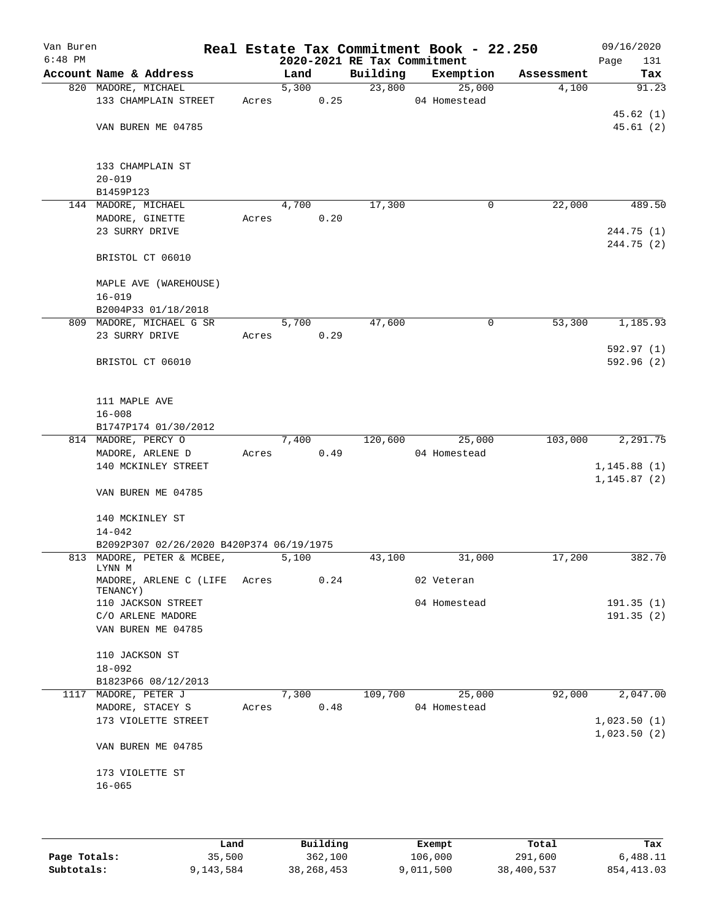# Real Estate Tax Commitment Book - 22.250

Van Buren
6:48 PM

2020-2021 RE Tax Commitment

09/16/2020

| Account | Name & Address | Land | Building | Exemption | Assessment | Tax |
|---|---|---|---|---|---|---|
| 820 | MADORE, MICHAEL<br>133 CHAMPLAIN STREET<br><br>VAN BUREN ME 04785<br><br>133 CHAMPLAIN ST<br>20-019<br>B1459P123 | 5,300<br>Acres 0.25 | 23,800 | 25,000<br>04 Homestead | 4,100 | 91.23<br><br>45.62 (1)<br>45.61 (2) |
| 144 | MADORE, MICHAEL<br>MADORE, GINETTE<br>23 SURRY DRIVE<br><br>BRISTOL CT 06010<br><br>MAPLE AVE (WAREHOUSE)<br>16-019<br>B2004P33 01/18/2018 | 4,700<br>Acres 0.20 | 17,300 | 0 | 22,000 | 489.50<br><br>244.75 (1)<br>244.75 (2) |
| 809 | MADORE, MICHAEL G SR<br>23 SURRY DRIVE<br><br>BRISTOL CT 06010<br><br>111 MAPLE AVE<br>16-008<br>B1747P174 01/30/2012 | 5,700<br>Acres 0.29 | 47,600 | 0 | 53,300 | 1,185.93<br><br>592.97 (1)<br>592.96 (2) |
| 814 | MADORE, PERCY O<br>MADORE, ARLENE D<br>140 MCKINLEY STREET<br><br>VAN BUREN ME 04785<br><br>140 MCKINLEY ST<br>14-042<br>B2092P307 02/26/2020 B420P374 06/19/1975 | 7,400<br>Acres 0.49 | 120,600 | 25,000<br>04 Homestead | 103,000 | 2,291.75<br><br>1,145.88 (1)<br>1,145.87 (2) |
| 813 | MADORE, PETER & MCBEE, LYNN M<br>MADORE, ARLENE C (LIFE TENANCY)<br>110 JACKSON STREET<br>C/O ARLENE MADORE<br>VAN BUREN ME 04785<br><br>110 JACKSON ST<br>18-092<br>B1823P66 08/12/2013 | 5,100<br>Acres 0.24 | 43,100 | 31,000<br>02 Veteran<br>04 Homestead | 17,200 | 382.70<br><br>191.35 (1)<br>191.35 (2) |
| 1117 | MADORE, PETER J<br>MADORE, STACEY S<br>173 VIOLETTE STREET<br><br>VAN BUREN ME 04785<br><br>173 VIOLETTE ST<br>16-065 | 7,300<br>Acres 0.48 | 109,700 | 25,000<br>04 Homestead | 92,000 | 2,047.00<br><br>1,023.50 (1)<br>1,023.50 (2) |

| | Land | Building | Exempt | Total | Tax |
|---|---|---|---|---|---|
| Page Totals: | 35,500 | 362,100 | 106,000 | 291,600 | 6,488.11 |
| Subtotals: | 9,143,584 | 38,268,453 | 9,011,500 | 38,400,537 | 854,413.03 |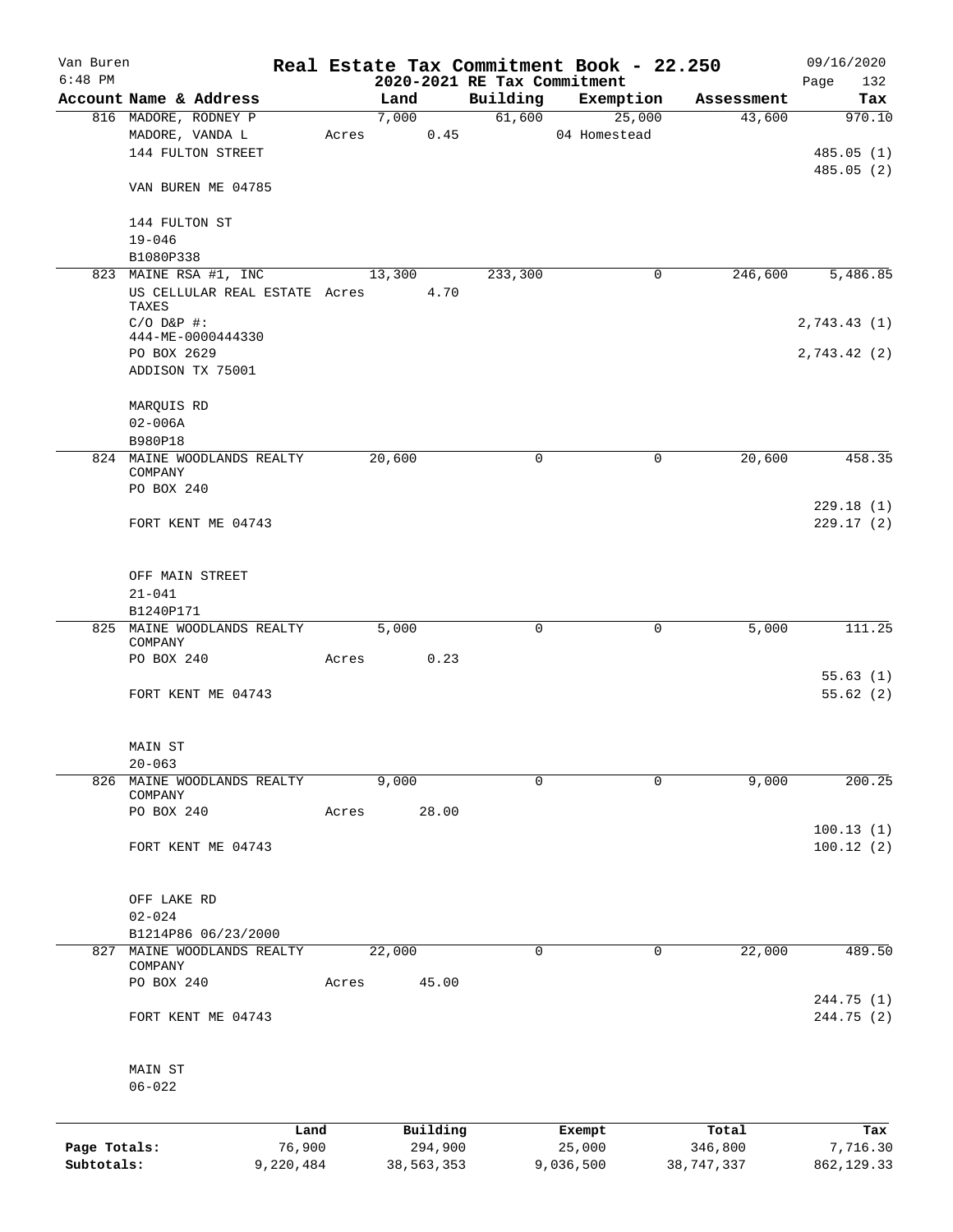Van Buren
6:48 PM

**Real Estate Tax Commitment Book - 22.250**
**2020-2021 RE Tax Commitment**

09/16/2020
Page 132

| Account Name & Address | Land | Building | Exemption | Assessment | Tax |
|---|---|---|---|---|---|
| 816 MADORE, RODNEY P | 7,000 | 61,600 | 25,000 | 43,600 | 970.10 |
| MADORE, VANDA L | Acres 0.45 | | 04 Homestead | | |
| 144 FULTON STREET | | | | | 485.05 (1) |
| | | | | | 485.05 (2) |
| VAN BUREN ME 04785 | | | | | |
| 144 FULTON ST | | | | | |
| 19-046 | | | | | |
| B1080P338 | | | | | |
| 823 MAINE RSA #1, INC | 13,300 | 233,300 | 0 | 246,600 | 5,486.85 |
| US CELLULAR REAL ESTATE TAXES | Acres 4.70 | | | | |
| C/O D&P #: 444-ME-0000444330 | | | | | 2,743.43 (1) |
| PO BOX 2629 | | | | | 2,743.42 (2) |
| ADDISON TX 75001 | | | | | |
| MARQUIS RD | | | | | |
| 02-006A | | | | | |
| B980P18 | | | | | |
| 824 MAINE WOODLANDS REALTY COMPANY | 20,600 | 0 | 0 | 20,600 | 458.35 |
| PO BOX 240 | | | | | |
| | | | | | 229.18 (1) |
| FORT KENT ME 04743 | | | | | 229.17 (2) |
| OFF MAIN STREET | | | | | |
| 21-041 | | | | | |
| B1240P171 | | | | | |
| 825 MAINE WOODLANDS REALTY COMPANY | 5,000 | 0 | 0 | 5,000 | 111.25 |
| PO BOX 240 | Acres 0.23 | | | | |
| | | | | | 55.63 (1) |
| FORT KENT ME 04743 | | | | | 55.62 (2) |
| MAIN ST | | | | | |
| 20-063 | | | | | |
| 826 MAINE WOODLANDS REALTY COMPANY | 9,000 | 0 | 0 | 9,000 | 200.25 |
| PO BOX 240 | Acres 28.00 | | | | |
| | | | | | 100.13 (1) |
| FORT KENT ME 04743 | | | | | 100.12 (2) |
| OFF LAKE RD | | | | | |
| 02-024 | | | | | |
| B1214P86 06/23/2000 | | | | | |
| 827 MAINE WOODLANDS REALTY COMPANY | 22,000 | 0 | 0 | 22,000 | 489.50 |
| PO BOX 240 | Acres 45.00 | | | | |
| | | | | | 244.75 (1) |
| FORT KENT ME 04743 | | | | | 244.75 (2) |
| MAIN ST | | | | | |
| 06-022 | | | | | |

| | Land | Building | Exempt | Total | Tax |
|---|---|---|---|---|---|
| Page Totals: | 76,900 | 294,900 | 25,000 | 346,800 | 7,716.30 |
| Subtotals: | 9,220,484 | 38,563,353 | 9,036,500 | 38,747,337 | 862,129.33 |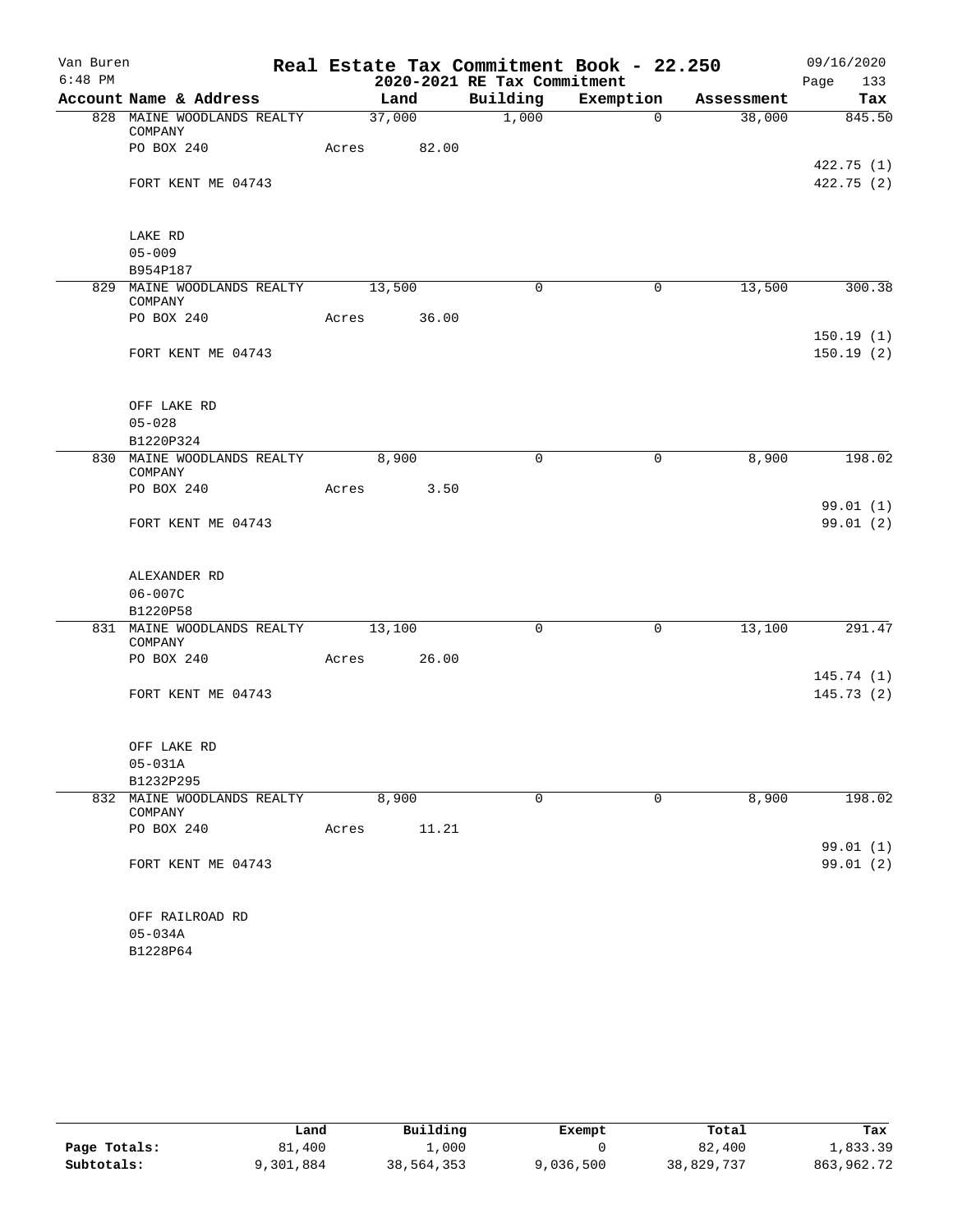Van Buren 6:48 PM

# Real Estate Tax Commitment Book - 22.250

## 2020-2021 RE Tax Commitment

09/16/2020

| Account Name & Address | Land | Building | Exemption | Assessment | Tax |
|---|---|---|---|---|---|
| 828 MAINE WOODLANDS REALTY COMPANY | 37,000 | 1,000 | 0 | 38,000 | 845.50 |
| PO BOX 240 | Acres 82.00 | | | | |
| | | | | | 422.75 (1) |
| FORT KENT ME 04743 | | | | | 422.75 (2) |
| LAKE RD | | | | | |
| 05-009 | | | | | |
| B954P187 | | | | | |
| 829 MAINE WOODLANDS REALTY COMPANY | 13,500 | 0 | 0 | 13,500 | 300.38 |
| PO BOX 240 | Acres 36.00 | | | | |
| | | | | | 150.19 (1) |
| FORT KENT ME 04743 | | | | | 150.19 (2) |
| OFF LAKE RD | | | | | |
| 05-028 | | | | | |
| B1220P324 | | | | | |
| 830 MAINE WOODLANDS REALTY COMPANY | 8,900 | 0 | 0 | 8,900 | 198.02 |
| PO BOX 240 | Acres 3.50 | | | | |
| | | | | | 99.01 (1) |
| FORT KENT ME 04743 | | | | | 99.01 (2) |
| ALEXANDER RD | | | | | |
| 06-007C | | | | | |
| B1220P58 | | | | | |
| 831 MAINE WOODLANDS REALTY COMPANY | 13,100 | 0 | 0 | 13,100 | 291.47 |
| PO BOX 240 | Acres 26.00 | | | | |
| | | | | | 145.74 (1) |
| FORT KENT ME 04743 | | | | | 145.73 (2) |
| OFF LAKE RD | | | | | |
| 05-031A | | | | | |
| B1232P295 | | | | | |
| 832 MAINE WOODLANDS REALTY COMPANY | 8,900 | 0 | 0 | 8,900 | 198.02 |
| PO BOX 240 | Acres 11.21 | | | | |
| | | | | | 99.01 (1) |
| FORT KENT ME 04743 | | | | | 99.01 (2) |
| OFF RAILROAD RD | | | | | |
| 05-034A | | | | | |
| B1228P64 | | | | | |

| | Land | Building | Exempt | Total | Tax |
|---|---|---|---|---|---|
| Page Totals: | 81,400 | 1,000 | 0 | 82,400 | 1,833.39 |
| Subtotals: | 9,301,884 | 38,564,353 | 9,036,500 | 38,829,737 | 863,962.72 |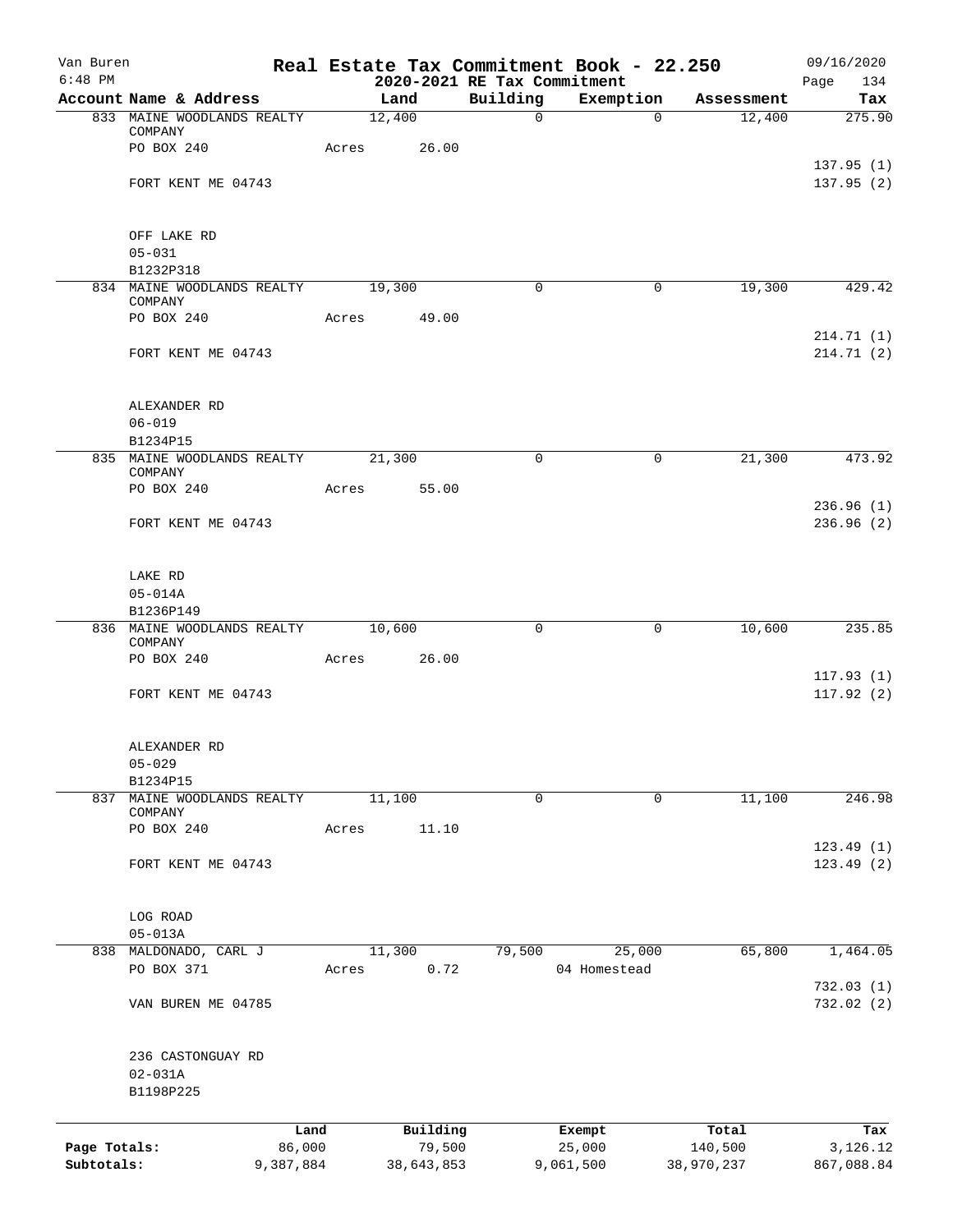Van Buren
6:48 PM

# Real Estate Tax Commitment Book - 22.250
## 2020-2021 RE Tax Commitment

09/16/2020
Page 134

| Account Name & Address | Land | Building | Exemption | Assessment | Tax |
|---|---|---|---|---|---|
| 833 MAINE WOODLANDS REALTY COMPANY | 12,400 | 0 | 0 | 12,400 | 275.90 |
| PO BOX 240 | Acres 26.00 | | | | |
| | | | | | 137.95 (1) |
| FORT KENT ME 04743 | | | | | 137.95 (2) |
| OFF LAKE RD | | | | | |
| 05-031 | | | | | |
| B1232P318 | | | | | |
| 834 MAINE WOODLANDS REALTY COMPANY | 19,300 | 0 | 0 | 19,300 | 429.42 |
| PO BOX 240 | Acres 49.00 | | | | |
| | | | | | 214.71 (1) |
| FORT KENT ME 04743 | | | | | 214.71 (2) |
| ALEXANDER RD | | | | | |
| 06-019 | | | | | |
| B1234P15 | | | | | |
| 835 MAINE WOODLANDS REALTY COMPANY | 21,300 | 0 | 0 | 21,300 | 473.92 |
| PO BOX 240 | Acres 55.00 | | | | |
| | | | | | 236.96 (1) |
| FORT KENT ME 04743 | | | | | 236.96 (2) |
| LAKE RD | | | | | |
| 05-014A | | | | | |
| B1236P149 | | | | | |
| 836 MAINE WOODLANDS REALTY COMPANY | 10,600 | 0 | 0 | 10,600 | 235.85 |
| PO BOX 240 | Acres 26.00 | | | | |
| | | | | | 117.93 (1) |
| FORT KENT ME 04743 | | | | | 117.92 (2) |
| ALEXANDER RD | | | | | |
| 05-029 | | | | | |
| B1234P15 | | | | | |
| 837 MAINE WOODLANDS REALTY COMPANY | 11,100 | 0 | 0 | 11,100 | 246.98 |
| PO BOX 240 | Acres 11.10 | | | | |
| | | | | | 123.49 (1) |
| FORT KENT ME 04743 | | | | | 123.49 (2) |
| LOG ROAD | | | | | |
| 05-013A | | | | | |
| 838 MALDONADO, CARL J | 11,300 | 79,500 | 25,000 | 65,800 | 1,464.05 |
| PO BOX 371 | Acres 0.72 | | 04 Homestead | | |
| | | | | | 732.03 (1) |
| VAN BUREN ME 04785 | | | | | 732.02 (2) |
| 236 CASTONGUAY RD | | | | | |
| 02-031A | | | | | |
| B1198P225 | | | | | |

| | Land | Building | Exempt | Total | Tax |
|---|---|---|---|---|---|
| Page Totals: | 86,000 | 79,500 | 25,000 | 140,500 | 3,126.12 |
| Subtotals: | 9,387,884 | 38,643,853 | 9,061,500 | 38,970,237 | 867,088.84 |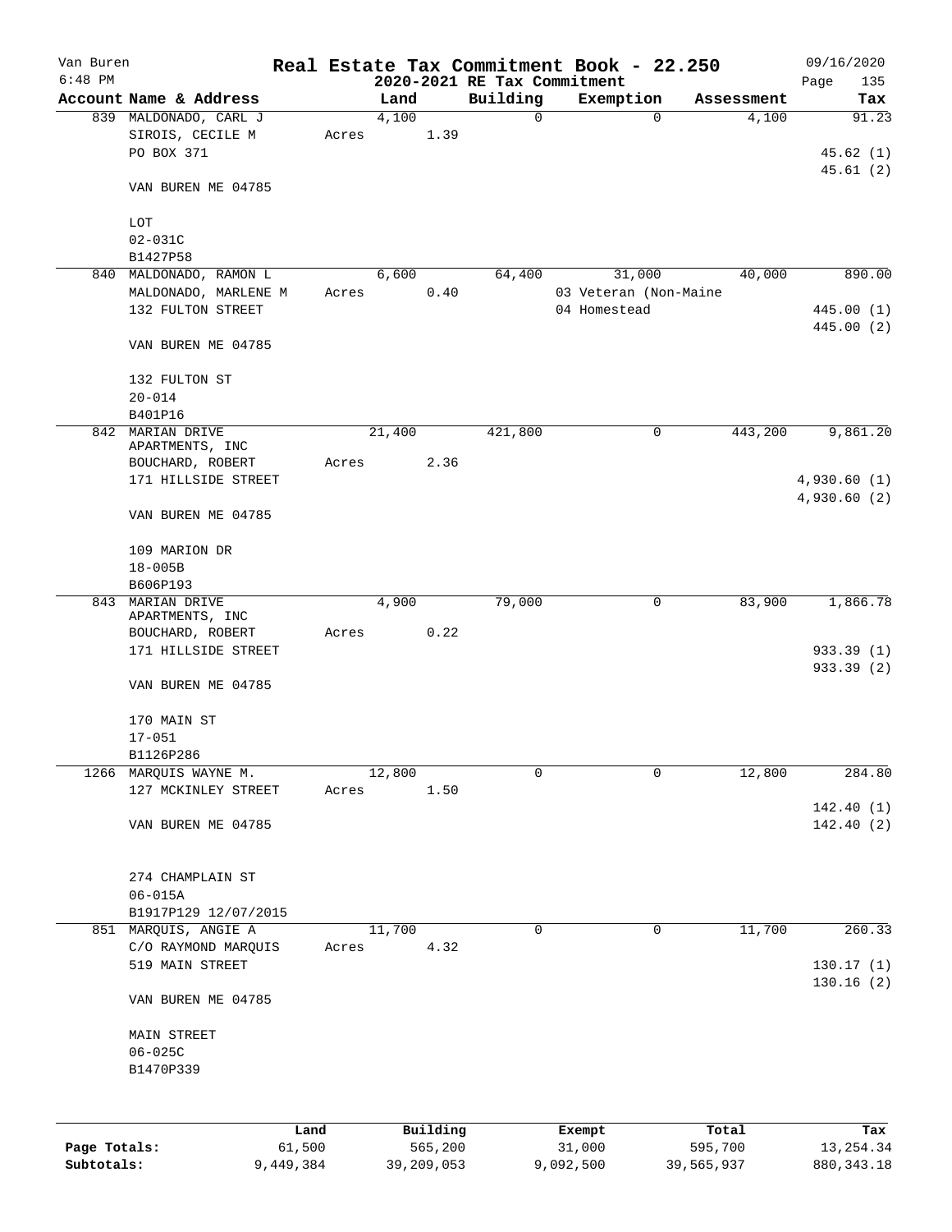Van Buren
6:48 PM

# Real Estate Tax Commitment Book - 22.250

## 2020-2021 RE Tax Commitment

09/16/2020

| Account Name & Address | Land | Building | Exemption | Assessment | Tax |
|---|---|---|---|---|---|
| 839 MALDONADO, CARL J | 4,100 | 0 | 0 | 4,100 | 91.23 |
| SIROIS, CECILE M | Acres 1.39 | | | | |
| PO BOX 371 | | | | | 45.62 (1) |
| | | | | | 45.61 (2) |
| VAN BUREN ME 04785 | | | | | |
| LOT | | | | | |
| 02-031C | | | | | |
| B1427P58 | | | | | |
| 840 MALDONADO, RAMON L | 6,600 | 64,400 | 31,000 | 40,000 | 890.00 |
| MALDONADO, MARLENE M | Acres 0.40 | | 03 Veteran (Non-Maine | | |
| 132 FULTON STREET | | | 04 Homestead | | 445.00 (1) |
| | | | | | 445.00 (2) |
| VAN BUREN ME 04785 | | | | | |
| 132 FULTON ST | | | | | |
| 20-014 | | | | | |
| B401P16 | | | | | |
| 842 MARIAN DRIVE APARTMENTS, INC | 21,400 | 421,800 | 0 | 443,200 | 9,861.20 |
| BOUCHARD, ROBERT | Acres 2.36 | | | | |
| 171 HILLSIDE STREET | | | | | 4,930.60 (1) |
| | | | | | 4,930.60 (2) |
| VAN BUREN ME 04785 | | | | | |
| 109 MARION DR | | | | | |
| 18-005B | | | | | |
| B606P193 | | | | | |
| 843 MARIAN DRIVE APARTMENTS, INC | 4,900 | 79,000 | 0 | 83,900 | 1,866.78 |
| BOUCHARD, ROBERT | Acres 0.22 | | | | |
| 171 HILLSIDE STREET | | | | | 933.39 (1) |
| | | | | | 933.39 (2) |
| VAN BUREN ME 04785 | | | | | |
| 170 MAIN ST | | | | | |
| 17-051 | | | | | |
| B1126P286 | | | | | |
| 1266 MARQUIS WAYNE M. | 12,800 | 0 | 0 | 12,800 | 284.80 |
| 127 MCKINLEY STREET | Acres 1.50 | | | | |
| | | | | | 142.40 (1) |
| VAN BUREN ME 04785 | | | | | 142.40 (2) |
| 274 CHAMPLAIN ST | | | | | |
| 06-015A | | | | | |
| B1917P129 12/07/2015 | | | | | |
| 851 MARQUIS, ANGIE A | 11,700 | 0 | 0 | 11,700 | 260.33 |
| C/O RAYMOND MARQUIS | Acres 4.32 | | | | |
| 519 MAIN STREET | | | | | 130.17 (1) |
| | | | | | 130.16 (2) |
| VAN BUREN ME 04785 | | | | | |
| MAIN STREET | | | | | |
| 06-025C | | | | | |
| B1470P339 | | | | | |

| | Land | Building | Exempt | Total | Tax |
|---|---|---|---|---|---|
| Page Totals: | 61,500 | 565,200 | 31,000 | 595,700 | 13,254.34 |
| Subtotals: | 9,449,384 | 39,209,053 | 9,092,500 | 39,565,937 | 880,343.18 |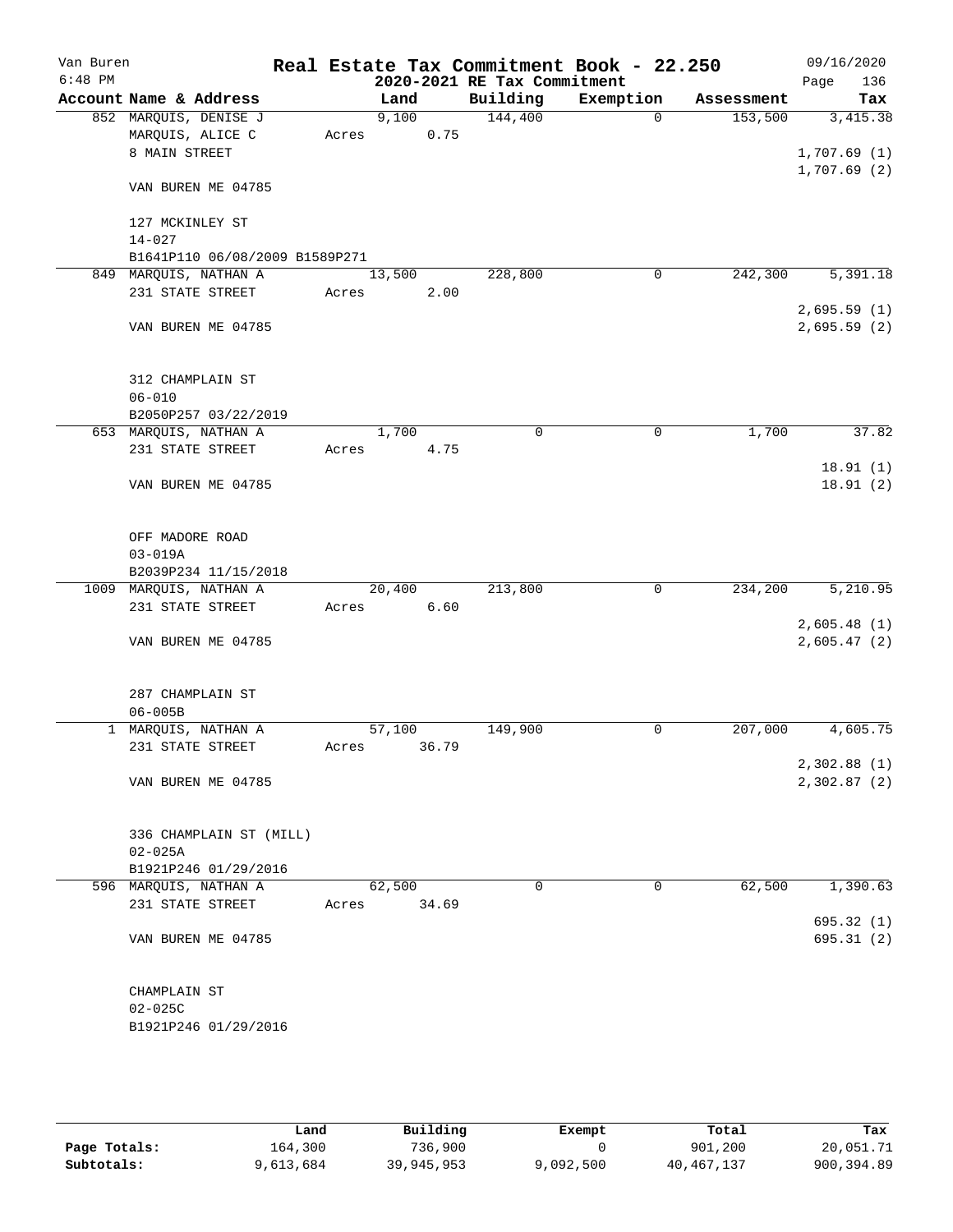Van Buren
6:48 PM

# Real Estate Tax Commitment Book - 22.250

## 2020-2021 RE Tax Commitment

09/16/2020
Page 136

| Account Name & Address | Land | Building | Exemption | Assessment | Tax |
|---|---|---|---|---|---|
| 852 MARQUIS, DENISE J | 9,100 | 144,400 | 0 | 153,500 | 3,415.38 |
| MARQUIS, ALICE C | Acres 0.75 | | | | |
| 8 MAIN STREET | | | | | 1,707.69 (1) |
| | | | | | 1,707.69 (2) |
| VAN BUREN ME 04785 | | | | | |
| 127 MCKINLEY ST | | | | | |
| 14-027 | | | | | |
| B1641P110 06/08/2009 B1589P271 | | | | | |
| 849 MARQUIS, NATHAN A | 13,500 | 228,800 | 0 | 242,300 | 5,391.18 |
| 231 STATE STREET | Acres 2.00 | | | | |
| | | | | | 2,695.59 (1) |
| VAN BUREN ME 04785 | | | | | 2,695.59 (2) |
| 312 CHAMPLAIN ST | | | | | |
| 06-010 | | | | | |
| B2050P257 03/22/2019 | | | | | |
| 653 MARQUIS, NATHAN A | 1,700 | 0 | 0 | 1,700 | 37.82 |
| 231 STATE STREET | Acres 4.75 | | | | |
| | | | | | 18.91 (1) |
| VAN BUREN ME 04785 | | | | | 18.91 (2) |
| OFF MADORE ROAD | | | | | |
| 03-019A | | | | | |
| B2039P234 11/15/2018 | | | | | |
| 1009 MARQUIS, NATHAN A | 20,400 | 213,800 | 0 | 234,200 | 5,210.95 |
| 231 STATE STREET | Acres 6.60 | | | | |
| | | | | | 2,605.48 (1) |
| VAN BUREN ME 04785 | | | | | 2,605.47 (2) |
| 287 CHAMPLAIN ST | | | | | |
| 06-005B | | | | | |
| 1 MARQUIS, NATHAN A | 57,100 | 149,900 | 0 | 207,000 | 4,605.75 |
| 231 STATE STREET | Acres 36.79 | | | | |
| | | | | | 2,302.88 (1) |
| VAN BUREN ME 04785 | | | | | 2,302.87 (2) |
| 336 CHAMPLAIN ST (MILL) | | | | | |
| 02-025A | | | | | |
| B1921P246 01/29/2016 | | | | | |
| 596 MARQUIS, NATHAN A | 62,500 | 0 | 0 | 62,500 | 1,390.63 |
| 231 STATE STREET | Acres 34.69 | | | | |
| | | | | | 695.32 (1) |
| VAN BUREN ME 04785 | | | | | 695.31 (2) |
| CHAMPLAIN ST | | | | | |
| 02-025C | | | | | |
| B1921P246 01/29/2016 | | | | | |

| | Land | Building | Exempt | Total | Tax |
|---|---|---|---|---|---|
| Page Totals: | 164,300 | 736,900 | 0 | 901,200 | 20,051.71 |
| Subtotals: | 9,613,684 | 39,945,953 | 9,092,500 | 40,467,137 | 900,394.89 |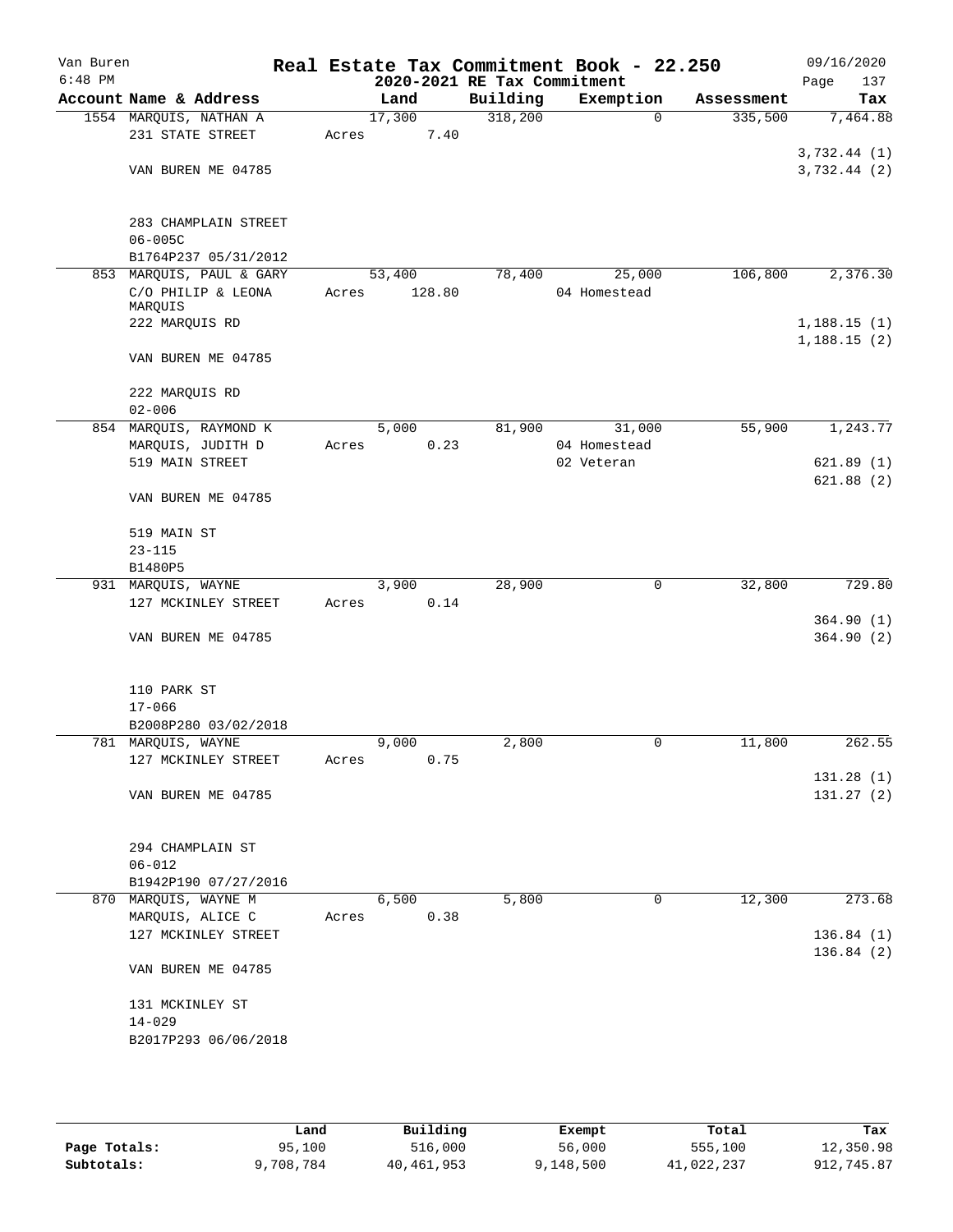Van Buren 6:48 PM

# Real Estate Tax Commitment Book - 22.250

## 2020-2021 RE Tax Commitment

09/16/2020 Page 137

| Account Name & Address | Land | Building | Exemption | Assessment | Tax |
|---|---|---|---|---|---|
| 1554 MARQUIS, NATHAN A | 17,300 | 318,200 | 0 | 335,500 | 7,464.88 |
| 231 STATE STREET | Acres 7.40 | | | | |
| | | | | | 3,732.44 (1) |
| VAN BUREN ME 04785 | | | | | 3,732.44 (2) |
| 283 CHAMPLAIN STREET | | | | | |
| 06-005C | | | | | |
| B1764P237 05/31/2012 | | | | | |
| 853 MARQUIS, PAUL & GARY | 53,400 | 78,400 | 25,000 | 106,800 | 2,376.30 |
| C/O PHILIP & LEONA MARQUIS | Acres 128.80 | | 04 Homestead | | |
| 222 MARQUIS RD | | | | | 1,188.15 (1) |
| | | | | | 1,188.15 (2) |
| VAN BUREN ME 04785 | | | | | |
| 222 MARQUIS RD | | | | | |
| 02-006 | | | | | |
| 854 MARQUIS, RAYMOND K | 5,000 | 81,900 | 31,000 | 55,900 | 1,243.77 |
| MARQUIS, JUDITH D | Acres 0.23 | | 04 Homestead | | |
| 519 MAIN STREET | | | 02 Veteran | | 621.89 (1) |
| | | | | | 621.88 (2) |
| VAN BUREN ME 04785 | | | | | |
| 519 MAIN ST | | | | | |
| 23-115 | | | | | |
| B1480P5 | | | | | |
| 931 MARQUIS, WAYNE | 3,900 | 28,900 | 0 | 32,800 | 729.80 |
| 127 MCKINLEY STREET | Acres 0.14 | | | | |
| | | | | | 364.90 (1) |
| VAN BUREN ME 04785 | | | | | 364.90 (2) |
| 110 PARK ST | | | | | |
| 17-066 | | | | | |
| B2008P280 03/02/2018 | | | | | |
| 781 MARQUIS, WAYNE | 9,000 | 2,800 | 0 | 11,800 | 262.55 |
| 127 MCKINLEY STREET | Acres 0.75 | | | | |
| | | | | | 131.28 (1) |
| VAN BUREN ME 04785 | | | | | 131.27 (2) |
| 294 CHAMPLAIN ST | | | | | |
| 06-012 | | | | | |
| B1942P190 07/27/2016 | | | | | |
| 870 MARQUIS, WAYNE M | 6,500 | 5,800 | 0 | 12,300 | 273.68 |
| MARQUIS, ALICE C | Acres 0.38 | | | | |
| 127 MCKINLEY STREET | | | | | 136.84 (1) |
| | | | | | 136.84 (2) |
| VAN BUREN ME 04785 | | | | | |
| 131 MCKINLEY ST | | | | | |
| 14-029 | | | | | |
| B2017P293 06/06/2018 | | | | | |

| | Land | Building | Exempt | Total | Tax |
|---|---|---|---|---|---|
| Page Totals: | 95,100 | 516,000 | 56,000 | 555,100 | 12,350.98 |
| Subtotals: | 9,708,784 | 40,461,953 | 9,148,500 | 41,022,237 | 912,745.87 |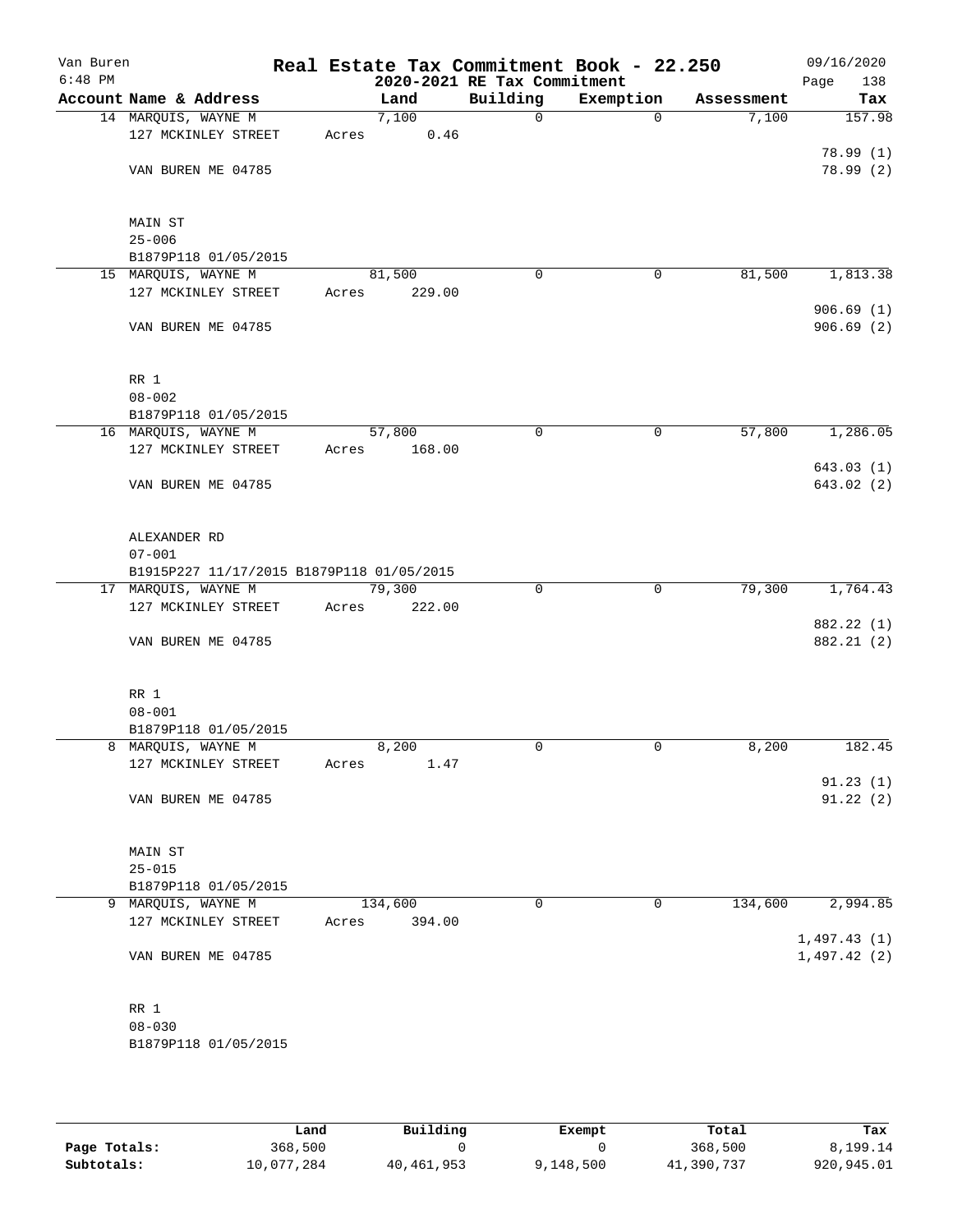Van Buren
6:48 PM

# Real Estate Tax Commitment Book - 22.250

2020-2021 RE Tax Commitment

09/16/2020

| Account Name & Address | Land | Building | Exemption | Assessment | Tax |
|---|---|---|---|---|---|
| 14 MARQUIS, WAYNE M | 7,100 | 0 | 0 | 7,100 | 157.98 |
| 127 MCKINLEY STREET | Acres 0.46 | | | | |
| | | | | | 78.99 (1) |
| VAN BUREN ME 04785 | | | | | 78.99 (2) |
| MAIN ST | | | | | |
| 25-006 | | | | | |
| B1879P118 01/05/2015 | | | | | |
| 15 MARQUIS, WAYNE M | 81,500 | 0 | 0 | 81,500 | 1,813.38 |
| 127 MCKINLEY STREET | Acres 229.00 | | | | |
| | | | | | 906.69 (1) |
| VAN BUREN ME 04785 | | | | | 906.69 (2) |
| RR 1 | | | | | |
| 08-002 | | | | | |
| B1879P118 01/05/2015 | | | | | |
| 16 MARQUIS, WAYNE M | 57,800 | 0 | 0 | 57,800 | 1,286.05 |
| 127 MCKINLEY STREET | Acres 168.00 | | | | |
| | | | | | 643.03 (1) |
| VAN BUREN ME 04785 | | | | | 643.02 (2) |
| ALEXANDER RD | | | | | |
| 07-001 | | | | | |
| B1915P227 11/17/2015 B1879P118 01/05/2015 | | | | | |
| 17 MARQUIS, WAYNE M | 79,300 | 0 | 0 | 79,300 | 1,764.43 |
| 127 MCKINLEY STREET | Acres 222.00 | | | | |
| | | | | | 882.22 (1) |
| VAN BUREN ME 04785 | | | | | 882.21 (2) |
| RR 1 | | | | | |
| 08-001 | | | | | |
| B1879P118 01/05/2015 | | | | | |
| 8 MARQUIS, WAYNE M | 8,200 | 0 | 0 | 8,200 | 182.45 |
| 127 MCKINLEY STREET | Acres 1.47 | | | | |
| | | | | | 91.23 (1) |
| VAN BUREN ME 04785 | | | | | 91.22 (2) |
| MAIN ST | | | | | |
| 25-015 | | | | | |
| B1879P118 01/05/2015 | | | | | |
| 9 MARQUIS, WAYNE M | 134,600 | 0 | 0 | 134,600 | 2,994.85 |
| 127 MCKINLEY STREET | Acres 394.00 | | | | |
| | | | | | 1,497.43 (1) |
| VAN BUREN ME 04785 | | | | | 1,497.42 (2) |
| RR 1 | | | | | |
| 08-030 | | | | | |
| B1879P118 01/05/2015 | | | | | |

| | Land | Building | Exempt | Total | Tax |
|---|---|---|---|---|---|
| Page Totals: | 368,500 | 0 | 0 | 368,500 | 8,199.14 |
| Subtotals: | 10,077,284 | 40,461,953 | 9,148,500 | 41,390,737 | 920,945.01 |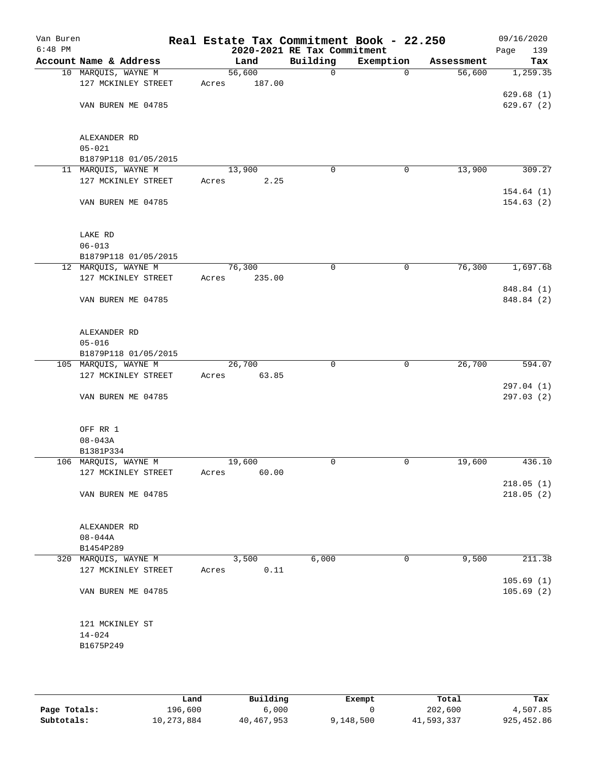Van Buren
6:48 PM

# Real Estate Tax Commitment Book - 22.250

## 2020-2021 RE Tax Commitment

09/16/2020

| Account | Name & Address | Land | Building | Exemption | Assessment | Tax |
|---|---|---|---|---|---|---|
| 10 | MARQUIS, WAYNE M<br>127 MCKINLEY STREET<br><br>VAN BUREN ME 04785<br><br>ALEXANDER RD<br>05-021<br>B1879P118 01/05/2015 | 56,600<br>Acres 187.00 | 0 | 0 | 56,600 | 1,259.35<br><br>629.68 (1)<br>629.67 (2) |
| 11 | MARQUIS, WAYNE M<br>127 MCKINLEY STREET<br><br>VAN BUREN ME 04785<br><br>LAKE RD<br>06-013<br>B1879P118 01/05/2015 | 13,900<br>Acres 2.25 | 0 | 0 | 13,900 | 309.27<br><br>154.64 (1)<br>154.63 (2) |
| 12 | MARQUIS, WAYNE M<br>127 MCKINLEY STREET<br><br>VAN BUREN ME 04785<br><br>ALEXANDER RD<br>05-016<br>B1879P118 01/05/2015 | 76,300<br>Acres 235.00 | 0 | 0 | 76,300 | 1,697.68<br><br>848.84 (1)<br>848.84 (2) |
| 105 | MARQUIS, WAYNE M<br>127 MCKINLEY STREET<br><br>VAN BUREN ME 04785<br><br>OFF RR 1<br>08-043A<br>B1381P334 | 26,700<br>Acres 63.85 | 0 | 0 | 26,700 | 594.07<br><br>297.04 (1)<br>297.03 (2) |
| 106 | MARQUIS, WAYNE M<br>127 MCKINLEY STREET<br><br>VAN BUREN ME 04785<br><br>ALEXANDER RD<br>08-044A<br>B1454P289 | 19,600<br>Acres 60.00 | 0 | 0 | 19,600 | 436.10<br><br>218.05 (1)<br>218.05 (2) |
| 320 | MARQUIS, WAYNE M<br>127 MCKINLEY STREET<br><br>VAN BUREN ME 04785<br><br>121 MCKINLEY ST<br>14-024<br>B1675P249 | 3,500<br>Acres 0.11 | 6,000 | 0 | 9,500 | 211.38<br><br>105.69 (1)<br>105.69 (2) |

| | Land | Building | Exempt | Total | Tax |
|---|---|---|---|---|---|
| Page Totals: | 196,600 | 6,000 | 0 | 202,600 | 4,507.85 |
| Subtotals: | 10,273,884 | 40,467,953 | 9,148,500 | 41,593,337 | 925,452.86 |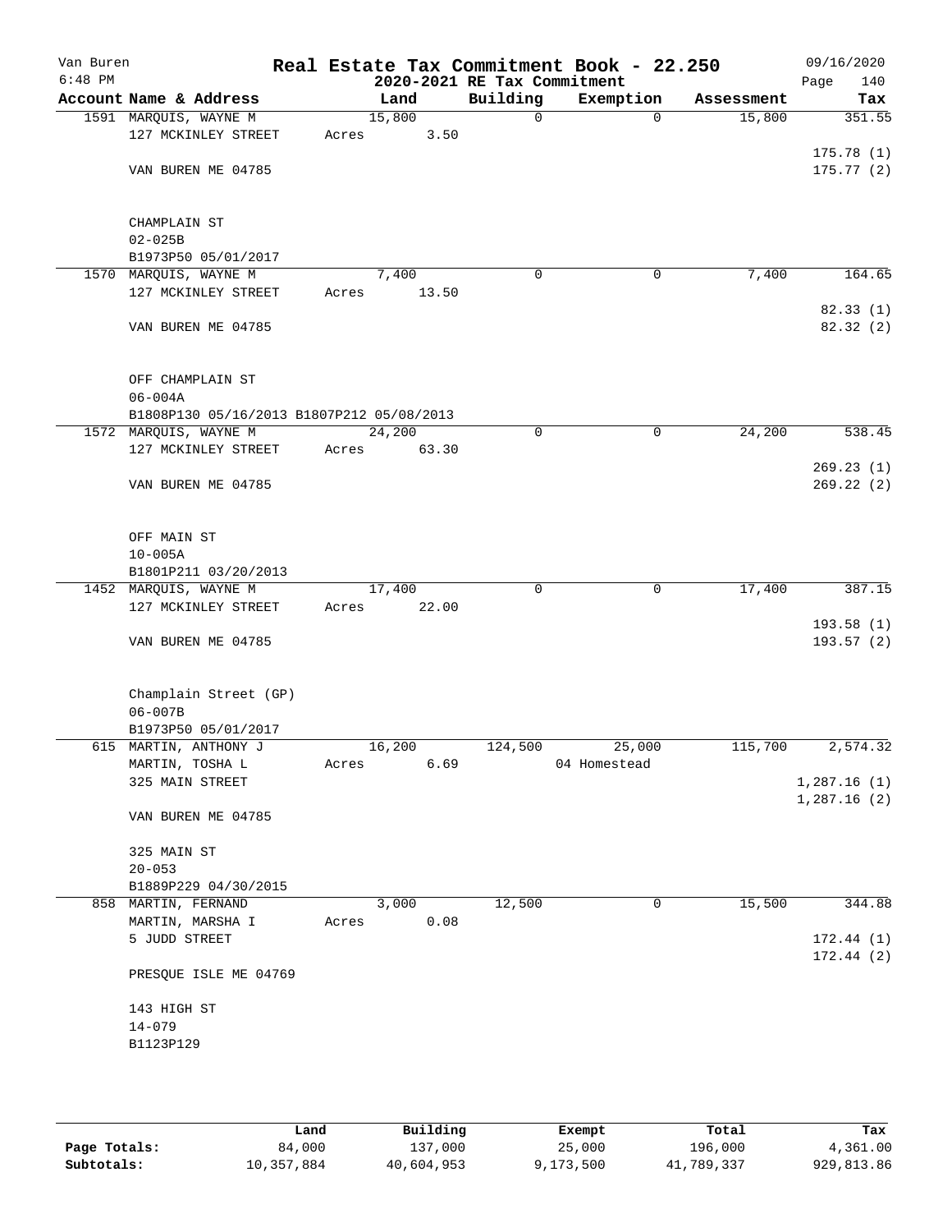Van Buren
6:48 PM

# Real Estate Tax Commitment Book - 22.250
## 2020-2021 RE Tax Commitment

09/16/2020

| Account Name & Address | Land | Building | Exemption | Assessment | Tax |
|---|---|---|---|---|---|
| 1591 MARQUIS, WAYNE M | 15,800 | 0 | 0 | 15,800 | 351.55 |
| 127 MCKINLEY STREET | Acres 3.50 | | | | |
| | | | | | 175.78 (1) |
| VAN BUREN ME 04785 | | | | | 175.77 (2) |
| CHAMPLAIN ST | | | | | |
| 02-025B | | | | | |
| B1973P50 05/01/2017 | | | | | |
| 1570 MARQUIS, WAYNE M | 7,400 | 0 | 0 | 7,400 | 164.65 |
| 127 MCKINLEY STREET | Acres 13.50 | | | | |
| | | | | | 82.33 (1) |
| VAN BUREN ME 04785 | | | | | 82.32 (2) |
| OFF CHAMPLAIN ST | | | | | |
| 06-004A | | | | | |
| B1808P130 05/16/2013 B1807P212 05/08/2013 | | | | | |
| 1572 MARQUIS, WAYNE M | 24,200 | 0 | 0 | 24,200 | 538.45 |
| 127 MCKINLEY STREET | Acres 63.30 | | | | |
| | | | | | 269.23 (1) |
| VAN BUREN ME 04785 | | | | | 269.22 (2) |
| OFF MAIN ST | | | | | |
| 10-005A | | | | | |
| B1801P211 03/20/2013 | | | | | |
| 1452 MARQUIS, WAYNE M | 17,400 | 0 | 0 | 17,400 | 387.15 |
| 127 MCKINLEY STREET | Acres 22.00 | | | | |
| | | | | | 193.58 (1) |
| VAN BUREN ME 04785 | | | | | 193.57 (2) |
| Champlain Street (GP) | | | | | |
| 06-007B | | | | | |
| B1973P50 05/01/2017 | | | | | |
| 615 MARTIN, ANTHONY J | 16,200 | 124,500 | 25,000 | 115,700 | 2,574.32 |
| MARTIN, TOSHA L | Acres 6.69 | | 04 Homestead | | |
| 325 MAIN STREET | | | | | 1,287.16 (1) |
| | | | | | 1,287.16 (2) |
| VAN BUREN ME 04785 | | | | | |
| 325 MAIN ST | | | | | |
| 20-053 | | | | | |
| B1889P229 04/30/2015 | | | | | |
| 858 MARTIN, FERNAND | 3,000 | 12,500 | 0 | 15,500 | 344.88 |
| MARTIN, MARSHA I | Acres 0.08 | | | | |
| 5 JUDD STREET | | | | | 172.44 (1) |
| | | | | | 172.44 (2) |
| PRESQUE ISLE ME 04769 | | | | | |
| 143 HIGH ST | | | | | |
| 14-079 | | | | | |
| B1123P129 | | | | | |

| | Land | Building | Exempt | Total | Tax |
|---|---|---|---|---|---|
| Page Totals: | 84,000 | 137,000 | 25,000 | 196,000 | 4,361.00 |
| Subtotals: | 10,357,884 | 40,604,953 | 9,173,500 | 41,789,337 | 929,813.86 |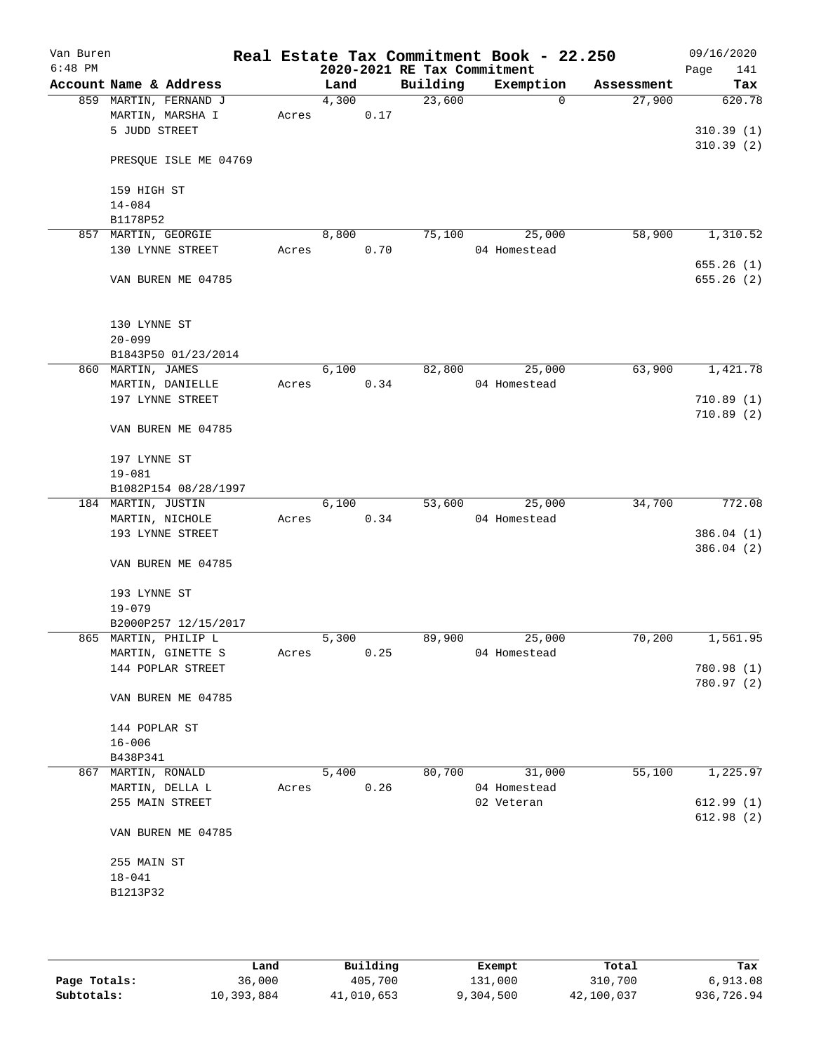# Real Estate Tax Commitment Book - 22.250

Van Buren
6:48 PM

09/16/2020

## 2020-2021 RE Tax Commitment

| Account Name & Address | | Land | Building | Exemption | Assessment | Tax |
|---|---|---|---|---|---|---|
| 859 MARTIN, FERNAND J | | 4,300 | 23,600 | 0 | 27,900 | 620.78 |
| MARTIN, MARSHA I | Acres | 0.17 | | | | |
| 5 JUDD STREET | | | | | | 310.39 (1) |
| | | | | | | 310.39 (2) |
| PRESQUE ISLE ME 04769 | | | | | | |
| 159 HIGH ST | | | | | | |
| 14-084 | | | | | | |
| B1178P52 | | | | | | |
| 857 MARTIN, GEORGIE | | 8,800 | 75,100 | 25,000 | 58,900 | 1,310.52 |
| 130 LYNNE STREET | Acres | 0.70 | | 04 Homestead | | |
| | | | | | | 655.26 (1) |
| VAN BUREN ME 04785 | | | | | | 655.26 (2) |
| 130 LYNNE ST | | | | | | |
| 20-099 | | | | | | |
| B1843P50 01/23/2014 | | | | | | |
| 860 MARTIN, JAMES | | 6,100 | 82,800 | 25,000 | 63,900 | 1,421.78 |
| MARTIN, DANIELLE | Acres | 0.34 | | 04 Homestead | | |
| 197 LYNNE STREET | | | | | | 710.89 (1) |
| | | | | | | 710.89 (2) |
| VAN BUREN ME 04785 | | | | | | |
| 197 LYNNE ST | | | | | | |
| 19-081 | | | | | | |
| B1082P154 08/28/1997 | | | | | | |
| 184 MARTIN, JUSTIN | | 6,100 | 53,600 | 25,000 | 34,700 | 772.08 |
| MARTIN, NICHOLE | Acres | 0.34 | | 04 Homestead | | |
| 193 LYNNE STREET | | | | | | 386.04 (1) |
| | | | | | | 386.04 (2) |
| VAN BUREN ME 04785 | | | | | | |
| 193 LYNNE ST | | | | | | |
| 19-079 | | | | | | |
| B2000P257 12/15/2017 | | | | | | |
| 865 MARTIN, PHILIP L | | 5,300 | 89,900 | 25,000 | 70,200 | 1,561.95 |
| MARTIN, GINETTE S | Acres | 0.25 | | 04 Homestead | | |
| 144 POPLAR STREET | | | | | | 780.98 (1) |
| | | | | | | 780.97 (2) |
| VAN BUREN ME 04785 | | | | | | |
| 144 POPLAR ST | | | | | | |
| 16-006 | | | | | | |
| B438P341 | | | | | | |
| 867 MARTIN, RONALD | | 5,400 | 80,700 | 31,000 | 55,100 | 1,225.97 |
| MARTIN, DELLA L | Acres | 0.26 | | 04 Homestead | | |
| 255 MAIN STREET | | | | 02 Veteran | | 612.99 (1) |
| | | | | | | 612.98 (2) |
| VAN BUREN ME 04785 | | | | | | |
| 255 MAIN ST | | | | | | |
| 18-041 | | | | | | |
| B1213P32 | | | | | | |

| | Land | Building | Exempt | Total | Tax |
|---|---|---|---|---|---|
| Page Totals: | 36,000 | 405,700 | 131,000 | 310,700 | 6,913.08 |
| Subtotals: | 10,393,884 | 41,010,653 | 9,304,500 | 42,100,037 | 936,726.94 |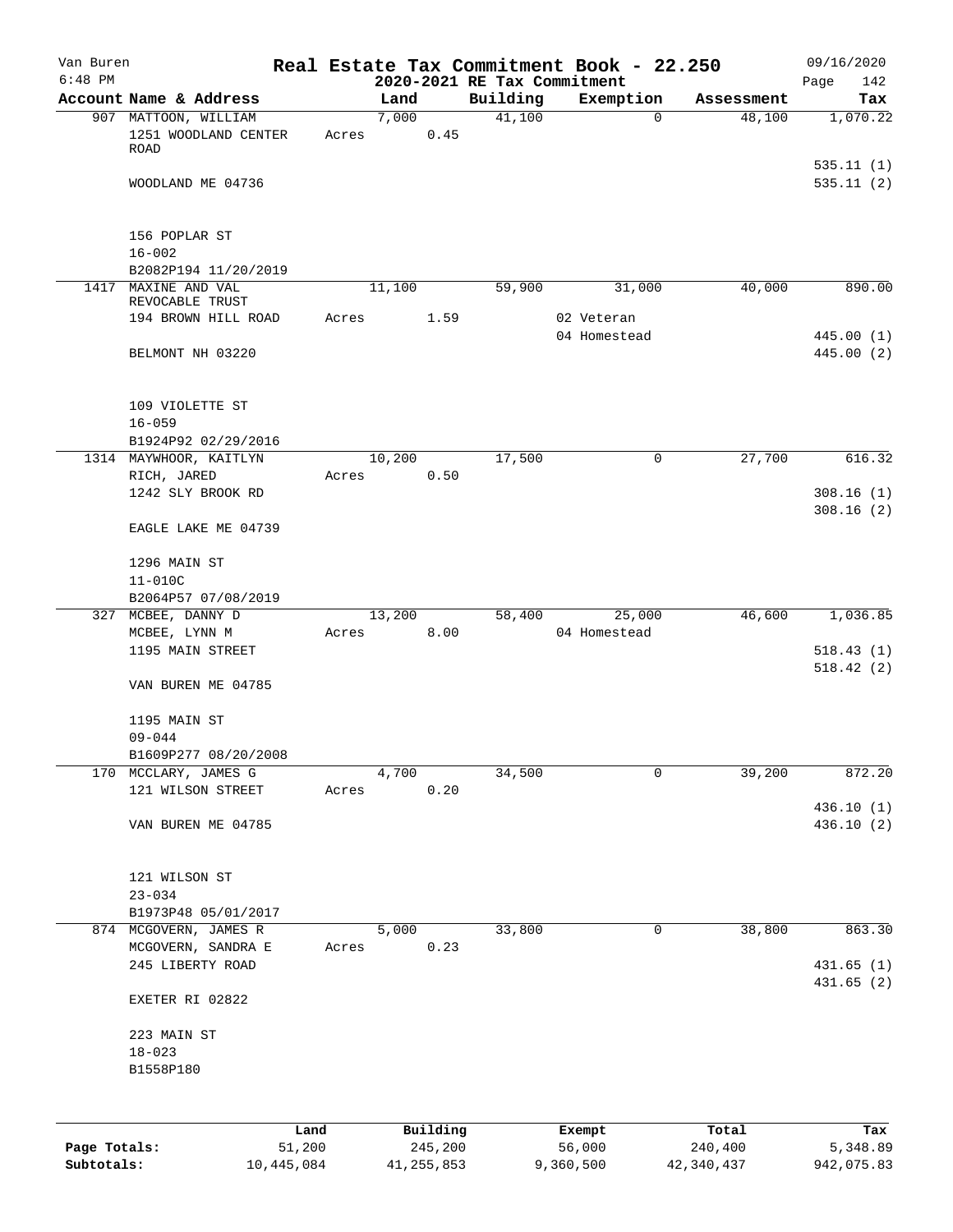Van Buren 6:48 PM

# Real Estate Tax Commitment Book - 22.250

2020-2021 RE Tax Commitment

09/16/2020 Page 142

| Account Name & Address | Land | Building | Exemption | Assessment | Tax |
|---|---|---|---|---|---|
| 907 MATTOON, WILLIAM<br>1251 WOODLAND CENTER ROAD<br><br>WOODLAND ME 04736<br><br>156 POPLAR ST<br>16-002<br>B2082P194 11/20/2019 | 7,000<br>Acres 0.45 | 41,100 | 0 | 48,100 | 1,070.22<br><br>535.11 (1)<br>535.11 (2) |
| 1417 MAXINE AND VAL REVOCABLE TRUST<br>194 BROWN HILL ROAD<br><br>BELMONT NH 03220<br><br>109 VIOLETTE ST<br>16-059<br>B1924P92 02/29/2016 | 11,100<br>Acres 1.59 | 59,900 | 31,000<br>02 Veteran<br>04 Homestead | 40,000 | 890.00<br><br>445.00 (1)<br>445.00 (2) |
| 1314 MAYWHOOR, KAITLYN<br>RICH, JARED<br>1242 SLY BROOK RD<br><br>EAGLE LAKE ME 04739<br><br>1296 MAIN ST<br>11-010C<br>B2064P57 07/08/2019 | 10,200<br>Acres 0.50 | 17,500 | 0 | 27,700 | 616.32<br><br>308.16 (1)<br>308.16 (2) |
| 327 MCBEE, DANNY D<br>MCBEE, LYNN M<br>1195 MAIN STREET<br><br>VAN BUREN ME 04785<br><br>1195 MAIN ST<br>09-044<br>B1609P277 08/20/2008 | 13,200<br>Acres 8.00 | 58,400 | 25,000<br>04 Homestead | 46,600 | 1,036.85<br><br>518.43 (1)<br>518.42 (2) |
| 170 MCCLARY, JAMES G<br>121 WILSON STREET<br><br>VAN BUREN ME 04785<br><br>121 WILSON ST<br>23-034<br>B1973P48 05/01/2017 | 4,700<br>Acres 0.20 | 34,500 | 0 | 39,200 | 872.20<br><br>436.10 (1)<br>436.10 (2) |
| 874 MCGOVERN, JAMES R<br>MCGOVERN, SANDRA E<br>245 LIBERTY ROAD<br><br>EXETER RI 02822<br><br>223 MAIN ST<br>18-023<br>B1558P180 | 5,000<br>Acres 0.23 | 33,800 | 0 | 38,800 | 863.30<br><br>431.65 (1)<br>431.65 (2) |

| | Land | Building | Exempt | Total | Tax |
|---|---|---|---|---|---|
| Page Totals: | 51,200 | 245,200 | 56,000 | 240,400 | 5,348.89 |
| Subtotals: | 10,445,084 | 41,255,853 | 9,360,500 | 42,340,437 | 942,075.83 |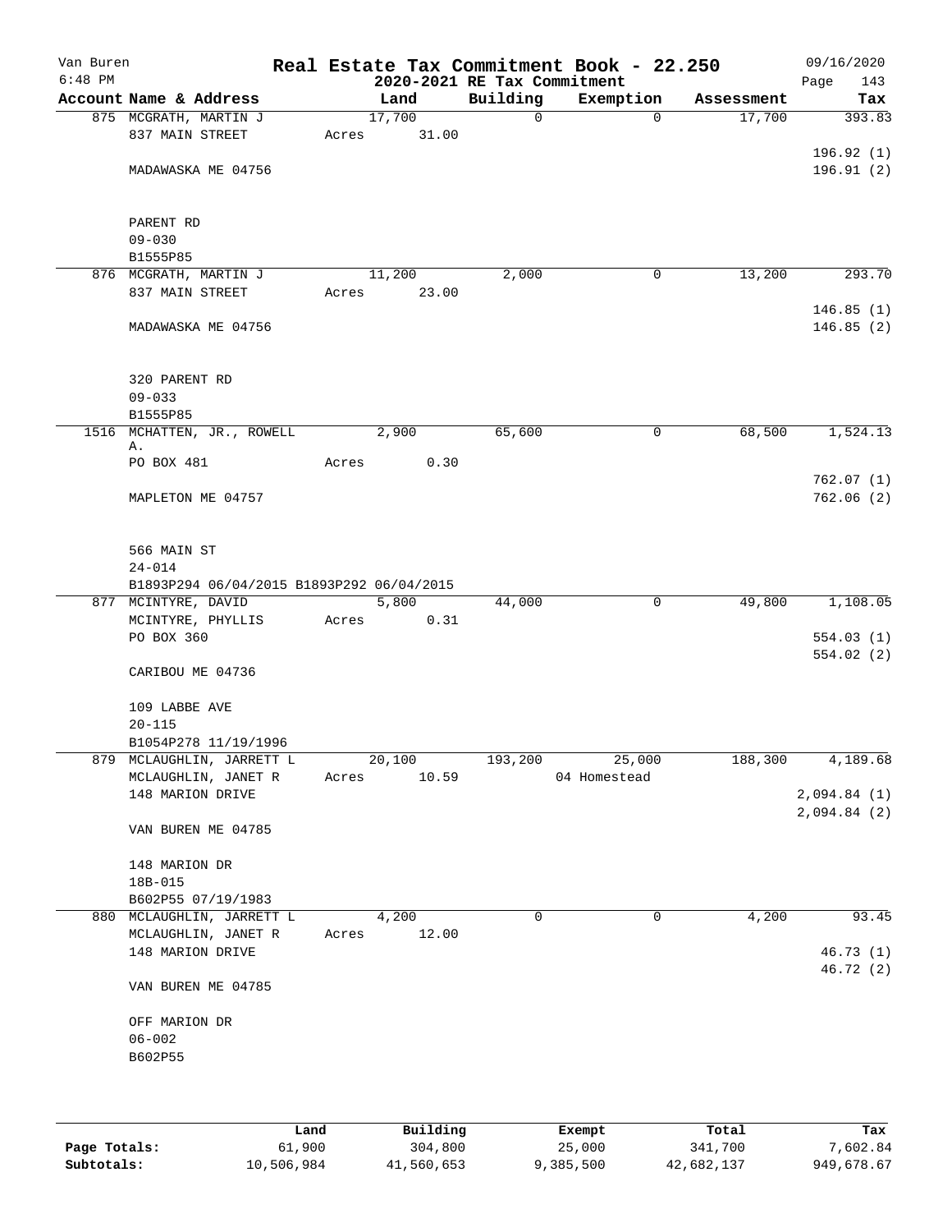Van Buren 6:48 PM

# Real Estate Tax Commitment Book - 22.250

## 2020-2021 RE Tax Commitment

09/16/2020

| Account Name & Address | Land | Building | Exemption | Assessment | Tax |
|---|---|---|---|---|---|
| 875 MCGRATH, MARTIN J | 17,700 | 0 | 0 | 17,700 | 393.83 |
| 837 MAIN STREET | Acres 31.00 | | | | |
| | | | | | 196.92 (1) |
| MADAWASKA ME 04756 | | | | | 196.91 (2) |
| PARENT RD | | | | | |
| 09-030 | | | | | |
| B1555P85 | | | | | |
| 876 MCGRATH, MARTIN J | 11,200 | 2,000 | 0 | 13,200 | 293.70 |
| 837 MAIN STREET | Acres 23.00 | | | | |
| | | | | | 146.85 (1) |
| MADAWASKA ME 04756 | | | | | 146.85 (2) |
| 320 PARENT RD | | | | | |
| 09-033 | | | | | |
| B1555P85 | | | | | |
| 1516 MCHATTEN, JR., ROWELL A. | 2,900 | 65,600 | 0 | 68,500 | 1,524.13 |
| PO BOX 481 | Acres 0.30 | | | | |
| | | | | | 762.07 (1) |
| MAPLETON ME 04757 | | | | | 762.06 (2) |
| 566 MAIN ST | | | | | |
| 24-014 | | | | | |
| B1893P294 06/04/2015 B1893P292 06/04/2015 | | | | | |
| 877 MCINTYRE, DAVID | 5,800 | 44,000 | 0 | 49,800 | 1,108.05 |
| MCINTYRE, PHYLLIS | Acres 0.31 | | | | |
| PO BOX 360 | | | | | 554.03 (1) |
| | | | | | 554.02 (2) |
| CARIBOU ME 04736 | | | | | |
| 109 LABBE AVE | | | | | |
| 20-115 | | | | | |
| B1054P278 11/19/1996 | | | | | |
| 879 MCLAUGHLIN, JARRETT L | 20,100 | 193,200 | 25,000 | 188,300 | 4,189.68 |
| MCLAUGHLIN, JANET R | Acres 10.59 | | 04 Homestead | | |
| 148 MARION DRIVE | | | | | 2,094.84 (1) |
| | | | | | 2,094.84 (2) |
| VAN BUREN ME 04785 | | | | | |
| 148 MARION DR | | | | | |
| 18B-015 | | | | | |
| B602P55 07/19/1983 | | | | | |
| 880 MCLAUGHLIN, JARRETT L | 4,200 | 0 | 0 | 4,200 | 93.45 |
| MCLAUGHLIN, JANET R | Acres 12.00 | | | | |
| 148 MARION DRIVE | | | | | 46.73 (1) |
| | | | | | 46.72 (2) |
| VAN BUREN ME 04785 | | | | | |
| OFF MARION DR | | | | | |
| 06-002 | | | | | |
| B602P55 | | | | | |

| | Land | Building | Exempt | Total | Tax |
|---|---|---|---|---|---|
| Page Totals: | 61,900 | 304,800 | 25,000 | 341,700 | 7,602.84 |
| Subtotals: | 10,506,984 | 41,560,653 | 9,385,500 | 42,682,137 | 949,678.67 |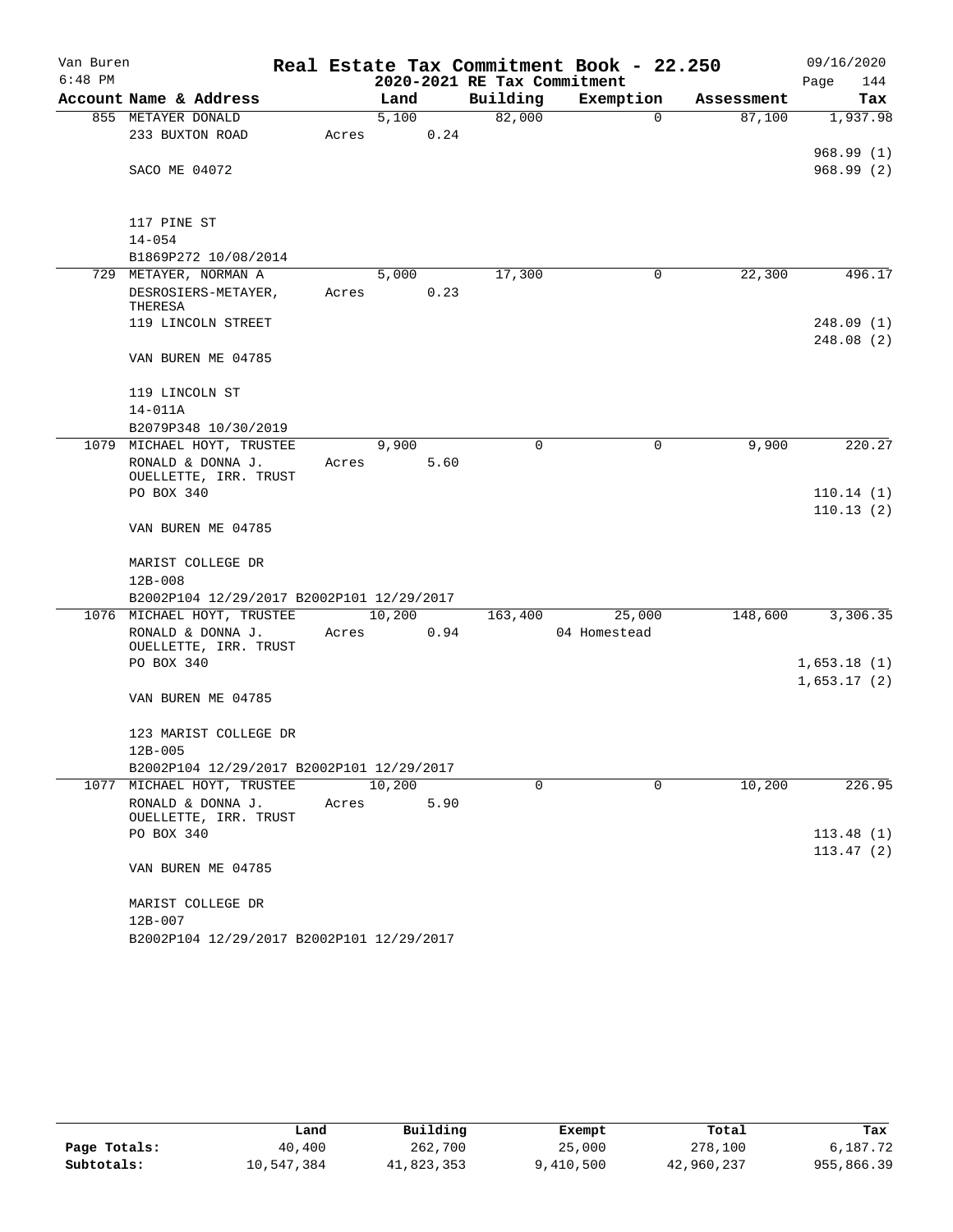# Real Estate Tax Commitment Book - 22.250

Van Buren
6:48 PM

2020-2021 RE Tax Commitment

09/16/2020
Page 144

| Account Name & Address | Land | Building | Exemption | Assessment | Tax |
|---|---|---|---|---|---|
| 855 METAYER DONALD | 5,100 | 82,000 | 0 | 87,100 | 1,937.98 |
| 233 BUXTON ROAD | Acres 0.24 | | | | |
| | | | | | 968.99 (1) |
| SACO ME 04072 | | | | | 968.99 (2) |
| 117 PINE ST | | | | | |
| 14-054 | | | | | |
| B1869P272 10/08/2014 | | | | | |
| 729 METAYER, NORMAN A | 5,000 | 17,300 | 0 | 22,300 | 496.17 |
| DESROSIERS-METAYER, THERESA | Acres 0.23 | | | | |
| 119 LINCOLN STREET | | | | | 248.09 (1) |
| | | | | | 248.08 (2) |
| VAN BUREN ME 04785 | | | | | |
| 119 LINCOLN ST | | | | | |
| 14-011A | | | | | |
| B2079P348 10/30/2019 | | | | | |
| 1079 MICHAEL HOYT, TRUSTEE | 9,900 | 0 | 0 | 9,900 | 220.27 |
| RONALD & DONNA J. OUELLETTE, IRR. TRUST | Acres 5.60 | | | | |
| PO BOX 340 | | | | | 110.14 (1) |
| | | | | | 110.13 (2) |
| VAN BUREN ME 04785 | | | | | |
| MARIST COLLEGE DR | | | | | |
| 12B-008 | | | | | |
| B2002P104 12/29/2017 B2002P101 12/29/2017 | | | | | |
| 1076 MICHAEL HOYT, TRUSTEE | 10,200 | 163,400 | 25,000 | 148,600 | 3,306.35 |
| RONALD & DONNA J. OUELLETTE, IRR. TRUST | Acres 0.94 | | 04 Homestead | | |
| PO BOX 340 | | | | | 1,653.18 (1) |
| | | | | | 1,653.17 (2) |
| VAN BUREN ME 04785 | | | | | |
| 123 MARIST COLLEGE DR | | | | | |
| 12B-005 | | | | | |
| B2002P104 12/29/2017 B2002P101 12/29/2017 | | | | | |
| 1077 MICHAEL HOYT, TRUSTEE | 10,200 | 0 | 0 | 10,200 | 226.95 |
| RONALD & DONNA J. OUELLETTE, IRR. TRUST | Acres 5.90 | | | | |
| PO BOX 340 | | | | | 113.48 (1) |
| | | | | | 113.47 (2) |
| VAN BUREN ME 04785 | | | | | |
| MARIST COLLEGE DR | | | | | |
| 12B-007 | | | | | |
| B2002P104 12/29/2017 B2002P101 12/29/2017 | | | | | |

| | Land | Building | Exempt | Total | Tax |
|---|---|---|---|---|---|
| Page Totals: | 40,400 | 262,700 | 25,000 | 278,100 | 6,187.72 |
| Subtotals: | 10,547,384 | 41,823,353 | 9,410,500 | 42,960,237 | 955,866.39 |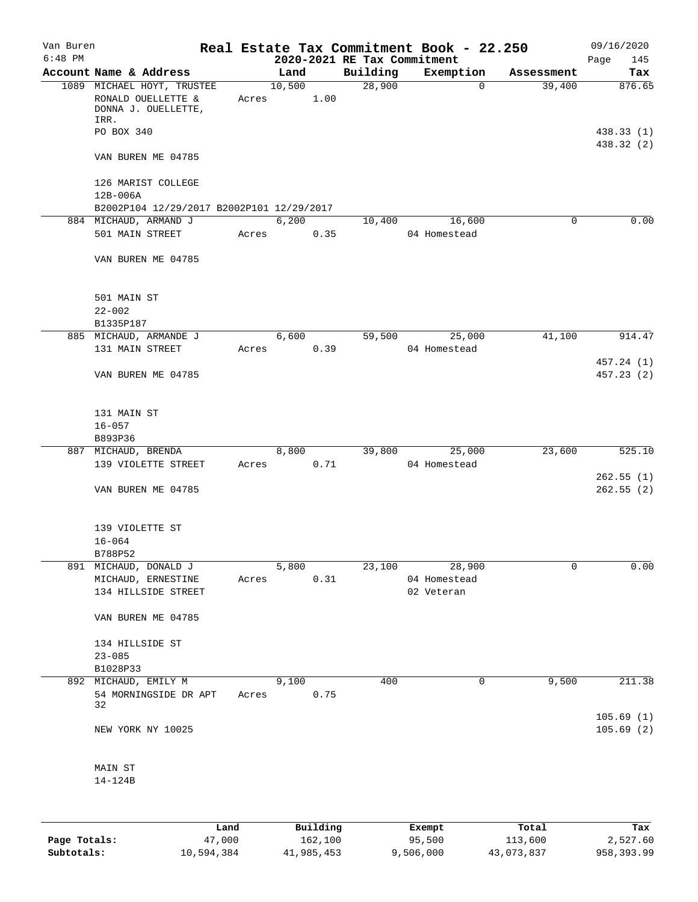Van Buren 6:48 PM

# Real Estate Tax Commitment Book - 22.250

## 2020-2021 RE Tax Commitment

09/16/2020

| Account Name & Address | Land | Building | Exemption | Assessment | Tax |
|---|---|---|---|---|---|
| 1089 MICHAEL HOYT, TRUSTEE | 10,500 | 28,900 | 0 | 39,400 | 876.65 |
| RONALD OUELLETTE & DONNA J. OUELLETTE, IRR. | Acres 1.00 | | | | |
| PO BOX 340 | | | | | 438.33 (1) |
| VAN BUREN ME 04785 | | | | | 438.32 (2) |
| 126 MARIST COLLEGE | | | | | |
| 12B-006A | | | | | |
| B2002P104 12/29/2017 B2002P101 12/29/2017 | | | | | |
| 884 MICHAUD, ARMAND J | 6,200 | 10,400 | 16,600 | 0 | 0.00 |
| 501 MAIN STREET | Acres 0.35 | | 04 Homestead | | |
| VAN BUREN ME 04785 | | | | | |
| 501 MAIN ST | | | | | |
| 22-002 | | | | | |
| B1335P187 | | | | | |
| 885 MICHAUD, ARMANDE J | 6,600 | 59,500 | 25,000 | 41,100 | 914.47 |
| 131 MAIN STREET | Acres 0.39 | | 04 Homestead | | 457.24 (1) |
| VAN BUREN ME 04785 | | | | | 457.23 (2) |
| 131 MAIN ST | | | | | |
| 16-057 | | | | | |
| B893P36 | | | | | |
| 887 MICHAUD, BRENDA | 8,800 | 39,800 | 25,000 | 23,600 | 525.10 |
| 139 VIOLETTE STREET | Acres 0.71 | | 04 Homestead | | 262.55 (1) |
| VAN BUREN ME 04785 | | | | | 262.55 (2) |
| 139 VIOLETTE ST | | | | | |
| 16-064 | | | | | |
| B788P52 | | | | | |
| 891 MICHAUD, DONALD J | 5,800 | 23,100 | 28,900 | 0 | 0.00 |
| MICHAUD, ERNESTINE | Acres 0.31 | | 04 Homestead | | |
| 134 HILLSIDE STREET | | | 02 Veteran | | |
| VAN BUREN ME 04785 | | | | | |
| 134 HILLSIDE ST | | | | | |
| 23-085 | | | | | |
| B1028P33 | | | | | |
| 892 MICHAUD, EMILY M | 9,100 | 400 | 0 | 9,500 | 211.38 |
| 54 MORNINGSIDE DR APT 32 | Acres 0.75 | | | | 105.69 (1) |
| NEW YORK NY 10025 | | | | | 105.69 (2) |
| MAIN ST | | | | | |
| 14-124B | | | | | |

| | Land | Building | Exempt | Total | Tax |
|---|---|---|---|---|---|
| Page Totals: | 47,000 | 162,100 | 95,500 | 113,600 | 2,527.60 |
| Subtotals: | 10,594,384 | 41,985,453 | 9,506,000 | 43,073,837 | 958,393.99 |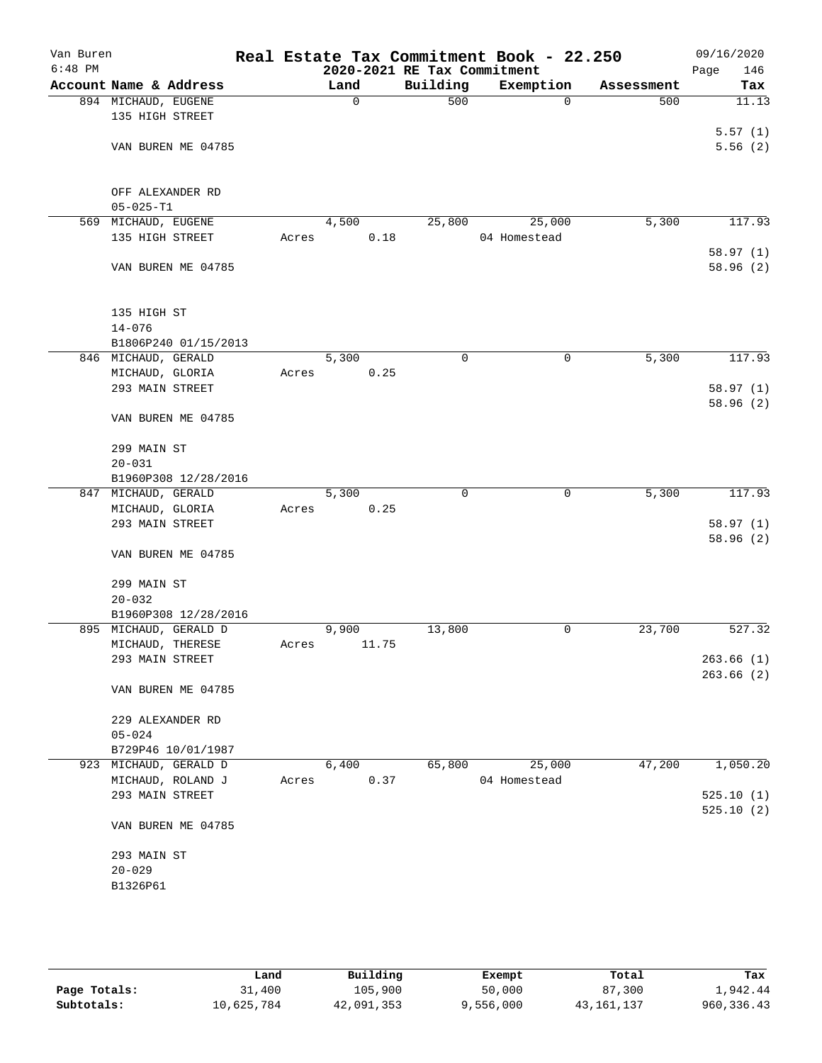# Real Estate Tax Commitment Book - 22.250

## 2020-2021 RE Tax Commitment

Van Buren
6:48 PM
09/16/2020

| Account Name & Address | Land | Building | Exemption | Assessment | Tax |
|---|---|---|---|---|---|
| 894 MICHAUD, EUGENE<br>135 HIGH STREET<br><br>VAN BUREN ME 04785<br><br>OFF ALEXANDER RD<br>05-025-T1 | 0 | 500 | 0 | 500 | 11.13<br><br>5.57 (1)<br>5.56 (2) |
| 569 MICHAUD, EUGENE<br>135 HIGH STREET<br><br>VAN BUREN ME 04785<br><br>135 HIGH ST<br>14-076<br>B1806P240 01/15/2013 | 4,500<br>Acres 0.18 | 25,800 | 25,000<br>04 Homestead | 5,300 | 117.93<br><br>58.97 (1)<br>58.96 (2) |
| 846 MICHAUD, GERALD<br>MICHAUD, GLORIA<br>293 MAIN STREET<br><br>VAN BUREN ME 04785<br><br>299 MAIN ST<br>20-031<br>B1960P308 12/28/2016 | 5,300<br>Acres 0.25 | 0 | 0 | 5,300 | 117.93<br><br>58.97 (1)<br>58.96 (2) |
| 847 MICHAUD, GERALD<br>MICHAUD, GLORIA<br>293 MAIN STREET<br><br>VAN BUREN ME 04785<br><br>299 MAIN ST<br>20-032<br>B1960P308 12/28/2016 | 5,300<br>Acres 0.25 | 0 | 0 | 5,300 | 117.93<br><br>58.97 (1)<br>58.96 (2) |
| 895 MICHAUD, GERALD D<br>MICHAUD, THERESE<br>293 MAIN STREET<br><br>VAN BUREN ME 04785<br><br>229 ALEXANDER RD<br>05-024<br>B729P46 10/01/1987 | 9,900<br>Acres 11.75 | 13,800 | 0 | 23,700 | 527.32<br><br>263.66 (1)<br>263.66 (2) |
| 923 MICHAUD, GERALD D<br>MICHAUD, ROLAND J<br>293 MAIN STREET<br><br>VAN BUREN ME 04785<br><br>293 MAIN ST<br>20-029<br>B1326P61 | 6,400<br>Acres 0.37 | 65,800 | 25,000<br>04 Homestead | 47,200 | 1,050.20<br><br>525.10 (1)<br>525.10 (2) |

| | Land | Building | Exempt | Total | Tax |
|---|---|---|---|---|---|
| Page Totals: | 31,400 | 105,900 | 50,000 | 87,300 | 1,942.44 |
| Subtotals: | 10,625,784 | 42,091,353 | 9,556,000 | 43,161,137 | 960,336.43 |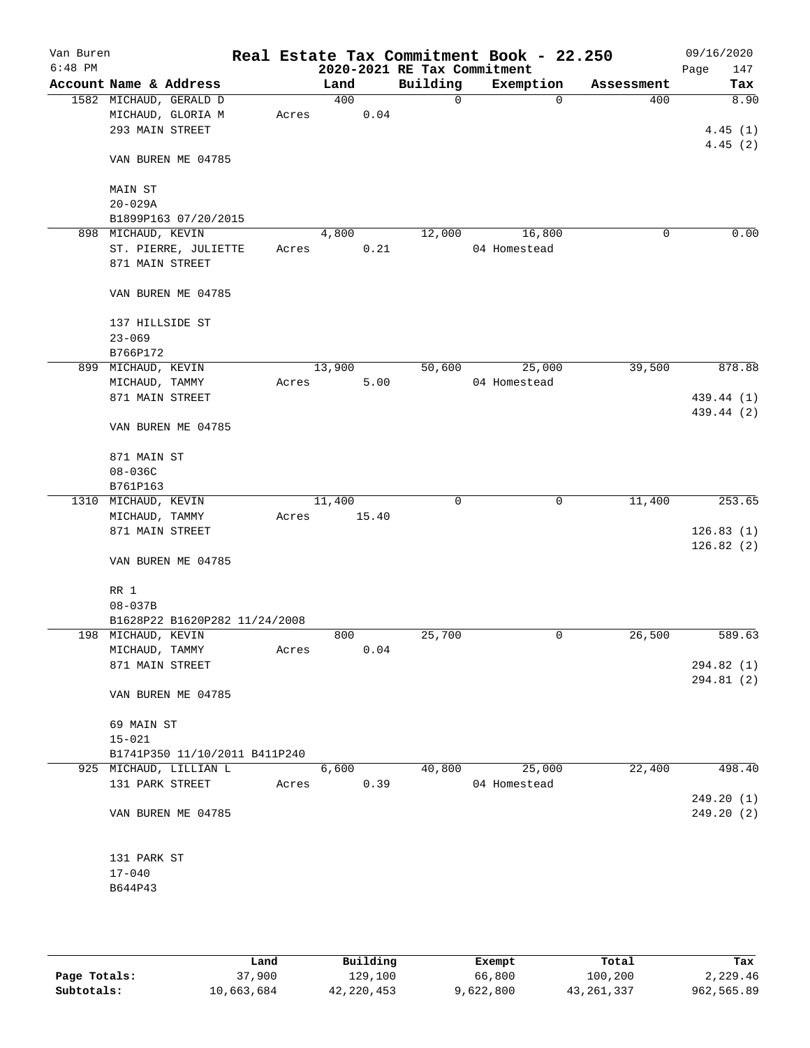Van Buren 6:48 PM

# Real Estate Tax Commitment Book - 22.250

## 2020-2021 RE Tax Commitment

09/16/2020 Page 147

| Account Name & Address | Land | Building | Exemption | Assessment | Tax |
|---|---|---|---|---|---|
| 1582 MICHAUD, GERALD D | 400 | 0 | 0 | 400 | 8.90 |
| MICHAUD, GLORIA M | Acres 0.04 | | | | |
| 293 MAIN STREET | | | | | 4.45 (1) |
| | | | | | 4.45 (2) |
| VAN BUREN ME 04785 | | | | | |
| MAIN ST | | | | | |
| 20-029A | | | | | |
| B1899P163 07/20/2015 | | | | | |
| 898 MICHAUD, KEVIN | 4,800 | 12,000 | 16,800 | 0 | 0.00 |
| ST. PIERRE, JULIETTE | Acres 0.21 | | 04 Homestead | | |
| 871 MAIN STREET | | | | | |
| VAN BUREN ME 04785 | | | | | |
| 137 HILLSIDE ST | | | | | |
| 23-069 | | | | | |
| B766P172 | | | | | |
| 899 MICHAUD, KEVIN | 13,900 | 50,600 | 25,000 | 39,500 | 878.88 |
| MICHAUD, TAMMY | Acres 5.00 | | 04 Homestead | | |
| 871 MAIN STREET | | | | | 439.44 (1) |
| | | | | | 439.44 (2) |
| VAN BUREN ME 04785 | | | | | |
| 871 MAIN ST | | | | | |
| 08-036C | | | | | |
| B761P163 | | | | | |
| 1310 MICHAUD, KEVIN | 11,400 | 0 | 0 | 11,400 | 253.65 |
| MICHAUD, TAMMY | Acres 15.40 | | | | |
| 871 MAIN STREET | | | | | 126.83 (1) |
| | | | | | 126.82 (2) |
| VAN BUREN ME 04785 | | | | | |
| RR 1 | | | | | |
| 08-037B | | | | | |
| B1628P22 B1620P282 11/24/2008 | | | | | |
| 198 MICHAUD, KEVIN | 800 | 25,700 | 0 | 26,500 | 589.63 |
| MICHAUD, TAMMY | Acres 0.04 | | | | |
| 871 MAIN STREET | | | | | 294.82 (1) |
| | | | | | 294.81 (2) |
| VAN BUREN ME 04785 | | | | | |
| 69 MAIN ST | | | | | |
| 15-021 | | | | | |
| B1741P350 11/10/2011 B411P240 | | | | | |
| 925 MICHAUD, LILLIAN L | 6,600 | 40,800 | 25,000 | 22,400 | 498.40 |
| 131 PARK STREET | Acres 0.39 | | 04 Homestead | | |
| | | | | | 249.20 (1) |
| VAN BUREN ME 04785 | | | | | 249.20 (2) |
| 131 PARK ST | | | | | |
| 17-040 | | | | | |
| B644P43 | | | | | |

| | Land | Building | Exempt | Total | Tax |
|---|---|---|---|---|---|
| Page Totals: | 37,900 | 129,100 | 66,800 | 100,200 | 2,229.46 |
| Subtotals: | 10,663,684 | 42,220,453 | 9,622,800 | 43,261,337 | 962,565.89 |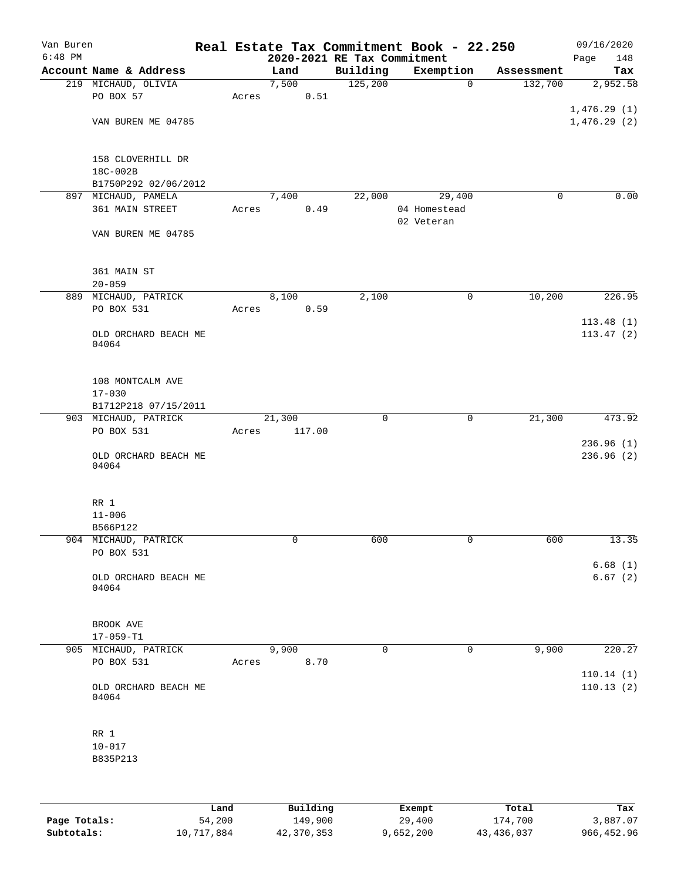Van Buren
6:48 PM

# Real Estate Tax Commitment Book - 22.250
## 2020-2021 RE Tax Commitment

09/16/2020

| Account Name & Address | Land | Building | Exemption | Assessment | Tax |
|---|---|---|---|---|---|
| 219 MICHAUD, OLIVIA | 7,500 | 125,200 | 0 | 132,700 | 2,952.58 |
| PO BOX 57 | Acres 0.51 | | | | |
| | | | | | 1,476.29 (1) |
| VAN BUREN ME 04785 | | | | | 1,476.29 (2) |
| 158 CLOVERHILL DR | | | | | |
| 18C-002B | | | | | |
| B1750P292 02/06/2012 | | | | | |
| 897 MICHAUD, PAMELA | 7,400 | 22,000 | 29,400 | 0 | 0.00 |
| 361 MAIN STREET | Acres 0.49 | | 04 Homestead | | |
| | | | 02 Veteran | | |
| VAN BUREN ME 04785 | | | | | |
| 361 MAIN ST | | | | | |
| 20-059 | | | | | |
| 889 MICHAUD, PATRICK | 8,100 | 2,100 | 0 | 10,200 | 226.95 |
| PO BOX 531 | Acres 0.59 | | | | |
| | | | | | 113.48 (1) |
| OLD ORCHARD BEACH ME 04064 | | | | | 113.47 (2) |
| 108 MONTCALM AVE | | | | | |
| 17-030 | | | | | |
| B1712P218 07/15/2011 | | | | | |
| 903 MICHAUD, PATRICK | 21,300 | 0 | 0 | 21,300 | 473.92 |
| PO BOX 531 | Acres 117.00 | | | | |
| | | | | | 236.96 (1) |
| OLD ORCHARD BEACH ME 04064 | | | | | 236.96 (2) |
| RR 1 | | | | | |
| 11-006 | | | | | |
| B566P122 | | | | | |
| 904 MICHAUD, PATRICK | 0 | 600 | 0 | 600 | 13.35 |
| PO BOX 531 | | | | | |
| | | | | | 6.68 (1) |
| OLD ORCHARD BEACH ME 04064 | | | | | 6.67 (2) |
| BROOK AVE | | | | | |
| 17-059-T1 | | | | | |
| 905 MICHAUD, PATRICK | 9,900 | 0 | 0 | 9,900 | 220.27 |
| PO BOX 531 | Acres 8.70 | | | | |
| | | | | | 110.14 (1) |
| OLD ORCHARD BEACH ME 04064 | | | | | 110.13 (2) |
| RR 1 | | | | | |
| 10-017 | | | | | |
| B835P213 | | | | | |

| | Land | Building | Exempt | Total | Tax |
|---|---|---|---|---|---|
| Page Totals: | 54,200 | 149,900 | 29,400 | 174,700 | 3,887.07 |
| Subtotals: | 10,717,884 | 42,370,353 | 9,652,200 | 43,436,037 | 966,452.96 |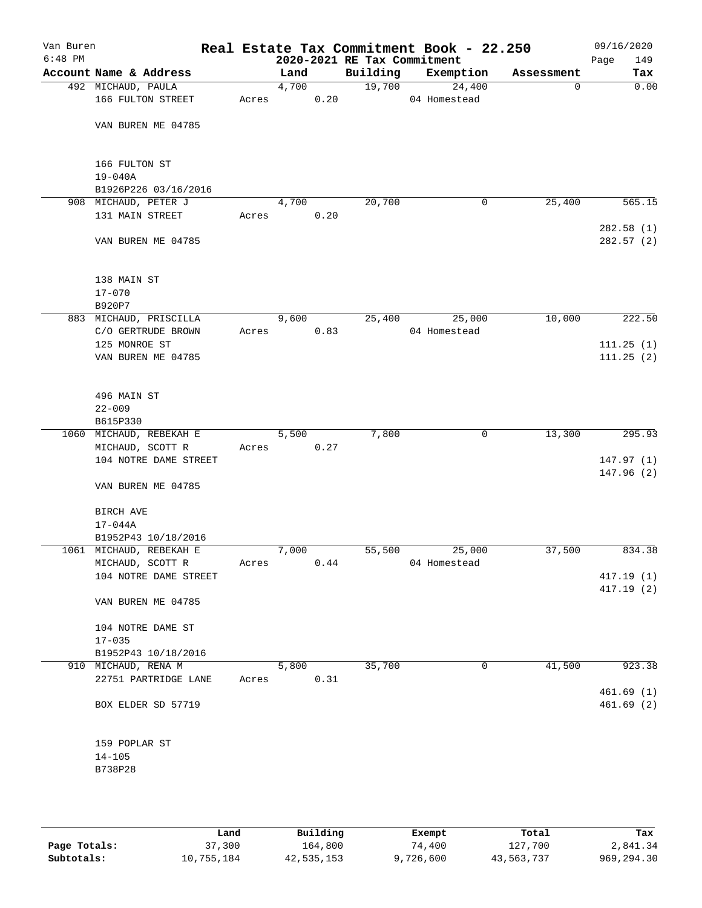# Real Estate Tax Commitment Book - 22.250

Van Buren
6:48 PM

2020-2021 RE Tax Commitment

09/16/2020

| Account Name & Address | Land | Building | Exemption | Assessment | Tax |
|---|---|---|---|---|---|
| 492 MICHAUD, PAULA<br>166 FULTON STREET<br><br>VAN BUREN ME 04785<br><br>166 FULTON ST<br>19-040A<br>B1926P226 03/16/2016 | 4,700<br>Acres 0.20 | 19,700 | 24,400<br>04 Homestead | 0 | 0.00 |
| 908 MICHAUD, PETER J<br>131 MAIN STREET<br><br>VAN BUREN ME 04785<br><br>138 MAIN ST<br>17-070<br>B920P7 | 4,700<br>Acres 0.20 | 20,700 | 0 | 25,400 | 565.15<br><br>282.58 (1)<br>282.57 (2) |
| 883 MICHAUD, PRISCILLA<br>C/O GERTRUDE BROWN<br>125 MONROE ST<br>VAN BUREN ME 04785<br><br>496 MAIN ST<br>22-009<br>B615P330 | 9,600<br>Acres 0.83 | 25,400 | 25,000<br>04 Homestead | 10,000 | 222.50<br><br>111.25 (1)<br>111.25 (2) |
| 1060 MICHAUD, REBEKAH E<br>MICHAUD, SCOTT R<br>104 NOTRE DAME STREET<br><br>VAN BUREN ME 04785<br><br>BIRCH AVE<br>17-044A<br>B1952P43 10/18/2016 | 5,500<br>Acres 0.27 | 7,800 | 0 | 13,300 | 295.93<br><br>147.97 (1)<br>147.96 (2) |
| 1061 MICHAUD, REBEKAH E<br>MICHAUD, SCOTT R<br>104 NOTRE DAME STREET<br><br>VAN BUREN ME 04785<br><br>104 NOTRE DAME ST<br>17-035<br>B1952P43 10/18/2016 | 7,000<br>Acres 0.44 | 55,500 | 25,000<br>04 Homestead | 37,500 | 834.38<br><br>417.19 (1)<br>417.19 (2) |
| 910 MICHAUD, RENA M<br>22751 PARTRIDGE LANE<br><br>BOX ELDER SD 57719<br><br>159 POPLAR ST<br>14-105<br>B738P28 | 5,800<br>Acres 0.31 | 35,700 | 0 | 41,500 | 923.38<br><br>461.69 (1)<br>461.69 (2) |

| | Land | Building | Exempt | Total | Tax |
|---|---|---|---|---|---|
| Page Totals: | 37,300 | 164,800 | 74,400 | 127,700 | 2,841.34 |
| Subtotals: | 10,755,184 | 42,535,153 | 9,726,600 | 43,563,737 | 969,294.30 |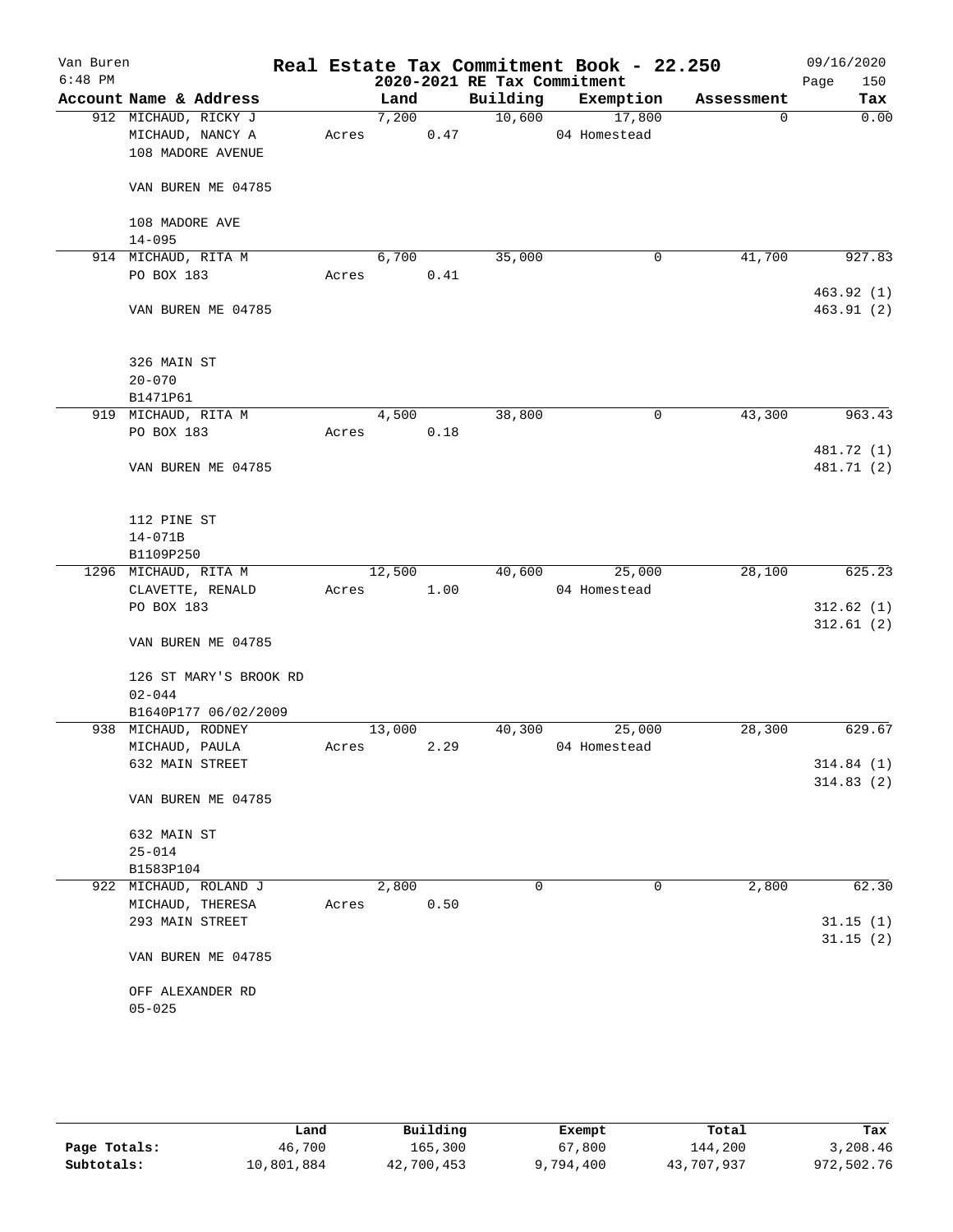# Real Estate Tax Commitment Book - 22.250

## 2020-2021 RE Tax Commitment

Van Buren 6:48 PM — 09/16/2020

| Account Name & Address | Land | Building | Exemption | Assessment | Tax |
|---|---|---|---|---|---|
| 912 MICHAUD, RICKY J<br>MICHAUD, NANCY A<br>108 MADORE AVENUE<br><br>VAN BUREN ME 04785<br><br>108 MADORE AVE<br>14-095 | 7,200<br>Acres 0.47 | 10,600 | 17,800<br>04 Homestead | 0 | 0.00 |
| 914 MICHAUD, RITA M<br>PO BOX 183<br><br>VAN BUREN ME 04785<br><br>326 MAIN ST<br>20-070<br>B1471P61 | 6,700<br>Acres 0.41 | 35,000 | 0 | 41,700 | 927.83<br><br>463.92 (1)<br>463.91 (2) |
| 919 MICHAUD, RITA M<br>PO BOX 183<br><br>VAN BUREN ME 04785<br><br>112 PINE ST<br>14-071B<br>B1109P250 | 4,500<br>Acres 0.18 | 38,800 | 0 | 43,300 | 963.43<br><br>481.72 (1)<br>481.71 (2) |
| 1296 MICHAUD, RITA M<br>CLAVETTE, RENALD<br>PO BOX 183<br><br>VAN BUREN ME 04785<br><br>126 ST MARY'S BROOK RD<br>02-044<br>B1640P177 06/02/2009 | 12,500<br>Acres 1.00 | 40,600 | 25,000<br>04 Homestead | 28,100 | 625.23<br><br>312.62 (1)<br>312.61 (2) |
| 938 MICHAUD, RODNEY<br>MICHAUD, PAULA<br>632 MAIN STREET<br><br>VAN BUREN ME 04785<br><br>632 MAIN ST<br>25-014<br>B1583P104 | 13,000<br>Acres 2.29 | 40,300 | 25,000<br>04 Homestead | 28,300 | 629.67<br><br>314.84 (1)<br>314.83 (2) |
| 922 MICHAUD, ROLAND J<br>MICHAUD, THERESA<br>293 MAIN STREET<br><br>VAN BUREN ME 04785<br><br>OFF ALEXANDER RD<br>05-025 | 2,800<br>Acres 0.50 | 0 | 0 | 2,800 | 62.30<br><br>31.15 (1)<br>31.15 (2) |

| | Land | Building | Exempt | Total | Tax |
|---|---|---|---|---|---|
| **Page Totals:** | 46,700 | 165,300 | 67,800 | 144,200 | 3,208.46 |
| **Subtotals:** | 10,801,884 | 42,700,453 | 9,794,400 | 43,707,937 | 972,502.76 |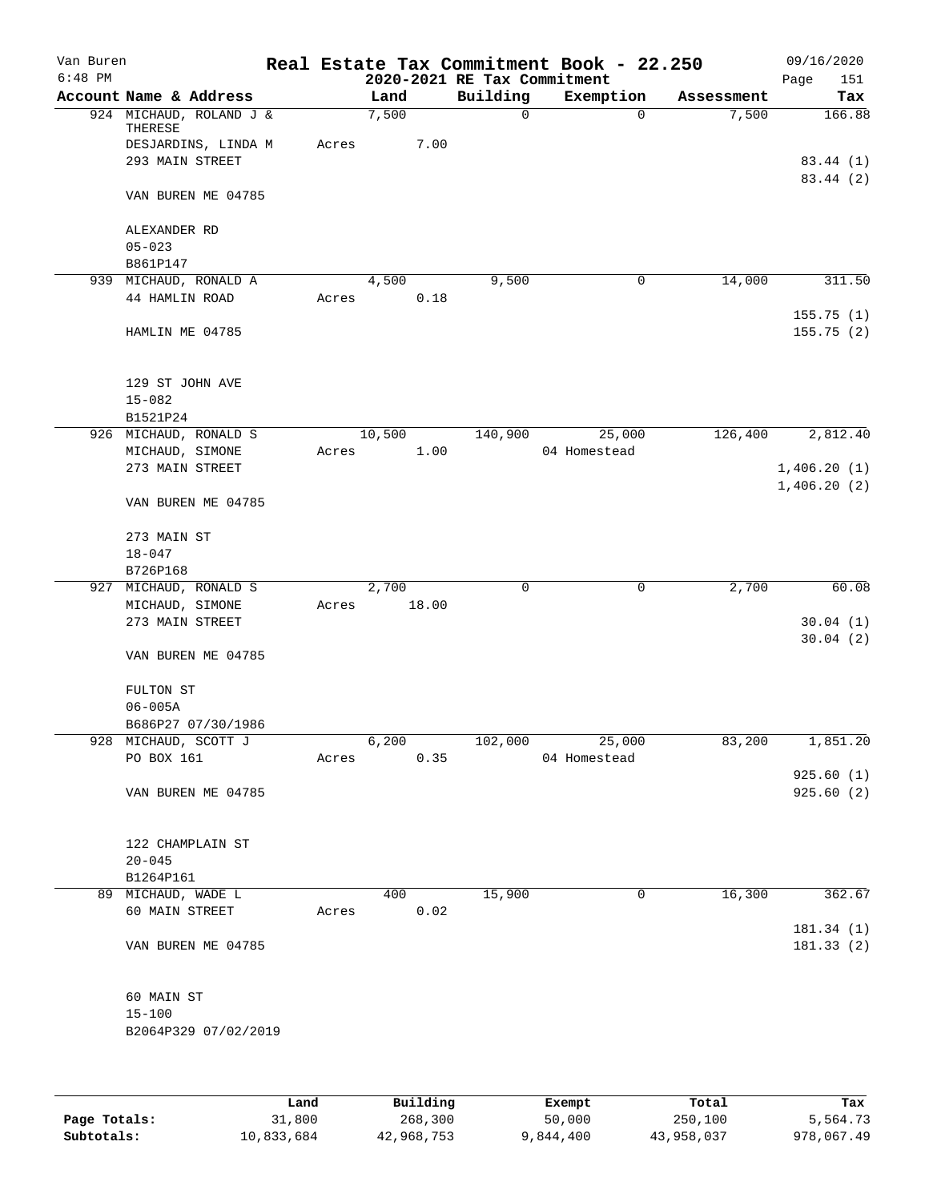Van Buren
6:48 PM

# Real Estate Tax Commitment Book - 22.250
## 2020-2021 RE Tax Commitment

09/16/2020

| Account Name & Address | Land | Building | Exemption | Assessment | Tax |
|---|---|---|---|---|---|
| 924 MICHAUD, ROLAND J & THERESE | 7,500 | 0 | 0 | 7,500 | 166.88 |
| DESJARDINS, LINDA M | Acres 7.00 | | | | |
| 293 MAIN STREET | | | | | 83.44 (1) |
| | | | | | 83.44 (2) |
| VAN BUREN ME 04785 | | | | | |
| ALEXANDER RD | | | | | |
| 05-023 | | | | | |
| B861P147 | | | | | |
| 939 MICHAUD, RONALD A | 4,500 | 9,500 | 0 | 14,000 | 311.50 |
| 44 HAMLIN ROAD | Acres 0.18 | | | | |
| | | | | | 155.75 (1) |
| HAMLIN ME 04785 | | | | | 155.75 (2) |
| 129 ST JOHN AVE | | | | | |
| 15-082 | | | | | |
| B1521P24 | | | | | |
| 926 MICHAUD, RONALD S | 10,500 | 140,900 | 25,000 | 126,400 | 2,812.40 |
| MICHAUD, SIMONE | Acres 1.00 | | 04 Homestead | | |
| 273 MAIN STREET | | | | | 1,406.20 (1) |
| | | | | | 1,406.20 (2) |
| VAN BUREN ME 04785 | | | | | |
| 273 MAIN ST | | | | | |
| 18-047 | | | | | |
| B726P168 | | | | | |
| 927 MICHAUD, RONALD S | 2,700 | 0 | 0 | 2,700 | 60.08 |
| MICHAUD, SIMONE | Acres 18.00 | | | | |
| 273 MAIN STREET | | | | | 30.04 (1) |
| | | | | | 30.04 (2) |
| VAN BUREN ME 04785 | | | | | |
| FULTON ST | | | | | |
| 06-005A | | | | | |
| B686P27 07/30/1986 | | | | | |
| 928 MICHAUD, SCOTT J | 6,200 | 102,000 | 25,000 | 83,200 | 1,851.20 |
| PO BOX 161 | Acres 0.35 | | 04 Homestead | | |
| | | | | | 925.60 (1) |
| VAN BUREN ME 04785 | | | | | 925.60 (2) |
| 122 CHAMPLAIN ST | | | | | |
| 20-045 | | | | | |
| B1264P161 | | | | | |
| 89 MICHAUD, WADE L | 400 | 15,900 | 0 | 16,300 | 362.67 |
| 60 MAIN STREET | Acres 0.02 | | | | |
| | | | | | 181.34 (1) |
| VAN BUREN ME 04785 | | | | | 181.33 (2) |
| 60 MAIN ST | | | | | |
| 15-100 | | | | | |
| B2064P329 07/02/2019 | | | | | |

| | Land | Building | Exempt | Total | Tax |
|---|---|---|---|---|---|
| Page Totals: | 31,800 | 268,300 | 50,000 | 250,100 | 5,564.73 |
| Subtotals: | 10,833,684 | 42,968,753 | 9,844,400 | 43,958,037 | 978,067.49 |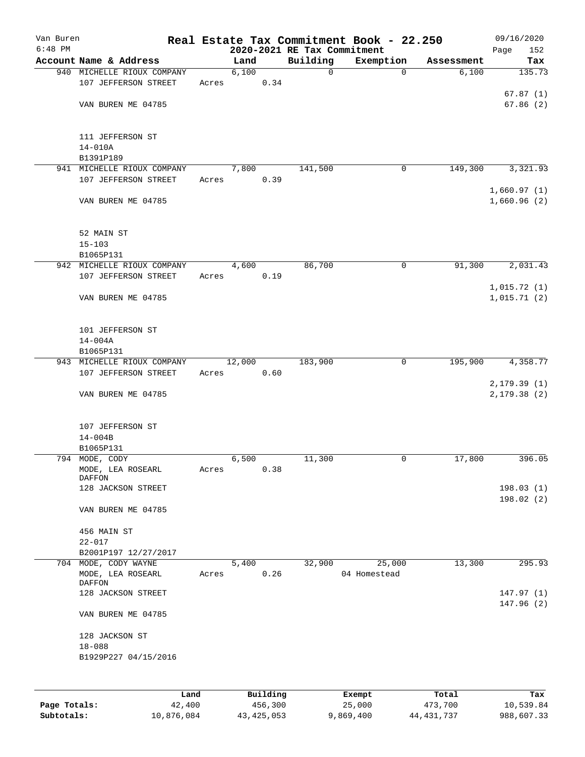Van Buren
6:48 PM

# Real Estate Tax Commitment Book - 22.250

## 2020-2021 RE Tax Commitment

09/16/2020
Page 152

| Account Name & Address | Land | Building | Exemption | Assessment | Tax |
|---|---|---|---|---|---|
| 940 MICHELLE RIOUX COMPANY | 6,100 | 0 | 0 | 6,100 | 135.73 |
| 107 JEFFERSON STREET | Acres 0.34 | | | | |
| | | | | | 67.87 (1) |
| VAN BUREN ME 04785 | | | | | 67.86 (2) |
| 111 JEFFERSON ST | | | | | |
| 14-010A | | | | | |
| B1391P189 | | | | | |
| 941 MICHELLE RIOUX COMPANY | 7,800 | 141,500 | 0 | 149,300 | 3,321.93 |
| 107 JEFFERSON STREET | Acres 0.39 | | | | |
| | | | | | 1,660.97 (1) |
| VAN BUREN ME 04785 | | | | | 1,660.96 (2) |
| 52 MAIN ST | | | | | |
| 15-103 | | | | | |
| B1065P131 | | | | | |
| 942 MICHELLE RIOUX COMPANY | 4,600 | 86,700 | 0 | 91,300 | 2,031.43 |
| 107 JEFFERSON STREET | Acres 0.19 | | | | |
| | | | | | 1,015.72 (1) |
| VAN BUREN ME 04785 | | | | | 1,015.71 (2) |
| 101 JEFFERSON ST | | | | | |
| 14-004A | | | | | |
| B1065P131 | | | | | |
| 943 MICHELLE RIOUX COMPANY | 12,000 | 183,900 | 0 | 195,900 | 4,358.77 |
| 107 JEFFERSON STREET | Acres 0.60 | | | | |
| | | | | | 2,179.39 (1) |
| VAN BUREN ME 04785 | | | | | 2,179.38 (2) |
| 107 JEFFERSON ST | | | | | |
| 14-004B | | | | | |
| B1065P131 | | | | | |
| 794 MODE, CODY | 6,500 | 11,300 | 0 | 17,800 | 396.05 |
| MODE, LEA ROSEARL DAFFON | Acres 0.38 | | | | |
| 128 JACKSON STREET | | | | | 198.03 (1) |
| | | | | | 198.02 (2) |
| VAN BUREN ME 04785 | | | | | |
| 456 MAIN ST | | | | | |
| 22-017 | | | | | |
| B2001P197 12/27/2017 | | | | | |
| 704 MODE, CODY WAYNE | 5,400 | 32,900 | 25,000 | 13,300 | 295.93 |
| MODE, LEA ROSEARL DAFFON | Acres 0.26 | | 04 Homestead | | |
| 128 JACKSON STREET | | | | | 147.97 (1) |
| | | | | | 147.96 (2) |
| VAN BUREN ME 04785 | | | | | |
| 128 JACKSON ST | | | | | |
| 18-088 | | | | | |
| B1929P227 04/15/2016 | | | | | |

| | Land | Building | Exempt | Total | Tax |
|---|---|---|---|---|---|
| Page Totals: | 42,400 | 456,300 | 25,000 | 473,700 | 10,539.84 |
| Subtotals: | 10,876,084 | 43,425,053 | 9,869,400 | 44,431,737 | 988,607.33 |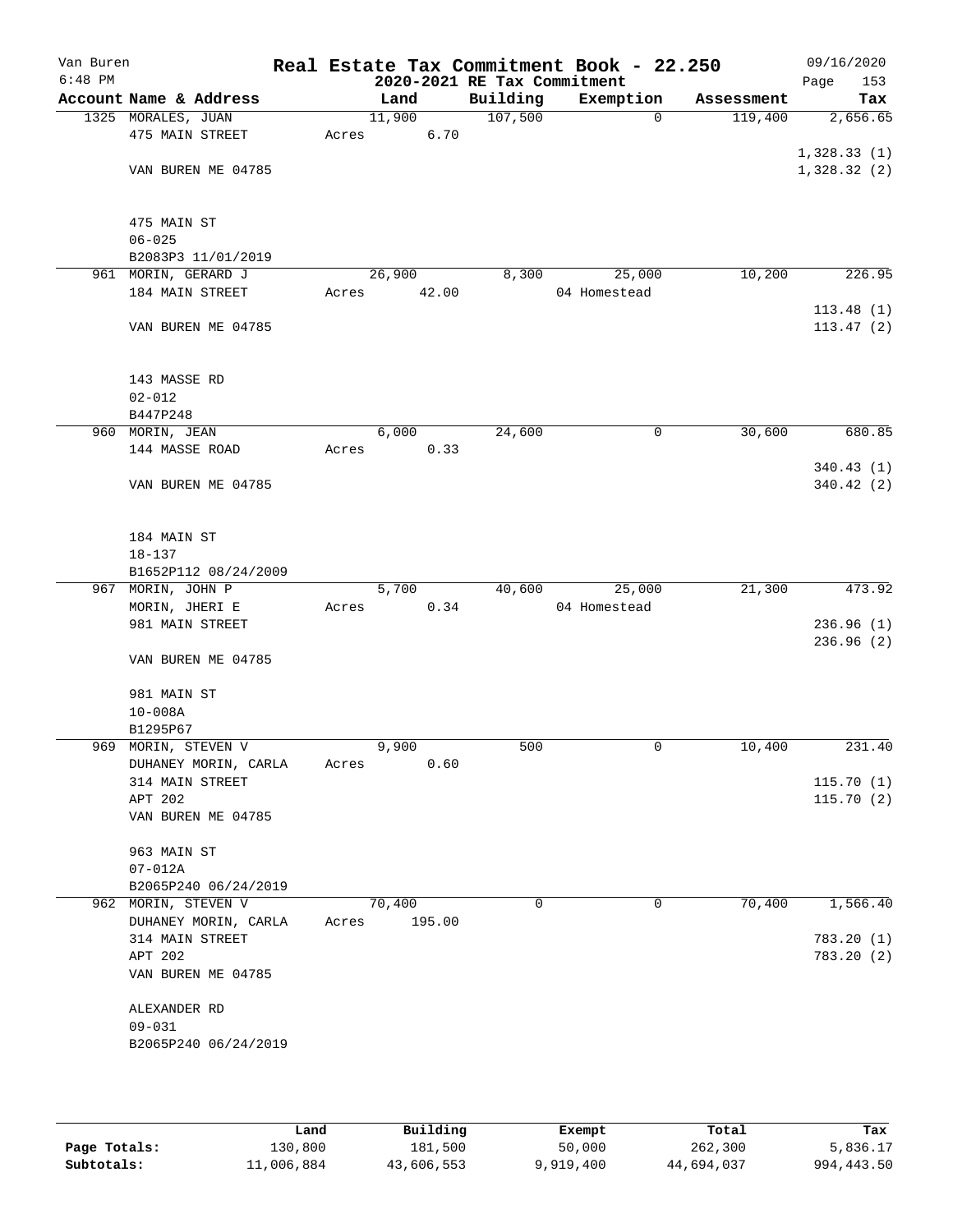Van Buren
6:48 PM

**Real Estate Tax Commitment Book - 22.250**
**2020-2021 RE Tax Commitment**

09/16/2020
Page 153

| Account Name & Address | Land | Building | Exemption | Assessment | Tax |
|---|---|---|---|---|---|
| 1325 MORALES, JUAN | 11,900 | 107,500 | 0 | 119,400 | 2,656.65 |
| 475 MAIN STREET | Acres 6.70 | | | | |
| | | | | | 1,328.33 (1) |
| VAN BUREN ME 04785 | | | | | 1,328.32 (2) |
| 475 MAIN ST | | | | | |
| 06-025 | | | | | |
| B2083P3 11/01/2019 | | | | | |
| 961 MORIN, GERARD J | 26,900 | 8,300 | 25,000 | 10,200 | 226.95 |
| 184 MAIN STREET | Acres 42.00 | | 04 Homestead | | |
| | | | | | 113.48 (1) |
| VAN BUREN ME 04785 | | | | | 113.47 (2) |
| 143 MASSE RD | | | | | |
| 02-012 | | | | | |
| B447P248 | | | | | |
| 960 MORIN, JEAN | 6,000 | 24,600 | 0 | 30,600 | 680.85 |
| 144 MASSE ROAD | Acres 0.33 | | | | |
| | | | | | 340.43 (1) |
| VAN BUREN ME 04785 | | | | | 340.42 (2) |
| 184 MAIN ST | | | | | |
| 18-137 | | | | | |
| B1652P112 08/24/2009 | | | | | |
| 967 MORIN, JOHN P | 5,700 | 40,600 | 25,000 | 21,300 | 473.92 |
| MORIN, JHERI E | Acres 0.34 | | 04 Homestead | | |
| 981 MAIN STREET | | | | | 236.96 (1) |
| | | | | | 236.96 (2) |
| VAN BUREN ME 04785 | | | | | |
| 981 MAIN ST | | | | | |
| 10-008A | | | | | |
| B1295P67 | | | | | |
| 969 MORIN, STEVEN V | 9,900 | 500 | 0 | 10,400 | 231.40 |
| DUHANEY MORIN, CARLA | Acres 0.60 | | | | |
| 314 MAIN STREET | | | | | 115.70 (1) |
| APT 202 | | | | | 115.70 (2) |
| VAN BUREN ME 04785 | | | | | |
| 963 MAIN ST | | | | | |
| 07-012A | | | | | |
| B2065P240 06/24/2019 | | | | | |
| 962 MORIN, STEVEN V | 70,400 | 0 | 0 | 70,400 | 1,566.40 |
| DUHANEY MORIN, CARLA | Acres 195.00 | | | | |
| 314 MAIN STREET | | | | | 783.20 (1) |
| APT 202 | | | | | 783.20 (2) |
| VAN BUREN ME 04785 | | | | | |
| ALEXANDER RD | | | | | |
| 09-031 | | | | | |
| B2065P240 06/24/2019 | | | | | |

| | Land | Building | Exempt | Total | Tax |
|---|---|---|---|---|---|
| Page Totals: | 130,800 | 181,500 | 50,000 | 262,300 | 5,836.17 |
| Subtotals: | 11,006,884 | 43,606,553 | 9,919,400 | 44,694,037 | 994,443.50 |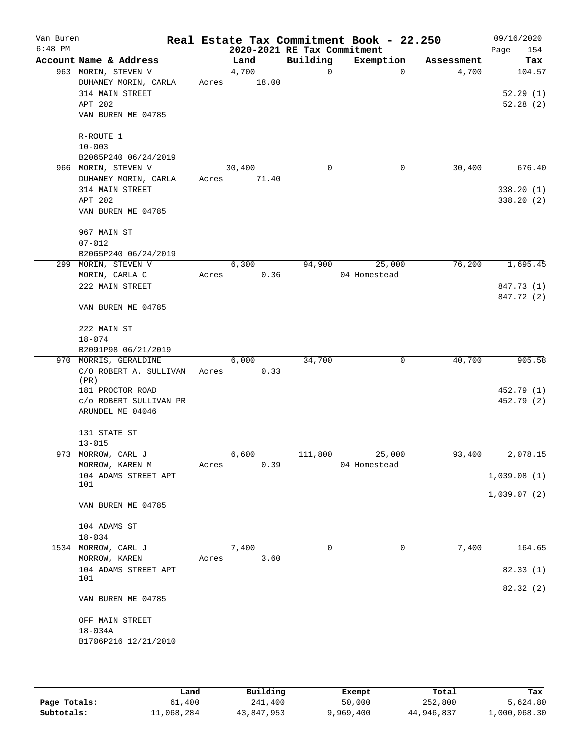Van Buren
6:48 PM

# Real Estate Tax Commitment Book - 22.250

## 2020-2021 RE Tax Commitment

09/16/2020

| Account Name & Address | Land | Building | Exemption | Assessment | Tax |
|---|---|---|---|---|---|
| 963 MORIN, STEVEN V<br>DUHANEY MORIN, CARLA<br>314 MAIN STREET<br>APT 202<br>VAN BUREN ME 04785<br><br>R-ROUTE 1<br>10-003<br>B2065P240 06/24/2019 | 4,700<br>Acres 18.00 | 0 | 0 | 4,700 | 104.57<br><br>52.29 (1)<br>52.28 (2) |
| 966 MORIN, STEVEN V<br>DUHANEY MORIN, CARLA<br>314 MAIN STREET<br>APT 202<br>VAN BUREN ME 04785<br><br>967 MAIN ST<br>07-012<br>B2065P240 06/24/2019 | 30,400<br>Acres 71.40 | 0 | 0 | 30,400 | 676.40<br><br>338.20 (1)<br>338.20 (2) |
| 299 MORIN, STEVEN V<br>MORIN, CARLA C<br>222 MAIN STREET<br><br>VAN BUREN ME 04785<br><br>222 MAIN ST<br>18-074<br>B2091P98 06/21/2019 | 6,300<br>Acres 0.36 | 94,900 | 25,000<br>04 Homestead | 76,200 | 1,695.45<br><br>847.73 (1)<br>847.72 (2) |
| 970 MORRIS, GERALDINE<br>C/O ROBERT A. SULLIVAN (PR)<br>181 PROCTOR ROAD<br>c/o ROBERT SULLIVAN PR<br>ARUNDEL ME 04046<br><br>131 STATE ST<br>13-015 | 6,000<br>Acres 0.33 | 34,700 | 0 | 40,700 | 905.58<br><br>452.79 (1)<br>452.79 (2) |
| 973 MORROW, CARL J<br>MORROW, KAREN M<br>104 ADAMS STREET APT 101<br><br>VAN BUREN ME 04785<br><br>104 ADAMS ST<br>18-034 | 6,600<br>Acres 0.39 | 111,800 | 25,000<br>04 Homestead | 93,400 | 2,078.15<br><br>1,039.08 (1)<br>1,039.07 (2) |
| 1534 MORROW, CARL J<br>MORROW, KAREN<br>104 ADAMS STREET APT 101<br><br>VAN BUREN ME 04785<br><br>OFF MAIN STREET<br>18-034A<br>B1706P216 12/21/2010 | 7,400<br>Acres 3.60 | 0 | 0 | 7,400 | 164.65<br><br>82.33 (1)<br>82.32 (2) |

| | Land | Building | Exempt | Total | Tax |
|---|---|---|---|---|---|
| Page Totals: | 61,400 | 241,400 | 50,000 | 252,800 | 5,624.80 |
| Subtotals: | 11,068,284 | 43,847,953 | 9,969,400 | 44,946,837 | 1,000,068.30 |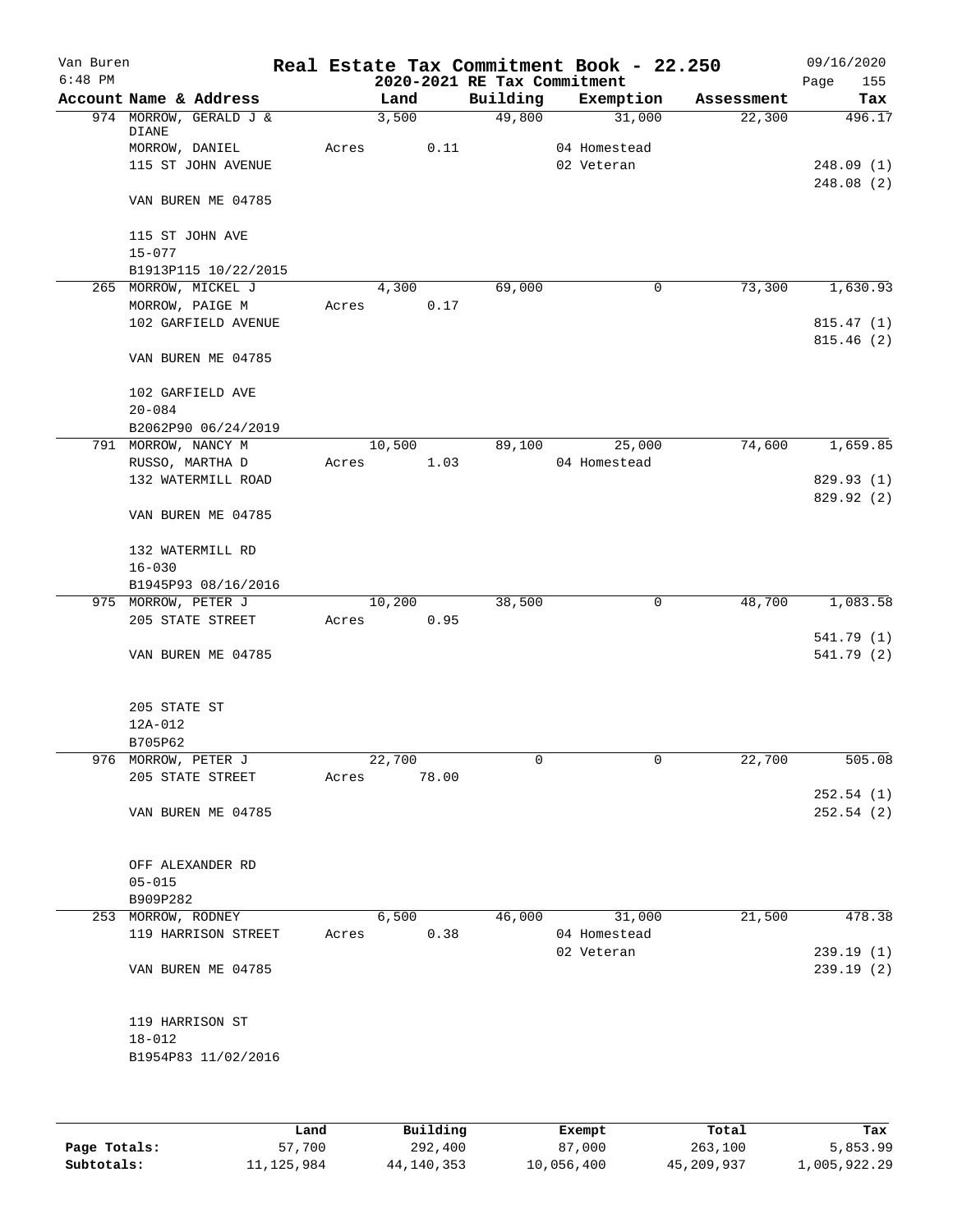Van Buren
6:48 PM

# Real Estate Tax Commitment Book - 22.250

## 2020-2021 RE Tax Commitment

09/16/2020

| Account Name & Address | Land | Building | Exemption | Assessment | Tax |
|---|---|---|---|---|---|
| 974 MORROW, GERALD J & DIANE | 3,500 | 49,800 | 31,000 | 22,300 | 496.17 |
| MORROW, DANIEL | Acres 0.11 | | 04 Homestead | | |
| 115 ST JOHN AVENUE | | | 02 Veteran | | 248.09 (1) |
| | | | | | 248.08 (2) |
| VAN BUREN ME 04785 | | | | | |
| 115 ST JOHN AVE | | | | | |
| 15-077 | | | | | |
| B1913P115 10/22/2015 | | | | | |
| 265 MORROW, MICKEL J | 4,300 | 69,000 | 0 | 73,300 | 1,630.93 |
| MORROW, PAIGE M | Acres 0.17 | | | | |
| 102 GARFIELD AVENUE | | | | | 815.47 (1) |
| | | | | | 815.46 (2) |
| VAN BUREN ME 04785 | | | | | |
| 102 GARFIELD AVE | | | | | |
| 20-084 | | | | | |
| B2062P90 06/24/2019 | | | | | |
| 791 MORROW, NANCY M | 10,500 | 89,100 | 25,000 | 74,600 | 1,659.85 |
| RUSSO, MARTHA D | Acres 1.03 | | 04 Homestead | | |
| 132 WATERMILL ROAD | | | | | 829.93 (1) |
| | | | | | 829.92 (2) |
| VAN BUREN ME 04785 | | | | | |
| 132 WATERMILL RD | | | | | |
| 16-030 | | | | | |
| B1945P93 08/16/2016 | | | | | |
| 975 MORROW, PETER J | 10,200 | 38,500 | 0 | 48,700 | 1,083.58 |
| 205 STATE STREET | Acres 0.95 | | | | |
| | | | | | 541.79 (1) |
| VAN BUREN ME 04785 | | | | | 541.79 (2) |
| 205 STATE ST | | | | | |
| 12A-012 | | | | | |
| B705P62 | | | | | |
| 976 MORROW, PETER J | 22,700 | 0 | 0 | 22,700 | 505.08 |
| 205 STATE STREET | Acres 78.00 | | | | |
| | | | | | 252.54 (1) |
| VAN BUREN ME 04785 | | | | | 252.54 (2) |
| OFF ALEXANDER RD | | | | | |
| 05-015 | | | | | |
| B909P282 | | | | | |
| 253 MORROW, RODNEY | 6,500 | 46,000 | 31,000 | 21,500 | 478.38 |
| 119 HARRISON STREET | Acres 0.38 | | 04 Homestead | | |
| | | | 02 Veteran | | 239.19 (1) |
| VAN BUREN ME 04785 | | | | | 239.19 (2) |
| 119 HARRISON ST | | | | | |
| 18-012 | | | | | |
| B1954P83 11/02/2016 | | | | | |

| | Land | Building | Exempt | Total | Tax |
|---|---|---|---|---|---|
| Page Totals: | 57,700 | 292,400 | 87,000 | 263,100 | 5,853.99 |
| Subtotals: | 11,125,984 | 44,140,353 | 10,056,400 | 45,209,937 | 1,005,922.29 |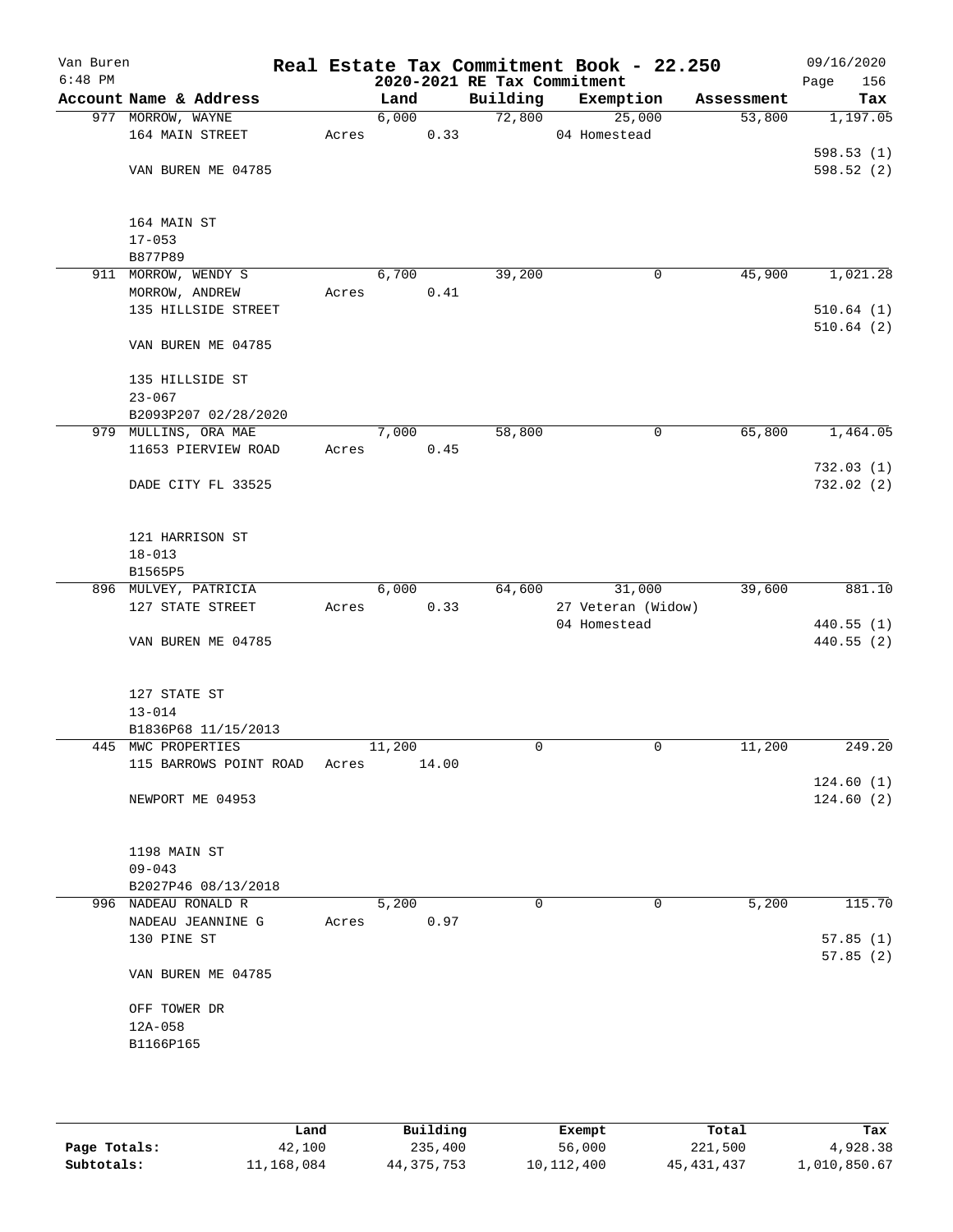Van Buren
6:48 PM

# Real Estate Tax Commitment Book - 22.250

## 2020-2021 RE Tax Commitment

09/16/2020

| Account Name & Address | Land | Building | Exemption | Assessment | Tax |
|---|---|---|---|---|---|
| 977 MORROW, WAYNE | 6,000 | 72,800 | 25,000 | 53,800 | 1,197.05 |
| 164 MAIN STREET | Acres 0.33 | | 04 Homestead | | |
| | | | | | 598.53 (1) |
| VAN BUREN ME 04785 | | | | | 598.52 (2) |
| 164 MAIN ST | | | | | |
| 17-053 | | | | | |
| B877P89 | | | | | |
| 911 MORROW, WENDY S | 6,700 | 39,200 | 0 | 45,900 | 1,021.28 |
| MORROW, ANDREW | Acres 0.41 | | | | |
| 135 HILLSIDE STREET | | | | | 510.64 (1) |
| | | | | | 510.64 (2) |
| VAN BUREN ME 04785 | | | | | |
| 135 HILLSIDE ST | | | | | |
| 23-067 | | | | | |
| B2093P207 02/28/2020 | | | | | |
| 979 MULLINS, ORA MAE | 7,000 | 58,800 | 0 | 65,800 | 1,464.05 |
| 11653 PIERVIEW ROAD | Acres 0.45 | | | | |
| | | | | | 732.03 (1) |
| DADE CITY FL 33525 | | | | | 732.02 (2) |
| 121 HARRISON ST | | | | | |
| 18-013 | | | | | |
| B1565P5 | | | | | |
| 896 MULVEY, PATRICIA | 6,000 | 64,600 | 31,000 | 39,600 | 881.10 |
| 127 STATE STREET | Acres 0.33 | | 27 Veteran (Widow) | | |
| | | | 04 Homestead | | 440.55 (1) |
| VAN BUREN ME 04785 | | | | | 440.55 (2) |
| 127 STATE ST | | | | | |
| 13-014 | | | | | |
| B1836P68 11/15/2013 | | | | | |
| 445 MWC PROPERTIES | 11,200 | 0 | 0 | 11,200 | 249.20 |
| 115 BARROWS POINT ROAD | Acres 14.00 | | | | |
| | | | | | 124.60 (1) |
| NEWPORT ME 04953 | | | | | 124.60 (2) |
| 1198 MAIN ST | | | | | |
| 09-043 | | | | | |
| B2027P46 08/13/2018 | | | | | |
| 996 NADEAU RONALD R | 5,200 | 0 | 0 | 5,200 | 115.70 |
| NADEAU JEANNINE G | Acres 0.97 | | | | |
| 130 PINE ST | | | | | 57.85 (1) |
| | | | | | 57.85 (2) |
| VAN BUREN ME 04785 | | | | | |
| OFF TOWER DR | | | | | |
| 12A-058 | | | | | |
| B1166P165 | | | | | |

| | Land | Building | Exempt | Total | Tax |
|---|---|---|---|---|---|
| Page Totals: | 42,100 | 235,400 | 56,000 | 221,500 | 4,928.38 |
| Subtotals: | 11,168,084 | 44,375,753 | 10,112,400 | 45,431,437 | 1,010,850.67 |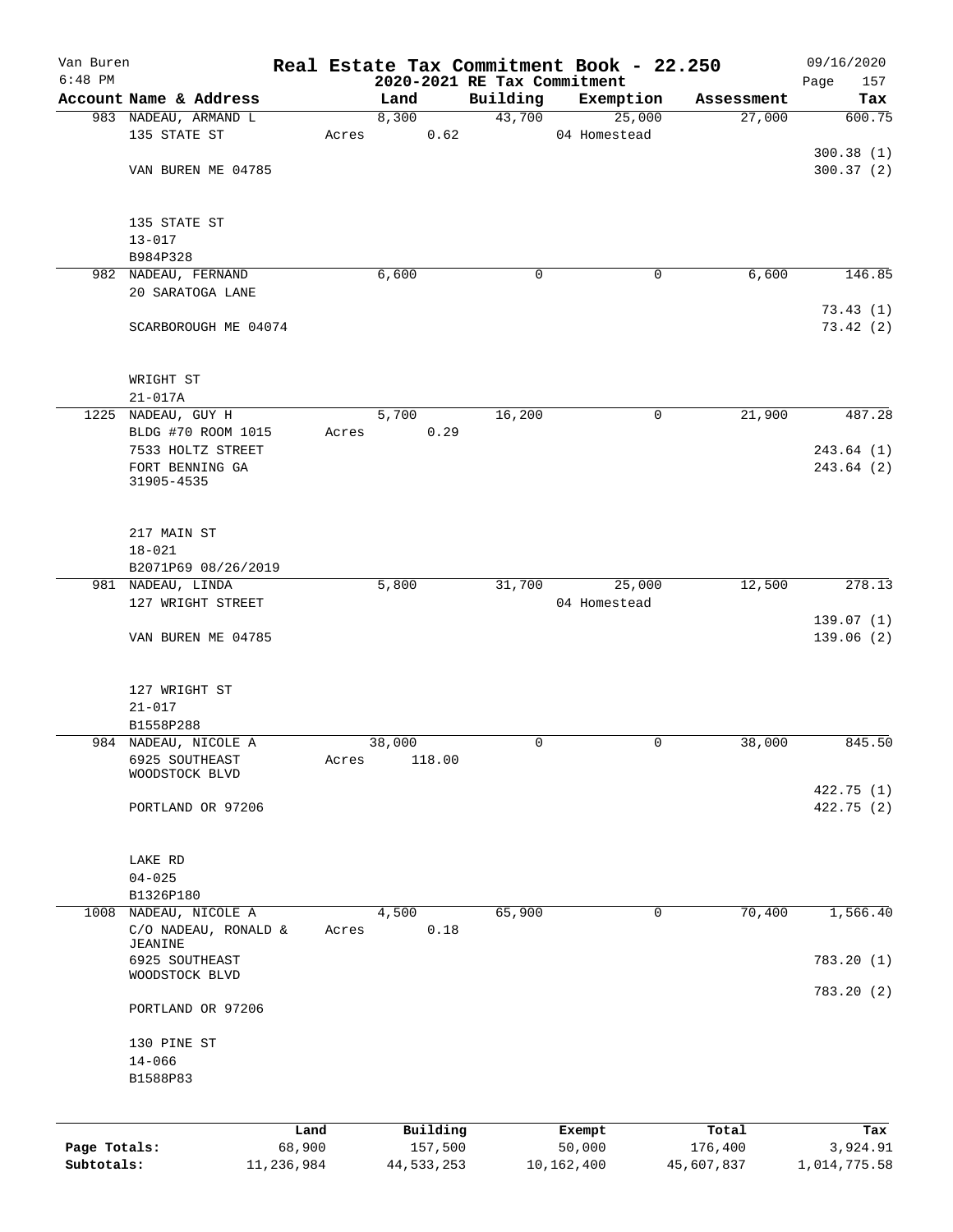Van Buren
6:48 PM

# Real Estate Tax Commitment Book - 22.250

## 2020-2021 RE Tax Commitment

09/16/2020

| Account Name & Address | Land | Building | Exemption | Assessment | Tax |
|---|---|---|---|---|---|
| 983 NADEAU, ARMAND L | 8,300 | 43,700 | 25,000 | 27,000 | 600.75 |
| 135 STATE ST | Acres 0.62 | | 04 Homestead | | |
| | | | | | 300.38 (1) |
| VAN BUREN ME 04785 | | | | | 300.37 (2) |
| 135 STATE ST | | | | | |
| 13-017 | | | | | |
| B984P328 | | | | | |
| 982 NADEAU, FERNAND | 6,600 | 0 | 0 | 6,600 | 146.85 |
| 20 SARATOGA LANE | | | | | |
| | | | | | 73.43 (1) |
| SCARBOROUGH ME 04074 | | | | | 73.42 (2) |
| WRIGHT ST | | | | | |
| 21-017A | | | | | |
| 1225 NADEAU, GUY H | 5,700 | 16,200 | 0 | 21,900 | 487.28 |
| BLDG #70 ROOM 1015 | Acres 0.29 | | | | |
| 7533 HOLTZ STREET | | | | | 243.64 (1) |
| FORT BENNING GA 31905-4535 | | | | | 243.64 (2) |
| 217 MAIN ST | | | | | |
| 18-021 | | | | | |
| B2071P69 08/26/2019 | | | | | |
| 981 NADEAU, LINDA | 5,800 | 31,700 | 25,000 | 12,500 | 278.13 |
| 127 WRIGHT STREET | | | 04 Homestead | | |
| | | | | | 139.07 (1) |
| VAN BUREN ME 04785 | | | | | 139.06 (2) |
| 127 WRIGHT ST | | | | | |
| 21-017 | | | | | |
| B1558P288 | | | | | |
| 984 NADEAU, NICOLE A | 38,000 | 0 | 0 | 38,000 | 845.50 |
| 6925 SOUTHEAST WOODSTOCK BLVD | Acres 118.00 | | | | |
| | | | | | 422.75 (1) |
| PORTLAND OR 97206 | | | | | 422.75 (2) |
| LAKE RD | | | | | |
| 04-025 | | | | | |
| B1326P180 | | | | | |
| 1008 NADEAU, NICOLE A | 4,500 | 65,900 | 0 | 70,400 | 1,566.40 |
| C/O NADEAU, RONALD & JEANINE | Acres 0.18 | | | | |
| 6925 SOUTHEAST WOODSTOCK BLVD | | | | | 783.20 (1) |
| | | | | | 783.20 (2) |
| PORTLAND OR 97206 | | | | | |
| 130 PINE ST | | | | | |
| 14-066 | | | | | |
| B1588P83 | | | | | |

| | Land | Building | Exempt | Total | Tax |
|---|---|---|---|---|---|
| Page Totals: | 68,900 | 157,500 | 50,000 | 176,400 | 3,924.91 |
| Subtotals: | 11,236,984 | 44,533,253 | 10,162,400 | 45,607,837 | 1,014,775.58 |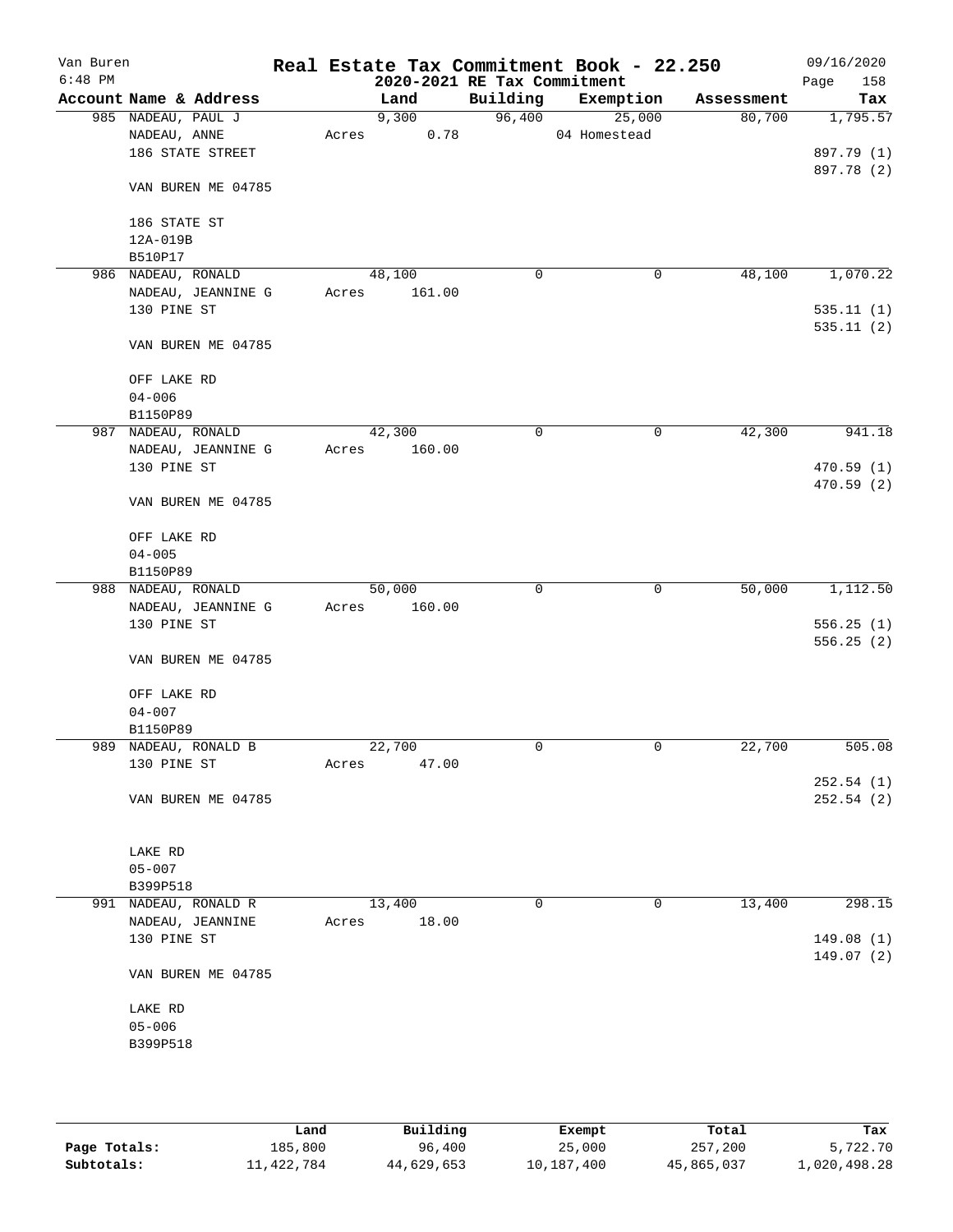Van Buren 6:48 PM

# Real Estate Tax Commitment Book - 22.250
## 2020-2021 RE Tax Commitment

09/16/2020

| Account Name & Address | Land | Building | Exemption | Assessment | Tax |
|---|---|---|---|---|---|
| 985 NADEAU, PAUL J | 9,300 | 96,400 | 25,000 | 80,700 | 1,795.57 |
| NADEAU, ANNE | Acres 0.78 | | 04 Homestead | | |
| 186 STATE STREET | | | | | 897.79 (1) |
| | | | | | 897.78 (2) |
| VAN BUREN ME 04785 | | | | | |
| 186 STATE ST | | | | | |
| 12A-019B | | | | | |
| B510P17 | | | | | |
| 986 NADEAU, RONALD | 48,100 | 0 | 0 | 48,100 | 1,070.22 |
| NADEAU, JEANNINE G | Acres 161.00 | | | | |
| 130 PINE ST | | | | | 535.11 (1) |
| | | | | | 535.11 (2) |
| VAN BUREN ME 04785 | | | | | |
| OFF LAKE RD | | | | | |
| 04-006 | | | | | |
| B1150P89 | | | | | |
| 987 NADEAU, RONALD | 42,300 | 0 | 0 | 42,300 | 941.18 |
| NADEAU, JEANNINE G | Acres 160.00 | | | | |
| 130 PINE ST | | | | | 470.59 (1) |
| | | | | | 470.59 (2) |
| VAN BUREN ME 04785 | | | | | |
| OFF LAKE RD | | | | | |
| 04-005 | | | | | |
| B1150P89 | | | | | |
| 988 NADEAU, RONALD | 50,000 | 0 | 0 | 50,000 | 1,112.50 |
| NADEAU, JEANNINE G | Acres 160.00 | | | | |
| 130 PINE ST | | | | | 556.25 (1) |
| | | | | | 556.25 (2) |
| VAN BUREN ME 04785 | | | | | |
| OFF LAKE RD | | | | | |
| 04-007 | | | | | |
| B1150P89 | | | | | |
| 989 NADEAU, RONALD B | 22,700 | 0 | 0 | 22,700 | 505.08 |
| 130 PINE ST | Acres 47.00 | | | | |
| | | | | | 252.54 (1) |
| VAN BUREN ME 04785 | | | | | 252.54 (2) |
| LAKE RD | | | | | |
| 05-007 | | | | | |
| B399P518 | | | | | |
| 991 NADEAU, RONALD R | 13,400 | 0 | 0 | 13,400 | 298.15 |
| NADEAU, JEANNINE | Acres 18.00 | | | | |
| 130 PINE ST | | | | | 149.08 (1) |
| | | | | | 149.07 (2) |
| VAN BUREN ME 04785 | | | | | |
| LAKE RD | | | | | |
| 05-006 | | | | | |
| B399P518 | | | | | |

| | Land | Building | Exempt | Total | Tax |
|---|---|---|---|---|---|
| Page Totals: | 185,800 | 96,400 | 25,000 | 257,200 | 5,722.70 |
| Subtotals: | 11,422,784 | 44,629,653 | 10,187,400 | 45,865,037 | 1,020,498.28 |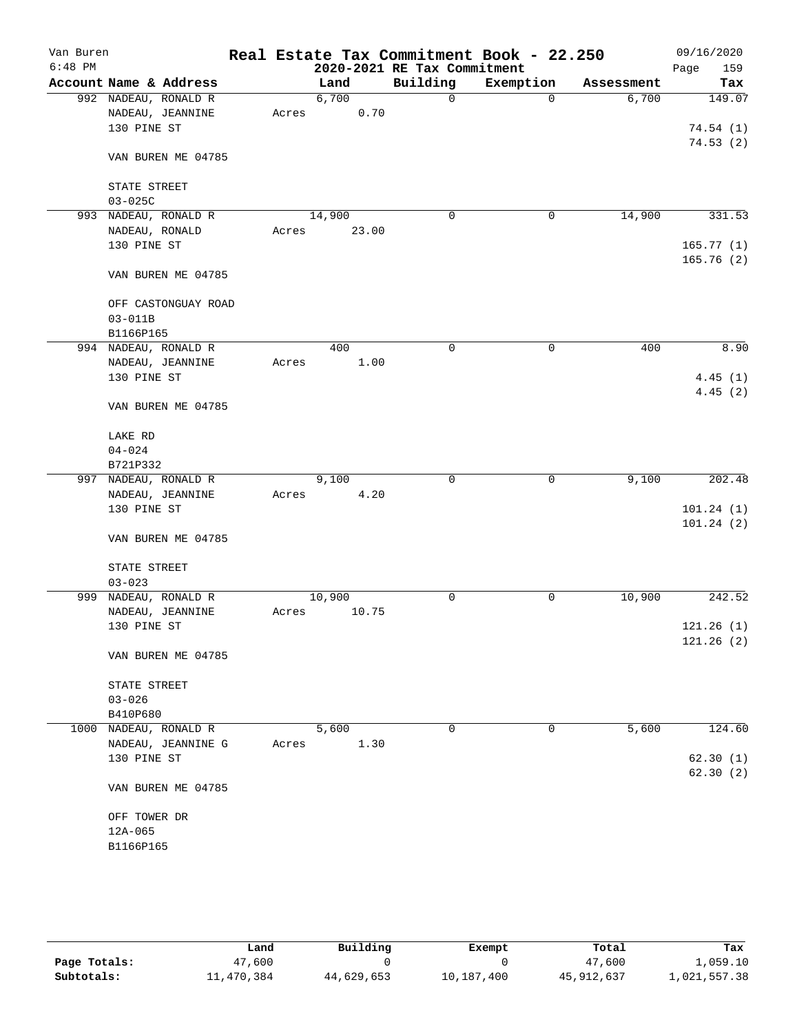Van Buren
6:48 PM

# Real Estate Tax Commitment Book - 22.250

## 2020-2021 RE Tax Commitment

09/16/2020
Page 159

| Account Name & Address | Land | Building | Exemption | Assessment | Tax |
|---|---|---|---|---|---|
| 992 NADEAU, RONALD R<br>NADEAU, JEANNINE<br>130 PINE ST<br><br>VAN BUREN ME 04785<br><br>STATE STREET<br>03-025C | 6,700<br>Acres 0.70 | 0 | 0 | 6,700 | 149.07<br><br>74.54 (1)<br>74.53 (2) |
| 993 NADEAU, RONALD R<br>NADEAU, RONALD<br>130 PINE ST<br><br>VAN BUREN ME 04785<br><br>OFF CASTONGUAY ROAD<br>03-011B<br>B1166P165 | 14,900<br>Acres 23.00 | 0 | 0 | 14,900 | 331.53<br><br>165.77 (1)<br>165.76 (2) |
| 994 NADEAU, RONALD R<br>NADEAU, JEANNINE<br>130 PINE ST<br><br>VAN BUREN ME 04785<br><br>LAKE RD<br>04-024<br>B721P332 | 400<br>Acres 1.00 | 0 | 0 | 400 | 8.90<br><br>4.45 (1)<br>4.45 (2) |
| 997 NADEAU, RONALD R<br>NADEAU, JEANNINE<br>130 PINE ST<br><br>VAN BUREN ME 04785<br><br>STATE STREET<br>03-023 | 9,100<br>Acres 4.20 | 0 | 0 | 9,100 | 202.48<br><br>101.24 (1)<br>101.24 (2) |
| 999 NADEAU, RONALD R<br>NADEAU, JEANNINE<br>130 PINE ST<br><br>VAN BUREN ME 04785<br><br>STATE STREET<br>03-026<br>B410P680 | 10,900<br>Acres 10.75 | 0 | 0 | 10,900 | 242.52<br><br>121.26 (1)<br>121.26 (2) |
| 1000 NADEAU, RONALD R<br>NADEAU, JEANNINE G<br>130 PINE ST<br><br>VAN BUREN ME 04785<br><br>OFF TOWER DR<br>12A-065<br>B1166P165 | 5,600<br>Acres 1.30 | 0 | 0 | 5,600 | 124.60<br><br>62.30 (1)<br>62.30 (2) |

| | Land | Building | Exempt | Total | Tax |
|---|---|---|---|---|---|
| Page Totals: | 47,600 | 0 | 0 | 47,600 | 1,059.10 |
| Subtotals: | 11,470,384 | 44,629,653 | 10,187,400 | 45,912,637 | 1,021,557.38 |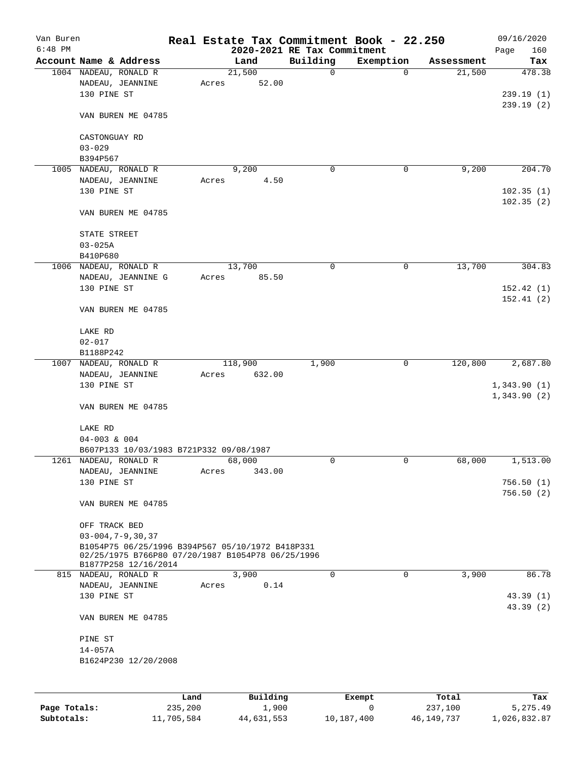Van Buren
6:48 PM

# Real Estate Tax Commitment Book - 22.250

## 2020-2021 RE Tax Commitment

09/16/2020

| Account | Name & Address | Land | Building | Exemption | Assessment | Tax |
|---|---|---|---|---|---|---|
| 1004 | NADEAU, RONALD R<br>NADEAU, JEANNINE<br>130 PINE ST<br><br>VAN BUREN ME 04785<br><br>CASTONGUAY RD<br>03-029<br>B394P567 | 21,500<br>Acres 52.00 | 0 | 0 | 21,500 | 478.38<br><br>239.19 (1)<br>239.19 (2) |
| 1005 | NADEAU, RONALD R<br>NADEAU, JEANNINE<br>130 PINE ST<br><br>VAN BUREN ME 04785<br><br>STATE STREET<br>03-025A<br>B410P680 | 9,200<br>Acres 4.50 | 0 | 0 | 9,200 | 204.70<br><br>102.35 (1)<br>102.35 (2) |
| 1006 | NADEAU, RONALD R<br>NADEAU, JEANNINE G<br>130 PINE ST<br><br>VAN BUREN ME 04785<br><br>LAKE RD<br>02-017<br>B1188P242 | 13,700<br>Acres 85.50 | 0 | 0 | 13,700 | 304.83<br><br>152.42 (1)<br>152.41 (2) |
| 1007 | NADEAU, RONALD R<br>NADEAU, JEANNINE<br>130 PINE ST<br><br>VAN BUREN ME 04785<br><br>LAKE RD<br>04-003 & 004<br>B607P133 10/03/1983 B721P332 09/08/1987 | 118,900<br>Acres 632.00 | 1,900 | 0 | 120,800 | 2,687.80<br><br>1,343.90 (1)<br>1,343.90 (2) |
| 1261 | NADEAU, RONALD R<br>NADEAU, JEANNINE<br>130 PINE ST<br><br>VAN BUREN ME 04785<br><br>OFF TRACK BED<br>03-004,7-9,30,37<br>B1054P75 06/25/1996 B394P567 05/10/1972 B418P331 02/25/1975 B766P80 07/20/1987 B1054P78 06/25/1996 B1877P258 12/16/2014 | 68,000<br>Acres 343.00 | 0 | 0 | 68,000 | 1,513.00<br><br>756.50 (1)<br>756.50 (2) |
| 815 | NADEAU, RONALD R<br>NADEAU, JEANNINE<br>130 PINE ST<br><br>VAN BUREN ME 04785<br><br>PINE ST<br>14-057A<br>B1624P230 12/20/2008 | 3,900<br>Acres 0.14 | 0 | 0 | 3,900 | 86.78<br><br>43.39 (1)<br>43.39 (2) |

| | Land | Building | Exempt | Total | Tax |
|---|---|---|---|---|---|
| **Page Totals:** | 235,200 | 1,900 | 0 | 237,100 | 5,275.49 |
| **Subtotals:** | 11,705,584 | 44,631,553 | 10,187,400 | 46,149,737 | 1,026,832.87 |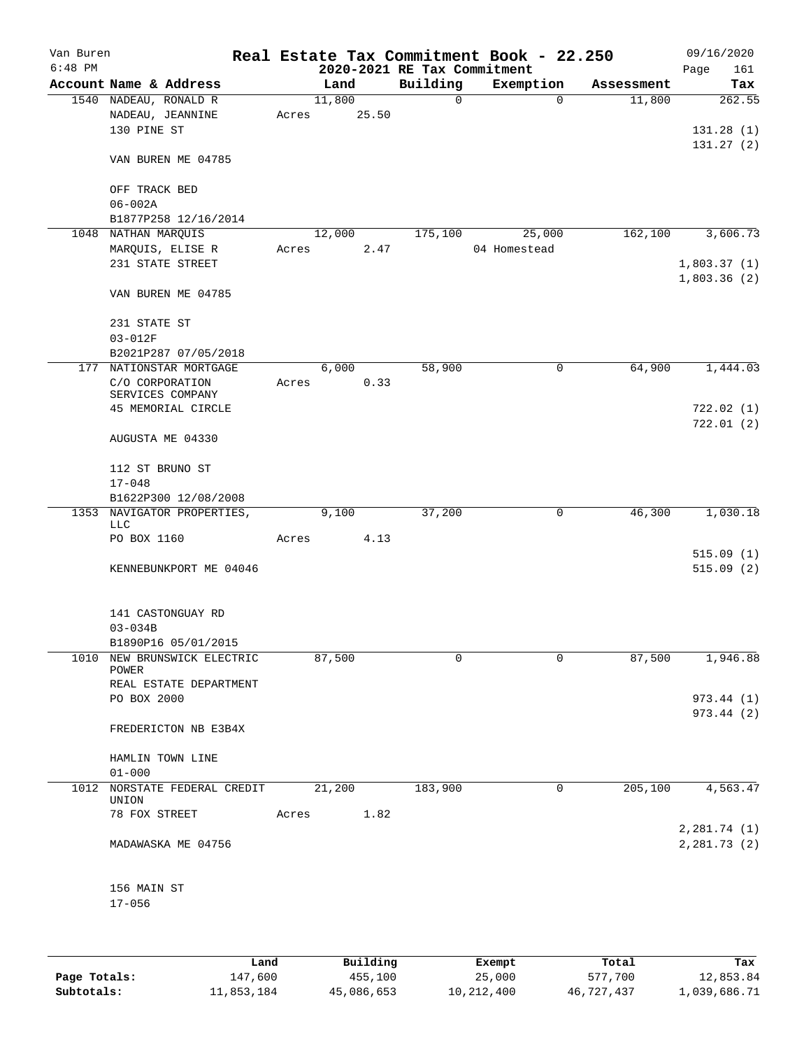Van Buren
6:48 PM

# Real Estate Tax Commitment Book - 22.250
## 2020-2021 RE Tax Commitment

09/16/2020

| Account Name & Address | Land | Building | Exemption | Assessment | Tax |
|---|---|---|---|---|---|
| 1540 NADEAU, RONALD R<br>NADEAU, JEANNINE<br>130 PINE ST<br><br>VAN BUREN ME 04785<br><br>OFF TRACK BED<br>06-002A<br>B1877P258 12/16/2014 | 11,800<br>Acres 25.50 | 0 | 0 | 11,800 | 262.55<br><br>131.28 (1)<br>131.27 (2) |
| 1048 NATHAN MARQUIS<br>MARQUIS, ELISE R<br>231 STATE STREET<br><br>VAN BUREN ME 04785<br><br>231 STATE ST<br>03-012F<br>B2021P287 07/05/2018 | 12,000<br>Acres 2.47 | 175,100 | 25,000<br>04 Homestead | 162,100 | 3,606.73<br><br>1,803.37 (1)<br>1,803.36 (2) |
| 177 NATIONSTAR MORTGAGE<br>C/O CORPORATION SERVICES COMPANY<br>45 MEMORIAL CIRCLE<br><br>AUGUSTA ME 04330<br><br>112 ST BRUNO ST<br>17-048<br>B1622P300 12/08/2008 | 6,000<br>Acres 0.33 | 58,900 | 0 | 64,900 | 1,444.03<br><br>722.02 (1)<br>722.01 (2) |
| 1353 NAVIGATOR PROPERTIES, LLC<br>PO BOX 1160<br><br>KENNEBUNKPORT ME 04046<br><br>141 CASTONGUAY RD<br>03-034B<br>B1890P16 05/01/2015 | 9,100<br>Acres 4.13 | 37,200 | 0 | 46,300 | 1,030.18<br><br>515.09 (1)<br>515.09 (2) |
| 1010 NEW BRUNSWICK ELECTRIC POWER<br>REAL ESTATE DEPARTMENT<br>PO BOX 2000<br><br>FREDERICTON NB E3B4X<br><br>HAMLIN TOWN LINE<br>01-000 | 87,500 | 0 | 0 | 87,500 | 1,946.88<br><br>973.44 (1)<br>973.44 (2) |
| 1012 NORSTATE FEDERAL CREDIT UNION<br>78 FOX STREET<br><br>MADAWASKA ME 04756<br><br>156 MAIN ST<br>17-056 | 21,200<br>Acres 1.82 | 183,900 | 0 | 205,100 | 4,563.47<br><br>2,281.74 (1)<br>2,281.73 (2) |

| | Land | Building | Exempt | Total | Tax |
|---|---|---|---|---|---|
| **Page Totals:** | 147,600 | 455,100 | 25,000 | 577,700 | 12,853.84 |
| **Subtotals:** | 11,853,184 | 45,086,653 | 10,212,400 | 46,727,437 | 1,039,686.71 |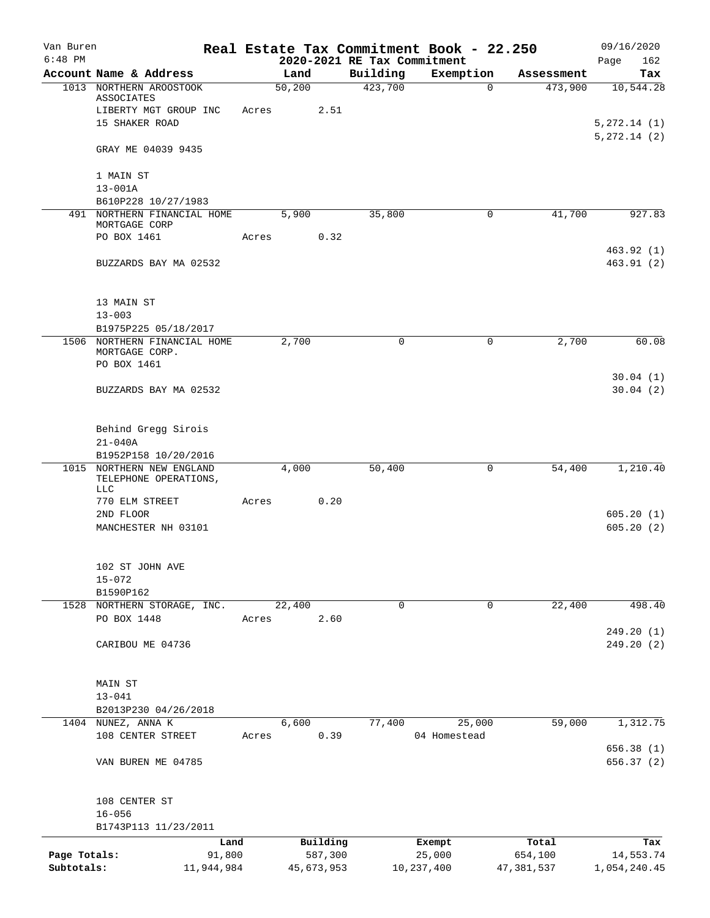Van Buren
6:48 PM

# Real Estate Tax Commitment Book - 22.250
## 2020-2021 RE Tax Commitment

09/16/2020

| Account Name & Address | Land | Building | Exemption | Assessment | Tax |
|---|---|---|---|---|---|
| 1013 NORTHERN AROOSTOOK ASSOCIATES | 50,200 | 423,700 | 0 | 473,900 | 10,544.28 |
| LIBERTY MGT GROUP INC | Acres 2.51 | | | | |
| 15 SHAKER ROAD | | | | | 5,272.14 (1) |
| | | | | | 5,272.14 (2) |
| GRAY ME 04039 9435 | | | | | |
| 1 MAIN ST | | | | | |
| 13-001A | | | | | |
| B610P228 10/27/1983 | | | | | |
| 491 NORTHERN FINANCIAL HOME MORTGAGE CORP | 5,900 | 35,800 | 0 | 41,700 | 927.83 |
| PO BOX 1461 | Acres 0.32 | | | | |
| | | | | | 463.92 (1) |
| BUZZARDS BAY MA 02532 | | | | | 463.91 (2) |
| 13 MAIN ST | | | | | |
| 13-003 | | | | | |
| B1975P225 05/18/2017 | | | | | |
| 1506 NORTHERN FINANCIAL HOME MORTGAGE CORP. | 2,700 | 0 | 0 | 2,700 | 60.08 |
| PO BOX 1461 | | | | | |
| | | | | | 30.04 (1) |
| BUZZARDS BAY MA 02532 | | | | | 30.04 (2) |
| Behind Gregg Sirois | | | | | |
| 21-040A | | | | | |
| B1952P158 10/20/2016 | | | | | |
| 1015 NORTHERN NEW ENGLAND TELEPHONE OPERATIONS, LLC | 4,000 | 50,400 | 0 | 54,400 | 1,210.40 |
| 770 ELM STREET | Acres 0.20 | | | | |
| 2ND FLOOR | | | | | 605.20 (1) |
| MANCHESTER NH 03101 | | | | | 605.20 (2) |
| 102 ST JOHN AVE | | | | | |
| 15-072 | | | | | |
| B1590P162 | | | | | |
| 1528 NORTHERN STORAGE, INC. | 22,400 | 0 | 0 | 22,400 | 498.40 |
| PO BOX 1448 | Acres 2.60 | | | | |
| | | | | | 249.20 (1) |
| CARIBOU ME 04736 | | | | | 249.20 (2) |
| MAIN ST | | | | | |
| 13-041 | | | | | |
| B2013P230 04/26/2018 | | | | | |
| 1404 NUNEZ, ANNA K | 6,600 | 77,400 | 25,000 | 59,000 | 1,312.75 |
| 108 CENTER STREET | Acres 0.39 | | 04 Homestead | | |
| | | | | | 656.38 (1) |
| VAN BUREN ME 04785 | | | | | 656.37 (2) |
| 108 CENTER ST | | | | | |
| 16-056 | | | | | |
| B1743P113 11/23/2011 | | | | | |

| | Land | Building | Exempt | Total | Tax |
|---|---|---|---|---|---|
| Page Totals: | 91,800 | 587,300 | 25,000 | 654,100 | 14,553.74 |
| Subtotals: | 11,944,984 | 45,673,953 | 10,237,400 | 47,381,537 | 1,054,240.45 |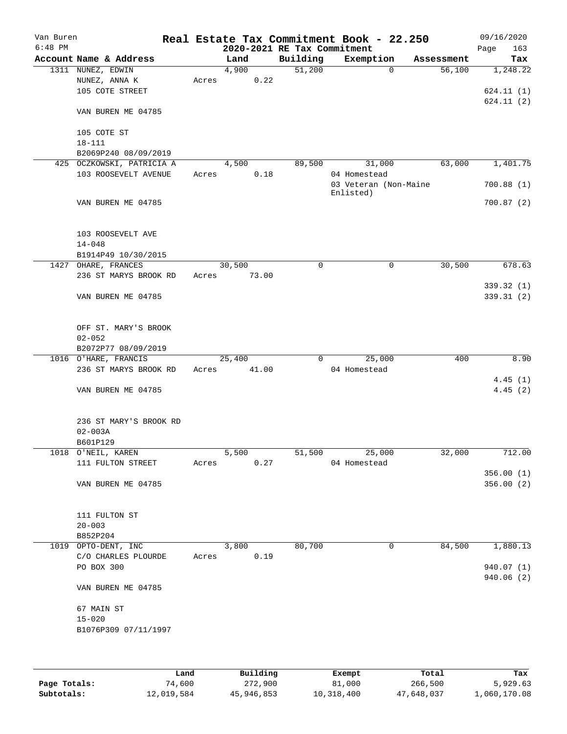Van Buren
6:48 PM

# Real Estate Tax Commitment Book - 22.250
## 2020-2021 RE Tax Commitment

09/16/2020

| Account | Name & Address | Land | Building | Exemption | Assessment | Tax |
|---|---|---|---|---|---|---|
| 1311 | NUNEZ, EDWIN | 4,900 | 51,200 | 0 | 56,100 | 1,248.22 |
| | NUNEZ, ANNA K | Acres 0.22 | | | | |
| | 105 COTE STREET | | | | | 624.11 (1) |
| | | | | | | 624.11 (2) |
| | VAN BUREN ME 04785 | | | | | |
| | 105 COTE ST | | | | | |
| | 18-111 | | | | | |
| | B2069P240 08/09/2019 | | | | | |
| 425 | OCZKOWSKI, PATRICIA A | 4,500 | 89,500 | 31,000 | 63,000 | 1,401.75 |
| | 103 ROOSEVELT AVENUE | Acres 0.18 | | 04 Homestead | | |
| | | | | 03 Veteran (Non-Maine Enlisted) | | 700.88 (1) |
| | VAN BUREN ME 04785 | | | | | 700.87 (2) |
| | 103 ROOSEVELT AVE | | | | | |
| | 14-048 | | | | | |
| | B1914P49 10/30/2015 | | | | | |
| 1427 | OHARE, FRANCES | 30,500 | 0 | 0 | 30,500 | 678.63 |
| | 236 ST MARYS BROOK RD | Acres 73.00 | | | | |
| | | | | | | 339.32 (1) |
| | VAN BUREN ME 04785 | | | | | 339.31 (2) |
| | OFF ST. MARY'S BROOK | | | | | |
| | 02-052 | | | | | |
| | B2072P77 08/09/2019 | | | | | |
| 1016 | O'HARE, FRANCIS | 25,400 | 0 | 25,000 | 400 | 8.90 |
| | 236 ST MARYS BROOK RD | Acres 41.00 | | 04 Homestead | | |
| | | | | | | 4.45 (1) |
| | VAN BUREN ME 04785 | | | | | 4.45 (2) |
| | 236 ST MARY'S BROOK RD | | | | | |
| | 02-003A | | | | | |
| | B601P129 | | | | | |
| 1018 | O'NEIL, KAREN | 5,500 | 51,500 | 25,000 | 32,000 | 712.00 |
| | 111 FULTON STREET | Acres 0.27 | | 04 Homestead | | |
| | | | | | | 356.00 (1) |
| | VAN BUREN ME 04785 | | | | | 356.00 (2) |
| | 111 FULTON ST | | | | | |
| | 20-003 | | | | | |
| | B852P204 | | | | | |
| 1019 | OPTO-DENT, INC | 3,800 | 80,700 | 0 | 84,500 | 1,880.13 |
| | C/O CHARLES PLOURDE | Acres 0.19 | | | | |
| | PO BOX 300 | | | | | 940.07 (1) |
| | | | | | | 940.06 (2) |
| | VAN BUREN ME 04785 | | | | | |
| | 67 MAIN ST | | | | | |
| | 15-020 | | | | | |
| | B1076P309 07/11/1997 | | | | | |

| | Land | Building | Exempt | Total | Tax |
|---|---|---|---|---|---|
| Page Totals: | 74,600 | 272,900 | 81,000 | 266,500 | 5,929.63 |
| Subtotals: | 12,019,584 | 45,946,853 | 10,318,400 | 47,648,037 | 1,060,170.08 |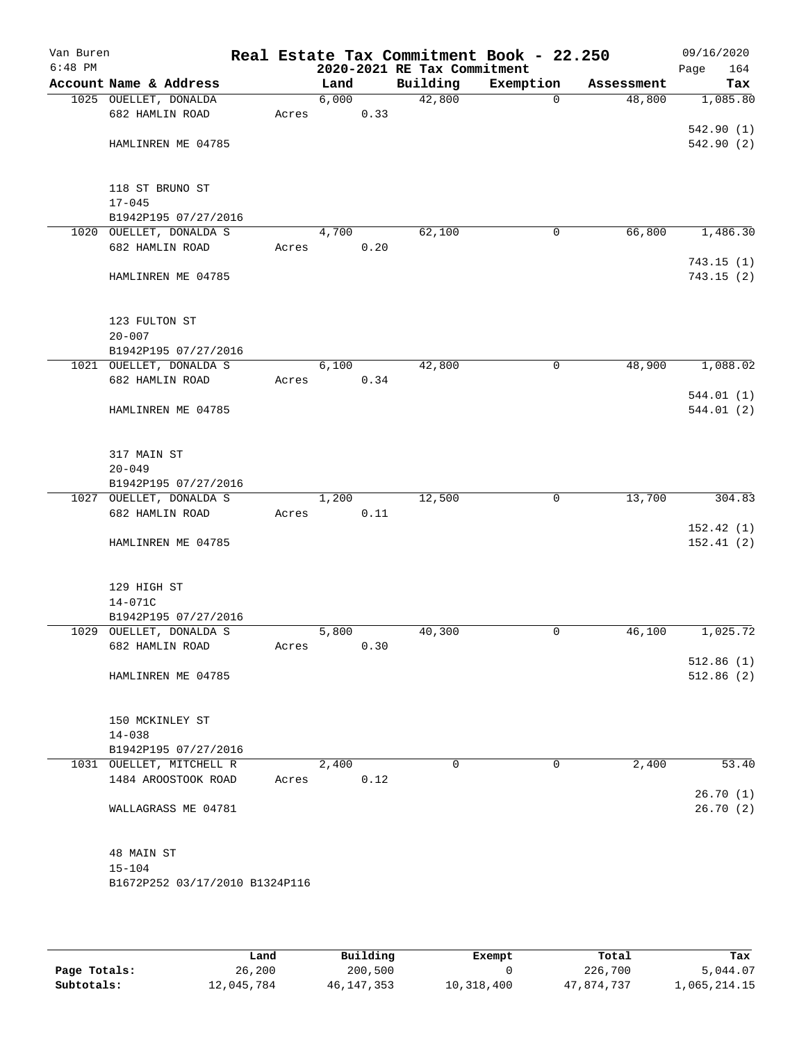Van Buren 6:48 PM

# Real Estate Tax Commitment Book - 22.250

## 2020-2021 RE Tax Commitment

09/16/2020

| Account | Name & Address | Land | Building | Exemption | Assessment | Tax |
|---|---|---|---|---|---|---|
| 1025 | OUELLET, DONALDA<br>682 HAMLIN ROAD<br>HAMLINREN ME 04785<br>118 ST BRUNO ST<br>17-045<br>B1942P195 07/27/2016 | 6,000<br>Acres 0.33 | 42,800 | 0 | 48,800 | 1,085.80<br>542.90 (1)<br>542.90 (2) |
| 1020 | OUELLET, DONALDA S<br>682 HAMLIN ROAD<br>HAMLINREN ME 04785<br>123 FULTON ST<br>20-007<br>B1942P195 07/27/2016 | 4,700<br>Acres 0.20 | 62,100 | 0 | 66,800 | 1,486.30<br>743.15 (1)<br>743.15 (2) |
| 1021 | OUELLET, DONALDA S<br>682 HAMLIN ROAD<br>HAMLINREN ME 04785<br>317 MAIN ST<br>20-049<br>B1942P195 07/27/2016 | 6,100<br>Acres 0.34 | 42,800 | 0 | 48,900 | 1,088.02<br>544.01 (1)<br>544.01 (2) |
| 1027 | OUELLET, DONALDA S<br>682 HAMLIN ROAD<br>HAMLINREN ME 04785<br>129 HIGH ST<br>14-071C<br>B1942P195 07/27/2016 | 1,200<br>Acres 0.11 | 12,500 | 0 | 13,700 | 304.83<br>152.42 (1)<br>152.41 (2) |
| 1029 | OUELLET, DONALDA S<br>682 HAMLIN ROAD<br>HAMLINREN ME 04785<br>150 MCKINLEY ST<br>14-038<br>B1942P195 07/27/2016 | 5,800<br>Acres 0.30 | 40,300 | 0 | 46,100 | 1,025.72<br>512.86 (1)<br>512.86 (2) |
| 1031 | OUELLET, MITCHELL R<br>1484 AROOSTOOK ROAD<br>WALLAGRASS ME 04781<br>48 MAIN ST<br>15-104<br>B1672P252 03/17/2010 B1324P116 | 2,400<br>Acres 0.12 | 0 | 0 | 2,400 | 53.40<br>26.70 (1)<br>26.70 (2) |

| | Land | Building | Exempt | Total | Tax |
|---|---|---|---|---|---|
| Page Totals: | 26,200 | 200,500 | 0 | 226,700 | 5,044.07 |
| Subtotals: | 12,045,784 | 46,147,353 | 10,318,400 | 47,874,737 | 1,065,214.15 |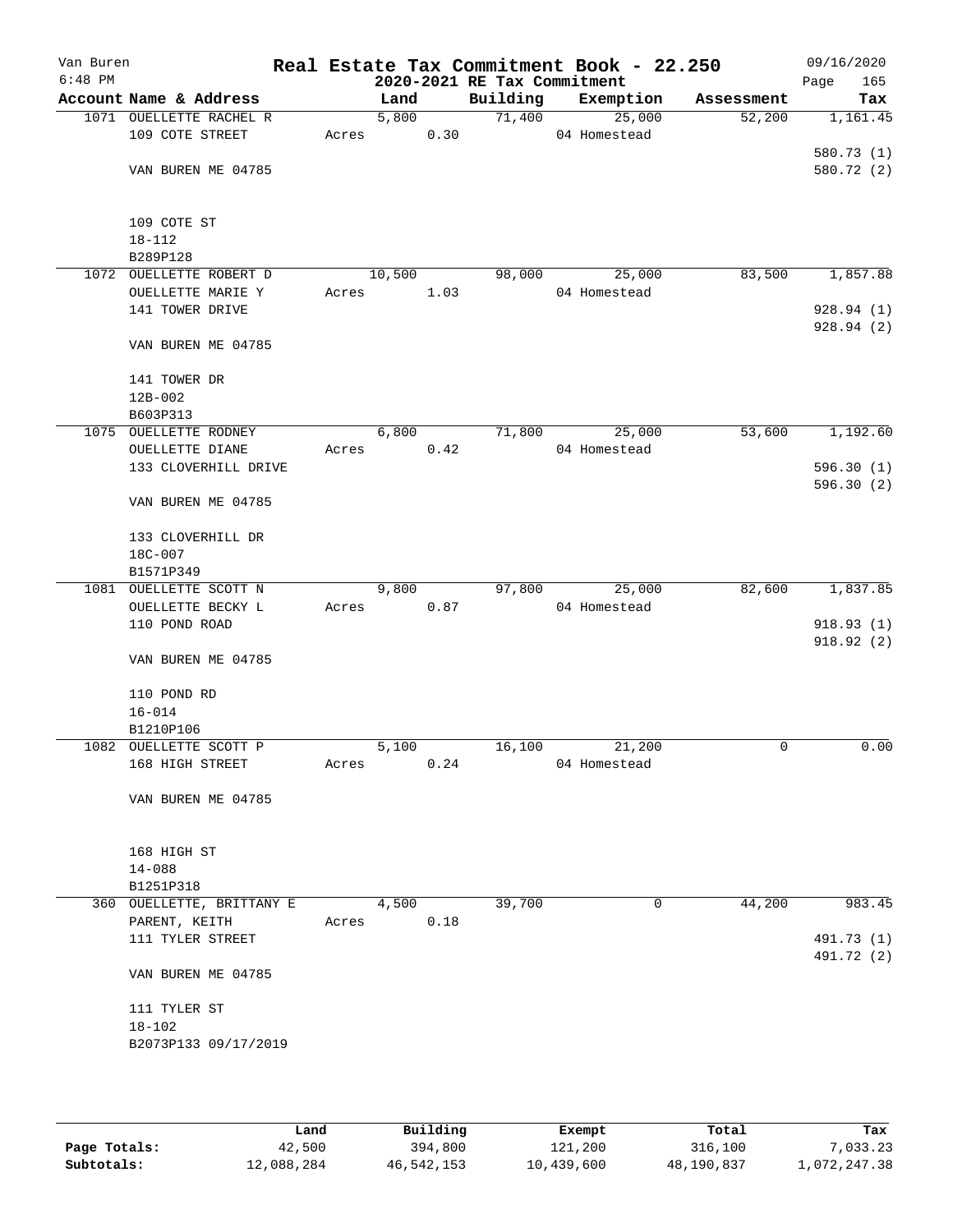Van Buren
6:48 PM

# Real Estate Tax Commitment Book - 22.250
## 2020-2021 RE Tax Commitment

09/16/2020

| Account Name & Address | Land | Building | Exemption | Assessment | Tax |
|---|---|---|---|---|---|
| 1071 OUELLETTE RACHEL R<br>109 COTE STREET<br><br>VAN BUREN ME 04785<br><br>109 COTE ST<br>18-112<br>B289P128 | 5,800<br>Acres 0.30 | 71,400 | 25,000<br>04 Homestead | 52,200 | 1,161.45<br><br>580.73 (1)<br>580.72 (2) |
| 1072 OUELLETTE ROBERT D<br>OUELLETTE MARIE Y<br>141 TOWER DRIVE<br><br>VAN BUREN ME 04785<br><br>141 TOWER DR<br>12B-002<br>B603P313 | 10,500<br>Acres 1.03 | 98,000 | 25,000<br>04 Homestead | 83,500 | 1,857.88<br><br>928.94 (1)<br>928.94 (2) |
| 1075 OUELLETTE RODNEY<br>OUELLETTE DIANE<br>133 CLOVERHILL DRIVE<br><br>VAN BUREN ME 04785<br><br>133 CLOVERHILL DR<br>18C-007<br>B1571P349 | 6,800<br>Acres 0.42 | 71,800 | 25,000<br>04 Homestead | 53,600 | 1,192.60<br><br>596.30 (1)<br>596.30 (2) |
| 1081 OUELLETTE SCOTT N<br>OUELLETTE BECKY L<br>110 POND ROAD<br><br>VAN BUREN ME 04785<br><br>110 POND RD<br>16-014<br>B1210P106 | 9,800<br>Acres 0.87 | 97,800 | 25,000<br>04 Homestead | 82,600 | 1,837.85<br><br>918.93 (1)<br>918.92 (2) |
| 1082 OUELLETTE SCOTT P<br>168 HIGH STREET<br><br>VAN BUREN ME 04785<br><br>168 HIGH ST<br>14-088<br>B1251P318 | 5,100<br>Acres 0.24 | 16,100 | 21,200<br>04 Homestead | 0 | 0.00 |
| 360 OUELLETTE, BRITTANY E<br>PARENT, KEITH<br>111 TYLER STREET<br><br>VAN BUREN ME 04785<br><br>111 TYLER ST<br>18-102<br>B2073P133 09/17/2019 | 4,500<br>Acres 0.18 | 39,700 | 0 | 44,200 | 983.45<br><br>491.73 (1)<br>491.72 (2) |

| | Land | Building | Exempt | Total | Tax |
|---|---|---|---|---|---|
| Page Totals: | 42,500 | 394,800 | 121,200 | 316,100 | 7,033.23 |
| Subtotals: | 12,088,284 | 46,542,153 | 10,439,600 | 48,190,837 | 1,072,247.38 |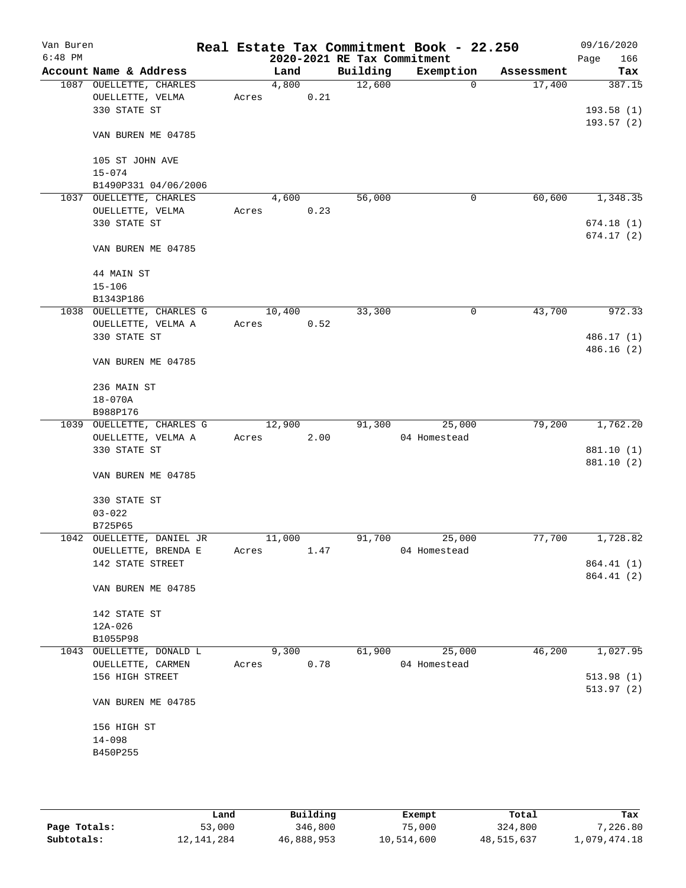Van Buren
6:48 PM

# Real Estate Tax Commitment Book - 22.250
## 2020-2021 RE Tax Commitment

09/16/2020

| Account | Name & Address | Land | Building | Exemption | Assessment | Tax |
|---|---|---|---|---|---|---|
| 1087 | OUELLETTE, CHARLES<br>OUELLETTE, VELMA<br>330 STATE ST<br><br>VAN BUREN ME 04785<br><br>105 ST JOHN AVE<br>15-074<br>B1490P331 04/06/2006 | 4,800<br>Acres 0.21 | 12,600 | 0 | 17,400 | 387.15<br><br>193.58 (1)<br>193.57 (2) |
| 1037 | OUELLETTE, CHARLES<br>OUELLETTE, VELMA<br>330 STATE ST<br><br>VAN BUREN ME 04785<br><br>44 MAIN ST<br>15-106<br>B1343P186 | 4,600<br>Acres 0.23 | 56,000 | 0 | 60,600 | 1,348.35<br><br>674.18 (1)<br>674.17 (2) |
| 1038 | OUELLETTE, CHARLES G<br>OUELLETTE, VELMA A<br>330 STATE ST<br><br>VAN BUREN ME 04785<br><br>236 MAIN ST<br>18-070A<br>B988P176 | 10,400<br>Acres 0.52 | 33,300 | 0 | 43,700 | 972.33<br><br>486.17 (1)<br>486.16 (2) |
| 1039 | OUELLETTE, CHARLES G<br>OUELLETTE, VELMA A<br>330 STATE ST<br><br>VAN BUREN ME 04785<br><br>330 STATE ST<br>03-022<br>B725P65 | 12,900<br>Acres 2.00 | 91,300 | 25,000<br>04 Homestead | 79,200 | 1,762.20<br><br>881.10 (1)<br>881.10 (2) |
| 1042 | OUELLETTE, DANIEL JR<br>OUELLETTE, BRENDA E<br>142 STATE STREET<br><br>VAN BUREN ME 04785<br><br>142 STATE ST<br>12A-026<br>B1055P98 | 11,000<br>Acres 1.47 | 91,700 | 25,000<br>04 Homestead | 77,700 | 1,728.82<br><br>864.41 (1)<br>864.41 (2) |
| 1043 | OUELLETTE, DONALD L<br>OUELLETTE, CARMEN<br>156 HIGH STREET<br><br>VAN BUREN ME 04785<br><br>156 HIGH ST<br>14-098<br>B450P255 | 9,300<br>Acres 0.78 | 61,900 | 25,000<br>04 Homestead | 46,200 | 1,027.95<br><br>513.98 (1)<br>513.97 (2) |

| | Land | Building | Exempt | Total | Tax |
|---|---|---|---|---|---|
| Page Totals: | 53,000 | 346,800 | 75,000 | 324,800 | 7,226.80 |
| Subtotals: | 12,141,284 | 46,888,953 | 10,514,600 | 48,515,637 | 1,079,474.18 |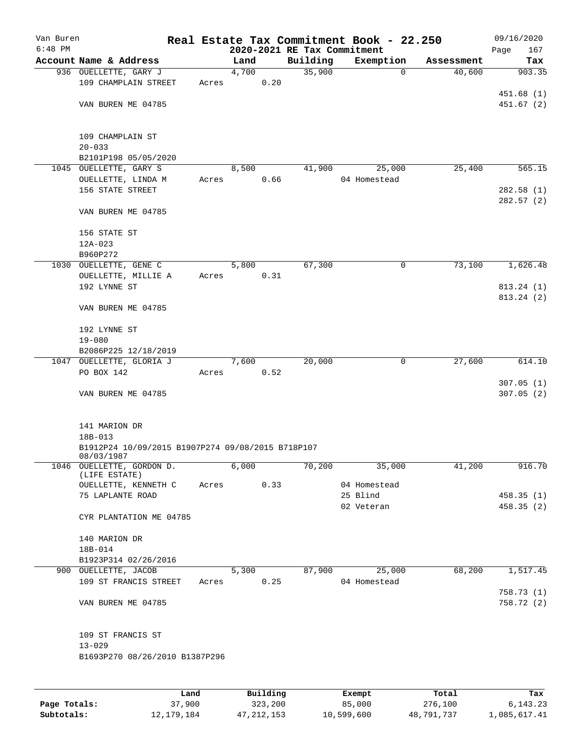Van Buren 6:48 PM

# Real Estate Tax Commitment Book - 22.250

2020-2021 RE Tax Commitment

09/16/2020 Page 167

| Account Name & Address | Land | Building | Exemption | Assessment | Tax |
|---|---|---|---|---|---|
| 936 OUELLETTE, GARY J | 4,700 | 35,900 | 0 | 40,600 | 903.35 |
| 109 CHAMPLAIN STREET | Acres 0.20 | | | | |
| | | | | | 451.68 (1) |
| VAN BUREN ME 04785 | | | | | 451.67 (2) |
| 109 CHAMPLAIN ST | | | | | |
| 20-033 | | | | | |
| B2101P198 05/05/2020 | | | | | |
| 1045 OUELLETTE, GARY S | 8,500 | 41,900 | 25,000 | 25,400 | 565.15 |
| OUELLETTE, LINDA M | Acres 0.66 | | 04 Homestead | | |
| 156 STATE STREET | | | | | 282.58 (1) |
| | | | | | 282.57 (2) |
| VAN BUREN ME 04785 | | | | | |
| 156 STATE ST | | | | | |
| 12A-023 | | | | | |
| B960P272 | | | | | |
| 1030 OUELLETTE, GENE C | 5,800 | 67,300 | 0 | 73,100 | 1,626.48 |
| OUELLETTE, MILLIE A | Acres 0.31 | | | | |
| 192 LYNNE ST | | | | | 813.24 (1) |
| | | | | | 813.24 (2) |
| VAN BUREN ME 04785 | | | | | |
| 192 LYNNE ST | | | | | |
| 19-080 | | | | | |
| B2086P225 12/18/2019 | | | | | |
| 1047 OUELLETTE, GLORIA J | 7,600 | 20,000 | 0 | 27,600 | 614.10 |
| PO BOX 142 | Acres 0.52 | | | | |
| | | | | | 307.05 (1) |
| VAN BUREN ME 04785 | | | | | 307.05 (2) |
| 141 MARION DR | | | | | |
| 18B-013 | | | | | |
| B1912P24 10/09/2015 B1907P274 09/08/2015 B718P107 08/03/1987 | | | | | |
| 1046 OUELLETTE, GORDON D. (LIFE ESTATE) | 6,000 | 70,200 | 35,000 | 41,200 | 916.70 |
| OUELLETTE, KENNETH C | Acres 0.33 | | 04 Homestead | | |
| 75 LAPLANTE ROAD | | | 25 Blind | | 458.35 (1) |
| | | | 02 Veteran | | 458.35 (2) |
| CYR PLANTATION ME 04785 | | | | | |
| 140 MARION DR | | | | | |
| 18B-014 | | | | | |
| B1923P314 02/26/2016 | | | | | |
| 900 OUELLETTE, JACOB | 5,300 | 87,900 | 25,000 | 68,200 | 1,517.45 |
| 109 ST FRANCIS STREET | Acres 0.25 | | 04 Homestead | | |
| | | | | | 758.73 (1) |
| VAN BUREN ME 04785 | | | | | 758.72 (2) |
| 109 ST FRANCIS ST | | | | | |
| 13-029 | | | | | |
| B1693P270 08/26/2010 B1387P296 | | | | | |

| | Land | Building | Exempt | Total | Tax |
|---|---|---|---|---|---|
| Page Totals: | 37,900 | 323,200 | 85,000 | 276,100 | 6,143.23 |
| Subtotals: | 12,179,184 | 47,212,153 | 10,599,600 | 48,791,737 | 1,085,617.41 |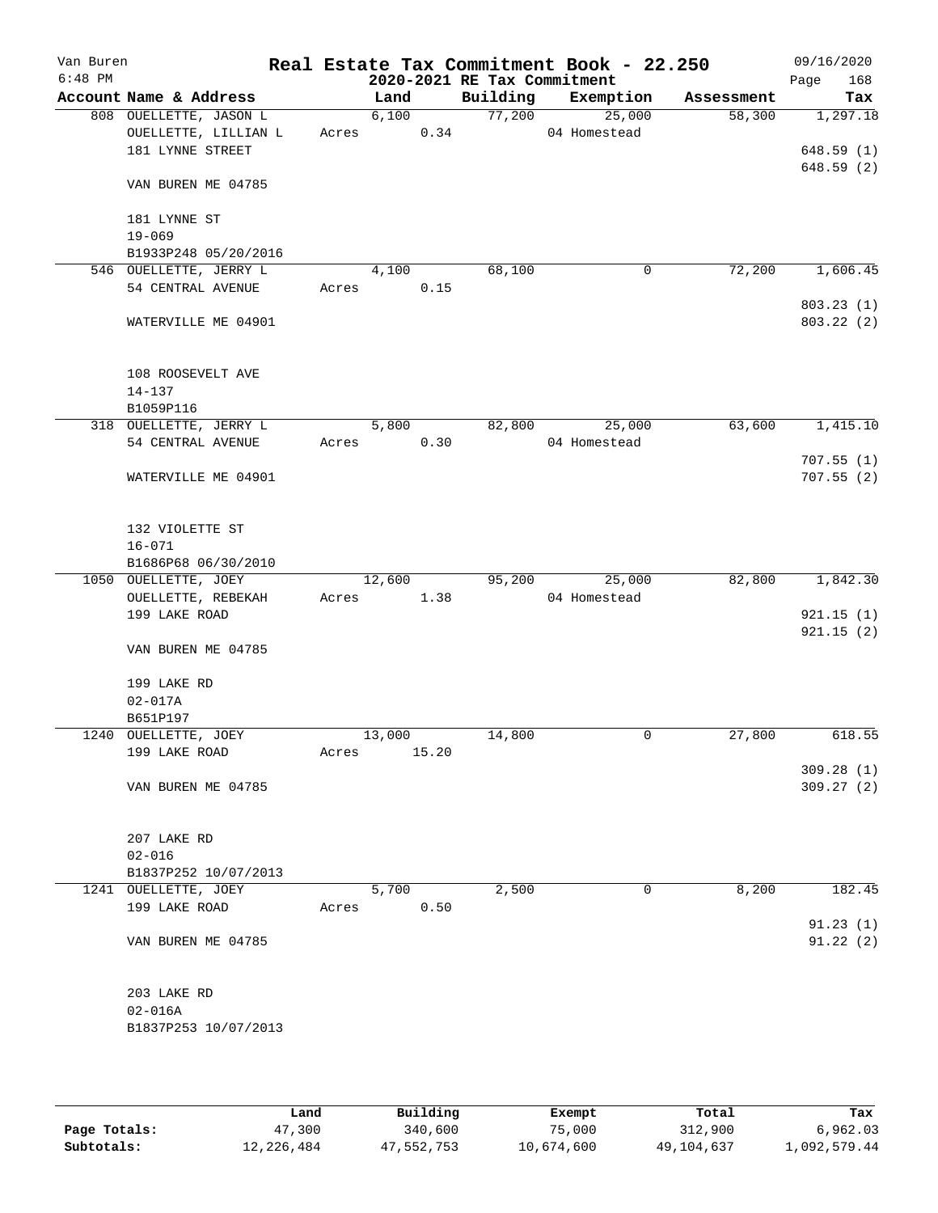Van Buren
6:48 PM

# Real Estate Tax Commitment Book - 22.250
## 2020-2021 RE Tax Commitment

09/16/2020

| Account | Name & Address | Land | Building | Exemption | Assessment | Tax |
|---|---|---|---|---|---|---|
| 808 | OUELLETTE, JASON L<br>OUELLETTE, LILLIAN L<br>181 LYNNE STREET<br><br>VAN BUREN ME 04785<br><br>181 LYNNE ST<br>19-069<br>B1933P248 05/20/2016 | 6,100<br>Acres 0.34 | 77,200 | 25,000<br>04 Homestead | 58,300 | 1,297.18<br><br>648.59 (1)<br>648.59 (2) |
| 546 | OUELLETTE, JERRY L<br>54 CENTRAL AVENUE<br><br>WATERVILLE ME 04901<br><br>108 ROOSEVELT AVE<br>14-137<br>B1059P116 | 4,100<br>Acres 0.15 | 68,100 | 0 | 72,200 | 1,606.45<br><br>803.23 (1)<br>803.22 (2) |
| 318 | OUELLETTE, JERRY L<br>54 CENTRAL AVENUE<br><br>WATERVILLE ME 04901<br><br>132 VIOLETTE ST<br>16-071<br>B1686P68 06/30/2010 | 5,800<br>Acres 0.30 | 82,800 | 25,000<br>04 Homestead | 63,600 | 1,415.10<br><br>707.55 (1)<br>707.55 (2) |
| 1050 | OUELLETTE, JOEY<br>OUELLETTE, REBEKAH<br>199 LAKE ROAD<br><br>VAN BUREN ME 04785<br><br>199 LAKE RD<br>02-017A<br>B651P197 | 12,600<br>Acres 1.38 | 95,200 | 25,000<br>04 Homestead | 82,800 | 1,842.30<br><br>921.15 (1)<br>921.15 (2) |
| 1240 | OUELLETTE, JOEY<br>199 LAKE ROAD<br><br>VAN BUREN ME 04785<br><br>207 LAKE RD<br>02-016<br>B1837P252 10/07/2013 | 13,000<br>Acres 15.20 | 14,800 | 0 | 27,800 | 618.55<br><br>309.28 (1)<br>309.27 (2) |
| 1241 | OUELLETTE, JOEY<br>199 LAKE ROAD<br><br>VAN BUREN ME 04785<br><br>203 LAKE RD<br>02-016A<br>B1837P253 10/07/2013 | 5,700<br>Acres 0.50 | 2,500 | 0 | 8,200 | 182.45<br><br>91.23 (1)<br>91.22 (2) |

| | Land | Building | Exempt | Total | Tax |
|---|---|---|---|---|---|
| Page Totals: | 47,300 | 340,600 | 75,000 | 312,900 | 6,962.03 |
| Subtotals: | 12,226,484 | 47,552,753 | 10,674,600 | 49,104,637 | 1,092,579.44 |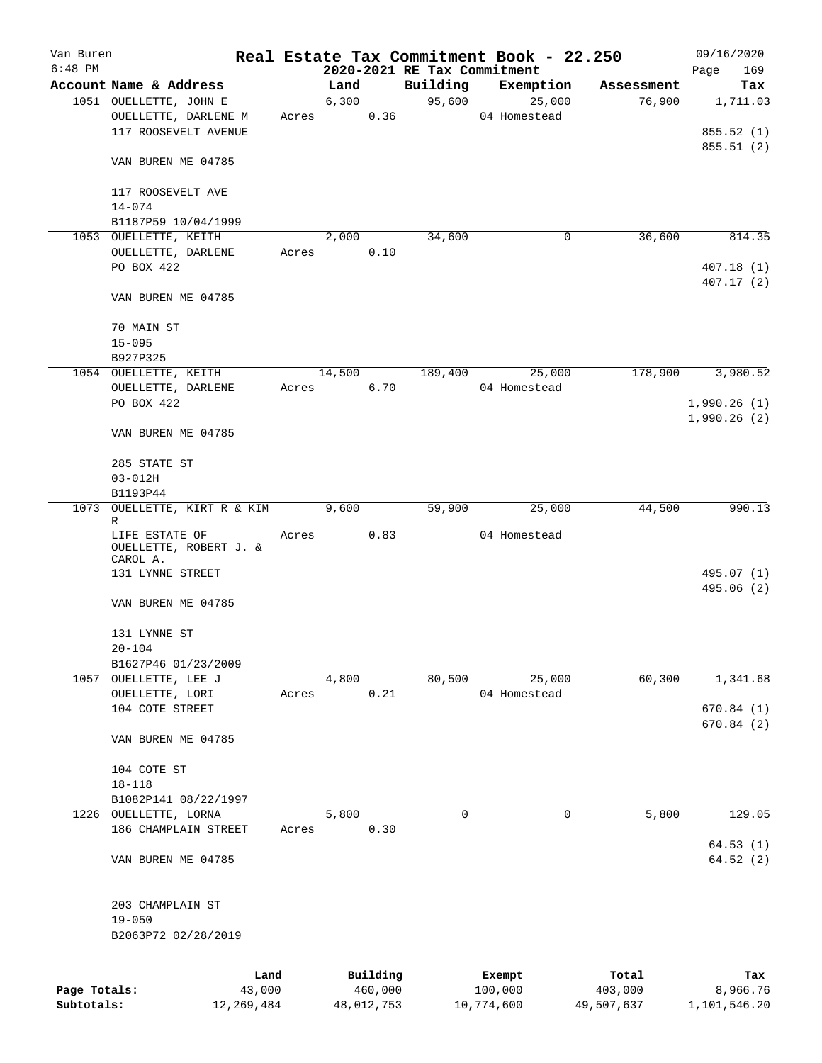# Real Estate Tax Commitment Book - 22.250

Van Buren
6:48 PM

2020-2021 RE Tax Commitment

09/16/2020
Page 169

| Account Name & Address | Land | Building | Exemption | Assessment | Tax |
|---|---|---|---|---|---|
| 1051 OUELLETTE, JOHN E | 6,300 | 95,600 | 25,000 | 76,900 | 1,711.03 |
| OUELLETTE, DARLENE M | Acres 0.36 | | 04 Homestead | | |
| 117 ROOSEVELT AVENUE | | | | | 855.52 (1) |
| | | | | | 855.51 (2) |
| VAN BUREN ME 04785 | | | | | |
| 117 ROOSEVELT AVE | | | | | |
| 14-074 | | | | | |
| B1187P59 10/04/1999 | | | | | |
| 1053 OUELLETTE, KEITH | 2,000 | 34,600 | 0 | 36,600 | 814.35 |
| OUELLETTE, DARLENE | Acres 0.10 | | | | |
| PO BOX 422 | | | | | 407.18 (1) |
| | | | | | 407.17 (2) |
| VAN BUREN ME 04785 | | | | | |
| 70 MAIN ST | | | | | |
| 15-095 | | | | | |
| B927P325 | | | | | |
| 1054 OUELLETTE, KEITH | 14,500 | 189,400 | 25,000 | 178,900 | 3,980.52 |
| OUELLETTE, DARLENE | Acres 6.70 | | 04 Homestead | | |
| PO BOX 422 | | | | | 1,990.26 (1) |
| | | | | | 1,990.26 (2) |
| VAN BUREN ME 04785 | | | | | |
| 285 STATE ST | | | | | |
| 03-012H | | | | | |
| B1193P44 | | | | | |
| 1073 OUELLETTE, KIRT R & KIM R | 9,600 | 59,900 | 25,000 | 44,500 | 990.13 |
| LIFE ESTATE OF OUELLETTE, ROBERT J. & CAROL A. | Acres 0.83 | | 04 Homestead | | |
| 131 LYNNE STREET | | | | | 495.07 (1) |
| | | | | | 495.06 (2) |
| VAN BUREN ME 04785 | | | | | |
| 131 LYNNE ST | | | | | |
| 20-104 | | | | | |
| B1627P46 01/23/2009 | | | | | |
| 1057 OUELLETTE, LEE J | 4,800 | 80,500 | 25,000 | 60,300 | 1,341.68 |
| OUELLETTE, LORI | Acres 0.21 | | 04 Homestead | | |
| 104 COTE STREET | | | | | 670.84 (1) |
| | | | | | 670.84 (2) |
| VAN BUREN ME 04785 | | | | | |
| 104 COTE ST | | | | | |
| 18-118 | | | | | |
| B1082P141 08/22/1997 | | | | | |
| 1226 OUELLETTE, LORNA | 5,800 | 0 | 0 | 5,800 | 129.05 |
| 186 CHAMPLAIN STREET | Acres 0.30 | | | | |
| | | | | | 64.53 (1) |
| VAN BUREN ME 04785 | | | | | 64.52 (2) |
| 203 CHAMPLAIN ST | | | | | |
| 19-050 | | | | | |
| B2063P72 02/28/2019 | | | | | |

| | Land | Building | Exempt | Total | Tax |
|---|---|---|---|---|---|
| Page Totals: | 43,000 | 460,000 | 100,000 | 403,000 | 8,966.76 |
| Subtotals: | 12,269,484 | 48,012,753 | 10,774,600 | 49,507,637 | 1,101,546.20 |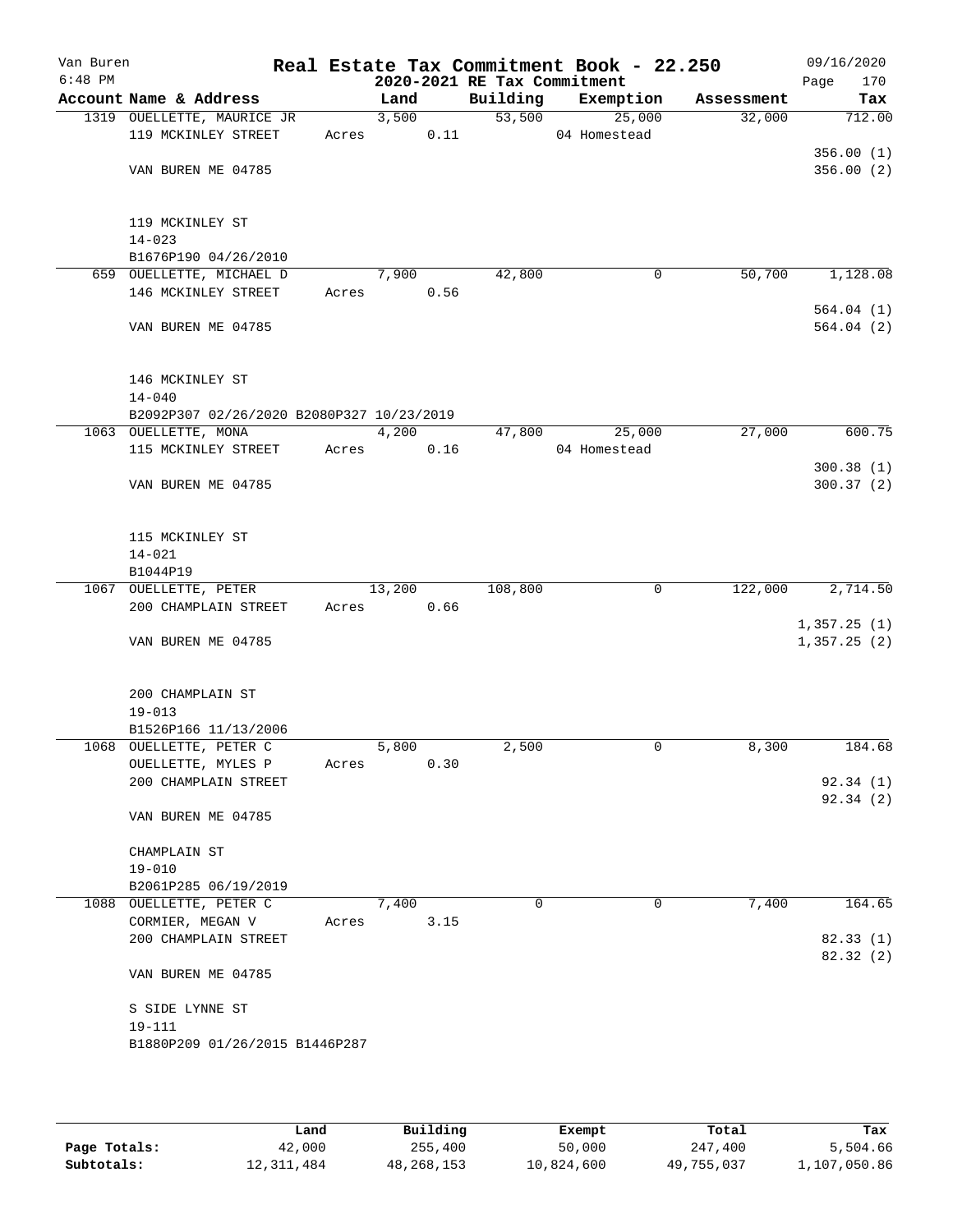# Real Estate Tax Commitment Book - 22.250

## 2020-2021 RE Tax Commitment

Van Buren 6:48 PM — 09/16/2020

| Account Name & Address | Land | Building | Exemption | Assessment | Tax |
|---|---|---|---|---|---|
| 1319 OUELLETTE, MAURICE JR<br>119 MCKINLEY STREET<br><br>VAN BUREN ME 04785<br><br>119 MCKINLEY ST<br>14-023<br>B1676P190 04/26/2010 | 3,500<br>Acres 0.11 | 53,500 | 25,000<br>04 Homestead | 32,000 | 712.00<br><br>356.00 (1)<br>356.00 (2) |
| 659 OUELLETTE, MICHAEL D<br>146 MCKINLEY STREET<br><br>VAN BUREN ME 04785<br><br>146 MCKINLEY ST<br>14-040<br>B2092P307 02/26/2020 B2080P327 10/23/2019 | 7,900<br>Acres 0.56 | 42,800 | 0 | 50,700 | 1,128.08<br><br>564.04 (1)<br>564.04 (2) |
| 1063 OUELLETTE, MONA<br>115 MCKINLEY STREET<br><br>VAN BUREN ME 04785<br><br>115 MCKINLEY ST<br>14-021<br>B1044P19 | 4,200<br>Acres 0.16 | 47,800 | 25,000<br>04 Homestead | 27,000 | 600.75<br><br>300.38 (1)<br>300.37 (2) |
| 1067 OUELLETTE, PETER<br>200 CHAMPLAIN STREET<br><br>VAN BUREN ME 04785<br><br>200 CHAMPLAIN ST<br>19-013<br>B1526P166 11/13/2006 | 13,200<br>Acres 0.66 | 108,800 | 0 | 122,000 | 2,714.50<br><br>1,357.25 (1)<br>1,357.25 (2) |
| 1068 OUELLETTE, PETER C<br>OUELLETTE, MYLES P<br>200 CHAMPLAIN STREET<br><br>VAN BUREN ME 04785<br><br>CHAMPLAIN ST<br>19-010<br>B2061P285 06/19/2019 | 5,800<br>Acres 0.30 | 2,500 | 0 | 8,300 | 184.68<br><br>92.34 (1)<br>92.34 (2) |
| 1088 OUELLETTE, PETER C<br>CORMIER, MEGAN V<br>200 CHAMPLAIN STREET<br><br>VAN BUREN ME 04785<br><br>S SIDE LYNNE ST<br>19-111<br>B1880P209 01/26/2015 B1446P287 | 7,400<br>Acres 3.15 | 0 | 0 | 7,400 | 164.65<br><br>82.33 (1)<br>82.32 (2) |

| | Land | Building | Exempt | Total | Tax |
|---|---|---|---|---|---|
| Page Totals: | 42,000 | 255,400 | 50,000 | 247,400 | 5,504.66 |
| Subtotals: | 12,311,484 | 48,268,153 | 10,824,600 | 49,755,037 | 1,107,050.86 |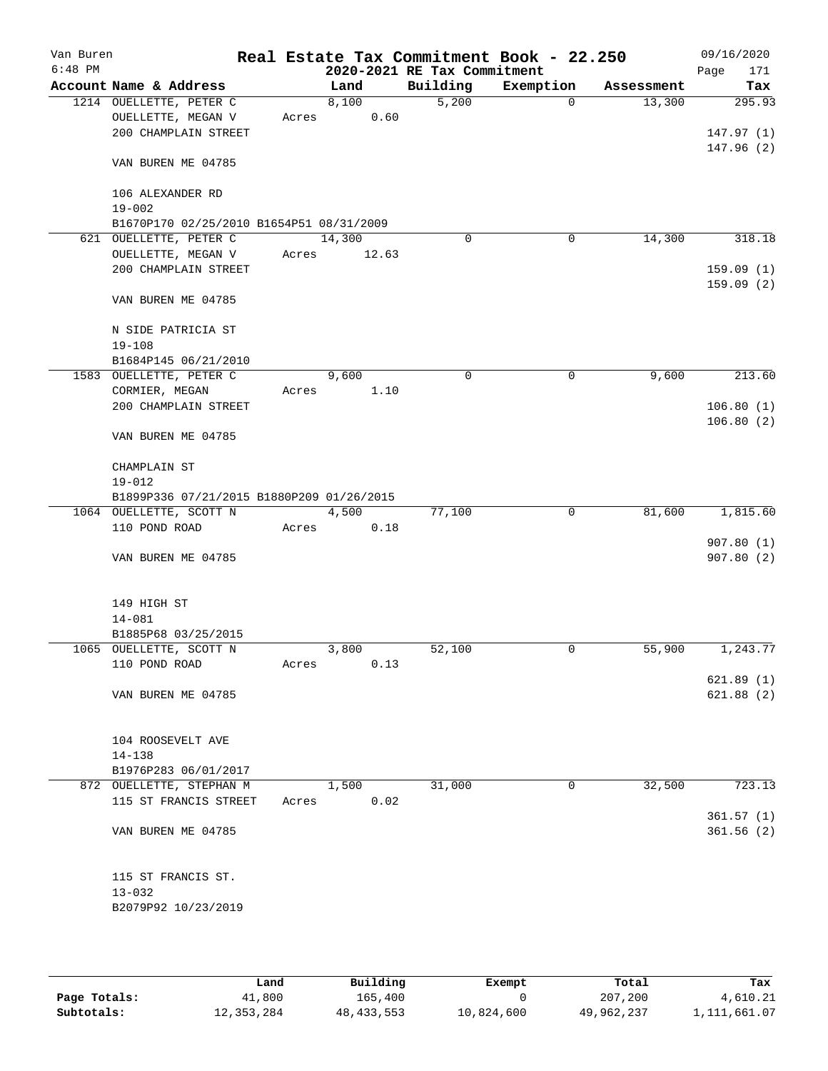# Van Buren — Real Estate Tax Commitment Book - 22.250

6:48 PM — 2020-2021 RE Tax Commitment — 09/16/2020

| Account | Name & Address | Land | Building | Exemption | Assessment | Tax |
|---|---|---|---|---|---|---|
| 1214 | OUELLETTE, PETER C<br>OUELLETTE, MEGAN V<br>200 CHAMPLAIN STREET<br><br>VAN BUREN ME 04785<br><br>106 ALEXANDER RD<br>19-002<br>B1670P170 02/25/2010 B1654P51 08/31/2009 | 8,100<br>Acres 0.60 | 5,200 | 0 | 13,300 | 295.93<br><br>147.97 (1)<br>147.96 (2) |
| 621 | OUELLETTE, PETER C<br>OUELLETTE, MEGAN V<br>200 CHAMPLAIN STREET<br><br>VAN BUREN ME 04785<br><br>N SIDE PATRICIA ST<br>19-108<br>B1684P145 06/21/2010 | 14,300<br>Acres 12.63 | 0 | 0 | 14,300 | 318.18<br><br>159.09 (1)<br>159.09 (2) |
| 1583 | OUELLETTE, PETER C<br>CORMIER, MEGAN<br>200 CHAMPLAIN STREET<br><br>VAN BUREN ME 04785<br><br>CHAMPLAIN ST<br>19-012<br>B1899P336 07/21/2015 B1880P209 01/26/2015 | 9,600<br>Acres 1.10 | 0 | 0 | 9,600 | 213.60<br><br>106.80 (1)<br>106.80 (2) |
| 1064 | OUELLETTE, SCOTT N<br>110 POND ROAD<br><br>VAN BUREN ME 04785<br><br>149 HIGH ST<br>14-081<br>B1885P68 03/25/2015 | 4,500<br>Acres 0.18 | 77,100 | 0 | 81,600 | 1,815.60<br><br>907.80 (1)<br>907.80 (2) |
| 1065 | OUELLETTE, SCOTT N<br>110 POND ROAD<br><br>VAN BUREN ME 04785<br><br>104 ROOSEVELT AVE<br>14-138<br>B1976P283 06/01/2017 | 3,800<br>Acres 0.13 | 52,100 | 0 | 55,900 | 1,243.77<br><br>621.89 (1)<br>621.88 (2) |
| 872 | OUELLETTE, STEPHAN M<br>115 ST FRANCIS STREET<br><br>VAN BUREN ME 04785<br><br>115 ST FRANCIS ST.<br>13-032<br>B2079P92 10/23/2019 | 1,500<br>Acres 0.02 | 31,000 | 0 | 32,500 | 723.13<br><br>361.57 (1)<br>361.56 (2) |

| | Land | Building | Exempt | Total | Tax |
|---|---|---|---|---|---|
| Page Totals: | 41,800 | 165,400 | 0 | 207,200 | 4,610.21 |
| Subtotals: | 12,353,284 | 48,433,553 | 10,824,600 | 49,962,237 | 1,111,661.07 |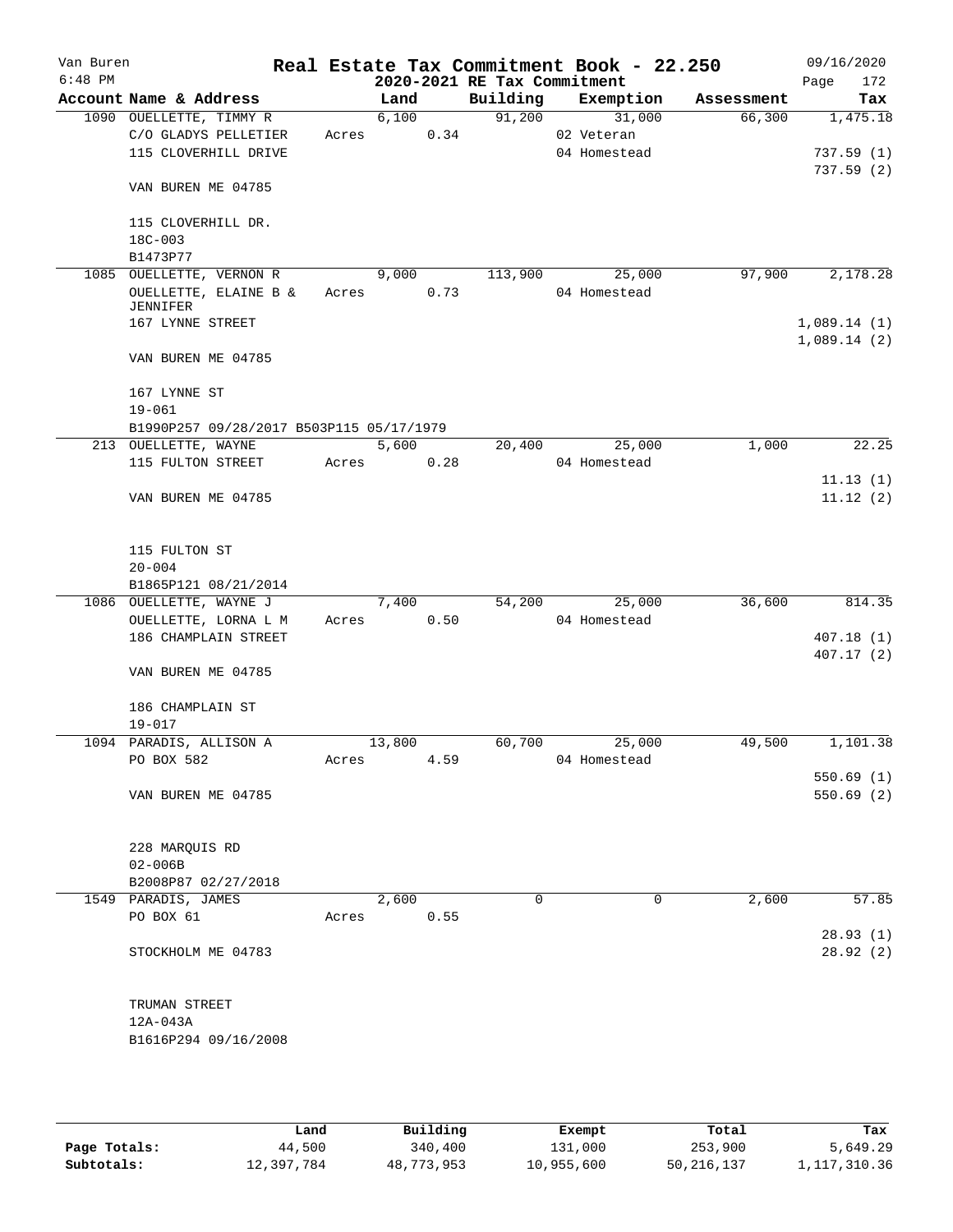Van Buren
6:48 PM

# Real Estate Tax Commitment Book - 22.250

## 2020-2021 RE Tax Commitment

09/16/2020

| Account | Name & Address | Land | Building | Exemption | Assessment | Tax |
|---|---|---|---|---|---|---|
| 1090 | OUELLETTE, TIMMY R<br>C/O GLADYS PELLETIER<br>115 CLOVERHILL DRIVE<br><br>VAN BUREN ME 04785<br><br>115 CLOVERHILL DR.<br>18C-003<br>B1473P77 | 6,100<br>Acres 0.34 | 91,200 | 31,000<br>02 Veteran<br>04 Homestead | 66,300 | 1,475.18<br><br>737.59 (1)<br>737.59 (2) |
| 1085 | OUELLETTE, VERNON R<br>OUELLETTE, ELAINE B & JENNIFER<br>167 LYNNE STREET<br><br>VAN BUREN ME 04785<br><br>167 LYNNE ST<br>19-061<br>B1990P257 09/28/2017 B503P115 05/17/1979 | 9,000<br>Acres 0.73 | 113,900 | 25,000<br>04 Homestead | 97,900 | 2,178.28<br><br>1,089.14 (1)<br>1,089.14 (2) |
| 213 | OUELLETTE, WAYNE<br>115 FULTON STREET<br><br>VAN BUREN ME 04785<br><br>115 FULTON ST<br>20-004<br>B1865P121 08/21/2014 | 5,600<br>Acres 0.28 | 20,400 | 25,000<br>04 Homestead | 1,000 | 22.25<br><br>11.13 (1)<br>11.12 (2) |
| 1086 | OUELLETTE, WAYNE J<br>OUELLETTE, LORNA L M<br>186 CHAMPLAIN STREET<br><br>VAN BUREN ME 04785<br><br>186 CHAMPLAIN ST<br>19-017 | 7,400<br>Acres 0.50 | 54,200 | 25,000<br>04 Homestead | 36,600 | 814.35<br><br>407.18 (1)<br>407.17 (2) |
| 1094 | PARADIS, ALLISON A<br>PO BOX 582<br><br>VAN BUREN ME 04785<br><br>228 MARQUIS RD<br>02-006B<br>B2008P87 02/27/2018 | 13,800<br>Acres 4.59 | 60,700 | 25,000<br>04 Homestead | 49,500 | 1,101.38<br><br>550.69 (1)<br>550.69 (2) |
| 1549 | PARADIS, JAMES<br>PO BOX 61<br><br>STOCKHOLM ME 04783<br><br>TRUMAN STREET<br>12A-043A<br>B1616P294 09/16/2008 | 2,600<br>Acres 0.55 | 0 | 0 | 2,600 | 57.85<br><br>28.93 (1)<br>28.92 (2) |

| | Land | Building | Exempt | Total | Tax |
|---|---|---|---|---|---|
| Page Totals: | 44,500 | 340,400 | 131,000 | 253,900 | 5,649.29 |
| Subtotals: | 12,397,784 | 48,773,953 | 10,955,600 | 50,216,137 | 1,117,310.36 |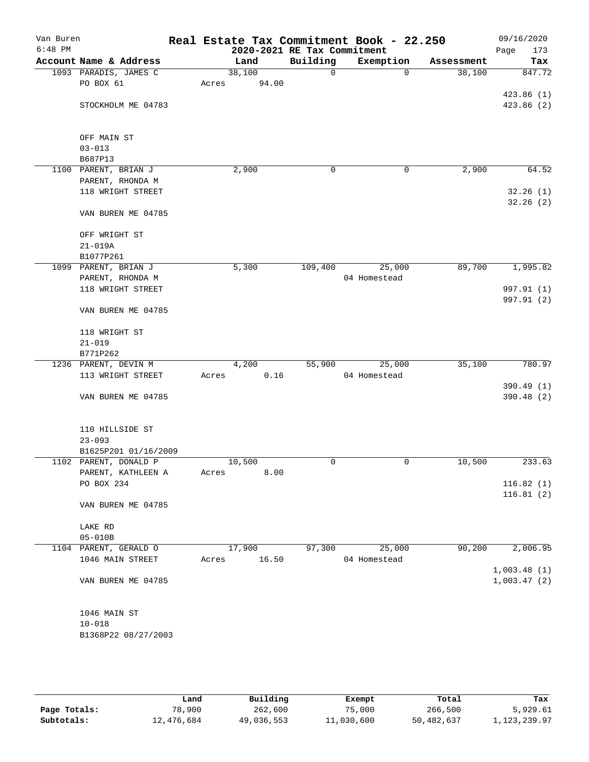Van Buren 6:48 PM

# Real Estate Tax Commitment Book - 22.250

## 2020-2021 RE Tax Commitment

09/16/2020 Page 173

| Account Name & Address | Land | Building | Exemption | Assessment | Tax |
|---|---|---|---|---|---|
| 1093 PARADIS, JAMES C<br>PO BOX 61<br><br>STOCKHOLM ME 04783<br><br>OFF MAIN ST<br>03-013<br>B687P13 | 38,100<br>Acres 94.00 | 0 | 0 | 38,100 | 847.72<br><br>423.86 (1)<br>423.86 (2) |
| 1100 PARENT, BRIAN J<br>PARENT, RHONDA M<br>118 WRIGHT STREET<br><br>VAN BUREN ME 04785<br><br>OFF WRIGHT ST<br>21-019A<br>B1077P261 | 2,900 | 0 | 0 | 2,900 | 64.52<br><br>32.26 (1)<br>32.26 (2) |
| 1099 PARENT, BRIAN J<br>PARENT, RHONDA M<br>118 WRIGHT STREET<br><br>VAN BUREN ME 04785<br><br>118 WRIGHT ST<br>21-019<br>B771P262 | 5,300 | 109,400 | 25,000<br>04 Homestead | 89,700 | 1,995.82<br><br>997.91 (1)<br>997.91 (2) |
| 1236 PARENT, DEVIN M<br>113 WRIGHT STREET<br><br>VAN BUREN ME 04785<br><br>110 HILLSIDE ST<br>23-093<br>B1625P201 01/16/2009 | 4,200<br>Acres 0.16 | 55,900 | 25,000<br>04 Homestead | 35,100 | 780.97<br><br>390.49 (1)<br>390.48 (2) |
| 1102 PARENT, DONALD P<br>PARENT, KATHLEEN A<br>PO BOX 234<br><br>VAN BUREN ME 04785<br><br>LAKE RD<br>05-010B | 10,500<br>Acres 8.00 | 0 | 0 | 10,500 | 233.63<br><br>116.82 (1)<br>116.81 (2) |
| 1104 PARENT, GERALD O<br>1046 MAIN STREET<br><br>VAN BUREN ME 04785<br><br>1046 MAIN ST<br>10-018<br>B1368P22 08/27/2003 | 17,900<br>Acres 16.50 | 97,300 | 25,000<br>04 Homestead | 90,200 | 2,006.95<br><br>1,003.48 (1)<br>1,003.47 (2) |

| | Land | Building | Exempt | Total | Tax |
|---|---|---|---|---|---|
| Page Totals: | 78,900 | 262,600 | 75,000 | 266,500 | 5,929.61 |
| Subtotals: | 12,476,684 | 49,036,553 | 11,030,600 | 50,482,637 | 1,123,239.97 |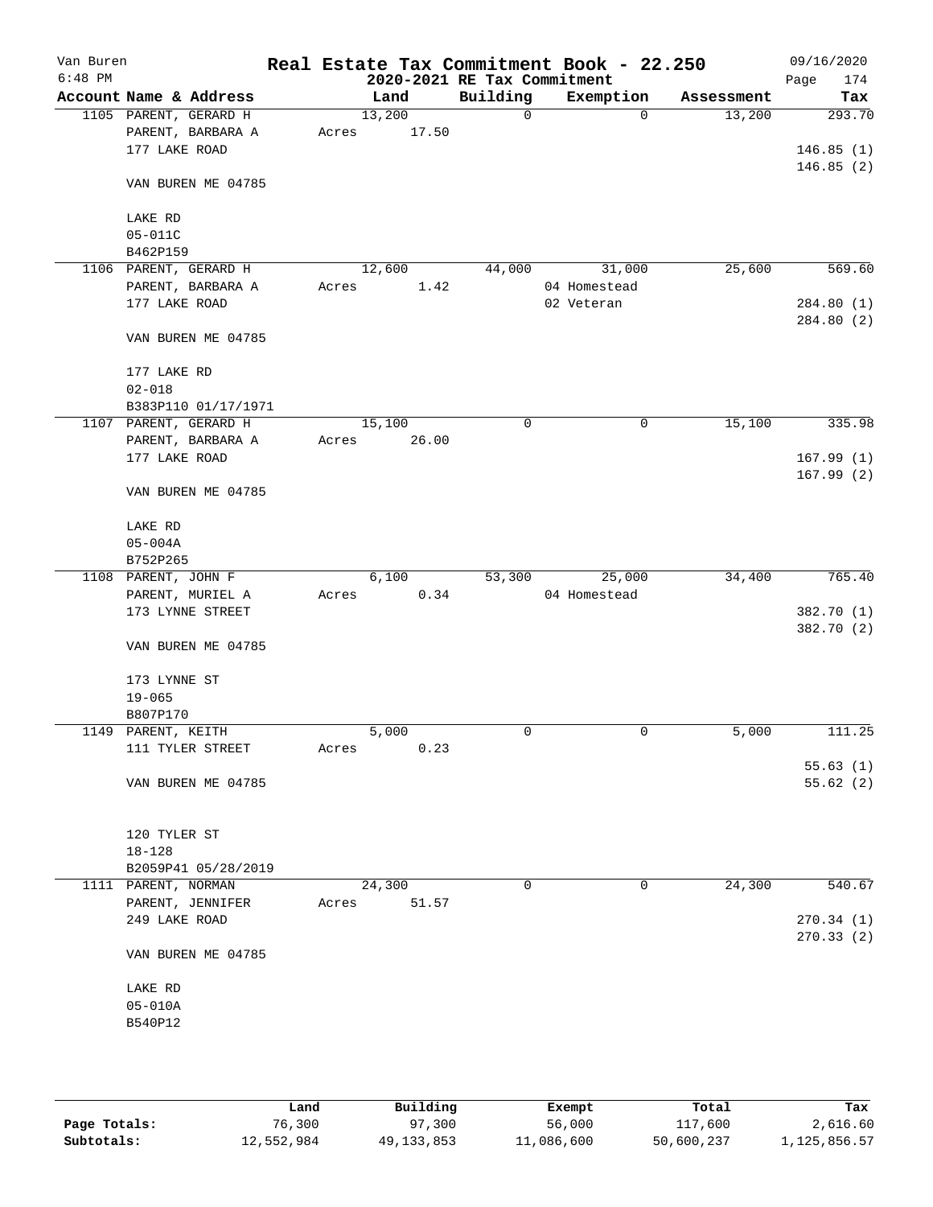# Real Estate Tax Commitment Book - 22.250

Van Buren
6:48 PM

2020-2021 RE Tax Commitment

09/16/2020

| Account | Name & Address | Land | Building | Exemption | Assessment | Tax |
|---|---|---|---|---|---|---|
| 1105 | PARENT, GERARD H<br>PARENT, BARBARA A<br>177 LAKE ROAD<br><br>VAN BUREN ME 04785<br><br>LAKE RD<br>05-011C<br>B462P159 | 13,200<br>Acres 17.50 | 0 | 0 | 13,200 | 293.70<br><br>146.85 (1)<br>146.85 (2) |
| 1106 | PARENT, GERARD H<br>PARENT, BARBARA A<br>177 LAKE ROAD<br><br>VAN BUREN ME 04785<br><br>177 LAKE RD<br>02-018<br>B383P110 01/17/1971 | 12,600<br>Acres 1.42 | 44,000 | 31,000<br>04 Homestead<br>02 Veteran | 25,600 | 569.60<br><br>284.80 (1)<br>284.80 (2) |
| 1107 | PARENT, GERARD H<br>PARENT, BARBARA A<br>177 LAKE ROAD<br><br>VAN BUREN ME 04785<br><br>LAKE RD<br>05-004A<br>B752P265 | 15,100<br>Acres 26.00 | 0 | 0 | 15,100 | 335.98<br><br>167.99 (1)<br>167.99 (2) |
| 1108 | PARENT, JOHN F<br>PARENT, MURIEL A<br>173 LYNNE STREET<br><br>VAN BUREN ME 04785<br><br>173 LYNNE ST<br>19-065<br>B807P170 | 6,100<br>Acres 0.34 | 53,300 | 25,000<br>04 Homestead | 34,400 | 765.40<br><br>382.70 (1)<br>382.70 (2) |
| 1149 | PARENT, KEITH<br>111 TYLER STREET<br><br>VAN BUREN ME 04785<br><br>120 TYLER ST<br>18-128<br>B2059P41 05/28/2019 | 5,000<br>Acres 0.23 | 0 | 0 | 5,000 | 111.25<br><br>55.63 (1)<br>55.62 (2) |
| 1111 | PARENT, NORMAN<br>PARENT, JENNIFER<br>249 LAKE ROAD<br><br>VAN BUREN ME 04785<br><br>LAKE RD<br>05-010A<br>B540P12 | 24,300<br>Acres 51.57 | 0 | 0 | 24,300 | 540.67<br><br>270.34 (1)<br>270.33 (2) |

| | Land | Building | Exempt | Total | Tax |
|---|---|---|---|---|---|
| Page Totals: | 76,300 | 97,300 | 56,000 | 117,600 | 2,616.60 |
| Subtotals: | 12,552,984 | 49,133,853 | 11,086,600 | 50,600,237 | 1,125,856.57 |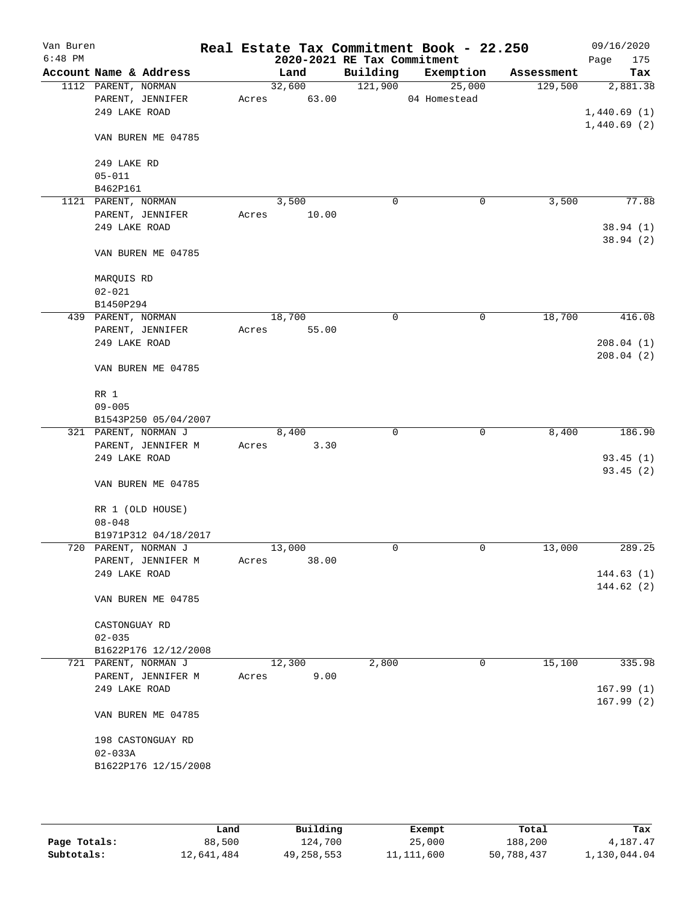Van Buren
6:48 PM

# Real Estate Tax Commitment Book - 22.250
## 2020-2021 RE Tax Commitment

09/16/2020

| Account | Name & Address | Land | Building | Exemption | Assessment | Tax |
|---|---|---|---|---|---|---|
| 1112 | PARENT, NORMAN<br>PARENT, JENNIFER<br>249 LAKE ROAD<br><br>VAN BUREN ME 04785<br><br>249 LAKE RD<br>05-011<br>B462P161 | 32,600<br>Acres 63.00 | 121,900 | 25,000<br>04 Homestead | 129,500 | 2,881.38<br><br>1,440.69 (1)<br>1,440.69 (2) |
| 1121 | PARENT, NORMAN<br>PARENT, JENNIFER<br>249 LAKE ROAD<br><br>VAN BUREN ME 04785<br><br>MARQUIS RD<br>02-021<br>B1450P294 | 3,500<br>Acres 10.00 | 0 | 0 | 3,500 | 77.88<br><br>38.94 (1)<br>38.94 (2) |
| 439 | PARENT, NORMAN<br>PARENT, JENNIFER<br>249 LAKE ROAD<br><br>VAN BUREN ME 04785<br><br>RR 1<br>09-005<br>B1543P250 05/04/2007 | 18,700<br>Acres 55.00 | 0 | 0 | 18,700 | 416.08<br><br>208.04 (1)<br>208.04 (2) |
| 321 | PARENT, NORMAN J<br>PARENT, JENNIFER M<br>249 LAKE ROAD<br><br>VAN BUREN ME 04785<br><br>RR 1 (OLD HOUSE)<br>08-048<br>B1971P312 04/18/2017 | 8,400<br>Acres 3.30 | 0 | 0 | 8,400 | 186.90<br><br>93.45 (1)<br>93.45 (2) |
| 720 | PARENT, NORMAN J<br>PARENT, JENNIFER M<br>249 LAKE ROAD<br><br>VAN BUREN ME 04785<br><br>CASTONGUAY RD<br>02-035<br>B1622P176 12/12/2008 | 13,000<br>Acres 38.00 | 0 | 0 | 13,000 | 289.25<br><br>144.63 (1)<br>144.62 (2) |
| 721 | PARENT, NORMAN J<br>PARENT, JENNIFER M<br>249 LAKE ROAD<br><br>VAN BUREN ME 04785<br><br>198 CASTONGUAY RD<br>02-033A<br>B1622P176 12/15/2008 | 12,300<br>Acres 9.00 | 2,800 | 0 | 15,100 | 335.98<br><br>167.99 (1)<br>167.99 (2) |

| | Land | Building | Exempt | Total | Tax |
|---|---|---|---|---|---|
| Page Totals: | 88,500 | 124,700 | 25,000 | 188,200 | 4,187.47 |
| Subtotals: | 12,641,484 | 49,258,553 | 11,111,600 | 50,788,437 | 1,130,044.04 |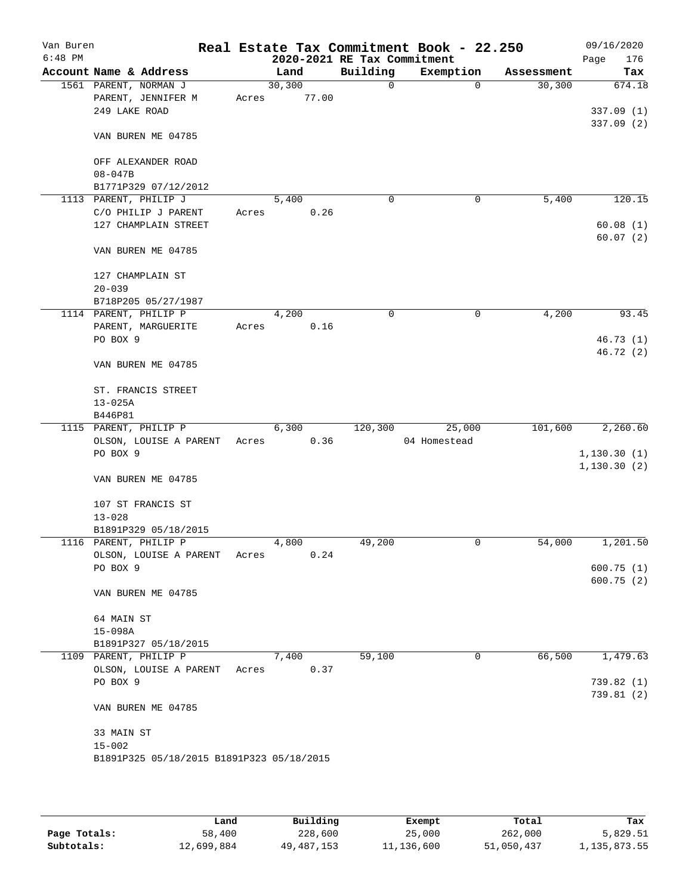Van Buren 6:48 PM

# Real Estate Tax Commitment Book - 22.250

## 2020-2021 RE Tax Commitment

09/16/2020

| Account | Name & Address | Land | Building | Exemption | Assessment | Tax |
|---|---|---|---|---|---|---|
| 1561 | PARENT, NORMAN J<br>PARENT, JENNIFER M<br>249 LAKE ROAD<br><br>VAN BUREN ME 04785<br><br>OFF ALEXANDER ROAD<br>08-047B<br>B1771P329 07/12/2012 | 30,300<br>Acres 77.00 | 0 | 0 | 30,300 | 674.18<br><br>337.09 (1)<br>337.09 (2) |
| 1113 | PARENT, PHILIP J<br>C/O PHILIP J PARENT<br>127 CHAMPLAIN STREET<br><br>VAN BUREN ME 04785<br><br>127 CHAMPLAIN ST<br>20-039<br>B718P205 05/27/1987 | 5,400<br>Acres 0.26 | 0 | 0 | 5,400 | 120.15<br><br>60.08 (1)<br>60.07 (2) |
| 1114 | PARENT, PHILIP P<br>PARENT, MARGUERITE<br>PO BOX 9<br><br>VAN BUREN ME 04785<br><br>ST. FRANCIS STREET<br>13-025A<br>B446P81 | 4,200<br>Acres 0.16 | 0 | 0 | 4,200 | 93.45<br><br>46.73 (1)<br>46.72 (2) |
| 1115 | PARENT, PHILIP P<br>OLSON, LOUISE A PARENT<br>PO BOX 9<br><br>VAN BUREN ME 04785<br><br>107 ST FRANCIS ST<br>13-028<br>B1891P329 05/18/2015 | 6,300<br>Acres 0.36 | 120,300 | 25,000<br>04 Homestead | 101,600 | 2,260.60<br><br>1,130.30 (1)<br>1,130.30 (2) |
| 1116 | PARENT, PHILIP P<br>OLSON, LOUISE A PARENT<br>PO BOX 9<br><br>VAN BUREN ME 04785<br><br>64 MAIN ST<br>15-098A<br>B1891P327 05/18/2015 | 4,800<br>Acres 0.24 | 49,200 | 0 | 54,000 | 1,201.50<br><br>600.75 (1)<br>600.75 (2) |
| 1109 | PARENT, PHILIP P<br>OLSON, LOUISE A PARENT<br>PO BOX 9<br><br>VAN BUREN ME 04785<br><br>33 MAIN ST<br>15-002<br>B1891P325 05/18/2015 B1891P323 05/18/2015 | 7,400<br>Acres 0.37 | 59,100 | 0 | 66,500 | 1,479.63<br><br>739.82 (1)<br>739.81 (2) |

| | Land | Building | Exempt | Total | Tax |
|---|---|---|---|---|---|
| Page Totals: | 58,400 | 228,600 | 25,000 | 262,000 | 5,829.51 |
| Subtotals: | 12,699,884 | 49,487,153 | 11,136,600 | 51,050,437 | 1,135,873.55 |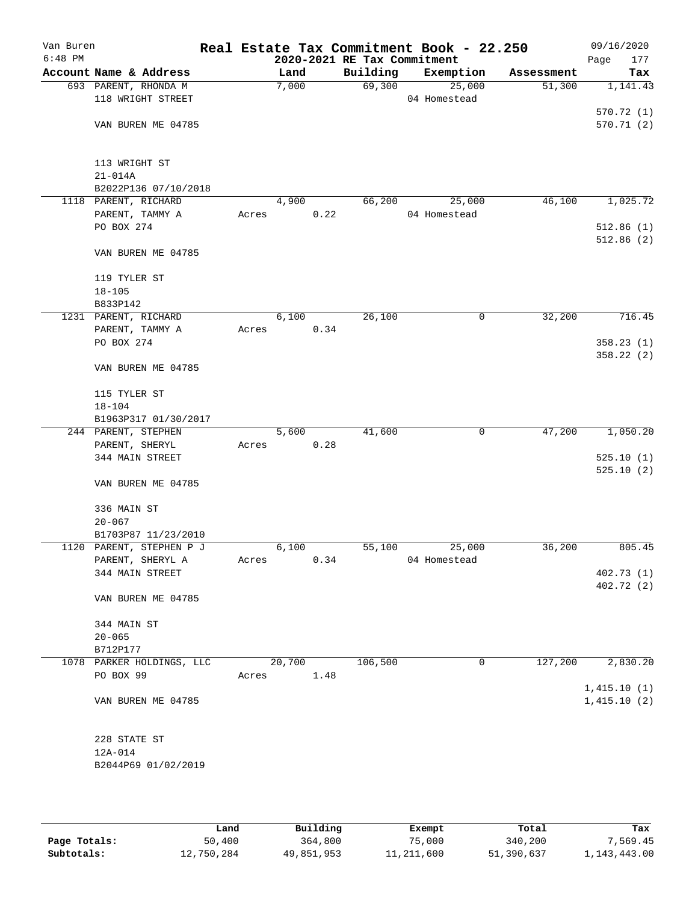Van Buren
6:48 PM

# Real Estate Tax Commitment Book - 22.250
## 2020-2021 RE Tax Commitment

09/16/2020

| Account Name & Address | Land | Building | Exemption | Assessment | Tax |
|---|---|---|---|---|---|
| 693 PARENT, RHONDA M<br>118 WRIGHT STREET<br><br>VAN BUREN ME 04785<br><br>113 WRIGHT ST<br>21-014A<br>B2022P136 07/10/2018 | 7,000 | 69,300 | 25,000<br>04 Homestead | 51,300 | 1,141.43<br><br>570.72 (1)<br>570.71 (2) |
| 1118 PARENT, RICHARD<br>PARENT, TAMMY A<br>PO BOX 274<br><br>VAN BUREN ME 04785<br><br>119 TYLER ST<br>18-105<br>B833P142 | 4,900<br>Acres 0.22 | 66,200 | 25,000<br>04 Homestead | 46,100 | 1,025.72<br><br>512.86 (1)<br>512.86 (2) |
| 1231 PARENT, RICHARD<br>PARENT, TAMMY A<br>PO BOX 274<br><br>VAN BUREN ME 04785<br><br>115 TYLER ST<br>18-104<br>B1963P317 01/30/2017 | 6,100<br>Acres 0.34 | 26,100 | 0 | 32,200 | 716.45<br><br>358.23 (1)<br>358.22 (2) |
| 244 PARENT, STEPHEN<br>PARENT, SHERYL<br>344 MAIN STREET<br><br>VAN BUREN ME 04785<br><br>336 MAIN ST<br>20-067<br>B1703P87 11/23/2010 | 5,600<br>Acres 0.28 | 41,600 | 0 | 47,200 | 1,050.20<br><br>525.10 (1)<br>525.10 (2) |
| 1120 PARENT, STEPHEN P J<br>PARENT, SHERYL A<br>344 MAIN STREET<br><br>VAN BUREN ME 04785<br><br>344 MAIN ST<br>20-065<br>B712P177 | 6,100<br>Acres 0.34 | 55,100 | 25,000<br>04 Homestead | 36,200 | 805.45<br><br>402.73 (1)<br>402.72 (2) |
| 1078 PARKER HOLDINGS, LLC<br>PO BOX 99<br><br>VAN BUREN ME 04785<br><br>228 STATE ST<br>12A-014<br>B2044P69 01/02/2019 | 20,700<br>Acres 1.48 | 106,500 | 0 | 127,200 | 2,830.20<br><br>1,415.10 (1)<br>1,415.10 (2) |

| | Land | Building | Exempt | Total | Tax |
|---|---|---|---|---|---|
| **Page Totals:** | 50,400 | 364,800 | 75,000 | 340,200 | 7,569.45 |
| **Subtotals:** | 12,750,284 | 49,851,953 | 11,211,600 | 51,390,637 | 1,143,443.00 |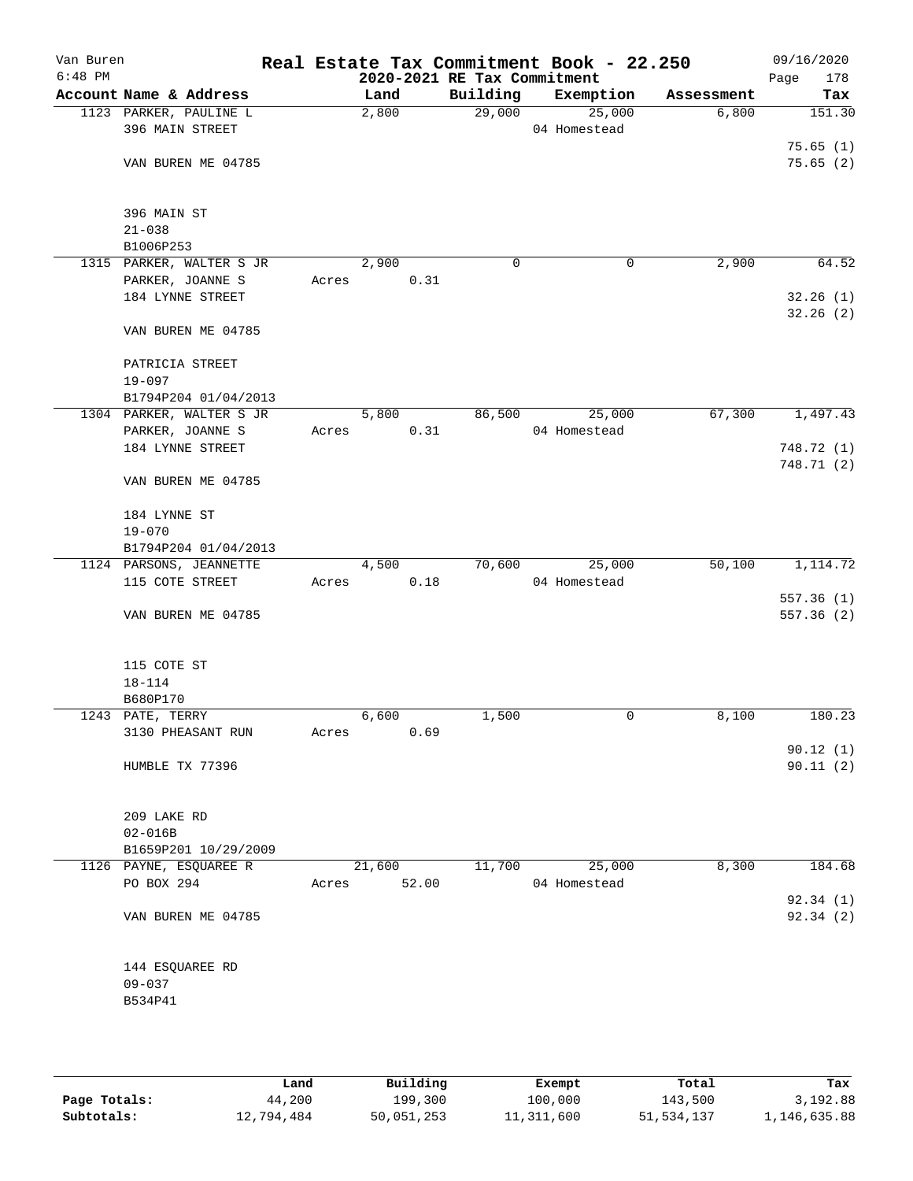# Real Estate Tax Commitment Book - 22.250

Van Buren
6:48 PM

2020-2021 RE Tax Commitment

09/16/2020

| Account Name & Address | Land | Building | Exemption | Assessment | Tax |
|---|---|---|---|---|---|
| 1123 PARKER, PAULINE L | 2,800 | 29,000 | 25,000 | 6,800 | 151.30 |
| 396 MAIN STREET | | | 04 Homestead | | |
| | | | | | 75.65 (1) |
| VAN BUREN ME 04785 | | | | | 75.65 (2) |
| 396 MAIN ST | | | | | |
| 21-038 | | | | | |
| B1006P253 | | | | | |
| 1315 PARKER, WALTER S JR | 2,900 | 0 | 0 | 2,900 | 64.52 |
| PARKER, JOANNE S | Acres 0.31 | | | | |
| 184 LYNNE STREET | | | | | 32.26 (1) |
| | | | | | 32.26 (2) |
| VAN BUREN ME 04785 | | | | | |
| PATRICIA STREET | | | | | |
| 19-097 | | | | | |
| B1794P204 01/04/2013 | | | | | |
| 1304 PARKER, WALTER S JR | 5,800 | 86,500 | 25,000 | 67,300 | 1,497.43 |
| PARKER, JOANNE S | Acres 0.31 | | 04 Homestead | | |
| 184 LYNNE STREET | | | | | 748.72 (1) |
| | | | | | 748.71 (2) |
| VAN BUREN ME 04785 | | | | | |
| 184 LYNNE ST | | | | | |
| 19-070 | | | | | |
| B1794P204 01/04/2013 | | | | | |
| 1124 PARSONS, JEANNETTE | 4,500 | 70,600 | 25,000 | 50,100 | 1,114.72 |
| 115 COTE STREET | Acres 0.18 | | 04 Homestead | | |
| | | | | | 557.36 (1) |
| VAN BUREN ME 04785 | | | | | 557.36 (2) |
| 115 COTE ST | | | | | |
| 18-114 | | | | | |
| B680P170 | | | | | |
| 1243 PATE, TERRY | 6,600 | 1,500 | 0 | 8,100 | 180.23 |
| 3130 PHEASANT RUN | Acres 0.69 | | | | |
| | | | | | 90.12 (1) |
| HUMBLE TX 77396 | | | | | 90.11 (2) |
| 209 LAKE RD | | | | | |
| 02-016B | | | | | |
| B1659P201 10/29/2009 | | | | | |
| 1126 PAYNE, ESQUAREE R | 21,600 | 11,700 | 25,000 | 8,300 | 184.68 |
| PO BOX 294 | Acres 52.00 | | 04 Homestead | | |
| | | | | | 92.34 (1) |
| VAN BUREN ME 04785 | | | | | 92.34 (2) |
| 144 ESQUAREE RD | | | | | |
| 09-037 | | | | | |
| B534P41 | | | | | |

| | Land | Building | Exempt | Total | Tax |
|---|---|---|---|---|---|
| Page Totals: | 44,200 | 199,300 | 100,000 | 143,500 | 3,192.88 |
| Subtotals: | 12,794,484 | 50,051,253 | 11,311,600 | 51,534,137 | 1,146,635.88 |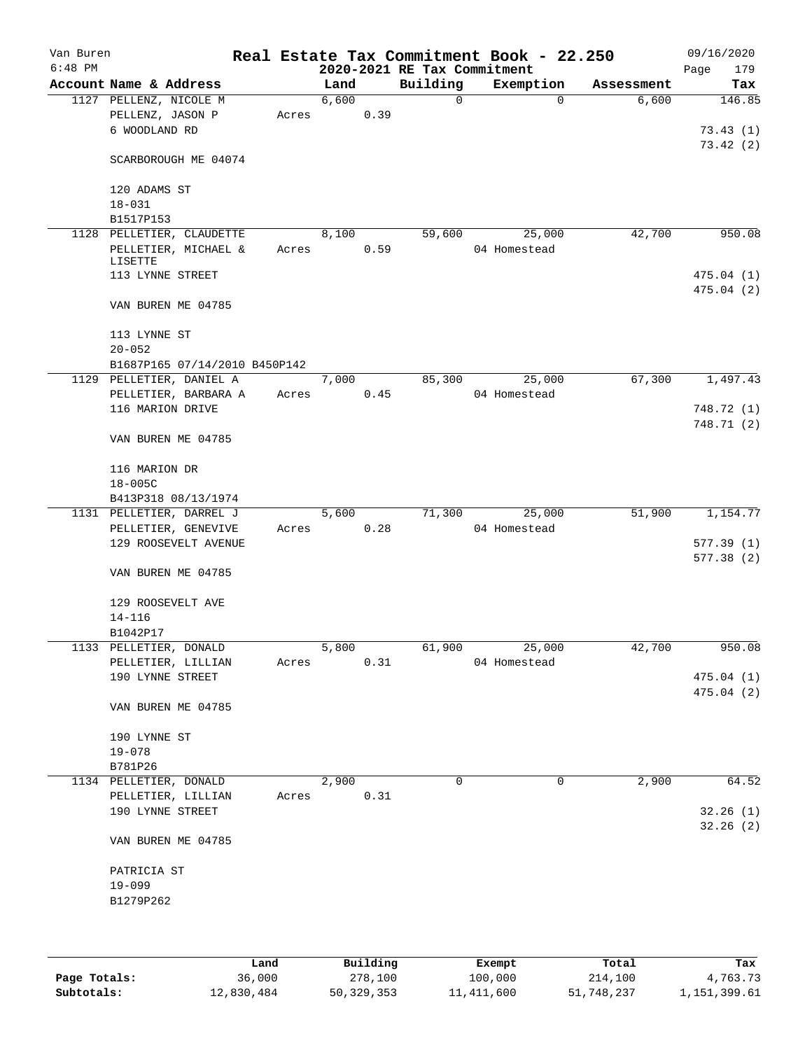Van Buren
6:48 PM

# Real Estate Tax Commitment Book - 22.250
## 2020-2021 RE Tax Commitment

09/16/2020

| Account Name & Address | Land | Building | Exemption | Assessment | Tax |
|---|---|---|---|---|---|
| 1127 PELLENZ, NICOLE M | 6,600 | 0 | 0 | 6,600 | 146.85 |
| PELLENZ, JASON P | Acres 0.39 | | | | |
| 6 WOODLAND RD | | | | | 73.43 (1) |
| | | | | | 73.42 (2) |
| SCARBOROUGH ME 04074 | | | | | |
| 120 ADAMS ST | | | | | |
| 18-031 | | | | | |
| B1517P153 | | | | | |
| 1128 PELLETIER, CLAUDETTE | 8,100 | 59,600 | 25,000 | 42,700 | 950.08 |
| PELLETIER, MICHAEL & LISETTE | Acres 0.59 | | 04 Homestead | | |
| 113 LYNNE STREET | | | | | 475.04 (1) |
| | | | | | 475.04 (2) |
| VAN BUREN ME 04785 | | | | | |
| 113 LYNNE ST | | | | | |
| 20-052 | | | | | |
| B1687P165 07/14/2010 B450P142 | | | | | |
| 1129 PELLETIER, DANIEL A | 7,000 | 85,300 | 25,000 | 67,300 | 1,497.43 |
| PELLETIER, BARBARA A | Acres 0.45 | | 04 Homestead | | |
| 116 MARION DRIVE | | | | | 748.72 (1) |
| | | | | | 748.71 (2) |
| VAN BUREN ME 04785 | | | | | |
| 116 MARION DR | | | | | |
| 18-005C | | | | | |
| B413P318 08/13/1974 | | | | | |
| 1131 PELLETIER, DARREL J | 5,600 | 71,300 | 25,000 | 51,900 | 1,154.77 |
| PELLETIER, GENEVIVE | Acres 0.28 | | 04 Homestead | | |
| 129 ROOSEVELT AVENUE | | | | | 577.39 (1) |
| | | | | | 577.38 (2) |
| VAN BUREN ME 04785 | | | | | |
| 129 ROOSEVELT AVE | | | | | |
| 14-116 | | | | | |
| B1042P17 | | | | | |
| 1133 PELLETIER, DONALD | 5,800 | 61,900 | 25,000 | 42,700 | 950.08 |
| PELLETIER, LILLIAN | Acres 0.31 | | 04 Homestead | | |
| 190 LYNNE STREET | | | | | 475.04 (1) |
| | | | | | 475.04 (2) |
| VAN BUREN ME 04785 | | | | | |
| 190 LYNNE ST | | | | | |
| 19-078 | | | | | |
| B781P26 | | | | | |
| 1134 PELLETIER, DONALD | 2,900 | 0 | 0 | 2,900 | 64.52 |
| PELLETIER, LILLIAN | Acres 0.31 | | | | |
| 190 LYNNE STREET | | | | | 32.26 (1) |
| | | | | | 32.26 (2) |
| VAN BUREN ME 04785 | | | | | |
| PATRICIA ST | | | | | |
| 19-099 | | | | | |
| B1279P262 | | | | | |

| | Land | Building | Exempt | Total | Tax |
|---|---|---|---|---|---|
| Page Totals: | 36,000 | 278,100 | 100,000 | 214,100 | 4,763.73 |
| Subtotals: | 12,830,484 | 50,329,353 | 11,411,600 | 51,748,237 | 1,151,399.61 |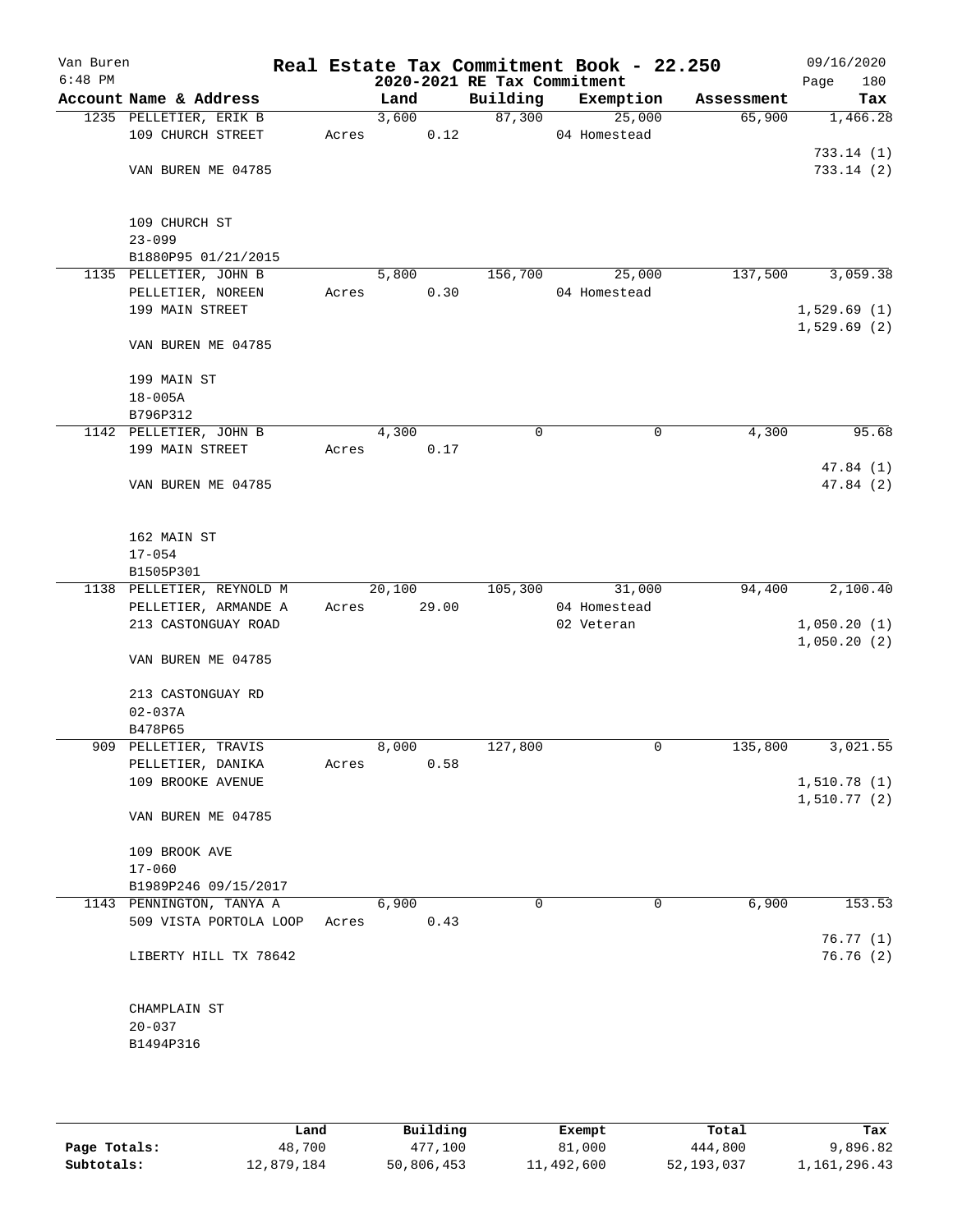Van Buren
6:48 PM

# Real Estate Tax Commitment Book - 22.250

2020-2021 RE Tax Commitment

09/16/2020
Page 180

| Account | Name & Address | Land | Building | Exemption | Assessment | Tax |
|---|---|---|---|---|---|---|
| 1235 | PELLETIER, ERIK B<br>109 CHURCH STREET<br><br>VAN BUREN ME 04785<br><br>109 CHURCH ST<br>23-099<br>B1880P95 01/21/2015 | 3,600<br>Acres 0.12 | 87,300 | 25,000<br>04 Homestead | 65,900 | 1,466.28<br>733.14 (1)<br>733.14 (2) |
| 1135 | PELLETIER, JOHN B<br>PELLETIER, NOREEN<br>199 MAIN STREET<br><br>VAN BUREN ME 04785<br><br>199 MAIN ST<br>18-005A<br>B796P312 | 5,800<br>Acres 0.30 | 156,700 | 25,000<br>04 Homestead | 137,500 | 3,059.38<br>1,529.69 (1)<br>1,529.69 (2) |
| 1142 | PELLETIER, JOHN B<br>199 MAIN STREET<br><br>VAN BUREN ME 04785<br><br>162 MAIN ST<br>17-054<br>B1505P301 | 4,300<br>Acres 0.17 | 0 | 0 | 4,300 | 95.68<br>47.84 (1)<br>47.84 (2) |
| 1138 | PELLETIER, REYNOLD M<br>PELLETIER, ARMANDE A<br>213 CASTONGUAY ROAD<br><br>VAN BUREN ME 04785<br><br>213 CASTONGUAY RD<br>02-037A<br>B478P65 | 20,100<br>Acres 29.00 | 105,300 | 31,000<br>04 Homestead<br>02 Veteran | 94,400 | 2,100.40<br>1,050.20 (1)<br>1,050.20 (2) |
| 909 | PELLETIER, TRAVIS<br>PELLETIER, DANIKA<br>109 BROOKE AVENUE<br><br>VAN BUREN ME 04785<br><br>109 BROOK AVE<br>17-060<br>B1989P246 09/15/2017 | 8,000<br>Acres 0.58 | 127,800 | 0 | 135,800 | 3,021.55<br>1,510.78 (1)<br>1,510.77 (2) |
| 1143 | PENNINGTON, TANYA A<br>509 VISTA PORTOLA LOOP<br><br>LIBERTY HILL TX 78642<br><br>CHAMPLAIN ST<br>20-037<br>B1494P316 | 6,900<br>Acres 0.43 | 0 | 0 | 6,900 | 153.53<br>76.77 (1)<br>76.76 (2) |

| | Land | Building | Exempt | Total | Tax |
|---|---|---|---|---|---|
| Page Totals: | 48,700 | 477,100 | 81,000 | 444,800 | 9,896.82 |
| Subtotals: | 12,879,184 | 50,806,453 | 11,492,600 | 52,193,037 | 1,161,296.43 |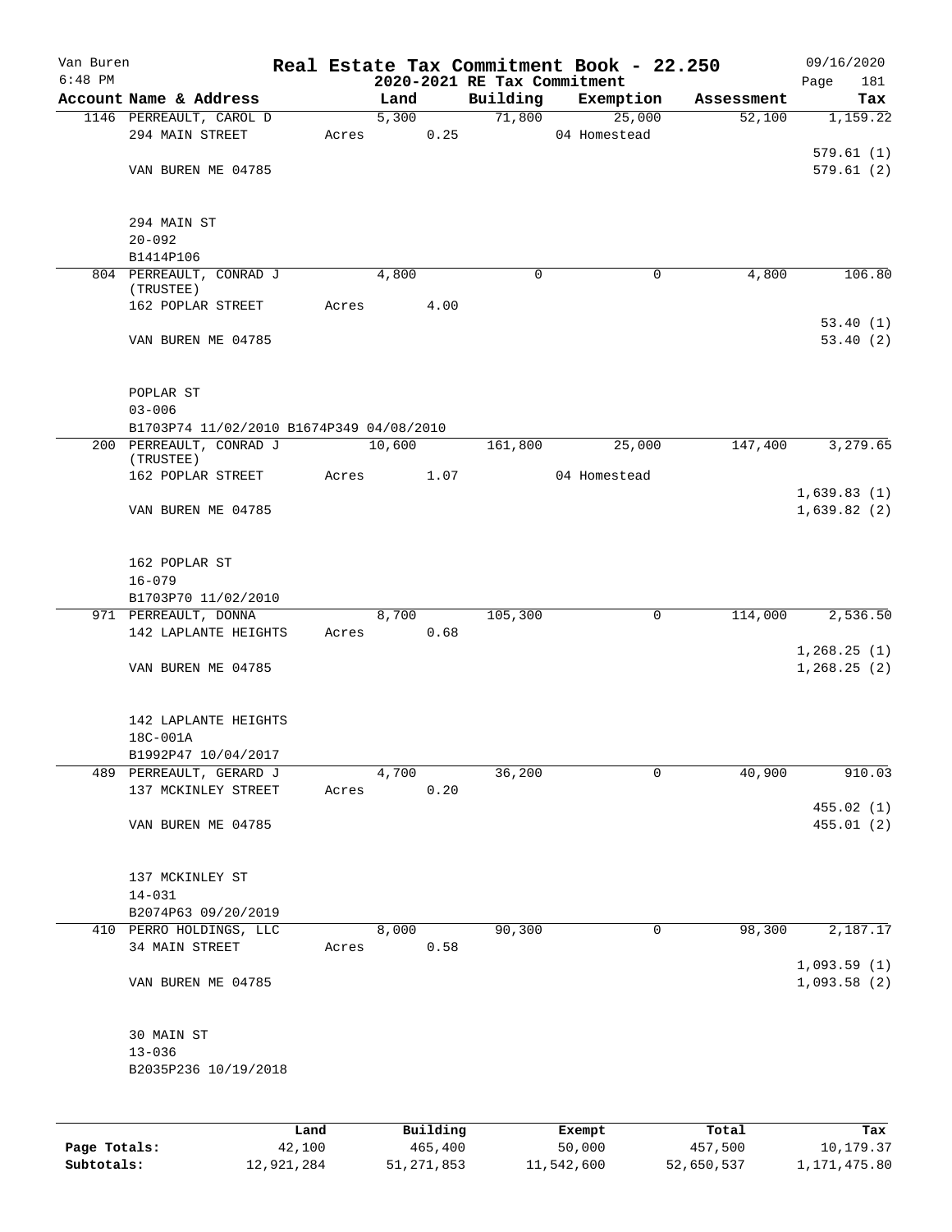Van Buren
6:48 PM

# Real Estate Tax Commitment Book - 22.250
## 2020-2021 RE Tax Commitment

09/16/2020

| Account Name & Address | Land | Building | Exemption | Assessment | Tax |
|---|---|---|---|---|---|
| 1146 PERREAULT, CAROL D | 5,300 | 71,800 | 25,000 | 52,100 | 1,159.22 |
| 294 MAIN STREET | Acres 0.25 | | 04 Homestead | | |
| | | | | | 579.61 (1) |
| VAN BUREN ME 04785 | | | | | 579.61 (2) |
| 294 MAIN ST | | | | | |
| 20-092 | | | | | |
| B1414P106 | | | | | |
| 804 PERREAULT, CONRAD J (TRUSTEE) | 4,800 | 0 | 0 | 4,800 | 106.80 |
| 162 POPLAR STREET | Acres 4.00 | | | | |
| | | | | | 53.40 (1) |
| VAN BUREN ME 04785 | | | | | 53.40 (2) |
| POPLAR ST | | | | | |
| 03-006 | | | | | |
| B1703P74 11/02/2010 B1674P349 04/08/2010 | | | | | |
| 200 PERREAULT, CONRAD J (TRUSTEE) | 10,600 | 161,800 | 25,000 | 147,400 | 3,279.65 |
| 162 POPLAR STREET | Acres 1.07 | | 04 Homestead | | |
| | | | | | 1,639.83 (1) |
| VAN BUREN ME 04785 | | | | | 1,639.82 (2) |
| 162 POPLAR ST | | | | | |
| 16-079 | | | | | |
| B1703P70 11/02/2010 | | | | | |
| 971 PERREAULT, DONNA | 8,700 | 105,300 | 0 | 114,000 | 2,536.50 |
| 142 LAPLANTE HEIGHTS | Acres 0.68 | | | | |
| | | | | | 1,268.25 (1) |
| VAN BUREN ME 04785 | | | | | 1,268.25 (2) |
| 142 LAPLANTE HEIGHTS | | | | | |
| 18C-001A | | | | | |
| B1992P47 10/04/2017 | | | | | |
| 489 PERREAULT, GERARD J | 4,700 | 36,200 | 0 | 40,900 | 910.03 |
| 137 MCKINLEY STREET | Acres 0.20 | | | | |
| | | | | | 455.02 (1) |
| VAN BUREN ME 04785 | | | | | 455.01 (2) |
| 137 MCKINLEY ST | | | | | |
| 14-031 | | | | | |
| B2074P63 09/20/2019 | | | | | |
| 410 PERRO HOLDINGS, LLC | 8,000 | 90,300 | 0 | 98,300 | 2,187.17 |
| 34 MAIN STREET | Acres 0.58 | | | | |
| | | | | | 1,093.59 (1) |
| VAN BUREN ME 04785 | | | | | 1,093.58 (2) |
| 30 MAIN ST | | | | | |
| 13-036 | | | | | |
| B2035P236 10/19/2018 | | | | | |

| | Land | Building | Exempt | Total | Tax |
|---|---|---|---|---|---|
| Page Totals: | 42,100 | 465,400 | 50,000 | 457,500 | 10,179.37 |
| Subtotals: | 12,921,284 | 51,271,853 | 11,542,600 | 52,650,537 | 1,171,475.80 |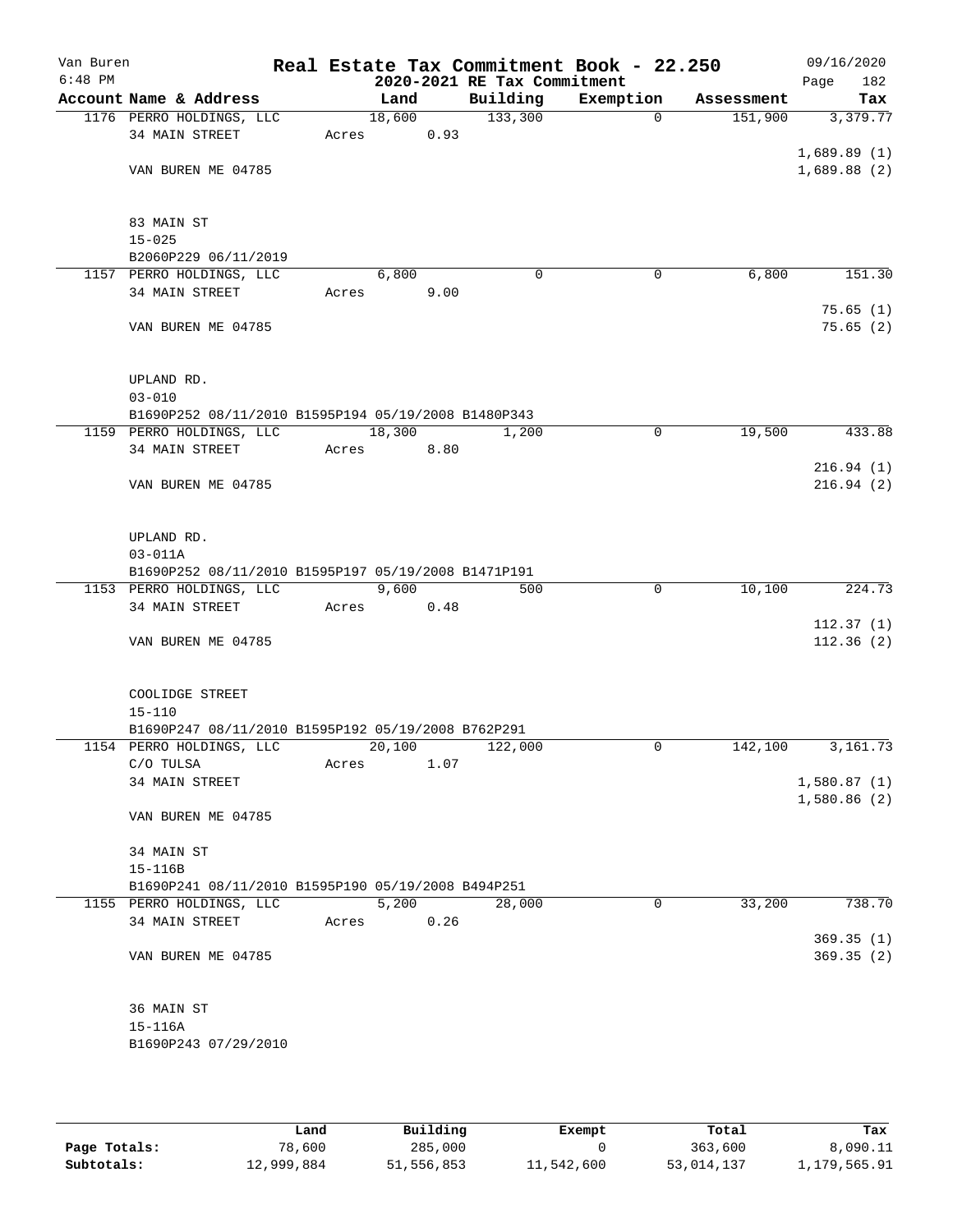Van Buren — Real Estate Tax Commitment Book - 22.250 — 09/16/2020

6:48 PM — 2020-2021 RE Tax Commitment — Page 182

| Account Name & Address | Land | Building | Exemption | Assessment | Tax |
|---|---|---|---|---|---|
| 1176 PERRO HOLDINGS, LLC | 18,600 | 133,300 | 0 | 151,900 | 3,379.77 |
| 34 MAIN STREET | Acres 0.93 | | | | |
| | | | | | 1,689.89 (1) |
| VAN BUREN ME 04785 | | | | | 1,689.88 (2) |
| 83 MAIN ST | | | | | |
| 15-025 | | | | | |
| B2060P229 06/11/2019 | | | | | |
| 1157 PERRO HOLDINGS, LLC | 6,800 | 0 | 0 | 6,800 | 151.30 |
| 34 MAIN STREET | Acres 9.00 | | | | |
| | | | | | 75.65 (1) |
| VAN BUREN ME 04785 | | | | | 75.65 (2) |
| UPLAND RD. | | | | | |
| 03-010 | | | | | |
| B1690P252 08/11/2010 B1595P194 05/19/2008 B1480P343 | | | | | |
| 1159 PERRO HOLDINGS, LLC | 18,300 | 1,200 | 0 | 19,500 | 433.88 |
| 34 MAIN STREET | Acres 8.80 | | | | |
| | | | | | 216.94 (1) |
| VAN BUREN ME 04785 | | | | | 216.94 (2) |
| UPLAND RD. | | | | | |
| 03-011A | | | | | |
| B1690P252 08/11/2010 B1595P197 05/19/2008 B1471P191 | | | | | |
| 1153 PERRO HOLDINGS, LLC | 9,600 | 500 | 0 | 10,100 | 224.73 |
| 34 MAIN STREET | Acres 0.48 | | | | |
| | | | | | 112.37 (1) |
| VAN BUREN ME 04785 | | | | | 112.36 (2) |
| COOLIDGE STREET | | | | | |
| 15-110 | | | | | |
| B1690P247 08/11/2010 B1595P192 05/19/2008 B762P291 | | | | | |
| 1154 PERRO HOLDINGS, LLC | 20,100 | 122,000 | 0 | 142,100 | 3,161.73 |
| C/O TULSA | Acres 1.07 | | | | |
| 34 MAIN STREET | | | | | 1,580.87 (1) |
| | | | | | 1,580.86 (2) |
| VAN BUREN ME 04785 | | | | | |
| 34 MAIN ST | | | | | |
| 15-116B | | | | | |
| B1690P241 08/11/2010 B1595P190 05/19/2008 B494P251 | | | | | |
| 1155 PERRO HOLDINGS, LLC | 5,200 | 28,000 | 0 | 33,200 | 738.70 |
| 34 MAIN STREET | Acres 0.26 | | | | |
| | | | | | 369.35 (1) |
| VAN BUREN ME 04785 | | | | | 369.35 (2) |
| 36 MAIN ST | | | | | |
| 15-116A | | | | | |
| B1690P243 07/29/2010 | | | | | |

| | Land | Building | Exempt | Total | Tax |
|---|---|---|---|---|---|
| Page Totals: | 78,600 | 285,000 | 0 | 363,600 | 8,090.11 |
| Subtotals: | 12,999,884 | 51,556,853 | 11,542,600 | 53,014,137 | 1,179,565.91 |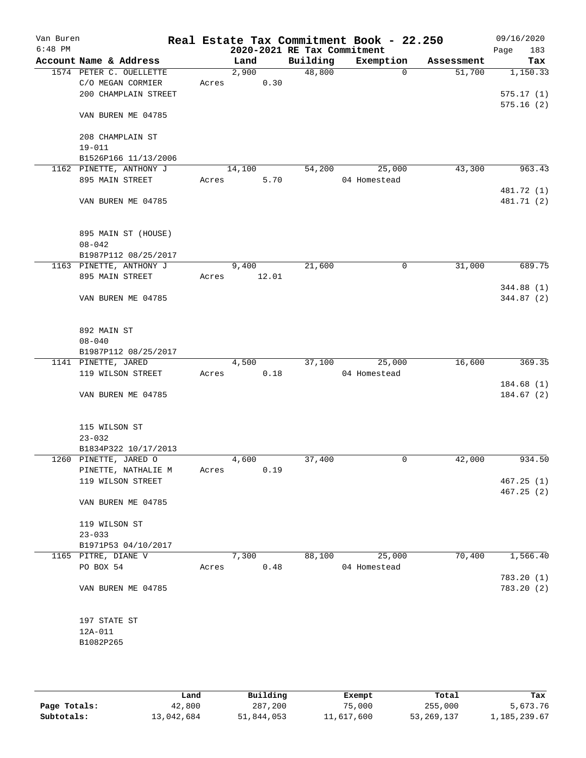Van Buren
6:48 PM

# Real Estate Tax Commitment Book - 22.250

## 2020-2021 RE Tax Commitment

09/16/2020

| Account Name & Address | Land | Building | Exemption | Assessment | Tax |
|---|---|---|---|---|---|
| 1574 PETER C. OUELLETTE<br>C/O MEGAN CORMIER<br>200 CHAMPLAIN STREET<br><br>VAN BUREN ME 04785<br><br>208 CHAMPLAIN ST<br>19-011<br>B1526P166 11/13/2006 | 2,900<br>Acres 0.30 | 48,800 | 0 | 51,700 | 1,150.33<br><br>575.17 (1)<br>575.16 (2) |
| 1162 PINETTE, ANTHONY J<br>895 MAIN STREET<br><br>VAN BUREN ME 04785<br><br>895 MAIN ST (HOUSE)<br>08-042<br>B1987P112 08/25/2017 | 14,100<br>Acres 5.70 | 54,200 | 25,000<br>04 Homestead | 43,300 | 963.43<br><br>481.72 (1)<br>481.71 (2) |
| 1163 PINETTE, ANTHONY J<br>895 MAIN STREET<br><br>VAN BUREN ME 04785<br><br>892 MAIN ST<br>08-040<br>B1987P112 08/25/2017 | 9,400<br>Acres 12.01 | 21,600 | 0 | 31,000 | 689.75<br><br>344.88 (1)<br>344.87 (2) |
| 1141 PINETTE, JARED<br>119 WILSON STREET<br><br>VAN BUREN ME 04785<br><br>115 WILSON ST<br>23-032<br>B1834P322 10/17/2013 | 4,500<br>Acres 0.18 | 37,100 | 25,000<br>04 Homestead | 16,600 | 369.35<br><br>184.68 (1)<br>184.67 (2) |
| 1260 PINETTE, JARED O<br>PINETTE, NATHALIE M<br>119 WILSON STREET<br><br>VAN BUREN ME 04785<br><br>119 WILSON ST<br>23-033<br>B1971P53 04/10/2017 | 4,600<br>Acres 0.19 | 37,400 | 0 | 42,000 | 934.50<br><br>467.25 (1)<br>467.25 (2) |
| 1165 PITRE, DIANE V<br>PO BOX 54<br><br>VAN BUREN ME 04785<br><br>197 STATE ST<br>12A-011<br>B1082P265 | 7,300<br>Acres 0.48 | 88,100 | 25,000<br>04 Homestead | 70,400 | 1,566.40<br><br>783.20 (1)<br>783.20 (2) |

| | Land | Building | Exempt | Total | Tax |
|---|---|---|---|---|---|
| Page Totals: | 42,800 | 287,200 | 75,000 | 255,000 | 5,673.76 |
| Subtotals: | 13,042,684 | 51,844,053 | 11,617,600 | 53,269,137 | 1,185,239.67 |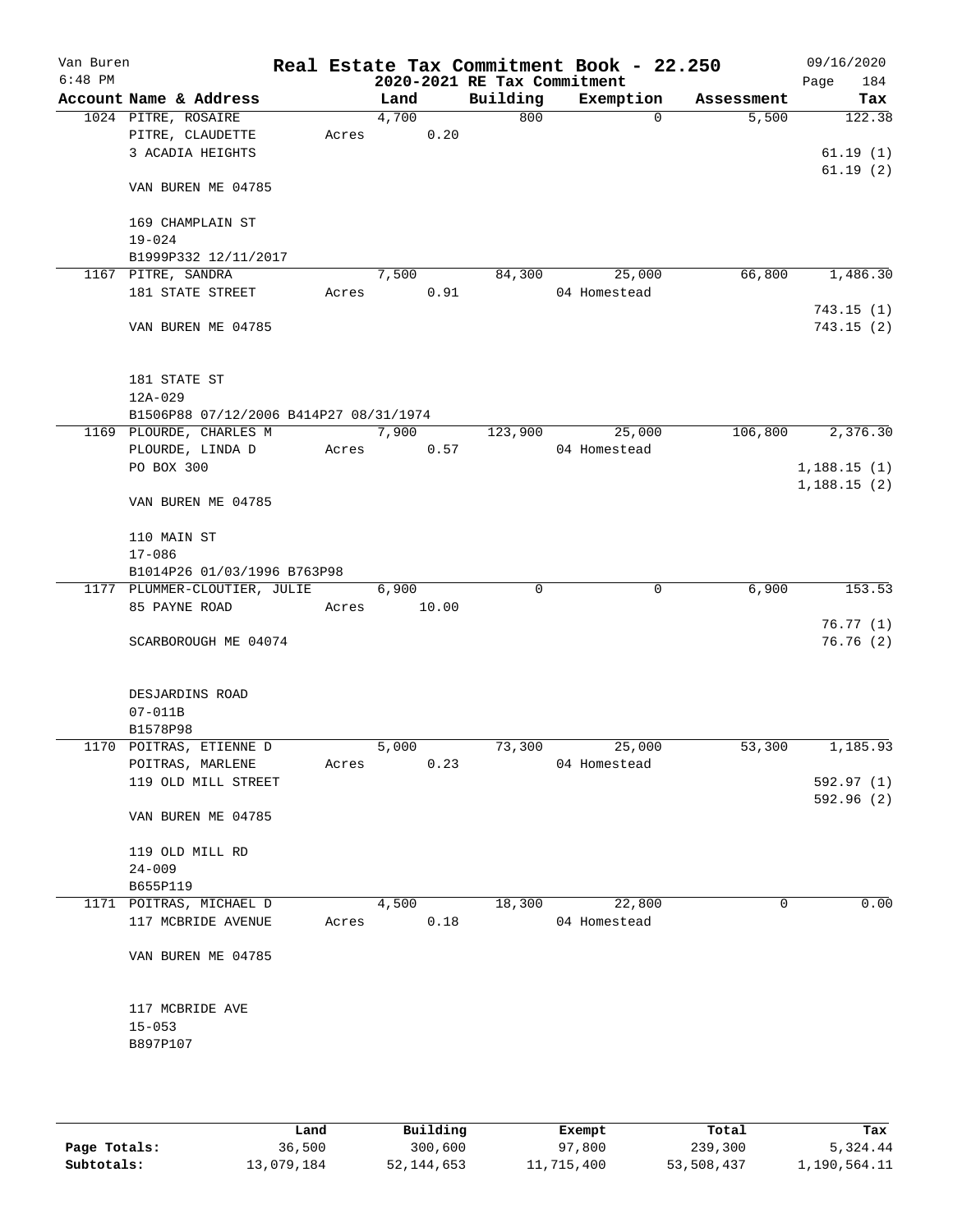Van Buren
6:48 PM

# Real Estate Tax Commitment Book - 22.250
## 2020-2021 RE Tax Commitment

09/16/2020
Page 184

| Account Name & Address | Land | Building | Exemption | Assessment | Tax |
|---|---|---|---|---|---|
| 1024 PITRE, ROSAIRE | 4,700 | 800 | 0 | 5,500 | 122.38 |
| PITRE, CLAUDETTE | Acres 0.20 | | | | |
| 3 ACADIA HEIGHTS | | | | | 61.19 (1) |
| | | | | | 61.19 (2) |
| VAN BUREN ME 04785 | | | | | |
| 169 CHAMPLAIN ST | | | | | |
| 19-024 | | | | | |
| B1999P332 12/11/2017 | | | | | |
| 1167 PITRE, SANDRA | 7,500 | 84,300 | 25,000 | 66,800 | 1,486.30 |
| 181 STATE STREET | Acres 0.91 | | 04 Homestead | | |
| | | | | | 743.15 (1) |
| VAN BUREN ME 04785 | | | | | 743.15 (2) |
| 181 STATE ST | | | | | |
| 12A-029 | | | | | |
| B1506P88 07/12/2006 B414P27 08/31/1974 | | | | | |
| 1169 PLOURDE, CHARLES M | 7,900 | 123,900 | 25,000 | 106,800 | 2,376.30 |
| PLOURDE, LINDA D | Acres 0.57 | | 04 Homestead | | |
| PO BOX 300 | | | | | 1,188.15 (1) |
| | | | | | 1,188.15 (2) |
| VAN BUREN ME 04785 | | | | | |
| 110 MAIN ST | | | | | |
| 17-086 | | | | | |
| B1014P26 01/03/1996 B763P98 | | | | | |
| 1177 PLUMMER-CLOUTIER, JULIE | 6,900 | 0 | 0 | 6,900 | 153.53 |
| 85 PAYNE ROAD | Acres 10.00 | | | | |
| | | | | | 76.77 (1) |
| SCARBOROUGH ME 04074 | | | | | 76.76 (2) |
| DESJARDINS ROAD | | | | | |
| 07-011B | | | | | |
| B1578P98 | | | | | |
| 1170 POITRAS, ETIENNE D | 5,000 | 73,300 | 25,000 | 53,300 | 1,185.93 |
| POITRAS, MARLENE | Acres 0.23 | | 04 Homestead | | |
| 119 OLD MILL STREET | | | | | 592.97 (1) |
| | | | | | 592.96 (2) |
| VAN BUREN ME 04785 | | | | | |
| 119 OLD MILL RD | | | | | |
| 24-009 | | | | | |
| B655P119 | | | | | |
| 1171 POITRAS, MICHAEL D | 4,500 | 18,300 | 22,800 | 0 | 0.00 |
| 117 MCBRIDE AVENUE | Acres 0.18 | | 04 Homestead | | |
| VAN BUREN ME 04785 | | | | | |
| 117 MCBRIDE AVE | | | | | |
| 15-053 | | | | | |
| B897P107 | | | | | |

| | Land | Building | Exempt | Total | Tax |
|---|---|---|---|---|---|
| Page Totals: | 36,500 | 300,600 | 97,800 | 239,300 | 5,324.44 |
| Subtotals: | 13,079,184 | 52,144,653 | 11,715,400 | 53,508,437 | 1,190,564.11 |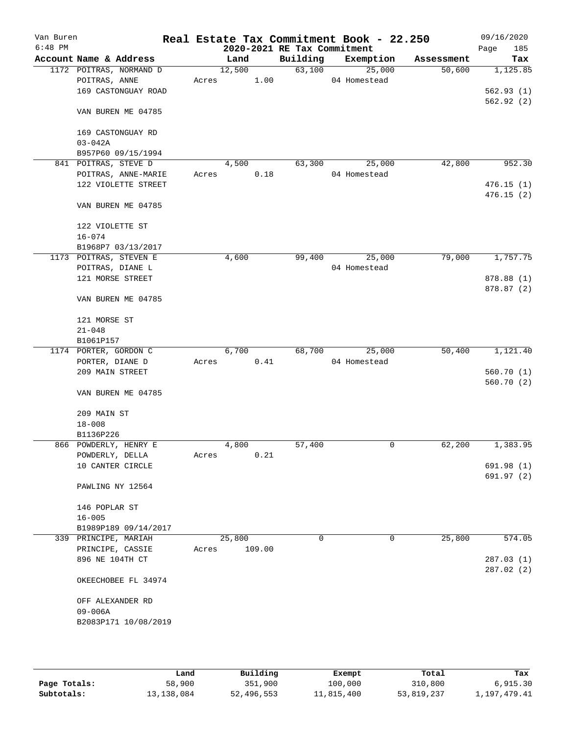# Real Estate Tax Commitment Book - 22.250

Van Buren
6:48 PM

2020-2021 RE Tax Commitment

09/16/2020

| Account Name & Address | Land | Building | Exemption | Assessment | Tax |
|---|---|---|---|---|---|
| 1172 POITRAS, NORMAND D | 12,500 | 63,100 | 25,000 | 50,600 | 1,125.85 |
| POITRAS, ANNE | Acres 1.00 | | 04 Homestead | | |
| 169 CASTONGUAY ROAD | | | | | 562.93 (1) |
| | | | | | 562.92 (2) |
| VAN BUREN ME 04785 | | | | | |
| 169 CASTONGUAY RD | | | | | |
| 03-042A | | | | | |
| B957P60 09/15/1994 | | | | | |
| 841 POITRAS, STEVE D | 4,500 | 63,300 | 25,000 | 42,800 | 952.30 |
| POITRAS, ANNE-MARIE | Acres 0.18 | | 04 Homestead | | |
| 122 VIOLETTE STREET | | | | | 476.15 (1) |
| | | | | | 476.15 (2) |
| VAN BUREN ME 04785 | | | | | |
| 122 VIOLETTE ST | | | | | |
| 16-074 | | | | | |
| B1968P7 03/13/2017 | | | | | |
| 1173 POITRAS, STEVEN E | 4,600 | 99,400 | 25,000 | 79,000 | 1,757.75 |
| POITRAS, DIANE L | | | 04 Homestead | | |
| 121 MORSE STREET | | | | | 878.88 (1) |
| | | | | | 878.87 (2) |
| VAN BUREN ME 04785 | | | | | |
| 121 MORSE ST | | | | | |
| 21-048 | | | | | |
| B1061P157 | | | | | |
| 1174 PORTER, GORDON C | 6,700 | 68,700 | 25,000 | 50,400 | 1,121.40 |
| PORTER, DIANE D | Acres 0.41 | | 04 Homestead | | |
| 209 MAIN STREET | | | | | 560.70 (1) |
| | | | | | 560.70 (2) |
| VAN BUREN ME 04785 | | | | | |
| 209 MAIN ST | | | | | |
| 18-008 | | | | | |
| B1136P226 | | | | | |
| 866 POWDERLY, HENRY E | 4,800 | 57,400 | 0 | 62,200 | 1,383.95 |
| POWDERLY, DELLA | Acres 0.21 | | | | |
| 10 CANTER CIRCLE | | | | | 691.98 (1) |
| | | | | | 691.97 (2) |
| PAWLING NY 12564 | | | | | |
| 146 POPLAR ST | | | | | |
| 16-005 | | | | | |
| B1989P189 09/14/2017 | | | | | |
| 339 PRINCIPE, MARIAH | 25,800 | 0 | 0 | 25,800 | 574.05 |
| PRINCIPE, CASSIE | Acres 109.00 | | | | |
| 896 NE 104TH CT | | | | | 287.03 (1) |
| | | | | | 287.02 (2) |
| OKEECHOBEE FL 34974 | | | | | |
| OFF ALEXANDER RD | | | | | |
| 09-006A | | | | | |
| B2083P171 10/08/2019 | | | | | |

| | Land | Building | Exempt | Total | Tax |
|---|---|---|---|---|---|
| Page Totals: | 58,900 | 351,900 | 100,000 | 310,800 | 6,915.30 |
| Subtotals: | 13,138,084 | 52,496,553 | 11,815,400 | 53,819,237 | 1,197,479.41 |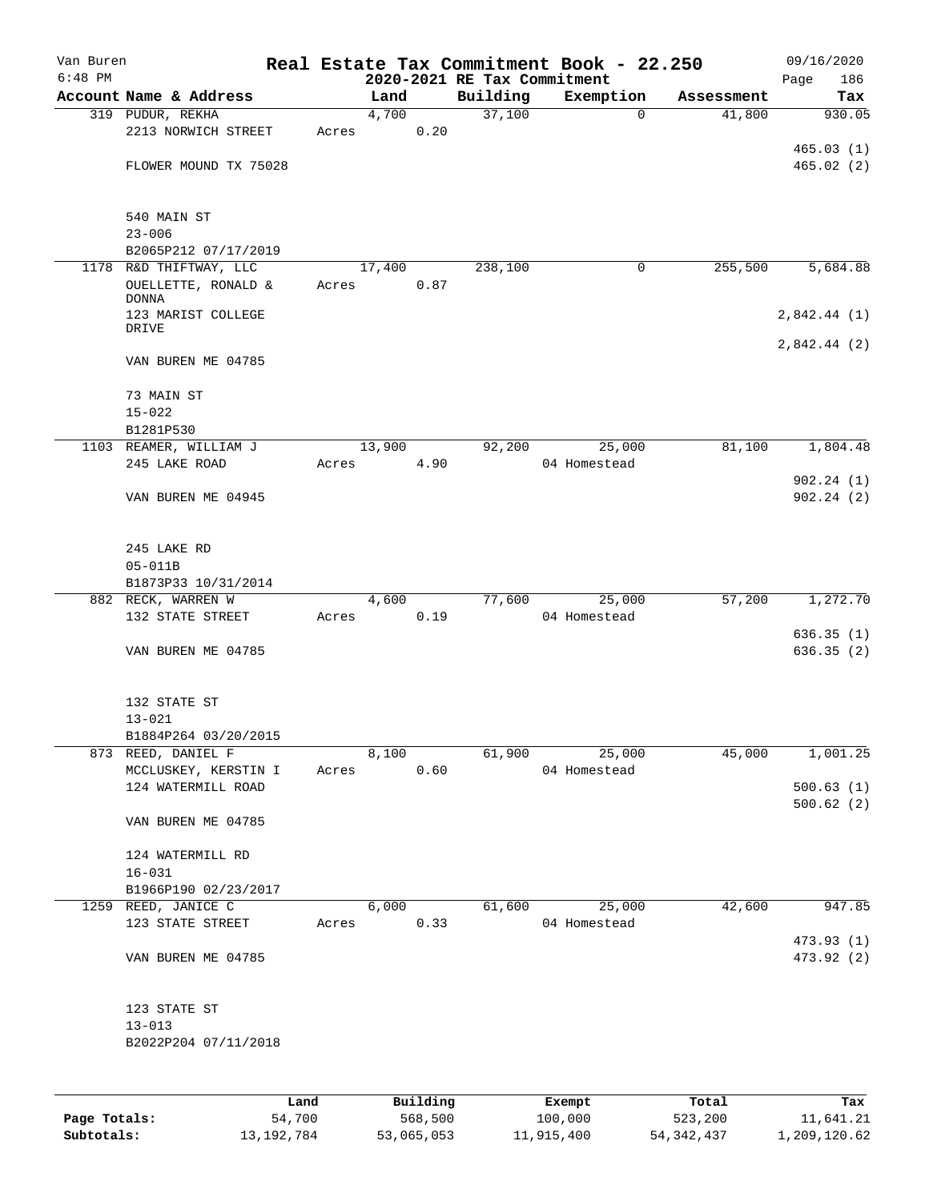Van Buren 6:48 PM

# Real Estate Tax Commitment Book - 22.250

## 2020-2021 RE Tax Commitment

09/16/2020 Page 186

| Account Name & Address | Land | Building | Exemption | Assessment | Tax |
|---|---|---|---|---|---|
| 319 PUDUR, REKHA | 4,700 | 37,100 | 0 | 41,800 | 930.05 |
| 2213 NORWICH STREET | Acres 0.20 | | | | |
| | | | | | 465.03 (1) |
| FLOWER MOUND TX 75028 | | | | | 465.02 (2) |
| 540 MAIN ST | | | | | |
| 23-006 | | | | | |
| B2065P212 07/17/2019 | | | | | |
| 1178 R&D THIFTWAY, LLC | 17,400 | 238,100 | 0 | 255,500 | 5,684.88 |
| OUELLETTE, RONALD & DONNA | Acres 0.87 | | | | |
| 123 MARIST COLLEGE DRIVE | | | | | 2,842.44 (1) |
| | | | | | 2,842.44 (2) |
| VAN BUREN ME 04785 | | | | | |
| 73 MAIN ST | | | | | |
| 15-022 | | | | | |
| B1281P530 | | | | | |
| 1103 REAMER, WILLIAM J | 13,900 | 92,200 | 25,000 | 81,100 | 1,804.48 |
| 245 LAKE ROAD | Acres 4.90 | | 04 Homestead | | |
| | | | | | 902.24 (1) |
| VAN BUREN ME 04945 | | | | | 902.24 (2) |
| 245 LAKE RD | | | | | |
| 05-011B | | | | | |
| B1873P33 10/31/2014 | | | | | |
| 882 RECK, WARREN W | 4,600 | 77,600 | 25,000 | 57,200 | 1,272.70 |
| 132 STATE STREET | Acres 0.19 | | 04 Homestead | | |
| | | | | | 636.35 (1) |
| VAN BUREN ME 04785 | | | | | 636.35 (2) |
| 132 STATE ST | | | | | |
| 13-021 | | | | | |
| B1884P264 03/20/2015 | | | | | |
| 873 REED, DANIEL F | 8,100 | 61,900 | 25,000 | 45,000 | 1,001.25 |
| MCCLUSKEY, KERSTIN I | Acres 0.60 | | 04 Homestead | | |
| 124 WATERMILL ROAD | | | | | 500.63 (1) |
| | | | | | 500.62 (2) |
| VAN BUREN ME 04785 | | | | | |
| 124 WATERMILL RD | | | | | |
| 16-031 | | | | | |
| B1966P190 02/23/2017 | | | | | |
| 1259 REED, JANICE C | 6,000 | 61,600 | 25,000 | 42,600 | 947.85 |
| 123 STATE STREET | Acres 0.33 | | 04 Homestead | | |
| | | | | | 473.93 (1) |
| VAN BUREN ME 04785 | | | | | 473.92 (2) |
| 123 STATE ST | | | | | |
| 13-013 | | | | | |
| B2022P204 07/11/2018 | | | | | |

| | Land | Building | Exempt | Total | Tax |
|---|---|---|---|---|---|
| Page Totals: | 54,700 | 568,500 | 100,000 | 523,200 | 11,641.21 |
| Subtotals: | 13,192,784 | 53,065,053 | 11,915,400 | 54,342,437 | 1,209,120.62 |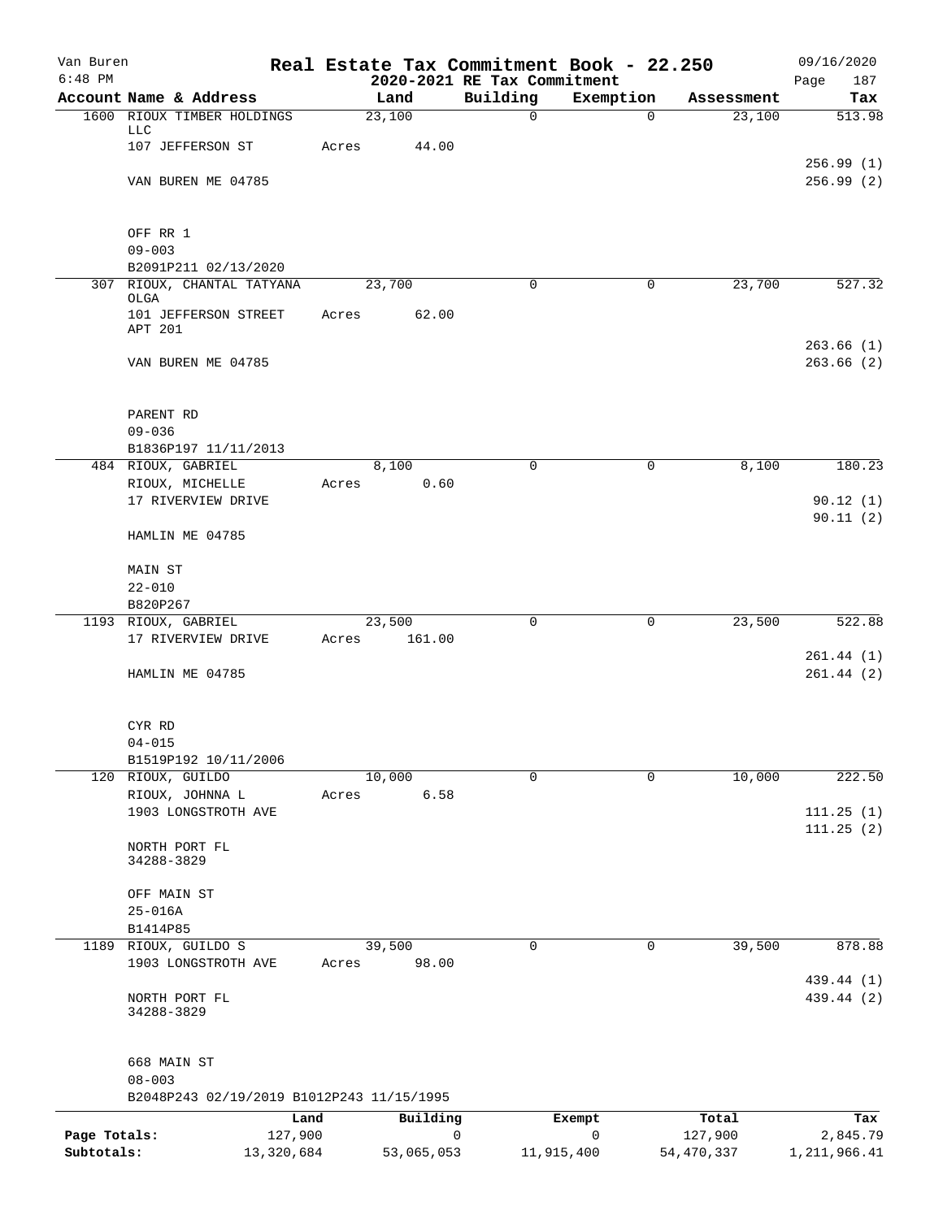Van Buren
6:48 PM

# Real Estate Tax Commitment Book - 22.250

## 2020-2021 RE Tax Commitment

09/16/2020

| Account | Name & Address | Land | Building | Exemption | Assessment | Tax |
|---|---|---|---|---|---|---|
| 1600 | RIOUX TIMBER HOLDINGS LLC<br>107 JEFFERSON ST<br><br>VAN BUREN ME 04785<br><br>OFF RR 1<br>09-003<br>B2091P211 02/13/2020 | 23,100<br>Acres 44.00 | 0 | 0 | 23,100 | 513.98<br><br>256.99 (1)<br>256.99 (2) |
| 307 | RIOUX, CHANTAL TATYANA OLGA<br>101 JEFFERSON STREET APT 201<br><br>VAN BUREN ME 04785<br><br>PARENT RD<br>09-036<br>B1836P197 11/11/2013 | 23,700<br>Acres 62.00 | 0 | 0 | 23,700 | 527.32<br><br>263.66 (1)<br>263.66 (2) |
| 484 | RIOUX, GABRIEL<br>RIOUX, MICHELLE<br>17 RIVERVIEW DRIVE<br><br>HAMLIN ME 04785<br><br>MAIN ST<br>22-010<br>B820P267 | 8,100<br>Acres 0.60 | 0 | 0 | 8,100 | 180.23<br><br>90.12 (1)<br>90.11 (2) |
| 1193 | RIOUX, GABRIEL<br>17 RIVERVIEW DRIVE<br><br>HAMLIN ME 04785<br><br>CYR RD<br>04-015<br>B1519P192 10/11/2006 | 23,500<br>Acres 161.00 | 0 | 0 | 23,500 | 522.88<br><br>261.44 (1)<br>261.44 (2) |
| 120 | RIOUX, GUILDO<br>RIOUX, JOHNNA L<br>1903 LONGSTROTH AVE<br><br>NORTH PORT FL 34288-3829<br><br>OFF MAIN ST<br>25-016A<br>B1414P85 | 10,000<br>Acres 6.58 | 0 | 0 | 10,000 | 222.50<br><br>111.25 (1)<br>111.25 (2) |
| 1189 | RIOUX, GUILDO S<br>1903 LONGSTROTH AVE<br><br>NORTH PORT FL 34288-3829<br><br>668 MAIN ST<br>08-003<br>B2048P243 02/19/2019 B1012P243 11/15/1995 | 39,500<br>Acres 98.00 | 0 | 0 | 39,500 | 878.88<br><br>439.44 (1)<br>439.44 (2) |

| | Land | Building | Exempt | Total | Tax |
|---|---|---|---|---|---|
| Page Totals: | 127,900 | 0 | 0 | 127,900 | 2,845.79 |
| Subtotals: | 13,320,684 | 53,065,053 | 11,915,400 | 54,470,337 | 1,211,966.41 |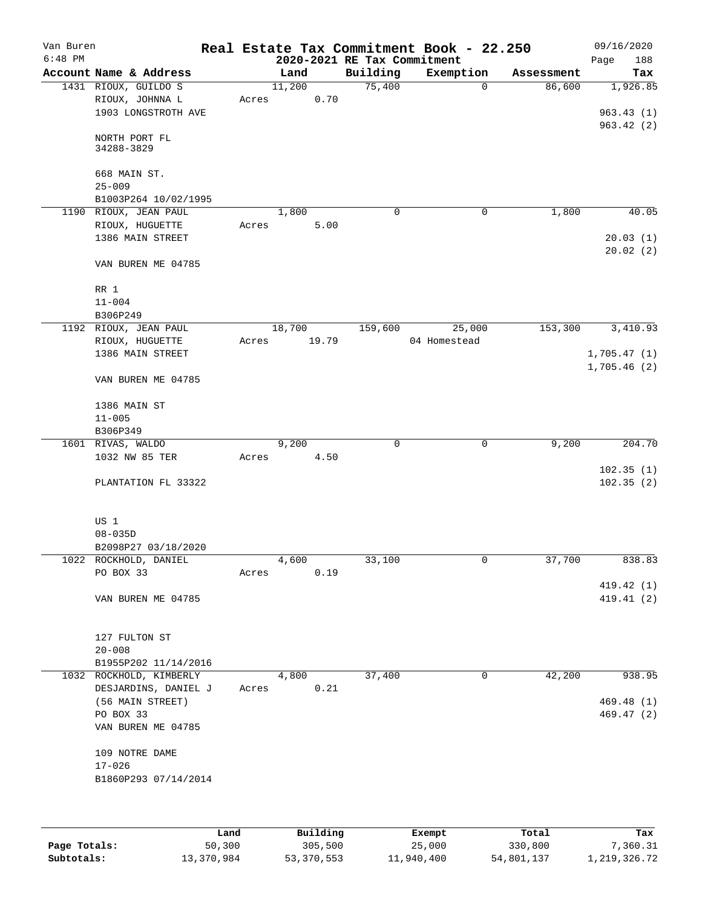Van Buren 6:48 PM

# Real Estate Tax Commitment Book - 22.250

## 2020-2021 RE Tax Commitment

09/16/2020

| Account | Name & Address | Land | Building | Exemption | Assessment | Tax |
|---|---|---|---|---|---|---|
| 1431 | RIOUX, GUILDO S<br>RIOUX, JOHNNA L<br>1903 LONGSTROTH AVE<br><br>NORTH PORT FL<br>34288-3829<br><br>668 MAIN ST.<br>25-009<br>B1003P264 10/02/1995 | 11,200<br>Acres 0.70 | 75,400 | 0 | 86,600 | 1,926.85<br><br>963.43 (1)<br>963.42 (2) |
| 1190 | RIOUX, JEAN PAUL<br>RIOUX, HUGUETTE<br>1386 MAIN STREET<br><br>VAN BUREN ME 04785<br><br>RR 1<br>11-004<br>B306P249 | 1,800<br>Acres 5.00 | 0 | 0 | 1,800 | 40.05<br><br>20.03 (1)<br>20.02 (2) |
| 1192 | RIOUX, JEAN PAUL<br>RIOUX, HUGUETTE<br>1386 MAIN STREET<br><br>VAN BUREN ME 04785<br><br>1386 MAIN ST<br>11-005<br>B306P349 | 18,700<br>Acres 19.79 | 159,600 | 25,000<br>04 Homestead | 153,300 | 3,410.93<br><br>1,705.47 (1)<br>1,705.46 (2) |
| 1601 | RIVAS, WALDO<br>1032 NW 85 TER<br><br>PLANTATION FL 33322<br><br>US 1<br>08-035D<br>B2098P27 03/18/2020 | 9,200<br>Acres 4.50 | 0 | 0 | 9,200 | 204.70<br><br>102.35 (1)<br>102.35 (2) |
| 1022 | ROCKHOLD, DANIEL<br>PO BOX 33<br><br>VAN BUREN ME 04785<br><br>127 FULTON ST<br>20-008<br>B1955P202 11/14/2016 | 4,600<br>Acres 0.19 | 33,100 | 0 | 37,700 | 838.83<br><br>419.42 (1)<br>419.41 (2) |
| 1032 | ROCKHOLD, KIMBERLY<br>DESJARDINS, DANIEL J<br>(56 MAIN STREET)<br>PO BOX 33<br>VAN BUREN ME 04785<br><br>109 NOTRE DAME<br>17-026<br>B1860P293 07/14/2014 | 4,800<br>Acres 0.21 | 37,400 | 0 | 42,200 | 938.95<br><br>469.48 (1)<br>469.47 (2) |

| | Land | Building | Exempt | Total | Tax |
|---|---|---|---|---|---|
| **Page Totals:** | 50,300 | 305,500 | 25,000 | 330,800 | 7,360.31 |
| **Subtotals:** | 13,370,984 | 53,370,553 | 11,940,400 | 54,801,137 | 1,219,326.72 |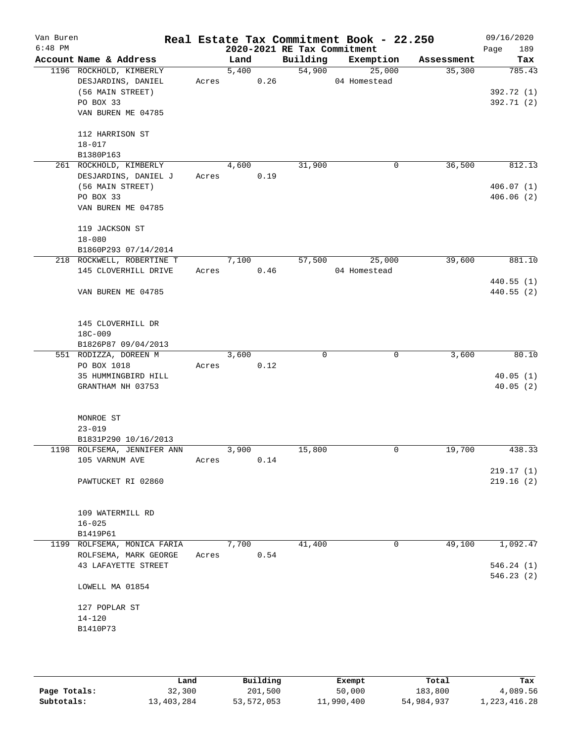Van Buren 6:48 PM

# Real Estate Tax Commitment Book - 22.250

## 2020-2021 RE Tax Commitment

09/16/2020

| Account Name & Address | Land | Building | Exemption | Assessment | Tax |
|---|---|---|---|---|---|
| 1196 ROCKHOLD, KIMBERLY<br>DESJARDINS, DANIEL<br>(56 MAIN STREET)<br>PO BOX 33<br>VAN BUREN ME 04785<br><br>112 HARRISON ST<br>18-017<br>B1380P163 | 5,400<br>Acres 0.26 | 54,900 | 25,000<br>04 Homestead | 35,300 | 785.43<br><br>392.72 (1)<br>392.71 (2) |
| 261 ROCKHOLD, KIMBERLY<br>DESJARDINS, DANIEL J<br>(56 MAIN STREET)<br>PO BOX 33<br>VAN BUREN ME 04785<br><br>119 JACKSON ST<br>18-080<br>B1860P293 07/14/2014 | 4,600<br>Acres 0.19 | 31,900 | 0 | 36,500 | 812.13<br><br>406.07 (1)<br>406.06 (2) |
| 218 ROCKWELL, ROBERTINE T<br>145 CLOVERHILL DRIVE<br><br>VAN BUREN ME 04785<br><br>145 CLOVERHILL DR<br>18C-009<br>B1826P87 09/04/2013 | 7,100<br>Acres 0.46 | 57,500 | 25,000<br>04 Homestead | 39,600 | 881.10<br><br>440.55 (1)<br>440.55 (2) |
| 551 RODIZZA, DOREEN M<br>PO BOX 1018<br>35 HUMMINGBIRD HILL<br>GRANTHAM NH 03753<br><br>MONROE ST<br>23-019<br>B1831P290 10/16/2013 | 3,600<br>Acres 0.12 | 0 | 0 | 3,600 | 80.10<br><br>40.05 (1)<br>40.05 (2) |
| 1198 ROLFSEMA, JENNIFER ANN<br>105 VARNUM AVE<br><br>PAWTUCKET RI 02860<br><br>109 WATERMILL RD<br>16-025<br>B1419P61 | 3,900<br>Acres 0.14 | 15,800 | 0 | 19,700 | 438.33<br><br>219.17 (1)<br>219.16 (2) |
| 1199 ROLFSEMA, MONICA FARIA<br>ROLFSEMA, MARK GEORGE<br>43 LAFAYETTE STREET<br><br>LOWELL MA 01854<br><br>127 POPLAR ST<br>14-120<br>B1410P73 | 7,700<br>Acres 0.54 | 41,400 | 0 | 49,100 | 1,092.47<br><br>546.24 (1)<br>546.23 (2) |

| | Land | Building | Exempt | Total | Tax |
|---|---|---|---|---|---|
| Page Totals: | 32,300 | 201,500 | 50,000 | 183,800 | 4,089.56 |
| Subtotals: | 13,403,284 | 53,572,053 | 11,990,400 | 54,984,937 | 1,223,416.28 |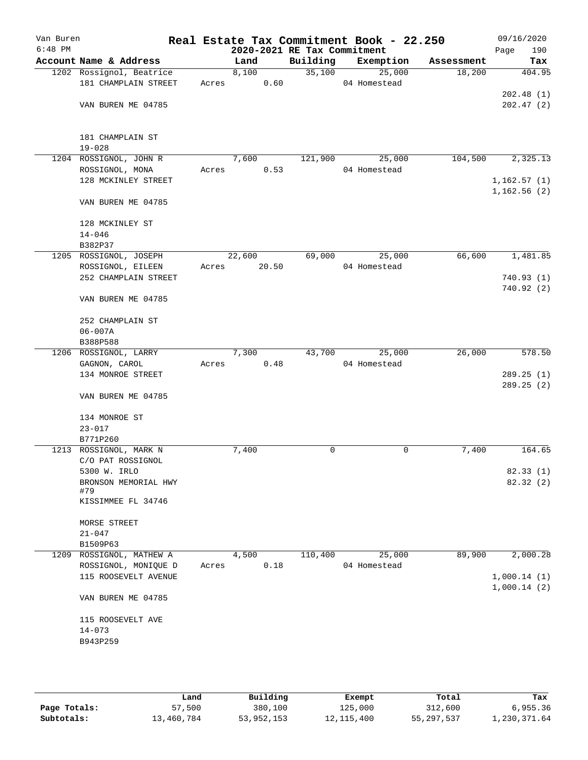# Real Estate Tax Commitment Book - 22.250

Van Buren
6:48 PM

2020-2021 RE Tax Commitment

09/16/2020
Page 190

| Account Name & Address | Land | Building | Exemption | Assessment | Tax |
|---|---|---|---|---|---|
| 1202 Rossignol, Beatrice | 8,100 | 35,100 | 25,000 | 18,200 | 404.95 |
| 181 CHAMPLAIN STREET | Acres 0.60 | | 04 Homestead | | |
| | | | | | 202.48 (1) |
| VAN BUREN ME 04785 | | | | | 202.47 (2) |
| 181 CHAMPLAIN ST | | | | | |
| 19-028 | | | | | |
| 1204 ROSSIGNOL, JOHN R | 7,600 | 121,900 | 25,000 | 104,500 | 2,325.13 |
| ROSSIGNOL, MONA | Acres 0.53 | | 04 Homestead | | |
| 128 MCKINLEY STREET | | | | | 1,162.57 (1) |
| | | | | | 1,162.56 (2) |
| VAN BUREN ME 04785 | | | | | |
| 128 MCKINLEY ST | | | | | |
| 14-046 | | | | | |
| B382P37 | | | | | |
| 1205 ROSSIGNOL, JOSEPH | 22,600 | 69,000 | 25,000 | 66,600 | 1,481.85 |
| ROSSIGNOL, EILEEN | Acres 20.50 | | 04 Homestead | | |
| 252 CHAMPLAIN STREET | | | | | 740.93 (1) |
| | | | | | 740.92 (2) |
| VAN BUREN ME 04785 | | | | | |
| 252 CHAMPLAIN ST | | | | | |
| 06-007A | | | | | |
| B388P588 | | | | | |
| 1206 ROSSIGNOL, LARRY | 7,300 | 43,700 | 25,000 | 26,000 | 578.50 |
| GAGNON, CAROL | Acres 0.48 | | 04 Homestead | | |
| 134 MONROE STREET | | | | | 289.25 (1) |
| | | | | | 289.25 (2) |
| VAN BUREN ME 04785 | | | | | |
| 134 MONROE ST | | | | | |
| 23-017 | | | | | |
| B771P260 | | | | | |
| 1213 ROSSIGNOL, MARK N | 7,400 | 0 | 0 | 7,400 | 164.65 |
| C/O PAT ROSSIGNOL | | | | | |
| 5300 W. IRLO | | | | | 82.33 (1) |
| BRONSON MEMORIAL HWY #79 | | | | | 82.32 (2) |
| KISSIMMEE FL 34746 | | | | | |
| MORSE STREET | | | | | |
| 21-047 | | | | | |
| B1509P63 | | | | | |
| 1209 ROSSIGNOL, MATHEW A | 4,500 | 110,400 | 25,000 | 89,900 | 2,000.28 |
| ROSSIGNOL, MONIQUE D | Acres 0.18 | | 04 Homestead | | |
| 115 ROOSEVELT AVENUE | | | | | 1,000.14 (1) |
| | | | | | 1,000.14 (2) |
| VAN BUREN ME 04785 | | | | | |
| 115 ROOSEVELT AVE | | | | | |
| 14-073 | | | | | |
| B943P259 | | | | | |

| | Land | Building | Exempt | Total | Tax |
|---|---|---|---|---|---|
| Page Totals: | 57,500 | 380,100 | 125,000 | 312,600 | 6,955.36 |
| Subtotals: | 13,460,784 | 53,952,153 | 12,115,400 | 55,297,537 | 1,230,371.64 |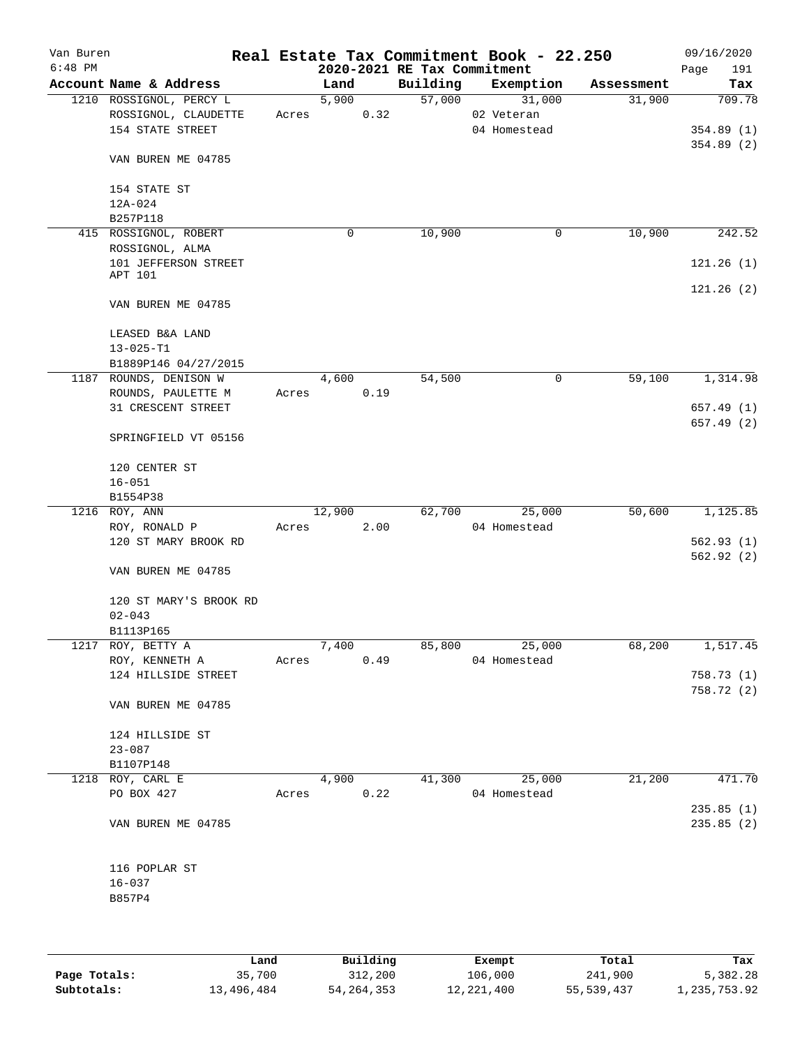Van Buren 6:48 PM

# Real Estate Tax Commitment Book - 22.250

2020-2021 RE Tax Commitment

09/16/2020 Page 191

| Account Name & Address | Land | Building | Exemption | Assessment | Tax |
|---|---|---|---|---|---|
| 1210 ROSSIGNOL, PERCY L | 5,900 | 57,000 | 31,000 | 31,900 | 709.78 |
| ROSSIGNOL, CLAUDETTE | Acres 0.32 | | 02 Veteran | | |
| 154 STATE STREET | | | 04 Homestead | | 354.89 (1) |
| | | | | | 354.89 (2) |
| VAN BUREN ME 04785 | | | | | |
| 154 STATE ST | | | | | |
| 12A-024 | | | | | |
| B257P118 | | | | | |
| 415 ROSSIGNOL, ROBERT | 0 | 10,900 | 0 | 10,900 | 242.52 |
| ROSSIGNOL, ALMA | | | | | |
| 101 JEFFERSON STREET | | | | | 121.26 (1) |
| APT 101 | | | | | 121.26 (2) |
| VAN BUREN ME 04785 | | | | | |
| LEASED B&A LAND | | | | | |
| 13-025-T1 | | | | | |
| B1889P146 04/27/2015 | | | | | |
| 1187 ROUNDS, DENISON W | 4,600 | 54,500 | 0 | 59,100 | 1,314.98 |
| ROUNDS, PAULETTE M | Acres 0.19 | | | | |
| 31 CRESCENT STREET | | | | | 657.49 (1) |
| | | | | | 657.49 (2) |
| SPRINGFIELD VT 05156 | | | | | |
| 120 CENTER ST | | | | | |
| 16-051 | | | | | |
| B1554P38 | | | | | |
| 1216 ROY, ANN | 12,900 | 62,700 | 25,000 | 50,600 | 1,125.85 |
| ROY, RONALD P | Acres 2.00 | | 04 Homestead | | |
| 120 ST MARY BROOK RD | | | | | 562.93 (1) |
| | | | | | 562.92 (2) |
| VAN BUREN ME 04785 | | | | | |
| 120 ST MARY'S BROOK RD | | | | | |
| 02-043 | | | | | |
| B1113P165 | | | | | |
| 1217 ROY, BETTY A | 7,400 | 85,800 | 25,000 | 68,200 | 1,517.45 |
| ROY, KENNETH A | Acres 0.49 | | 04 Homestead | | |
| 124 HILLSIDE STREET | | | | | 758.73 (1) |
| | | | | | 758.72 (2) |
| VAN BUREN ME 04785 | | | | | |
| 124 HILLSIDE ST | | | | | |
| 23-087 | | | | | |
| B1107P148 | | | | | |
| 1218 ROY, CARL E | 4,900 | 41,300 | 25,000 | 21,200 | 471.70 |
| PO BOX 427 | Acres 0.22 | | 04 Homestead | | |
| | | | | | 235.85 (1) |
| VAN BUREN ME 04785 | | | | | 235.85 (2) |
| 116 POPLAR ST | | | | | |
| 16-037 | | | | | |
| B857P4 | | | | | |

| | Land | Building | Exempt | Total | Tax |
|---|---|---|---|---|---|
| Page Totals: | 35,700 | 312,200 | 106,000 | 241,900 | 5,382.28 |
| Subtotals: | 13,496,484 | 54,264,353 | 12,221,400 | 55,539,437 | 1,235,753.92 |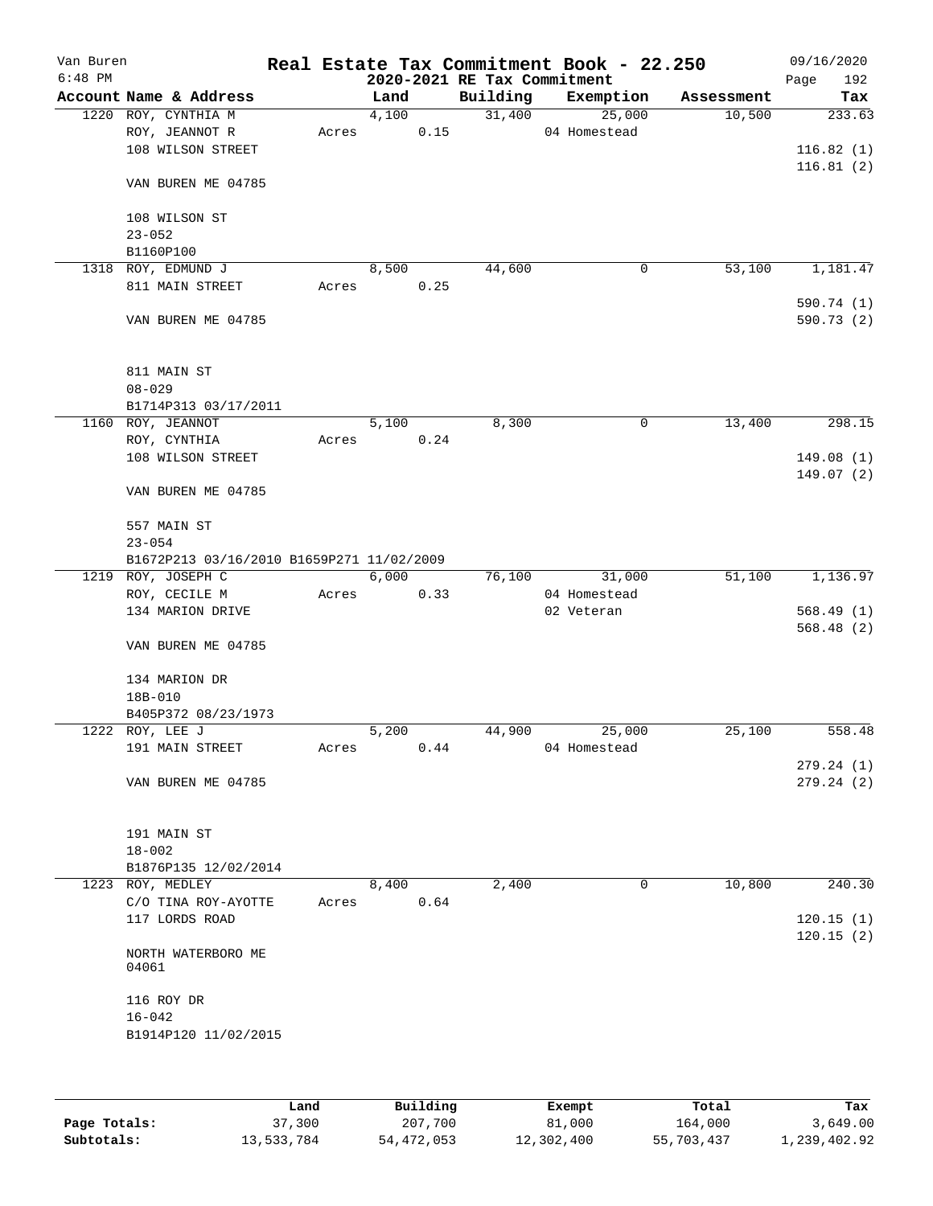Van Buren 6:48 PM

# Real Estate Tax Commitment Book - 22.250

## 2020-2021 RE Tax Commitment

09/16/2020 Page 192

| Account | Name & Address | Land | Building | Exemption | Assessment | Tax |
|---|---|---|---|---|---|---|
| 1220 | ROY, CYNTHIA M | 4,100 | 31,400 | 25,000 | 10,500 | 233.63 |
| | ROY, JEANNOT R | Acres 0.15 | | 04 Homestead | | |
| | 108 WILSON STREET | | | | | 116.82 (1) |
| | | | | | | 116.81 (2) |
| | VAN BUREN ME 04785 | | | | | |
| | 108 WILSON ST | | | | | |
| | 23-052 | | | | | |
| | B1160P100 | | | | | |
| 1318 | ROY, EDMUND J | 8,500 | 44,600 | 0 | 53,100 | 1,181.47 |
| | 811 MAIN STREET | Acres 0.25 | | | | |
| | | | | | | 590.74 (1) |
| | VAN BUREN ME 04785 | | | | | 590.73 (2) |
| | 811 MAIN ST | | | | | |
| | 08-029 | | | | | |
| | B1714P313 03/17/2011 | | | | | |
| 1160 | ROY, JEANNOT | 5,100 | 8,300 | 0 | 13,400 | 298.15 |
| | ROY, CYNTHIA | Acres 0.24 | | | | |
| | 108 WILSON STREET | | | | | 149.08 (1) |
| | | | | | | 149.07 (2) |
| | VAN BUREN ME 04785 | | | | | |
| | 557 MAIN ST | | | | | |
| | 23-054 | | | | | |
| | B1672P213 03/16/2010 B1659P271 11/02/2009 | | | | | |
| 1219 | ROY, JOSEPH C | 6,000 | 76,100 | 31,000 | 51,100 | 1,136.97 |
| | ROY, CECILE M | Acres 0.33 | | 04 Homestead | | |
| | 134 MARION DRIVE | | | 02 Veteran | | 568.49 (1) |
| | | | | | | 568.48 (2) |
| | VAN BUREN ME 04785 | | | | | |
| | 134 MARION DR | | | | | |
| | 18B-010 | | | | | |
| | B405P372 08/23/1973 | | | | | |
| 1222 | ROY, LEE J | 5,200 | 44,900 | 25,000 | 25,100 | 558.48 |
| | 191 MAIN STREET | Acres 0.44 | | 04 Homestead | | |
| | | | | | | 279.24 (1) |
| | VAN BUREN ME 04785 | | | | | 279.24 (2) |
| | 191 MAIN ST | | | | | |
| | 18-002 | | | | | |
| | B1876P135 12/02/2014 | | | | | |
| 1223 | ROY, MEDLEY | 8,400 | 2,400 | 0 | 10,800 | 240.30 |
| | C/O TINA ROY-AYOTTE | Acres 0.64 | | | | |
| | 117 LORDS ROAD | | | | | 120.15 (1) |
| | | | | | | 120.15 (2) |
| | NORTH WATERBORO ME 04061 | | | | | |
| | 116 ROY DR | | | | | |
| | 16-042 | | | | | |
| | B1914P120 11/02/2015 | | | | | |

| | Land | Building | Exempt | Total | Tax |
|---|---|---|---|---|---|
| Page Totals: | 37,300 | 207,700 | 81,000 | 164,000 | 3,649.00 |
| Subtotals: | 13,533,784 | 54,472,053 | 12,302,400 | 55,703,437 | 1,239,402.92 |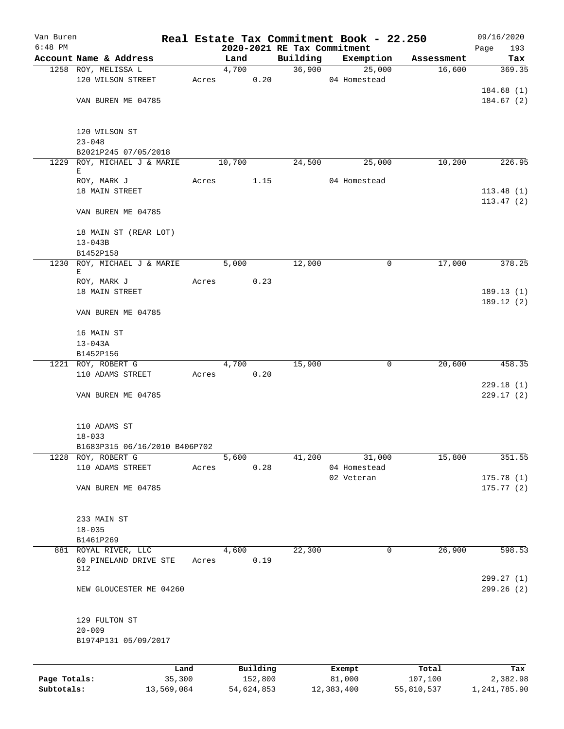Van Buren 6:48 PM

# Real Estate Tax Commitment Book - 22.250

## 2020-2021 RE Tax Commitment

09/16/2020

| Account Name & Address | Land | Building | Exemption | Assessment | Tax |
|---|---|---|---|---|---|
| 1258 ROY, MELISSA L | 4,700 | 36,900 | 25,000 | 16,600 | 369.35 |
| 120 WILSON STREET | Acres 0.20 | | 04 Homestead | | |
| | | | | | 184.68 (1) |
| VAN BUREN ME 04785 | | | | | 184.67 (2) |
| 120 WILSON ST | | | | | |
| 23-048 | | | | | |
| B2021P245 07/05/2018 | | | | | |
| 1229 ROY, MICHAEL J & MARIE E | 10,700 | 24,500 | 25,000 | 10,200 | 226.95 |
| ROY, MARK J | Acres 1.15 | | 04 Homestead | | |
| 18 MAIN STREET | | | | | 113.48 (1) |
| | | | | | 113.47 (2) |
| VAN BUREN ME 04785 | | | | | |
| 18 MAIN ST (REAR LOT) | | | | | |
| 13-043B | | | | | |
| B1452P158 | | | | | |
| 1230 ROY, MICHAEL J & MARIE E | 5,000 | 12,000 | 0 | 17,000 | 378.25 |
| ROY, MARK J | Acres 0.23 | | | | |
| 18 MAIN STREET | | | | | 189.13 (1) |
| | | | | | 189.12 (2) |
| VAN BUREN ME 04785 | | | | | |
| 16 MAIN ST | | | | | |
| 13-043A | | | | | |
| B1452P156 | | | | | |
| 1221 ROY, ROBERT G | 4,700 | 15,900 | 0 | 20,600 | 458.35 |
| 110 ADAMS STREET | Acres 0.20 | | | | |
| | | | | | 229.18 (1) |
| VAN BUREN ME 04785 | | | | | 229.17 (2) |
| 110 ADAMS ST | | | | | |
| 18-033 | | | | | |
| B1683P315 06/16/2010 B406P702 | | | | | |
| 1228 ROY, ROBERT G | 5,600 | 41,200 | 31,000 | 15,800 | 351.55 |
| 110 ADAMS STREET | Acres 0.28 | | 04 Homestead | | |
| | | | 02 Veteran | | 175.78 (1) |
| VAN BUREN ME 04785 | | | | | 175.77 (2) |
| 233 MAIN ST | | | | | |
| 18-035 | | | | | |
| B1461P269 | | | | | |
| 881 ROYAL RIVER, LLC | 4,600 | 22,300 | 0 | 26,900 | 598.53 |
| 60 PINELAND DRIVE STE 312 | Acres 0.19 | | | | |
| | | | | | 299.27 (1) |
| NEW GLOUCESTER ME 04260 | | | | | 299.26 (2) |
| 129 FULTON ST | | | | | |
| 20-009 | | | | | |
| B1974P131 05/09/2017 | | | | | |

| | Land | Building | Exempt | Total | Tax |
|---|---|---|---|---|---|
| Page Totals: | 35,300 | 152,800 | 81,000 | 107,100 | 2,382.98 |
| Subtotals: | 13,569,084 | 54,624,853 | 12,383,400 | 55,810,537 | 1,241,785.90 |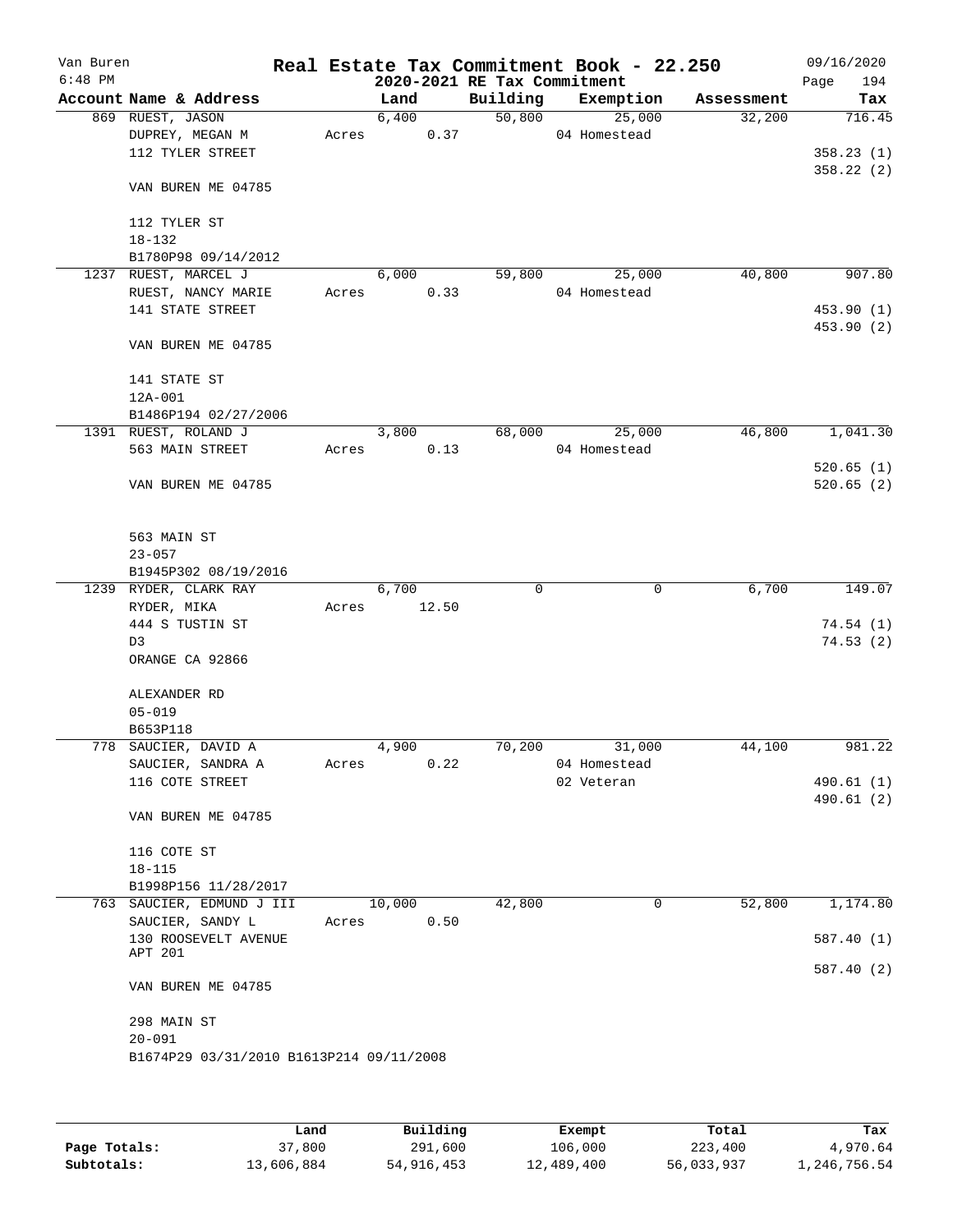Van Buren
6:48 PM

# Real Estate Tax Commitment Book - 22.250
## 2020-2021 RE Tax Commitment

09/16/2020

| Account | Name & Address | Land | Building | Exemption | Assessment | Tax |
|---|---|---|---|---|---|---|
| 869 | RUEST, JASON<br>DUPREY, MEGAN M<br>112 TYLER STREET<br><br>VAN BUREN ME 04785<br><br>112 TYLER ST<br>18-132<br>B1780P98 09/14/2012 | 6,400<br>Acres 0.37 | 50,800 | 25,000<br>04 Homestead | 32,200 | 716.45<br><br>358.23 (1)<br>358.22 (2) |
| 1237 | RUEST, MARCEL J<br>RUEST, NANCY MARIE<br>141 STATE STREET<br><br>VAN BUREN ME 04785<br><br>141 STATE ST<br>12A-001<br>B1486P194 02/27/2006 | 6,000<br>Acres 0.33 | 59,800 | 25,000<br>04 Homestead | 40,800 | 907.80<br><br>453.90 (1)<br>453.90 (2) |
| 1391 | RUEST, ROLAND J<br>563 MAIN STREET<br><br>VAN BUREN ME 04785<br><br>563 MAIN ST<br>23-057<br>B1945P302 08/19/2016 | 3,800<br>Acres 0.13 | 68,000 | 25,000<br>04 Homestead | 46,800 | 1,041.30<br><br>520.65 (1)<br>520.65 (2) |
| 1239 | RYDER, CLARK RAY<br>RYDER, MIKA<br>444 S TUSTIN ST<br>D3<br>ORANGE CA 92866<br><br>ALEXANDER RD<br>05-019<br>B653P118 | 6,700<br>Acres 12.50 | 0 | 0 | 6,700 | 149.07<br><br>74.54 (1)<br>74.53 (2) |
| 778 | SAUCIER, DAVID A<br>SAUCIER, SANDRA A<br>116 COTE STREET<br><br>VAN BUREN ME 04785<br><br>116 COTE ST<br>18-115<br>B1998P156 11/28/2017 | 4,900<br>Acres 0.22 | 70,200 | 31,000<br>04 Homestead<br>02 Veteran | 44,100 | 981.22<br><br>490.61 (1)<br>490.61 (2) |
| 763 | SAUCIER, EDMUND J III<br>SAUCIER, SANDY L<br>130 ROOSEVELT AVENUE<br>APT 201<br>VAN BUREN ME 04785<br><br>298 MAIN ST<br>20-091<br>B1674P29 03/31/2010 B1613P214 09/11/2008 | 10,000<br>Acres 0.50 | 42,800 | 0 | 52,800 | 1,174.80<br><br>587.40 (1)<br>587.40 (2) |

| | Land | Building | Exempt | Total | Tax |
|---|---|---|---|---|---|
| Page Totals: | 37,800 | 291,600 | 106,000 | 223,400 | 4,970.64 |
| Subtotals: | 13,606,884 | 54,916,453 | 12,489,400 | 56,033,937 | 1,246,756.54 |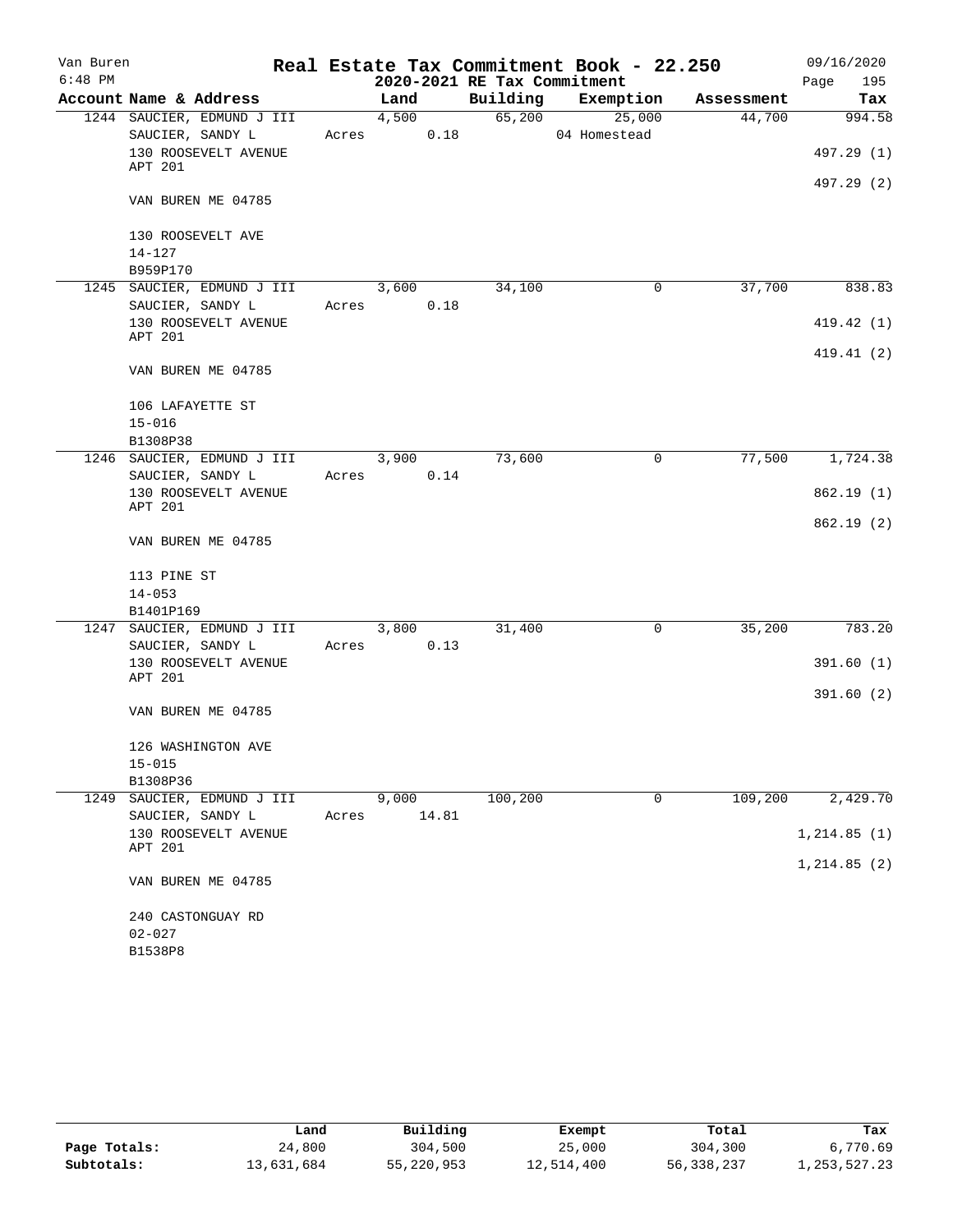Van Buren
6:48 PM

# Real Estate Tax Commitment Book - 22.250

## 2020-2021 RE Tax Commitment

09/16/2020

| Account Name & Address | Land | Building | Exemption | Assessment | Tax |
|---|---|---|---|---|---|
| 1244 SAUCIER, EDMUND J III | 4,500 | 65,200 | 25,000 | 44,700 | 994.58 |
| SAUCIER, SANDY L | Acres 0.18 | | 04 Homestead | | |
| 130 ROOSEVELT AVENUE APT 201 | | | | | 497.29 (1) |
| VAN BUREN ME 04785 | | | | | 497.29 (2) |
| 130 ROOSEVELT AVE | | | | | |
| 14-127 | | | | | |
| B959P170 | | | | | |
| 1245 SAUCIER, EDMUND J III | 3,600 | 34,100 | 0 | 37,700 | 838.83 |
| SAUCIER, SANDY L | Acres 0.18 | | | | |
| 130 ROOSEVELT AVENUE APT 201 | | | | | 419.42 (1) |
| VAN BUREN ME 04785 | | | | | 419.41 (2) |
| 106 LAFAYETTE ST | | | | | |
| 15-016 | | | | | |
| B1308P38 | | | | | |
| 1246 SAUCIER, EDMUND J III | 3,900 | 73,600 | 0 | 77,500 | 1,724.38 |
| SAUCIER, SANDY L | Acres 0.14 | | | | |
| 130 ROOSEVELT AVENUE APT 201 | | | | | 862.19 (1) |
| VAN BUREN ME 04785 | | | | | 862.19 (2) |
| 113 PINE ST | | | | | |
| 14-053 | | | | | |
| B1401P169 | | | | | |
| 1247 SAUCIER, EDMUND J III | 3,800 | 31,400 | 0 | 35,200 | 783.20 |
| SAUCIER, SANDY L | Acres 0.13 | | | | |
| 130 ROOSEVELT AVENUE APT 201 | | | | | 391.60 (1) |
| VAN BUREN ME 04785 | | | | | 391.60 (2) |
| 126 WASHINGTON AVE | | | | | |
| 15-015 | | | | | |
| B1308P36 | | | | | |
| 1249 SAUCIER, EDMUND J III | 9,000 | 100,200 | 0 | 109,200 | 2,429.70 |
| SAUCIER, SANDY L | Acres 14.81 | | | | |
| 130 ROOSEVELT AVENUE APT 201 | | | | | 1,214.85 (1) |
| VAN BUREN ME 04785 | | | | | 1,214.85 (2) |
| 240 CASTONGUAY RD | | | | | |
| 02-027 | | | | | |
| B1538P8 | | | | | |

| | Land | Building | Exempt | Total | Tax |
|---|---|---|---|---|---|
| Page Totals: | 24,800 | 304,500 | 25,000 | 304,300 | 6,770.69 |
| Subtotals: | 13,631,684 | 55,220,953 | 12,514,400 | 56,338,237 | 1,253,527.23 |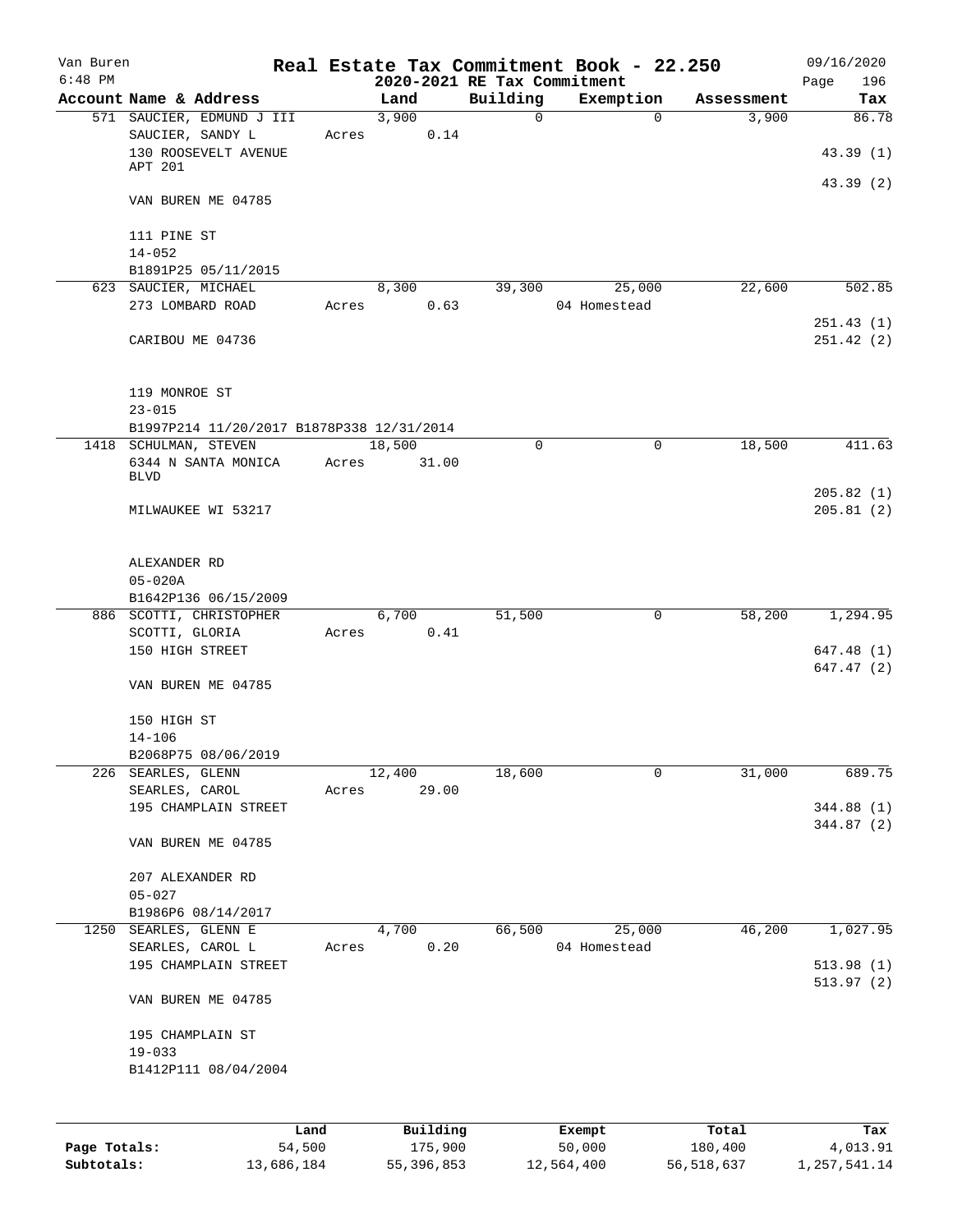# Real Estate Tax Commitment Book - 22.250

Van Buren
6:48 PM

2020-2021 RE Tax Commitment

09/16/2020

| Account Name & Address | Land | Building | Exemption | Assessment | Tax |
|---|---|---|---|---|---|
| 571 SAUCIER, EDMUND J III | 3,900 | 0 | 0 | 3,900 | 86.78 |
| SAUCIER, SANDY L | Acres 0.14 | | | | |
| 130 ROOSEVELT AVENUE APT 201 | | | | | 43.39 (1) |
| | | | | | 43.39 (2) |
| VAN BUREN ME 04785 | | | | | |
| 111 PINE ST | | | | | |
| 14-052 | | | | | |
| B1891P25 05/11/2015 | | | | | |
| 623 SAUCIER, MICHAEL | 8,300 | 39,300 | 25,000 | 22,600 | 502.85 |
| 273 LOMBARD ROAD | Acres 0.63 | | 04 Homestead | | |
| | | | | | 251.43 (1) |
| CARIBOU ME 04736 | | | | | 251.42 (2) |
| 119 MONROE ST | | | | | |
| 23-015 | | | | | |
| B1997P214 11/20/2017 B1878P338 12/31/2014 | | | | | |
| 1418 SCHULMAN, STEVEN | 18,500 | 0 | 0 | 18,500 | 411.63 |
| 6344 N SANTA MONICA BLVD | Acres 31.00 | | | | |
| | | | | | 205.82 (1) |
| MILWAUKEE WI 53217 | | | | | 205.81 (2) |
| ALEXANDER RD | | | | | |
| 05-020A | | | | | |
| B1642P136 06/15/2009 | | | | | |
| 886 SCOTTI, CHRISTOPHER | 6,700 | 51,500 | 0 | 58,200 | 1,294.95 |
| SCOTTI, GLORIA | Acres 0.41 | | | | |
| 150 HIGH STREET | | | | | 647.48 (1) |
| | | | | | 647.47 (2) |
| VAN BUREN ME 04785 | | | | | |
| 150 HIGH ST | | | | | |
| 14-106 | | | | | |
| B2068P75 08/06/2019 | | | | | |
| 226 SEARLES, GLENN | 12,400 | 18,600 | 0 | 31,000 | 689.75 |
| SEARLES, CAROL | Acres 29.00 | | | | |
| 195 CHAMPLAIN STREET | | | | | 344.88 (1) |
| | | | | | 344.87 (2) |
| VAN BUREN ME 04785 | | | | | |
| 207 ALEXANDER RD | | | | | |
| 05-027 | | | | | |
| B1986P6 08/14/2017 | | | | | |
| 1250 SEARLES, GLENN E | 4,700 | 66,500 | 25,000 | 46,200 | 1,027.95 |
| SEARLES, CAROL L | Acres 0.20 | | 04 Homestead | | |
| 195 CHAMPLAIN STREET | | | | | 513.98 (1) |
| | | | | | 513.97 (2) |
| VAN BUREN ME 04785 | | | | | |
| 195 CHAMPLAIN ST | | | | | |
| 19-033 | | | | | |
| B1412P111 08/04/2004 | | | | | |

| | Land | Building | Exempt | Total | Tax |
|---|---|---|---|---|---|
| Page Totals: | 54,500 | 175,900 | 50,000 | 180,400 | 4,013.91 |
| Subtotals: | 13,686,184 | 55,396,853 | 12,564,400 | 56,518,637 | 1,257,541.14 |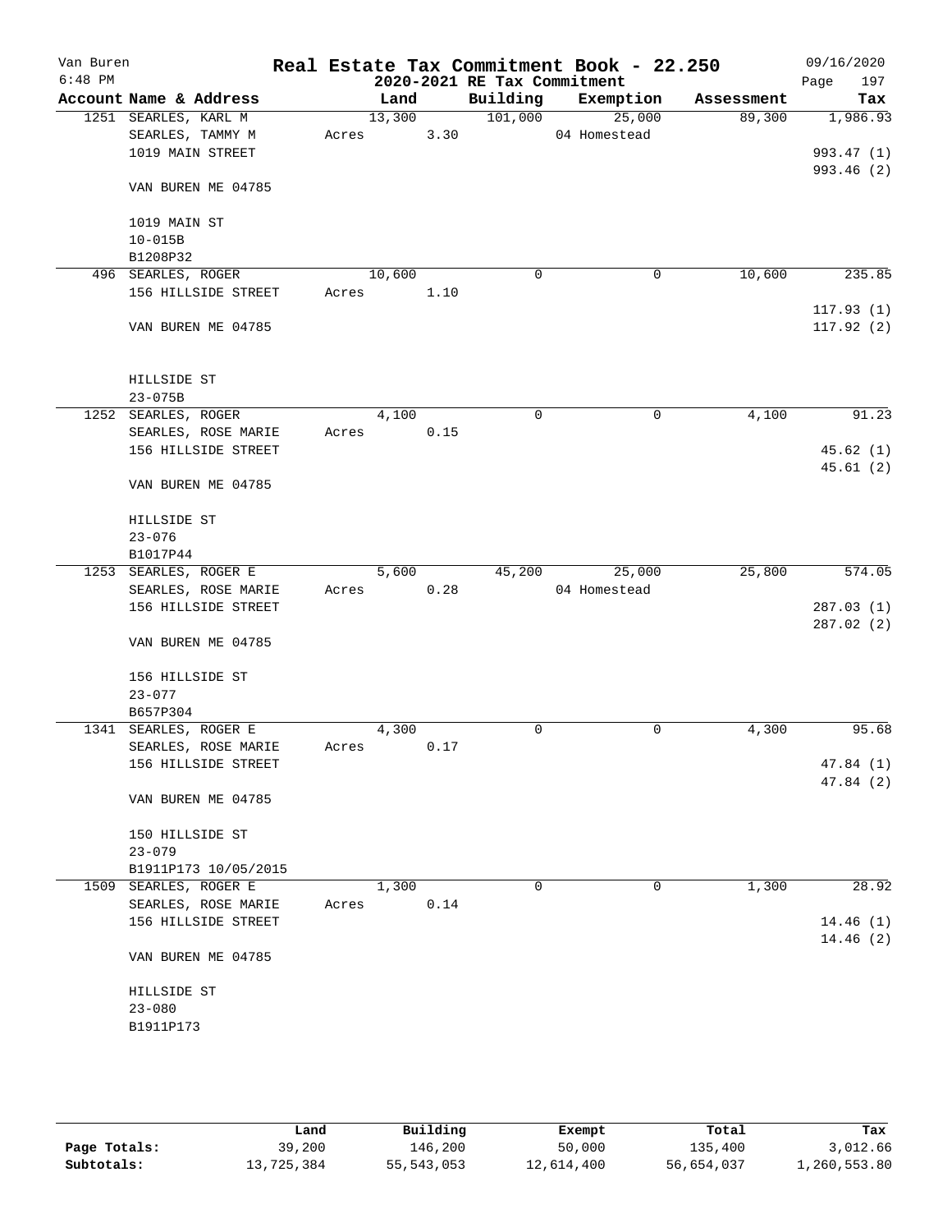# Real Estate Tax Commitment Book - 22.250

Van Buren
6:48 PM

2020-2021 RE Tax Commitment

09/16/2020

| Account Name & Address | Land | Building | Exemption | Assessment | Tax |
|---|---|---|---|---|---|
| 1251 SEARLES, KARL M | 13,300 | 101,000 | 25,000 | 89,300 | 1,986.93 |
| SEARLES, TAMMY M | Acres 3.30 | | 04 Homestead | | |
| 1019 MAIN STREET | | | | | 993.47 (1) |
| | | | | | 993.46 (2) |
| VAN BUREN ME 04785 | | | | | |
| 1019 MAIN ST | | | | | |
| 10-015B | | | | | |
| B1208P32 | | | | | |
| 496 SEARLES, ROGER | 10,600 | 0 | 0 | 10,600 | 235.85 |
| 156 HILLSIDE STREET | Acres 1.10 | | | | |
| | | | | | 117.93 (1) |
| VAN BUREN ME 04785 | | | | | 117.92 (2) |
| HILLSIDE ST | | | | | |
| 23-075B | | | | | |
| 1252 SEARLES, ROGER | 4,100 | 0 | 0 | 4,100 | 91.23 |
| SEARLES, ROSE MARIE | Acres 0.15 | | | | |
| 156 HILLSIDE STREET | | | | | 45.62 (1) |
| | | | | | 45.61 (2) |
| VAN BUREN ME 04785 | | | | | |
| HILLSIDE ST | | | | | |
| 23-076 | | | | | |
| B1017P44 | | | | | |
| 1253 SEARLES, ROGER E | 5,600 | 45,200 | 25,000 | 25,800 | 574.05 |
| SEARLES, ROSE MARIE | Acres 0.28 | | 04 Homestead | | |
| 156 HILLSIDE STREET | | | | | 287.03 (1) |
| | | | | | 287.02 (2) |
| VAN BUREN ME 04785 | | | | | |
| 156 HILLSIDE ST | | | | | |
| 23-077 | | | | | |
| B657P304 | | | | | |
| 1341 SEARLES, ROGER E | 4,300 | 0 | 0 | 4,300 | 95.68 |
| SEARLES, ROSE MARIE | Acres 0.17 | | | | |
| 156 HILLSIDE STREET | | | | | 47.84 (1) |
| | | | | | 47.84 (2) |
| VAN BUREN ME 04785 | | | | | |
| 150 HILLSIDE ST | | | | | |
| 23-079 | | | | | |
| B1911P173 10/05/2015 | | | | | |
| 1509 SEARLES, ROGER E | 1,300 | 0 | 0 | 1,300 | 28.92 |
| SEARLES, ROSE MARIE | Acres 0.14 | | | | |
| 156 HILLSIDE STREET | | | | | 14.46 (1) |
| | | | | | 14.46 (2) |
| VAN BUREN ME 04785 | | | | | |
| HILLSIDE ST | | | | | |
| 23-080 | | | | | |
| B1911P173 | | | | | |

| | Land | Building | Exempt | Total | Tax |
|---|---|---|---|---|---|
| Page Totals: | 39,200 | 146,200 | 50,000 | 135,400 | 3,012.66 |
| Subtotals: | 13,725,384 | 55,543,053 | 12,614,400 | 56,654,037 | 1,260,553.80 |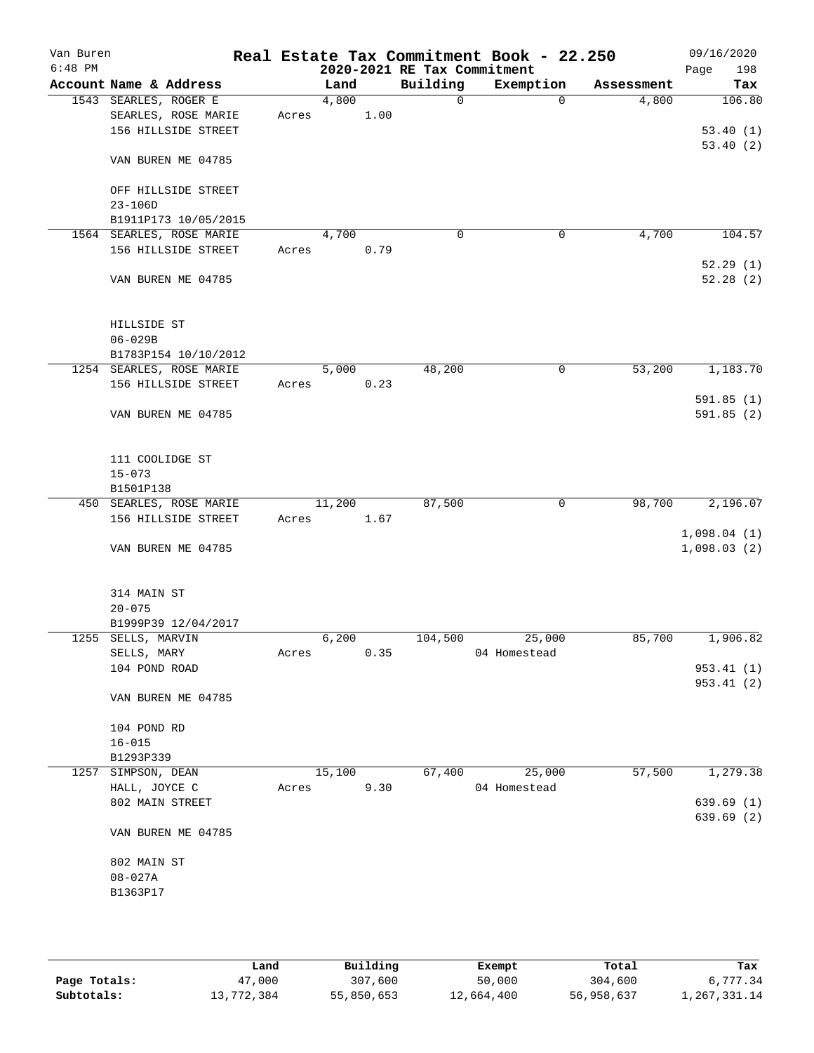Van Buren
6:48 PM

# Real Estate Tax Commitment Book - 22.250

## 2020-2021 RE Tax Commitment

09/16/2020

| Account | Name & Address | Land | Building | Exemption | Assessment | Tax |
|---|---|---|---|---|---|---|
| 1543 | SEARLES, ROGER E<br>SEARLES, ROSE MARIE<br>156 HILLSIDE STREET<br><br>VAN BUREN ME 04785<br><br>OFF HILLSIDE STREET<br>23-106D<br>B1911P173 10/05/2015 | 4,800<br>Acres 1.00 | 0 | 0 | 4,800 | 106.80<br><br>53.40 (1)<br>53.40 (2) |
| 1564 | SEARLES, ROSE MARIE<br>156 HILLSIDE STREET<br><br>VAN BUREN ME 04785<br><br>HILLSIDE ST<br>06-029B<br>B1783P154 10/10/2012 | 4,700<br>Acres 0.79 | 0 | 0 | 4,700 | 104.57<br><br>52.29 (1)<br>52.28 (2) |
| 1254 | SEARLES, ROSE MARIE<br>156 HILLSIDE STREET<br><br>VAN BUREN ME 04785<br><br>111 COOLIDGE ST<br>15-073<br>B1501P138 | 5,000<br>Acres 0.23 | 48,200 | 0 | 53,200 | 1,183.70<br><br>591.85 (1)<br>591.85 (2) |
| 450 | SEARLES, ROSE MARIE<br>156 HILLSIDE STREET<br><br>VAN BUREN ME 04785<br><br>314 MAIN ST<br>20-075<br>B1999P39 12/04/2017 | 11,200<br>Acres 1.67 | 87,500 | 0 | 98,700 | 2,196.07<br><br>1,098.04 (1)<br>1,098.03 (2) |
| 1255 | SELLS, MARVIN<br>SELLS, MARY<br>104 POND ROAD<br><br>VAN BUREN ME 04785<br><br>104 POND RD<br>16-015<br>B1293P339 | 6,200<br>Acres 0.35 | 104,500 | 25,000<br>04 Homestead | 85,700 | 1,906.82<br><br>953.41 (1)<br>953.41 (2) |
| 1257 | SIMPSON, DEAN<br>HALL, JOYCE C<br>802 MAIN STREET<br><br>VAN BUREN ME 04785<br><br>802 MAIN ST<br>08-027A<br>B1363P17 | 15,100<br>Acres 9.30 | 67,400 | 25,000<br>04 Homestead | 57,500 | 1,279.38<br><br>639.69 (1)<br>639.69 (2) |

| | Land | Building | Exempt | Total | Tax |
|---|---|---|---|---|---|
| **Page Totals:** | 47,000 | 307,600 | 50,000 | 304,600 | 6,777.34 |
| **Subtotals:** | 13,772,384 | 55,850,653 | 12,664,400 | 56,958,637 | 1,267,331.14 |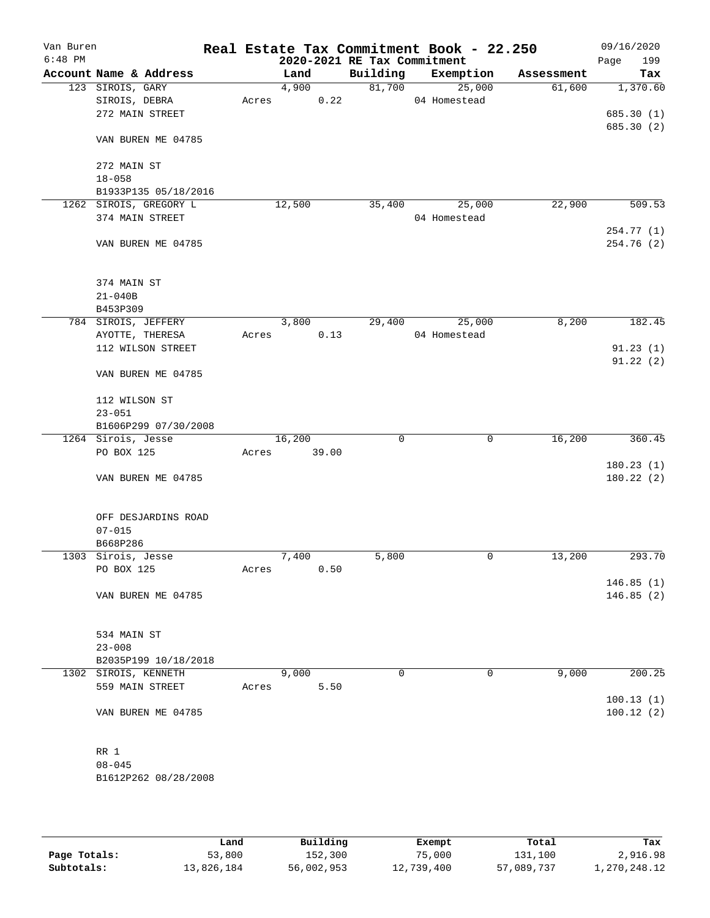Van Buren
6:48 PM

# Real Estate Tax Commitment Book - 22.250

## 2020-2021 RE Tax Commitment

09/16/2020
Page 199

| Account | Name & Address | Land | Building | Exemption | Assessment | Tax |
|---|---|---|---|---|---|---|
| 123 | SIROIS, GARY<br>SIROIS, DEBRA<br>272 MAIN STREET<br><br>VAN BUREN ME 04785<br><br>272 MAIN ST<br>18-058<br>B1933P135 05/18/2016 | 4,900<br>Acres 0.22 | 81,700 | 25,000<br>04 Homestead | 61,600 | 1,370.60<br><br>685.30 (1)<br>685.30 (2) |
| 1262 | SIROIS, GREGORY L<br>374 MAIN STREET<br><br>VAN BUREN ME 04785<br><br>374 MAIN ST<br>21-040B<br>B453P309 | 12,500 | 35,400 | 25,000<br>04 Homestead | 22,900 | 509.53<br><br>254.77 (1)<br>254.76 (2) |
| 784 | SIROIS, JEFFERY<br>AYOTTE, THERESA<br>112 WILSON STREET<br><br>VAN BUREN ME 04785<br><br>112 WILSON ST<br>23-051<br>B1606P299 07/30/2008 | 3,800<br>Acres 0.13 | 29,400 | 25,000<br>04 Homestead | 8,200 | 182.45<br><br>91.23 (1)<br>91.22 (2) |
| 1264 | Sirois, Jesse<br>PO BOX 125<br><br>VAN BUREN ME 04785<br><br>OFF DESJARDINS ROAD<br>07-015<br>B668P286 | 16,200<br>Acres 39.00 | 0 | 0 | 16,200 | 360.45<br><br>180.23 (1)<br>180.22 (2) |
| 1303 | Sirois, Jesse<br>PO BOX 125<br><br>VAN BUREN ME 04785<br><br>534 MAIN ST<br>23-008<br>B2035P199 10/18/2018 | 7,400<br>Acres 0.50 | 5,800 | 0 | 13,200 | 293.70<br><br>146.85 (1)<br>146.85 (2) |
| 1302 | SIROIS, KENNETH<br>559 MAIN STREET<br><br>VAN BUREN ME 04785<br><br>RR 1<br>08-045<br>B1612P262 08/28/2008 | 9,000<br>Acres 5.50 | 0 | 0 | 9,000 | 200.25<br><br>100.13 (1)<br>100.12 (2) |

| | Land | Building | Exempt | Total | Tax |
|---|---|---|---|---|---|
| Page Totals: | 53,800 | 152,300 | 75,000 | 131,100 | 2,916.98 |
| Subtotals: | 13,826,184 | 56,002,953 | 12,739,400 | 57,089,737 | 1,270,248.12 |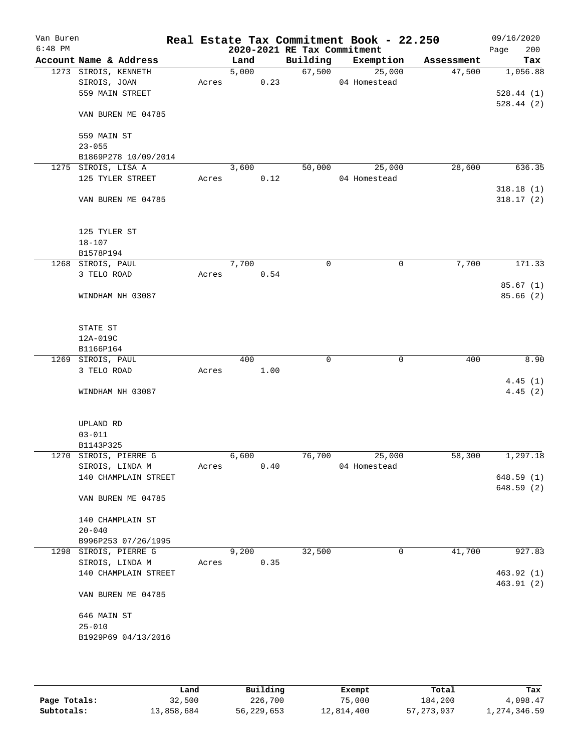Van Buren
6:48 PM

# Real Estate Tax Commitment Book - 22.250

## 2020-2021 RE Tax Commitment

09/16/2020
Page 200

| Account | Name & Address | Land | Building | Exemption | Assessment | Tax |
|---|---|---|---|---|---|---|
| 1273 | SIROIS, KENNETH | 5,000 | 67,500 | 25,000 | 47,500 | 1,056.88 |
| | SIROIS, JOAN | Acres 0.23 | | 04 Homestead | | |
| | 559 MAIN STREET | | | | | 528.44 (1) |
| | | | | | | 528.44 (2) |
| | VAN BUREN ME 04785 | | | | | |
| | 559 MAIN ST | | | | | |
| | 23-055 | | | | | |
| | B1869P278 10/09/2014 | | | | | |
| 1275 | SIROIS, LISA A | 3,600 | 50,000 | 25,000 | 28,600 | 636.35 |
| | 125 TYLER STREET | Acres 0.12 | | 04 Homestead | | |
| | | | | | | 318.18 (1) |
| | VAN BUREN ME 04785 | | | | | 318.17 (2) |
| | 125 TYLER ST | | | | | |
| | 18-107 | | | | | |
| | B1578P194 | | | | | |
| 1268 | SIROIS, PAUL | 7,700 | 0 | 0 | 7,700 | 171.33 |
| | 3 TELO ROAD | Acres 0.54 | | | | |
| | | | | | | 85.67 (1) |
| | WINDHAM NH 03087 | | | | | 85.66 (2) |
| | STATE ST | | | | | |
| | 12A-019C | | | | | |
| | B1166P164 | | | | | |
| 1269 | SIROIS, PAUL | 400 | 0 | 0 | 400 | 8.90 |
| | 3 TELO ROAD | Acres 1.00 | | | | |
| | | | | | | 4.45 (1) |
| | WINDHAM NH 03087 | | | | | 4.45 (2) |
| | UPLAND RD | | | | | |
| | 03-011 | | | | | |
| | B1143P325 | | | | | |
| 1270 | SIROIS, PIERRE G | 6,600 | 76,700 | 25,000 | 58,300 | 1,297.18 |
| | SIROIS, LINDA M | Acres 0.40 | | 04 Homestead | | |
| | 140 CHAMPLAIN STREET | | | | | 648.59 (1) |
| | | | | | | 648.59 (2) |
| | VAN BUREN ME 04785 | | | | | |
| | 140 CHAMPLAIN ST | | | | | |
| | 20-040 | | | | | |
| | B996P253 07/26/1995 | | | | | |
| 1298 | SIROIS, PIERRE G | 9,200 | 32,500 | 0 | 41,700 | 927.83 |
| | SIROIS, LINDA M | Acres 0.35 | | | | |
| | 140 CHAMPLAIN STREET | | | | | 463.92 (1) |
| | | | | | | 463.91 (2) |
| | VAN BUREN ME 04785 | | | | | |
| | 646 MAIN ST | | | | | |
| | 25-010 | | | | | |
| | B1929P69 04/13/2016 | | | | | |

| | Land | Building | Exempt | Total | Tax |
|---|---|---|---|---|---|
| Page Totals: | 32,500 | 226,700 | 75,000 | 184,200 | 4,098.47 |
| Subtotals: | 13,858,684 | 56,229,653 | 12,814,400 | 57,273,937 | 1,274,346.59 |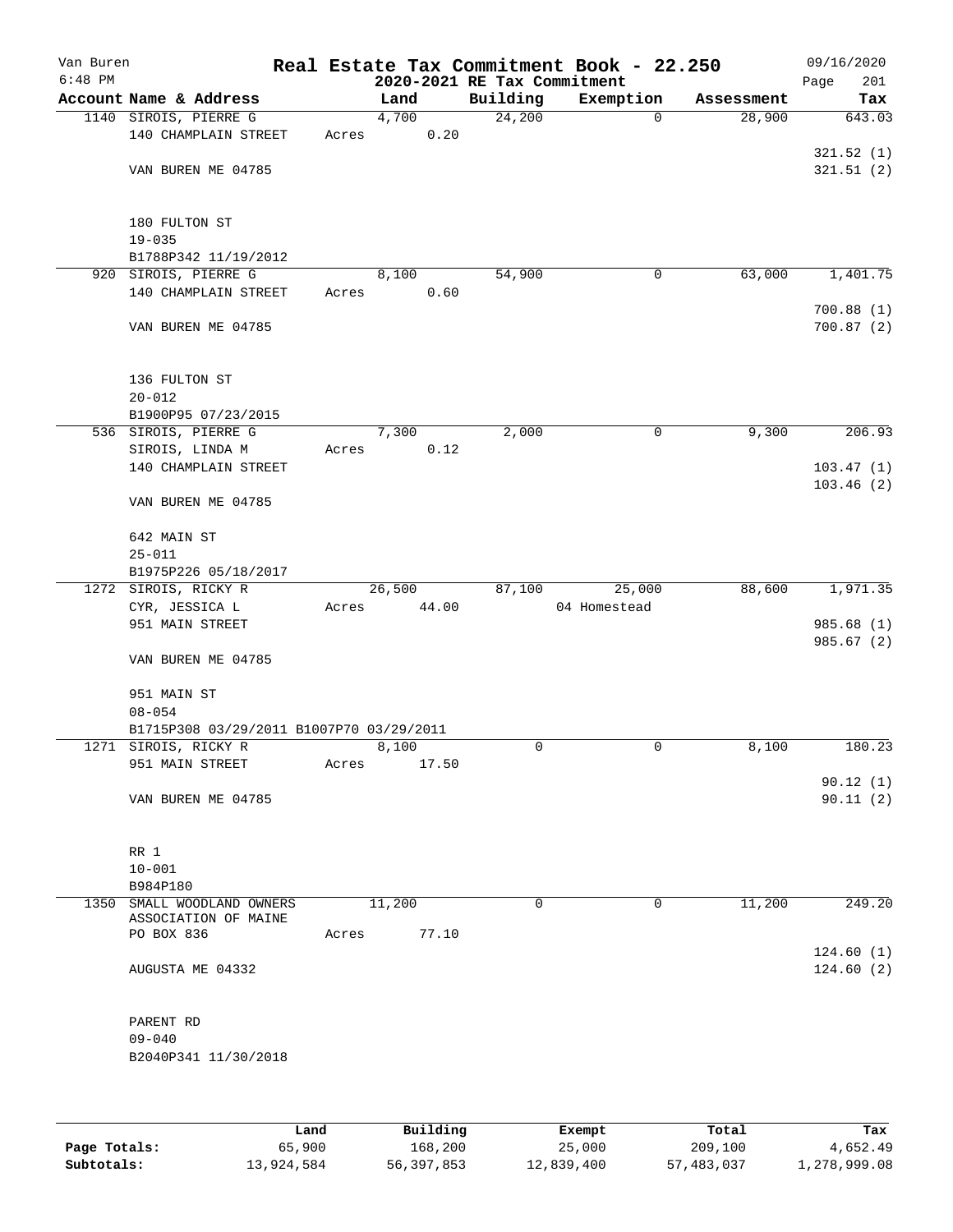Van Buren
6:48 PM

# Real Estate Tax Commitment Book - 22.250
## 2020-2021 RE Tax Commitment

09/16/2020
Page 201

| Account Name & Address | Land | Building | Exemption | Assessment | Tax |
|---|---|---|---|---|---|
| 1140 SIROIS, PIERRE G | 4,700 | 24,200 | 0 | 28,900 | 643.03 |
| 140 CHAMPLAIN STREET | Acres 0.20 | | | | |
| | | | | | 321.52 (1) |
| VAN BUREN ME 04785 | | | | | 321.51 (2) |
| 180 FULTON ST | | | | | |
| 19-035 | | | | | |
| B1788P342 11/19/2012 | | | | | |
| 920 SIROIS, PIERRE G | 8,100 | 54,900 | 0 | 63,000 | 1,401.75 |
| 140 CHAMPLAIN STREET | Acres 0.60 | | | | |
| | | | | | 700.88 (1) |
| VAN BUREN ME 04785 | | | | | 700.87 (2) |
| 136 FULTON ST | | | | | |
| 20-012 | | | | | |
| B1900P95 07/23/2015 | | | | | |
| 536 SIROIS, PIERRE G | 7,300 | 2,000 | 0 | 9,300 | 206.93 |
| SIROIS, LINDA M | Acres 0.12 | | | | |
| 140 CHAMPLAIN STREET | | | | | 103.47 (1) |
| | | | | | 103.46 (2) |
| VAN BUREN ME 04785 | | | | | |
| 642 MAIN ST | | | | | |
| 25-011 | | | | | |
| B1975P226 05/18/2017 | | | | | |
| 1272 SIROIS, RICKY R | 26,500 | 87,100 | 25,000 | 88,600 | 1,971.35 |
| CYR, JESSICA L | Acres 44.00 | | 04 Homestead | | |
| 951 MAIN STREET | | | | | 985.68 (1) |
| | | | | | 985.67 (2) |
| VAN BUREN ME 04785 | | | | | |
| 951 MAIN ST | | | | | |
| 08-054 | | | | | |
| B1715P308 03/29/2011 B1007P70 03/29/2011 | | | | | |
| 1271 SIROIS, RICKY R | 8,100 | 0 | 0 | 8,100 | 180.23 |
| 951 MAIN STREET | Acres 17.50 | | | | |
| | | | | | 90.12 (1) |
| VAN BUREN ME 04785 | | | | | 90.11 (2) |
| RR 1 | | | | | |
| 10-001 | | | | | |
| B984P180 | | | | | |
| 1350 SMALL WOODLAND OWNERS ASSOCIATION OF MAINE | 11,200 | 0 | 0 | 11,200 | 249.20 |
| PO BOX 836 | Acres 77.10 | | | | |
| | | | | | 124.60 (1) |
| AUGUSTA ME 04332 | | | | | 124.60 (2) |
| PARENT RD | | | | | |
| 09-040 | | | | | |
| B2040P341 11/30/2018 | | | | | |

| | Land | Building | Exempt | Total | Tax |
|---|---|---|---|---|---|
| Page Totals: | 65,900 | 168,200 | 25,000 | 209,100 | 4,652.49 |
| Subtotals: | 13,924,584 | 56,397,853 | 12,839,400 | 57,483,037 | 1,278,999.08 |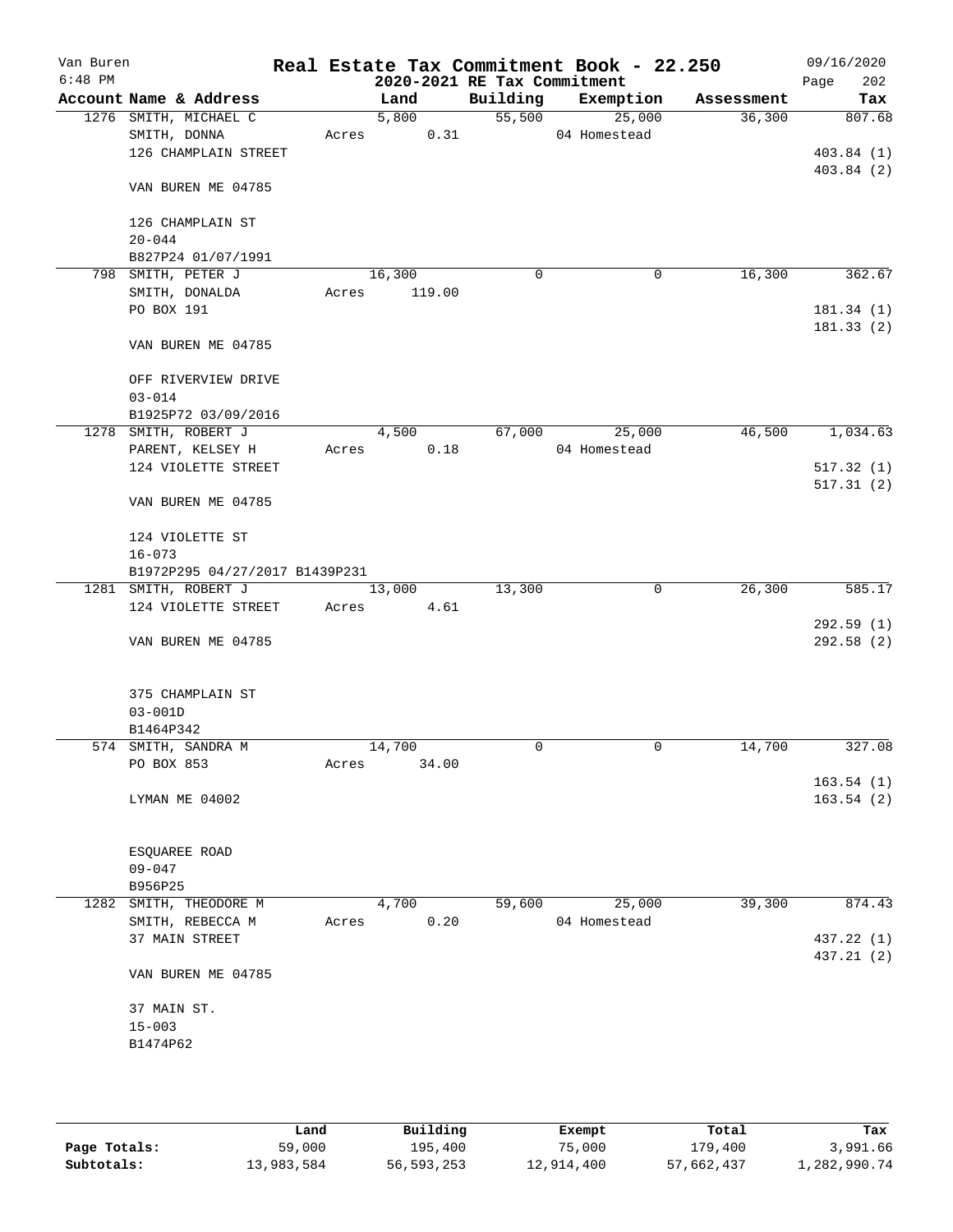Van Buren 6:48 PM

# Real Estate Tax Commitment Book - 22.250

## 2020-2021 RE Tax Commitment

09/16/2020

| Account | Name & Address | Land | Building | Exemption | Assessment | Tax |
|---|---|---|---|---|---|---|
| 1276 | SMITH, MICHAEL C | 5,800 | 55,500 | 25,000 | 36,300 | 807.68 |
| | SMITH, DONNA | Acres 0.31 | | 04 Homestead | | |
| | 126 CHAMPLAIN STREET | | | | | 403.84 (1) |
| | | | | | | 403.84 (2) |
| | VAN BUREN ME 04785 | | | | | |
| | 126 CHAMPLAIN ST | | | | | |
| | 20-044 | | | | | |
| | B827P24 01/07/1991 | | | | | |
| 798 | SMITH, PETER J | 16,300 | 0 | 0 | 16,300 | 362.67 |
| | SMITH, DONALDA | Acres 119.00 | | | | |
| | PO BOX 191 | | | | | 181.34 (1) |
| | | | | | | 181.33 (2) |
| | VAN BUREN ME 04785 | | | | | |
| | OFF RIVERVIEW DRIVE | | | | | |
| | 03-014 | | | | | |
| | B1925P72 03/09/2016 | | | | | |
| 1278 | SMITH, ROBERT J | 4,500 | 67,000 | 25,000 | 46,500 | 1,034.63 |
| | PARENT, KELSEY H | Acres 0.18 | | 04 Homestead | | |
| | 124 VIOLETTE STREET | | | | | 517.32 (1) |
| | | | | | | 517.31 (2) |
| | VAN BUREN ME 04785 | | | | | |
| | 124 VIOLETTE ST | | | | | |
| | 16-073 | | | | | |
| | B1972P295 04/27/2017 B1439P231 | | | | | |
| 1281 | SMITH, ROBERT J | 13,000 | 13,300 | 0 | 26,300 | 585.17 |
| | 124 VIOLETTE STREET | Acres 4.61 | | | | |
| | | | | | | 292.59 (1) |
| | VAN BUREN ME 04785 | | | | | 292.58 (2) |
| | 375 CHAMPLAIN ST | | | | | |
| | 03-001D | | | | | |
| | B1464P342 | | | | | |
| 574 | SMITH, SANDRA M | 14,700 | 0 | 0 | 14,700 | 327.08 |
| | PO BOX 853 | Acres 34.00 | | | | |
| | | | | | | 163.54 (1) |
| | LYMAN ME 04002 | | | | | 163.54 (2) |
| | ESQUAREE ROAD | | | | | |
| | 09-047 | | | | | |
| | B956P25 | | | | | |
| 1282 | SMITH, THEODORE M | 4,700 | 59,600 | 25,000 | 39,300 | 874.43 |
| | SMITH, REBECCA M | Acres 0.20 | | 04 Homestead | | |
| | 37 MAIN STREET | | | | | 437.22 (1) |
| | | | | | | 437.21 (2) |
| | VAN BUREN ME 04785 | | | | | |
| | 37 MAIN ST. | | | | | |
| | 15-003 | | | | | |
| | B1474P62 | | | | | |

| | Land | Building | Exempt | Total | Tax |
|---|---|---|---|---|---|
| Page Totals: | 59,000 | 195,400 | 75,000 | 179,400 | 3,991.66 |
| Subtotals: | 13,983,584 | 56,593,253 | 12,914,400 | 57,662,437 | 1,282,990.74 |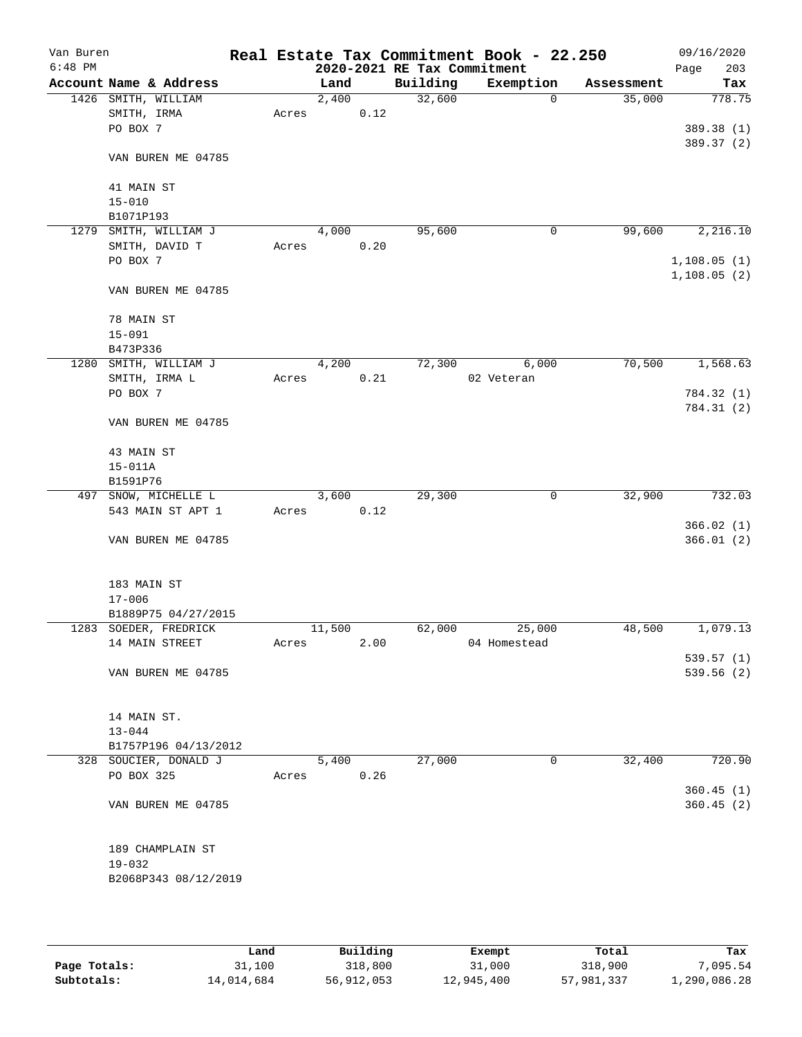Van Buren 6:48 PM

# Real Estate Tax Commitment Book - 22.250

## 2020-2021 RE Tax Commitment

09/16/2020

| Account | Name & Address | Land | Building | Exemption | Assessment | Tax |
|---|---|---|---|---|---|---|
| 1426 | SMITH, WILLIAM<br>SMITH, IRMA<br>PO BOX 7<br><br>VAN BUREN ME 04785<br><br>41 MAIN ST<br>15-010<br>B1071P193 | 2,400<br>Acres 0.12 | 32,600 | 0 | 35,000 | 778.75<br><br>389.38 (1)<br>389.37 (2) |
| 1279 | SMITH, WILLIAM J<br>SMITH, DAVID T<br>PO BOX 7<br><br>VAN BUREN ME 04785<br><br>78 MAIN ST<br>15-091<br>B473P336 | 4,000<br>Acres 0.20 | 95,600 | 0 | 99,600 | 2,216.10<br><br>1,108.05 (1)<br>1,108.05 (2) |
| 1280 | SMITH, WILLIAM J<br>SMITH, IRMA L<br>PO BOX 7<br><br>VAN BUREN ME 04785<br><br>43 MAIN ST<br>15-011A<br>B1591P76 | 4,200<br>Acres 0.21 | 72,300 | 6,000<br>02 Veteran | 70,500 | 1,568.63<br><br>784.32 (1)<br>784.31 (2) |
| 497 | SNOW, MICHELLE L<br>543 MAIN ST APT 1<br><br>VAN BUREN ME 04785<br><br>183 MAIN ST<br>17-006<br>B1889P75 04/27/2015 | 3,600<br>Acres 0.12 | 29,300 | 0 | 32,900 | 732.03<br><br>366.02 (1)<br>366.01 (2) |
| 1283 | SOEDER, FREDRICK<br>14 MAIN STREET<br><br>VAN BUREN ME 04785<br><br>14 MAIN ST.<br>13-044<br>B1757P196 04/13/2012 | 11,500<br>Acres 2.00 | 62,000 | 25,000<br>04 Homestead | 48,500 | 1,079.13<br><br>539.57 (1)<br>539.56 (2) |
| 328 | SOUCIER, DONALD J<br>PO BOX 325<br><br>VAN BUREN ME 04785<br><br>189 CHAMPLAIN ST<br>19-032<br>B2068P343 08/12/2019 | 5,400<br>Acres 0.26 | 27,000 | 0 | 32,400 | 720.90<br><br>360.45 (1)<br>360.45 (2) |

| | Land | Building | Exempt | Total | Tax |
|---|---|---|---|---|---|
| Page Totals: | 31,100 | 318,800 | 31,000 | 318,900 | 7,095.54 |
| Subtotals: | 14,014,684 | 56,912,053 | 12,945,400 | 57,981,337 | 1,290,086.28 |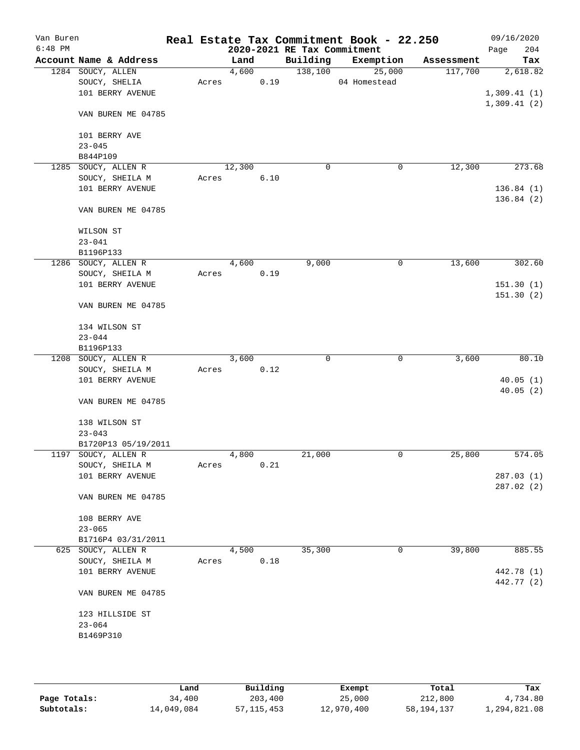Van Buren
6:48 PM

# Real Estate Tax Commitment Book - 22.250

## 2020-2021 RE Tax Commitment

09/16/2020
Page 204

| Account Name & Address | Land | Building | Exemption | Assessment | Tax |
|---|---|---|---|---|---|
| 1284 SOUCY, ALLEN<br>SOUCY, SHELIA<br>101 BERRY AVENUE<br><br>VAN BUREN ME 04785<br><br>101 BERRY AVE<br>23-045<br>B844P109 | 4,600<br>Acres 0.19 | 138,100 | 25,000<br>04 Homestead | 117,700 | 2,618.82<br><br>1,309.41 (1)<br>1,309.41 (2) |
| 1285 SOUCY, ALLEN R<br>SOUCY, SHEILA M<br>101 BERRY AVENUE<br><br>VAN BUREN ME 04785<br><br>WILSON ST<br>23-041<br>B1196P133 | 12,300<br>Acres 6.10 | 0 | 0 | 12,300 | 273.68<br><br>136.84 (1)<br>136.84 (2) |
| 1286 SOUCY, ALLEN R<br>SOUCY, SHEILA M<br>101 BERRY AVENUE<br><br>VAN BUREN ME 04785<br><br>134 WILSON ST<br>23-044<br>B1196P133 | 4,600<br>Acres 0.19 | 9,000 | 0 | 13,600 | 302.60<br><br>151.30 (1)<br>151.30 (2) |
| 1208 SOUCY, ALLEN R<br>SOUCY, SHEILA M<br>101 BERRY AVENUE<br><br>VAN BUREN ME 04785<br><br>138 WILSON ST<br>23-043<br>B1720P13 05/19/2011 | 3,600<br>Acres 0.12 | 0 | 0 | 3,600 | 80.10<br><br>40.05 (1)<br>40.05 (2) |
| 1197 SOUCY, ALLEN R<br>SOUCY, SHEILA M<br>101 BERRY AVENUE<br><br>VAN BUREN ME 04785<br><br>108 BERRY AVE<br>23-065<br>B1716P4 03/31/2011 | 4,800<br>Acres 0.21 | 21,000 | 0 | 25,800 | 574.05<br><br>287.03 (1)<br>287.02 (2) |
| 625 SOUCY, ALLEN R<br>SOUCY, SHEILA M<br>101 BERRY AVENUE<br><br>VAN BUREN ME 04785<br><br>123 HILLSIDE ST<br>23-064<br>B1469P310 | 4,500<br>Acres 0.18 | 35,300 | 0 | 39,800 | 885.55<br><br>442.78 (1)<br>442.77 (2) |

| | Land | Building | Exempt | Total | Tax |
|---|---|---|---|---|---|
| Page Totals: | 34,400 | 203,400 | 25,000 | 212,800 | 4,734.80 |
| Subtotals: | 14,049,084 | 57,115,453 | 12,970,400 | 58,194,137 | 1,294,821.08 |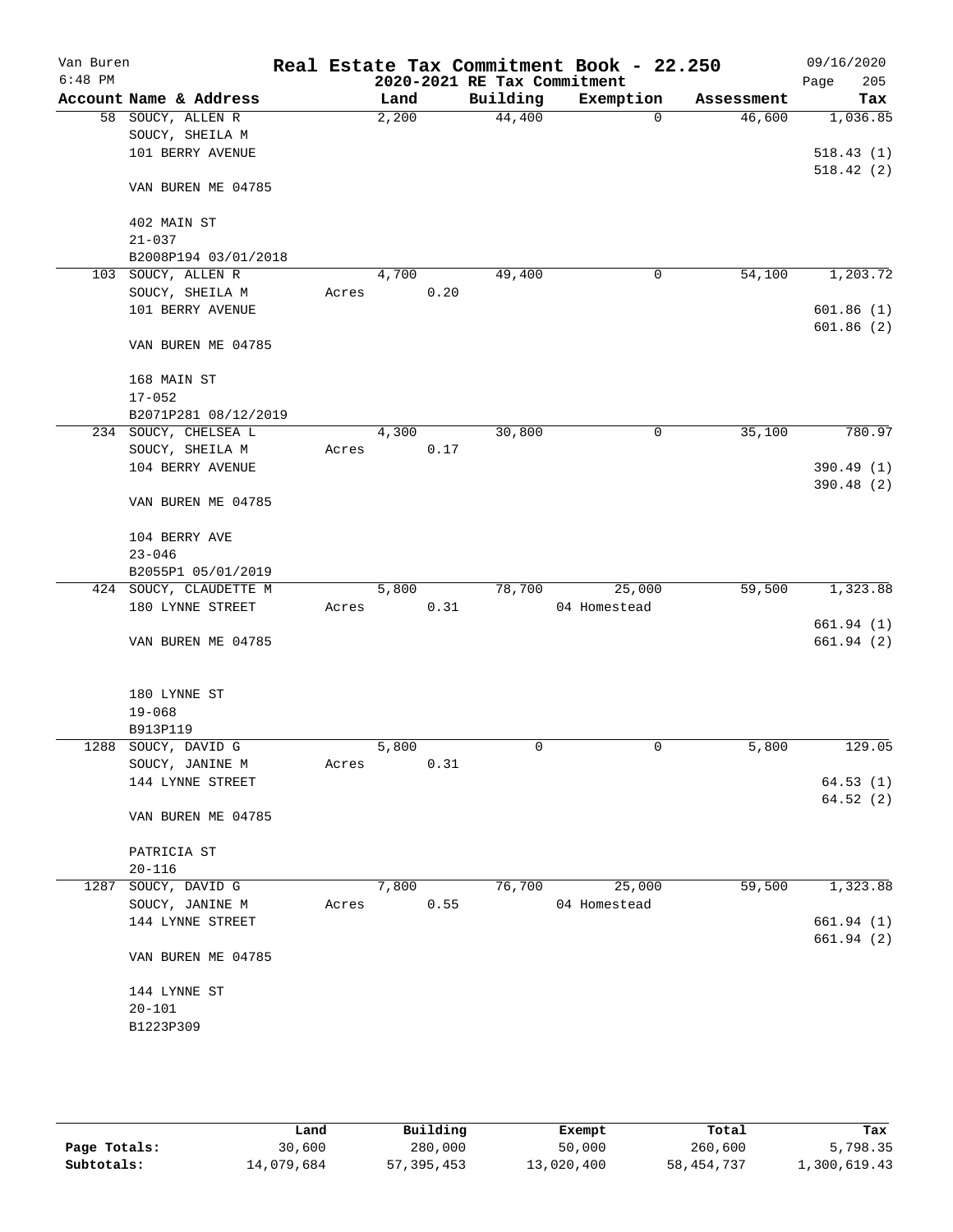Van Buren
6:48 PM

# Real Estate Tax Commitment Book - 22.250

## 2020-2021 RE Tax Commitment

09/16/2020

| Account | Name & Address | Land | Building | Exemption | Assessment | Tax |
|---|---|---|---|---|---|---|
| 58 | SOUCY, ALLEN R<br>SOUCY, SHEILA M<br>101 BERRY AVENUE<br><br>VAN BUREN ME 04785<br><br>402 MAIN ST<br>21-037<br>B2008P194 03/01/2018 | 2,200 | 44,400 | 0 | 46,600 | 1,036.85<br><br>518.43 (1)<br>518.42 (2) |
| 103 | SOUCY, ALLEN R<br>SOUCY, SHEILA M<br>101 BERRY AVENUE<br><br>VAN BUREN ME 04785<br><br>168 MAIN ST<br>17-052<br>B2071P281 08/12/2019 | 4,700<br>Acres 0.20 | 49,400 | 0 | 54,100 | 1,203.72<br><br>601.86 (1)<br>601.86 (2) |
| 234 | SOUCY, CHELSEA L<br>SOUCY, SHEILA M<br>104 BERRY AVENUE<br><br>VAN BUREN ME 04785<br><br>104 BERRY AVE<br>23-046<br>B2055P1 05/01/2019 | 4,300<br>Acres 0.17 | 30,800 | 0 | 35,100 | 780.97<br><br>390.49 (1)<br>390.48 (2) |
| 424 | SOUCY, CLAUDETTE M<br>180 LYNNE STREET<br><br>VAN BUREN ME 04785<br><br>180 LYNNE ST<br>19-068<br>B913P119 | 5,800<br>Acres 0.31 | 78,700 | 25,000<br>04 Homestead | 59,500 | 1,323.88<br><br>661.94 (1)<br>661.94 (2) |
| 1288 | SOUCY, DAVID G<br>SOUCY, JANINE M<br>144 LYNNE STREET<br><br>VAN BUREN ME 04785<br><br>PATRICIA ST<br>20-116 | 5,800<br>Acres 0.31 | 0 | 0 | 5,800 | 129.05<br><br>64.53 (1)<br>64.52 (2) |
| 1287 | SOUCY, DAVID G<br>SOUCY, JANINE M<br>144 LYNNE STREET<br><br>VAN BUREN ME 04785<br><br>144 LYNNE ST<br>20-101<br>B1223P309 | 7,800<br>Acres 0.55 | 76,700 | 25,000<br>04 Homestead | 59,500 | 1,323.88<br><br>661.94 (1)<br>661.94 (2) |

| | Land | Building | Exempt | Total | Tax |
|---|---|---|---|---|---|
| Page Totals: | 30,600 | 280,000 | 50,000 | 260,600 | 5,798.35 |
| Subtotals: | 14,079,684 | 57,395,453 | 13,020,400 | 58,454,737 | 1,300,619.43 |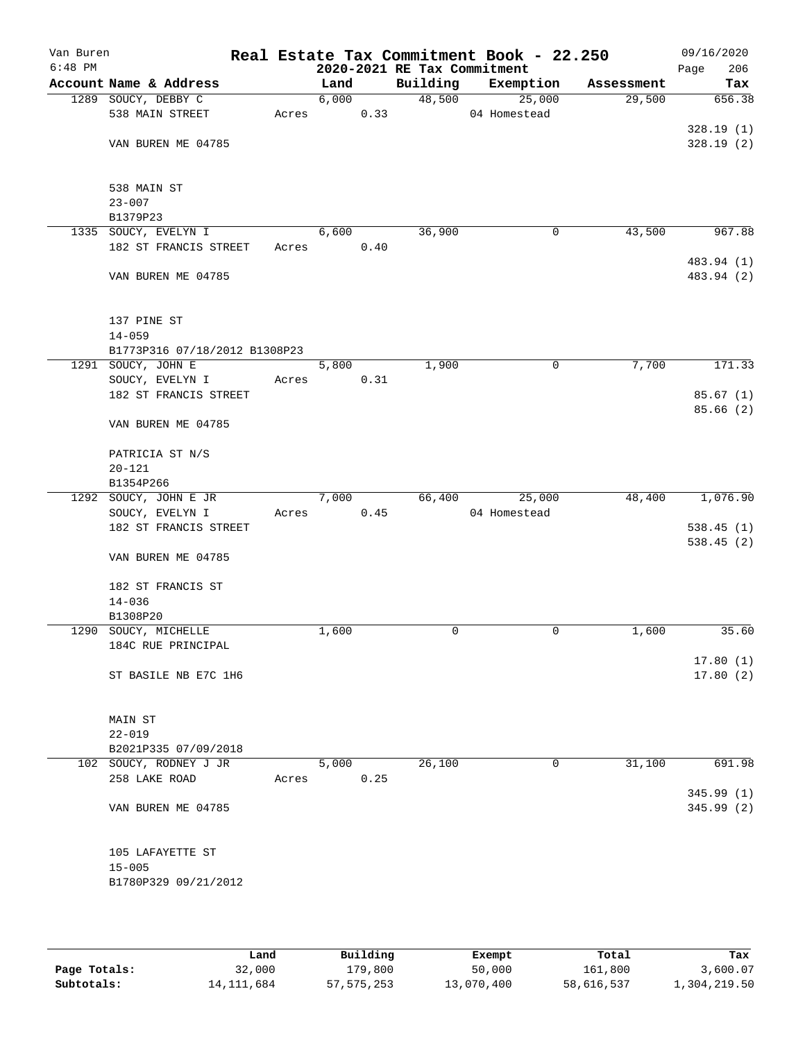Van Buren
6:48 PM

# Real Estate Tax Commitment Book - 22.250

## 2020-2021 RE Tax Commitment

09/16/2020

| Account Name & Address | Land | Building | Exemption | Assessment | Tax |
|---|---|---|---|---|---|
| 1289 SOUCY, DEBBY C | 6,000 | 48,500 | 25,000 | 29,500 | 656.38 |
| 538 MAIN STREET | Acres 0.33 | | 04 Homestead | | |
| | | | | | 328.19 (1) |
| VAN BUREN ME 04785 | | | | | 328.19 (2) |
| 538 MAIN ST | | | | | |
| 23-007 | | | | | |
| B1379P23 | | | | | |
| 1335 SOUCY, EVELYN I | 6,600 | 36,900 | 0 | 43,500 | 967.88 |
| 182 ST FRANCIS STREET | Acres 0.40 | | | | |
| | | | | | 483.94 (1) |
| VAN BUREN ME 04785 | | | | | 483.94 (2) |
| 137 PINE ST | | | | | |
| 14-059 | | | | | |
| B1773P316 07/18/2012 B1308P23 | | | | | |
| 1291 SOUCY, JOHN E | 5,800 | 1,900 | 0 | 7,700 | 171.33 |
| SOUCY, EVELYN I | Acres 0.31 | | | | |
| 182 ST FRANCIS STREET | | | | | 85.67 (1) |
| | | | | | 85.66 (2) |
| VAN BUREN ME 04785 | | | | | |
| PATRICIA ST N/S | | | | | |
| 20-121 | | | | | |
| B1354P266 | | | | | |
| 1292 SOUCY, JOHN E JR | 7,000 | 66,400 | 25,000 | 48,400 | 1,076.90 |
| SOUCY, EVELYN I | Acres 0.45 | | 04 Homestead | | |
| 182 ST FRANCIS STREET | | | | | 538.45 (1) |
| | | | | | 538.45 (2) |
| VAN BUREN ME 04785 | | | | | |
| 182 ST FRANCIS ST | | | | | |
| 14-036 | | | | | |
| B1308P20 | | | | | |
| 1290 SOUCY, MICHELLE | 1,600 | 0 | 0 | 1,600 | 35.60 |
| 184C RUE PRINCIPAL | | | | | |
| | | | | | 17.80 (1) |
| ST BASILE NB E7C 1H6 | | | | | 17.80 (2) |
| MAIN ST | | | | | |
| 22-019 | | | | | |
| B2021P335 07/09/2018 | | | | | |
| 102 SOUCY, RODNEY J JR | 5,000 | 26,100 | 0 | 31,100 | 691.98 |
| 258 LAKE ROAD | Acres 0.25 | | | | |
| | | | | | 345.99 (1) |
| VAN BUREN ME 04785 | | | | | 345.99 (2) |
| 105 LAFAYETTE ST | | | | | |
| 15-005 | | | | | |
| B1780P329 09/21/2012 | | | | | |

| | Land | Building | Exempt | Total | Tax |
|---|---|---|---|---|---|
| Page Totals: | 32,000 | 179,800 | 50,000 | 161,800 | 3,600.07 |
| Subtotals: | 14,111,684 | 57,575,253 | 13,070,400 | 58,616,537 | 1,304,219.50 |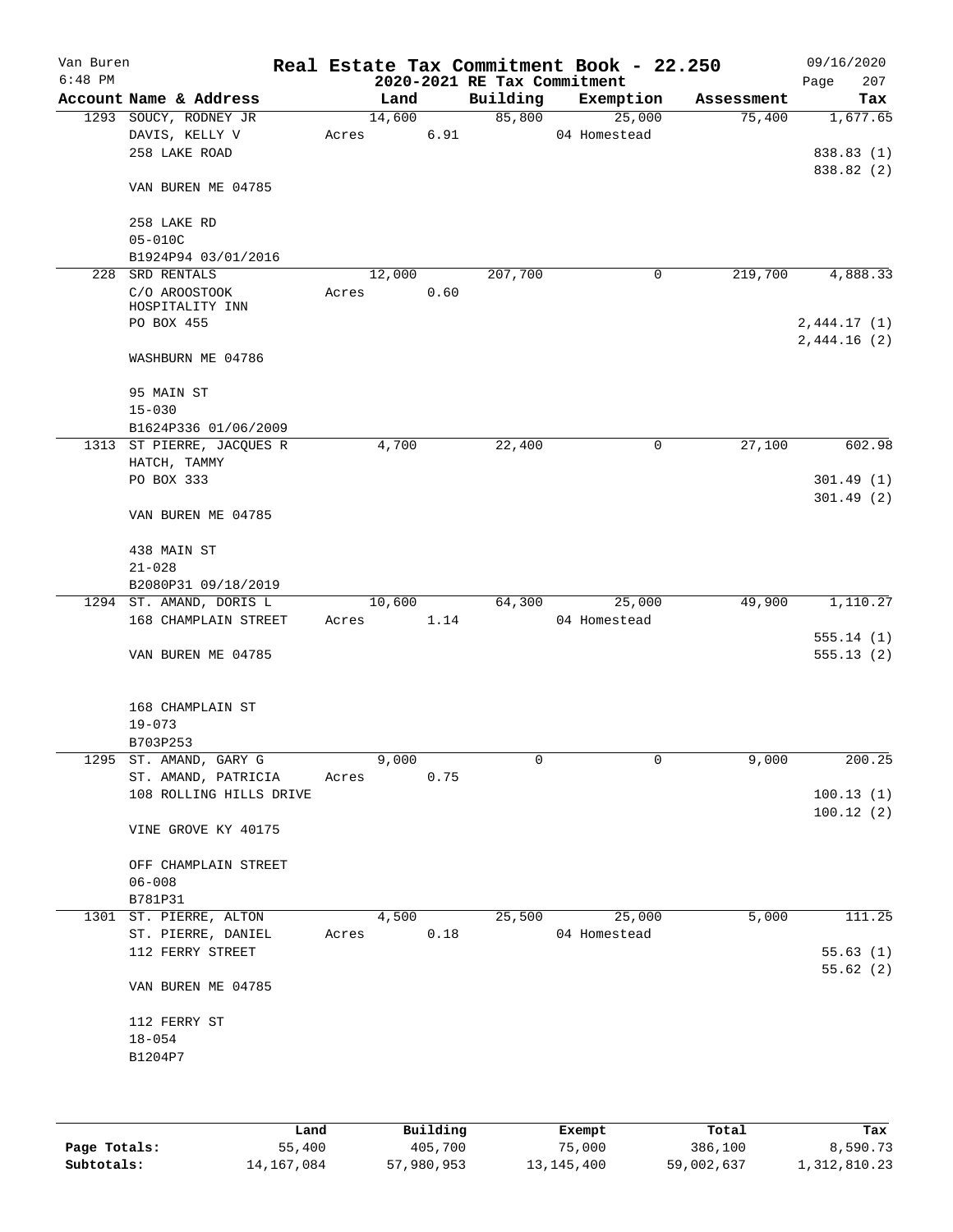Van Buren 6:48 PM

# Real Estate Tax Commitment Book - 22.250

## 2020-2021 RE Tax Commitment

09/16/2020 Page 207

| Account Name & Address | Land | Building | Exemption | Assessment | Tax |
|---|---|---|---|---|---|
| 1293 SOUCY, RODNEY JR | 14,600 | 85,800 | 25,000 | 75,400 | 1,677.65 |
| DAVIS, KELLY V | Acres 6.91 | | 04 Homestead | | |
| 258 LAKE ROAD | | | | | 838.83 (1) |
| | | | | | 838.82 (2) |
| VAN BUREN ME 04785 | | | | | |
| 258 LAKE RD | | | | | |
| 05-010C | | | | | |
| B1924P94 03/01/2016 | | | | | |
| 228 SRD RENTALS | 12,000 | 207,700 | 0 | 219,700 | 4,888.33 |
| C/O AROOSTOOK HOSPITALITY INN | Acres 0.60 | | | | |
| PO BOX 455 | | | | | 2,444.17 (1) |
| | | | | | 2,444.16 (2) |
| WASHBURN ME 04786 | | | | | |
| 95 MAIN ST | | | | | |
| 15-030 | | | | | |
| B1624P336 01/06/2009 | | | | | |
| 1313 ST PIERRE, JACQUES R | 4,700 | 22,400 | 0 | 27,100 | 602.98 |
| HATCH, TAMMY | | | | | |
| PO BOX 333 | | | | | 301.49 (1) |
| | | | | | 301.49 (2) |
| VAN BUREN ME 04785 | | | | | |
| 438 MAIN ST | | | | | |
| 21-028 | | | | | |
| B2080P31 09/18/2019 | | | | | |
| 1294 ST. AMAND, DORIS L | 10,600 | 64,300 | 25,000 | 49,900 | 1,110.27 |
| 168 CHAMPLAIN STREET | Acres 1.14 | | 04 Homestead | | |
| | | | | | 555.14 (1) |
| VAN BUREN ME 04785 | | | | | 555.13 (2) |
| 168 CHAMPLAIN ST | | | | | |
| 19-073 | | | | | |
| B703P253 | | | | | |
| 1295 ST. AMAND, GARY G | 9,000 | 0 | 0 | 9,000 | 200.25 |
| ST. AMAND, PATRICIA | Acres 0.75 | | | | |
| 108 ROLLING HILLS DRIVE | | | | | 100.13 (1) |
| | | | | | 100.12 (2) |
| VINE GROVE KY 40175 | | | | | |
| OFF CHAMPLAIN STREET | | | | | |
| 06-008 | | | | | |
| B781P31 | | | | | |
| 1301 ST. PIERRE, ALTON | 4,500 | 25,500 | 25,000 | 5,000 | 111.25 |
| ST. PIERRE, DANIEL | Acres 0.18 | | 04 Homestead | | |
| 112 FERRY STREET | | | | | 55.63 (1) |
| | | | | | 55.62 (2) |
| VAN BUREN ME 04785 | | | | | |
| 112 FERRY ST | | | | | |
| 18-054 | | | | | |
| B1204P7 | | | | | |

| | Land | Building | Exempt | Total | Tax |
|---|---|---|---|---|---|
| Page Totals: | 55,400 | 405,700 | 75,000 | 386,100 | 8,590.73 |
| Subtotals: | 14,167,084 | 57,980,953 | 13,145,400 | 59,002,637 | 1,312,810.23 |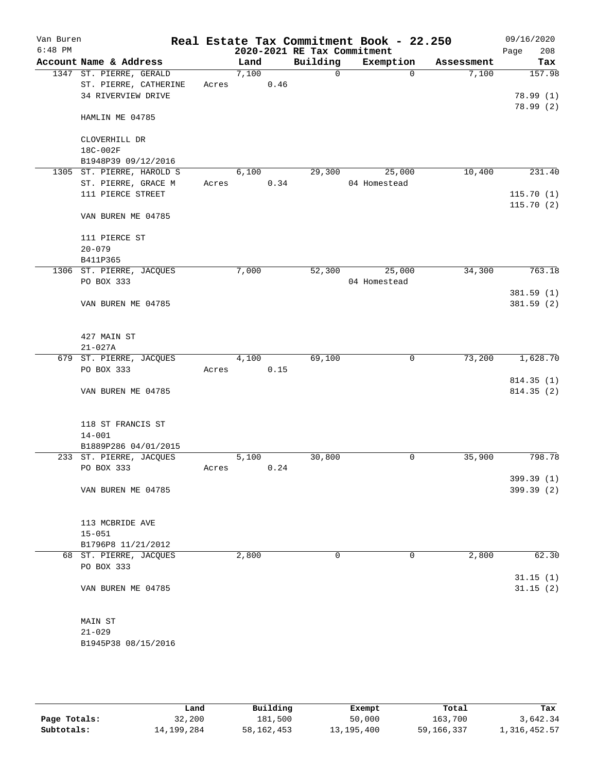Van Buren
6:48 PM

# Real Estate Tax Commitment Book - 22.250

## 2020-2021 RE Tax Commitment

09/16/2020

| Account | Name & Address | Land | Building | Exemption | Assessment | Tax |
|---|---|---|---|---|---|---|
| 1347 | ST. PIERRE, GERALD<br>ST. PIERRE, CATHERINE<br>34 RIVERVIEW DRIVE<br><br>HAMLIN ME 04785<br><br>CLOVERHILL DR<br>18C-002F<br>B1948P39 09/12/2016 | 7,100<br>Acres 0.46 | 0 | 0 | 7,100 | 157.98<br><br>78.99 (1)<br>78.99 (2) |
| 1305 | ST. PIERRE, HAROLD S<br>ST. PIERRE, GRACE M<br>111 PIERCE STREET<br><br>VAN BUREN ME 04785<br><br>111 PIERCE ST<br>20-079<br>B411P365 | 6,100<br>Acres 0.34 | 29,300 | 25,000<br>04 Homestead | 10,400 | 231.40<br><br>115.70 (1)<br>115.70 (2) |
| 1306 | ST. PIERRE, JACQUES<br>PO BOX 333<br><br>VAN BUREN ME 04785<br><br>427 MAIN ST<br>21-027A | 7,000 | 52,300 | 25,000<br>04 Homestead | 34,300 | 763.18<br><br>381.59 (1)<br>381.59 (2) |
| 679 | ST. PIERRE, JACQUES<br>PO BOX 333<br><br>VAN BUREN ME 04785<br><br>118 ST FRANCIS ST<br>14-001<br>B1889P286 04/01/2015 | 4,100<br>Acres 0.15 | 69,100 | 0 | 73,200 | 1,628.70<br><br>814.35 (1)<br>814.35 (2) |
| 233 | ST. PIERRE, JACQUES<br>PO BOX 333<br><br>VAN BUREN ME 04785<br><br>113 MCBRIDE AVE<br>15-051<br>B1796P8 11/21/2012 | 5,100<br>Acres 0.24 | 30,800 | 0 | 35,900 | 798.78<br><br>399.39 (1)<br>399.39 (2) |
| 68 | ST. PIERRE, JACQUES<br>PO BOX 333<br><br>VAN BUREN ME 04785<br><br>MAIN ST<br>21-029<br>B1945P38 08/15/2016 | 2,800 | 0 | 0 | 2,800 | 62.30<br><br>31.15 (1)<br>31.15 (2) |

| | Land | Building | Exempt | Total | Tax |
|---|---|---|---|---|---|
| Page Totals: | 32,200 | 181,500 | 50,000 | 163,700 | 3,642.34 |
| Subtotals: | 14,199,284 | 58,162,453 | 13,195,400 | 59,166,337 | 1,316,452.57 |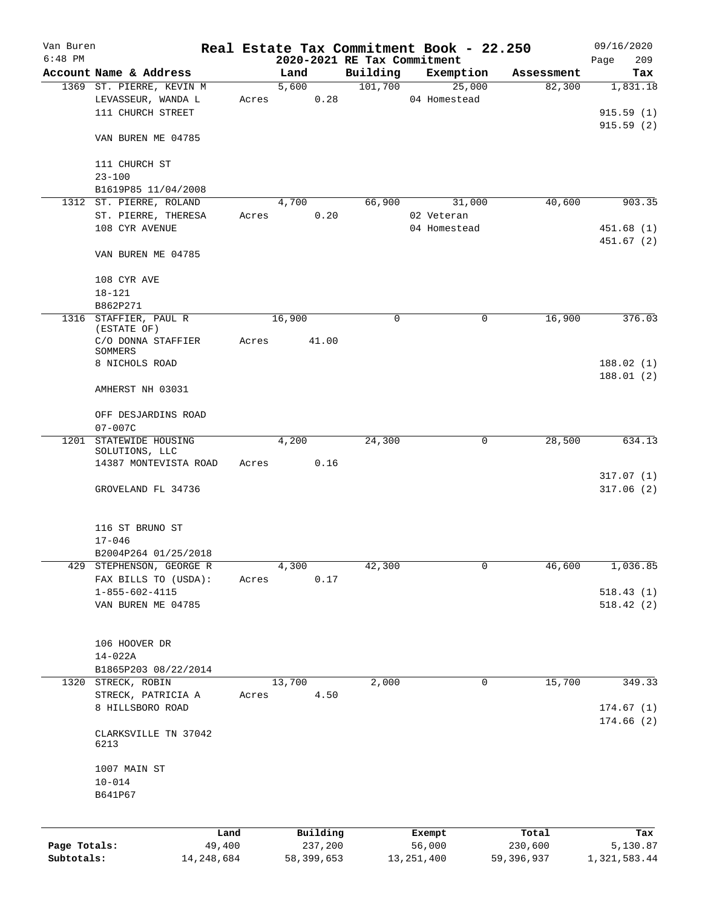Van Buren 6:48 PM

# Real Estate Tax Commitment Book - 22.250

## 2020-2021 RE Tax Commitment

09/16/2020 Page 209

| Account | Name & Address | Land | Building | Exemption | Assessment | Tax |
|---|---|---|---|---|---|---|
| 1369 | ST. PIERRE, KEVIN M<br>LEVASSEUR, WANDA L<br>111 CHURCH STREET<br><br>VAN BUREN ME 04785<br><br>111 CHURCH ST<br>23-100<br>B1619P85 11/04/2008 | 5,600<br>Acres 0.28 | 101,700 | 25,000<br>04 Homestead | 82,300 | 1,831.18<br><br>915.59 (1)<br>915.59 (2) |
| 1312 | ST. PIERRE, ROLAND<br>ST. PIERRE, THERESA<br>108 CYR AVENUE<br><br>VAN BUREN ME 04785<br><br>108 CYR AVE<br>18-121<br>B862P271 | 4,700<br>Acres 0.20 | 66,900 | 31,000<br>02 Veteran<br>04 Homestead | 40,600 | 903.35<br><br>451.68 (1)<br>451.67 (2) |
| 1316 | STAFFIER, PAUL R (ESTATE OF)<br>C/O DONNA STAFFIER SOMMERS<br>8 NICHOLS ROAD<br><br>AMHERST NH 03031<br><br>OFF DESJARDINS ROAD<br>07-007C | 16,900<br>Acres 41.00 | 0 | 0 | 16,900 | 376.03<br><br>188.02 (1)<br>188.01 (2) |
| 1201 | STATEWIDE HOUSING SOLUTIONS, LLC<br>14387 MONTEVISTA ROAD<br><br>GROVELAND FL 34736<br><br>116 ST BRUNO ST<br>17-046<br>B2004P264 01/25/2018 | 4,200<br>Acres 0.16 | 24,300 | 0 | 28,500 | 634.13<br><br>317.07 (1)<br>317.06 (2) |
| 429 | STEPHENSON, GEORGE R<br>FAX BILLS TO (USDA):<br>1-855-602-4115<br>VAN BUREN ME 04785<br><br>106 HOOVER DR<br>14-022A<br>B1865P203 08/22/2014 | 4,300<br>Acres 0.17 | 42,300 | 0 | 46,600 | 1,036.85<br><br>518.43 (1)<br>518.42 (2) |
| 1320 | STRECK, ROBIN<br>STRECK, PATRICIA A<br>8 HILLSBORO ROAD<br><br>CLARKSVILLE TN 37042 6213<br><br>1007 MAIN ST<br>10-014<br>B641P67 | 13,700<br>Acres 4.50 | 2,000 | 0 | 15,700 | 349.33<br><br>174.67 (1)<br>174.66 (2) |

| | Land | Building | Exempt | Total | Tax |
|---|---|---|---|---|---|
| Page Totals: | 49,400 | 237,200 | 56,000 | 230,600 | 5,130.87 |
| Subtotals: | 14,248,684 | 58,399,653 | 13,251,400 | 59,396,937 | 1,321,583.44 |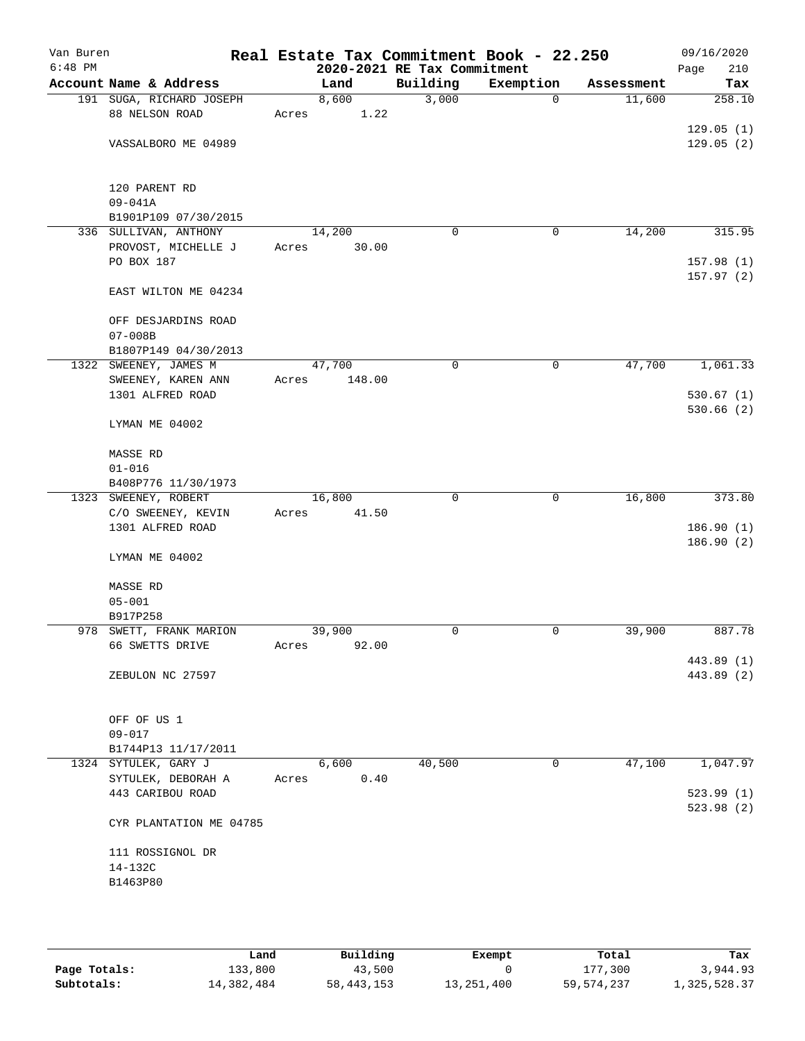Van Buren 6:48 PM

# Real Estate Tax Commitment Book - 22.250

## 2020-2021 RE Tax Commitment

09/16/2020

| Account Name & Address | Land | Building | Exemption | Assessment | Tax |
|---|---|---|---|---|---|
| 191 SUGA, RICHARD JOSEPH<br>88 NELSON ROAD<br><br>VASSALBORO ME 04989<br><br>120 PARENT RD<br>09-041A<br>B1901P109 07/30/2015 | 8,600<br>Acres 1.22 | 3,000 | 0 | 11,600 | 258.10<br><br>129.05 (1)<br>129.05 (2) |
| 336 SULLIVAN, ANTHONY<br>PROVOST, MICHELLE J<br>PO BOX 187<br><br>EAST WILTON ME 04234<br><br>OFF DESJARDINS ROAD<br>07-008B<br>B1807P149 04/30/2013 | 14,200<br>Acres 30.00 | 0 | 0 | 14,200 | 315.95<br><br>157.98 (1)<br>157.97 (2) |
| 1322 SWEENEY, JAMES M<br>SWEENEY, KAREN ANN<br>1301 ALFRED ROAD<br><br>LYMAN ME 04002<br><br>MASSE RD<br>01-016<br>B408P776 11/30/1973 | 47,700<br>Acres 148.00 | 0 | 0 | 47,700 | 1,061.33<br><br>530.67 (1)<br>530.66 (2) |
| 1323 SWEENEY, ROBERT<br>C/O SWEENEY, KEVIN<br>1301 ALFRED ROAD<br><br>LYMAN ME 04002<br><br>MASSE RD<br>05-001<br>B917P258 | 16,800<br>Acres 41.50 | 0 | 0 | 16,800 | 373.80<br><br>186.90 (1)<br>186.90 (2) |
| 978 SWETT, FRANK MARION<br>66 SWETTS DRIVE<br><br>ZEBULON NC 27597<br><br>OFF OF US 1<br>09-017<br>B1744P13 11/17/2011 | 39,900<br>Acres 92.00 | 0 | 0 | 39,900 | 887.78<br><br>443.89 (1)<br>443.89 (2) |
| 1324 SYTULEK, GARY J<br>SYTULEK, DEBORAH A<br>443 CARIBOU ROAD<br><br>CYR PLANTATION ME 04785<br><br>111 ROSSIGNOL DR<br>14-132C<br>B1463P80 | 6,600<br>Acres 0.40 | 40,500 | 0 | 47,100 | 1,047.97<br><br>523.99 (1)<br>523.98 (2) |

| | Land | Building | Exempt | Total | Tax |
|---|---|---|---|---|---|
| Page Totals: | 133,800 | 43,500 | 0 | 177,300 | 3,944.93 |
| Subtotals: | 14,382,484 | 58,443,153 | 13,251,400 | 59,574,237 | 1,325,528.37 |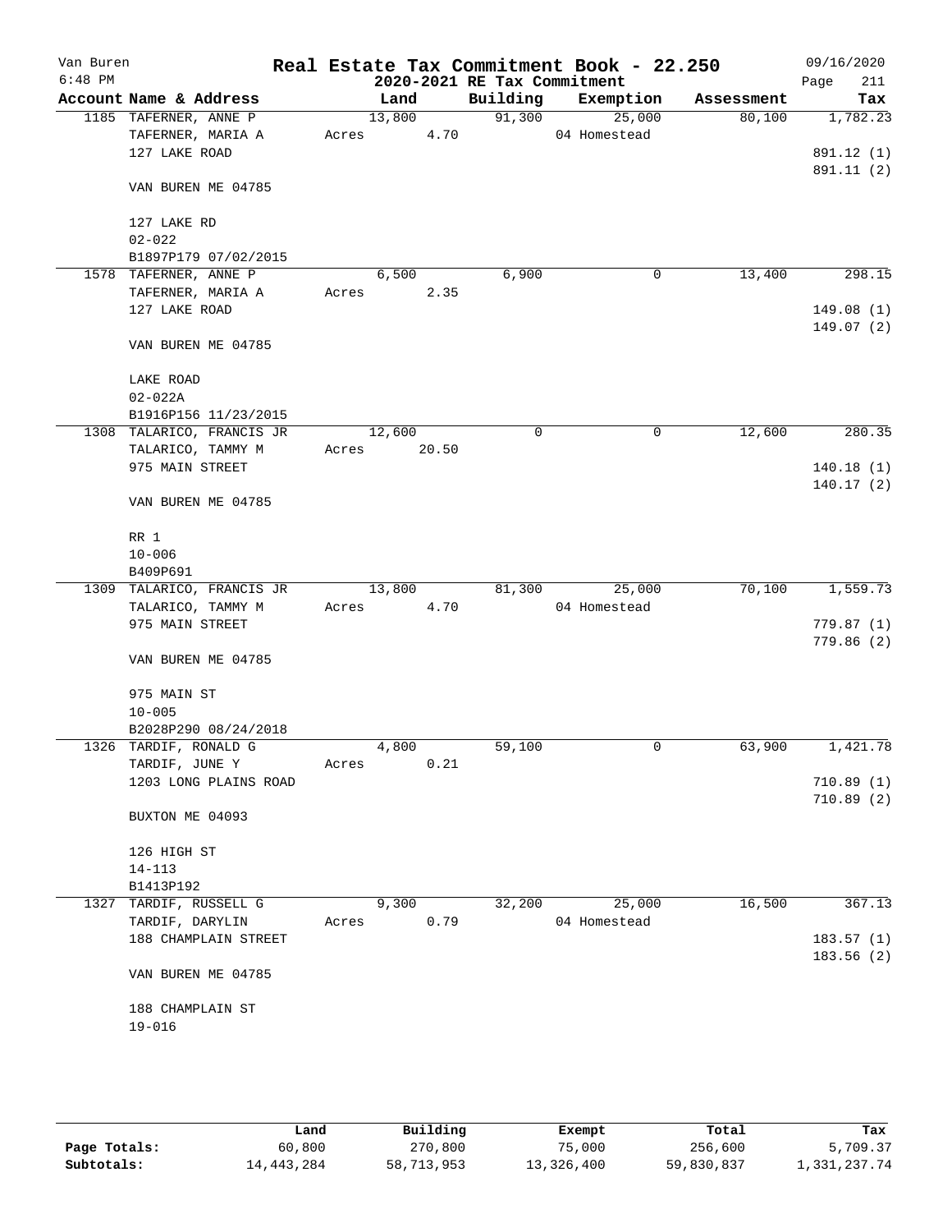Van Buren
6:48 PM

# Real Estate Tax Commitment Book - 22.250

## 2020-2021 RE Tax Commitment

09/16/2020

| Account Name & Address | Land | Building | Exemption | Assessment | Tax |
|---|---|---|---|---|---|
| 1185 TAFERNER, ANNE P | 13,800 | 91,300 | 25,000 | 80,100 | 1,782.23 |
| TAFERNER, MARIA A | Acres 4.70 | | 04 Homestead | | |
| 127 LAKE ROAD | | | | | 891.12 (1) |
| | | | | | 891.11 (2) |
| VAN BUREN ME 04785 | | | | | |
| 127 LAKE RD | | | | | |
| 02-022 | | | | | |
| B1897P179 07/02/2015 | | | | | |
| 1578 TAFERNER, ANNE P | 6,500 | 6,900 | 0 | 13,400 | 298.15 |
| TAFERNER, MARIA A | Acres 2.35 | | | | |
| 127 LAKE ROAD | | | | | 149.08 (1) |
| | | | | | 149.07 (2) |
| VAN BUREN ME 04785 | | | | | |
| LAKE ROAD | | | | | |
| 02-022A | | | | | |
| B1916P156 11/23/2015 | | | | | |
| 1308 TALARICO, FRANCIS JR | 12,600 | 0 | 0 | 12,600 | 280.35 |
| TALARICO, TAMMY M | Acres 20.50 | | | | |
| 975 MAIN STREET | | | | | 140.18 (1) |
| | | | | | 140.17 (2) |
| VAN BUREN ME 04785 | | | | | |
| RR 1 | | | | | |
| 10-006 | | | | | |
| B409P691 | | | | | |
| 1309 TALARICO, FRANCIS JR | 13,800 | 81,300 | 25,000 | 70,100 | 1,559.73 |
| TALARICO, TAMMY M | Acres 4.70 | | 04 Homestead | | |
| 975 MAIN STREET | | | | | 779.87 (1) |
| | | | | | 779.86 (2) |
| VAN BUREN ME 04785 | | | | | |
| 975 MAIN ST | | | | | |
| 10-005 | | | | | |
| B2028P290 08/24/2018 | | | | | |
| 1326 TARDIF, RONALD G | 4,800 | 59,100 | 0 | 63,900 | 1,421.78 |
| TARDIF, JUNE Y | Acres 0.21 | | | | |
| 1203 LONG PLAINS ROAD | | | | | 710.89 (1) |
| | | | | | 710.89 (2) |
| BUXTON ME 04093 | | | | | |
| 126 HIGH ST | | | | | |
| 14-113 | | | | | |
| B1413P192 | | | | | |
| 1327 TARDIF, RUSSELL G | 9,300 | 32,200 | 25,000 | 16,500 | 367.13 |
| TARDIF, DARYLIN | Acres 0.79 | | 04 Homestead | | |
| 188 CHAMPLAIN STREET | | | | | 183.57 (1) |
| | | | | | 183.56 (2) |
| VAN BUREN ME 04785 | | | | | |
| 188 CHAMPLAIN ST | | | | | |
| 19-016 | | | | | |

| | Land | Building | Exempt | Total | Tax |
|---|---|---|---|---|---|
| Page Totals: | 60,800 | 270,800 | 75,000 | 256,600 | 5,709.37 |
| Subtotals: | 14,443,284 | 58,713,953 | 13,326,400 | 59,830,837 | 1,331,237.74 |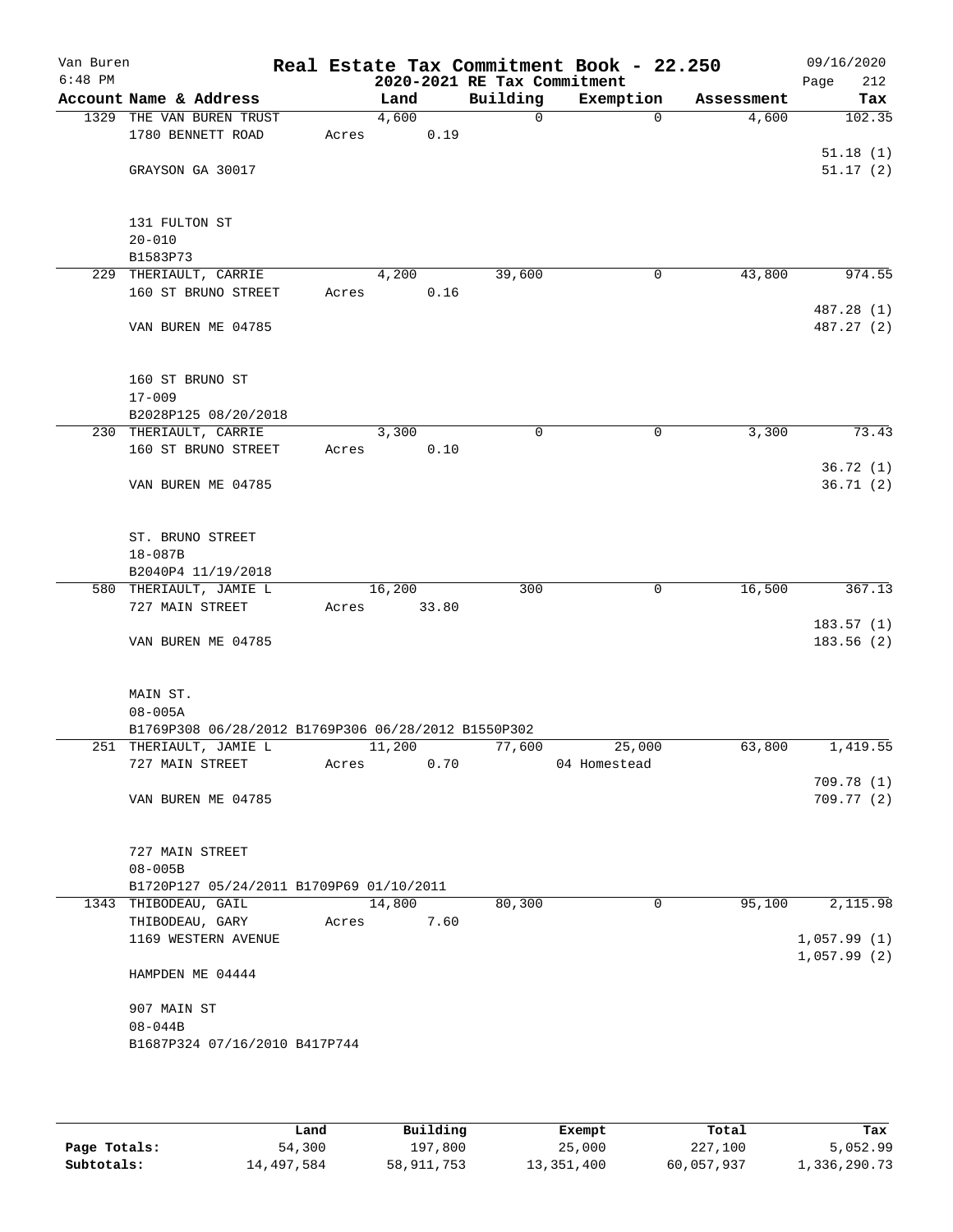Van Buren
6:48 PM

# Real Estate Tax Commitment Book - 22.250
## 2020-2021 RE Tax Commitment

09/16/2020
Page 212

| Account | Name & Address | Land | Building | Exemption | Assessment | Tax |
|---|---|---|---|---|---|---|
| 1329 | THE VAN BUREN TRUST<br>1780 BENNETT ROAD<br><br>GRAYSON GA 30017<br><br>131 FULTON ST<br>20-010<br>B1583P73 | 4,600<br>Acres 0.19 | 0 | 0 | 4,600 | 102.35<br><br>51.18 (1)<br>51.17 (2) |
| 229 | THERIAULT, CARRIE<br>160 ST BRUNO STREET<br><br>VAN BUREN ME 04785<br><br>160 ST BRUNO ST<br>17-009<br>B2028P125 08/20/2018 | 4,200<br>Acres 0.16 | 39,600 | 0 | 43,800 | 974.55<br><br>487.28 (1)<br>487.27 (2) |
| 230 | THERIAULT, CARRIE<br>160 ST BRUNO STREET<br><br>VAN BUREN ME 04785<br><br>ST. BRUNO STREET<br>18-087B<br>B2040P4 11/19/2018 | 3,300<br>Acres 0.10 | 0 | 0 | 3,300 | 73.43<br><br>36.72 (1)<br>36.71 (2) |
| 580 | THERIAULT, JAMIE L<br>727 MAIN STREET<br><br>VAN BUREN ME 04785<br><br>MAIN ST.<br>08-005A<br>B1769P308 06/28/2012 B1769P306 06/28/2012 B1550P302 | 16,200<br>Acres 33.80 | 300 | 0 | 16,500 | 367.13<br><br>183.57 (1)<br>183.56 (2) |
| 251 | THERIAULT, JAMIE L<br>727 MAIN STREET<br><br>VAN BUREN ME 04785<br><br>727 MAIN STREET<br>08-005B<br>B1720P127 05/24/2011 B1709P69 01/10/2011 | 11,200<br>Acres 0.70 | 77,600 | 25,000<br>04 Homestead | 63,800 | 1,419.55<br><br>709.78 (1)<br>709.77 (2) |
| 1343 | THIBODEAU, GAIL<br>THIBODEAU, GARY<br>1169 WESTERN AVENUE<br><br>HAMPDEN ME 04444<br><br>907 MAIN ST<br>08-044B<br>B1687P324 07/16/2010 B417P744 | 14,800<br>Acres 7.60 | 80,300 | 0 | 95,100 | 2,115.98<br><br>1,057.99 (1)<br>1,057.99 (2) |

| | Land | Building | Exempt | Total | Tax |
|---|---|---|---|---|---|
| Page Totals: | 54,300 | 197,800 | 25,000 | 227,100 | 5,052.99 |
| Subtotals: | 14,497,584 | 58,911,753 | 13,351,400 | 60,057,937 | 1,336,290.73 |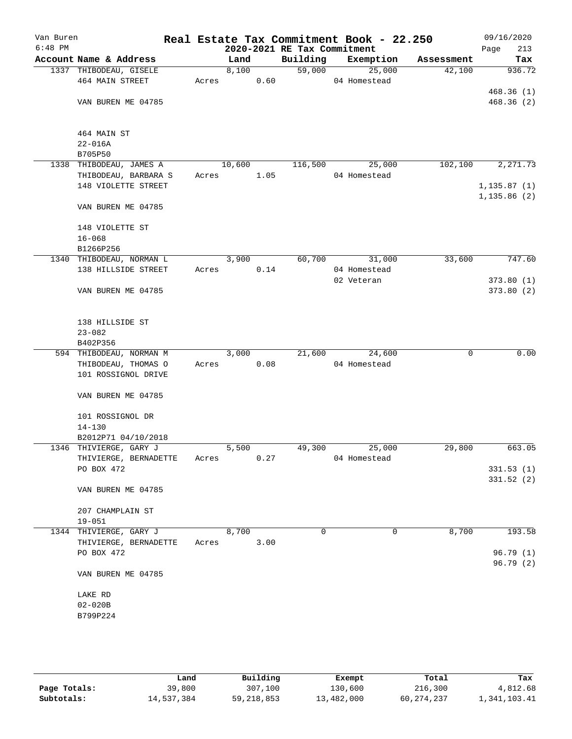Van Buren
6:48 PM

# Real Estate Tax Commitment Book - 22.250

## 2020-2021 RE Tax Commitment

09/16/2020

| Account | Name & Address | Land | Building | Exemption | Assessment | Tax |
|---|---|---|---|---|---|---|
| 1337 | THIBODEAU, GISELE<br>464 MAIN STREET<br><br>VAN BUREN ME 04785<br><br>464 MAIN ST<br>22-016A<br>B705P50 | 8,100<br>Acres 0.60 | 59,000 | 25,000<br>04 Homestead | 42,100 | 936.72<br><br>468.36 (1)<br>468.36 (2) |
| 1338 | THIBODEAU, JAMES A<br>THIBODEAU, BARBARA S<br>148 VIOLETTE STREET<br><br>VAN BUREN ME 04785<br><br>148 VIOLETTE ST<br>16-068<br>B1266P256 | 10,600<br>Acres 1.05 | 116,500 | 25,000<br>04 Homestead | 102,100 | 2,271.73<br><br>1,135.87 (1)<br>1,135.86 (2) |
| 1340 | THIBODEAU, NORMAN L<br>138 HILLSIDE STREET<br><br>VAN BUREN ME 04785<br><br>138 HILLSIDE ST<br>23-082<br>B402P356 | 3,900<br>Acres 0.14 | 60,700 | 31,000<br>04 Homestead<br>02 Veteran | 33,600 | 747.60<br><br>373.80 (1)<br>373.80 (2) |
| 594 | THIBODEAU, NORMAN M<br>THIBODEAU, THOMAS O<br>101 ROSSIGNOL DRIVE<br><br>VAN BUREN ME 04785<br><br>101 ROSSIGNOL DR<br>14-130<br>B2012P71 04/10/2018 | 3,000<br>Acres 0.08 | 21,600 | 24,600<br>04 Homestead | 0 | 0.00 |
| 1346 | THIVIERGE, GARY J<br>THIVIERGE, BERNADETTE<br>PO BOX 472<br><br>VAN BUREN ME 04785<br><br>207 CHAMPLAIN ST<br>19-051 | 5,500<br>Acres 0.27 | 49,300 | 25,000<br>04 Homestead | 29,800 | 663.05<br><br>331.53 (1)<br>331.52 (2) |
| 1344 | THIVIERGE, GARY J<br>THIVIERGE, BERNADETTE<br>PO BOX 472<br><br>VAN BUREN ME 04785<br><br>LAKE RD<br>02-020B<br>B799P224 | 8,700<br>Acres 3.00 | 0 | 0 | 8,700 | 193.58<br><br>96.79 (1)<br>96.79 (2) |

| | Land | Building | Exempt | Total | Tax |
|---|---|---|---|---|---|
| Page Totals: | 39,800 | 307,100 | 130,600 | 216,300 | 4,812.68 |
| Subtotals: | 14,537,384 | 59,218,853 | 13,482,000 | 60,274,237 | 1,341,103.41 |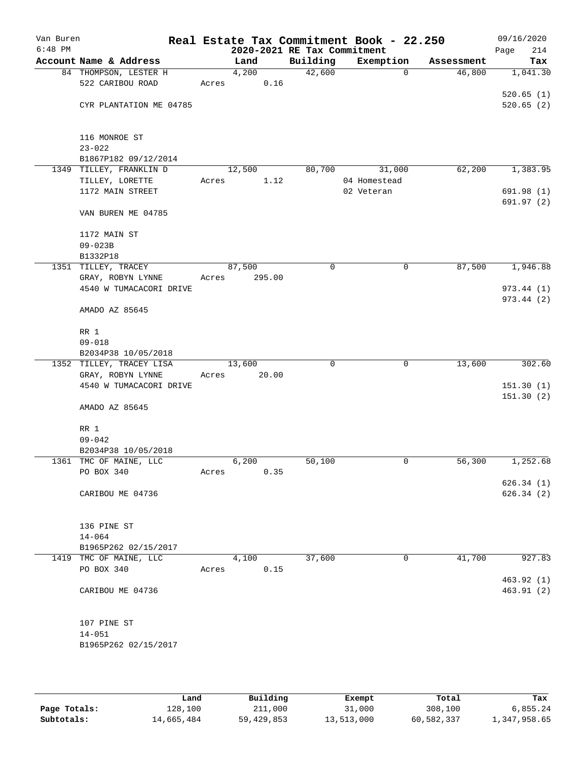Van Buren
6:48 PM

# Real Estate Tax Commitment Book - 22.250
## 2020-2021 RE Tax Commitment

09/16/2020

| Account | Name & Address | Land | Building | Exemption | Assessment | Tax |
|---|---|---|---|---|---|---|
| 84 | THOMPSON, LESTER H<br>522 CARIBOU ROAD<br><br>CYR PLANTATION ME 04785<br><br>116 MONROE ST<br>23-022<br>B1867P182 09/12/2014 | 4,200<br>Acres 0.16 | 42,600 | 0 | 46,800 | 1,041.30<br><br>520.65 (1)<br>520.65 (2) |
| 1349 | TILLEY, FRANKLIN D<br>TILLEY, LORETTE<br>1172 MAIN STREET<br><br>VAN BUREN ME 04785<br><br>1172 MAIN ST<br>09-023B<br>B1332P18 | 12,500<br>Acres 1.12 | 80,700 | 31,000<br>04 Homestead<br>02 Veteran | 62,200 | 1,383.95<br><br>691.98 (1)<br>691.97 (2) |
| 1351 | TILLEY, TRACEY<br>GRAY, ROBYN LYNNE<br>4540 W TUMACACORI DRIVE<br><br>AMADO AZ 85645<br><br>RR 1<br>09-018<br>B2034P38 10/05/2018 | 87,500<br>Acres 295.00 | 0 | 0 | 87,500 | 1,946.88<br><br>973.44 (1)<br>973.44 (2) |
| 1352 | TILLEY, TRACEY LISA<br>GRAY, ROBYN LYNNE<br>4540 W TUMACACORI DRIVE<br><br>AMADO AZ 85645<br><br>RR 1<br>09-042<br>B2034P38 10/05/2018 | 13,600<br>Acres 20.00 | 0 | 0 | 13,600 | 302.60<br><br>151.30 (1)<br>151.30 (2) |
| 1361 | TMC OF MAINE, LLC<br>PO BOX 340<br><br>CARIBOU ME 04736<br><br>136 PINE ST<br>14-064<br>B1965P262 02/15/2017 | 6,200<br>Acres 0.35 | 50,100 | 0 | 56,300 | 1,252.68<br><br>626.34 (1)<br>626.34 (2) |
| 1419 | TMC OF MAINE, LLC<br>PO BOX 340<br><br>CARIBOU ME 04736<br><br>107 PINE ST<br>14-051<br>B1965P262 02/15/2017 | 4,100<br>Acres 0.15 | 37,600 | 0 | 41,700 | 927.83<br><br>463.92 (1)<br>463.91 (2) |

| | Land | Building | Exempt | Total | Tax |
|---|---|---|---|---|---|
| Page Totals: | 128,100 | 211,000 | 31,000 | 308,100 | 6,855.24 |
| Subtotals: | 14,665,484 | 59,429,853 | 13,513,000 | 60,582,337 | 1,347,958.65 |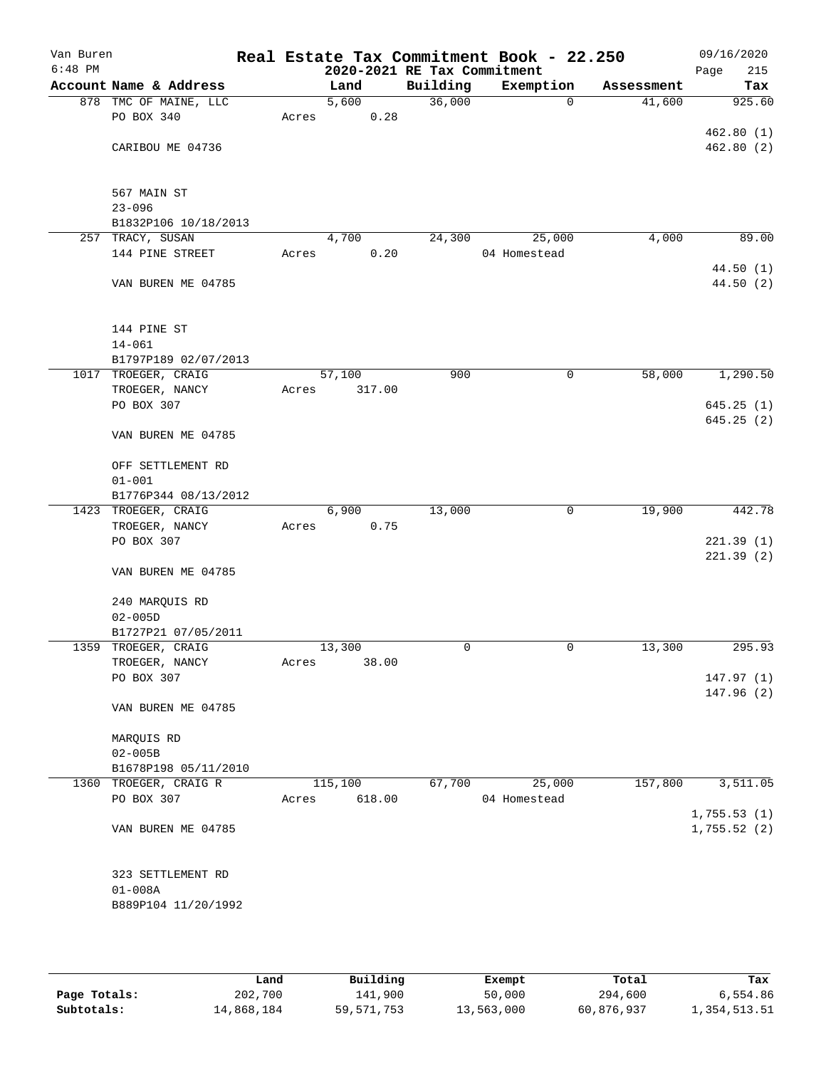Van Buren
6:48 PM

# Real Estate Tax Commitment Book - 22.250
## 2020-2021 RE Tax Commitment

09/16/2020

| Account | Name & Address | Land | Building | Exemption | Assessment | Tax |
|---|---|---|---|---|---|---|
| 878 | TMC OF MAINE, LLC | 5,600 | 36,000 | 0 | 41,600 | 925.60 |
| | PO BOX 340 | Acres 0.28 | | | | |
| | | | | | | 462.80 (1) |
| | CARIBOU ME 04736 | | | | | 462.80 (2) |
| | 567 MAIN ST | | | | | |
| | 23-096 | | | | | |
| | B1832P106 10/18/2013 | | | | | |
| 257 | TRACY, SUSAN | 4,700 | 24,300 | 25,000 | 4,000 | 89.00 |
| | 144 PINE STREET | Acres 0.20 | | 04 Homestead | | |
| | | | | | | 44.50 (1) |
| | VAN BUREN ME 04785 | | | | | 44.50 (2) |
| | 144 PINE ST | | | | | |
| | 14-061 | | | | | |
| | B1797P189 02/07/2013 | | | | | |
| 1017 | TROEGER, CRAIG | 57,100 | 900 | 0 | 58,000 | 1,290.50 |
| | TROEGER, NANCY | Acres 317.00 | | | | |
| | PO BOX 307 | | | | | 645.25 (1) |
| | | | | | | 645.25 (2) |
| | VAN BUREN ME 04785 | | | | | |
| | OFF SETTLEMENT RD | | | | | |
| | 01-001 | | | | | |
| | B1776P344 08/13/2012 | | | | | |
| 1423 | TROEGER, CRAIG | 6,900 | 13,000 | 0 | 19,900 | 442.78 |
| | TROEGER, NANCY | Acres 0.75 | | | | |
| | PO BOX 307 | | | | | 221.39 (1) |
| | | | | | | 221.39 (2) |
| | VAN BUREN ME 04785 | | | | | |
| | 240 MARQUIS RD | | | | | |
| | 02-005D | | | | | |
| | B1727P21 07/05/2011 | | | | | |
| 1359 | TROEGER, CRAIG | 13,300 | 0 | 0 | 13,300 | 295.93 |
| | TROEGER, NANCY | Acres 38.00 | | | | |
| | PO BOX 307 | | | | | 147.97 (1) |
| | | | | | | 147.96 (2) |
| | VAN BUREN ME 04785 | | | | | |
| | MARQUIS RD | | | | | |
| | 02-005B | | | | | |
| | B1678P198 05/11/2010 | | | | | |
| 1360 | TROEGER, CRAIG R | 115,100 | 67,700 | 25,000 | 157,800 | 3,511.05 |
| | PO BOX 307 | Acres 618.00 | | 04 Homestead | | |
| | | | | | | 1,755.53 (1) |
| | VAN BUREN ME 04785 | | | | | 1,755.52 (2) |
| | 323 SETTLEMENT RD | | | | | |
| | 01-008A | | | | | |
| | B889P104 11/20/1992 | | | | | |

| | Land | Building | Exempt | Total | Tax |
|---|---|---|---|---|---|
| Page Totals: | 202,700 | 141,900 | 50,000 | 294,600 | 6,554.86 |
| Subtotals: | 14,868,184 | 59,571,753 | 13,563,000 | 60,876,937 | 1,354,513.51 |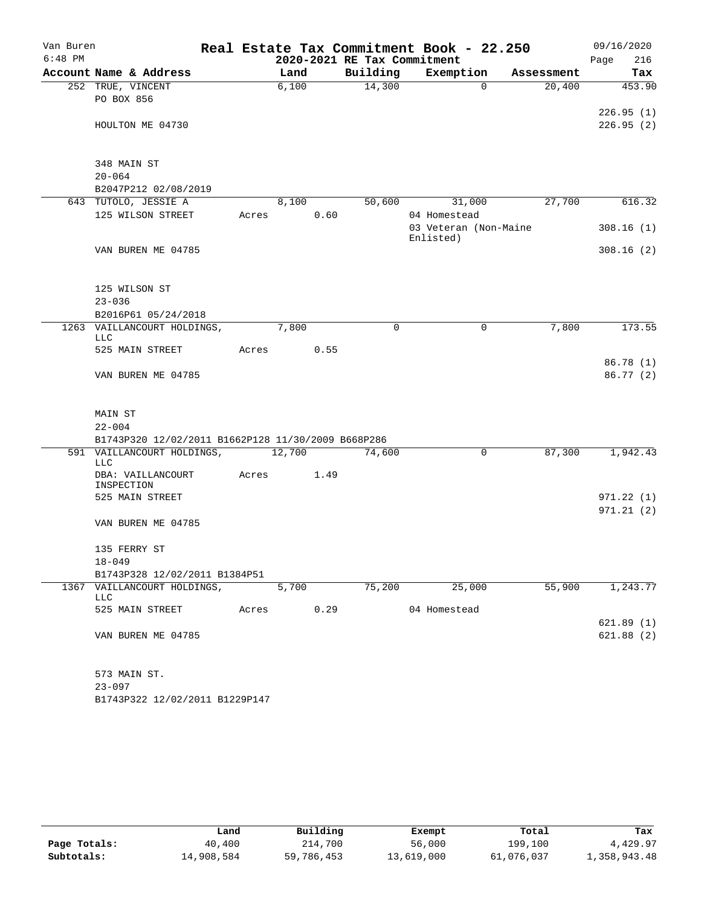# Van Buren — Real Estate Tax Commitment Book - 22.250

2020-2021 RE Tax Commitment

6:48 PM — 09/16/2020

| Account | Name & Address | Land | Building | Exemption | Assessment | Tax |
|---|---|---|---|---|---|---|
| 252 | TRUE, VINCENT | 6,100 | 14,300 | 0 | 20,400 | 453.90 |
| | PO BOX 856 | | | | | |
| | | | | | | 226.95 (1) |
| | HOULTON ME 04730 | | | | | 226.95 (2) |
| | 348 MAIN ST | | | | | |
| | 20-064 | | | | | |
| | B2047P212 02/08/2019 | | | | | |
| 643 | TUTOLO, JESSIE A | 8,100 | 50,600 | 31,000 | 27,700 | 616.32 |
| | 125 WILSON STREET | Acres 0.60 | | 04 Homestead | | |
| | | | | 03 Veteran (Non-Maine Enlisted) | | 308.16 (1) |
| | VAN BUREN ME 04785 | | | | | 308.16 (2) |
| | 125 WILSON ST | | | | | |
| | 23-036 | | | | | |
| | B2016P61 05/24/2018 | | | | | |
| 1263 | VAILLANCOURT HOLDINGS, LLC | 7,800 | 0 | 0 | 7,800 | 173.55 |
| | 525 MAIN STREET | Acres 0.55 | | | | |
| | | | | | | 86.78 (1) |
| | VAN BUREN ME 04785 | | | | | 86.77 (2) |
| | MAIN ST | | | | | |
| | 22-004 | | | | | |
| | B1743P320 12/02/2011 B1662P128 11/30/2009 B668P286 | | | | | |
| 591 | VAILLANCOURT HOLDINGS, LLC | 12,700 | 74,600 | 0 | 87,300 | 1,942.43 |
| | DBA: VAILLANCOURT INSPECTION | Acres 1.49 | | | | |
| | 525 MAIN STREET | | | | | 971.22 (1) |
| | | | | | | 971.21 (2) |
| | VAN BUREN ME 04785 | | | | | |
| | 135 FERRY ST | | | | | |
| | 18-049 | | | | | |
| | B1743P328 12/02/2011 B1384P51 | | | | | |
| 1367 | VAILLANCOURT HOLDINGS, LLC | 5,700 | 75,200 | 25,000 | 55,900 | 1,243.77 |
| | 525 MAIN STREET | Acres 0.29 | | 04 Homestead | | |
| | | | | | | 621.89 (1) |
| | VAN BUREN ME 04785 | | | | | 621.88 (2) |
| | 573 MAIN ST. | | | | | |
| | 23-097 | | | | | |
| | B1743P322 12/02/2011 B1229P147 | | | | | |

| | Land | Building | Exempt | Total | Tax |
|---|---|---|---|---|---|
| Page Totals: | 40,400 | 214,700 | 56,000 | 199,100 | 4,429.97 |
| Subtotals: | 14,908,584 | 59,786,453 | 13,619,000 | 61,076,037 | 1,358,943.48 |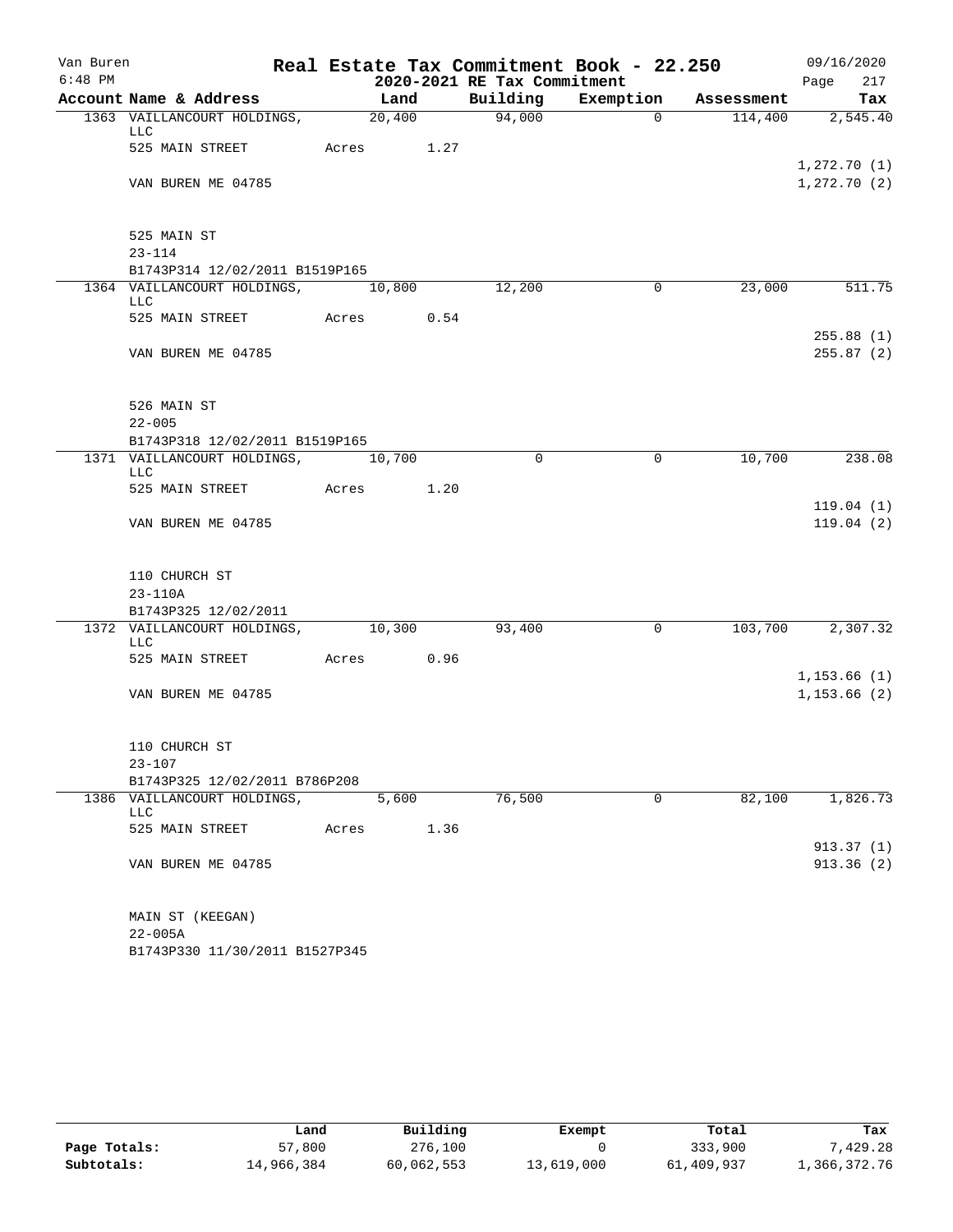Van Buren
6:48 PM

# Real Estate Tax Commitment Book - 22.250

## 2020-2021 RE Tax Commitment

09/16/2020

| Account Name & Address | Land | Building | Exemption | Assessment | Tax |
|---|---|---|---|---|---|
| 1363 VAILLANCOURT HOLDINGS, LLC | 20,400 | 94,000 | 0 | 114,400 | 2,545.40 |
| 525 MAIN STREET | Acres 1.27 | | | | |
| | | | | | 1,272.70 (1) |
| VAN BUREN ME 04785 | | | | | 1,272.70 (2) |
| 525 MAIN ST | | | | | |
| 23-114 | | | | | |
| B1743P314 12/02/2011 B1519P165 | | | | | |
| 1364 VAILLANCOURT HOLDINGS, LLC | 10,800 | 12,200 | 0 | 23,000 | 511.75 |
| 525 MAIN STREET | Acres 0.54 | | | | |
| | | | | | 255.88 (1) |
| VAN BUREN ME 04785 | | | | | 255.87 (2) |
| 526 MAIN ST | | | | | |
| 22-005 | | | | | |
| B1743P318 12/02/2011 B1519P165 | | | | | |
| 1371 VAILLANCOURT HOLDINGS, LLC | 10,700 | 0 | 0 | 10,700 | 238.08 |
| 525 MAIN STREET | Acres 1.20 | | | | |
| | | | | | 119.04 (1) |
| VAN BUREN ME 04785 | | | | | 119.04 (2) |
| 110 CHURCH ST | | | | | |
| 23-110A | | | | | |
| B1743P325 12/02/2011 | | | | | |
| 1372 VAILLANCOURT HOLDINGS, LLC | 10,300 | 93,400 | 0 | 103,700 | 2,307.32 |
| 525 MAIN STREET | Acres 0.96 | | | | |
| | | | | | 1,153.66 (1) |
| VAN BUREN ME 04785 | | | | | 1,153.66 (2) |
| 110 CHURCH ST | | | | | |
| 23-107 | | | | | |
| B1743P325 12/02/2011 B786P208 | | | | | |
| 1386 VAILLANCOURT HOLDINGS, LLC | 5,600 | 76,500 | 0 | 82,100 | 1,826.73 |
| 525 MAIN STREET | Acres 1.36 | | | | |
| | | | | | 913.37 (1) |
| VAN BUREN ME 04785 | | | | | 913.36 (2) |
| MAIN ST (KEEGAN) | | | | | |
| 22-005A | | | | | |
| B1743P330 11/30/2011 B1527P345 | | | | | |

| | Land | Building | Exempt | Total | Tax |
|---|---|---|---|---|---|
| Page Totals: | 57,800 | 276,100 | 0 | 333,900 | 7,429.28 |
| Subtotals: | 14,966,384 | 60,062,553 | 13,619,000 | 61,409,937 | 1,366,372.76 |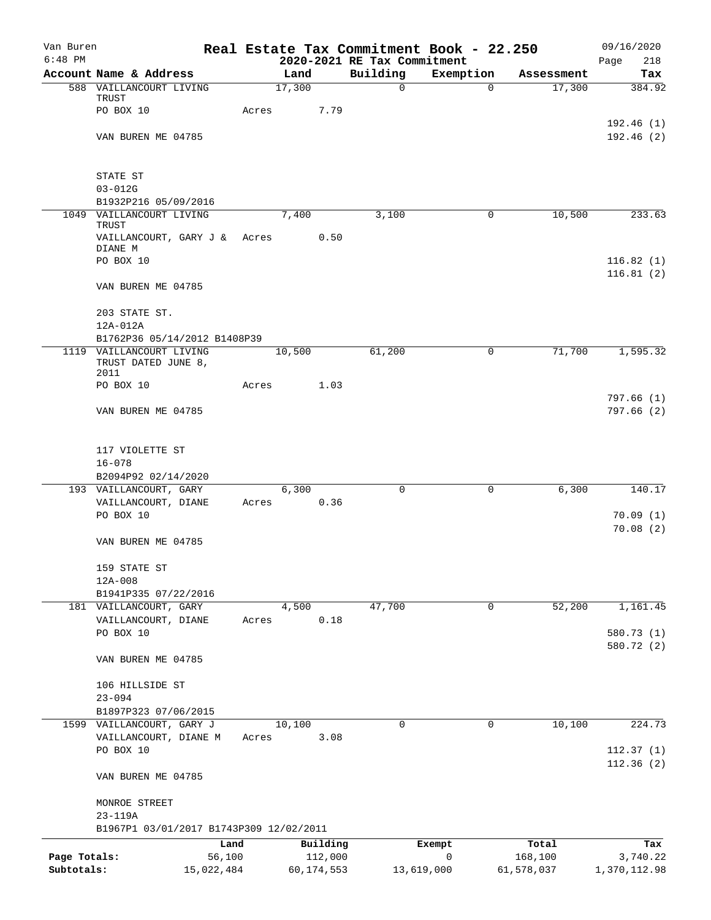Van Buren
6:48 PM

**Real Estate Tax Commitment Book - 22.250**
**2020-2021 RE Tax Commitment**

09/16/2020
Page 218

| Account Name & Address | Land | Building | Exemption | Assessment | Tax |
|---|---|---|---|---|---|
| 588 VAILLANCOURT LIVING TRUST | 17,300 | 0 | 0 | 17,300 | 384.92 |
| PO BOX 10 | Acres 7.79 | | | | |
| | | | | | 192.46 (1) |
| VAN BUREN ME 04785 | | | | | 192.46 (2) |
| STATE ST | | | | | |
| 03-012G | | | | | |
| B1932P216 05/09/2016 | | | | | |
| 1049 VAILLANCOURT LIVING TRUST | 7,400 | 3,100 | 0 | 10,500 | 233.63 |
| VAILLANCOURT, GARY J & DIANE M | Acres 0.50 | | | | |
| PO BOX 10 | | | | | 116.82 (1) |
| | | | | | 116.81 (2) |
| VAN BUREN ME 04785 | | | | | |
| 203 STATE ST. | | | | | |
| 12A-012A | | | | | |
| B1762P36 05/14/2012 B1408P39 | | | | | |
| 1119 VAILLANCOURT LIVING TRUST DATED JUNE 8, 2011 | 10,500 | 61,200 | 0 | 71,700 | 1,595.32 |
| PO BOX 10 | Acres 1.03 | | | | |
| | | | | | 797.66 (1) |
| VAN BUREN ME 04785 | | | | | 797.66 (2) |
| 117 VIOLETTE ST | | | | | |
| 16-078 | | | | | |
| B2094P92 02/14/2020 | | | | | |
| 193 VAILLANCOURT, GARY | 6,300 | 0 | 0 | 6,300 | 140.17 |
| VAILLANCOURT, DIANE | Acres 0.36 | | | | |
| PO BOX 10 | | | | | 70.09 (1) |
| | | | | | 70.08 (2) |
| VAN BUREN ME 04785 | | | | | |
| 159 STATE ST | | | | | |
| 12A-008 | | | | | |
| B1941P335 07/22/2016 | | | | | |
| 181 VAILLANCOURT, GARY | 4,500 | 47,700 | 0 | 52,200 | 1,161.45 |
| VAILLANCOURT, DIANE | Acres 0.18 | | | | |
| PO BOX 10 | | | | | 580.73 (1) |
| | | | | | 580.72 (2) |
| VAN BUREN ME 04785 | | | | | |
| 106 HILLSIDE ST | | | | | |
| 23-094 | | | | | |
| B1897P323 07/06/2015 | | | | | |
| 1599 VAILLANCOURT, GARY J | 10,100 | 0 | 0 | 10,100 | 224.73 |
| VAILLANCOURT, DIANE M | Acres 3.08 | | | | |
| PO BOX 10 | | | | | 112.37 (1) |
| | | | | | 112.36 (2) |
| VAN BUREN ME 04785 | | | | | |
| MONROE STREET | | | | | |
| 23-119A | | | | | |
| B1967P1 03/01/2017 B1743P309 12/02/2011 | | | | | |

| | Land | Building | Exempt | Total | Tax |
|---|---|---|---|---|---|
| Page Totals: | 56,100 | 112,000 | 0 | 168,100 | 3,740.22 |
| Subtotals: | 15,022,484 | 60,174,553 | 13,619,000 | 61,578,037 | 1,370,112.98 |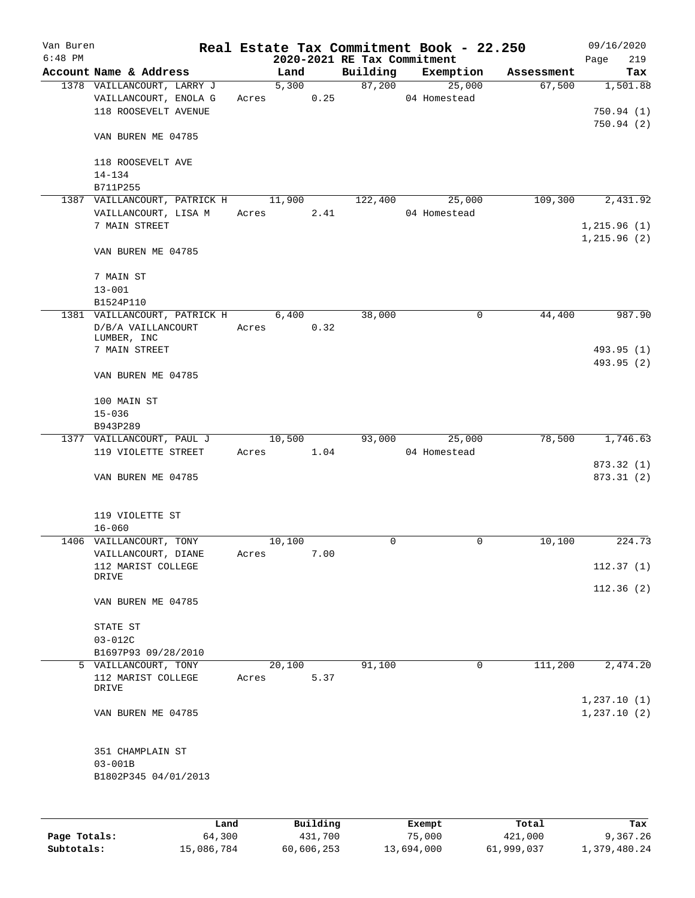# Real Estate Tax Commitment Book - 22.250

Van Buren
6:48 PM

2020-2021 RE Tax Commitment

09/16/2020
Page 219

| Account Name & Address | Land | Building | Exemption | Assessment | Tax |
|---|---|---|---|---|---|
| 1378 VAILLANCOURT, LARRY J | 5,300 | 87,200 | 25,000 | 67,500 | 1,501.88 |
| VAILLANCOURT, ENOLA G | Acres 0.25 | | 04 Homestead | | |
| 118 ROOSEVELT AVENUE | | | | | 750.94 (1) |
| | | | | | 750.94 (2) |
| VAN BUREN ME 04785 | | | | | |
| 118 ROOSEVELT AVE | | | | | |
| 14-134 | | | | | |
| B711P255 | | | | | |
| 1387 VAILLANCOURT, PATRICK H | 11,900 | 122,400 | 25,000 | 109,300 | 2,431.92 |
| VAILLANCOURT, LISA M | Acres 2.41 | | 04 Homestead | | |
| 7 MAIN STREET | | | | | 1,215.96 (1) |
| | | | | | 1,215.96 (2) |
| VAN BUREN ME 04785 | | | | | |
| 7 MAIN ST | | | | | |
| 13-001 | | | | | |
| B1524P110 | | | | | |
| 1381 VAILLANCOURT, PATRICK H | 6,400 | 38,000 | 0 | 44,400 | 987.90 |
| D/B/A VAILLANCOURT LUMBER, INC | Acres 0.32 | | | | |
| 7 MAIN STREET | | | | | 493.95 (1) |
| | | | | | 493.95 (2) |
| VAN BUREN ME 04785 | | | | | |
| 100 MAIN ST | | | | | |
| 15-036 | | | | | |
| B943P289 | | | | | |
| 1377 VAILLANCOURT, PAUL J | 10,500 | 93,000 | 25,000 | 78,500 | 1,746.63 |
| 119 VIOLETTE STREET | Acres 1.04 | | 04 Homestead | | |
| | | | | | 873.32 (1) |
| VAN BUREN ME 04785 | | | | | 873.31 (2) |
| 119 VIOLETTE ST | | | | | |
| 16-060 | | | | | |
| 1406 VAILLANCOURT, TONY | 10,100 | 0 | 0 | 10,100 | 224.73 |
| VAILLANCOURT, DIANE | Acres 7.00 | | | | |
| 112 MARIST COLLEGE DRIVE | | | | | 112.37 (1) |
| | | | | | 112.36 (2) |
| VAN BUREN ME 04785 | | | | | |
| STATE ST | | | | | |
| 03-012C | | | | | |
| B1697P93 09/28/2010 | | | | | |
| 5 VAILLANCOURT, TONY | 20,100 | 91,100 | 0 | 111,200 | 2,474.20 |
| 112 MARIST COLLEGE DRIVE | Acres 5.37 | | | | |
| | | | | | 1,237.10 (1) |
| VAN BUREN ME 04785 | | | | | 1,237.10 (2) |
| 351 CHAMPLAIN ST | | | | | |
| 03-001B | | | | | |
| B1802P345 04/01/2013 | | | | | |

| | Land | Building | Exempt | Total | Tax |
|---|---|---|---|---|---|
| Page Totals: | 64,300 | 431,700 | 75,000 | 421,000 | 9,367.26 |
| Subtotals: | 15,086,784 | 60,606,253 | 13,694,000 | 61,999,037 | 1,379,480.24 |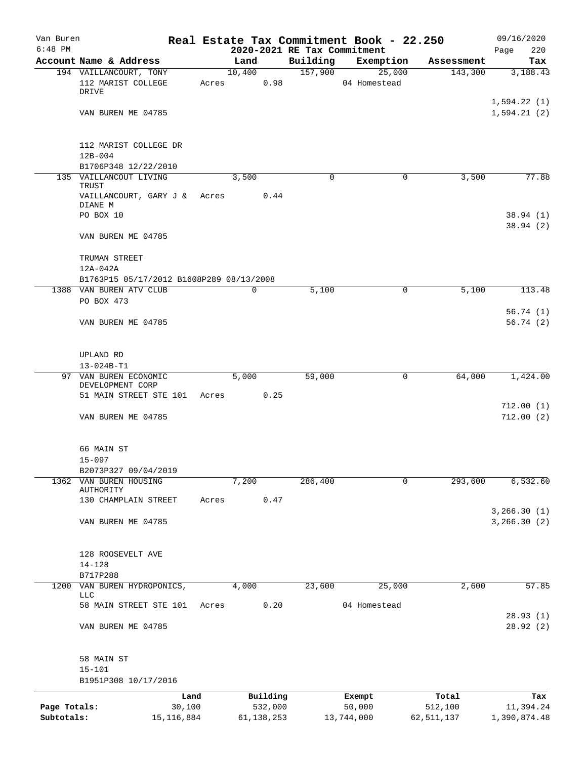Van Buren
6:48 PM

# Real Estate Tax Commitment Book - 22.250

## 2020-2021 RE Tax Commitment

09/16/2020
Page 220

| Account | Name & Address | Land | Building | Exemption | Assessment | Tax |
|---|---|---|---|---|---|---|
| 194 | VAILLANCOURT, TONY | 10,400 | 157,900 | 25,000 | 143,300 | 3,188.43 |
| | 112 MARIST COLLEGE DRIVE | Acres 0.98 | | 04 Homestead | | |
| | | | | | | 1,594.22 (1) |
| | VAN BUREN ME 04785 | | | | | 1,594.21 (2) |
| | 112 MARIST COLLEGE DR | | | | | |
| | 12B-004 | | | | | |
| | B1706P348 12/22/2010 | | | | | |
| 135 | VAILLANCOUT LIVING TRUST | 3,500 | 0 | 0 | 3,500 | 77.88 |
| | VAILLANCOURT, GARY J & DIANE M | Acres 0.44 | | | | |
| | PO BOX 10 | | | | | 38.94 (1) |
| | | | | | | 38.94 (2) |
| | VAN BUREN ME 04785 | | | | | |
| | TRUMAN STREET | | | | | |
| | 12A-042A | | | | | |
| | B1763P15 05/17/2012 B1608P289 08/13/2008 | | | | | |
| 1388 | VAN BUREN ATV CLUB | 0 | 5,100 | 0 | 5,100 | 113.48 |
| | PO BOX 473 | | | | | |
| | | | | | | 56.74 (1) |
| | VAN BUREN ME 04785 | | | | | 56.74 (2) |
| | UPLAND RD | | | | | |
| | 13-024B-T1 | | | | | |
| 97 | VAN BUREN ECONOMIC DEVELOPMENT CORP | 5,000 | 59,000 | 0 | 64,000 | 1,424.00 |
| | 51 MAIN STREET STE 101 | Acres 0.25 | | | | |
| | | | | | | 712.00 (1) |
| | VAN BUREN ME 04785 | | | | | 712.00 (2) |
| | 66 MAIN ST | | | | | |
| | 15-097 | | | | | |
| | B2073P327 09/04/2019 | | | | | |
| 1362 | VAN BUREN HOUSING AUTHORITY | 7,200 | 286,400 | 0 | 293,600 | 6,532.60 |
| | 130 CHAMPLAIN STREET | Acres 0.47 | | | | |
| | | | | | | 3,266.30 (1) |
| | VAN BUREN ME 04785 | | | | | 3,266.30 (2) |
| | 128 ROOSEVELT AVE | | | | | |
| | 14-128 | | | | | |
| | B717P288 | | | | | |
| 1200 | VAN BUREN HYDROPONICS, LLC | 4,000 | 23,600 | 25,000 | 2,600 | 57.85 |
| | 58 MAIN STREET STE 101 | Acres 0.20 | | 04 Homestead | | |
| | | | | | | 28.93 (1) |
| | VAN BUREN ME 04785 | | | | | 28.92 (2) |
| | 58 MAIN ST | | | | | |
| | 15-101 | | | | | |
| | B1951P308 10/17/2016 | | | | | |

| | Land | Building | Exempt | Total | Tax |
|---|---|---|---|---|---|
| Page Totals: | 30,100 | 532,000 | 50,000 | 512,100 | 11,394.24 |
| Subtotals: | 15,116,884 | 61,138,253 | 13,744,000 | 62,511,137 | 1,390,874.48 |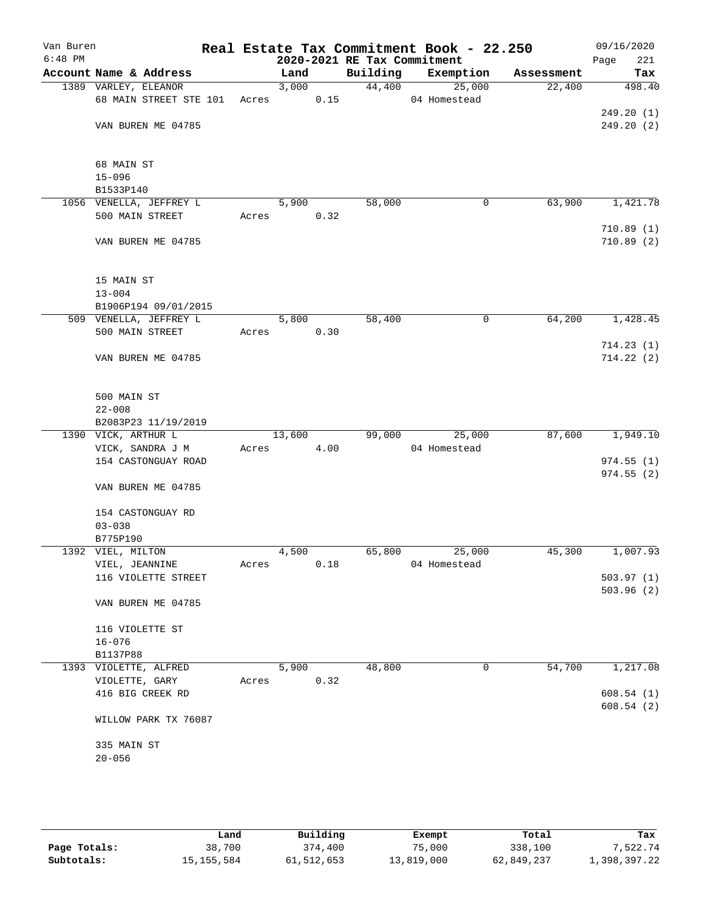Van Buren
6:48 PM

# Real Estate Tax Commitment Book - 22.250
## 2020-2021 RE Tax Commitment

09/16/2020

| Account Name & Address | Land | Building | Exemption | Assessment | Tax |
|---|---|---|---|---|---|
| 1389 VARLEY, ELEANOR | 3,000 | 44,400 | 25,000 | 22,400 | 498.40 |
| 68 MAIN STREET STE 101 | Acres 0.15 | | 04 Homestead | | |
| | | | | | 249.20 (1) |
| VAN BUREN ME 04785 | | | | | 249.20 (2) |
| 68 MAIN ST | | | | | |
| 15-096 | | | | | |
| B1533P140 | | | | | |
| 1056 VENELLA, JEFFREY L | 5,900 | 58,000 | 0 | 63,900 | 1,421.78 |
| 500 MAIN STREET | Acres 0.32 | | | | |
| | | | | | 710.89 (1) |
| VAN BUREN ME 04785 | | | | | 710.89 (2) |
| 15 MAIN ST | | | | | |
| 13-004 | | | | | |
| B1906P194 09/01/2015 | | | | | |
| 509 VENELLA, JEFFREY L | 5,800 | 58,400 | 0 | 64,200 | 1,428.45 |
| 500 MAIN STREET | Acres 0.30 | | | | |
| | | | | | 714.23 (1) |
| VAN BUREN ME 04785 | | | | | 714.22 (2) |
| 500 MAIN ST | | | | | |
| 22-008 | | | | | |
| B2083P23 11/19/2019 | | | | | |
| 1390 VICK, ARTHUR L | 13,600 | 99,000 | 25,000 | 87,600 | 1,949.10 |
| VICK, SANDRA J M | Acres 4.00 | | 04 Homestead | | |
| 154 CASTONGUAY ROAD | | | | | 974.55 (1) |
| | | | | | 974.55 (2) |
| VAN BUREN ME 04785 | | | | | |
| 154 CASTONGUAY RD | | | | | |
| 03-038 | | | | | |
| B775P190 | | | | | |
| 1392 VIEL, MILTON | 4,500 | 65,800 | 25,000 | 45,300 | 1,007.93 |
| VIEL, JEANNINE | Acres 0.18 | | 04 Homestead | | |
| 116 VIOLETTE STREET | | | | | 503.97 (1) |
| | | | | | 503.96 (2) |
| VAN BUREN ME 04785 | | | | | |
| 116 VIOLETTE ST | | | | | |
| 16-076 | | | | | |
| B1137P88 | | | | | |
| 1393 VIOLETTE, ALFRED | 5,900 | 48,800 | 0 | 54,700 | 1,217.08 |
| VIOLETTE, GARY | Acres 0.32 | | | | |
| 416 BIG CREEK RD | | | | | 608.54 (1) |
| | | | | | 608.54 (2) |
| WILLOW PARK TX 76087 | | | | | |
| 335 MAIN ST | | | | | |
| 20-056 | | | | | |

| | Land | Building | Exempt | Total | Tax |
|---|---|---|---|---|---|
| Page Totals: | 38,700 | 374,400 | 75,000 | 338,100 | 7,522.74 |
| Subtotals: | 15,155,584 | 61,512,653 | 13,819,000 | 62,849,237 | 1,398,397.22 |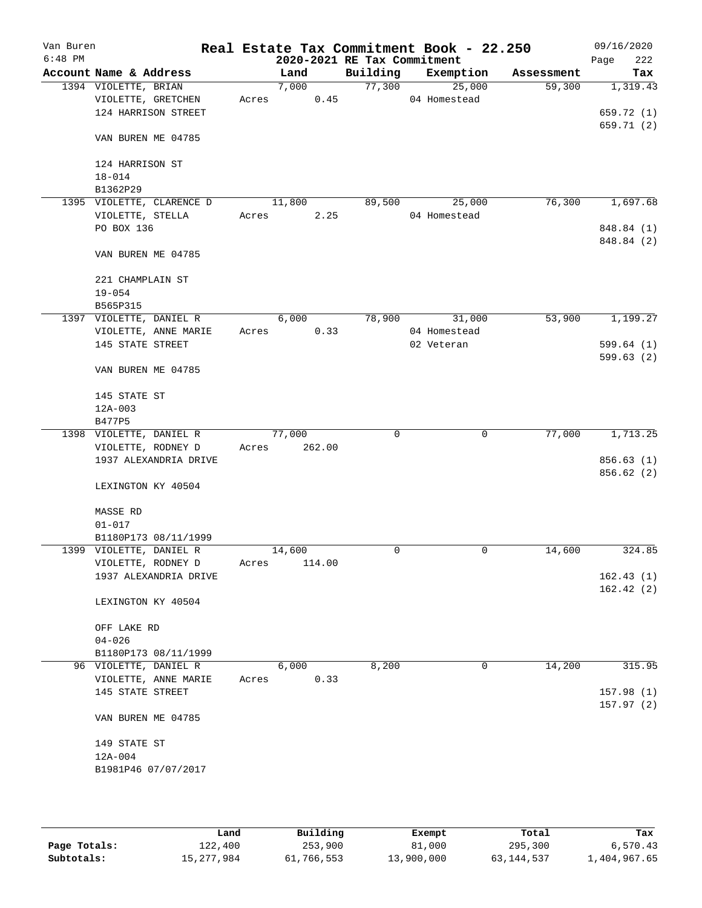Van Buren
6:48 PM

# Real Estate Tax Commitment Book - 22.250

## 2020-2021 RE Tax Commitment

09/16/2020

| Account Name & Address | Land | Building | Exemption | Assessment | Tax |
|---|---|---|---|---|---|
| 1394 VIOLETTE, BRIAN | 7,000 | 77,300 | 25,000 | 59,300 | 1,319.43 |
| VIOLETTE, GRETCHEN | Acres 0.45 | | 04 Homestead | | |
| 124 HARRISON STREET | | | | | 659.72 (1) |
| | | | | | 659.71 (2) |
| VAN BUREN ME 04785 | | | | | |
| 124 HARRISON ST | | | | | |
| 18-014 | | | | | |
| B1362P29 | | | | | |
| 1395 VIOLETTE, CLARENCE D | 11,800 | 89,500 | 25,000 | 76,300 | 1,697.68 |
| VIOLETTE, STELLA | Acres 2.25 | | 04 Homestead | | |
| PO BOX 136 | | | | | 848.84 (1) |
| | | | | | 848.84 (2) |
| VAN BUREN ME 04785 | | | | | |
| 221 CHAMPLAIN ST | | | | | |
| 19-054 | | | | | |
| B565P315 | | | | | |
| 1397 VIOLETTE, DANIEL R | 6,000 | 78,900 | 31,000 | 53,900 | 1,199.27 |
| VIOLETTE, ANNE MARIE | Acres 0.33 | | 04 Homestead | | |
| 145 STATE STREET | | | 02 Veteran | | 599.64 (1) |
| | | | | | 599.63 (2) |
| VAN BUREN ME 04785 | | | | | |
| 145 STATE ST | | | | | |
| 12A-003 | | | | | |
| B477P5 | | | | | |
| 1398 VIOLETTE, DANIEL R | 77,000 | 0 | 0 | 77,000 | 1,713.25 |
| VIOLETTE, RODNEY D | Acres 262.00 | | | | |
| 1937 ALEXANDRIA DRIVE | | | | | 856.63 (1) |
| | | | | | 856.62 (2) |
| LEXINGTON KY 40504 | | | | | |
| MASSE RD | | | | | |
| 01-017 | | | | | |
| B1180P173 08/11/1999 | | | | | |
| 1399 VIOLETTE, DANIEL R | 14,600 | 0 | 0 | 14,600 | 324.85 |
| VIOLETTE, RODNEY D | Acres 114.00 | | | | |
| 1937 ALEXANDRIA DRIVE | | | | | 162.43 (1) |
| | | | | | 162.42 (2) |
| LEXINGTON KY 40504 | | | | | |
| OFF LAKE RD | | | | | |
| 04-026 | | | | | |
| B1180P173 08/11/1999 | | | | | |
| 96 VIOLETTE, DANIEL R | 6,000 | 8,200 | 0 | 14,200 | 315.95 |
| VIOLETTE, ANNE MARIE | Acres 0.33 | | | | |
| 145 STATE STREET | | | | | 157.98 (1) |
| | | | | | 157.97 (2) |
| VAN BUREN ME 04785 | | | | | |
| 149 STATE ST | | | | | |
| 12A-004 | | | | | |
| B1981P46 07/07/2017 | | | | | |

| | Land | Building | Exempt | Total | Tax |
|---|---|---|---|---|---|
| Page Totals: | 122,400 | 253,900 | 81,000 | 295,300 | 6,570.43 |
| Subtotals: | 15,277,984 | 61,766,553 | 13,900,000 | 63,144,537 | 1,404,967.65 |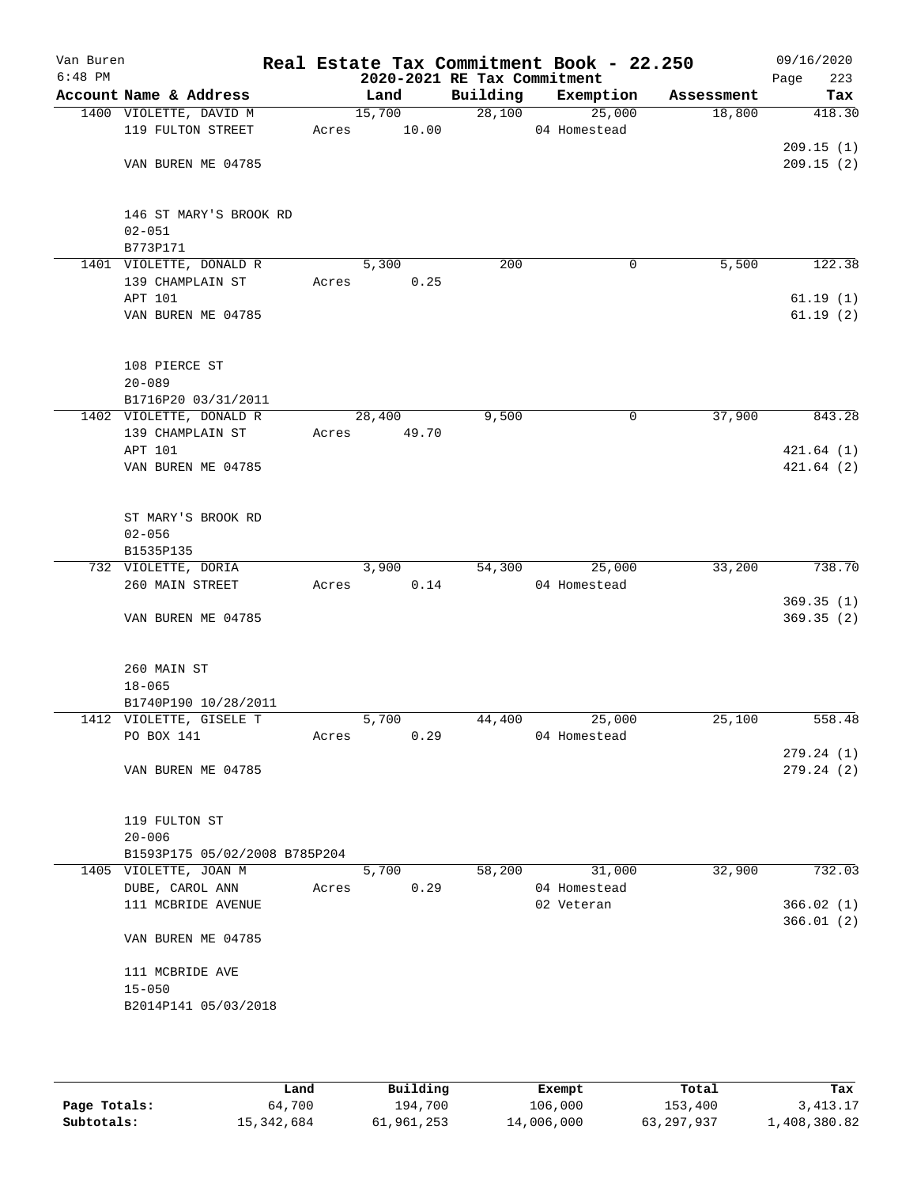# Real Estate Tax Commitment Book - 22.250

Van Buren
6:48 PM

2020-2021 RE Tax Commitment

09/16/2020

| Account | Name & Address | Land | Building | Exemption | Assessment | Tax |
|---|---|---|---|---|---|---|
| 1400 | VIOLETTE, DAVID M<br>119 FULTON STREET<br><br>VAN BUREN ME 04785<br><br>146 ST MARY'S BROOK RD<br>02-051<br>B773P171 | 15,700<br>Acres 10.00 | 28,100 | 25,000<br>04 Homestead | 18,800 | 418.30<br>209.15 (1)<br>209.15 (2) |
| 1401 | VIOLETTE, DONALD R<br>139 CHAMPLAIN ST<br>APT 101<br>VAN BUREN ME 04785<br><br>108 PIERCE ST<br>20-089<br>B1716P20 03/31/2011 | 5,300<br>Acres 0.25 | 200 | 0 | 5,500 | 122.38<br>61.19 (1)<br>61.19 (2) |
| 1402 | VIOLETTE, DONALD R<br>139 CHAMPLAIN ST<br>APT 101<br>VAN BUREN ME 04785<br><br>ST MARY'S BROOK RD<br>02-056<br>B1535P135 | 28,400<br>Acres 49.70 | 9,500 | 0 | 37,900 | 843.28<br>421.64 (1)<br>421.64 (2) |
| 732 | VIOLETTE, DORIA<br>260 MAIN STREET<br><br>VAN BUREN ME 04785<br><br>260 MAIN ST<br>18-065<br>B1740P190 10/28/2011 | 3,900<br>Acres 0.14 | 54,300 | 25,000<br>04 Homestead | 33,200 | 738.70<br>369.35 (1)<br>369.35 (2) |
| 1412 | VIOLETTE, GISELE T<br>PO BOX 141<br><br>VAN BUREN ME 04785<br><br>119 FULTON ST<br>20-006<br>B1593P175 05/02/2008 B785P204 | 5,700<br>Acres 0.29 | 44,400 | 25,000<br>04 Homestead | 25,100 | 558.48<br>279.24 (1)<br>279.24 (2) |
| 1405 | VIOLETTE, JOAN M<br>DUBE, CAROL ANN<br>111 MCBRIDE AVENUE<br><br>VAN BUREN ME 04785<br><br>111 MCBRIDE AVE<br>15-050<br>B2014P141 05/03/2018 | 5,700<br>Acres 0.29 | 58,200 | 31,000<br>04 Homestead<br>02 Veteran | 32,900 | 732.03<br>366.02 (1)<br>366.01 (2) |

| | Land | Building | Exempt | Total | Tax |
|---|---|---|---|---|---|
| Page Totals: | 64,700 | 194,700 | 106,000 | 153,400 | 3,413.17 |
| Subtotals: | 15,342,684 | 61,961,253 | 14,006,000 | 63,297,937 | 1,408,380.82 |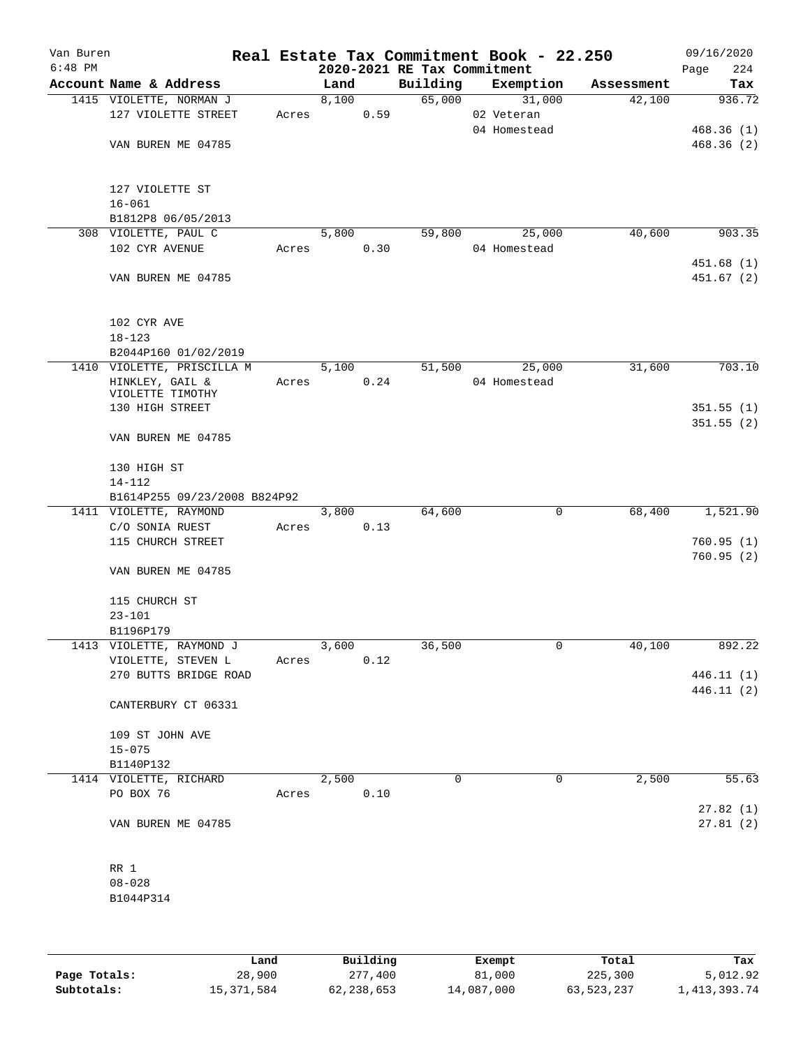# Van Buren — Real Estate Tax Commitment Book - 22.250

6:48 PM — 2020-2021 RE Tax Commitment — 09/16/2020

| Account | Name & Address | Land | Building | Exemption | Assessment | Tax |
|---|---|---|---|---|---|---|
| 1415 | VIOLETTE, NORMAN J<br>127 VIOLETTE STREET<br>VAN BUREN ME 04785<br>127 VIOLETTE ST<br>16-061<br>B1812P8 06/05/2013 | 8,100<br>Acres 0.59 | 65,000 | 31,000<br>02 Veteran<br>04 Homestead | 42,100 | 936.72<br>468.36 (1)<br>468.36 (2) |
| 308 | VIOLETTE, PAUL C<br>102 CYR AVENUE<br>VAN BUREN ME 04785<br>102 CYR AVE<br>18-123<br>B2044P160 01/02/2019 | 5,800<br>Acres 0.30 | 59,800 | 25,000<br>04 Homestead | 40,600 | 903.35<br>451.68 (1)<br>451.67 (2) |
| 1410 | VIOLETTE, PRISCILLA M<br>HINKLEY, GAIL &<br>VIOLETTE TIMOTHY<br>130 HIGH STREET<br>VAN BUREN ME 04785<br>130 HIGH ST<br>14-112<br>B1614P255 09/23/2008 B824P92 | 5,100<br>Acres 0.24 | 51,500 | 25,000<br>04 Homestead | 31,600 | 703.10<br>351.55 (1)<br>351.55 (2) |
| 1411 | VIOLETTE, RAYMOND<br>C/O SONIA RUEST<br>115 CHURCH STREET<br>VAN BUREN ME 04785<br>115 CHURCH ST<br>23-101<br>B1196P179 | 3,800<br>Acres 0.13 | 64,600 | 0 | 68,400 | 1,521.90<br>760.95 (1)<br>760.95 (2) |
| 1413 | VIOLETTE, RAYMOND J<br>VIOLETTE, STEVEN L<br>270 BUTTS BRIDGE ROAD<br>CANTERBURY CT 06331<br>109 ST JOHN AVE<br>15-075<br>B1140P132 | 3,600<br>Acres 0.12 | 36,500 | 0 | 40,100 | 892.22<br>446.11 (1)<br>446.11 (2) |
| 1414 | VIOLETTE, RICHARD<br>PO BOX 76<br>VAN BUREN ME 04785<br>RR 1<br>08-028<br>B1044P314 | 2,500<br>Acres 0.10 | 0 | 0 | 2,500 | 55.63<br>27.82 (1)<br>27.81 (2) |

| | Land | Building | Exempt | Total | Tax |
|---|---|---|---|---|---|
| Page Totals: | 28,900 | 277,400 | 81,000 | 225,300 | 5,012.92 |
| Subtotals: | 15,371,584 | 62,238,653 | 14,087,000 | 63,523,237 | 1,413,393.74 |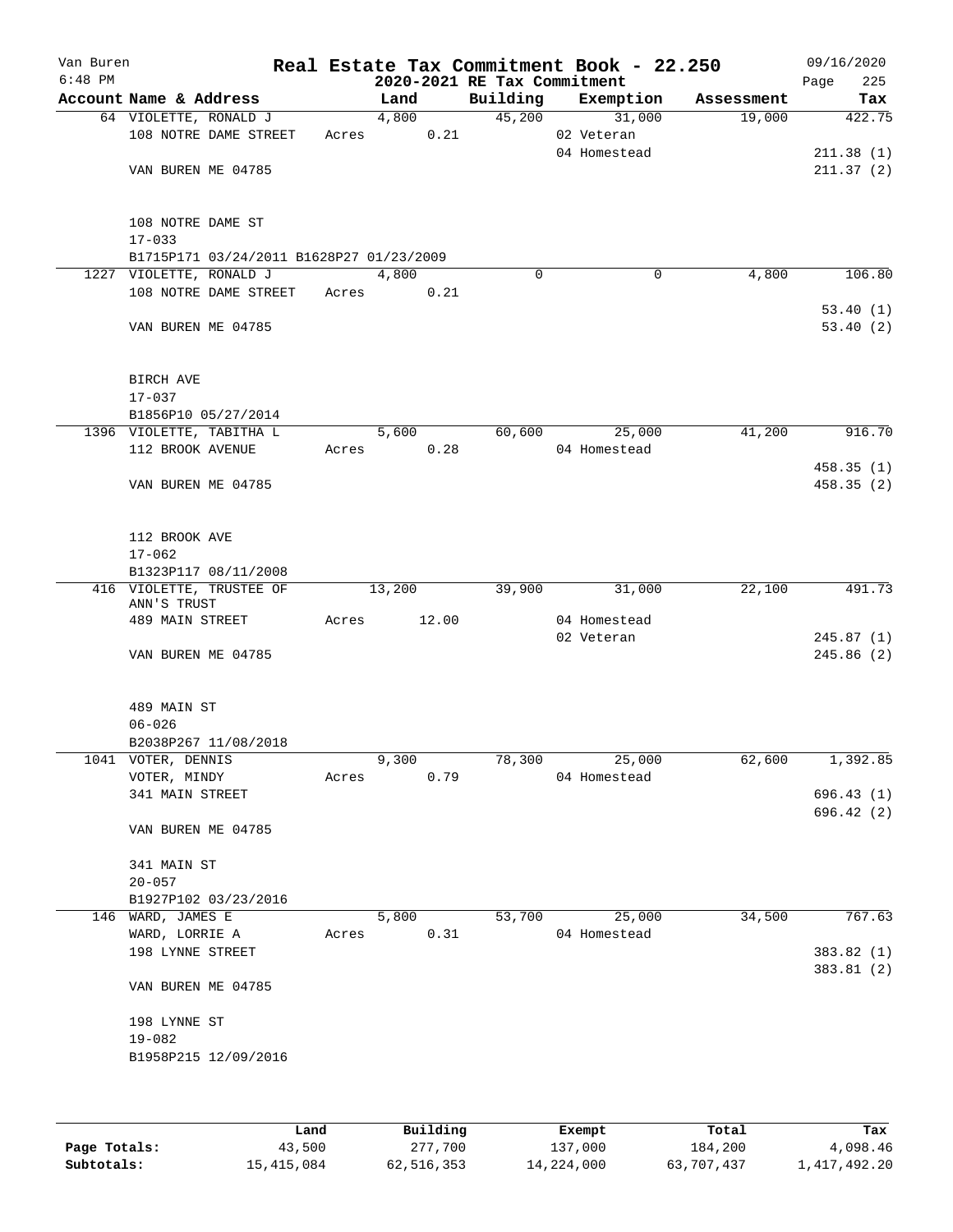Van Buren
6:48 PM

# Real Estate Tax Commitment Book - 22.250

## 2020-2021 RE Tax Commitment

09/16/2020
Page 225

| Account Name & Address | Land | Building | Exemption | Assessment | Tax |
|---|---|---|---|---|---|
| 64 VIOLETTE, RONALD J | 4,800 | 45,200 | 31,000 | 19,000 | 422.75 |
| 108 NOTRE DAME STREET | Acres 0.21 | | 02 Veteran | | |
| | | | 04 Homestead | | 211.38 (1) |
| VAN BUREN ME 04785 | | | | | 211.37 (2) |
| 108 NOTRE DAME ST | | | | | |
| 17-033 | | | | | |
| B1715P171 03/24/2011 B1628P27 01/23/2009 | | | | | |
| 1227 VIOLETTE, RONALD J | 4,800 | 0 | 0 | 4,800 | 106.80 |
| 108 NOTRE DAME STREET | Acres 0.21 | | | | |
| | | | | | 53.40 (1) |
| VAN BUREN ME 04785 | | | | | 53.40 (2) |
| BIRCH AVE | | | | | |
| 17-037 | | | | | |
| B1856P10 05/27/2014 | | | | | |
| 1396 VIOLETTE, TABITHA L | 5,600 | 60,600 | 25,000 | 41,200 | 916.70 |
| 112 BROOK AVENUE | Acres 0.28 | | 04 Homestead | | |
| | | | | | 458.35 (1) |
| VAN BUREN ME 04785 | | | | | 458.35 (2) |
| 112 BROOK AVE | | | | | |
| 17-062 | | | | | |
| B1323P117 08/11/2008 | | | | | |
| 416 VIOLETTE, TRUSTEE OF ANN'S TRUST | 13,200 | 39,900 | 31,000 | 22,100 | 491.73 |
| 489 MAIN STREET | Acres 12.00 | | 04 Homestead | | |
| | | | 02 Veteran | | 245.87 (1) |
| VAN BUREN ME 04785 | | | | | 245.86 (2) |
| 489 MAIN ST | | | | | |
| 06-026 | | | | | |
| B2038P267 11/08/2018 | | | | | |
| 1041 VOTER, DENNIS | 9,300 | 78,300 | 25,000 | 62,600 | 1,392.85 |
| VOTER, MINDY | Acres 0.79 | | 04 Homestead | | |
| 341 MAIN STREET | | | | | 696.43 (1) |
| | | | | | 696.42 (2) |
| VAN BUREN ME 04785 | | | | | |
| 341 MAIN ST | | | | | |
| 20-057 | | | | | |
| B1927P102 03/23/2016 | | | | | |
| 146 WARD, JAMES E | 5,800 | 53,700 | 25,000 | 34,500 | 767.63 |
| WARD, LORRIE A | Acres 0.31 | | 04 Homestead | | |
| 198 LYNNE STREET | | | | | 383.82 (1) |
| | | | | | 383.81 (2) |
| VAN BUREN ME 04785 | | | | | |
| 198 LYNNE ST | | | | | |
| 19-082 | | | | | |
| B1958P215 12/09/2016 | | | | | |

| | Land | Building | Exempt | Total | Tax |
|---|---|---|---|---|---|
| Page Totals: | 43,500 | 277,700 | 137,000 | 184,200 | 4,098.46 |
| Subtotals: | 15,415,084 | 62,516,353 | 14,224,000 | 63,707,437 | 1,417,492.20 |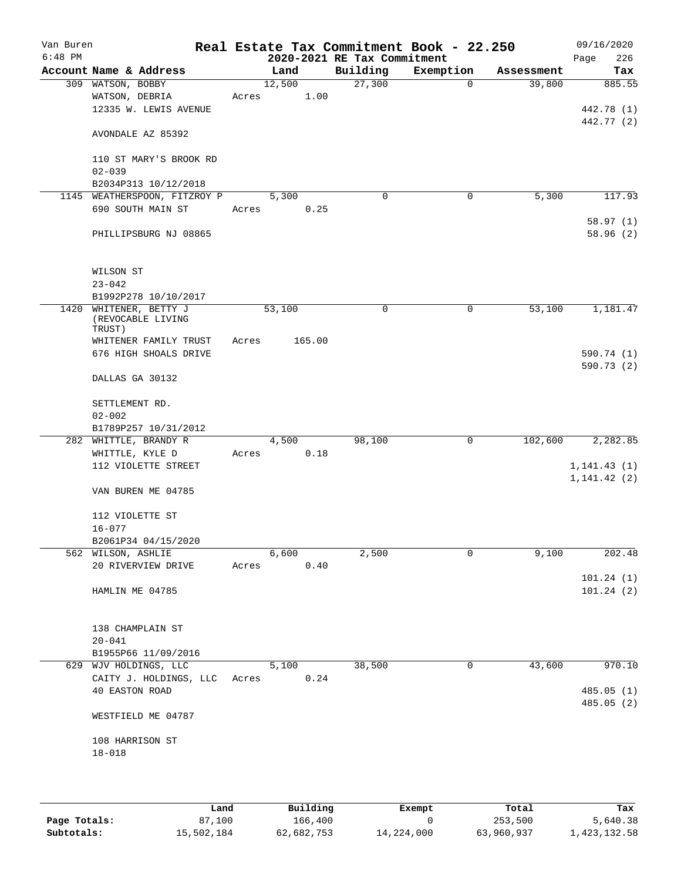Van Buren
6:48 PM

# Real Estate Tax Commitment Book - 22.250
## 2020-2021 RE Tax Commitment

09/16/2020
Page 226

| Account | Name & Address | Land | Building | Exemption | Assessment | Tax |
|---|---|---|---|---|---|---|
| 309 | WATSON, BOBBY | 12,500 | 27,300 | 0 | 39,800 | 885.55 |
| | WATSON, DEBRIA | Acres 1.00 | | | | |
| | 12335 W. LEWIS AVENUE | | | | | 442.78 (1) |
| | | | | | | 442.77 (2) |
| | AVONDALE AZ 85392 | | | | | |
| | 110 ST MARY'S BROOK RD | | | | | |
| | 02-039 | | | | | |
| | B2034P313 10/12/2018 | | | | | |
| 1145 | WEATHERSPOON, FITZROY P | 5,300 | 0 | 0 | 5,300 | 117.93 |
| | 690 SOUTH MAIN ST | Acres 0.25 | | | | |
| | | | | | | 58.97 (1) |
| | PHILLIPSBURG NJ 08865 | | | | | 58.96 (2) |
| | WILSON ST | | | | | |
| | 23-042 | | | | | |
| | B1992P278 10/10/2017 | | | | | |
| 1420 | WHITENER, BETTY J (REVOCABLE LIVING TRUST) | 53,100 | 0 | 0 | 53,100 | 1,181.47 |
| | WHITENER FAMILY TRUST | Acres 165.00 | | | | |
| | 676 HIGH SHOALS DRIVE | | | | | 590.74 (1) |
| | | | | | | 590.73 (2) |
| | DALLAS GA 30132 | | | | | |
| | SETTLEMENT RD. | | | | | |
| | 02-002 | | | | | |
| | B1789P257 10/31/2012 | | | | | |
| 282 | WHITTLE, BRANDY R | 4,500 | 98,100 | 0 | 102,600 | 2,282.85 |
| | WHITTLE, KYLE D | Acres 0.18 | | | | |
| | 112 VIOLETTE STREET | | | | | 1,141.43 (1) |
| | | | | | | 1,141.42 (2) |
| | VAN BUREN ME 04785 | | | | | |
| | 112 VIOLETTE ST | | | | | |
| | 16-077 | | | | | |
| | B2061P34 04/15/2020 | | | | | |
| 562 | WILSON, ASHLIE | 6,600 | 2,500 | 0 | 9,100 | 202.48 |
| | 20 RIVERVIEW DRIVE | Acres 0.40 | | | | |
| | | | | | | 101.24 (1) |
| | HAMLIN ME 04785 | | | | | 101.24 (2) |
| | 138 CHAMPLAIN ST | | | | | |
| | 20-041 | | | | | |
| | B1955P66 11/09/2016 | | | | | |
| 629 | WJV HOLDINGS, LLC | 5,100 | 38,500 | 0 | 43,600 | 970.10 |
| | CAITY J. HOLDINGS, LLC | Acres 0.24 | | | | |
| | 40 EASTON ROAD | | | | | 485.05 (1) |
| | | | | | | 485.05 (2) |
| | WESTFIELD ME 04787 | | | | | |
| | 108 HARRISON ST | | | | | |
| | 18-018 | | | | | |

| | Land | Building | Exempt | Total | Tax |
|---|---|---|---|---|---|
| Page Totals: | 87,100 | 166,400 | 0 | 253,500 | 5,640.38 |
| Subtotals: | 15,502,184 | 62,682,753 | 14,224,000 | 63,960,937 | 1,423,132.58 |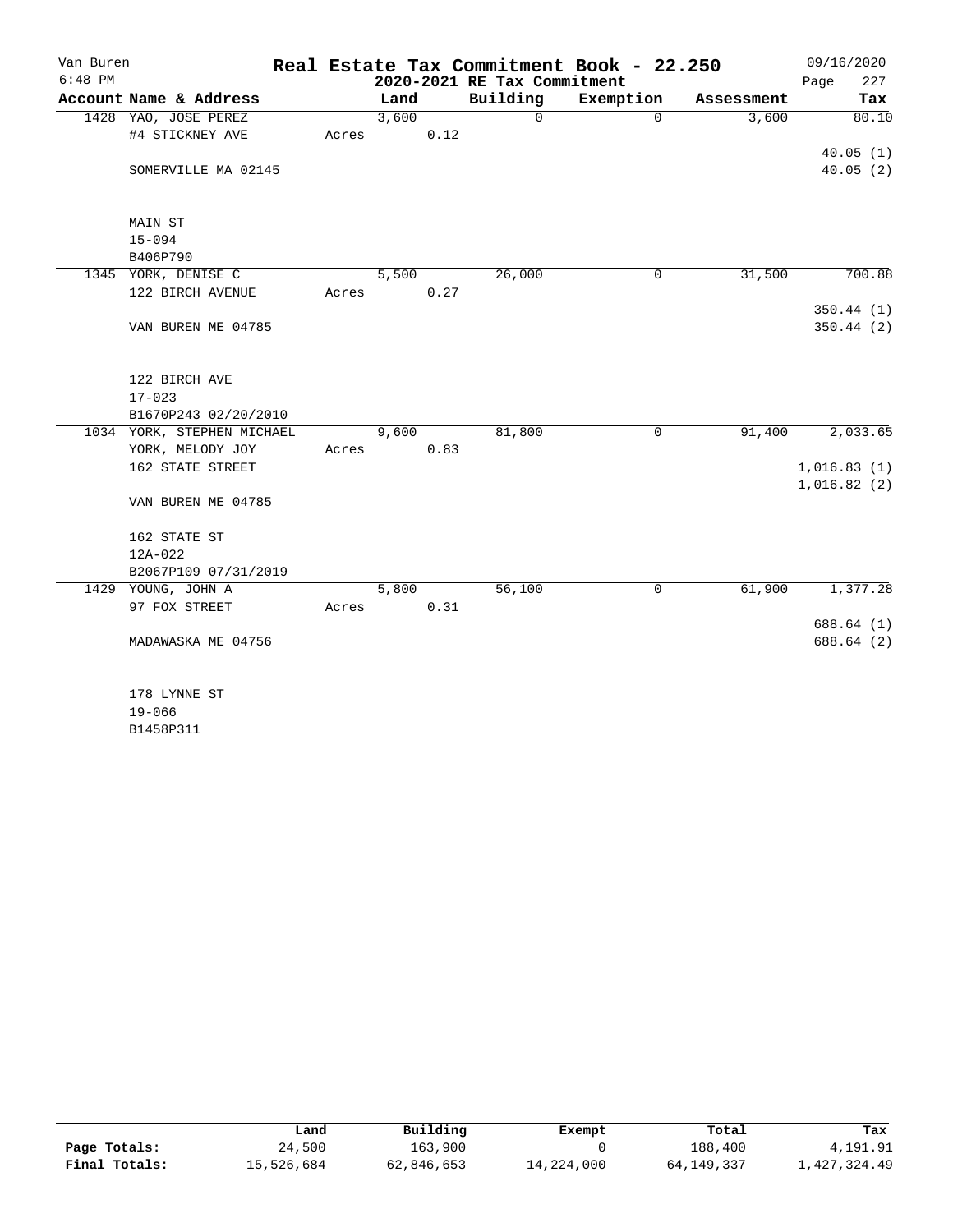Van Buren
6:48 PM

# Real Estate Tax Commitment Book - 22.250
## 2020-2021 RE Tax Commitment

09/16/2020

| Account Name & Address | Land | Building | Exemption | Assessment | Tax |
|---|---|---|---|---|---|
| 1428 YAO, JOSE PEREZ | 3,600 | 0 | 0 | 3,600 | 80.10 |
| #4 STICKNEY AVE | Acres 0.12 | | | | |
| | | | | | 40.05 (1) |
| SOMERVILLE MA 02145 | | | | | 40.05 (2) |
| MAIN ST | | | | | |
| 15-094 | | | | | |
| B406P790 | | | | | |
| 1345 YORK, DENISE C | 5,500 | 26,000 | 0 | 31,500 | 700.88 |
| 122 BIRCH AVENUE | Acres 0.27 | | | | |
| | | | | | 350.44 (1) |
| VAN BUREN ME 04785 | | | | | 350.44 (2) |
| 122 BIRCH AVE | | | | | |
| 17-023 | | | | | |
| B1670P243 02/20/2010 | | | | | |
| 1034 YORK, STEPHEN MICHAEL | 9,600 | 81,800 | 0 | 91,400 | 2,033.65 |
| YORK, MELODY JOY | Acres 0.83 | | | | |
| 162 STATE STREET | | | | | 1,016.83 (1) |
| | | | | | 1,016.82 (2) |
| VAN BUREN ME 04785 | | | | | |
| 162 STATE ST | | | | | |
| 12A-022 | | | | | |
| B2067P109 07/31/2019 | | | | | |
| 1429 YOUNG, JOHN A | 5,800 | 56,100 | 0 | 61,900 | 1,377.28 |
| 97 FOX STREET | Acres 0.31 | | | | |
| | | | | | 688.64 (1) |
| MADAWASKA ME 04756 | | | | | 688.64 (2) |
| 178 LYNNE ST | | | | | |
| 19-066 | | | | | |
| B1458P311 | | | | | |

| | Land | Building | Exempt | Total | Tax |
|---|---|---|---|---|---|
| Page Totals: | 24,500 | 163,900 | 0 | 188,400 | 4,191.91 |
| Final Totals: | 15,526,684 | 62,846,653 | 14,224,000 | 64,149,337 | 1,427,324.49 |